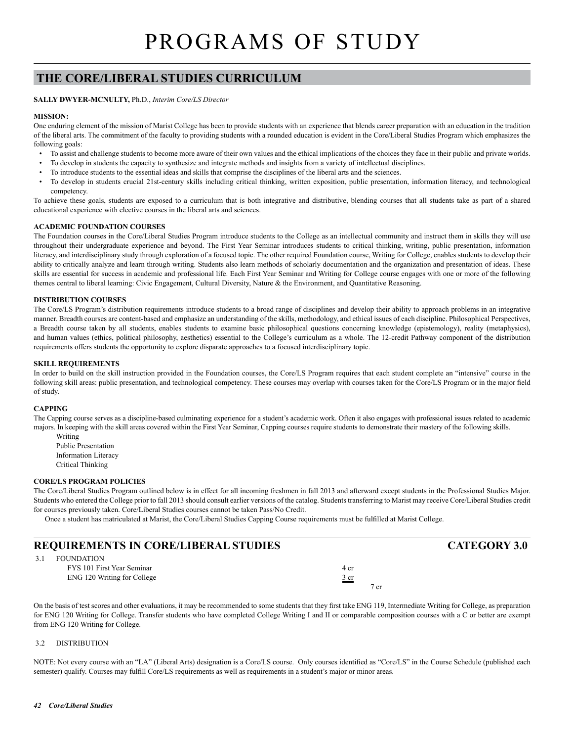# PROGRAMS OF STUDY

## THE CORE/LIBERAL STUDIES CURRICULUM

**SALLY DWYER-MCNULTY,** Ph.D., *Interim Core/LS Director*

**MISSION:**

One enduring element of the mission of Marist College has been to provide students with an experience that blends career preparation with an education in the tradition of the liberal arts. The commitment of the faculty to providing students with a rounded education is evident in the Core/Liberal Studies Program which emphasizes the following goals:

- To assist and challenge students to become more aware of their own values and the ethical implications of the choices they face in their public and private worlds.
- To develop in students the capacity to synthesize and integrate methods and insights from a variety of intellectual disciplines.
- To introduce students to the essential ideas and skills that comprise the disciplines of the liberal arts and the sciences.
- To develop in students crucial 21st-century skills including critical thinking, written exposition, public presentation, information literacy, and technological competency.

To achieve these goals, students are exposed to a curriculum that is both integrative and distributive, blending courses that all students take as part of a shared educational experience with elective courses in the liberal arts and sciences.

**ACADEMIC FOUNDATION COURSES**

The Foundation courses in the Core/Liberal Studies Program introduce students to the College as an intellectual community and instruct them in skills they will use throughout their undergraduate experience and beyond. The First Year Seminar introduces students to critical thinking, writing, public presentation, information literacy, and interdisciplinary study through exploration of a focused topic. The other required Foundation course, Writing for College, enables students to develop their ability to critically analyze and learn through writing. Students also learn methods of scholarly documentation and the organization and presentation of ideas. These skills are essential for success in academic and professional life. Each First Year Seminar and Writing for College course engages with one or more of the following themes central to liberal learning: Civic Engagement, Cultural Diversity, Nature & the Environment, and Quantitative Reasoning.

**DISTRIBUTION COURSES**

The Core/LS Program's distribution requirements introduce students to a broad range of disciplines and develop their ability to approach problems in an integrative manner. Breadth courses are content-based and emphasize an understanding of the skills, methodology, and ethical issues of each discipline. Philosophical Perspectives, a Breadth course taken by all students, enables students to examine basic philosophical questions concerning knowledge (epistemology), reality (metaphysics), and human values (ethics, political philosophy, aesthetics) essential to the College's curriculum as a whole. The 12-credit Pathway component of the distribution requirements offers students the opportunity to explore disparate approaches to a focused interdisciplinary topic.

**SKILL REQUIREMENTS**

In order to build on the skill instruction provided in the Foundation courses, the Core/LS Program requires that each student complete an "intensive" course in the following skill areas: public presentation, and technological competency. These courses may overlap with courses taken for the Core/LS Program or in the major field of study.

**CAPPING**

The Capping course serves as a discipline-based culminating experience for a student's academic work. Often it also engages with professional issues related to academic majors. In keeping with the skill areas covered within the First Year Seminar, Capping courses require students to demonstrate their mastery of the following skills.

Writing
Public Presentation
Information Literacy
Critical Thinking

**CORE/LS PROGRAM POLICIES**

The Core/Liberal Studies Program outlined below is in effect for all incoming freshmen in fall 2013 and afterward except students in the Professional Studies Major. Students who entered the College prior to fall 2013 should consult earlier versions of the catalog. Students transferring to Marist may receive Core/Liberal Studies credit for courses previously taken. Core/Liberal Studies courses cannot be taken Pass/No Credit.

Once a student has matriculated at Marist, the Core/Liberal Studies Capping Course requirements must be fulfilled at Marist College.

## REQUIREMENTS IN CORE/LIBERAL STUDIES — CATEGORY 3.0

3.1 FOUNDATION

| | | |
|---|---|---|
| FYS 101 First Year Seminar | 4 cr | |
| ENG 120 Writing for College | 3 cr | |
| | | 7 cr |

On the basis of test scores and other evaluations, it may be recommended to some students that they first take ENG 119, Intermediate Writing for College, as preparation for ENG 120 Writing for College. Transfer students who have completed College Writing I and II or comparable composition courses with a C or better are exempt from ENG 120 Writing for College.

3.2 DISTRIBUTION

NOTE: Not every course with an "LA" (Liberal Arts) designation is a Core/LS course. Only courses identified as "Core/LS" in the Course Schedule (published each semester) qualify. Courses may fulfill Core/LS requirements as well as requirements in a student's major or minor areas.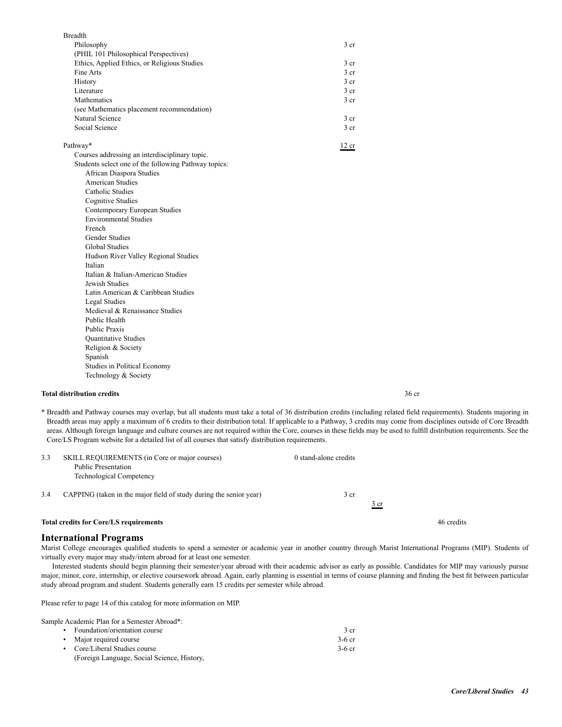Breadth

| | |
|---|---|
| Philosophy (PHIL 101 Philosophical Perspectives) | 3 cr |
| Ethics, Applied Ethics, or Religious Studies | 3 cr |
| Fine Arts | 3 cr |
| History | 3 cr |
| Literature | 3 cr |
| Mathematics (see Mathematics placement recommendation) | 3 cr |
| Natural Science | 3 cr |
| Social Science | 3 cr |

Pathway* — 12 cr

Courses addressing an interdisciplinary topic.
Students select one of the following Pathway topics:

- African Diaspora Studies
- American Studies
- Catholic Studies
- Cognitive Studies
- Contemporary European Studies
- Environmental Studies
- French
- Gender Studies
- Global Studies
- Hudson River Valley Regional Studies
- Italian
- Italian & Italian-American Studies
- Jewish Studies
- Latin American & Caribbean Studies
- Legal Studies
- Medieval & Renaissance Studies
- Public Health
- Public Praxis
- Quantitative Studies
- Religion & Society
- Spanish
- Studies in Political Economy
- Technology & Society

**Total distribution credits** — 36 cr

* Breadth and Pathway courses may overlap, but all students must take a total of 36 distribution credits (including related field requirements). Students majoring in Breadth areas may apply a maximum of 6 credits to their distribution total. If applicable to a Pathway, 3 credits may come from disciplines outside of Core Breadth areas. Although foreign language and culture courses are not required within the Core, courses in these fields may be used to fulfill distribution requirements. See the Core/LS Program website for a detailed list of all courses that satisfy distribution requirements.

3.3 SKILL REQUIREMENTS (in Core or major courses) — 0 stand-alone credits
- Public Presentation
- Technological Competency

3.4 CAPPING (taken in the major field of study during the senior year) — 3 cr — 3 cr

**Total credits for Core/LS requirements** — 46 credits

## International Programs

Marist College encourages qualified students to spend a semester or academic year in another country through Marist International Programs (MIP). Students of virtually every major may study/intern abroad for at least one semester.

Interested students should begin planning their semester/year abroad with their academic advisor as early as possible. Candidates for MIP may variously pursue major, minor, core, internship, or elective coursework abroad. Again, early planning is essential in terms of course planning and finding the best fit between particular study abroad program and student. Students generally earn 15 credits per semester while abroad.

Please refer to page 14 of this catalog for more information on MIP.

Sample Academic Plan for a Semester Abroad*:

| | |
|---|---|
| • Foundation/orientation course | 3 cr |
| • Major required course | 3-6 cr |
| • Core/Liberal Studies course (Foreign Language, Social Science, History, | 3-6 cr |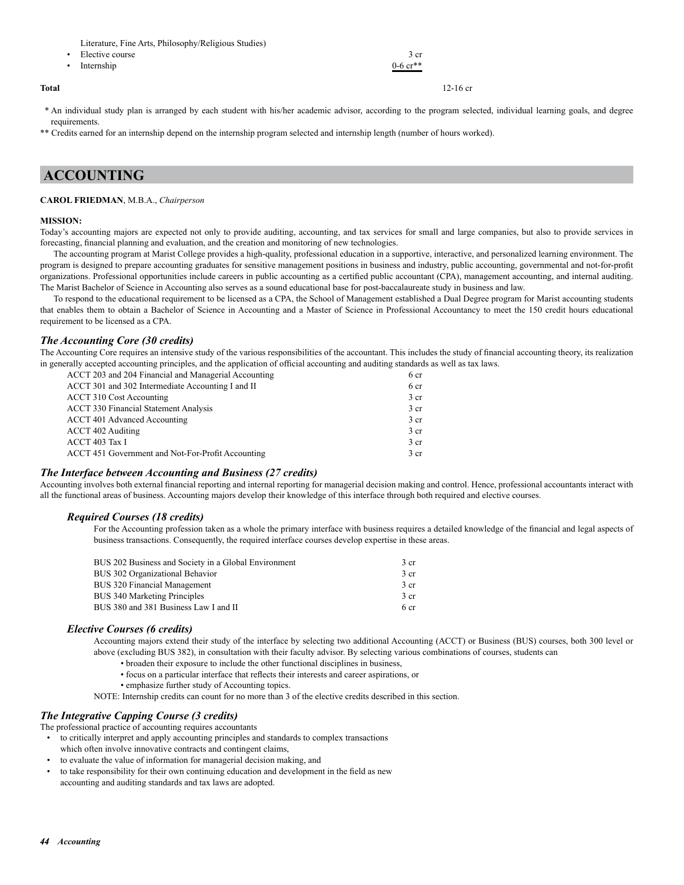Literature, Fine Arts, Philosophy/Religious Studies)

- Elective course 3 cr
- Internship 0-6 cr**

**Total** 12-16 cr

\* An individual study plan is arranged by each student with his/her academic advisor, according to the program selected, individual learning goals, and degree requirements.

** Credits earned for an internship depend on the internship program selected and internship length (number of hours worked).

# ACCOUNTING

**CAROL FRIEDMAN**, M.B.A., *Chairperson*

**MISSION:**

Today's accounting majors are expected not only to provide auditing, accounting, and tax services for small and large companies, but also to provide services in forecasting, financial planning and evaluation, and the creation and monitoring of new technologies.

The accounting program at Marist College provides a high-quality, professional education in a supportive, interactive, and personalized learning environment. The program is designed to prepare accounting graduates for sensitive management positions in business and industry, public accounting, governmental and not-for-profit organizations. Professional opportunities include careers in public accounting as a certified public accountant (CPA), management accounting, and internal auditing. The Marist Bachelor of Science in Accounting also serves as a sound educational base for post-baccalaureate study in business and law.

To respond to the educational requirement to be licensed as a CPA, the School of Management established a Dual Degree program for Marist accounting students that enables them to obtain a Bachelor of Science in Accounting and a Master of Science in Professional Accountancy to meet the 150 credit hours educational requirement to be licensed as a CPA.

## *The Accounting Core (30 credits)*

The Accounting Core requires an intensive study of the various responsibilities of the accountant. This includes the study of financial accounting theory, its realization in generally accepted accounting principles, and the application of official accounting and auditing standards as well as tax laws.

| Course | Credits |
|---|---|
| ACCT 203 and 204 Financial and Managerial Accounting | 6 cr |
| ACCT 301 and 302 Intermediate Accounting I and II | 6 cr |
| ACCT 310 Cost Accounting | 3 cr |
| ACCT 330 Financial Statement Analysis | 3 cr |
| ACCT 401 Advanced Accounting | 3 cr |
| ACCT 402 Auditing | 3 cr |
| ACCT 403 Tax I | 3 cr |
| ACCT 451 Government and Not-For-Profit Accounting | 3 cr |

## *The Interface between Accounting and Business (27 credits)*

Accounting involves both external financial reporting and internal reporting for managerial decision making and control. Hence, professional accountants interact with all the functional areas of business. Accounting majors develop their knowledge of this interface through both required and elective courses.

### *Required Courses (18 credits)*

For the Accounting profession taken as a whole the primary interface with business requires a detailed knowledge of the financial and legal aspects of business transactions. Consequently, the required interface courses develop expertise in these areas.

| Course | Credits |
|---|---|
| BUS 202 Business and Society in a Global Environment | 3 cr |
| BUS 302 Organizational Behavior | 3 cr |
| BUS 320 Financial Management | 3 cr |
| BUS 340 Marketing Principles | 3 cr |
| BUS 380 and 381 Business Law I and II | 6 cr |

### *Elective Courses (6 credits)*

Accounting majors extend their study of the interface by selecting two additional Accounting (ACCT) or Business (BUS) courses, both 300 level or above (excluding BUS 382), in consultation with their faculty advisor. By selecting various combinations of courses, students can

- broaden their exposure to include the other functional disciplines in business,
- focus on a particular interface that reflects their interests and career aspirations, or
- emphasize further study of Accounting topics.

NOTE: Internship credits can count for no more than 3 of the elective credits described in this section.

## *The Integrative Capping Course (3 credits)*

The professional practice of accounting requires accountants

- to critically interpret and apply accounting principles and standards to complex transactions which often involve innovative contracts and contingent claims,
- to evaluate the value of information for managerial decision making, and
- to take responsibility for their own continuing education and development in the field as new accounting and auditing standards and tax laws are adopted.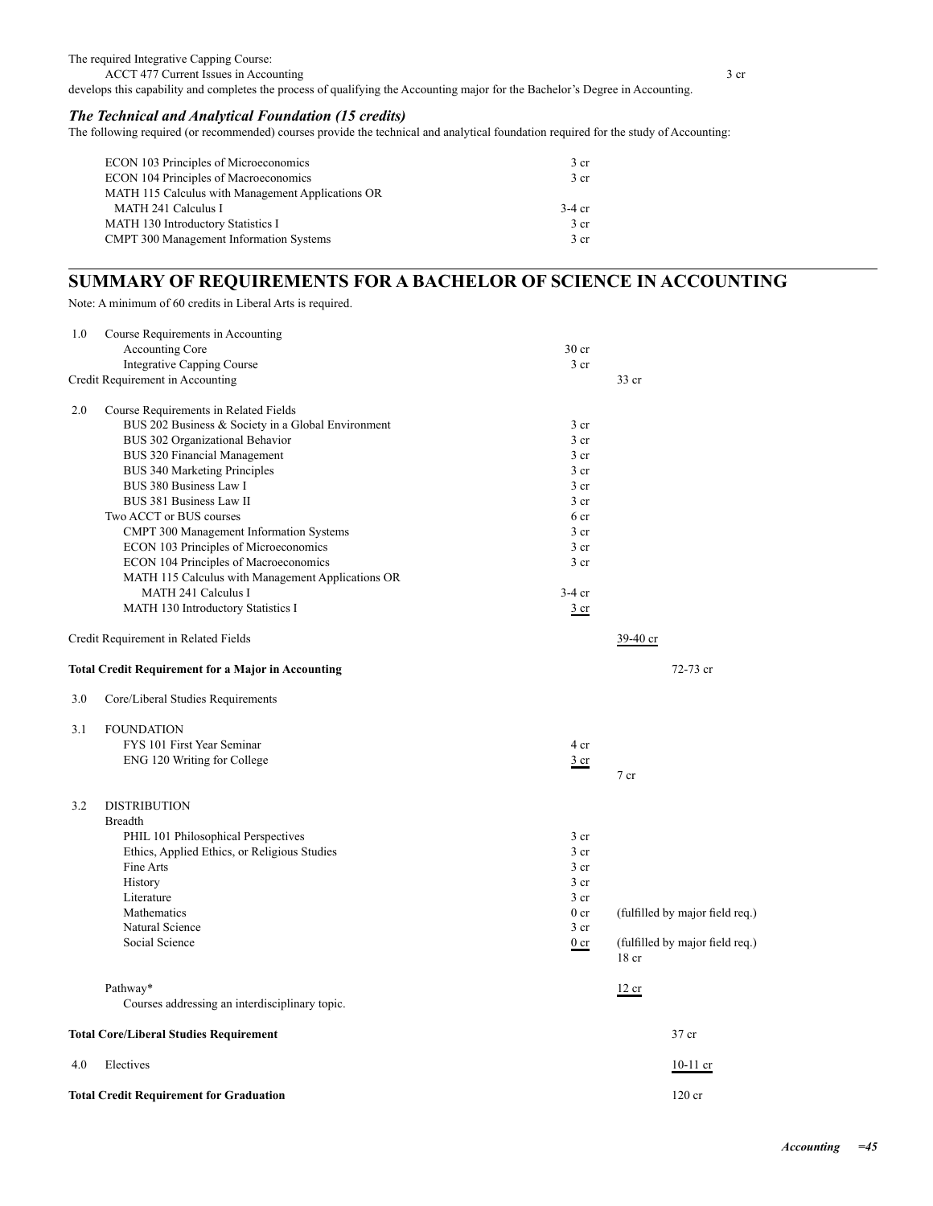The required Integrative Capping Course:

ACCT 477 Current Issues in Accounting — 3 cr

develops this capability and completes the process of qualifying the Accounting major for the Bachelor's Degree in Accounting.

### *The Technical and Analytical Foundation (15 credits)*

The following required (or recommended) courses provide the technical and analytical foundation required for the study of Accounting:

| Course | Credits |
|---|---|
| ECON 103 Principles of Microeconomics | 3 cr |
| ECON 104 Principles of Macroeconomics | 3 cr |
| MATH 115 Calculus with Management Applications OR MATH 241 Calculus I | 3-4 cr |
| MATH 130 Introductory Statistics I | 3 cr |
| CMPT 300 Management Information Systems | 3 cr |

## SUMMARY OF REQUIREMENTS FOR A BACHELOR OF SCIENCE IN ACCOUNTING

Note: A minimum of 60 credits in Liberal Arts is required.

| | | | | |
|---|---|---|---|---|
| 1.0 | Course Requirements in Accounting | | | |
| | Accounting Core | 30 cr | | |
| | Integrative Capping Course | 3 cr | | |
| | Credit Requirement in Accounting | | 33 cr | |
| 2.0 | Course Requirements in Related Fields | | | |
| | BUS 202 Business & Society in a Global Environment | 3 cr | | |
| | BUS 302 Organizational Behavior | 3 cr | | |
| | BUS 320 Financial Management | 3 cr | | |
| | BUS 340 Marketing Principles | 3 cr | | |
| | BUS 380 Business Law I | 3 cr | | |
| | BUS 381 Business Law II | 3 cr | | |
| | Two ACCT or BUS courses | 6 cr | | |
| | CMPT 300 Management Information Systems | 3 cr | | |
| | ECON 103 Principles of Microeconomics | 3 cr | | |
| | ECON 104 Principles of Macroeconomics | 3 cr | | |
| | MATH 115 Calculus with Management Applications OR MATH 241 Calculus I | 3-4 cr | | |
| | MATH 130 Introductory Statistics I | 3 cr | | |
| | Credit Requirement in Related Fields | | 39-40 cr | |
| | **Total Credit Requirement for a Major in Accounting** | | | 72-73 cr |
| 3.0 | Core/Liberal Studies Requirements | | | |
| 3.1 | FOUNDATION | | | |
| | FYS 101 First Year Seminar | 4 cr | | |
| | ENG 120 Writing for College | 3 cr | | |
| | | | 7 cr | |
| 3.2 | DISTRIBUTION | | | |
| | Breadth | | | |
| | PHIL 101 Philosophical Perspectives | 3 cr | | |
| | Ethics, Applied Ethics, or Religious Studies | 3 cr | | |
| | Fine Arts | 3 cr | | |
| | History | 3 cr | | |
| | Literature | 3 cr | | |
| | Mathematics | 0 cr | (fulfilled by major field req.) | |
| | Natural Science | 3 cr | | |
| | Social Science | 0 cr | (fulfilled by major field req.) 18 cr | |
| | Pathway* | | 12 cr | |
| | Courses addressing an interdisciplinary topic. | | | |
| | **Total Core/Liberal Studies Requirement** | | | 37 cr |
| 4.0 | Electives | | | 10-11 cr |
| | **Total Credit Requirement for Graduation** | | | 120 cr |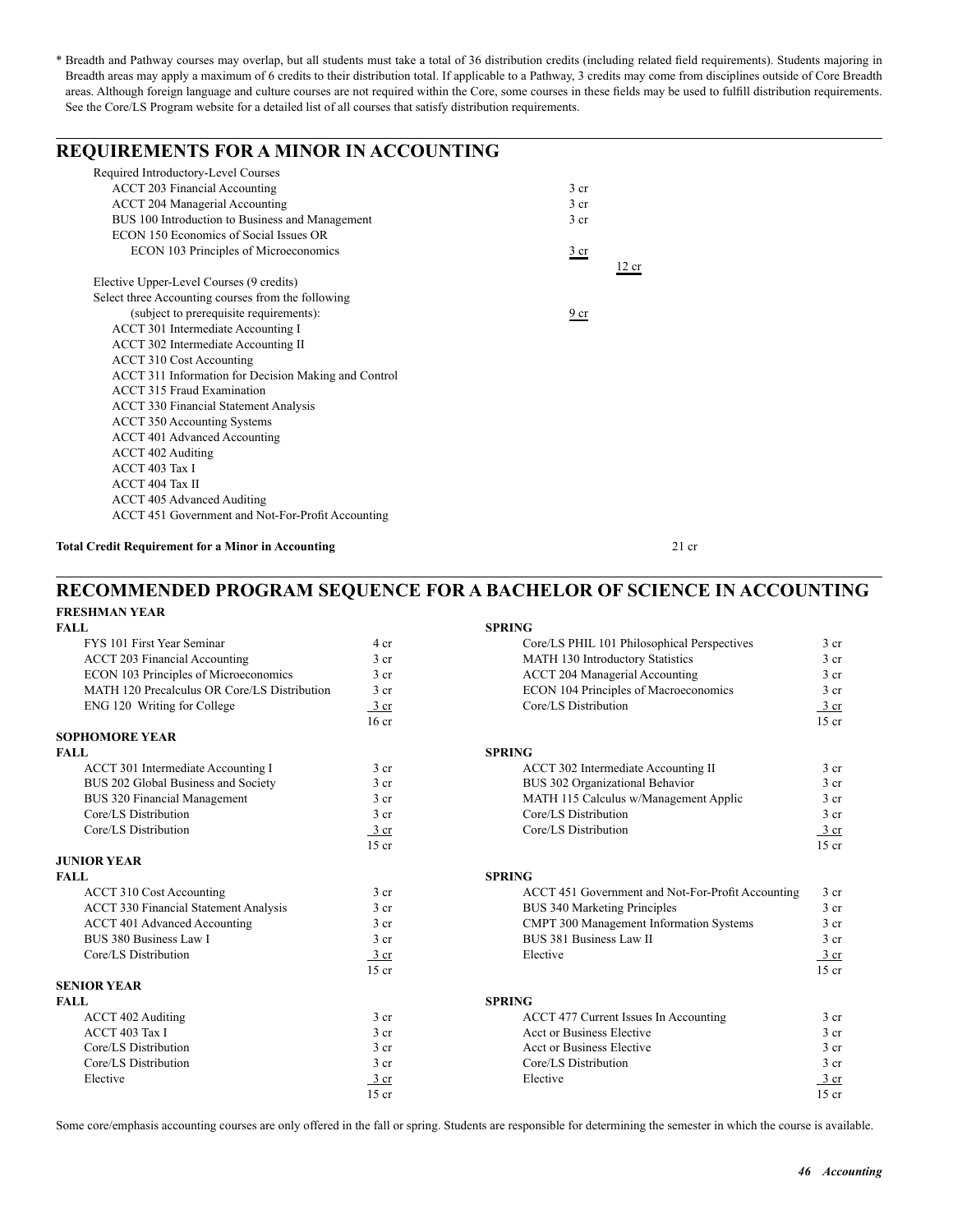\* Breadth and Pathway courses may overlap, but all students must take a total of 36 distribution credits (including related field requirements). Students majoring in Breadth areas may apply a maximum of 6 credits to their distribution total. If applicable to a Pathway, 3 credits may come from disciplines outside of Core Breadth areas. Although foreign language and culture courses are not required within the Core, some courses in these fields may be used to fulfill distribution requirements. See the Core/LS Program website for a detailed list of all courses that satisfy distribution requirements.

## REQUIREMENTS FOR A MINOR IN ACCOUNTING

| Course | Credits | Subtotal |
|---|---|---|
| Required Introductory-Level Courses | | |
| ACCT 203 Financial Accounting | 3 cr | |
| ACCT 204 Managerial Accounting | 3 cr | |
| BUS 100 Introduction to Business and Management | 3 cr | |
| ECON 150 Economics of Social Issues OR | | |
| ECON 103 Principles of Microeconomics | 3 cr | |
| | | 12 cr |
| Elective Upper-Level Courses (9 credits) | | |
| Select three Accounting courses from the following (subject to prerequisite requirements): | 9 cr | |
| ACCT 301 Intermediate Accounting I | | |
| ACCT 302 Intermediate Accounting II | | |
| ACCT 310 Cost Accounting | | |
| ACCT 311 Information for Decision Making and Control | | |
| ACCT 315 Fraud Examination | | |
| ACCT 330 Financial Statement Analysis | | |
| ACCT 350 Accounting Systems | | |
| ACCT 401 Advanced Accounting | | |
| ACCT 402 Auditing | | |
| ACCT 403 Tax I | | |
| ACCT 404 Tax II | | |
| ACCT 405 Advanced Auditing | | |
| ACCT 451 Government and Not-For-Profit Accounting | | |

**Total Credit Requirement for a Minor in Accounting** 21 cr

## RECOMMENDED PROGRAM SEQUENCE FOR A BACHELOR OF SCIENCE IN ACCOUNTING

### FRESHMAN YEAR

| FALL | | SPRING | |
|---|---|---|---|
| FYS 101 First Year Seminar | 4 cr | Core/LS PHIL 101 Philosophical Perspectives | 3 cr |
| ACCT 203 Financial Accounting | 3 cr | MATH 130 Introductory Statistics | 3 cr |
| ECON 103 Principles of Microeconomics | 3 cr | ACCT 204 Managerial Accounting | 3 cr |
| MATH 120 Precalculus OR Core/LS Distribution | 3 cr | ECON 104 Principles of Macroeconomics | 3 cr |
| ENG 120 Writing for College | 3 cr | Core/LS Distribution | 3 cr |
| | 16 cr | | 15 cr |

### SOPHOMORE YEAR

| FALL | | SPRING | |
|---|---|---|---|
| ACCT 301 Intermediate Accounting I | 3 cr | ACCT 302 Intermediate Accounting II | 3 cr |
| BUS 202 Global Business and Society | 3 cr | BUS 302 Organizational Behavior | 3 cr |
| BUS 320 Financial Management | 3 cr | MATH 115 Calculus w/Management Applic | 3 cr |
| Core/LS Distribution | 3 cr | Core/LS Distribution | 3 cr |
| Core/LS Distribution | 3 cr | Core/LS Distribution | 3 cr |
| | 15 cr | | 15 cr |

### JUNIOR YEAR

| FALL | | SPRING | |
|---|---|---|---|
| ACCT 310 Cost Accounting | 3 cr | ACCT 451 Government and Not-For-Profit Accounting | 3 cr |
| ACCT 330 Financial Statement Analysis | 3 cr | BUS 340 Marketing Principles | 3 cr |
| ACCT 401 Advanced Accounting | 3 cr | CMPT 300 Management Information Systems | 3 cr |
| BUS 380 Business Law I | 3 cr | BUS 381 Business Law II | 3 cr |
| Core/LS Distribution | 3 cr | Elective | 3 cr |
| | 15 cr | | 15 cr |

### SENIOR YEAR

| FALL | | SPRING | |
|---|---|---|---|
| ACCT 402 Auditing | 3 cr | ACCT 477 Current Issues In Accounting | 3 cr |
| ACCT 403 Tax I | 3 cr | Acct or Business Elective | 3 cr |
| Core/LS Distribution | 3 cr | Acct or Business Elective | 3 cr |
| Core/LS Distribution | 3 cr | Core/LS Distribution | 3 cr |
| Elective | 3 cr | Elective | 3 cr |
| | 15 cr | | 15 cr |

Some core/emphasis accounting courses are only offered in the fall or spring. Students are responsible for determining the semester in which the course is available.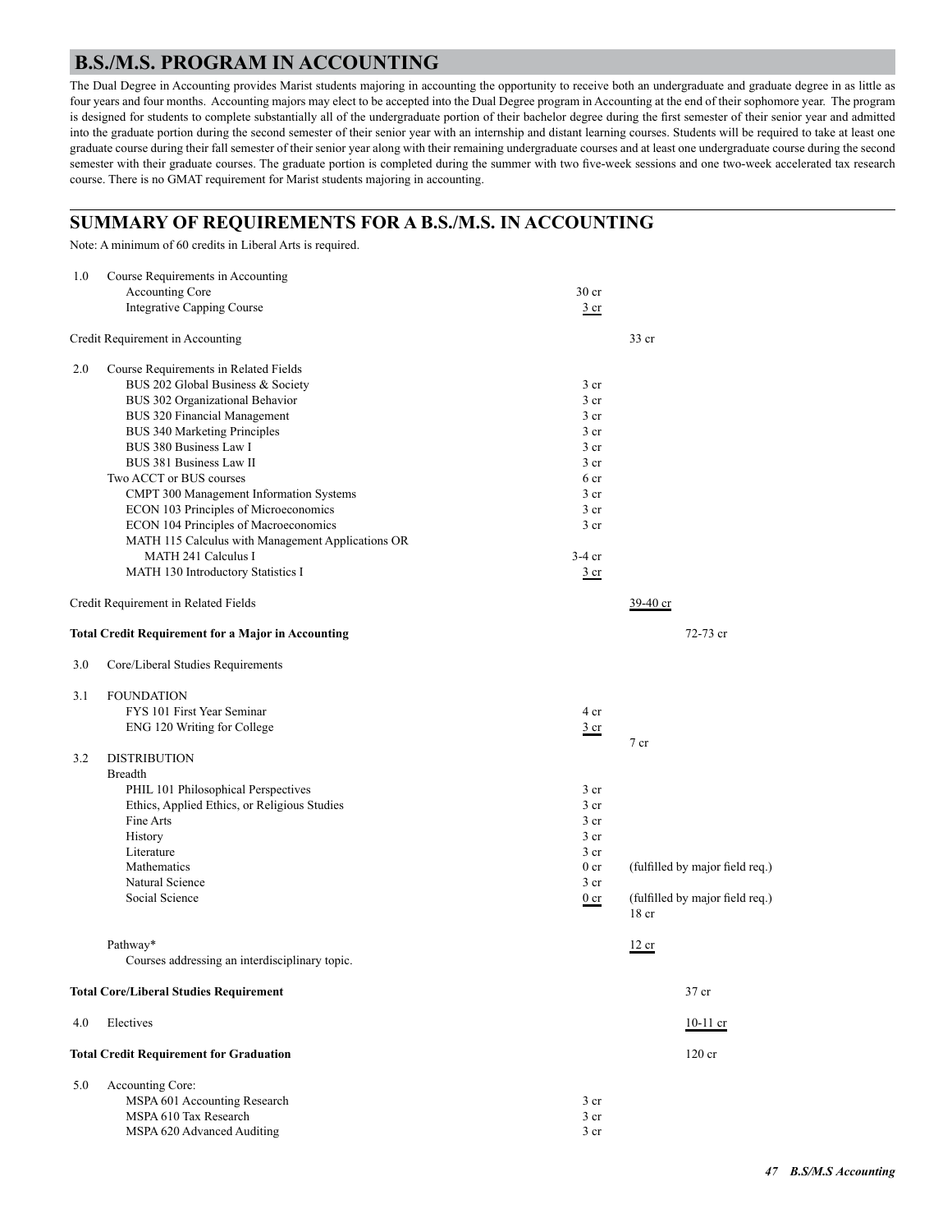## B.S./M.S. PROGRAM IN ACCOUNTING

The Dual Degree in Accounting provides Marist students majoring in accounting the opportunity to receive both an undergraduate and graduate degree in as little as four years and four months. Accounting majors may elect to be accepted into the Dual Degree program in Accounting at the end of their sophomore year. The program is designed for students to complete substantially all of the undergraduate portion of their bachelor degree during the first semester of their senior year and admitted into the graduate portion during the second semester of their senior year with an internship and distant learning courses. Students will be required to take at least one graduate course during their fall semester of their senior year along with their remaining undergraduate courses and at least one undergraduate course during the second semester with their graduate courses. The graduate portion is completed during the summer with two five-week sessions and one two-week accelerated tax research course. There is no GMAT requirement for Marist students majoring in accounting.

## SUMMARY OF REQUIREMENTS FOR A B.S./M.S. IN ACCOUNTING

Note: A minimum of 60 credits in Liberal Arts is required.

| | | | | |
|---|---|---|---|---|
| 1.0 | Course Requirements in Accounting | | | |
| | Accounting Core | 30 cr | | |
| | Integrative Capping Course | 3 cr | | |
| | Credit Requirement in Accounting | | 33 cr | |
| 2.0 | Course Requirements in Related Fields | | | |
| | BUS 202 Global Business & Society | 3 cr | | |
| | BUS 302 Organizational Behavior | 3 cr | | |
| | BUS 320 Financial Management | 3 cr | | |
| | BUS 340 Marketing Principles | 3 cr | | |
| | BUS 380 Business Law I | 3 cr | | |
| | BUS 381 Business Law II | 3 cr | | |
| | Two ACCT or BUS courses | 6 cr | | |
| | CMPT 300 Management Information Systems | 3 cr | | |
| | ECON 103 Principles of Microeconomics | 3 cr | | |
| | ECON 104 Principles of Macroeconomics | 3 cr | | |
| | MATH 115 Calculus with Management Applications OR MATH 241 Calculus I | 3-4 cr | | |
| | MATH 130 Introductory Statistics I | 3 cr | | |
| | Credit Requirement in Related Fields | | 39-40 cr | |
| | **Total Credit Requirement for a Major in Accounting** | | | 72-73 cr |
| 3.0 | Core/Liberal Studies Requirements | | | |
| 3.1 | FOUNDATION | | | |
| | FYS 101 First Year Seminar | 4 cr | | |
| | ENG 120 Writing for College | 3 cr | | |
| | | | 7 cr | |
| 3.2 | DISTRIBUTION | | | |
| | Breadth | | | |
| | PHIL 101 Philosophical Perspectives | 3 cr | | |
| | Ethics, Applied Ethics, or Religious Studies | 3 cr | | |
| | Fine Arts | 3 cr | | |
| | History | 3 cr | | |
| | Literature | 3 cr | | |
| | Mathematics | 0 cr | (fulfilled by major field req.) | |
| | Natural Science | 3 cr | | |
| | Social Science | 0 cr | (fulfilled by major field req.) | |
| | | | 18 cr | |
| | Pathway* | | 12 cr | |
| | Courses addressing an interdisciplinary topic. | | | |
| | **Total Core/Liberal Studies Requirement** | | | 37 cr |
| 4.0 | Electives | | | 10-11 cr |
| | **Total Credit Requirement for Graduation** | | | 120 cr |
| 5.0 | Accounting Core: | | | |
| | MSPA 601 Accounting Research | 3 cr | | |
| | MSPA 610 Tax Research | 3 cr | | |
| | MSPA 620 Advanced Auditing | 3 cr | | |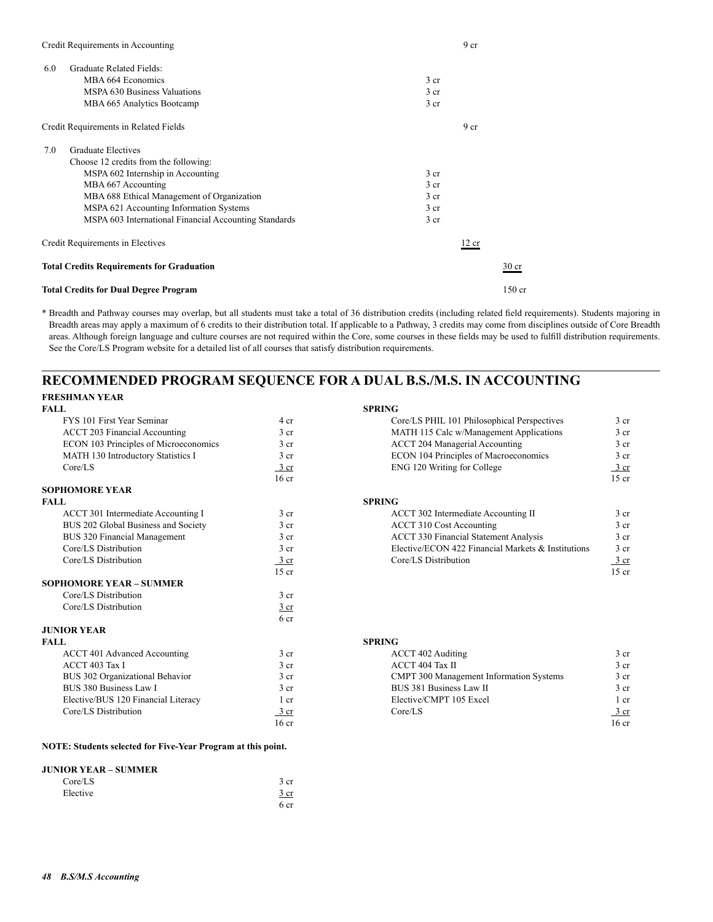Credit Requirements in Accounting 9 cr

6.0 Graduate Related Fields:

| Course | Credits |
|---|---|
| MBA 664 Economics | 3 cr |
| MSPA 630 Business Valuations | 3 cr |
| MBA 665 Analytics Bootcamp | 3 cr |

Credit Requirements in Related Fields 9 cr

7.0 Graduate Electives

Choose 12 credits from the following:

| Course | Credits |
|---|---|
| MSPA 602 Internship in Accounting | 3 cr |
| MBA 667 Accounting | 3 cr |
| MBA 688 Ethical Management of Organization | 3 cr |
| MSPA 621 Accounting Information Systems | 3 cr |
| MSPA 603 International Financial Accounting Standards | 3 cr |

Credit Requirements in Electives 12 cr

**Total Credits Requirements for Graduation** 30 cr

**Total Credits for Dual Degree Program** 150 cr

* Breadth and Pathway courses may overlap, but all students must take a total of 36 distribution credits (including related field requirements). Students majoring in Breadth areas may apply a maximum of 6 credits to their distribution total. If applicable to a Pathway, 3 credits may come from disciplines outside of Core Breadth areas. Although foreign language and culture courses are not required within the Core, some courses in these fields may be used to fulfill distribution requirements. See the Core/LS Program website for a detailed list of all courses that satisfy distribution requirements.

## RECOMMENDED PROGRAM SEQUENCE FOR A DUAL B.S./M.S. IN ACCOUNTING

### FRESHMAN YEAR

| FALL | | SPRING | |
|---|---|---|---|
| FYS 101 First Year Seminar | 4 cr | Core/LS PHIL 101 Philosophical Perspectives | 3 cr |
| ACCT 203 Financial Accounting | 3 cr | MATH 115 Calc w/Management Applications | 3 cr |
| ECON 103 Principles of Microeconomics | 3 cr | ACCT 204 Managerial Accounting | 3 cr |
| MATH 130 Introductory Statistics I | 3 cr | ECON 104 Principles of Macroeconomics | 3 cr |
| Core/LS | 3 cr | ENG 120 Writing for College | 3 cr |
| | 16 cr | | 15 cr |

### SOPHOMORE YEAR

| FALL | | SPRING | |
|---|---|---|---|
| ACCT 301 Intermediate Accounting I | 3 cr | ACCT 302 Intermediate Accounting II | 3 cr |
| BUS 202 Global Business and Society | 3 cr | ACCT 310 Cost Accounting | 3 cr |
| BUS 320 Financial Management | 3 cr | ACCT 330 Financial Statement Analysis | 3 cr |
| Core/LS Distribution | 3 cr | Elective/ECON 422 Financial Markets & Institutions | 3 cr |
| Core/LS Distribution | 3 cr | Core/LS Distribution | 3 cr |
| | 15 cr | | 15 cr |

### SOPHOMORE YEAR – SUMMER

| Course | Credits |
|---|---|
| Core/LS Distribution | 3 cr |
| Core/LS Distribution | 3 cr |
| | 6 cr |

### JUNIOR YEAR

| FALL | | SPRING | |
|---|---|---|---|
| ACCT 401 Advanced Accounting | 3 cr | ACCT 402 Auditing | 3 cr |
| ACCT 403 Tax I | 3 cr | ACCT 404 Tax II | 3 cr |
| BUS 302 Organizational Behavior | 3 cr | CMPT 300 Management Information Systems | 3 cr |
| BUS 380 Business Law I | 3 cr | BUS 381 Business Law II | 3 cr |
| Elective/BUS 120 Financial Literacy | 1 cr | Elective/CMPT 105 Excel | 1 cr |
| Core/LS Distribution | 3 cr | Core/LS | 3 cr |
| | 16 cr | | 16 cr |

**NOTE: Students selected for Five-Year Program at this point.**

### JUNIOR YEAR – SUMMER

| Course | Credits |
|---|---|
| Core/LS | 3 cr |
| Elective | 3 cr |
| | 6 cr |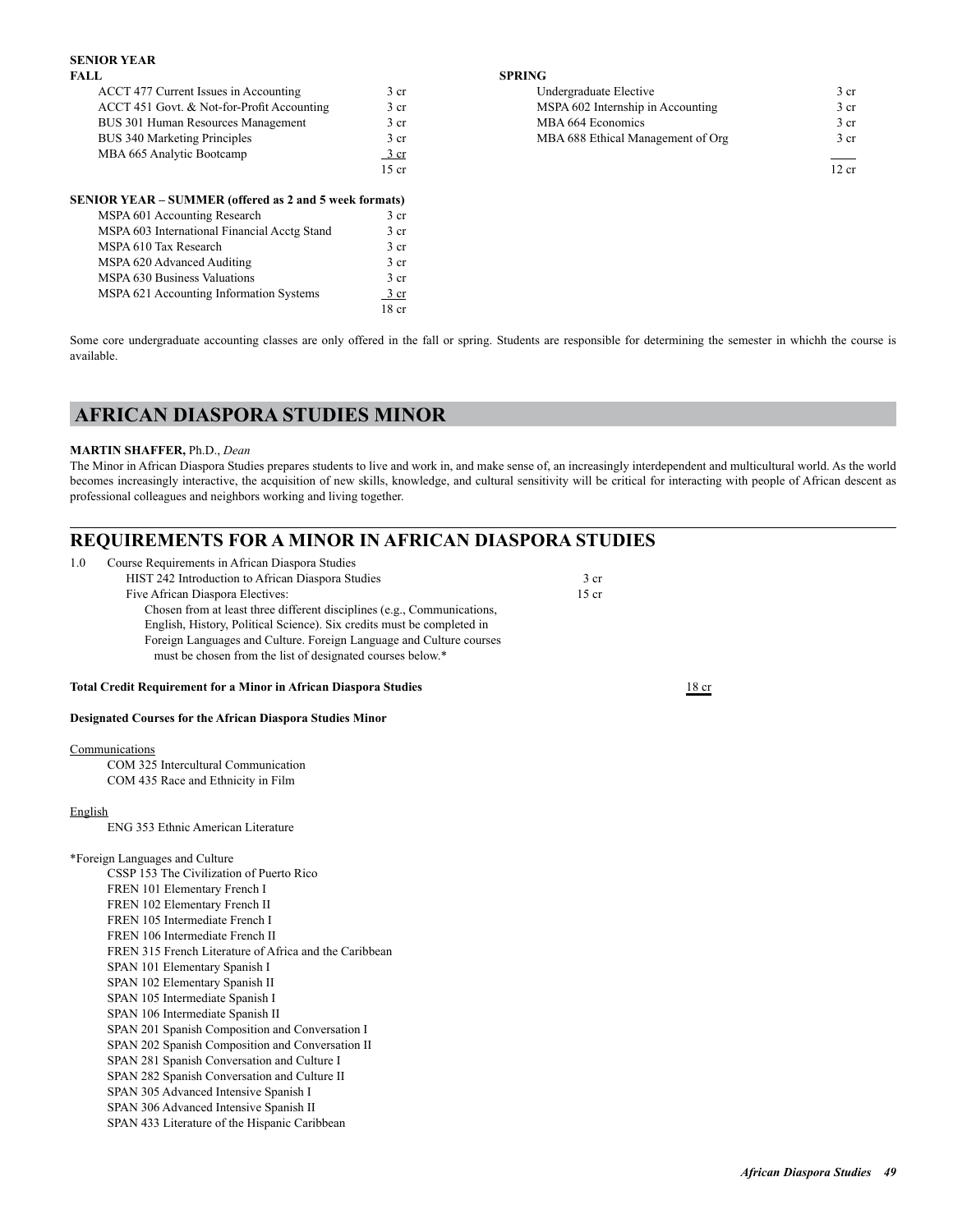**SENIOR YEAR**

| FALL | | SPRING | |
|---|---|---|---|
| ACCT 477 Current Issues in Accounting | 3 cr | Undergraduate Elective | 3 cr |
| ACCT 451 Govt. & Not-for-Profit Accounting | 3 cr | MSPA 602 Internship in Accounting | 3 cr |
| BUS 301 Human Resources Management | 3 cr | MBA 664 Economics | 3 cr |
| BUS 340 Marketing Principles | 3 cr | MBA 688 Ethical Management of Org | 3 cr |
| MBA 665 Analytic Bootcamp | 3 cr | | |
| | 15 cr | | 12 cr |

**SENIOR YEAR – SUMMER (offered as 2 and 5 week formats)**

| Course | Credits |
|---|---|
| MSPA 601 Accounting Research | 3 cr |
| MSPA 603 International Financial Acctg Stand | 3 cr |
| MSPA 610 Tax Research | 3 cr |
| MSPA 620 Advanced Auditing | 3 cr |
| MSPA 630 Business Valuations | 3 cr |
| MSPA 621 Accounting Information Systems | 3 cr |
| | 18 cr |

Some core undergraduate accounting classes are only offered in the fall or spring. Students are responsible for determining the semester in whichh the course is available.

# AFRICAN DIASPORA STUDIES MINOR

**MARTIN SHAFFER,** Ph.D., *Dean*

The Minor in African Diaspora Studies prepares students to live and work in, and make sense of, an increasingly interdependent and multicultural world. As the world becomes increasingly interactive, the acquisition of new skills, knowledge, and cultural sensitivity will be critical for interacting with people of African descent as professional colleagues and neighbors working and living together.

## REQUIREMENTS FOR A MINOR IN AFRICAN DIASPORA STUDIES

1.0 Course Requirements in African Diaspora Studies

| Course | Credits |
|---|---|
| HIST 242 Introduction to African Diaspora Studies | 3 cr |
| Five African Diaspora Electives: Chosen from at least three different disciplines (e.g., Communications, English, History, Political Science). Six credits must be completed in Foreign Languages and Culture. Foreign Language and Culture courses must be chosen from the list of designated courses below.* | 15 cr |

**Total Credit Requirement for a Minor in African Diaspora Studies** 18 cr

**Designated Courses for the African Diaspora Studies Minor**

Communications
- COM 325 Intercultural Communication
- COM 435 Race and Ethnicity in Film

English
- ENG 353 Ethnic American Literature

*Foreign Languages and Culture
- CSSP 153 The Civilization of Puerto Rico
- FREN 101 Elementary French I
- FREN 102 Elementary French II
- FREN 105 Intermediate French I
- FREN 106 Intermediate French II
- FREN 315 French Literature of Africa and the Caribbean
- SPAN 101 Elementary Spanish I
- SPAN 102 Elementary Spanish II
- SPAN 105 Intermediate Spanish I
- SPAN 106 Intermediate Spanish II
- SPAN 201 Spanish Composition and Conversation I
- SPAN 202 Spanish Composition and Conversation II
- SPAN 281 Spanish Conversation and Culture I
- SPAN 282 Spanish Conversation and Culture II
- SPAN 305 Advanced Intensive Spanish I
- SPAN 306 Advanced Intensive Spanish II
- SPAN 433 Literature of the Hispanic Caribbean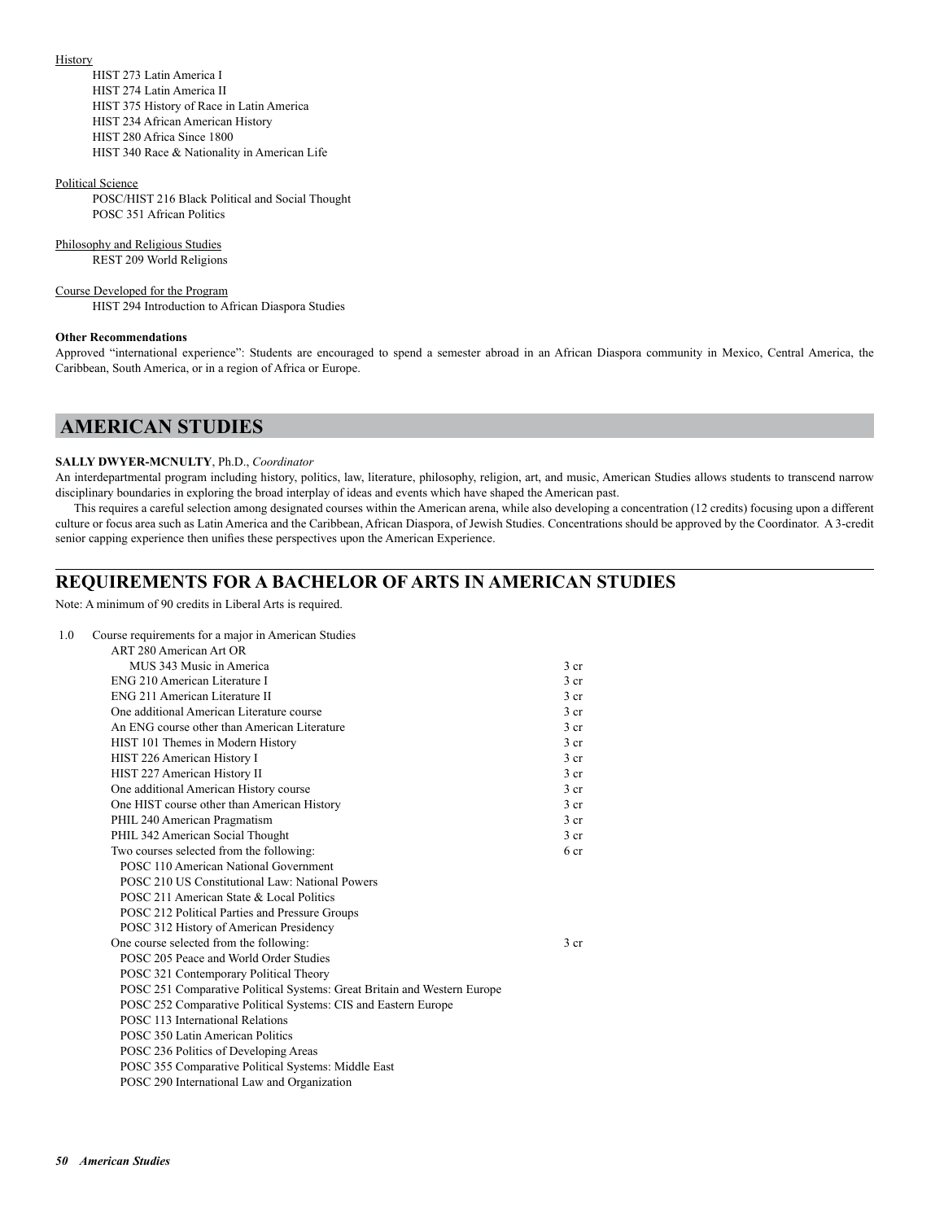History

HIST 273 Latin America I
HIST 274 Latin America II
HIST 375 History of Race in Latin America
HIST 234 African American History
HIST 280 Africa Since 1800
HIST 340 Race & Nationality in American Life

Political Science

POSC/HIST 216 Black Political and Social Thought
POSC 351 African Politics

Philosophy and Religious Studies

REST 209 World Religions

Course Developed for the Program

HIST 294 Introduction to African Diaspora Studies

**Other Recommendations**

Approved "international experience": Students are encouraged to spend a semester abroad in an African Diaspora community in Mexico, Central America, the Caribbean, South America, or in a region of Africa or Europe.

# AMERICAN STUDIES

**SALLY DWYER-MCNULTY**, Ph.D., *Coordinator*

An interdepartmental program including history, politics, law, literature, philosophy, religion, art, and music, American Studies allows students to transcend narrow disciplinary boundaries in exploring the broad interplay of ideas and events which have shaped the American past.

This requires a careful selection among designated courses within the American arena, while also developing a concentration (12 credits) focusing upon a different culture or focus area such as Latin America and the Caribbean, African Diaspora, of Jewish Studies. Concentrations should be approved by the Coordinator. A 3-credit senior capping experience then unifies these perspectives upon the American Experience.

## REQUIREMENTS FOR A BACHELOR OF ARTS IN AMERICAN STUDIES

Note: A minimum of 90 credits in Liberal Arts is required.

1.0 Course requirements for a major in American Studies

| Course | Credits |
|---|---|
| ART 280 American Art OR MUS 343 Music in America | 3 cr |
| ENG 210 American Literature I | 3 cr |
| ENG 211 American Literature II | 3 cr |
| One additional American Literature course | 3 cr |
| An ENG course other than American Literature | 3 cr |
| HIST 101 Themes in Modern History | 3 cr |
| HIST 226 American History I | 3 cr |
| HIST 227 American History II | 3 cr |
| One additional American History course | 3 cr |
| One HIST course other than American History | 3 cr |
| PHIL 240 American Pragmatism | 3 cr |
| PHIL 342 American Social Thought | 3 cr |
| Two courses selected from the following: | 6 cr |
| POSC 110 American National Government | |
| POSC 210 US Constitutional Law: National Powers | |
| POSC 211 American State & Local Politics | |
| POSC 212 Political Parties and Pressure Groups | |
| POSC 312 History of American Presidency | |
| One course selected from the following: | 3 cr |
| POSC 205 Peace and World Order Studies | |
| POSC 321 Contemporary Political Theory | |
| POSC 251 Comparative Political Systems: Great Britain and Western Europe | |
| POSC 252 Comparative Political Systems: CIS and Eastern Europe | |
| POSC 113 International Relations | |
| POSC 350 Latin American Politics | |
| POSC 236 Politics of Developing Areas | |
| POSC 355 Comparative Political Systems: Middle East | |
| POSC 290 International Law and Organization | |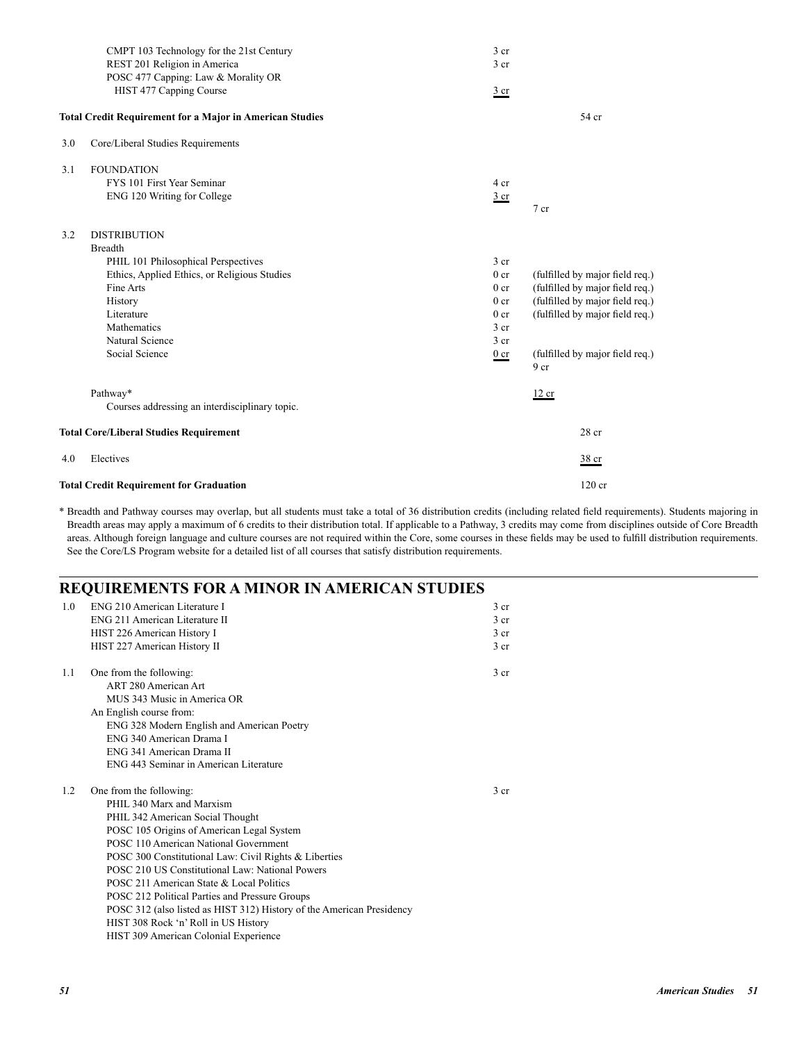| | | | |
|---|---|---|---|
| | CMPT 103 Technology for the 21st Century | 3 cr | |
| | REST 201 Religion in America | 3 cr | |
| | POSC 477 Capping: Law & Morality OR | | |
| | HIST 477 Capping Course | 3 cr | |
| **Total Credit Requirement for a Major in American Studies** | | | 54 cr |
| 3.0 | Core/Liberal Studies Requirements | | |
| 3.1 | FOUNDATION | | |
| | FYS 101 First Year Seminar | 4 cr | |
| | ENG 120 Writing for College | 3 cr | |
| | | | 7 cr |
| 3.2 | DISTRIBUTION | | |
| | Breadth | | |
| | PHIL 101 Philosophical Perspectives | 3 cr | |
| | Ethics, Applied Ethics, or Religious Studies | 0 cr | (fulfilled by major field req.) |
| | Fine Arts | 0 cr | (fulfilled by major field req.) |
| | History | 0 cr | (fulfilled by major field req.) |
| | Literature | 0 cr | (fulfilled by major field req.) |
| | Mathematics | 3 cr | |
| | Natural Science | 3 cr | |
| | Social Science | 0 cr | (fulfilled by major field req.) |
| | | | 9 cr |
| | Pathway* | | 12 cr |
| | Courses addressing an interdisciplinary topic. | | |
| **Total Core/Liberal Studies Requirement** | | | 28 cr |
| 4.0 | Electives | | 38 cr |
| **Total Credit Requirement for Graduation** | | | 120 cr |

\* Breadth and Pathway courses may overlap, but all students must take a total of 36 distribution credits (including related field requirements). Students majoring in Breadth areas may apply a maximum of 6 credits to their distribution total. If applicable to a Pathway, 3 credits may come from disciplines outside of Core Breadth areas. Although foreign language and culture courses are not required within the Core, some courses in these fields may be used to fulfill distribution requirements. See the Core/LS Program website for a detailed list of all courses that satisfy distribution requirements.

## REQUIREMENTS FOR A MINOR IN AMERICAN STUDIES

| | | |
|---|---|---|
| 1.0 | ENG 210 American Literature I | 3 cr |
| | ENG 211 American Literature II | 3 cr |
| | HIST 226 American History I | 3 cr |
| | HIST 227 American History II | 3 cr |
| 1.1 | One from the following: | 3 cr |
| | ART 280 American Art | |
| | MUS 343 Music in America OR | |
| | An English course from: | |
| | ENG 328 Modern English and American Poetry | |
| | ENG 340 American Drama I | |
| | ENG 341 American Drama II | |
| | ENG 443 Seminar in American Literature | |
| 1.2 | One from the following: | 3 cr |
| | PHIL 340 Marx and Marxism | |
| | PHIL 342 American Social Thought | |
| | POSC 105 Origins of American Legal System | |
| | POSC 110 American National Government | |
| | POSC 300 Constitutional Law: Civil Rights & Liberties | |
| | POSC 210 US Constitutional Law: National Powers | |
| | POSC 211 American State & Local Politics | |
| | POSC 212 Political Parties and Pressure Groups | |
| | POSC 312 (also listed as HIST 312) History of the American Presidency | |
| | HIST 308 Rock 'n' Roll in US History | |
| | HIST 309 American Colonial Experience | |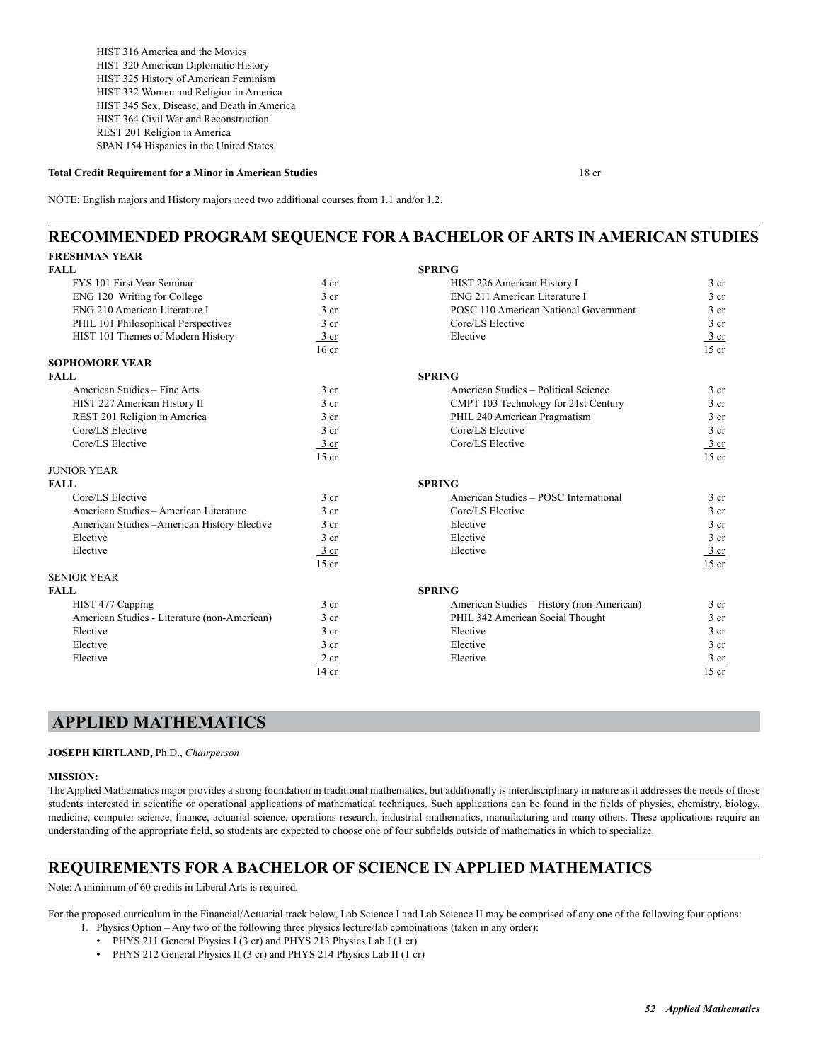HIST 316 America and the Movies
HIST 320 American Diplomatic History
HIST 325 History of American Feminism
HIST 332 Women and Religion in America
HIST 345 Sex, Disease, and Death in America
HIST 364 Civil War and Reconstruction
REST 201 Religion in America
SPAN 154 Hispanics in the United States

**Total Credit Requirement for a Minor in American Studies** 18 cr

NOTE: English majors and History majors need two additional courses from 1.1 and/or 1.2.

## RECOMMENDED PROGRAM SEQUENCE FOR A BACHELOR OF ARTS IN AMERICAN STUDIES

**FRESHMAN YEAR**

| FALL | | SPRING | |
|---|---|---|---|
| FYS 101 First Year Seminar | 4 cr | HIST 226 American History I | 3 cr |
| ENG 120 Writing for College | 3 cr | ENG 211 American Literature I | 3 cr |
| ENG 210 American Literature I | 3 cr | POSC 110 American National Government | 3 cr |
| PHIL 101 Philosophical Perspectives | 3 cr | Core/LS Elective | 3 cr |
| HIST 101 Themes of Modern History | 3 cr | Elective | 3 cr |
| | 16 cr | | 15 cr |

**SOPHOMORE YEAR**

| FALL | | SPRING | |
|---|---|---|---|
| American Studies – Fine Arts | 3 cr | American Studies – Political Science | 3 cr |
| HIST 227 American History II | 3 cr | CMPT 103 Technology for 21st Century | 3 cr |
| REST 201 Religion in America | 3 cr | PHIL 240 American Pragmatism | 3 cr |
| Core/LS Elective | 3 cr | Core/LS Elective | 3 cr |
| Core/LS Elective | 3 cr | Core/LS Elective | 3 cr |
| | 15 cr | | 15 cr |

JUNIOR YEAR

| FALL | | SPRING | |
|---|---|---|---|
| Core/LS Elective | 3 cr | American Studies – POSC International | 3 cr |
| American Studies – American Literature | 3 cr | Core/LS Elective | 3 cr |
| American Studies –American History Elective | 3 cr | Elective | 3 cr |
| Elective | 3 cr | Elective | 3 cr |
| Elective | 3 cr | Elective | 3 cr |
| | 15 cr | | 15 cr |

SENIOR YEAR

| FALL | | SPRING | |
|---|---|---|---|
| HIST 477 Capping | 3 cr | American Studies – History (non-American) | 3 cr |
| American Studies - Literature (non-American) | 3 cr | PHIL 342 American Social Thought | 3 cr |
| Elective | 3 cr | Elective | 3 cr |
| Elective | 3 cr | Elective | 3 cr |
| Elective | 2 cr | Elective | 3 cr |
| | 14 cr | | 15 cr |

# APPLIED MATHEMATICS

**JOSEPH KIRTLAND,** Ph.D., *Chairperson*

**MISSION:**

The Applied Mathematics major provides a strong foundation in traditional mathematics, but additionally is interdisciplinary in nature as it addresses the needs of those students interested in scientific or operational applications of mathematical techniques. Such applications can be found in the fields of physics, chemistry, biology, medicine, computer science, finance, actuarial science, operations research, industrial mathematics, manufacturing and many others. These applications require an understanding of the appropriate field, so students are expected to choose one of four subfields outside of mathematics in which to specialize.

## REQUIREMENTS FOR A BACHELOR OF SCIENCE IN APPLIED MATHEMATICS

Note: A minimum of 60 credits in Liberal Arts is required.

For the proposed curriculum in the Financial/Actuarial track below, Lab Science I and Lab Science II may be comprised of any one of the following four options:

1. Physics Option – Any two of the following three physics lecture/lab combinations (taken in any order):
   - PHYS 211 General Physics I (3 cr) and PHYS 213 Physics Lab I (1 cr)
   - PHYS 212 General Physics II (3 cr) and PHYS 214 Physics Lab II (1 cr)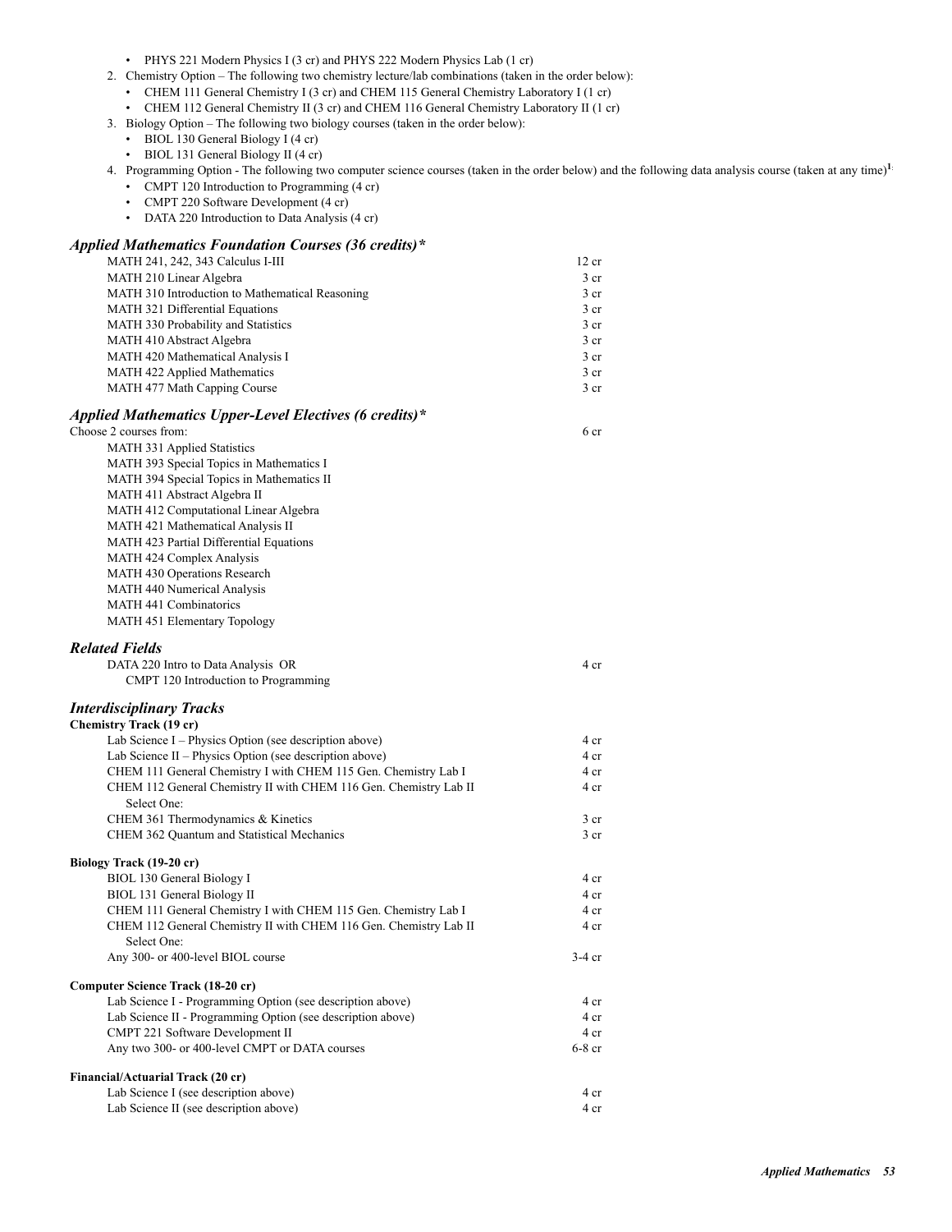- PHYS 221 Modern Physics I (3 cr) and PHYS 222 Modern Physics Lab (1 cr)

2. Chemistry Option – The following two chemistry lecture/lab combinations (taken in the order below):
   - CHEM 111 General Chemistry I (3 cr) and CHEM 115 General Chemistry Laboratory I (1 cr)
   - CHEM 112 General Chemistry II (3 cr) and CHEM 116 General Chemistry Laboratory II (1 cr)
3. Biology Option – The following two biology courses (taken in the order below):
   - BIOL 130 General Biology I (4 cr)
   - BIOL 131 General Biology II (4 cr)
4. Programming Option - The following two computer science courses (taken in the order below) and the following data analysis course (taken at any time)[1]:
   - CMPT 120 Introduction to Programming (4 cr)
   - CMPT 220 Software Development (4 cr)
   - DATA 220 Introduction to Data Analysis (4 cr)

### *Applied Mathematics Foundation Courses (36 credits)**

| Course | Credits |
|---|---|
| MATH 241, 242, 343 Calculus I-III | 12 cr |
| MATH 210 Linear Algebra | 3 cr |
| MATH 310 Introduction to Mathematical Reasoning | 3 cr |
| MATH 321 Differential Equations | 3 cr |
| MATH 330 Probability and Statistics | 3 cr |
| MATH 410 Abstract Algebra | 3 cr |
| MATH 420 Mathematical Analysis I | 3 cr |
| MATH 422 Applied Mathematics | 3 cr |
| MATH 477 Math Capping Course | 3 cr |

### *Applied Mathematics Upper-Level Electives (6 credits)**

Choose 2 courses from: 6 cr

- MATH 331 Applied Statistics
- MATH 393 Special Topics in Mathematics I
- MATH 394 Special Topics in Mathematics II
- MATH 411 Abstract Algebra II
- MATH 412 Computational Linear Algebra
- MATH 421 Mathematical Analysis II
- MATH 423 Partial Differential Equations
- MATH 424 Complex Analysis
- MATH 430 Operations Research
- MATH 440 Numerical Analysis
- MATH 441 Combinatorics
- MATH 451 Elementary Topology

### *Related Fields*

| Course | Credits |
|---|---|
| DATA 220 Intro to Data Analysis OR CMPT 120 Introduction to Programming | 4 cr |

### *Interdisciplinary Tracks*

**Chemistry Track (19 cr)**

| Course | Credits |
|---|---|
| Lab Science I – Physics Option (see description above) | 4 cr |
| Lab Science II – Physics Option (see description above) | 4 cr |
| CHEM 111 General Chemistry I with CHEM 115 Gen. Chemistry Lab I | 4 cr |
| CHEM 112 General Chemistry II with CHEM 116 Gen. Chemistry Lab II | 4 cr |
| Select One: | |
| CHEM 361 Thermodynamics & Kinetics | 3 cr |
| CHEM 362 Quantum and Statistical Mechanics | 3 cr |

**Biology Track (19-20 cr)**

| Course | Credits |
|---|---|
| BIOL 130 General Biology I | 4 cr |
| BIOL 131 General Biology II | 4 cr |
| CHEM 111 General Chemistry I with CHEM 115 Gen. Chemistry Lab I | 4 cr |
| CHEM 112 General Chemistry II with CHEM 116 Gen. Chemistry Lab II | 4 cr |
| Select One: | |
| Any 300- or 400-level BIOL course | 3-4 cr |

**Computer Science Track (18-20 cr)**

| Course | Credits |
|---|---|
| Lab Science I - Programming Option (see description above) | 4 cr |
| Lab Science II - Programming Option (see description above) | 4 cr |
| CMPT 221 Software Development II | 4 cr |
| Any two 300- or 400-level CMPT or DATA courses | 6-8 cr |

**Financial/Actuarial Track (20 cr)**

| Course | Credits |
|---|---|
| Lab Science I (see description above) | 4 cr |
| Lab Science II (see description above) | 4 cr |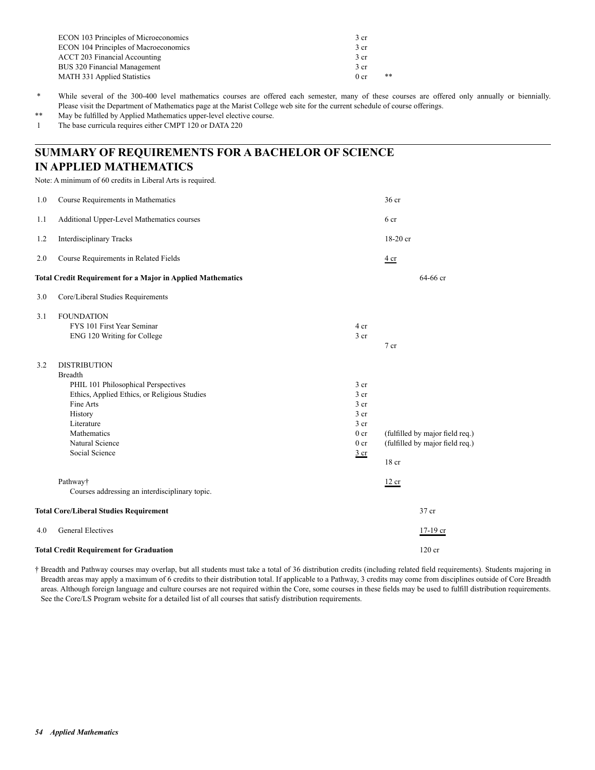| | | |
|---|---|---|
| ECON 103 Principles of Microeconomics | 3 cr | |
| ECON 104 Principles of Macroeconomics | 3 cr | |
| ACCT 203 Financial Accounting | 3 cr | |
| BUS 320 Financial Management | 3 cr | |
| MATH 331 Applied Statistics | 0 cr | ** |

\* While several of the 300-400 level mathematics courses are offered each semester, many of these courses are offered only annually or biennially. Please visit the Department of Mathematics page at the Marist College web site for the current schedule of course offerings.

\*\* May be fulfilled by Applied Mathematics upper-level elective course.

1 The base curricula requires either CMPT 120 or DATA 220

## SUMMARY OF REQUIREMENTS FOR A BACHELOR OF SCIENCE IN APPLIED MATHEMATICS

Note: A minimum of 60 credits in Liberal Arts is required.

| | | | | |
|---|---|---|---|---|
| 1.0 | Course Requirements in Mathematics | | 36 cr | |
| 1.1 | Additional Upper-Level Mathematics courses | | 6 cr | |
| 1.2 | Interdisciplinary Tracks | | 18-20 cr | |
| 2.0 | Course Requirements in Related Fields | | 4 cr | |
| **Total Credit Requirement for a Major in Applied Mathematics** | | | | 64-66 cr |
| 3.0 | Core/Liberal Studies Requirements | | | |
| 3.1 | FOUNDATION | | | |
| | FYS 101 First Year Seminar | 4 cr | | |
| | ENG 120 Writing for College | 3 cr | | |
| | | | 7 cr | |
| 3.2 | DISTRIBUTION | | | |
| | Breadth | | | |
| | PHIL 101 Philosophical Perspectives | 3 cr | | |
| | Ethics, Applied Ethics, or Religious Studies | 3 cr | | |
| | Fine Arts | 3 cr | | |
| | History | 3 cr | | |
| | Literature | 3 cr | | |
| | Mathematics | 0 cr | (fulfilled by major field req.) | |
| | Natural Science | 0 cr | (fulfilled by major field req.) | |
| | Social Science | 3 cr | | |
| | | | 18 cr | |
| | Pathway† | | 12 cr | |
| | Courses addressing an interdisciplinary topic. | | | |
| **Total Core/Liberal Studies Requirement** | | | | 37 cr |
| 4.0 | General Electives | | | 17-19 cr |
| **Total Credit Requirement for Graduation** | | | | 120 cr |

† Breadth and Pathway courses may overlap, but all students must take a total of 36 distribution credits (including related field requirements). Students majoring in Breadth areas may apply a maximum of 6 credits to their distribution total. If applicable to a Pathway, 3 credits may come from disciplines outside of Core Breadth areas. Although foreign language and culture courses are not required within the Core, some courses in these fields may be used to fulfill distribution requirements. See the Core/LS Program website for a detailed list of all courses that satisfy distribution requirements.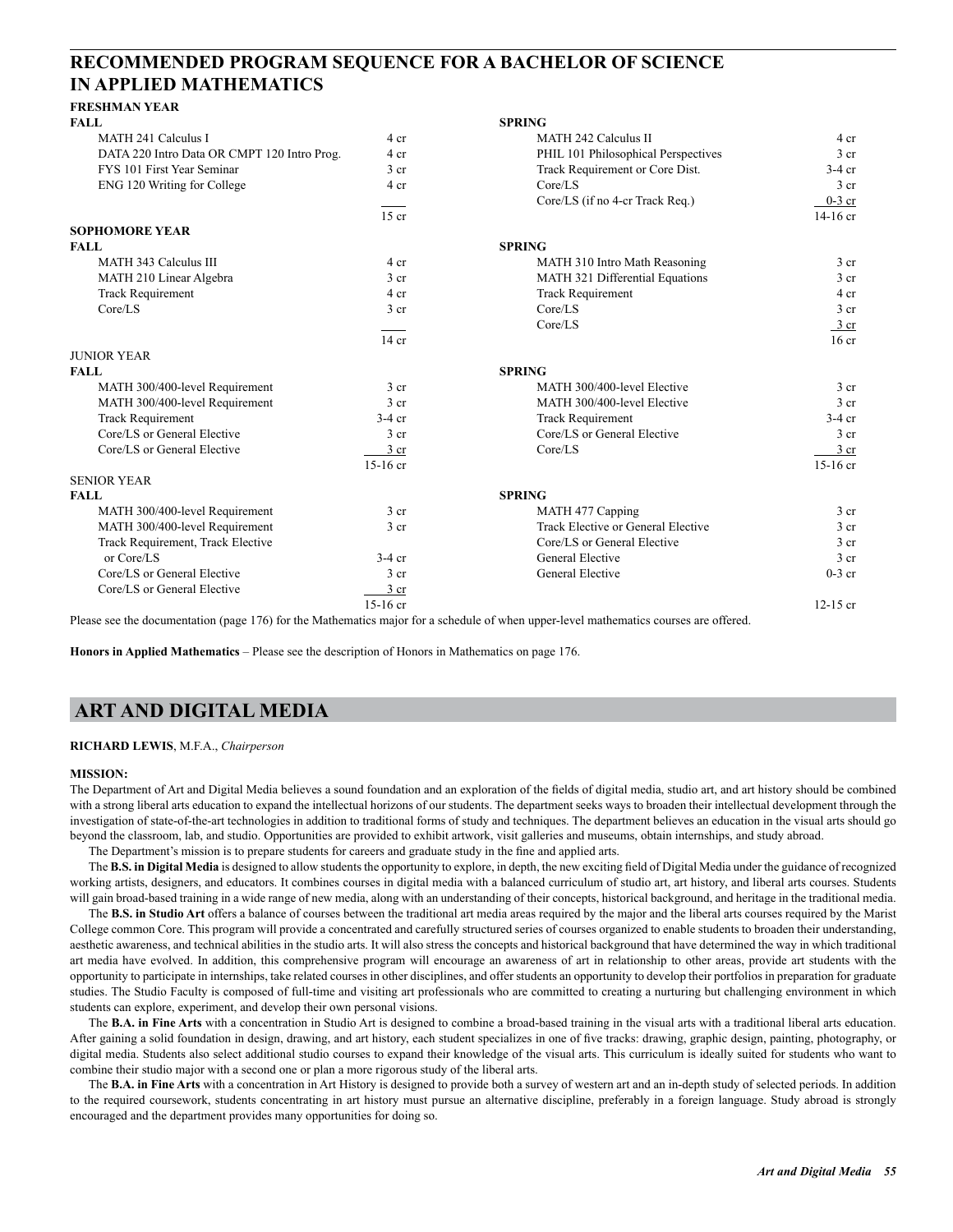## RECOMMENDED PROGRAM SEQUENCE FOR A BACHELOR OF SCIENCE IN APPLIED MATHEMATICS

### FRESHMAN YEAR

| FALL | | SPRING | |
|---|---|---|---|
| MATH 241 Calculus I | 4 cr | MATH 242 Calculus II | 4 cr |
| DATA 220 Intro Data OR CMPT 120 Intro Prog. | 4 cr | PHIL 101 Philosophical Perspectives | 3 cr |
| FYS 101 First Year Seminar | 3 cr | Track Requirement or Core Dist. | 3-4 cr |
| ENG 120 Writing for College | 4 cr | Core/LS | 3 cr |
| | | Core/LS (if no 4-cr Track Req.) | 0-3 cr |
| | 15 cr | | 14-16 cr |

### SOPHOMORE YEAR

| FALL | | SPRING | |
|---|---|---|---|
| MATH 343 Calculus III | 4 cr | MATH 310 Intro Math Reasoning | 3 cr |
| MATH 210 Linear Algebra | 3 cr | MATH 321 Differential Equations | 3 cr |
| Track Requirement | 4 cr | Track Requirement | 4 cr |
| Core/LS | 3 cr | Core/LS | 3 cr |
| | | Core/LS | 3 cr |
| | 14 cr | | 16 cr |

### JUNIOR YEAR

| FALL | | SPRING | |
|---|---|---|---|
| MATH 300/400-level Requirement | 3 cr | MATH 300/400-level Elective | 3 cr |
| MATH 300/400-level Requirement | 3 cr | MATH 300/400-level Elective | 3 cr |
| Track Requirement | 3-4 cr | Track Requirement | 3-4 cr |
| Core/LS or General Elective | 3 cr | Core/LS or General Elective | 3 cr |
| Core/LS or General Elective | 3 cr | Core/LS | 3 cr |
| | 15-16 cr | | 15-16 cr |

### SENIOR YEAR

| FALL | | SPRING | |
|---|---|---|---|
| MATH 300/400-level Requirement | 3 cr | MATH 477 Capping | 3 cr |
| MATH 300/400-level Requirement | 3 cr | Track Elective or General Elective | 3 cr |
| Track Requirement, Track Elective or Core/LS | 3-4 cr | Core/LS or General Elective | 3 cr |
| Core/LS or General Elective | 3 cr | General Elective | 3 cr |
| Core/LS or General Elective | 3 cr | General Elective | 0-3 cr |
| | 15-16 cr | | 12-15 cr |

Please see the documentation (page 176) for the Mathematics major for a schedule of when upper-level mathematics courses are offered.

**Honors in Applied Mathematics** – Please see the description of Honors in Mathematics on page 176.

# ART AND DIGITAL MEDIA

**RICHARD LEWIS**, M.F.A., *Chairperson*

**MISSION:**

The Department of Art and Digital Media believes a sound foundation and an exploration of the fields of digital media, studio art, and art history should be combined with a strong liberal arts education to expand the intellectual horizons of our students. The department seeks ways to broaden their intellectual development through the investigation of state-of-the-art technologies in addition to traditional forms of study and techniques. The department believes an education in the visual arts should go beyond the classroom, lab, and studio. Opportunities are provided to exhibit artwork, visit galleries and museums, obtain internships, and study abroad.

The Department's mission is to prepare students for careers and graduate study in the fine and applied arts.

The **B.S. in Digital Media** is designed to allow students the opportunity to explore, in depth, the new exciting field of Digital Media under the guidance of recognized working artists, designers, and educators. It combines courses in digital media with a balanced curriculum of studio art, art history, and liberal arts courses. Students will gain broad-based training in a wide range of new media, along with an understanding of their concepts, historical background, and heritage in the traditional media.

The **B.S. in Studio Art** offers a balance of courses between the traditional art media areas required by the major and the liberal arts courses required by the Marist College common Core. This program will provide a concentrated and carefully structured series of courses organized to enable students to broaden their understanding, aesthetic awareness, and technical abilities in the studio arts. It will also stress the concepts and historical background that have determined the way in which traditional art media have evolved. In addition, this comprehensive program will encourage an awareness of art in relationship to other areas, provide art students with the opportunity to participate in internships, take related courses in other disciplines, and offer students an opportunity to develop their portfolios in preparation for graduate studies. The Studio Faculty is composed of full-time and visiting art professionals who are committed to creating a nurturing but challenging environment in which students can explore, experiment, and develop their own personal visions.

The **B.A. in Fine Arts** with a concentration in Studio Art is designed to combine a broad-based training in the visual arts with a traditional liberal arts education. After gaining a solid foundation in design, drawing, and art history, each student specializes in one of five tracks: drawing, graphic design, painting, photography, or digital media. Students also select additional studio courses to expand their knowledge of the visual arts. This curriculum is ideally suited for students who want to combine their studio major with a second one or plan a more rigorous study of the liberal arts.

The **B.A. in Fine Arts** with a concentration in Art History is designed to provide both a survey of western art and an in-depth study of selected periods. In addition to the required coursework, students concentrating in art history must pursue an alternative discipline, preferably in a foreign language. Study abroad is strongly encouraged and the department provides many opportunities for doing so.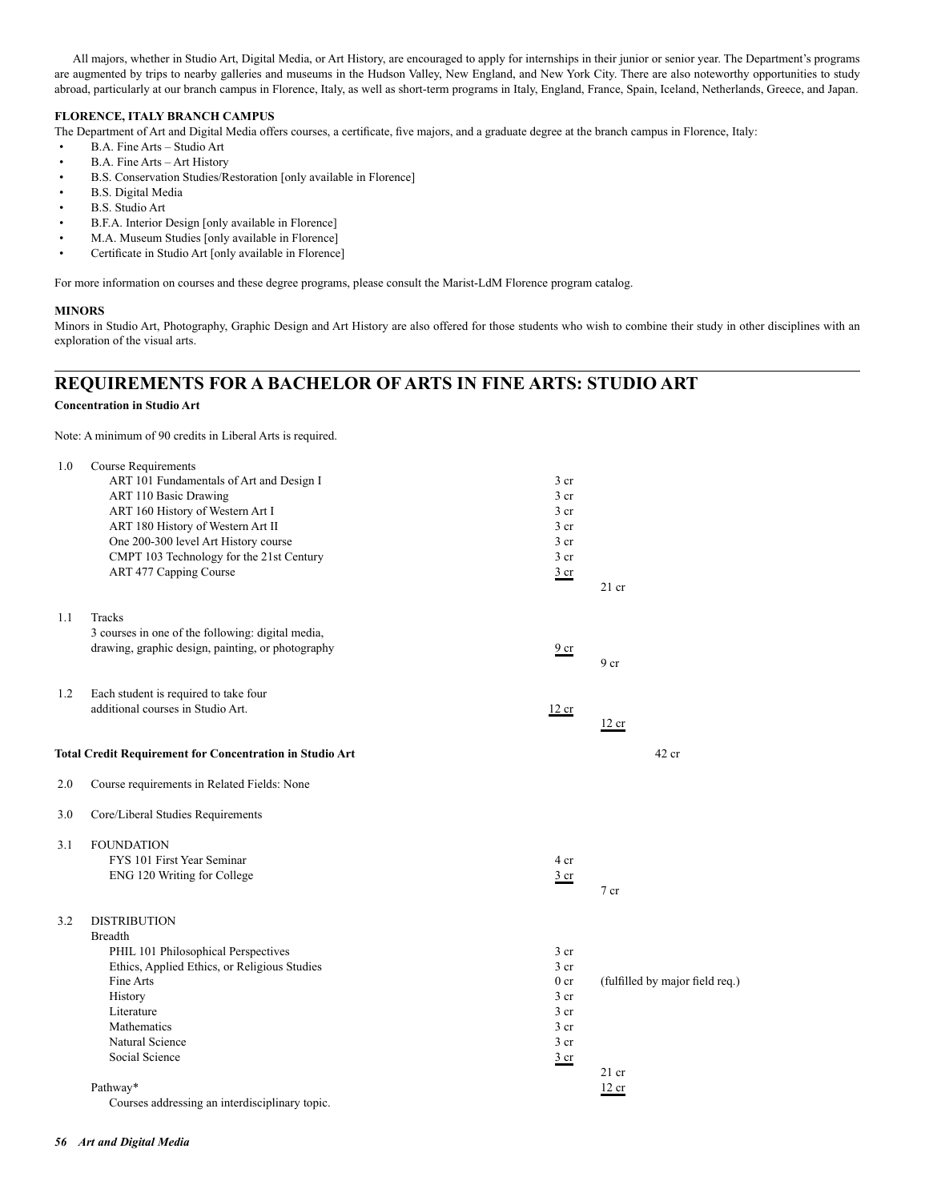All majors, whether in Studio Art, Digital Media, or Art History, are encouraged to apply for internships in their junior or senior year. The Department's programs are augmented by trips to nearby galleries and museums in the Hudson Valley, New England, and New York City. There are also noteworthy opportunities to study abroad, particularly at our branch campus in Florence, Italy, as well as short-term programs in Italy, England, France, Spain, Iceland, Netherlands, Greece, and Japan.

**FLORENCE, ITALY BRANCH CAMPUS**

The Department of Art and Digital Media offers courses, a certificate, five majors, and a graduate degree at the branch campus in Florence, Italy:

- B.A. Fine Arts – Studio Art
- B.A. Fine Arts – Art History
- B.S. Conservation Studies/Restoration [only available in Florence]
- B.S. Digital Media
- B.S. Studio Art
- B.F.A. Interior Design [only available in Florence]
- M.A. Museum Studies [only available in Florence]
- Certificate in Studio Art [only available in Florence]

For more information on courses and these degree programs, please consult the Marist-LdM Florence program catalog.

**MINORS**

Minors in Studio Art, Photography, Graphic Design and Art History are also offered for those students who wish to combine their study in other disciplines with an exploration of the visual arts.

## REQUIREMENTS FOR A BACHELOR OF ARTS IN FINE ARTS: STUDIO ART

**Concentration in Studio Art**

Note: A minimum of 90 credits in Liberal Arts is required.

| | | | |
|---|---|---|---|
| 1.0 | Course Requirements | | |
| | ART 101 Fundamentals of Art and Design I | 3 cr | |
| | ART 110 Basic Drawing | 3 cr | |
| | ART 160 History of Western Art I | 3 cr | |
| | ART 180 History of Western Art II | 3 cr | |
| | One 200-300 level Art History course | 3 cr | |
| | CMPT 103 Technology for the 21st Century | 3 cr | |
| | ART 477 Capping Course | 3 cr | |
| | | | 21 cr |
| 1.1 | Tracks | | |
| | 3 courses in one of the following: digital media, drawing, graphic design, painting, or photography | 9 cr | |
| | | | 9 cr |
| 1.2 | Each student is required to take four additional courses in Studio Art. | 12 cr | |
| | | | 12 cr |
| | **Total Credit Requirement for Concentration in Studio Art** | | 42 cr |
| 2.0 | Course requirements in Related Fields: None | | |
| 3.0 | Core/Liberal Studies Requirements | | |
| 3.1 | FOUNDATION | | |
| | FYS 101 First Year Seminar | 4 cr | |
| | ENG 120 Writing for College | 3 cr | |
| | | | 7 cr |
| 3.2 | DISTRIBUTION | | |
| | Breadth | | |
| | PHIL 101 Philosophical Perspectives | 3 cr | |
| | Ethics, Applied Ethics, or Religious Studies | 3 cr | |
| | Fine Arts | 0 cr | (fulfilled by major field req.) |
| | History | 3 cr | |
| | Literature | 3 cr | |
| | Mathematics | 3 cr | |
| | Natural Science | 3 cr | |
| | Social Science | 3 cr | |
| | | | 21 cr |
| | Pathway* | | 12 cr |
| | Courses addressing an interdisciplinary topic. | | |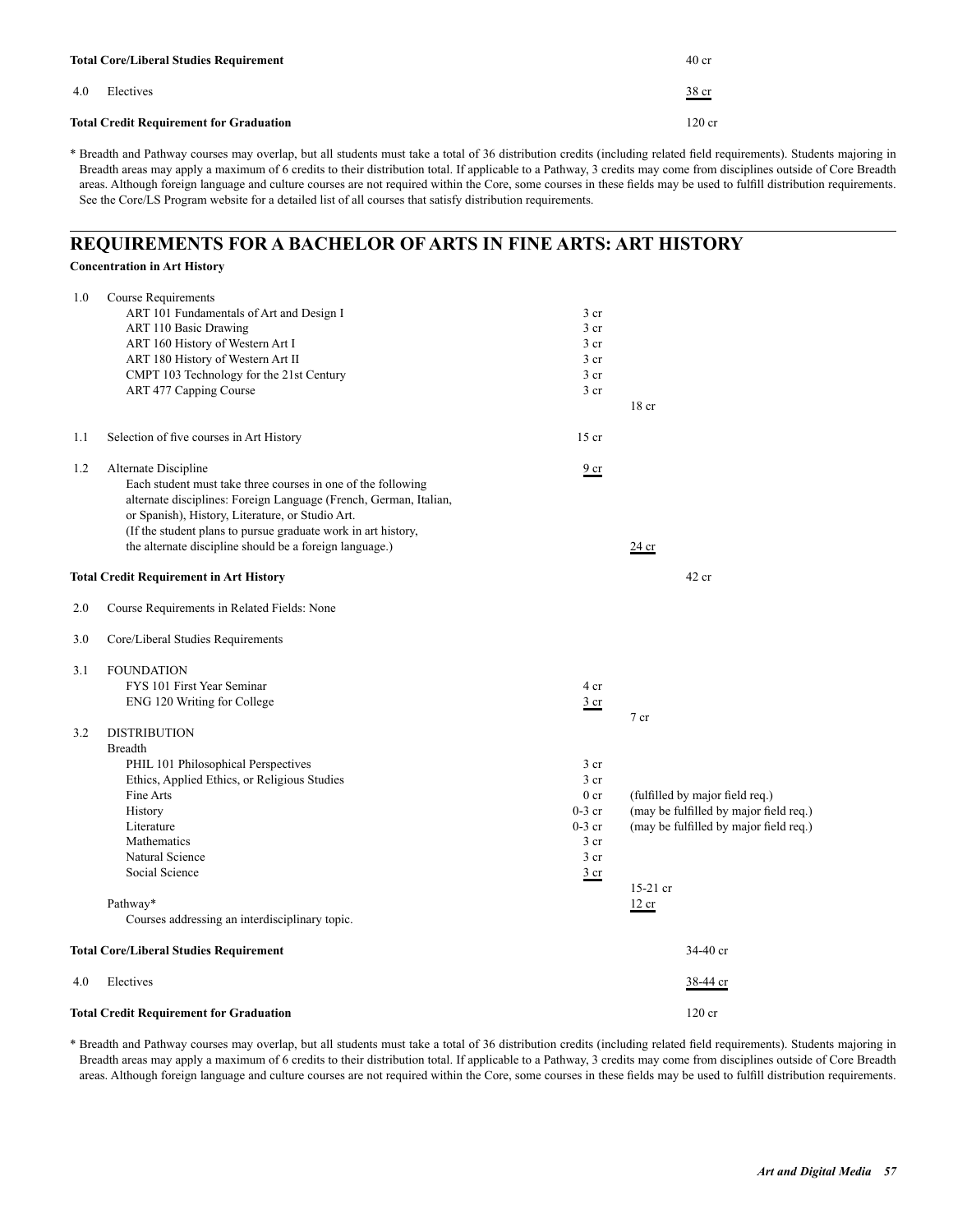| | | | | |
|---|---|---|---|---|
| **Total Core/Liberal Studies Requirement** | | | | 40 cr |
| 4.0 | Electives | | | 38 cr |
| **Total Credit Requirement for Graduation** | | | | 120 cr |

\* Breadth and Pathway courses may overlap, but all students must take a total of 36 distribution credits (including related field requirements). Students majoring in Breadth areas may apply a maximum of 6 credits to their distribution total. If applicable to a Pathway, 3 credits may come from disciplines outside of Core Breadth areas. Although foreign language and culture courses are not required within the Core, some courses in these fields may be used to fulfill distribution requirements. See the Core/LS Program website for a detailed list of all courses that satisfy distribution requirements.

## REQUIREMENTS FOR A BACHELOR OF ARTS IN FINE ARTS: ART HISTORY

**Concentration in Art History**

| | | | | |
|---|---|---|---|---|
| 1.0 | Course Requirements | | | |
| | ART 101 Fundamentals of Art and Design I | 3 cr | | |
| | ART 110 Basic Drawing | 3 cr | | |
| | ART 160 History of Western Art I | 3 cr | | |
| | ART 180 History of Western Art II | 3 cr | | |
| | CMPT 103 Technology for the 21st Century | 3 cr | | |
| | ART 477 Capping Course | 3 cr | | |
| | | | 18 cr | |
| 1.1 | Selection of five courses in Art History | 15 cr | | |
| 1.2 | Alternate Discipline<br>Each student must take three courses in one of the following alternate disciplines: Foreign Language (French, German, Italian, or Spanish), History, Literature, or Studio Art.<br>(If the student plans to pursue graduate work in art history, the alternate discipline should be a foreign language.) | 9 cr | 24 cr | |
| **Total Credit Requirement in Art History** | | | | 42 cr |
| 2.0 | Course Requirements in Related Fields: None | | | |
| 3.0 | Core/Liberal Studies Requirements | | | |
| 3.1 | FOUNDATION | | | |
| | FYS 101 First Year Seminar | 4 cr | | |
| | ENG 120 Writing for College | 3 cr | | |
| | | | 7 cr | |
| 3.2 | DISTRIBUTION | | | |
| | Breadth | | | |
| | PHIL 101 Philosophical Perspectives | 3 cr | | |
| | Ethics, Applied Ethics, or Religious Studies | 3 cr | | |
| | Fine Arts | 0 cr | (fulfilled by major field req.) | |
| | History | 0-3 cr | (may be fulfilled by major field req.) | |
| | Literature | 0-3 cr | (may be fulfilled by major field req.) | |
| | Mathematics | 3 cr | | |
| | Natural Science | 3 cr | | |
| | Social Science | 3 cr | | |
| | | | 15-21 cr | |
| | Pathway*<br>Courses addressing an interdisciplinary topic. | | 12 cr | |
| **Total Core/Liberal Studies Requirement** | | | | 34-40 cr |
| 4.0 | Electives | | | 38-44 cr |
| **Total Credit Requirement for Graduation** | | | | 120 cr |

\* Breadth and Pathway courses may overlap, but all students must take a total of 36 distribution credits (including related field requirements). Students majoring in Breadth areas may apply a maximum of 6 credits to their distribution total. If applicable to a Pathway, 3 credits may come from disciplines outside of Core Breadth areas. Although foreign language and culture courses are not required within the Core, some courses in these fields may be used to fulfill distribution requirements.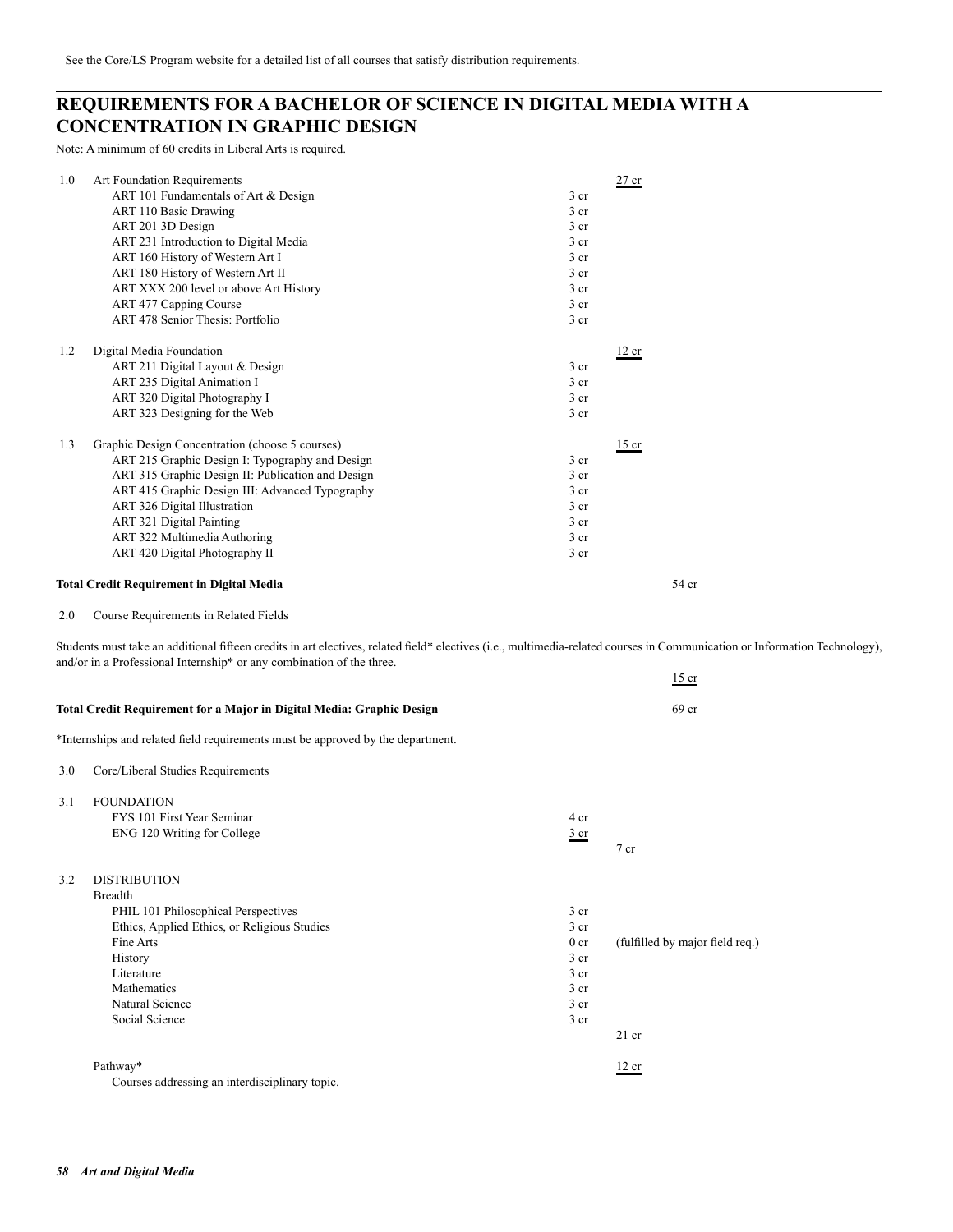See the Core/LS Program website for a detailed list of all courses that satisfy distribution requirements.

## REQUIREMENTS FOR A BACHELOR OF SCIENCE IN DIGITAL MEDIA WITH A CONCENTRATION IN GRAPHIC DESIGN

Note: A minimum of 60 credits in Liberal Arts is required.

| | | | | |
|---|---|---|---|---|
| 1.0 | Art Foundation Requirements | | 27 cr | |
| | ART 101 Fundamentals of Art & Design | 3 cr | | |
| | ART 110 Basic Drawing | 3 cr | | |
| | ART 201 3D Design | 3 cr | | |
| | ART 231 Introduction to Digital Media | 3 cr | | |
| | ART 160 History of Western Art I | 3 cr | | |
| | ART 180 History of Western Art II | 3 cr | | |
| | ART XXX 200 level or above Art History | 3 cr | | |
| | ART 477 Capping Course | 3 cr | | |
| | ART 478 Senior Thesis: Portfolio | 3 cr | | |
| 1.2 | Digital Media Foundation | | 12 cr | |
| | ART 211 Digital Layout & Design | 3 cr | | |
| | ART 235 Digital Animation I | 3 cr | | |
| | ART 320 Digital Photography I | 3 cr | | |
| | ART 323 Designing for the Web | 3 cr | | |
| 1.3 | Graphic Design Concentration (choose 5 courses) | | 15 cr | |
| | ART 215 Graphic Design I: Typography and Design | 3 cr | | |
| | ART 315 Graphic Design II: Publication and Design | 3 cr | | |
| | ART 415 Graphic Design III: Advanced Typography | 3 cr | | |
| | ART 326 Digital Illustration | 3 cr | | |
| | ART 321 Digital Painting | 3 cr | | |
| | ART 322 Multimedia Authoring | 3 cr | | |
| | ART 420 Digital Photography II | 3 cr | | |

**Total Credit Requirement in Digital Media** 54 cr

2.0 Course Requirements in Related Fields

Students must take an additional fifteen credits in art electives, related field* electives (i.e., multimedia-related courses in Communication or Information Technology), and/or in a Professional Internship* or any combination of the three.

15 cr

**Total Credit Requirement for a Major in Digital Media: Graphic Design** 69 cr

*Internships and related field requirements must be approved by the department.

3.0 Core/Liberal Studies Requirements

| | | | |
|---|---|---|---|
| 3.1 | FOUNDATION | | |
| | FYS 101 First Year Seminar | 4 cr | |
| | ENG 120 Writing for College | 3 cr | |
| | | | 7 cr |
| 3.2 | DISTRIBUTION | | |
| | Breadth | | |
| | PHIL 101 Philosophical Perspectives | 3 cr | |
| | Ethics, Applied Ethics, or Religious Studies | 3 cr | |
| | Fine Arts | 0 cr | (fulfilled by major field req.) |
| | History | 3 cr | |
| | Literature | 3 cr | |
| | Mathematics | 3 cr | |
| | Natural Science | 3 cr | |
| | Social Science | 3 cr | |
| | | | 21 cr |
| | Pathway* | | 12 cr |
| | Courses addressing an interdisciplinary topic. | | |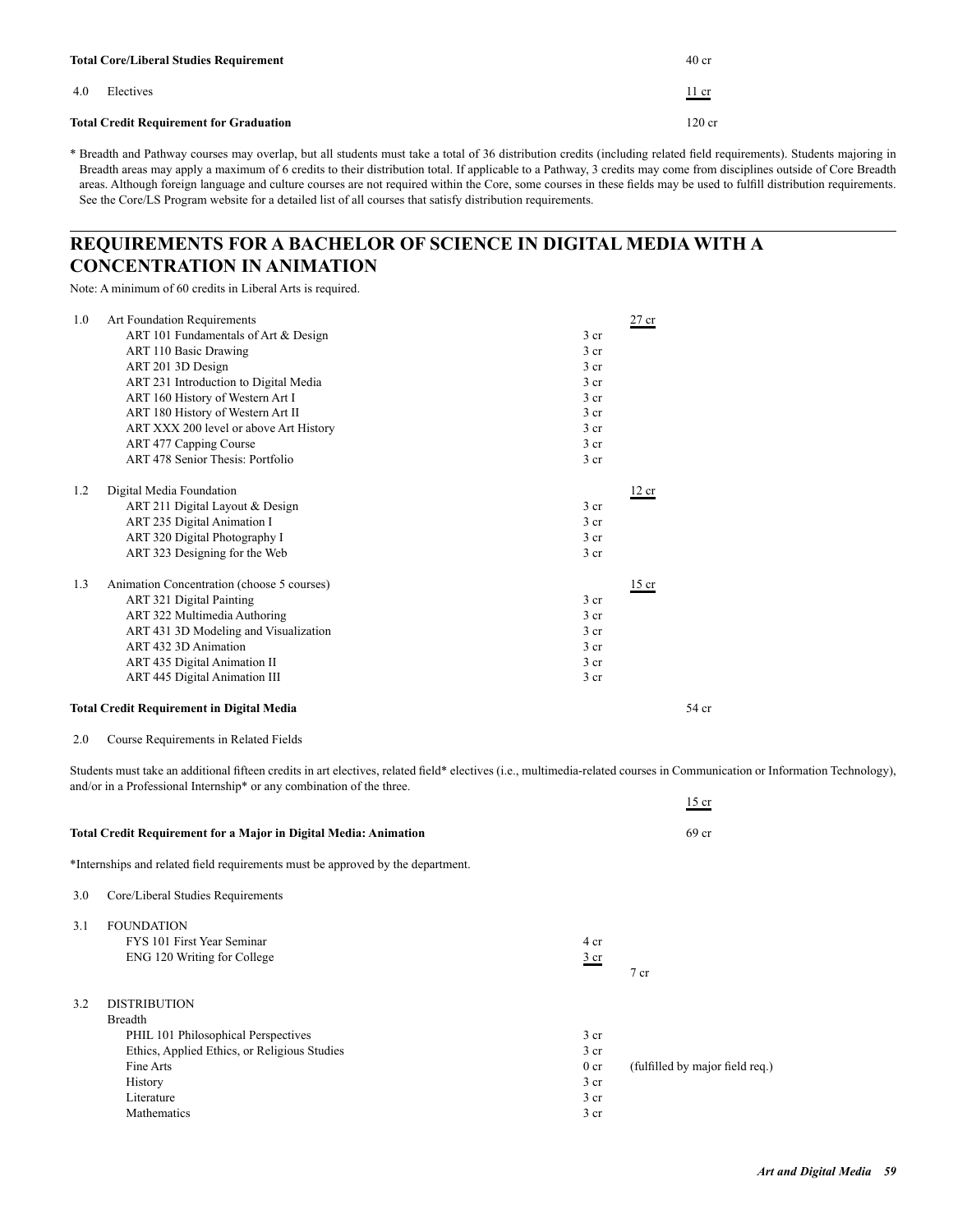| | | |
|---|---|---|
| **Total Core/Liberal Studies Requirement** | | 40 cr |
| 4.0 Electives | | 11 cr |
| **Total Credit Requirement for Graduation** | | 120 cr |

\* Breadth and Pathway courses may overlap, but all students must take a total of 36 distribution credits (including related field requirements). Students majoring in Breadth areas may apply a maximum of 6 credits to their distribution total. If applicable to a Pathway, 3 credits may come from disciplines outside of Core Breadth areas. Although foreign language and culture courses are not required within the Core, some courses in these fields may be used to fulfill distribution requirements. See the Core/LS Program website for a detailed list of all courses that satisfy distribution requirements.

## REQUIREMENTS FOR A BACHELOR OF SCIENCE IN DIGITAL MEDIA WITH A CONCENTRATION IN ANIMATION

Note: A minimum of 60 credits in Liberal Arts is required.

| | | | | |
|---|---|---|---|---|
| 1.0 | Art Foundation Requirements | | 27 cr | |
| | ART 101 Fundamentals of Art & Design | 3 cr | | |
| | ART 110 Basic Drawing | 3 cr | | |
| | ART 201 3D Design | 3 cr | | |
| | ART 231 Introduction to Digital Media | 3 cr | | |
| | ART 160 History of Western Art I | 3 cr | | |
| | ART 180 History of Western Art II | 3 cr | | |
| | ART XXX 200 level or above Art History | 3 cr | | |
| | ART 477 Capping Course | 3 cr | | |
| | ART 478 Senior Thesis: Portfolio | 3 cr | | |
| 1.2 | Digital Media Foundation | | 12 cr | |
| | ART 211 Digital Layout & Design | 3 cr | | |
| | ART 235 Digital Animation I | 3 cr | | |
| | ART 320 Digital Photography I | 3 cr | | |
| | ART 323 Designing for the Web | 3 cr | | |
| 1.3 | Animation Concentration (choose 5 courses) | | 15 cr | |
| | ART 321 Digital Painting | 3 cr | | |
| | ART 322 Multimedia Authoring | 3 cr | | |
| | ART 431 3D Modeling and Visualization | 3 cr | | |
| | ART 432 3D Animation | 3 cr | | |
| | ART 435 Digital Animation II | 3 cr | | |
| | ART 445 Digital Animation III | 3 cr | | |
| | **Total Credit Requirement in Digital Media** | | | 54 cr |

2.0 Course Requirements in Related Fields

Students must take an additional fifteen credits in art electives, related field\* electives (i.e., multimedia-related courses in Communication or Information Technology), and/or in a Professional Internship\* or any combination of the three.

15 cr

**Total Credit Requirement for a Major in Digital Media: Animation** 69 cr

\*Internships and related field requirements must be approved by the department.

3.0 Core/Liberal Studies Requirements

| | | | |
|---|---|---|---|
| 3.1 | FOUNDATION | | |
| | FYS 101 First Year Seminar | 4 cr | |
| | ENG 120 Writing for College | 3 cr | |
| | | | 7 cr |
| 3.2 | DISTRIBUTION | | |
| | Breadth | | |
| | PHIL 101 Philosophical Perspectives | 3 cr | |
| | Ethics, Applied Ethics, or Religious Studies | 3 cr | |
| | Fine Arts | 0 cr | (fulfilled by major field req.) |
| | History | 3 cr | |
| | Literature | 3 cr | |
| | Mathematics | 3 cr | |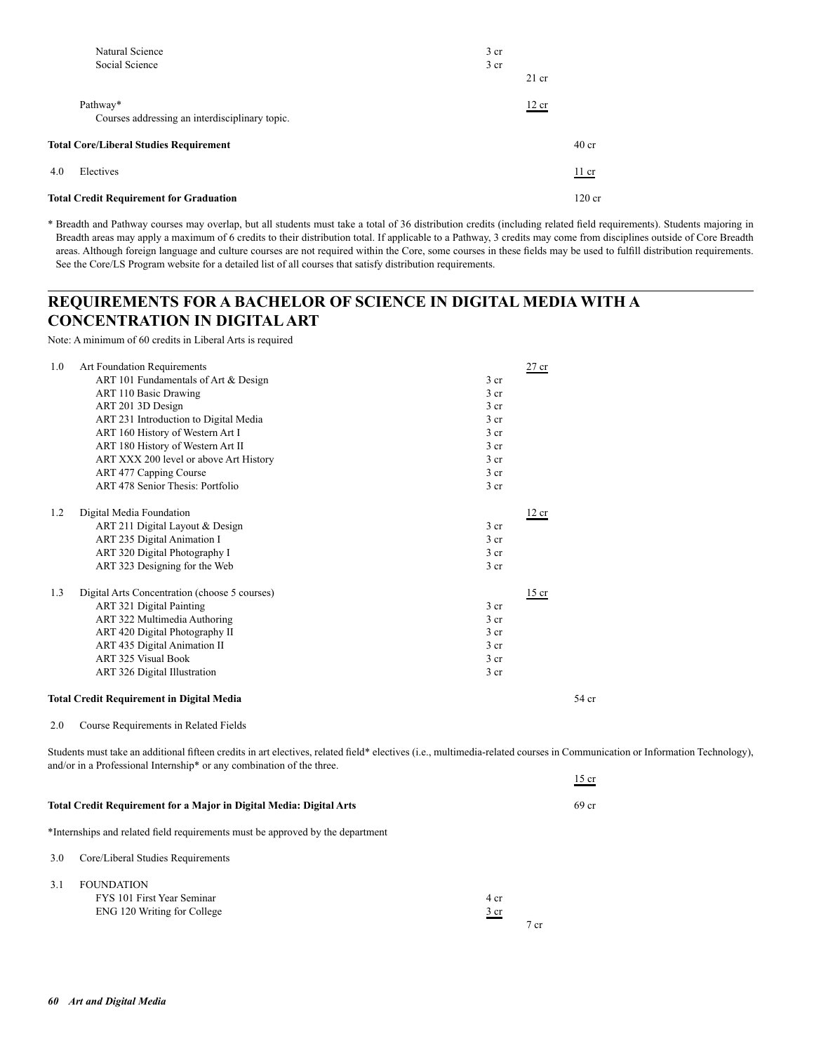| | | | | |
|---|---|---|---|---|
| | Natural Science | 3 cr | | |
| | Social Science | 3 cr | | |
| | | | 21 cr | |
| | Pathway* | | 12 cr | |
| | Courses addressing an interdisciplinary topic. | | | |
| **Total Core/Liberal Studies Requirement** | | | | 40 cr |
| 4.0 | Electives | | | 11 cr |
| **Total Credit Requirement for Graduation** | | | | 120 cr |

\* Breadth and Pathway courses may overlap, but all students must take a total of 36 distribution credits (including related field requirements). Students majoring in Breadth areas may apply a maximum of 6 credits to their distribution total. If applicable to a Pathway, 3 credits may come from disciplines outside of Core Breadth areas. Although foreign language and culture courses are not required within the Core, some courses in these fields may be used to fulfill distribution requirements. See the Core/LS Program website for a detailed list of all courses that satisfy distribution requirements.

## REQUIREMENTS FOR A BACHELOR OF SCIENCE IN DIGITAL MEDIA WITH A CONCENTRATION IN DIGITAL ART

Note: A minimum of 60 credits in Liberal Arts is required

| | | | | |
|---|---|---|---|---|
| 1.0 | Art Foundation Requirements | | 27 cr | |
| | ART 101 Fundamentals of Art & Design | 3 cr | | |
| | ART 110 Basic Drawing | 3 cr | | |
| | ART 201 3D Design | 3 cr | | |
| | ART 231 Introduction to Digital Media | 3 cr | | |
| | ART 160 History of Western Art I | 3 cr | | |
| | ART 180 History of Western Art II | 3 cr | | |
| | ART XXX 200 level or above Art History | 3 cr | | |
| | ART 477 Capping Course | 3 cr | | |
| | ART 478 Senior Thesis: Portfolio | 3 cr | | |
| 1.2 | Digital Media Foundation | | 12 cr | |
| | ART 211 Digital Layout & Design | 3 cr | | |
| | ART 235 Digital Animation I | 3 cr | | |
| | ART 320 Digital Photography I | 3 cr | | |
| | ART 323 Designing for the Web | 3 cr | | |
| 1.3 | Digital Arts Concentration (choose 5 courses) | | 15 cr | |
| | ART 321 Digital Painting | 3 cr | | |
| | ART 322 Multimedia Authoring | 3 cr | | |
| | ART 420 Digital Photography II | 3 cr | | |
| | ART 435 Digital Animation II | 3 cr | | |
| | ART 325 Visual Book | 3 cr | | |
| | ART 326 Digital Illustration | 3 cr | | |
| **Total Credit Requirement in Digital Media** | | | | 54 cr |
| 2.0 | Course Requirements in Related Fields | | | |

Students must take an additional fifteen credits in art electives, related field* electives (i.e., multimedia-related courses in Communication or Information Technology), and/or in a Professional Internship* or any combination of the three.

| | | | | |
|---|---|---|---|---|
| | | | | 15 cr |
| **Total Credit Requirement for a Major in Digital Media: Digital Arts** | | | | 69 cr |

\*Internships and related field requirements must be approved by the department

| | | | | |
|---|---|---|---|---|
| 3.0 | Core/Liberal Studies Requirements | | | |
| 3.1 | FOUNDATION | | | |
| | FYS 101 First Year Seminar | 4 cr | | |
| | ENG 120 Writing for College | 3 cr | | |
| | | | 7 cr | |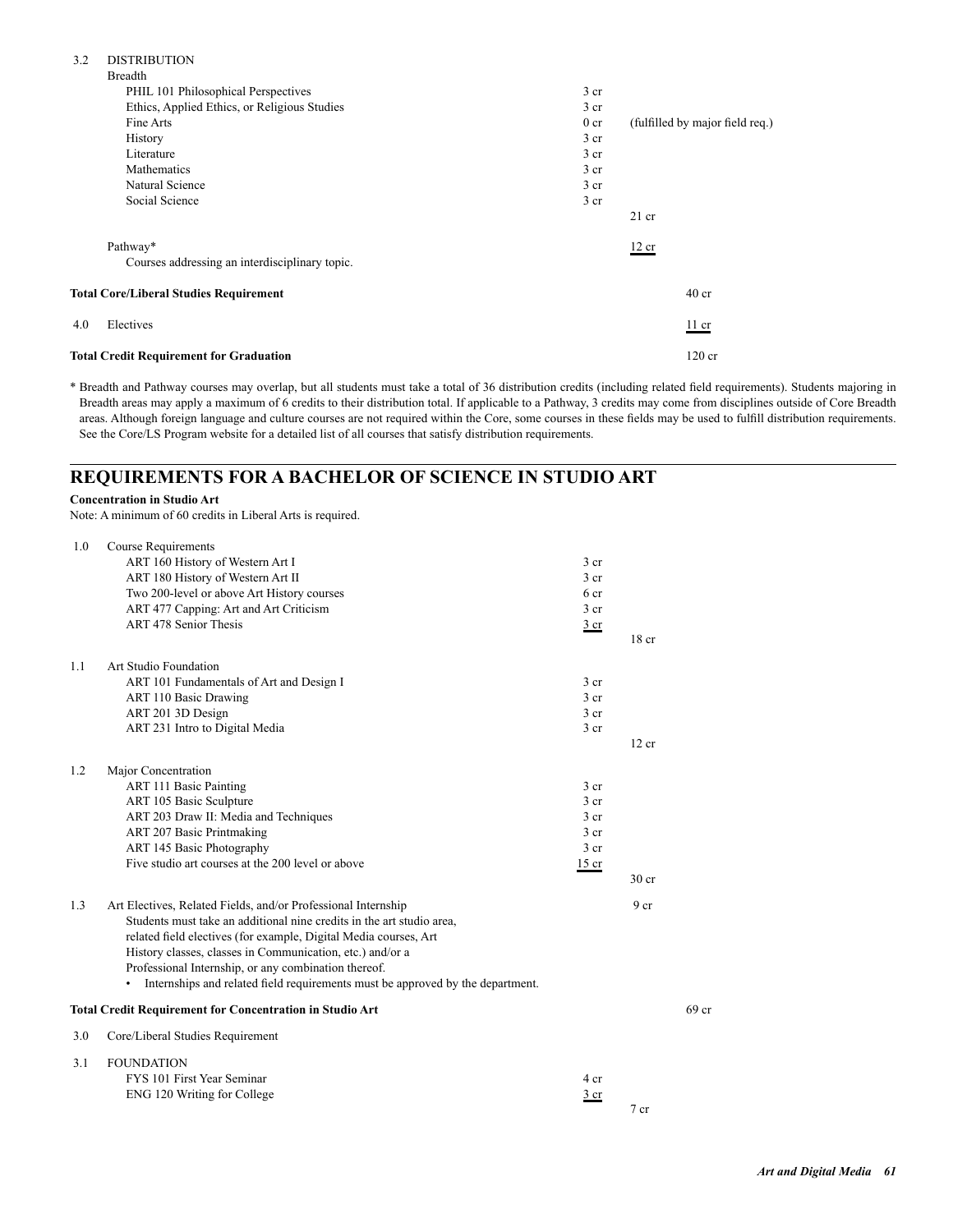| | | | | |
|---|---|---|---|---|
| 3.2 | DISTRIBUTION | | | |
| | Breadth | | | |
| | PHIL 101 Philosophical Perspectives | 3 cr | | |
| | Ethics, Applied Ethics, or Religious Studies | 3 cr | | |
| | Fine Arts | 0 cr | (fulfilled by major field req.) | |
| | History | 3 cr | | |
| | Literature | 3 cr | | |
| | Mathematics | 3 cr | | |
| | Natural Science | 3 cr | | |
| | Social Science | 3 cr | | |
| | | | 21 cr | |
| | Pathway* | | 12 cr | |
| | Courses addressing an interdisciplinary topic. | | | |
| | **Total Core/Liberal Studies Requirement** | | | 40 cr |
| 4.0 | Electives | | | 11 cr |
| | **Total Credit Requirement for Graduation** | | | 120 cr |

* Breadth and Pathway courses may overlap, but all students must take a total of 36 distribution credits (including related field requirements). Students majoring in Breadth areas may apply a maximum of 6 credits to their distribution total. If applicable to a Pathway, 3 credits may come from disciplines outside of Core Breadth areas. Although foreign language and culture courses are not required within the Core, some courses in these fields may be used to fulfill distribution requirements. See the Core/LS Program website for a detailed list of all courses that satisfy distribution requirements.

## REQUIREMENTS FOR A BACHELOR OF SCIENCE IN STUDIO ART

**Concentration in Studio Art**

Note: A minimum of 60 credits in Liberal Arts is required.

| | | | | |
|---|---|---|---|---|
| 1.0 | Course Requirements | | | |
| | ART 160 History of Western Art I | 3 cr | | |
| | ART 180 History of Western Art II | 3 cr | | |
| | Two 200-level or above Art History courses | 6 cr | | |
| | ART 477 Capping: Art and Art Criticism | 3 cr | | |
| | ART 478 Senior Thesis | 3 cr | | |
| | | | 18 cr | |
| 1.1 | Art Studio Foundation | | | |
| | ART 101 Fundamentals of Art and Design I | 3 cr | | |
| | ART 110 Basic Drawing | 3 cr | | |
| | ART 201 3D Design | 3 cr | | |
| | ART 231 Intro to Digital Media | 3 cr | | |
| | | | 12 cr | |
| 1.2 | Major Concentration | | | |
| | ART 111 Basic Painting | 3 cr | | |
| | ART 105 Basic Sculpture | 3 cr | | |
| | ART 203 Draw II: Media and Techniques | 3 cr | | |
| | ART 207 Basic Printmaking | 3 cr | | |
| | ART 145 Basic Photography | 3 cr | | |
| | Five studio art courses at the 200 level or above | 15 cr | | |
| | | | 30 cr | |
| 1.3 | Art Electives, Related Fields, and/or Professional Internship | | 9 cr | |
| | Students must take an additional nine credits in the art studio area, related field electives (for example, Digital Media courses, Art History classes, classes in Communication, etc.) and/or a Professional Internship, or any combination thereof. | | | |
| | • Internships and related field requirements must be approved by the department. | | | |
| | **Total Credit Requirement for Concentration in Studio Art** | | | 69 cr |
| 3.0 | Core/Liberal Studies Requirement | | | |
| 3.1 | FOUNDATION | | | |
| | FYS 101 First Year Seminar | 4 cr | | |
| | ENG 120 Writing for College | 3 cr | | |
| | | | 7 cr | |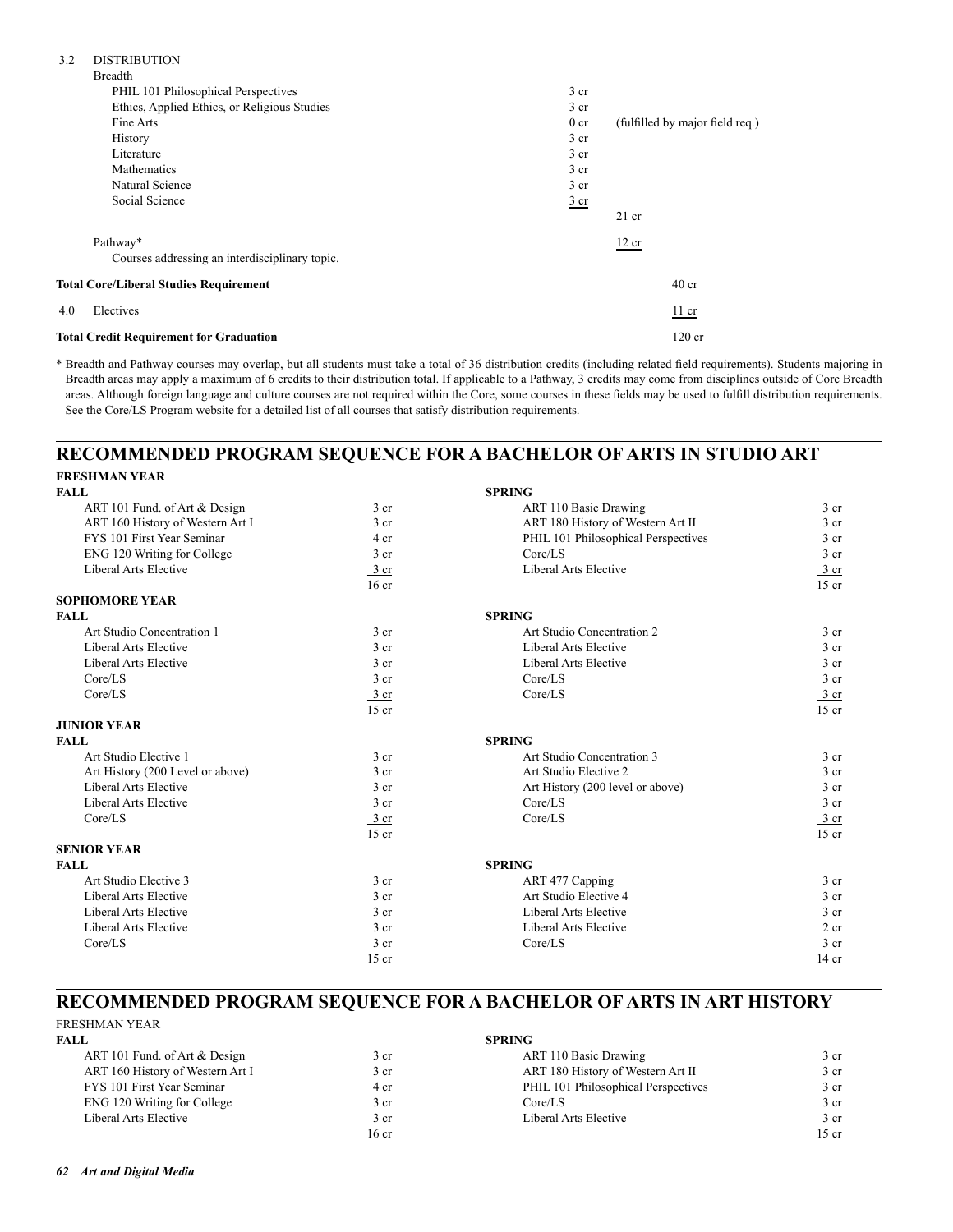3.2 DISTRIBUTION

Breadth

| | | | |
|---|---|---|---|
| PHIL 101 Philosophical Perspectives | 3 cr | | |
| Ethics, Applied Ethics, or Religious Studies | 3 cr | | |
| Fine Arts | 0 cr | (fulfilled by major field req.) | |
| History | 3 cr | | |
| Literature | 3 cr | | |
| Mathematics | 3 cr | | |
| Natural Science | 3 cr | | |
| Social Science | 3 cr | | |
| | | 21 cr | |
| Pathway* | | 12 cr | |
| Courses addressing an interdisciplinary topic. | | | |
| **Total Core/Liberal Studies Requirement** | | | 40 cr |
| 4.0 Electives | | | 11 cr |
| **Total Credit Requirement for Graduation** | | | 120 cr |

\* Breadth and Pathway courses may overlap, but all students must take a total of 36 distribution credits (including related field requirements). Students majoring in Breadth areas may apply a maximum of 6 credits to their distribution total. If applicable to a Pathway, 3 credits may come from disciplines outside of Core Breadth areas. Although foreign language and culture courses are not required within the Core, some courses in these fields may be used to fulfill distribution requirements. See the Core/LS Program website for a detailed list of all courses that satisfy distribution requirements.

## RECOMMENDED PROGRAM SEQUENCE FOR A BACHELOR OF ARTS IN STUDIO ART

**FRESHMAN YEAR**

| FALL | | SPRING | |
|---|---|---|---|
| ART 101 Fund. of Art & Design | 3 cr | ART 110 Basic Drawing | 3 cr |
| ART 160 History of Western Art I | 3 cr | ART 180 History of Western Art II | 3 cr |
| FYS 101 First Year Seminar | 4 cr | PHIL 101 Philosophical Perspectives | 3 cr |
| ENG 120 Writing for College | 3 cr | Core/LS | 3 cr |
| Liberal Arts Elective | 3 cr | Liberal Arts Elective | 3 cr |
| | 16 cr | | 15 cr |

**SOPHOMORE YEAR**

| FALL | | SPRING | |
|---|---|---|---|
| Art Studio Concentration 1 | 3 cr | Art Studio Concentration 2 | 3 cr |
| Liberal Arts Elective | 3 cr | Liberal Arts Elective | 3 cr |
| Liberal Arts Elective | 3 cr | Liberal Arts Elective | 3 cr |
| Core/LS | 3 cr | Core/LS | 3 cr |
| Core/LS | 3 cr | Core/LS | 3 cr |
| | 15 cr | | 15 cr |

**JUNIOR YEAR**

| FALL | | SPRING | |
|---|---|---|---|
| Art Studio Elective 1 | 3 cr | Art Studio Concentration 3 | 3 cr |
| Art History (200 Level or above) | 3 cr | Art Studio Elective 2 | 3 cr |
| Liberal Arts Elective | 3 cr | Art History (200 level or above) | 3 cr |
| Liberal Arts Elective | 3 cr | Core/LS | 3 cr |
| Core/LS | 3 cr | Core/LS | 3 cr |
| | 15 cr | | 15 cr |

**SENIOR YEAR**

| FALL | | SPRING | |
|---|---|---|---|
| Art Studio Elective 3 | 3 cr | ART 477 Capping | 3 cr |
| Liberal Arts Elective | 3 cr | Art Studio Elective 4 | 3 cr |
| Liberal Arts Elective | 3 cr | Liberal Arts Elective | 3 cr |
| Liberal Arts Elective | 3 cr | Liberal Arts Elective | 2 cr |
| Core/LS | 3 cr | Core/LS | 3 cr |
| | 15 cr | | 14 cr |

## RECOMMENDED PROGRAM SEQUENCE FOR A BACHELOR OF ARTS IN ART HISTORY

FRESHMAN YEAR

| FALL | | SPRING | |
|---|---|---|---|
| ART 101 Fund. of Art & Design | 3 cr | ART 110 Basic Drawing | 3 cr |
| ART 160 History of Western Art I | 3 cr | ART 180 History of Western Art II | 3 cr |
| FYS 101 First Year Seminar | 4 cr | PHIL 101 Philosophical Perspectives | 3 cr |
| ENG 120 Writing for College | 3 cr | Core/LS | 3 cr |
| Liberal Arts Elective | 3 cr | Liberal Arts Elective | 3 cr |
| | 16 cr | | 15 cr |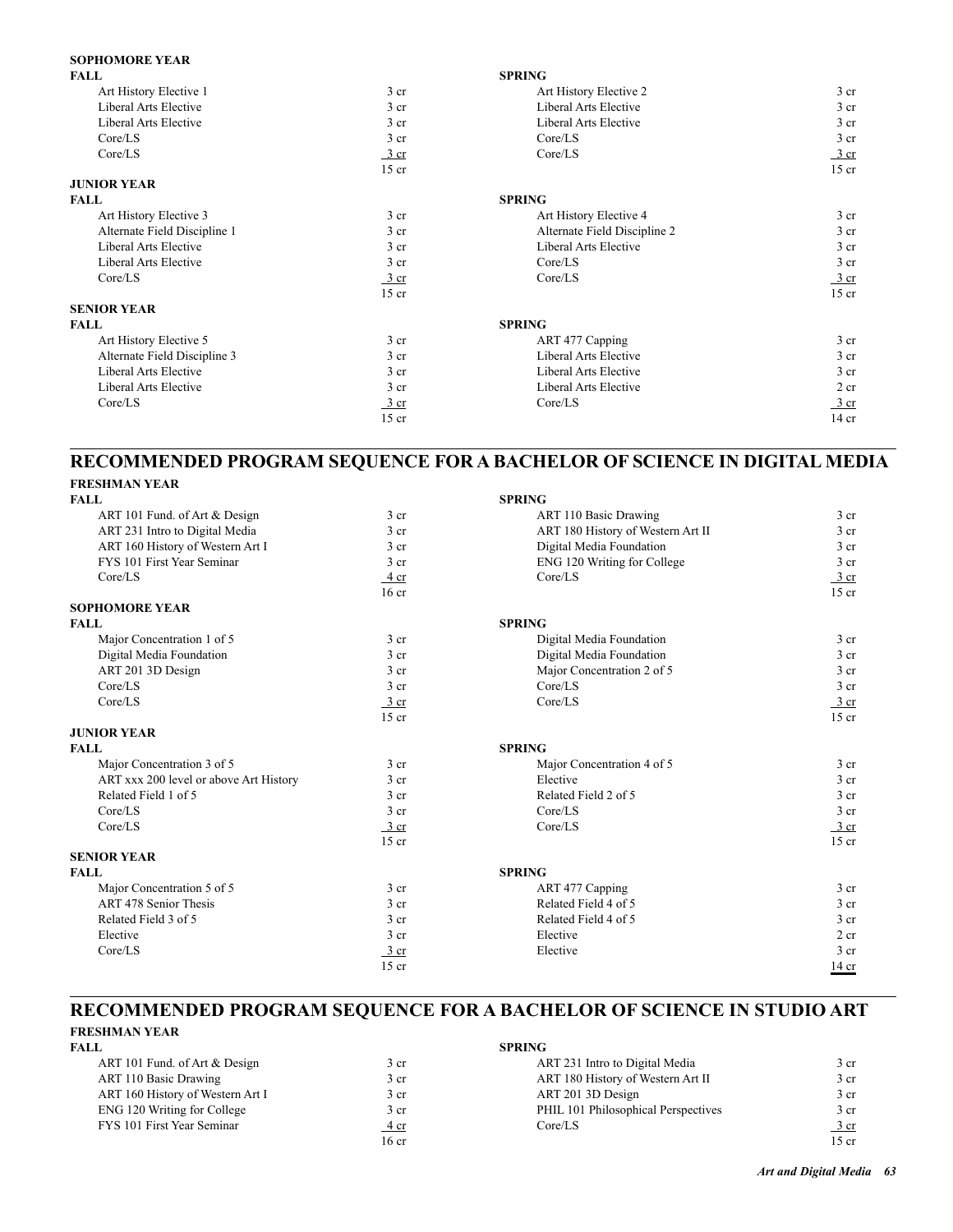**SOPHOMORE YEAR**

| FALL | | SPRING | |
|---|---|---|---|
| Art History Elective 1 | 3 cr | Art History Elective 2 | 3 cr |
| Liberal Arts Elective | 3 cr | Liberal Arts Elective | 3 cr |
| Liberal Arts Elective | 3 cr | Liberal Arts Elective | 3 cr |
| Core/LS | 3 cr | Core/LS | 3 cr |
| Core/LS | 3 cr | Core/LS | 3 cr |
| | 15 cr | | 15 cr |

**JUNIOR YEAR**

| FALL | | SPRING | |
|---|---|---|---|
| Art History Elective 3 | 3 cr | Art History Elective 4 | 3 cr |
| Alternate Field Discipline 1 | 3 cr | Alternate Field Discipline 2 | 3 cr |
| Liberal Arts Elective | 3 cr | Liberal Arts Elective | 3 cr |
| Liberal Arts Elective | 3 cr | Core/LS | 3 cr |
| Core/LS | 3 cr | Core/LS | 3 cr |
| | 15 cr | | 15 cr |

**SENIOR YEAR**

| FALL | | SPRING | |
|---|---|---|---|
| Art History Elective 5 | 3 cr | ART 477 Capping | 3 cr |
| Alternate Field Discipline 3 | 3 cr | Liberal Arts Elective | 3 cr |
| Liberal Arts Elective | 3 cr | Liberal Arts Elective | 3 cr |
| Liberal Arts Elective | 3 cr | Liberal Arts Elective | 2 cr |
| Core/LS | 3 cr | Core/LS | 3 cr |
| | 15 cr | | 14 cr |

## RECOMMENDED PROGRAM SEQUENCE FOR A BACHELOR OF SCIENCE IN DIGITAL MEDIA

**FRESHMAN YEAR**

| FALL | | SPRING | |
|---|---|---|---|
| ART 101 Fund. of Art & Design | 3 cr | ART 110 Basic Drawing | 3 cr |
| ART 231 Intro to Digital Media | 3 cr | ART 180 History of Western Art II | 3 cr |
| ART 160 History of Western Art I | 3 cr | Digital Media Foundation | 3 cr |
| FYS 101 First Year Seminar | 3 cr | ENG 120 Writing for College | 3 cr |
| Core/LS | 4 cr | Core/LS | 3 cr |
| | 16 cr | | 15 cr |

**SOPHOMORE YEAR**

| FALL | | SPRING | |
|---|---|---|---|
| Major Concentration 1 of 5 | 3 cr | Digital Media Foundation | 3 cr |
| Digital Media Foundation | 3 cr | Digital Media Foundation | 3 cr |
| ART 201 3D Design | 3 cr | Major Concentration 2 of 5 | 3 cr |
| Core/LS | 3 cr | Core/LS | 3 cr |
| Core/LS | 3 cr | Core/LS | 3 cr |
| | 15 cr | | 15 cr |

**JUNIOR YEAR**

| FALL | | SPRING | |
|---|---|---|---|
| Major Concentration 3 of 5 | 3 cr | Major Concentration 4 of 5 | 3 cr |
| ART xxx 200 level or above Art History | 3 cr | Elective | 3 cr |
| Related Field 1 of 5 | 3 cr | Related Field 2 of 5 | 3 cr |
| Core/LS | 3 cr | Core/LS | 3 cr |
| Core/LS | 3 cr | Core/LS | 3 cr |
| | 15 cr | | 15 cr |

**SENIOR YEAR**

| FALL | | SPRING | |
|---|---|---|---|
| Major Concentration 5 of 5 | 3 cr | ART 477 Capping | 3 cr |
| ART 478 Senior Thesis | 3 cr | Related Field 4 of 5 | 3 cr |
| Related Field 3 of 5 | 3 cr | Related Field 4 of 5 | 3 cr |
| Elective | 3 cr | Elective | 2 cr |
| Core/LS | 3 cr | Elective | 3 cr |
| | 15 cr | | 14 cr |

## RECOMMENDED PROGRAM SEQUENCE FOR A BACHELOR OF SCIENCE IN STUDIO ART

**FRESHMAN YEAR**

| FALL | | SPRING | |
|---|---|---|---|
| ART 101 Fund. of Art & Design | 3 cr | ART 231 Intro to Digital Media | 3 cr |
| ART 110 Basic Drawing | 3 cr | ART 180 History of Western Art II | 3 cr |
| ART 160 History of Western Art I | 3 cr | ART 201 3D Design | 3 cr |
| ENG 120 Writing for College | 3 cr | PHIL 101 Philosophical Perspectives | 3 cr |
| FYS 101 First Year Seminar | 4 cr | Core/LS | 3 cr |
| | 16 cr | | 15 cr |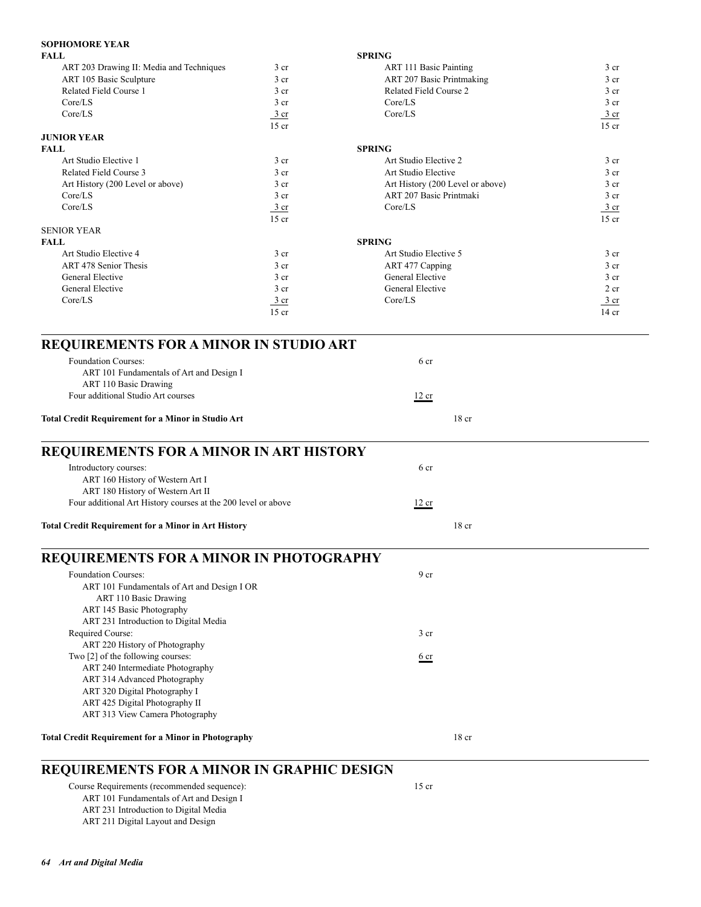**SOPHOMORE YEAR**

| **FALL** | | **SPRING** | |
|---|---|---|---|
| ART 203 Drawing II: Media and Techniques | 3 cr | ART 111 Basic Painting | 3 cr |
| ART 105 Basic Sculpture | 3 cr | ART 207 Basic Printmaking | 3 cr |
| Related Field Course 1 | 3 cr | Related Field Course 2 | 3 cr |
| Core/LS | 3 cr | Core/LS | 3 cr |
| Core/LS | 3 cr | Core/LS | 3 cr |
| | 15 cr | | 15 cr |

**JUNIOR YEAR**

| **FALL** | | **SPRING** | |
|---|---|---|---|
| Art Studio Elective 1 | 3 cr | Art Studio Elective 2 | 3 cr |
| Related Field Course 3 | 3 cr | Art Studio Elective | 3 cr |
| Art History (200 Level or above) | 3 cr | Art History (200 Level or above) | 3 cr |
| Core/LS | 3 cr | ART 207 Basic Printmaki | 3 cr |
| Core/LS | 3 cr | Core/LS | 3 cr |
| | 15 cr | | 15 cr |

SENIOR YEAR

| **FALL** | | **SPRING** | |
|---|---|---|---|
| Art Studio Elective 4 | 3 cr | Art Studio Elective 5 | 3 cr |
| ART 478 Senior Thesis | 3 cr | ART 477 Capping | 3 cr |
| General Elective | 3 cr | General Elective | 3 cr |
| General Elective | 3 cr | General Elective | 2 cr |
| Core/LS | 3 cr | Core/LS | 3 cr |
| | 15 cr | | 14 cr |

## REQUIREMENTS FOR A MINOR IN STUDIO ART

| | |
|---|---|
| Foundation Courses: | 6 cr |
| ART 101 Fundamentals of Art and Design I | |
| ART 110 Basic Drawing | |
| Four additional Studio Art courses | 12 cr |
| **Total Credit Requirement for a Minor in Studio Art** | 18 cr |

## REQUIREMENTS FOR A MINOR IN ART HISTORY

| | |
|---|---|
| Introductory courses: | 6 cr |
| ART 160 History of Western Art I | |
| ART 180 History of Western Art II | |
| Four additional Art History courses at the 200 level or above | 12 cr |
| **Total Credit Requirement for a Minor in Art History** | 18 cr |

## REQUIREMENTS FOR A MINOR IN PHOTOGRAPHY

| | |
|---|---|
| Foundation Courses: | 9 cr |
| ART 101 Fundamentals of Art and Design I OR | |
| ART 110 Basic Drawing | |
| ART 145 Basic Photography | |
| ART 231 Introduction to Digital Media | |
| Required Course: | 3 cr |
| ART 220 History of Photography | |
| Two [2] of the following courses: | 6 cr |
| ART 240 Intermediate Photography | |
| ART 314 Advanced Photography | |
| ART 320 Digital Photography I | |
| ART 425 Digital Photography II | |
| ART 313 View Camera Photography | |
| **Total Credit Requirement for a Minor in Photography** | 18 cr |

## REQUIREMENTS FOR A MINOR IN GRAPHIC DESIGN

| | |
|---|---|
| Course Requirements (recommended sequence): | 15 cr |
| ART 101 Fundamentals of Art and Design I | |
| ART 231 Introduction to Digital Media | |
| ART 211 Digital Layout and Design | |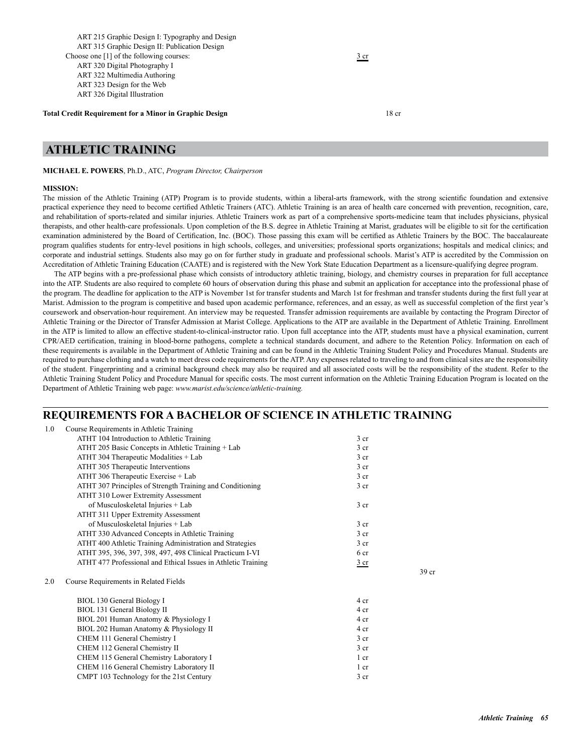ART 215 Graphic Design I: Typography and Design
ART 315 Graphic Design II: Publication Design

Choose one [1] of the following courses: 3 cr

ART 320 Digital Photography I
ART 322 Multimedia Authoring
ART 323 Design for the Web
ART 326 Digital Illustration

**Total Credit Requirement for a Minor in Graphic Design** 18 cr

# ATHLETIC TRAINING

**MICHAEL E. POWERS**, Ph.D., ATC, *Program Director, Chairperson*

**MISSION:**

The mission of the Athletic Training (ATP) Program is to provide students, within a liberal-arts framework, with the strong scientific foundation and extensive practical experience they need to become certified Athletic Trainers (ATC). Athletic Training is an area of health care concerned with prevention, recognition, care, and rehabilitation of sports-related and similar injuries. Athletic Trainers work as part of a comprehensive sports-medicine team that includes physicians, physical therapists, and other health-care professionals. Upon completion of the B.S. degree in Athletic Training at Marist, graduates will be eligible to sit for the certification examination administered by the Board of Certification, Inc. (BOC). Those passing this exam will be certified as Athletic Trainers by the BOC. The baccalaureate program qualifies students for entry-level positions in high schools, colleges, and universities; professional sports organizations; hospitals and medical clinics; and corporate and industrial settings. Students also may go on for further study in graduate and professional schools. Marist's ATP is accredited by the Commission on Accreditation of Athletic Training Education (CAATE) and is registered with the New York State Education Department as a licensure-qualifying degree program.

The ATP begins with a pre-professional phase which consists of introductory athletic training, biology, and chemistry courses in preparation for full acceptance into the ATP. Students are also required to complete 60 hours of observation during this phase and submit an application for acceptance into the professional phase of the program. The deadline for application to the ATP is November 1st for transfer students and March 1st for freshman and transfer students during the first full year at Marist. Admission to the program is competitive and based upon academic performance, references, and an essay, as well as successful completion of the first year's coursework and observation-hour requirement. An interview may be requested. Transfer admission requirements are available by contacting the Program Director of Athletic Training or the Director of Transfer Admission at Marist College. Applications to the ATP are available in the Department of Athletic Training. Enrollment in the ATP is limited to allow an effective student-to-clinical-instructor ratio. Upon full acceptance into the ATP, students must have a physical examination, current CPR/AED certification, training in blood-borne pathogens, complete a technical standards document, and adhere to the Retention Policy. Information on each of these requirements is available in the Department of Athletic Training and can be found in the Athletic Training Student Policy and Procedures Manual. Students are required to purchase clothing and a watch to meet dress code requirements for the ATP. Any expenses related to traveling to and from clinical sites are the responsibility of the student. Fingerprinting and a criminal background check may also be required and all associated costs will be the responsibility of the student. Refer to the Athletic Training Student Policy and Procedure Manual for specific costs. The most current information on the Athletic Training Education Program is located on the Department of Athletic Training web page: *www.marist.edu/science/athletic-training.*

## REQUIREMENTS FOR A BACHELOR OF SCIENCE IN ATHLETIC TRAINING

1.0 Course Requirements in Athletic Training

| Course | Credits | Total |
|---|---|---|
| ATHT 104 Introduction to Athletic Training | 3 cr | |
| ATHT 205 Basic Concepts in Athletic Training + Lab | 3 cr | |
| ATHT 304 Therapeutic Modalities + Lab | 3 cr | |
| ATHT 305 Therapeutic Interventions | 3 cr | |
| ATHT 306 Therapeutic Exercise + Lab | 3 cr | |
| ATHT 307 Principles of Strength Training and Conditioning | 3 cr | |
| ATHT 310 Lower Extremity Assessment of Musculoskeletal Injuries + Lab | 3 cr | |
| ATHT 311 Upper Extremity Assessment of Musculoskeletal Injuries + Lab | 3 cr | |
| ATHT 330 Advanced Concepts in Athletic Training | 3 cr | |
| ATHT 400 Athletic Training Administration and Strategies | 3 cr | |
| ATHT 395, 396, 397, 398, 497, 498 Clinical Practicum I-VI | 6 cr | |
| ATHT 477 Professional and Ethical Issues in Athletic Training | 3 cr | |
| | | 39 cr |

2.0 Course Requirements in Related Fields

| Course | Credits |
|---|---|
| BIOL 130 General Biology I | 4 cr |
| BIOL 131 General Biology II | 4 cr |
| BIOL 201 Human Anatomy & Physiology I | 4 cr |
| BIOL 202 Human Anatomy & Physiology II | 4 cr |
| CHEM 111 General Chemistry I | 3 cr |
| CHEM 112 General Chemistry II | 3 cr |
| CHEM 115 General Chemistry Laboratory I | 1 cr |
| CHEM 116 General Chemistry Laboratory II | 1 cr |
| CMPT 103 Technology for the 21st Century | 3 cr |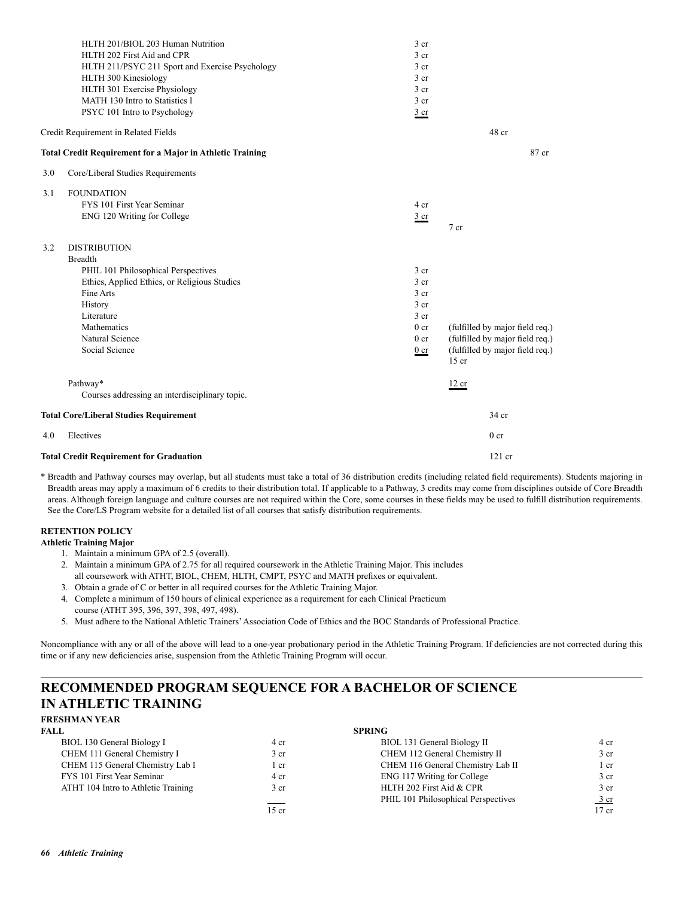| | | |
|---|---|---|
| HLTH 201/BIOL 203 Human Nutrition | 3 cr | |
| HLTH 202 First Aid and CPR | 3 cr | |
| HLTH 211/PSYC 211 Sport and Exercise Psychology | 3 cr | |
| HLTH 300 Kinesiology | 3 cr | |
| HLTH 301 Exercise Physiology | 3 cr | |
| MATH 130 Intro to Statistics I | 3 cr | |
| PSYC 101 Intro to Psychology | 3 cr | |

Credit Requirement in Related Fields — 48 cr

**Total Credit Requirement for a Major in Athletic Training** — 87 cr

3.0 Core/Liberal Studies Requirements

3.1 FOUNDATION

| | | |
|---|---|---|
| FYS 101 First Year Seminar | 4 cr | |
| ENG 120 Writing for College | 3 cr | |
| | | 7 cr |

3.2 DISTRIBUTION

Breadth

| | | |
|---|---|---|
| PHIL 101 Philosophical Perspectives | 3 cr | |
| Ethics, Applied Ethics, or Religious Studies | 3 cr | |
| Fine Arts | 3 cr | |
| History | 3 cr | |
| Literature | 3 cr | |
| Mathematics | 0 cr | (fulfilled by major field req.) |
| Natural Science | 0 cr | (fulfilled by major field req.) |
| Social Science | 0 cr | (fulfilled by major field req.) |
| | | 15 cr |

Pathway* — 12 cr
Courses addressing an interdisciplinary topic.

**Total Core/Liberal Studies Requirement** — 34 cr

4.0 Electives — 0 cr

**Total Credit Requirement for Graduation** — 121 cr

\* Breadth and Pathway courses may overlap, but all students must take a total of 36 distribution credits (including related field requirements). Students majoring in Breadth areas may apply a maximum of 6 credits to their distribution total. If applicable to a Pathway, 3 credits may come from disciplines outside of Core Breadth areas. Although foreign language and culture courses are not required within the Core, some courses in these fields may be used to fulfill distribution requirements. See the Core/LS Program website for a detailed list of all courses that satisfy distribution requirements.

**RETENTION POLICY**

**Athletic Training Major**

1. Maintain a minimum GPA of 2.5 (overall).
2. Maintain a minimum GPA of 2.75 for all required coursework in the Athletic Training Major. This includes all coursework with ATHT, BIOL, CHEM, HLTH, CMPT, PSYC and MATH prefixes or equivalent.
3. Obtain a grade of C or better in all required courses for the Athletic Training Major.
4. Complete a minimum of 150 hours of clinical experience as a requirement for each Clinical Practicum course (ATHT 395, 396, 397, 398, 497, 498).
5. Must adhere to the National Athletic Trainers' Association Code of Ethics and the BOC Standards of Professional Practice.

Noncompliance with any or all of the above will lead to a one-year probationary period in the Athletic Training Program. If deficiencies are not corrected during this time or if any new deficiencies arise, suspension from the Athletic Training Program will occur.

## RECOMMENDED PROGRAM SEQUENCE FOR A BACHELOR OF SCIENCE IN ATHLETIC TRAINING

**FRESHMAN YEAR**

**FALL**

| | |
|---|---|
| BIOL 130 General Biology I | 4 cr |
| CHEM 111 General Chemistry I | 3 cr |
| CHEM 115 General Chemistry Lab I | 1 cr |
| FYS 101 First Year Seminar | 4 cr |
| ATHT 104 Intro to Athletic Training | 3 cr |
| | 15 cr |

**SPRING**

| | |
|---|---|
| BIOL 131 General Biology II | 4 cr |
| CHEM 112 General Chemistry II | 3 cr |
| CHEM 116 General Chemistry Lab II | 1 cr |
| ENG 117 Writing for College | 3 cr |
| HLTH 202 First Aid & CPR | 3 cr |
| PHIL 101 Philosophical Perspectives | 3 cr |
| | 17 cr |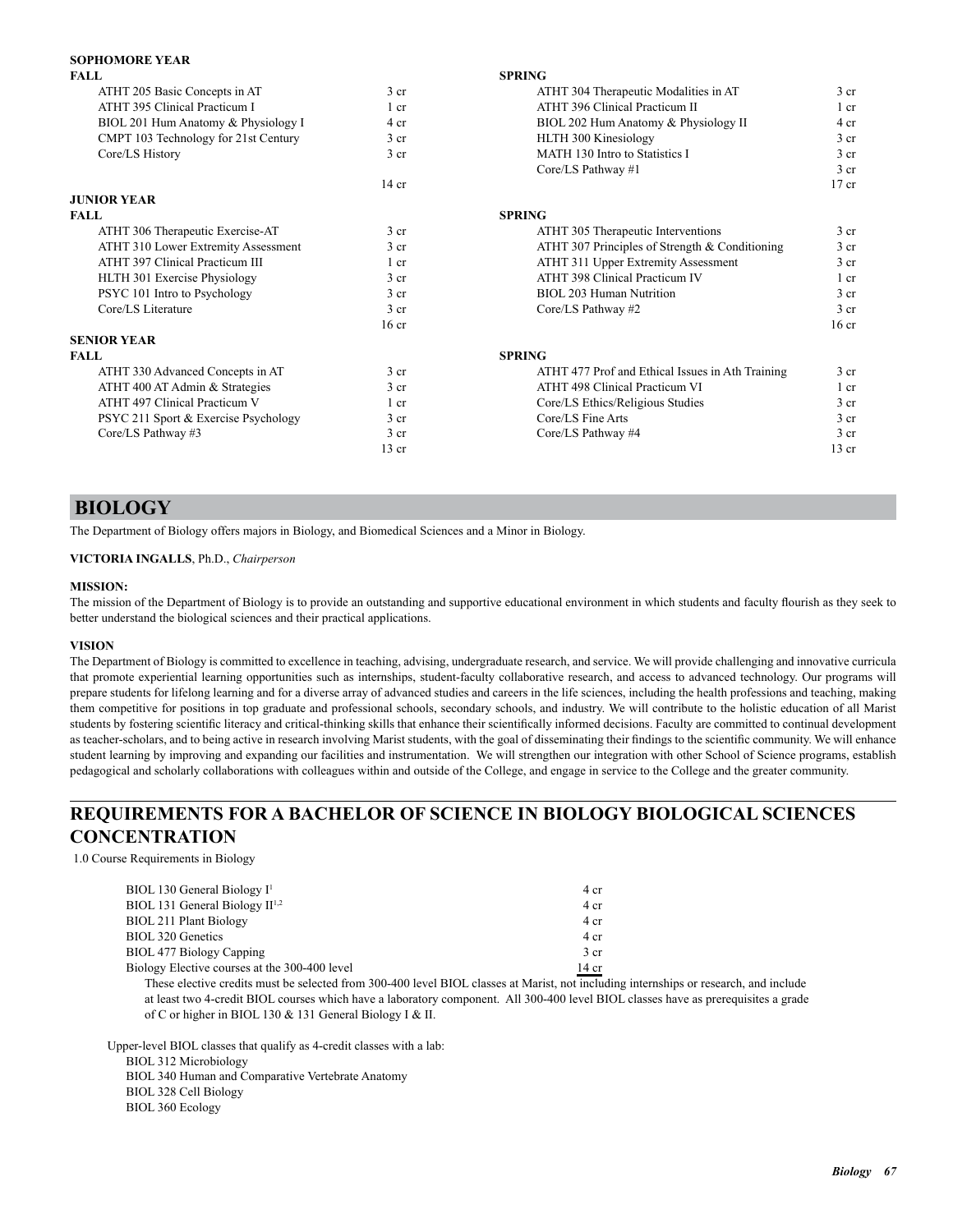**SOPHOMORE YEAR**

| FALL | | SPRING | |
|---|---|---|---|
| ATHT 205 Basic Concepts in AT | 3 cr | ATHT 304 Therapeutic Modalities in AT | 3 cr |
| ATHT 395 Clinical Practicum I | 1 cr | ATHT 396 Clinical Practicum II | 1 cr |
| BIOL 201 Hum Anatomy & Physiology I | 4 cr | BIOL 202 Hum Anatomy & Physiology II | 4 cr |
| CMPT 103 Technology for 21st Century | 3 cr | HLTH 300 Kinesiology | 3 cr |
| Core/LS History | 3 cr | MATH 130 Intro to Statistics I | 3 cr |
| | | Core/LS Pathway #1 | 3 cr |
| | 14 cr | | 17 cr |

**JUNIOR YEAR**

| FALL | | SPRING | |
|---|---|---|---|
| ATHT 306 Therapeutic Exercise-AT | 3 cr | ATHT 305 Therapeutic Interventions | 3 cr |
| ATHT 310 Lower Extremity Assessment | 3 cr | ATHT 307 Principles of Strength & Conditioning | 3 cr |
| ATHT 397 Clinical Practicum III | 1 cr | ATHT 311 Upper Extremity Assessment | 3 cr |
| HLTH 301 Exercise Physiology | 3 cr | ATHT 398 Clinical Practicum IV | 1 cr |
| PSYC 101 Intro to Psychology | 3 cr | BIOL 203 Human Nutrition | 3 cr |
| Core/LS Literature | 3 cr | Core/LS Pathway #2 | 3 cr |
| | 16 cr | | 16 cr |

**SENIOR YEAR**

| FALL | | SPRING | |
|---|---|---|---|
| ATHT 330 Advanced Concepts in AT | 3 cr | ATHT 477 Prof and Ethical Issues in Ath Training | 3 cr |
| ATHT 400 AT Admin & Strategies | 3 cr | ATHT 498 Clinical Practicum VI | 1 cr |
| ATHT 497 Clinical Practicum V | 1 cr | Core/LS Ethics/Religious Studies | 3 cr |
| PSYC 211 Sport & Exercise Psychology | 3 cr | Core/LS Fine Arts | 3 cr |
| Core/LS Pathway #3 | 3 cr | Core/LS Pathway #4 | 3 cr |
| | 13 cr | | 13 cr |

# BIOLOGY

The Department of Biology offers majors in Biology, and Biomedical Sciences and a Minor in Biology.

**VICTORIA INGALLS**, Ph.D., *Chairperson*

**MISSION:**

The mission of the Department of Biology is to provide an outstanding and supportive educational environment in which students and faculty flourish as they seek to better understand the biological sciences and their practical applications.

**VISION**

The Department of Biology is committed to excellence in teaching, advising, undergraduate research, and service. We will provide challenging and innovative curricula that promote experiential learning opportunities such as internships, student-faculty collaborative research, and access to advanced technology. Our programs will prepare students for lifelong learning and for a diverse array of advanced studies and careers in the life sciences, including the health professions and teaching, making them competitive for positions in top graduate and professional schools, secondary schools, and industry. We will contribute to the holistic education of all Marist students by fostering scientific literacy and critical-thinking skills that enhance their scientifically informed decisions. Faculty are committed to continual development as teacher-scholars, and to being active in research involving Marist students, with the goal of disseminating their findings to the scientific community. We will enhance student learning by improving and expanding our facilities and instrumentation. We will strengthen our integration with other School of Science programs, establish pedagogical and scholarly collaborations with colleagues within and outside of the College, and engage in service to the College and the greater community.

## REQUIREMENTS FOR A BACHELOR OF SCIENCE IN BIOLOGY BIOLOGICAL SCIENCES CONCENTRATION

1.0 Course Requirements in Biology

| | |
|---|---|
| BIOL 130 General Biology I[1] | 4 cr |
| BIOL 131 General Biology II[1,2] | 4 cr |
| BIOL 211 Plant Biology | 4 cr |
| BIOL 320 Genetics | 4 cr |
| BIOL 477 Biology Capping | 3 cr |
| Biology Elective courses at the 300-400 level | 14 cr |

These elective credits must be selected from 300-400 level BIOL classes at Marist, not including internships or research, and include at least two 4-credit BIOL courses which have a laboratory component. All 300-400 level BIOL classes have as prerequisites a grade of C or higher in BIOL 130 & 131 General Biology I & II.

Upper-level BIOL classes that qualify as 4-credit classes with a lab:
- BIOL 312 Microbiology
- BIOL 340 Human and Comparative Vertebrate Anatomy
- BIOL 328 Cell Biology
- BIOL 360 Ecology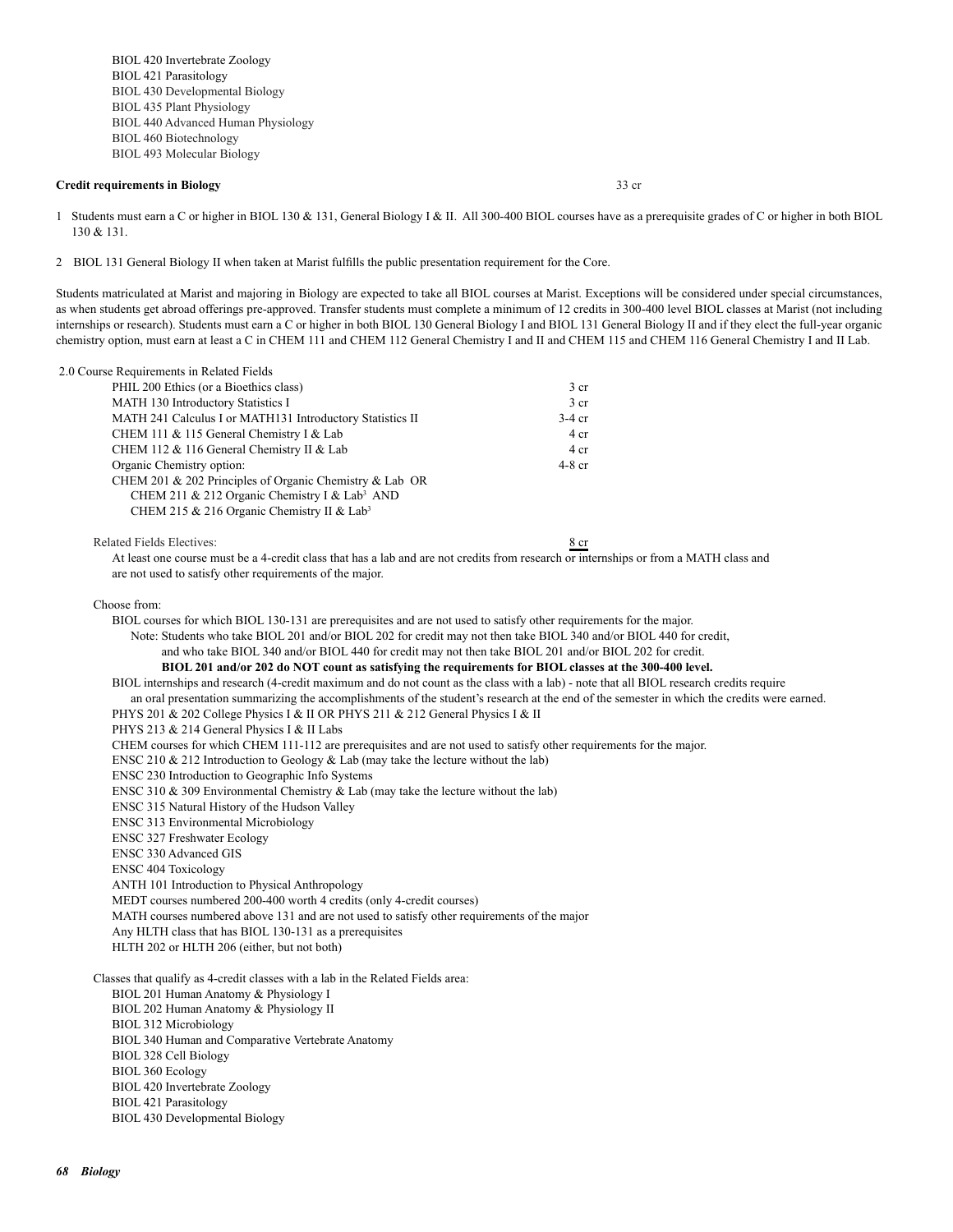BIOL 420 Invertebrate Zoology
BIOL 421 Parasitology
BIOL 430 Developmental Biology
BIOL 435 Plant Physiology
BIOL 440 Advanced Human Physiology
BIOL 460 Biotechnology
BIOL 493 Molecular Biology

**Credit requirements in Biology** 33 cr

1 Students must earn a C or higher in BIOL 130 & 131, General Biology I & II. All 300-400 BIOL courses have as a prerequisite grades of C or higher in both BIOL 130 & 131.

2 BIOL 131 General Biology II when taken at Marist fulfills the public presentation requirement for the Core.

Students matriculated at Marist and majoring in Biology are expected to take all BIOL courses at Marist. Exceptions will be considered under special circumstances, as when students get abroad offerings pre-approved. Transfer students must complete a minimum of 12 credits in 300-400 level BIOL classes at Marist (not including internships or research). Students must earn a C or higher in both BIOL 130 General Biology I and BIOL 131 General Biology II and if they elect the full-year organic chemistry option, must earn at least a C in CHEM 111 and CHEM 112 General Chemistry I and II and CHEM 115 and CHEM 116 General Chemistry I and II Lab.

2.0 Course Requirements in Related Fields

| Course | Credits |
|---|---|
| PHIL 200 Ethics (or a Bioethics class) | 3 cr |
| MATH 130 Introductory Statistics I | 3 cr |
| MATH 241 Calculus I or MATH131 Introductory Statistics II | 3-4 cr |
| CHEM 111 & 115 General Chemistry I & Lab | 4 cr |
| CHEM 112 & 116 General Chemistry II & Lab | 4 cr |
| Organic Chemistry option: | 4-8 cr |
| CHEM 201 & 202 Principles of Organic Chemistry & Lab OR | |
| CHEM 211 & 212 Organic Chemistry I & Lab[3] AND | |
| CHEM 215 & 216 Organic Chemistry II & Lab[3] | |

Related Fields Electives: 8 cr

At least one course must be a 4-credit class that has a lab and are not credits from research or internships or from a MATH class and are not used to satisfy other requirements of the major.

Choose from:

- BIOL courses for which BIOL 130-131 are prerequisites and are not used to satisfy other requirements for the major.
  - Note: Students who take BIOL 201 and/or BIOL 202 for credit may not then take BIOL 340 and/or BIOL 440 for credit, and who take BIOL 340 and/or BIOL 440 for credit may not then take BIOL 201 and/or BIOL 202 for credit.
  - **BIOL 201 and/or 202 do NOT count as satisfying the requirements for BIOL classes at the 300-400 level.**
- BIOL internships and research (4-credit maximum and do not count as the class with a lab) - note that all BIOL research credits require an oral presentation summarizing the accomplishments of the student's research at the end of the semester in which the credits were earned.
- PHYS 201 & 202 College Physics I & II OR PHYS 211 & 212 General Physics I & II
- PHYS 213 & 214 General Physics I & II Labs
- CHEM courses for which CHEM 111-112 are prerequisites and are not used to satisfy other requirements for the major.
- ENSC 210 & 212 Introduction to Geology & Lab (may take the lecture without the lab)
- ENSC 230 Introduction to Geographic Info Systems
- ENSC 310 & 309 Environmental Chemistry & Lab (may take the lecture without the lab)
- ENSC 315 Natural History of the Hudson Valley
- ENSC 313 Environmental Microbiology
- ENSC 327 Freshwater Ecology
- ENSC 330 Advanced GIS
- ENSC 404 Toxicology
- ANTH 101 Introduction to Physical Anthropology
- MEDT courses numbered 200-400 worth 4 credits (only 4-credit courses)
- MATH courses numbered above 131 and are not used to satisfy other requirements of the major
- Any HLTH class that has BIOL 130-131 as a prerequisites
- HLTH 202 or HLTH 206 (either, but not both)

Classes that qualify as 4-credit classes with a lab in the Related Fields area:

- BIOL 201 Human Anatomy & Physiology I
- BIOL 202 Human Anatomy & Physiology II
- BIOL 312 Microbiology
- BIOL 340 Human and Comparative Vertebrate Anatomy
- BIOL 328 Cell Biology
- BIOL 360 Ecology
- BIOL 420 Invertebrate Zoology
- BIOL 421 Parasitology
- BIOL 430 Developmental Biology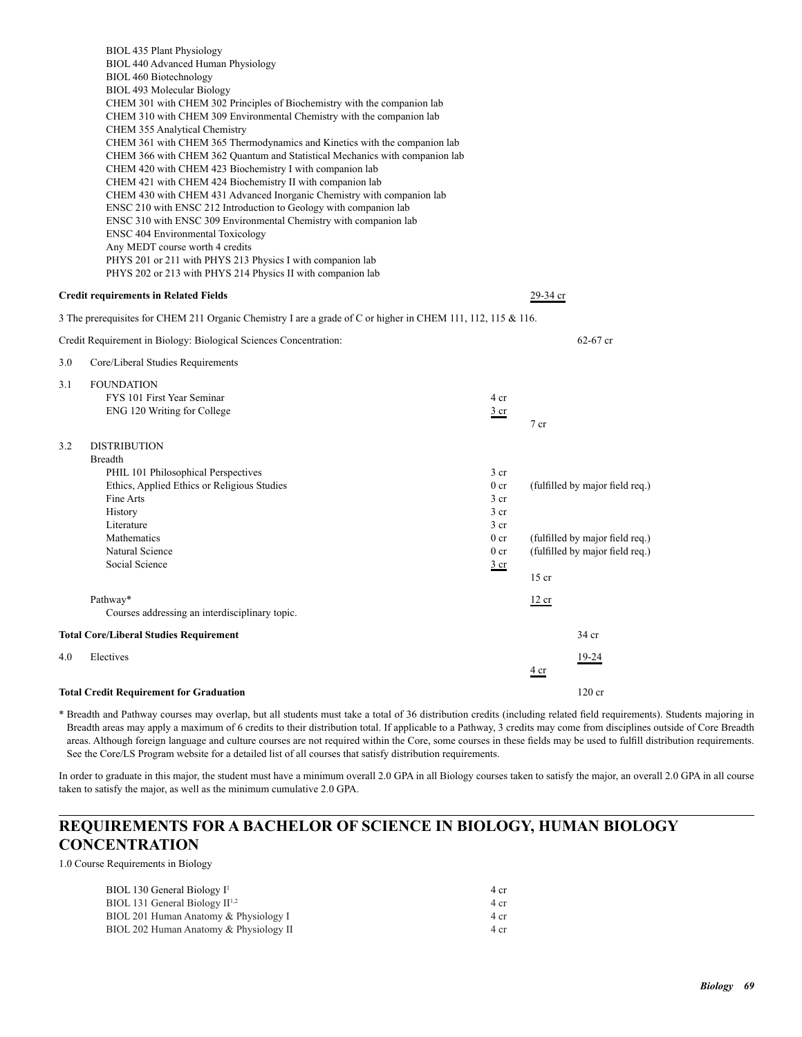BIOL 435 Plant Physiology
BIOL 440 Advanced Human Physiology
BIOL 460 Biotechnology
BIOL 493 Molecular Biology
CHEM 301 with CHEM 302 Principles of Biochemistry with the companion lab
CHEM 310 with CHEM 309 Environmental Chemistry with the companion lab
CHEM 355 Analytical Chemistry
CHEM 361 with CHEM 365 Thermodynamics and Kinetics with the companion lab
CHEM 366 with CHEM 362 Quantum and Statistical Mechanics with companion lab
CHEM 420 with CHEM 423 Biochemistry I with companion lab
CHEM 421 with CHEM 424 Biochemistry II with companion lab
CHEM 430 with CHEM 431 Advanced Inorganic Chemistry with companion lab
ENSC 210 with ENSC 212 Introduction to Geology with companion lab
ENSC 310 with ENSC 309 Environmental Chemistry with companion lab
ENSC 404 Environmental Toxicology
Any MEDT course worth 4 credits
PHYS 201 or 211 with PHYS 213 Physics I with companion lab
PHYS 202 or 213 with PHYS 214 Physics II with companion lab

**Credit requirements in Related Fields** 29-34 cr

3 The prerequisites for CHEM 211 Organic Chemistry I are a grade of C or higher in CHEM 111, 112, 115 & 116.

Credit Requirement in Biology: Biological Sciences Concentration: 62-67 cr

| | | | | |
|---|---|---|---|---|
| 3.0 | Core/Liberal Studies Requirements | | | |
| 3.1 | FOUNDATION | | | |
| | FYS 101 First Year Seminar | 4 cr | | |
| | ENG 120 Writing for College | 3 cr | | |
| | | | 7 cr | |
| 3.2 | DISTRIBUTION | | | |
| | Breadth | | | |
| | PHIL 101 Philosophical Perspectives | 3 cr | | |
| | Ethics, Applied Ethics or Religious Studies | 0 cr | (fulfilled by major field req.) | |
| | Fine Arts | 3 cr | | |
| | History | 3 cr | | |
| | Literature | 3 cr | | |
| | Mathematics | 0 cr | (fulfilled by major field req.) | |
| | Natural Science | 0 cr | (fulfilled by major field req.) | |
| | Social Science | 3 cr | | |
| | | | 15 cr | |
| | Pathway* | | 12 cr | |
| | Courses addressing an interdisciplinary topic. | | | |
| | **Total Core/Liberal Studies Requirement** | | | 34 cr |
| 4.0 | Electives | | | 19-24 |
| | | | 4 cr | |
| | **Total Credit Requirement for Graduation** | | | 120 cr |

\* Breadth and Pathway courses may overlap, but all students must take a total of 36 distribution credits (including related field requirements). Students majoring in Breadth areas may apply a maximum of 6 credits to their distribution total. If applicable to a Pathway, 3 credits may come from disciplines outside of Core Breadth areas. Although foreign language and culture courses are not required within the Core, some courses in these fields may be used to fulfill distribution requirements. See the Core/LS Program website for a detailed list of all courses that satisfy distribution requirements.

In order to graduate in this major, the student must have a minimum overall 2.0 GPA in all Biology courses taken to satisfy the major, an overall 2.0 GPA in all course taken to satisfy the major, as well as the minimum cumulative 2.0 GPA.

## REQUIREMENTS FOR A BACHELOR OF SCIENCE IN BIOLOGY, HUMAN BIOLOGY CONCENTRATION

1.0 Course Requirements in Biology

| | |
|---|---|
| BIOL 130 General Biology I[1] | 4 cr |
| BIOL 131 General Biology II[1,2] | 4 cr |
| BIOL 201 Human Anatomy & Physiology I | 4 cr |
| BIOL 202 Human Anatomy & Physiology II | 4 cr |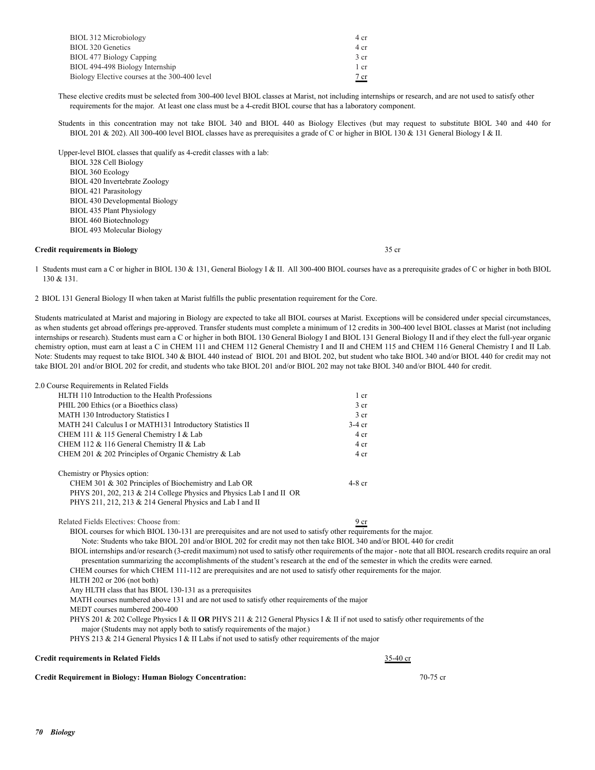| | |
|---|---|
| BIOL 312 Microbiology | 4 cr |
| BIOL 320 Genetics | 4 cr |
| BIOL 477 Biology Capping | 3 cr |
| BIOL 494-498 Biology Internship | 1 cr |
| Biology Elective courses at the 300-400 level | 7 cr |

These elective credits must be selected from 300-400 level BIOL classes at Marist, not including internships or research, and are not used to satisfy other requirements for the major. At least one class must be a 4-credit BIOL course that has a laboratory component.

Students in this concentration may not take BIOL 340 and BIOL 440 as Biology Electives (but may request to substitute BIOL 340 and 440 for BIOL 201 & 202). All 300-400 level BIOL classes have as prerequisites a grade of C or higher in BIOL 130 & 131 General Biology I & II.

Upper-level BIOL classes that qualify as 4-credit classes with a lab:

- BIOL 328 Cell Biology
- BIOL 360 Ecology
- BIOL 420 Invertebrate Zoology
- BIOL 421 Parasitology
- BIOL 430 Developmental Biology
- BIOL 435 Plant Physiology
- BIOL 460 Biotechnology
- BIOL 493 Molecular Biology

**Credit requirements in Biology** 35 cr

1 Students must earn a C or higher in BIOL 130 & 131, General Biology I & II. All 300-400 BIOL courses have as a prerequisite grades of C or higher in both BIOL 130 & 131.

2 BIOL 131 General Biology II when taken at Marist fulfills the public presentation requirement for the Core.

Students matriculated at Marist and majoring in Biology are expected to take all BIOL courses at Marist. Exceptions will be considered under special circumstances, as when students get abroad offerings pre-approved. Transfer students must complete a minimum of 12 credits in 300-400 level BIOL classes at Marist (not including internships or research). Students must earn a C or higher in both BIOL 130 General Biology I and BIOL 131 General Biology II and if they elect the full-year organic chemistry option, must earn at least a C in CHEM 111 and CHEM 112 General Chemistry I and II and CHEM 115 and CHEM 116 General Chemistry I and II Lab. Note: Students may request to take BIOL 340 & BIOL 440 instead of BIOL 201 and BIOL 202, but student who take BIOL 340 and/or BIOL 440 for credit may not take BIOL 201 and/or BIOL 202 for credit, and students who take BIOL 201 and/or BIOL 202 may not take BIOL 340 and/or BIOL 440 for credit.

2.0 Course Requirements in Related Fields

| | |
|---|---|
| HLTH 110 Introduction to the Health Professions | 1 cr |
| PHIL 200 Ethics (or a Bioethics class) | 3 cr |
| MATH 130 Introductory Statistics I | 3 cr |
| MATH 241 Calculus I or MATH131 Introductory Statistics II | 3-4 cr |
| CHEM 111 & 115 General Chemistry I & Lab | 4 cr |
| CHEM 112 & 116 General Chemistry II & Lab | 4 cr |
| CHEM 201 & 202 Principles of Organic Chemistry & Lab | 4 cr |

Chemistry or Physics option:

| | |
|---|---|
| CHEM 301 & 302 Principles of Biochemistry and Lab OR | 4-8 cr |
| PHYS 201, 202, 213 & 214 College Physics and Physics Lab I and II OR | |
| PHYS 211, 212, 213 & 214 General Physics and Lab I and II | |

Related Fields Electives: Choose from: 9 cr

- BIOL courses for which BIOL 130-131 are prerequisites and are not used to satisfy other requirements for the major.
  - Note: Students who take BIOL 201 and/or BIOL 202 for credit may not then take BIOL 340 and/or BIOL 440 for credit
- BIOL internships and/or research (3-credit maximum) not used to satisfy other requirements of the major - note that all BIOL research credits require an oral presentation summarizing the accomplishments of the student's research at the end of the semester in which the credits were earned.
- CHEM courses for which CHEM 111-112 are prerequisites and are not used to satisfy other requirements for the major.
- HLTH 202 or 206 (not both)
- Any HLTH class that has BIOL 130-131 as a prerequisites
- MATH courses numbered above 131 and are not used to satisfy other requirements of the major
- MEDT courses numbered 200-400
- PHYS 201 & 202 College Physics I & II **OR** PHYS 211 & 212 General Physics I & II if not used to satisfy other requirements of the major (Students may not apply both to satisfy requirements of the major.)
- PHYS 213 & 214 General Physics I & II Labs if not used to satisfy other requirements of the major

**Credit requirements in Related Fields** 35-40 cr

**Credit Requirement in Biology: Human Biology Concentration:** 70-75 cr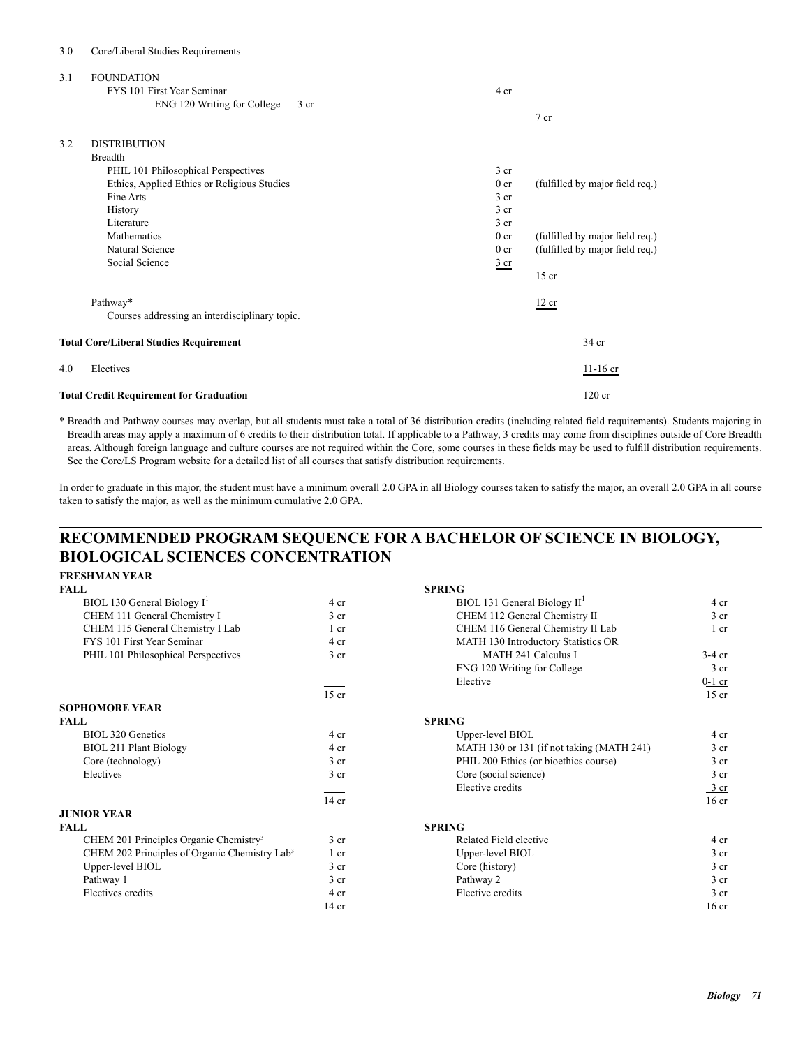3.0 Core/Liberal Studies Requirements

| | | | | |
|---|---|---|---|---|
| 3.1 | FOUNDATION | | | |
| | FYS 101 First Year Seminar | 4 cr | | |
| | ENG 120 Writing for College 3 cr | | | |
| | | | 7 cr | |
| 3.2 | DISTRIBUTION | | | |
| | Breadth | | | |
| | PHIL 101 Philosophical Perspectives | 3 cr | | |
| | Ethics, Applied Ethics or Religious Studies | 0 cr | (fulfilled by major field req.) | |
| | Fine Arts | 3 cr | | |
| | History | 3 cr | | |
| | Literature | 3 cr | | |
| | Mathematics | 0 cr | (fulfilled by major field req.) | |
| | Natural Science | 0 cr | (fulfilled by major field req.) | |
| | Social Science | 3 cr | | |
| | | | 15 cr | |
| | Pathway* | | 12 cr | |
| | Courses addressing an interdisciplinary topic. | | | |
| **Total Core/Liberal Studies Requirement** | | | | 34 cr |
| 4.0 | Electives | | | 11-16 cr |
| **Total Credit Requirement for Graduation** | | | | 120 cr |

\* Breadth and Pathway courses may overlap, but all students must take a total of 36 distribution credits (including related field requirements). Students majoring in Breadth areas may apply a maximum of 6 credits to their distribution total. If applicable to a Pathway, 3 credits may come from disciplines outside of Core Breadth areas. Although foreign language and culture courses are not required within the Core, some courses in these fields may be used to fulfill distribution requirements. See the Core/LS Program website for a detailed list of all courses that satisfy distribution requirements.

In order to graduate in this major, the student must have a minimum overall 2.0 GPA in all Biology courses taken to satisfy the major, an overall 2.0 GPA in all course taken to satisfy the major, as well as the minimum cumulative 2.0 GPA.

## RECOMMENDED PROGRAM SEQUENCE FOR A BACHELOR OF SCIENCE IN BIOLOGY, BIOLOGICAL SCIENCES CONCENTRATION

### FRESHMAN YEAR

| FALL | | SPRING | |
|---|---|---|---|
| BIOL 130 General Biology I[1] | 4 cr | BIOL 131 General Biology II[1] | 4 cr |
| CHEM 111 General Chemistry I | 3 cr | CHEM 112 General Chemistry II | 3 cr |
| CHEM 115 General Chemistry I Lab | 1 cr | CHEM 116 General Chemistry II Lab | 1 cr |
| FYS 101 First Year Seminar | 4 cr | MATH 130 Introductory Statistics OR MATH 241 Calculus I | 3-4 cr |
| PHIL 101 Philosophical Perspectives | 3 cr | ENG 120 Writing for College | 3 cr |
| | | Elective | 0-1 cr |
| | 15 cr | | 15 cr |

### SOPHOMORE YEAR

| FALL | | SPRING | |
|---|---|---|---|
| BIOL 320 Genetics | 4 cr | Upper-level BIOL | 4 cr |
| BIOL 211 Plant Biology | 4 cr | MATH 130 or 131 (if not taking (MATH 241) | 3 cr |
| Core (technology) | 3 cr | PHIL 200 Ethics (or bioethics course) | 3 cr |
| Electives | 3 cr | Core (social science) | 3 cr |
| | | Elective credits | 3 cr |
| | 14 cr | | 16 cr |

### JUNIOR YEAR

| FALL | | SPRING | |
|---|---|---|---|
| CHEM 201 Principles Organic Chemistry[3] | 3 cr | Related Field elective | 4 cr |
| CHEM 202 Principles of Organic Chemistry Lab[3] | 1 cr | Upper-level BIOL | 3 cr |
| Upper-level BIOL | 3 cr | Core (history) | 3 cr |
| Pathway 1 | 3 cr | Pathway 2 | 3 cr |
| Electives credits | 4 cr | Elective credits | 3 cr |
| | 14 cr | | 16 cr |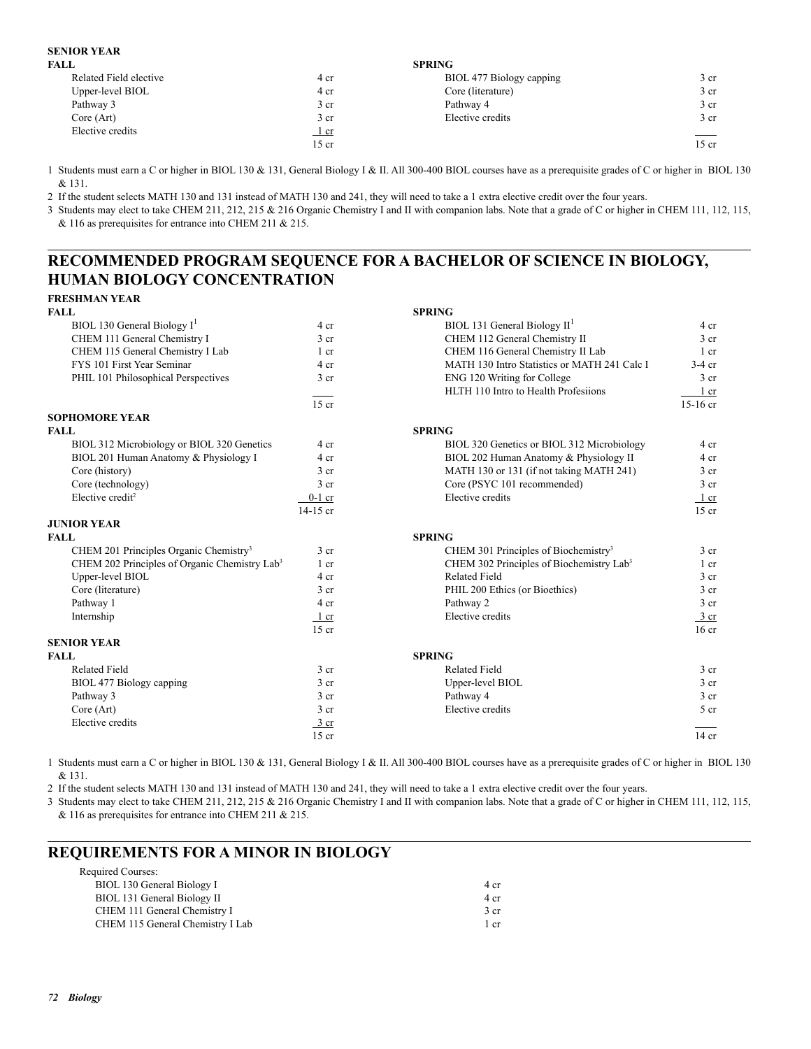**SENIOR YEAR**

| FALL | | SPRING | |
|---|---|---|---|
| Related Field elective | 4 cr | BIOL 477 Biology capping | 3 cr |
| Upper-level BIOL | 4 cr | Core (literature) | 3 cr |
| Pathway 3 | 3 cr | Pathway 4 | 3 cr |
| Core (Art) | 3 cr | Elective credits | 3 cr |
| Elective credits | 1 cr | | |
| | 15 cr | | 15 cr |

1 Students must earn a C or higher in BIOL 130 & 131, General Biology I & II. All 300-400 BIOL courses have as a prerequisite grades of C or higher in BIOL 130 & 131.

2 If the student selects MATH 130 and 131 instead of MATH 130 and 241, they will need to take a 1 extra elective credit over the four years.

3 Students may elect to take CHEM 211, 212, 215 & 216 Organic Chemistry I and II with companion labs. Note that a grade of C or higher in CHEM 111, 112, 115, & 116 as prerequisites for entrance into CHEM 211 & 215.

## RECOMMENDED PROGRAM SEQUENCE FOR A BACHELOR OF SCIENCE IN BIOLOGY, HUMAN BIOLOGY CONCENTRATION

**FRESHMAN YEAR**

| FALL | | SPRING | |
|---|---|---|---|
| BIOL 130 General Biology I[1] | 4 cr | BIOL 131 General Biology II[1] | 4 cr |
| CHEM 111 General Chemistry I | 3 cr | CHEM 112 General Chemistry II | 3 cr |
| CHEM 115 General Chemistry I Lab | 1 cr | CHEM 116 General Chemistry II Lab | 1 cr |
| FYS 101 First Year Seminar | 4 cr | MATH 130 Intro Statistics or MATH 241 Calc I | 3-4 cr |
| PHIL 101 Philosophical Perspectives | 3 cr | ENG 120 Writing for College | 3 cr |
| | | HLTH 110 Intro to Health Profesiions | 1 cr |
| | 15 cr | | 15-16 cr |

**SOPHOMORE YEAR**

| FALL | | SPRING | |
|---|---|---|---|
| BIOL 312 Microbiology or BIOL 320 Genetics | 4 cr | BIOL 320 Genetics or BIOL 312 Microbiology | 4 cr |
| BIOL 201 Human Anatomy & Physiology I | 4 cr | BIOL 202 Human Anatomy & Physiology II | 4 cr |
| Core (history) | 3 cr | MATH 130 or 131 (if not taking MATH 241) | 3 cr |
| Core (technology) | 3 cr | Core (PSYC 101 recommended) | 3 cr |
| Elective credit[2] | 0-1 cr | Elective credits | 1 cr |
| | 14-15 cr | | 15 cr |

**JUNIOR YEAR**

| FALL | | SPRING | |
|---|---|---|---|
| CHEM 201 Principles Organic Chemistry[3] | 3 cr | CHEM 301 Principles of Biochemistry[3] | 3 cr |
| CHEM 202 Principles of Organic Chemistry Lab[3] | 1 cr | CHEM 302 Principles of Biochemistry Lab[3] | 1 cr |
| Upper-level BIOL | 4 cr | Related Field | 3 cr |
| Core (literature) | 3 cr | PHIL 200 Ethics (or Bioethics) | 3 cr |
| Pathway 1 | 4 cr | Pathway 2 | 3 cr |
| Internship | 1 cr | Elective credits | 3 cr |
| | 15 cr | | 16 cr |

**SENIOR YEAR**

| FALL | | SPRING | |
|---|---|---|---|
| Related Field | 3 cr | Related Field | 3 cr |
| BIOL 477 Biology capping | 3 cr | Upper-level BIOL | 3 cr |
| Pathway 3 | 3 cr | Pathway 4 | 3 cr |
| Core (Art) | 3 cr | Elective credits | 5 cr |
| Elective credits | 3 cr | | |
| | 15 cr | | 14 cr |

1 Students must earn a C or higher in BIOL 130 & 131, General Biology I & II. All 300-400 BIOL courses have as a prerequisite grades of C or higher in BIOL 130 & 131.

2 If the student selects MATH 130 and 131 instead of MATH 130 and 241, they will need to take a 1 extra elective credit over the four years.

3 Students may elect to take CHEM 211, 212, 215 & 216 Organic Chemistry I and II with companion labs. Note that a grade of C or higher in CHEM 111, 112, 115, & 116 as prerequisites for entrance into CHEM 211 & 215.

## REQUIREMENTS FOR A MINOR IN BIOLOGY

Required Courses:

| Course | Credits |
|---|---|
| BIOL 130 General Biology I | 4 cr |
| BIOL 131 General Biology II | 4 cr |
| CHEM 111 General Chemistry I | 3 cr |
| CHEM 115 General Chemistry I Lab | 1 cr |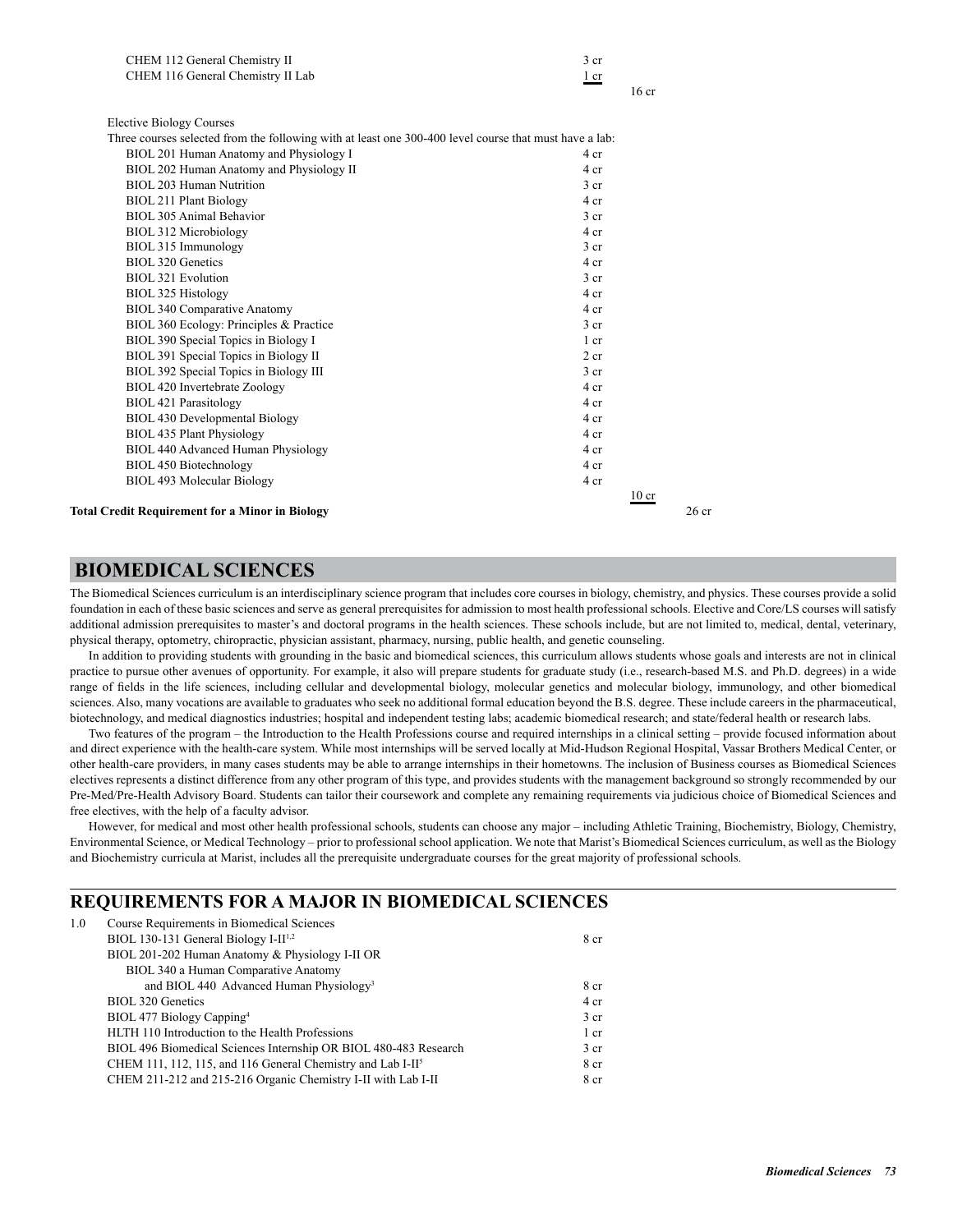| | | |
|---|---|---|
| CHEM 112 General Chemistry II | 3 cr | |
| CHEM 116 General Chemistry II Lab | 1 cr | |
| | | 16 cr |

Elective Biology Courses

Three courses selected from the following with at least one 300-400 level course that must have a lab:

| | | | |
|---|---|---|---|
| BIOL 201 Human Anatomy and Physiology I | 4 cr | | |
| BIOL 202 Human Anatomy and Physiology II | 4 cr | | |
| BIOL 203 Human Nutrition | 3 cr | | |
| BIOL 211 Plant Biology | 4 cr | | |
| BIOL 305 Animal Behavior | 3 cr | | |
| BIOL 312 Microbiology | 4 cr | | |
| BIOL 315 Immunology | 3 cr | | |
| BIOL 320 Genetics | 4 cr | | |
| BIOL 321 Evolution | 3 cr | | |
| BIOL 325 Histology | 4 cr | | |
| BIOL 340 Comparative Anatomy | 4 cr | | |
| BIOL 360 Ecology: Principles & Practice | 3 cr | | |
| BIOL 390 Special Topics in Biology I | 1 cr | | |
| BIOL 391 Special Topics in Biology II | 2 cr | | |
| BIOL 392 Special Topics in Biology III | 3 cr | | |
| BIOL 420 Invertebrate Zoology | 4 cr | | |
| BIOL 421 Parasitology | 4 cr | | |
| BIOL 430 Developmental Biology | 4 cr | | |
| BIOL 435 Plant Physiology | 4 cr | | |
| BIOL 440 Advanced Human Physiology | 4 cr | | |
| BIOL 450 Biotechnology | 4 cr | | |
| BIOL 493 Molecular Biology | 4 cr | | |
| | | 10 cr | |
| **Total Credit Requirement for a Minor in Biology** | | | 26 cr |

## BIOMEDICAL SCIENCES

The Biomedical Sciences curriculum is an interdisciplinary science program that includes core courses in biology, chemistry, and physics. These courses provide a solid foundation in each of these basic sciences and serve as general prerequisites for admission to most health professional schools. Elective and Core/LS courses will satisfy additional admission prerequisites to master's and doctoral programs in the health sciences. These schools include, but are not limited to, medical, dental, veterinary, physical therapy, optometry, chiropractic, physician assistant, pharmacy, nursing, public health, and genetic counseling.

In addition to providing students with grounding in the basic and biomedical sciences, this curriculum allows students whose goals and interests are not in clinical practice to pursue other avenues of opportunity. For example, it also will prepare students for graduate study (i.e., research-based M.S. and Ph.D. degrees) in a wide range of fields in the life sciences, including cellular and developmental biology, molecular genetics and molecular biology, immunology, and other biomedical sciences. Also, many vocations are available to graduates who seek no additional formal education beyond the B.S. degree. These include careers in the pharmaceutical, biotechnology, and medical diagnostics industries; hospital and independent testing labs; academic biomedical research; and state/federal health or research labs.

Two features of the program – the Introduction to the Health Professions course and required internships in a clinical setting – provide focused information about and direct experience with the health-care system. While most internships will be served locally at Mid-Hudson Regional Hospital, Vassar Brothers Medical Center, or other health-care providers, in many cases students may be able to arrange internships in their hometowns. The inclusion of Business courses as Biomedical Sciences electives represents a distinct difference from any other program of this type, and provides students with the management background so strongly recommended by our Pre-Med/Pre-Health Advisory Board. Students can tailor their coursework and complete any remaining requirements via judicious choice of Biomedical Sciences and free electives, with the help of a faculty advisor.

However, for medical and most other health professional schools, students can choose any major – including Athletic Training, Biochemistry, Biology, Chemistry, Environmental Science, or Medical Technology – prior to professional school application. We note that Marist's Biomedical Sciences curriculum, as well as the Biology and Biochemistry curricula at Marist, includes all the prerequisite undergraduate courses for the great majority of professional schools.

## REQUIREMENTS FOR A MAJOR IN BIOMEDICAL SCIENCES

| | | |
|---|---|---|
| 1.0 | Course Requirements in Biomedical Sciences | |
| | BIOL 130-131 General Biology I-II[1,2] | 8 cr |
| | BIOL 201-202 Human Anatomy & Physiology I-II OR BIOL 340 a Human Comparative Anatomy and BIOL 440 Advanced Human Physiology[3] | 8 cr |
| | BIOL 320 Genetics | 4 cr |
| | BIOL 477 Biology Capping[4] | 3 cr |
| | HLTH 110 Introduction to the Health Professions | 1 cr |
| | BIOL 496 Biomedical Sciences Internship OR BIOL 480-483 Research | 3 cr |
| | CHEM 111, 112, 115, and 116 General Chemistry and Lab I-II[5] | 8 cr |
| | CHEM 211-212 and 215-216 Organic Chemistry I-II with Lab I-II | 8 cr |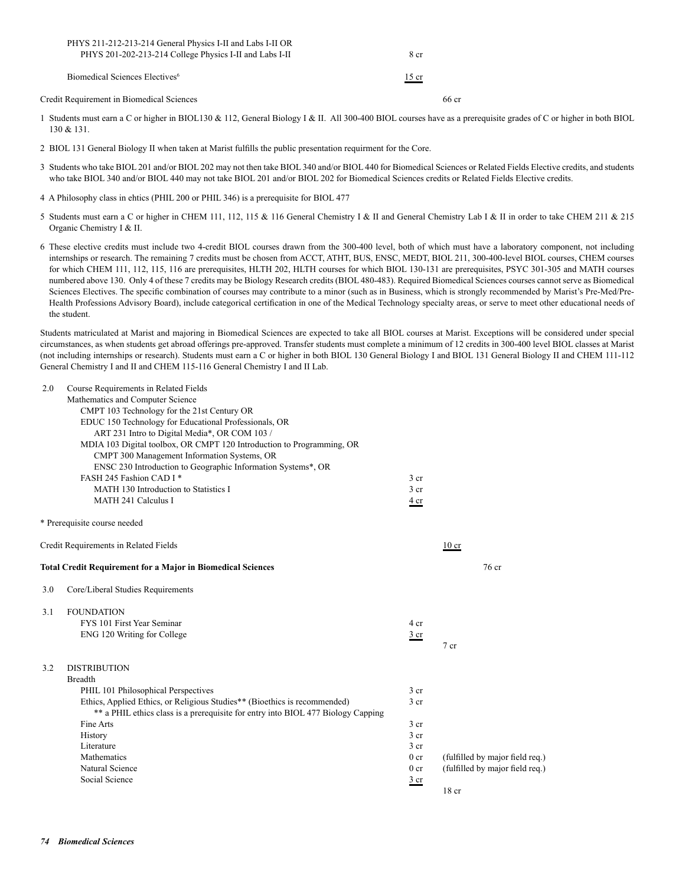PHYS 211-212-213-214 General Physics I-II and Labs I-II OR
PHYS 201-202-213-214 College Physics I-II and Labs I-II — 8 cr

Biomedical Sciences Electives[6] — 15 cr

Credit Requirement in Biomedical Sciences — 66 cr

1 Students must earn a C or higher in BIOL130 & 112, General Biology I & II. All 300-400 BIOL courses have as a prerequisite grades of C or higher in both BIOL 130 & 131.

2 BIOL 131 General Biology II when taken at Marist fulfills the public presentation requirment for the Core.

3 Students who take BIOL 201 and/or BIOL 202 may not then take BIOL 340 and/or BIOL 440 for Biomedical Sciences or Related Fields Elective credits, and students who take BIOL 340 and/or BIOL 440 may not take BIOL 201 and/or BIOL 202 for Biomedical Sciences credits or Related Fields Elective credits.

4 A Philosophy class in ehtics (PHIL 200 or PHIL 346) is a prerequisite for BIOL 477

5 Students must earn a C or higher in CHEM 111, 112, 115 & 116 General Chemistry I & II and General Chemistry Lab I & II in order to take CHEM 211 & 215 Organic Chemistry I & II.

6 These elective credits must include two 4-credit BIOL courses drawn from the 300-400 level, both of which must have a laboratory component, not including internships or research. The remaining 7 credits must be chosen from ACCT, ATHT, BUS, ENSC, MEDT, BIOL 211, 300-400-level BIOL courses, CHEM courses for which CHEM 111, 112, 115, 116 are prerequisites, HLTH 202, HLTH courses for which BIOL 130-131 are prerequisites, PSYC 301-305 and MATH courses numbered above 130. Only 4 of these 7 credits may be Biology Research credits (BIOL 480-483). Required Biomedical Sciences courses cannot serve as Biomedical Sciences Electives. The specific combination of courses may contribute to a minor (such as in Business, which is strongly recommended by Marist's Pre-Med/Pre-Health Professions Advisory Board), include categorical certification in one of the Medical Technology specialty areas, or serve to meet other educational needs of the student.

Students matriculated at Marist and majoring in Biomedical Sciences are expected to take all BIOL courses at Marist. Exceptions will be considered under special circumstances, as when students get abroad offerings pre-approved. Transfer students must complete a minimum of 12 credits in 300-400 level BIOL classes at Marist (not including internships or research). Students must earn a C or higher in both BIOL 130 General Biology I and BIOL 131 General Biology II and CHEM 111-112 General Chemistry I and II and CHEM 115-116 General Chemistry I and II Lab.

2.0 Course Requirements in Related Fields

Mathematics and Computer Science

CMPT 103 Technology for the 21st Century OR
EDUC 150 Technology for Educational Professionals, OR
ART 231 Intro to Digital Media*, OR COM 103 /
MDIA 103 Digital toolbox, OR CMPT 120 Introduction to Programming, OR
CMPT 300 Management Information Systems, OR
ENSC 230 Introduction to Geographic Information Systems*, OR
FASH 245 Fashion CAD I * — 3 cr

MATH 130 Introduction to Statistics I — 3 cr

MATH 241 Calculus I — 4 cr

* Prerequisite course needed

Credit Requirements in Related Fields — 10 cr

**Total Credit Requirement for a Major in Biomedical Sciences — 76 cr**

3.0 Core/Liberal Studies Requirements

3.1 FOUNDATION

| | | |
|---|---|---|
| FYS 101 First Year Seminar | 4 cr | |
| ENG 120 Writing for College | 3 cr | |
| | | 7 cr |

3.2 DISTRIBUTION

Breadth

| | | |
|---|---|---|
| PHIL 101 Philosophical Perspectives | 3 cr | |
| Ethics, Applied Ethics, or Religious Studies** (Bioethics is recommended)<br>** a PHIL ethics class is a prerequisite for entry into BIOL 477 Biology Capping | 3 cr | |
| Fine Arts | 3 cr | |
| History | 3 cr | |
| Literature | 3 cr | |
| Mathematics | 0 cr | (fulfilled by major field req.) |
| Natural Science | 0 cr | (fulfilled by major field req.) |
| Social Science | 3 cr | |
| | | 18 cr |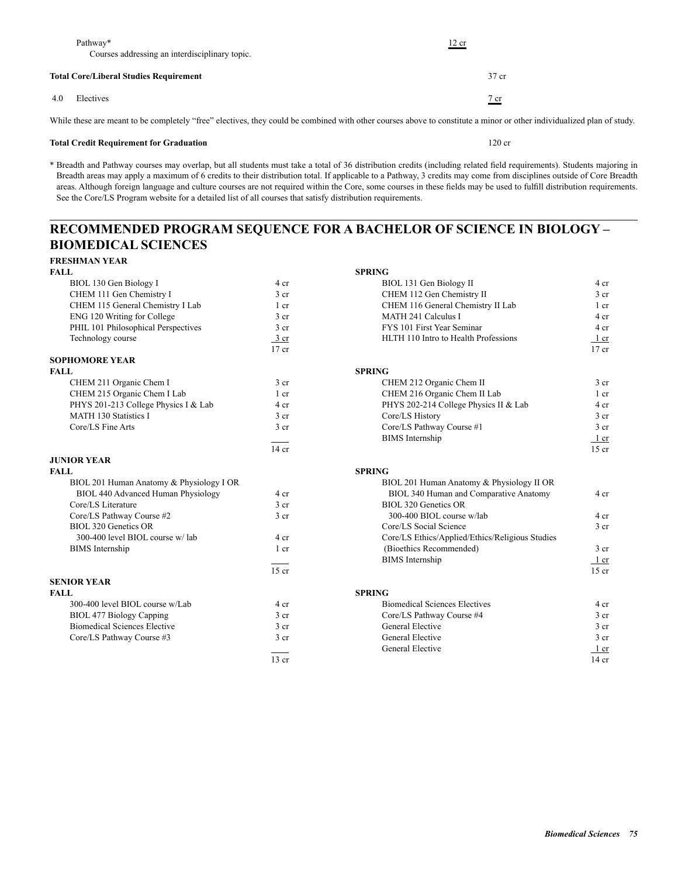Pathway* 12 cr

Courses addressing an interdisciplinary topic.

**Total Core/Liberal Studies Requirement** 37 cr

4.0 Electives 7 cr

While these are meant to be completely "free" electives, they could be combined with other courses above to constitute a minor or other individualized plan of study.

**Total Credit Requirement for Graduation** 120 cr

* Breadth and Pathway courses may overlap, but all students must take a total of 36 distribution credits (including related field requirements). Students majoring in Breadth areas may apply a maximum of 6 credits to their distribution total. If applicable to a Pathway, 3 credits may come from disciplines outside of Core Breadth areas. Although foreign language and culture courses are not required within the Core, some courses in these fields may be used to fulfill distribution requirements. See the Core/LS Program website for a detailed list of all courses that satisfy distribution requirements.

## RECOMMENDED PROGRAM SEQUENCE FOR A BACHELOR OF SCIENCE IN BIOLOGY – BIOMEDICAL SCIENCES

### FRESHMAN YEAR

| FALL | | SPRING | |
|---|---|---|---|
| BIOL 130 Gen Biology I | 4 cr | BIOL 131 Gen Biology II | 4 cr |
| CHEM 111 Gen Chemistry I | 3 cr | CHEM 112 Gen Chemistry II | 3 cr |
| CHEM 115 General Chemistry I Lab | 1 cr | CHEM 116 General Chemistry II Lab | 1 cr |
| ENG 120 Writing for College | 3 cr | MATH 241 Calculus I | 4 cr |
| PHIL 101 Philosophical Perspectives | 3 cr | FYS 101 First Year Seminar | 4 cr |
| Technology course | 3 cr | HLTH 110 Intro to Health Professions | 1 cr |
| | 17 cr | | 17 cr |

### SOPHOMORE YEAR

| FALL | | SPRING | |
|---|---|---|---|
| CHEM 211 Organic Chem I | 3 cr | CHEM 212 Organic Chem II | 3 cr |
| CHEM 215 Organic Chem I Lab | 1 cr | CHEM 216 Organic Chem II Lab | 1 cr |
| PHYS 201-213 College Physics I & Lab | 4 cr | PHYS 202-214 College Physics II & Lab | 4 cr |
| MATH 130 Statistics I | 3 cr | Core/LS History | 3 cr |
| Core/LS Fine Arts | 3 cr | Core/LS Pathway Course #1 | 3 cr |
| | | BIMS Internship | 1 cr |
| | 14 cr | | 15 cr |

### JUNIOR YEAR

| FALL | | SPRING | |
|---|---|---|---|
| BIOL 201 Human Anatomy & Physiology I OR BIOL 440 Advanced Human Physiology | 4 cr | BIOL 201 Human Anatomy & Physiology II OR BIOL 340 Human and Comparative Anatomy | 4 cr |
| Core/LS Literature | 3 cr | BIOL 320 Genetics OR 300-400 BIOL course w/lab | 4 cr |
| Core/LS Pathway Course #2 | 3 cr | Core/LS Social Science | 3 cr |
| BIOL 320 Genetics OR 300-400 level BIOL course w/ lab | 4 cr | Core/LS Ethics/Applied/Ethics/Religious Studies (Bioethics Recommended) | 3 cr |
| BIMS Internship | 1 cr | BIMS Internship | 1 cr |
| | 15 cr | | 15 cr |

### SENIOR YEAR

| FALL | | SPRING | |
|---|---|---|---|
| 300-400 level BIOL course w/Lab | 4 cr | Biomedical Sciences Electives | 4 cr |
| BIOL 477 Biology Capping | 3 cr | Core/LS Pathway Course #4 | 3 cr |
| Biomedical Sciences Elective | 3 cr | General Elective | 3 cr |
| Core/LS Pathway Course #3 | 3 cr | General Elective | 3 cr |
| | | General Elective | 1 cr |
| | 13 cr | | 14 cr |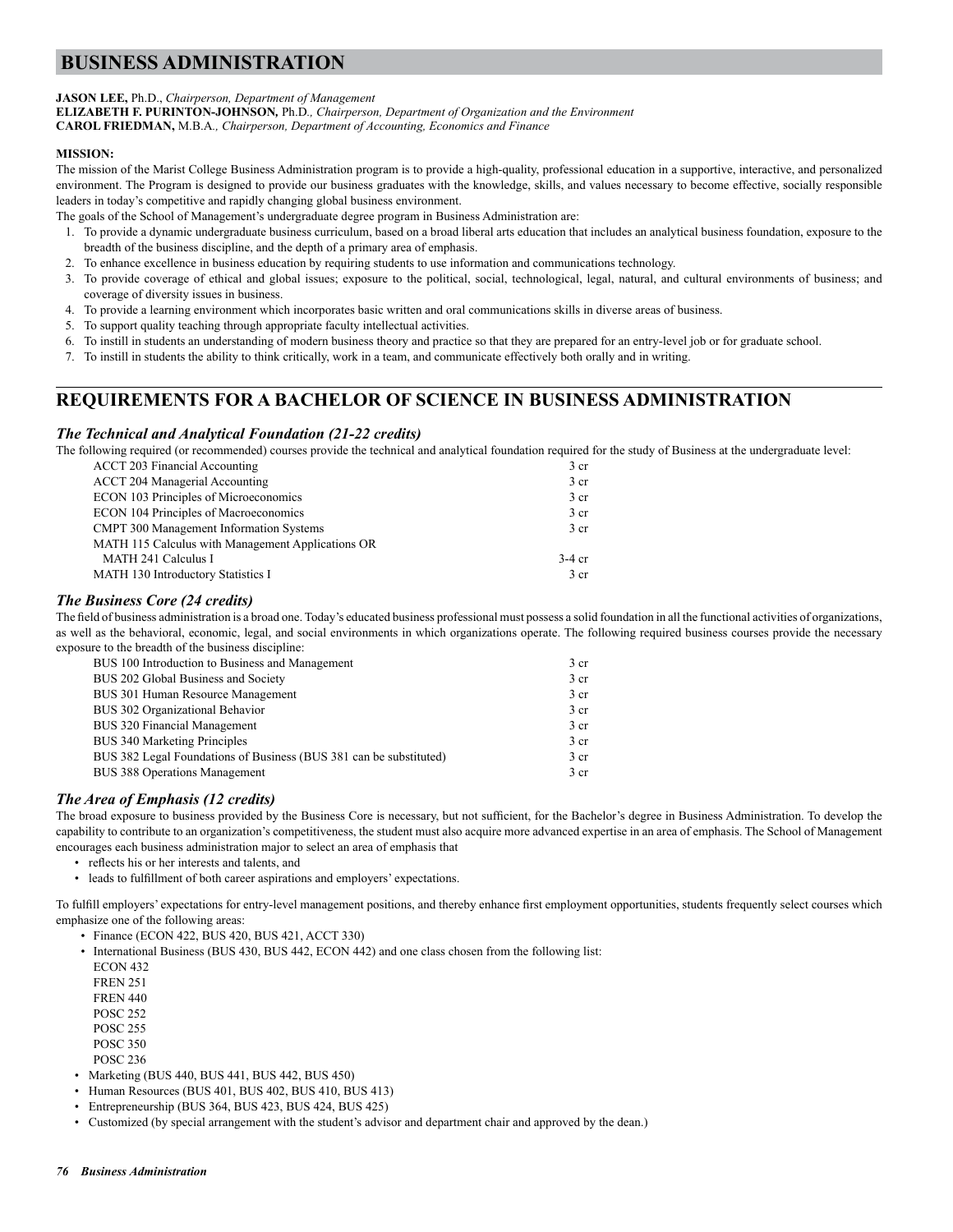# BUSINESS ADMINISTRATION

**JASON LEE,** Ph.D., *Chairperson, Department of Management*
**ELIZABETH F. PURINTON-JOHNSON,** Ph.D.*, Chairperson, Department of Organization and the Environment*
**CAROL FRIEDMAN,** M.B.A.*, Chairperson, Department of Accounting, Economics and Finance*

**MISSION:**

The mission of the Marist College Business Administration program is to provide a high-quality, professional education in a supportive, interactive, and personalized environment. The Program is designed to provide our business graduates with the knowledge, skills, and values necessary to become effective, socially responsible leaders in today's competitive and rapidly changing global business environment.

The goals of the School of Management's undergraduate degree program in Business Administration are:

1. To provide a dynamic undergraduate business curriculum, based on a broad liberal arts education that includes an analytical business foundation, exposure to the breadth of the business discipline, and the depth of a primary area of emphasis.
2. To enhance excellence in business education by requiring students to use information and communications technology.
3. To provide coverage of ethical and global issues; exposure to the political, social, technological, legal, natural, and cultural environments of business; and coverage of diversity issues in business.
4. To provide a learning environment which incorporates basic written and oral communications skills in diverse areas of business.
5. To support quality teaching through appropriate faculty intellectual activities.
6. To instill in students an understanding of modern business theory and practice so that they are prepared for an entry-level job or for graduate school.
7. To instill in students the ability to think critically, work in a team, and communicate effectively both orally and in writing.

## REQUIREMENTS FOR A BACHELOR OF SCIENCE IN BUSINESS ADMINISTRATION

### *The Technical and Analytical Foundation (21-22 credits)*

The following required (or recommended) courses provide the technical and analytical foundation required for the study of Business at the undergraduate level:

| Course | Credits |
|---|---|
| ACCT 203 Financial Accounting | 3 cr |
| ACCT 204 Managerial Accounting | 3 cr |
| ECON 103 Principles of Microeconomics | 3 cr |
| ECON 104 Principles of Macroeconomics | 3 cr |
| CMPT 300 Management Information Systems | 3 cr |
| MATH 115 Calculus with Management Applications OR MATH 241 Calculus I | 3-4 cr |
| MATH 130 Introductory Statistics I | 3 cr |

### *The Business Core (24 credits)*

The field of business administration is a broad one. Today's educated business professional must possess a solid foundation in all the functional activities of organizations, as well as the behavioral, economic, legal, and social environments in which organizations operate. The following required business courses provide the necessary exposure to the breadth of the business discipline:

| Course | Credits |
|---|---|
| BUS 100 Introduction to Business and Management | 3 cr |
| BUS 202 Global Business and Society | 3 cr |
| BUS 301 Human Resource Management | 3 cr |
| BUS 302 Organizational Behavior | 3 cr |
| BUS 320 Financial Management | 3 cr |
| BUS 340 Marketing Principles | 3 cr |
| BUS 382 Legal Foundations of Business (BUS 381 can be substituted) | 3 cr |
| BUS 388 Operations Management | 3 cr |

### *The Area of Emphasis (12 credits)*

The broad exposure to business provided by the Business Core is necessary, but not sufficient, for the Bachelor's degree in Business Administration. To develop the capability to contribute to an organization's competitiveness, the student must also acquire more advanced expertise in an area of emphasis. The School of Management encourages each business administration major to select an area of emphasis that

- reflects his or her interests and talents, and
- leads to fulfillment of both career aspirations and employers' expectations.

To fulfill employers' expectations for entry-level management positions, and thereby enhance first employment opportunities, students frequently select courses which emphasize one of the following areas:

- Finance (ECON 422, BUS 420, BUS 421, ACCT 330)
- International Business (BUS 430, BUS 442, ECON 442) and one class chosen from the following list:
  ECON 432
  FREN 251
  FREN 440
  POSC 252
  POSC 255
  POSC 350
  POSC 236
- Marketing (BUS 440, BUS 441, BUS 442, BUS 450)
- Human Resources (BUS 401, BUS 402, BUS 410, BUS 413)
- Entrepreneurship (BUS 364, BUS 423, BUS 424, BUS 425)
- Customized (by special arrangement with the student's advisor and department chair and approved by the dean.)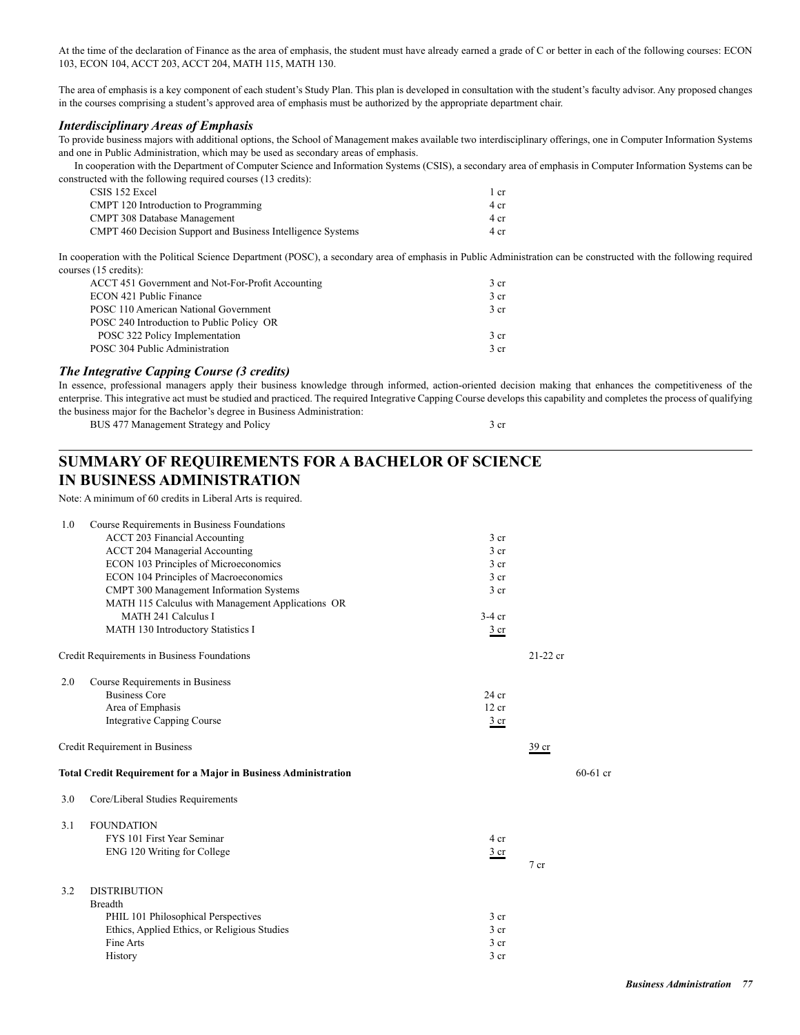At the time of the declaration of Finance as the area of emphasis, the student must have already earned a grade of C or better in each of the following courses: ECON 103, ECON 104, ACCT 203, ACCT 204, MATH 115, MATH 130.

The area of emphasis is a key component of each student's Study Plan. This plan is developed in consultation with the student's faculty advisor. Any proposed changes in the courses comprising a student's approved area of emphasis must be authorized by the appropriate department chair.

### *Interdisciplinary Areas of Emphasis*

To provide business majors with additional options, the School of Management makes available two interdisciplinary offerings, one in Computer Information Systems and one in Public Administration, which may be used as secondary areas of emphasis.

In cooperation with the Department of Computer Science and Information Systems (CSIS), a secondary area of emphasis in Computer Information Systems can be constructed with the following required courses (13 credits):

| Course | Credits |
|---|---|
| CSIS 152 Excel | 1 cr |
| CMPT 120 Introduction to Programming | 4 cr |
| CMPT 308 Database Management | 4 cr |
| CMPT 460 Decision Support and Business Intelligence Systems | 4 cr |

In cooperation with the Political Science Department (POSC), a secondary area of emphasis in Public Administration can be constructed with the following required courses (15 credits):

| Course | Credits |
|---|---|
| ACCT 451 Government and Not-For-Profit Accounting | 3 cr |
| ECON 421 Public Finance | 3 cr |
| POSC 110 American National Government | 3 cr |
| POSC 240 Introduction to Public Policy OR POSC 322 Policy Implementation | 3 cr |
| POSC 304 Public Administration | 3 cr |

### *The Integrative Capping Course (3 credits)*

In essence, professional managers apply their business knowledge through informed, action-oriented decision making that enhances the competitiveness of the enterprise. This integrative act must be studied and practiced. The required Integrative Capping Course develops this capability and completes the process of qualifying the business major for the Bachelor's degree in Business Administration:

| Course | Credits |
|---|---|
| BUS 477 Management Strategy and Policy | 3 cr |

## SUMMARY OF REQUIREMENTS FOR A BACHELOR OF SCIENCE IN BUSINESS ADMINISTRATION

Note: A minimum of 60 credits in Liberal Arts is required.

| | | | | |
|---|---|---|---|---|
| 1.0 | Course Requirements in Business Foundations | | | |
| | ACCT 203 Financial Accounting | 3 cr | | |
| | ACCT 204 Managerial Accounting | 3 cr | | |
| | ECON 103 Principles of Microeconomics | 3 cr | | |
| | ECON 104 Principles of Macroeconomics | 3 cr | | |
| | CMPT 300 Management Information Systems | 3 cr | | |
| | MATH 115 Calculus with Management Applications OR MATH 241 Calculus I | 3-4 cr | | |
| | MATH 130 Introductory Statistics I | 3 cr | | |
| | Credit Requirements in Business Foundations | | 21-22 cr | |
| 2.0 | Course Requirements in Business | | | |
| | Business Core | 24 cr | | |
| | Area of Emphasis | 12 cr | | |
| | Integrative Capping Course | 3 cr | | |
| | Credit Requirement in Business | | 39 cr | |
| | **Total Credit Requirement for a Major in Business Administration** | | | 60-61 cr |
| 3.0 | Core/Liberal Studies Requirements | | | |
| 3.1 | FOUNDATION | | | |
| | FYS 101 First Year Seminar | 4 cr | | |
| | ENG 120 Writing for College | 3 cr | | |
| | | | 7 cr | |
| 3.2 | DISTRIBUTION | | | |
| | Breadth | | | |
| | PHIL 101 Philosophical Perspectives | 3 cr | | |
| | Ethics, Applied Ethics, or Religious Studies | 3 cr | | |
| | Fine Arts | 3 cr | | |
| | History | 3 cr | | |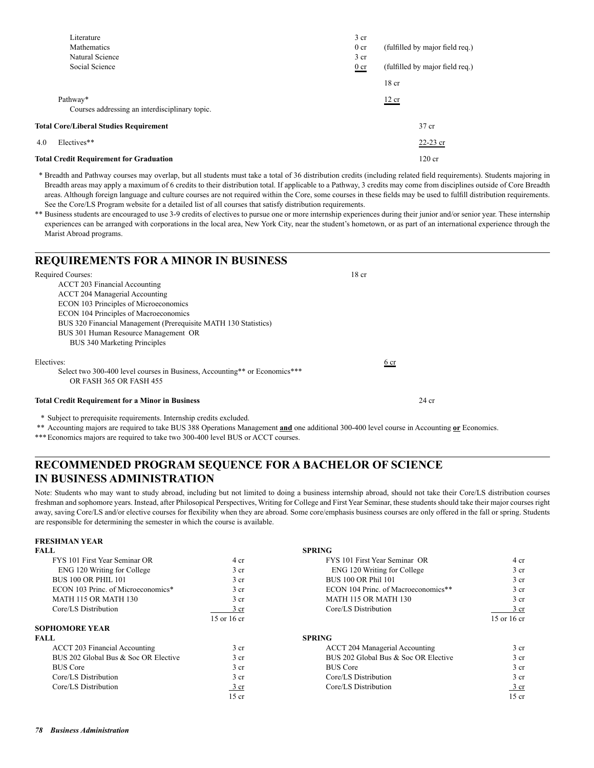| | | | |
|---|---|---|---|
| Literature | 3 cr | | |
| Mathematics | 0 cr | (fulfilled by major field req.) | |
| Natural Science | 3 cr | | |
| Social Science | 0 cr | (fulfilled by major field req.) | |
| | | 18 cr | |
| Pathway* <br> Courses addressing an interdisciplinary topic. | | 12 cr | |
| **Total Core/Liberal Studies Requirement** | | | 37 cr |
| 4.0 Electives** | | | 22-23 cr |
| **Total Credit Requirement for Graduation** | | | 120 cr |

\* Breadth and Pathway courses may overlap, but all students must take a total of 36 distribution credits (including related field requirements). Students majoring in Breadth areas may apply a maximum of 6 credits to their distribution total. If applicable to a Pathway, 3 credits may come from disciplines outside of Core Breadth areas. Although foreign language and culture courses are not required within the Core, some courses in these fields may be used to fulfill distribution requirements. See the Core/LS Program website for a detailed list of all courses that satisfy distribution requirements.

** Business students are encouraged to use 3-9 credits of electives to pursue one or more internship experiences during their junior and/or senior year. These internship experiences can be arranged with corporations in the local area, New York City, near the student's hometown, or as part of an international experience through the Marist Abroad programs.

## REQUIREMENTS FOR A MINOR IN BUSINESS

Required Courses: 18 cr

- ACCT 203 Financial Accounting
- ACCT 204 Managerial Accounting
- ECON 103 Principles of Microeconomics
- ECON 104 Principles of Macroeconomics
- BUS 320 Financial Management (Prerequisite MATH 130 Statistics)
- BUS 301 Human Resource Management OR
  BUS 340 Marketing Principles

Electives: 6 cr

Select two 300-400 level courses in Business, Accounting** or Economics***
OR FASH 365 OR FASH 455

**Total Credit Requirement for a Minor in Business** 24 cr

\* Subject to prerequisite requirements. Internship credits excluded.

** Accounting majors are required to take BUS 388 Operations Management **and** one additional 300-400 level course in Accounting **or** Economics.

*** Economics majors are required to take two 300-400 level BUS or ACCT courses.

## RECOMMENDED PROGRAM SEQUENCE FOR A BACHELOR OF SCIENCE IN BUSINESS ADMINISTRATION

Note: Students who may want to study abroad, including but not limited to doing a business internship abroad, should not take their Core/LS distribution courses freshman and sophomore years. Instead, after Philosopical Perspectives, Writing for College and First Year Seminar, these students should take their major courses right away, saving Core/LS and/or elective courses for flexibility when they are abroad. Some core/emphasis business courses are only offered in the fall or spring. Students are responsible for determining the semester in which the course is available.

### FRESHMAN YEAR

| FALL | | SPRING | |
|---|---|---|---|
| FYS 101 First Year Seminar OR | 4 cr | FYS 101 First Year Seminar OR | 4 cr |
| ENG 120 Writing for College | 3 cr | ENG 120 Writing for College | 3 cr |
| BUS 100 OR PHIL 101 | 3 cr | BUS 100 OR Phil 101 | 3 cr |
| ECON 103 Princ. of Microeconomics* | 3 cr | ECON 104 Princ. of Macroeconomics** | 3 cr |
| MATH 115 OR MATH 130 | 3 cr | MATH 115 OR MATH 130 | 3 cr |
| Core/LS Distribution | 3 cr | Core/LS Distribution | 3 cr |
| | 15 or 16 cr | | 15 or 16 cr |

### SOPHOMORE YEAR

| FALL | | SPRING | |
|---|---|---|---|
| ACCT 203 Financial Accounting | 3 cr | ACCT 204 Managerial Accounting | 3 cr |
| BUS 202 Global Bus & Soc OR Elective | 3 cr | BUS 202 Global Bus & Soc OR Elective | 3 cr |
| BUS Core | 3 cr | BUS Core | 3 cr |
| Core/LS Distribution | 3 cr | Core/LS Distribution | 3 cr |
| Core/LS Distribution | 3 cr | Core/LS Distribution | 3 cr |
| | 15 cr | | 15 cr |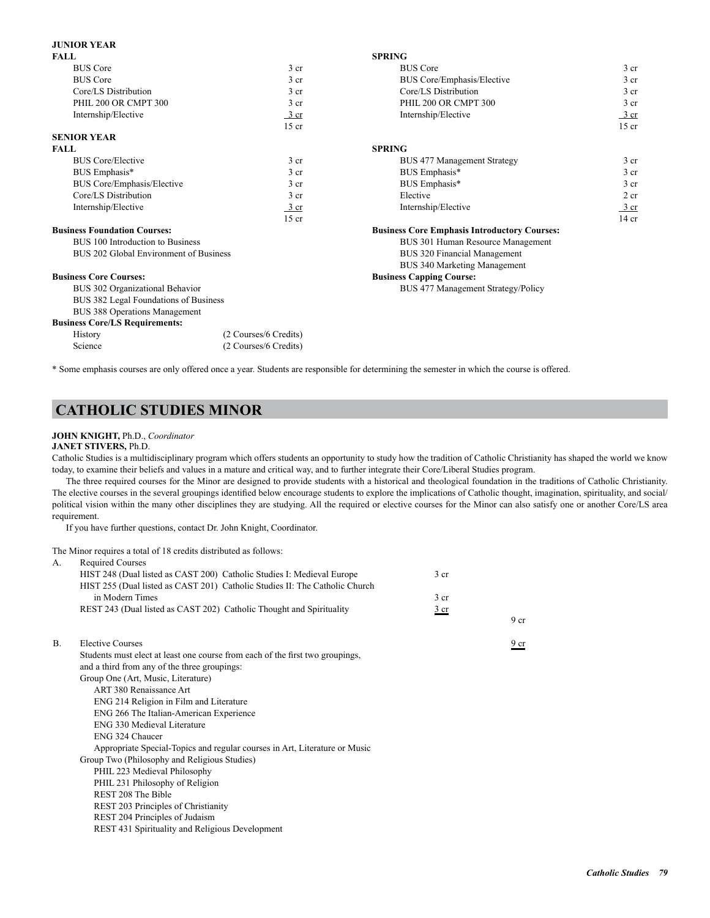**JUNIOR YEAR**

| **FALL** | | **SPRING** | |
|---|---|---|---|
| BUS Core | 3 cr | BUS Core | 3 cr |
| BUS Core | 3 cr | BUS Core/Emphasis/Elective | 3 cr |
| Core/LS Distribution | 3 cr | Core/LS Distribution | 3 cr |
| PHIL 200 OR CMPT 300 | 3 cr | PHIL 200 OR CMPT 300 | 3 cr |
| Internship/Elective | 3 cr | Internship/Elective | 3 cr |
| | 15 cr | | 15 cr |

**SENIOR YEAR**

| **FALL** | | **SPRING** | |
|---|---|---|---|
| BUS Core/Elective | 3 cr | BUS 477 Management Strategy | 3 cr |
| BUS Emphasis* | 3 cr | BUS Emphasis* | 3 cr |
| BUS Core/Emphasis/Elective | 3 cr | BUS Emphasis* | 3 cr |
| Core/LS Distribution | 3 cr | Elective | 2 cr |
| Internship/Elective | 3 cr | Internship/Elective | 3 cr |
| | 15 cr | | 14 cr |

**Business Foundation Courses:**
- BUS 100 Introduction to Business
- BUS 202 Global Environment of Business

**Business Core Courses:**
- BUS 302 Organizational Behavior
- BUS 382 Legal Foundations of Business
- BUS 388 Operations Management

**Business Core/LS Requirements:**
- History (2 Courses/6 Credits)
- Science (2 Courses/6 Credits)

**Business Core Emphasis Introductory Courses:**
- BUS 301 Human Resource Management
- BUS 320 Financial Management
- BUS 340 Marketing Management

**Business Capping Course:**
- BUS 477 Management Strategy/Policy

* Some emphasis courses are only offered once a year. Students are responsible for determining the semester in which the course is offered.

## CATHOLIC STUDIES MINOR

**JOHN KNIGHT,** Ph.D., *Coordinator*
**JANET STIVERS,** Ph.D.

Catholic Studies is a multidisciplinary program which offers students an opportunity to study how the tradition of Catholic Christianity has shaped the world we know today, to examine their beliefs and values in a mature and critical way, and to further integrate their Core/Liberal Studies program.

The three required courses for the Minor are designed to provide students with a historical and theological foundation in the traditions of Catholic Christianity. The elective courses in the several groupings identified below encourage students to explore the implications of Catholic thought, imagination, spirituality, and social/political vision within the many other disciplines they are studying. All the required or elective courses for the Minor can also satisfy one or another Core/LS area requirement.

If you have further questions, contact Dr. John Knight, Coordinator.

The Minor requires a total of 18 credits distributed as follows:

A. Required Courses

| | | |
|---|---|---|
| HIST 248 (Dual listed as CAST 200) Catholic Studies I: Medieval Europe | 3 cr | |
| HIST 255 (Dual listed as CAST 201) Catholic Studies II: The Catholic Church in Modern Times | 3 cr | |
| REST 243 (Dual listed as CAST 202) Catholic Thought and Spirituality | 3 cr | |
| | | 9 cr |

B. Elective Courses — 9 cr

Students must elect at least one course from each of the first two groupings, and a third from any of the three groupings:

Group One (Art, Music, Literature)
- ART 380 Renaissance Art
- ENG 214 Religion in Film and Literature
- ENG 266 The Italian-American Experience
- ENG 330 Medieval Literature
- ENG 324 Chaucer
- Appropriate Special-Topics and regular courses in Art, Literature or Music

Group Two (Philosophy and Religious Studies)
- PHIL 223 Medieval Philosophy
- PHIL 231 Philosophy of Religion
- REST 208 The Bible
- REST 203 Principles of Christianity
- REST 204 Principles of Judaism
- REST 431 Spirituality and Religious Development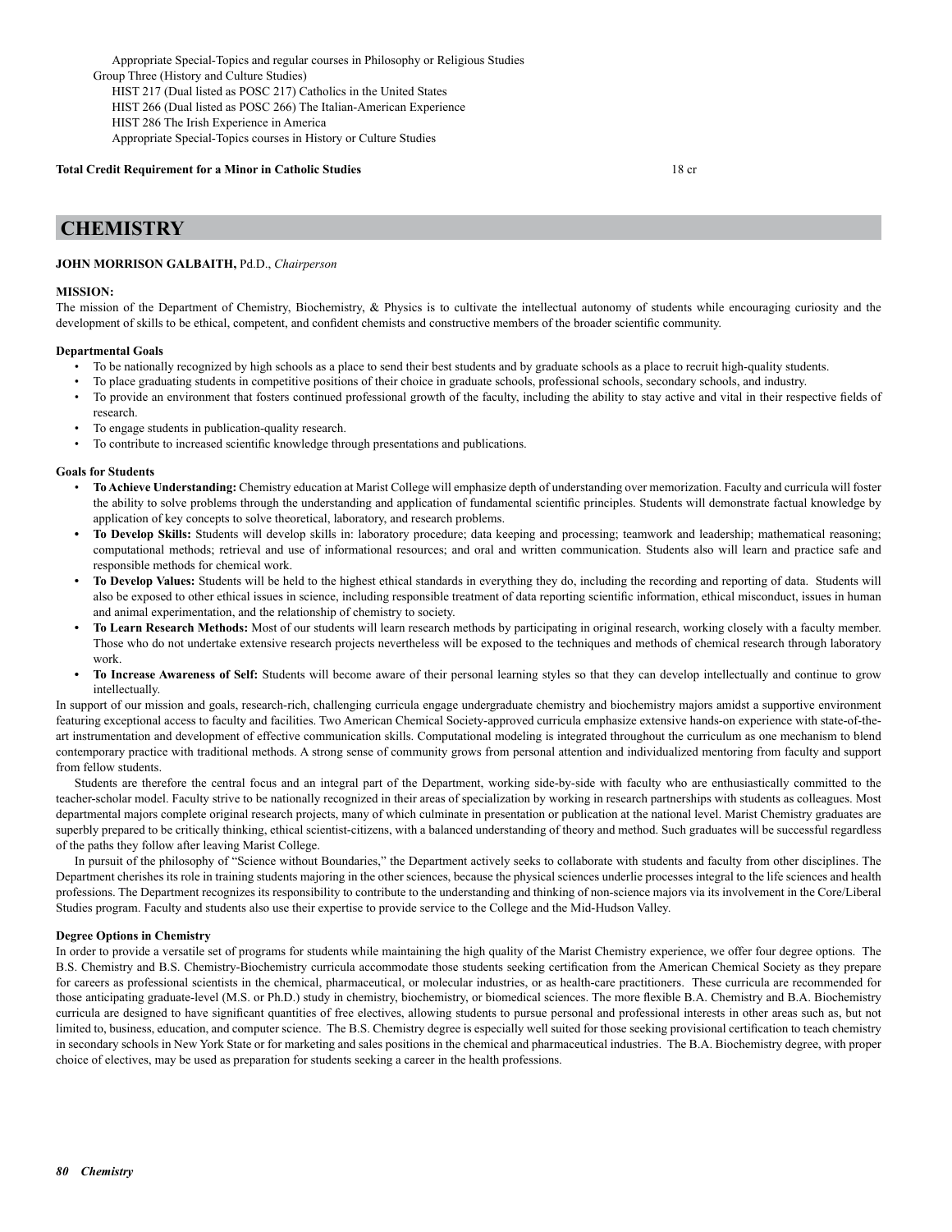Appropriate Special-Topics and regular courses in Philosophy or Religious Studies

Group Three (History and Culture Studies)

HIST 217 (Dual listed as POSC 217) Catholics in the United States

HIST 266 (Dual listed as POSC 266) The Italian-American Experience

HIST 286 The Irish Experience in America

Appropriate Special-Topics courses in History or Culture Studies

**Total Credit Requirement for a Minor in Catholic Studies** 18 cr

# CHEMISTRY

**JOHN MORRISON GALBAITH,** Pd.D., *Chairperson*

**MISSION:**

The mission of the Department of Chemistry, Biochemistry, & Physics is to cultivate the intellectual autonomy of students while encouraging curiosity and the development of skills to be ethical, competent, and confident chemists and constructive members of the broader scientific community.

**Departmental Goals**

- To be nationally recognized by high schools as a place to send their best students and by graduate schools as a place to recruit high-quality students.
- To place graduating students in competitive positions of their choice in graduate schools, professional schools, secondary schools, and industry.
- To provide an environment that fosters continued professional growth of the faculty, including the ability to stay active and vital in their respective fields of research.
- To engage students in publication-quality research.
- To contribute to increased scientific knowledge through presentations and publications.

**Goals for Students**

- **To Achieve Understanding:** Chemistry education at Marist College will emphasize depth of understanding over memorization. Faculty and curricula will foster the ability to solve problems through the understanding and application of fundamental scientific principles. Students will demonstrate factual knowledge by application of key concepts to solve theoretical, laboratory, and research problems.
- **To Develop Skills:** Students will develop skills in: laboratory procedure; data keeping and processing; teamwork and leadership; mathematical reasoning; computational methods; retrieval and use of informational resources; and oral and written communication. Students also will learn and practice safe and responsible methods for chemical work.
- **To Develop Values:** Students will be held to the highest ethical standards in everything they do, including the recording and reporting of data. Students will also be exposed to other ethical issues in science, including responsible treatment of data reporting scientific information, ethical misconduct, issues in human and animal experimentation, and the relationship of chemistry to society.
- **To Learn Research Methods:** Most of our students will learn research methods by participating in original research, working closely with a faculty member. Those who do not undertake extensive research projects nevertheless will be exposed to the techniques and methods of chemical research through laboratory work.
- **To Increase Awareness of Self:** Students will become aware of their personal learning styles so that they can develop intellectually and continue to grow intellectually.

In support of our mission and goals, research-rich, challenging curricula engage undergraduate chemistry and biochemistry majors amidst a supportive environment featuring exceptional access to faculty and facilities. Two American Chemical Society-approved curricula emphasize extensive hands-on experience with state-of-the-art instrumentation and development of effective communication skills. Computational modeling is integrated throughout the curriculum as one mechanism to blend contemporary practice with traditional methods. A strong sense of community grows from personal attention and individualized mentoring from faculty and support from fellow students.

Students are therefore the central focus and an integral part of the Department, working side-by-side with faculty who are enthusiastically committed to the teacher-scholar model. Faculty strive to be nationally recognized in their areas of specialization by working in research partnerships with students as colleagues. Most departmental majors complete original research projects, many of which culminate in presentation or publication at the national level. Marist Chemistry graduates are superbly prepared to be critically thinking, ethical scientist-citizens, with a balanced understanding of theory and method. Such graduates will be successful regardless of the paths they follow after leaving Marist College.

In pursuit of the philosophy of "Science without Boundaries," the Department actively seeks to collaborate with students and faculty from other disciplines. The Department cherishes its role in training students majoring in the other sciences, because the physical sciences underlie processes integral to the life sciences and health professions. The Department recognizes its responsibility to contribute to the understanding and thinking of non-science majors via its involvement in the Core/Liberal Studies program. Faculty and students also use their expertise to provide service to the College and the Mid-Hudson Valley.

**Degree Options in Chemistry**

In order to provide a versatile set of programs for students while maintaining the high quality of the Marist Chemistry experience, we offer four degree options. The B.S. Chemistry and B.S. Chemistry-Biochemistry curricula accommodate those students seeking certification from the American Chemical Society as they prepare for careers as professional scientists in the chemical, pharmaceutical, or molecular industries, or as health-care practitioners. These curricula are recommended for those anticipating graduate-level (M.S. or Ph.D.) study in chemistry, biochemistry, or biomedical sciences. The more flexible B.A. Chemistry and B.A. Biochemistry curricula are designed to have significant quantities of free electives, allowing students to pursue personal and professional interests in other areas such as, but not limited to, business, education, and computer science. The B.S. Chemistry degree is especially well suited for those seeking provisional certification to teach chemistry in secondary schools in New York State or for marketing and sales positions in the chemical and pharmaceutical industries. The B.A. Biochemistry degree, with proper choice of electives, may be used as preparation for students seeking a career in the health professions.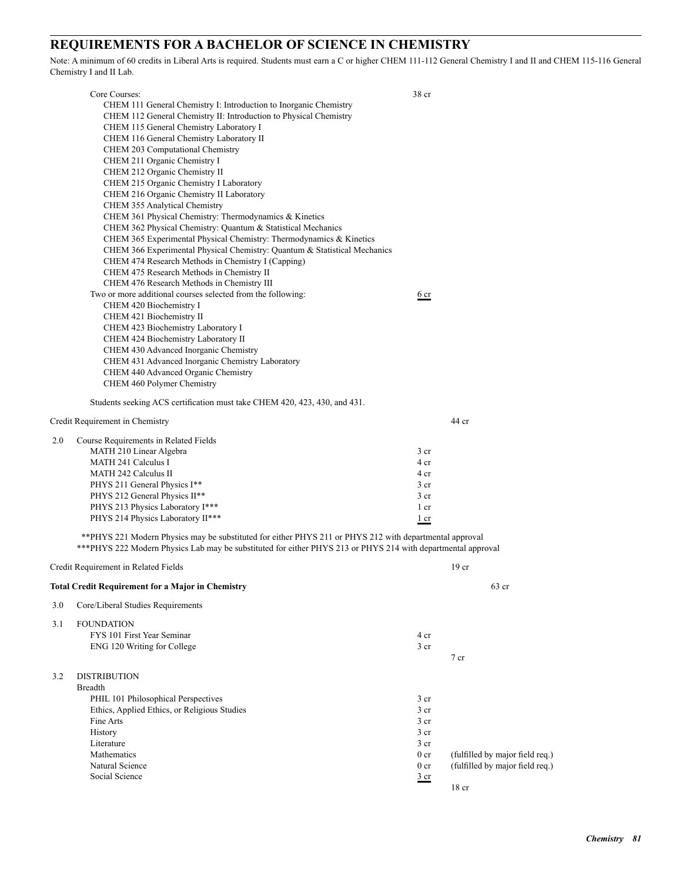## REQUIREMENTS FOR A BACHELOR OF SCIENCE IN CHEMISTRY

Note: A minimum of 60 credits in Liberal Arts is required. Students must earn a C or higher CHEM 111-112 General Chemistry I and II and CHEM 115-116 General Chemistry I and II Lab.

| | | |
|---|---|---|
| **Core Courses:** | 38 cr | |
| CHEM 111 General Chemistry I: Introduction to Inorganic Chemistry | | |
| CHEM 112 General Chemistry II: Introduction to Physical Chemistry | | |
| CHEM 115 General Chemistry Laboratory I | | |
| CHEM 116 General Chemistry Laboratory II | | |
| CHEM 203 Computational Chemistry | | |
| CHEM 211 Organic Chemistry I | | |
| CHEM 212 Organic Chemistry II | | |
| CHEM 215 Organic Chemistry I Laboratory | | |
| CHEM 216 Organic Chemistry II Laboratory | | |
| CHEM 355 Analytical Chemistry | | |
| CHEM 361 Physical Chemistry: Thermodynamics & Kinetics | | |
| CHEM 362 Physical Chemistry: Quantum & Statistical Mechanics | | |
| CHEM 365 Experimental Physical Chemistry: Thermodynamics & Kinetics | | |
| CHEM 366 Experimental Physical Chemistry: Quantum & Statistical Mechanics | | |
| CHEM 474 Research Methods in Chemistry I (Capping) | | |
| CHEM 475 Research Methods in Chemistry II | | |
| CHEM 476 Research Methods in Chemistry III | | |
| **Two or more additional courses selected from the following:** | 6 cr | |
| CHEM 420 Biochemistry I | | |
| CHEM 421 Biochemistry II | | |
| CHEM 423 Biochemistry Laboratory I | | |
| CHEM 424 Biochemistry Laboratory II | | |
| CHEM 430 Advanced Inorganic Chemistry | | |
| CHEM 431 Advanced Inorganic Chemistry Laboratory | | |
| CHEM 440 Advanced Organic Chemistry | | |
| CHEM 460 Polymer Chemistry | | |

Students seeking ACS certification must take CHEM 420, 423, 430, and 431.

| | | |
|---|---|---|
| Credit Requirement in Chemistry | | 44 cr |

### 2.0 Course Requirements in Related Fields

| | | |
|---|---|---|
| MATH 210 Linear Algebra | 3 cr | |
| MATH 241 Calculus I | 4 cr | |
| MATH 242 Calculus II | 4 cr | |
| PHYS 211 General Physics I** | 3 cr | |
| PHYS 212 General Physics II** | 3 cr | |
| PHYS 213 Physics Laboratory I*** | 1 cr | |
| PHYS 214 Physics Laboratory II*** | 1 cr | |

**PHYS 221 Modern Physics may be substituted for either PHYS 211 or PHYS 212 with departmental approval

***PHYS 222 Modern Physics Lab may be substituted for either PHYS 213 or PHYS 214 with departmental approval

| | | |
|---|---|---|
| Credit Requirement in Related Fields | | 19 cr |
| **Total Credit Requirement for a Major in Chemistry** | | 63 cr |

### 3.0 Core/Liberal Studies Requirements

### 3.1 FOUNDATION

| | | |
|---|---|---|
| FYS 101 First Year Seminar | 4 cr | |
| ENG 120 Writing for College | 3 cr | |
| | | 7 cr |

### 3.2 DISTRIBUTION

Breadth

| | | |
|---|---|---|
| PHIL 101 Philosophical Perspectives | 3 cr | |
| Ethics, Applied Ethics, or Religious Studies | 3 cr | |
| Fine Arts | 3 cr | |
| History | 3 cr | |
| Literature | 3 cr | |
| Mathematics | 0 cr | (fulfilled by major field req.) |
| Natural Science | 0 cr | (fulfilled by major field req.) |
| Social Science | 3 cr | |
| | | 18 cr |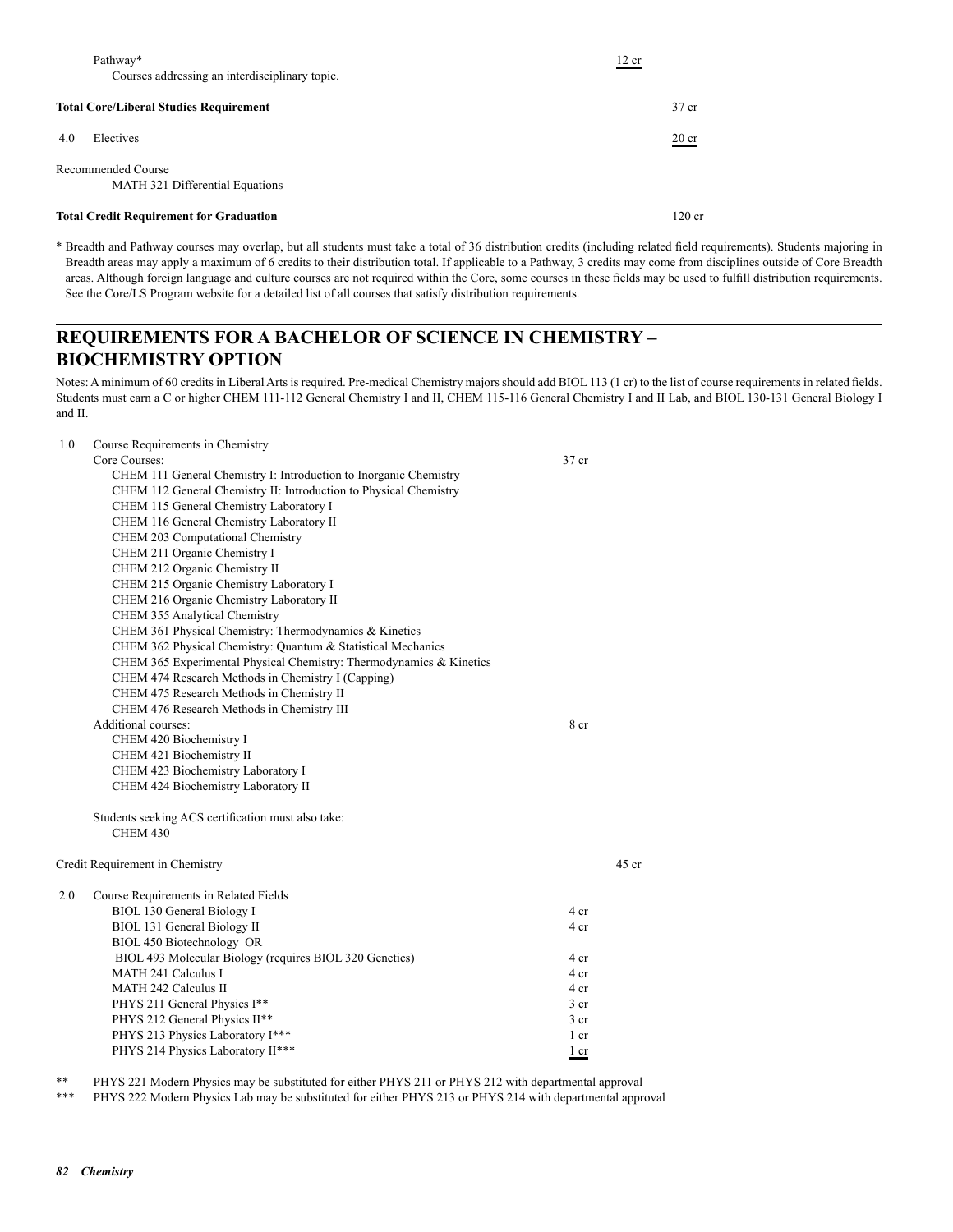| | | | |
|---|---|---|---|
| | Pathway* <br> Courses addressing an interdisciplinary topic. | 12 cr | |
| **Total Core/Liberal Studies Requirement** | | | 37 cr |
| 4.0 | Electives | | 20 cr |
| | Recommended Course <br> MATH 321 Differential Equations | | |
| **Total Credit Requirement for Graduation** | | | 120 cr |

\* Breadth and Pathway courses may overlap, but all students must take a total of 36 distribution credits (including related field requirements). Students majoring in Breadth areas may apply a maximum of 6 credits to their distribution total. If applicable to a Pathway, 3 credits may come from disciplines outside of Core Breadth areas. Although foreign language and culture courses are not required within the Core, some courses in these fields may be used to fulfill distribution requirements. See the Core/LS Program website for a detailed list of all courses that satisfy distribution requirements.

## REQUIREMENTS FOR A BACHELOR OF SCIENCE IN CHEMISTRY – BIOCHEMISTRY OPTION

Notes: A minimum of 60 credits in Liberal Arts is required. Pre-medical Chemistry majors should add BIOL 113 (1 cr) to the list of course requirements in related fields. Students must earn a C or higher CHEM 111-112 General Chemistry I and II, CHEM 115-116 General Chemistry I and II Lab, and BIOL 130-131 General Biology I and II.

1.0 Course Requirements in Chemistry

Core Courses: 37 cr

- CHEM 111 General Chemistry I: Introduction to Inorganic Chemistry
- CHEM 112 General Chemistry II: Introduction to Physical Chemistry
- CHEM 115 General Chemistry Laboratory I
- CHEM 116 General Chemistry Laboratory II
- CHEM 203 Computational Chemistry
- CHEM 211 Organic Chemistry I
- CHEM 212 Organic Chemistry II
- CHEM 215 Organic Chemistry Laboratory I
- CHEM 216 Organic Chemistry Laboratory II
- CHEM 355 Analytical Chemistry
- CHEM 361 Physical Chemistry: Thermodynamics & Kinetics
- CHEM 362 Physical Chemistry: Quantum & Statistical Mechanics
- CHEM 365 Experimental Physical Chemistry: Thermodynamics & Kinetics
- CHEM 474 Research Methods in Chemistry I (Capping)
- CHEM 475 Research Methods in Chemistry II
- CHEM 476 Research Methods in Chemistry III

Additional courses: 8 cr

- CHEM 420 Biochemistry I
- CHEM 421 Biochemistry II
- CHEM 423 Biochemistry Laboratory I
- CHEM 424 Biochemistry Laboratory II

Students seeking ACS certification must also take:
- CHEM 430

Credit Requirement in Chemistry 45 cr

2.0 Course Requirements in Related Fields

| Course | Credits |
|---|---|
| BIOL 130 General Biology I | 4 cr |
| BIOL 131 General Biology II | 4 cr |
| BIOL 450 Biotechnology OR <br> BIOL 493 Molecular Biology (requires BIOL 320 Genetics) | 4 cr |
| MATH 241 Calculus I | 4 cr |
| MATH 242 Calculus II | 4 cr |
| PHYS 211 General Physics I** | 3 cr |
| PHYS 212 General Physics II** | 3 cr |
| PHYS 213 Physics Laboratory I*** | 1 cr |
| PHYS 214 Physics Laboratory II*** | 1 cr |

\*\* PHYS 221 Modern Physics may be substituted for either PHYS 211 or PHYS 212 with departmental approval

\*\*\* PHYS 222 Modern Physics Lab may be substituted for either PHYS 213 or PHYS 214 with departmental approval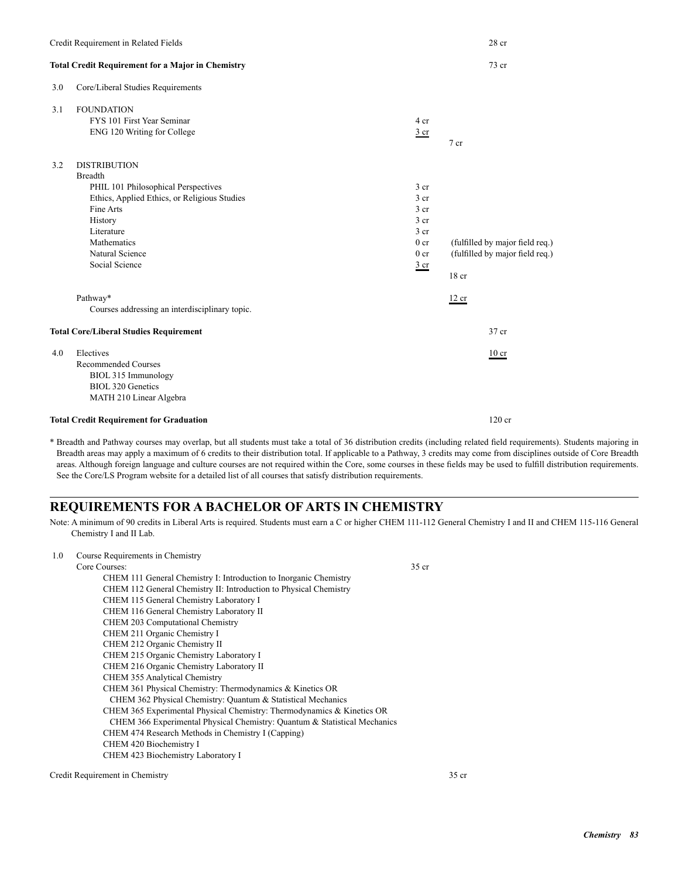Credit Requirement in Related Fields 28 cr

**Total Credit Requirement for a Major in Chemistry** 73 cr

3.0 Core/Liberal Studies Requirements

3.1 FOUNDATION

| | | |
|---|---|---|
| FYS 101 First Year Seminar | 4 cr | |
| ENG 120 Writing for College | 3 cr | |
| | | 7 cr |

3.2 DISTRIBUTION

Breadth

| | | |
|---|---|---|
| PHIL 101 Philosophical Perspectives | 3 cr | |
| Ethics, Applied Ethics, or Religious Studies | 3 cr | |
| Fine Arts | 3 cr | |
| History | 3 cr | |
| Literature | 3 cr | |
| Mathematics | 0 cr | (fulfilled by major field req.) |
| Natural Science | 0 cr | (fulfilled by major field req.) |
| Social Science | 3 cr | |
| | | 18 cr |

Pathway* 12 cr

Courses addressing an interdisciplinary topic.

**Total Core/Liberal Studies Requirement** 37 cr

4.0 Electives 10 cr

Recommended Courses
- BIOL 315 Immunology
- BIOL 320 Genetics
- MATH 210 Linear Algebra

**Total Credit Requirement for Graduation** 120 cr

\* Breadth and Pathway courses may overlap, but all students must take a total of 36 distribution credits (including related field requirements). Students majoring in Breadth areas may apply a maximum of 6 credits to their distribution total. If applicable to a Pathway, 3 credits may come from disciplines outside of Core Breadth areas. Although foreign language and culture courses are not required within the Core, some courses in these fields may be used to fulfill distribution requirements. See the Core/LS Program website for a detailed list of all courses that satisfy distribution requirements.

## REQUIREMENTS FOR A BACHELOR OF ARTS IN CHEMISTRY

Note: A minimum of 90 credits in Liberal Arts is required. Students must earn a C or higher CHEM 111-112 General Chemistry I and II and CHEM 115-116 General Chemistry I and II Lab.

1.0 Course Requirements in Chemistry

Core Courses: 35 cr

- CHEM 111 General Chemistry I: Introduction to Inorganic Chemistry
- CHEM 112 General Chemistry II: Introduction to Physical Chemistry
- CHEM 115 General Chemistry Laboratory I
- CHEM 116 General Chemistry Laboratory II
- CHEM 203 Computational Chemistry
- CHEM 211 Organic Chemistry I
- CHEM 212 Organic Chemistry II
- CHEM 215 Organic Chemistry Laboratory I
- CHEM 216 Organic Chemistry Laboratory II
- CHEM 355 Analytical Chemistry
- CHEM 361 Physical Chemistry: Thermodynamics & Kinetics OR
  CHEM 362 Physical Chemistry: Quantum & Statistical Mechanics
- CHEM 365 Experimental Physical Chemistry: Thermodynamics & Kinetics OR
  CHEM 366 Experimental Physical Chemistry: Quantum & Statistical Mechanics
- CHEM 474 Research Methods in Chemistry I (Capping)
- CHEM 420 Biochemistry I
- CHEM 423 Biochemistry Laboratory I

Credit Requirement in Chemistry 35 cr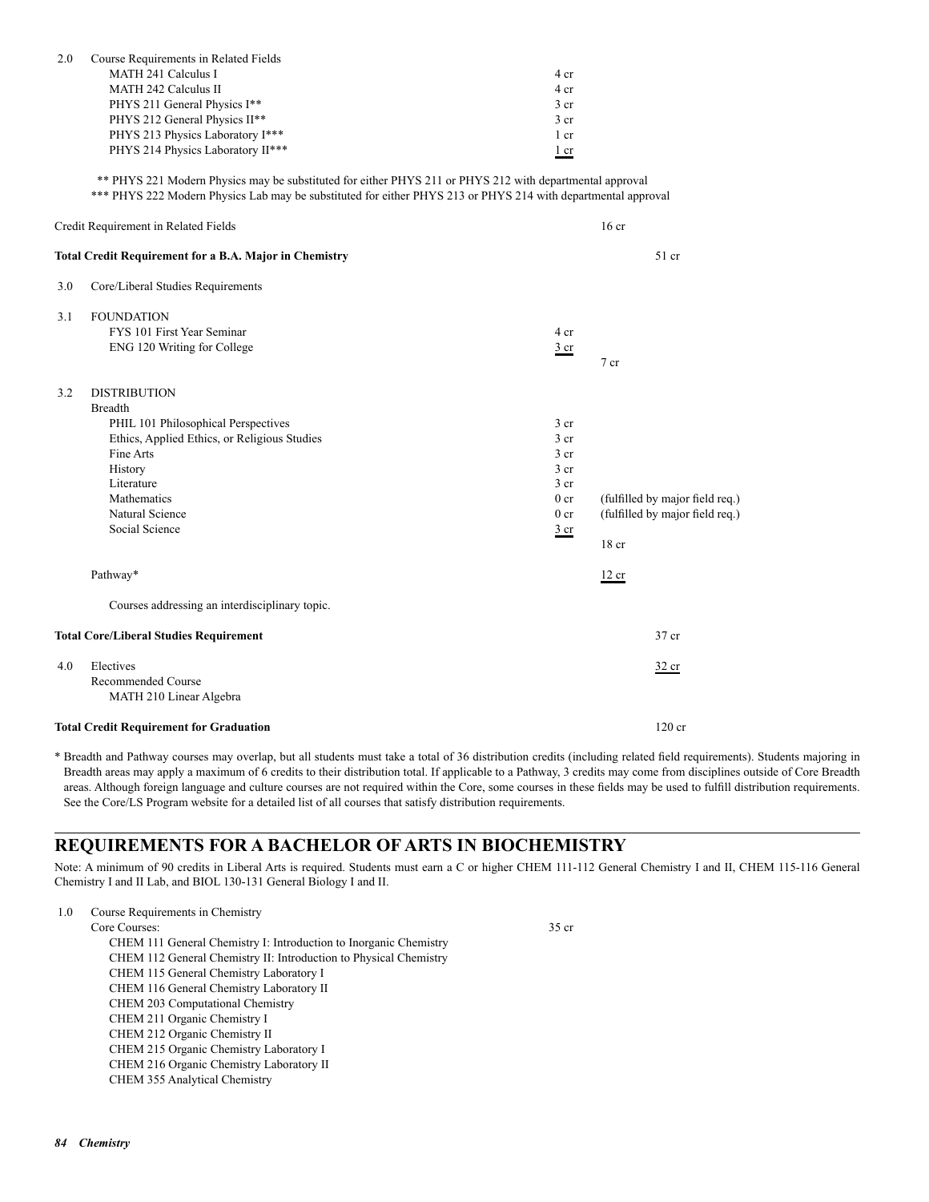| | | | |
|---|---|---|---|
| 2.0 | Course Requirements in Related Fields | | |
| | MATH 241 Calculus I | 4 cr | |
| | MATH 242 Calculus II | 4 cr | |
| | PHYS 211 General Physics I** | 3 cr | |
| | PHYS 212 General Physics II** | 3 cr | |
| | PHYS 213 Physics Laboratory I*** | 1 cr | |
| | PHYS 214 Physics Laboratory II*** | 1 cr | |

** PHYS 221 Modern Physics may be substituted for either PHYS 211 or PHYS 212 with departmental approval
*** PHYS 222 Modern Physics Lab may be substituted for either PHYS 213 or PHYS 214 with departmental approval

| | | |
|---|---|---|
| Credit Requirement in Related Fields | | 16 cr |
| **Total Credit Requirement for a B.A. Major in Chemistry** | | 51 cr |

| | | | |
|---|---|---|---|
| 3.0 | Core/Liberal Studies Requirements | | |
| 3.1 | FOUNDATION | | |
| | FYS 101 First Year Seminar | 4 cr | |
| | ENG 120 Writing for College | 3 cr | |
| | | | 7 cr |
| 3.2 | DISTRIBUTION | | |
| | Breadth | | |
| | PHIL 101 Philosophical Perspectives | 3 cr | |
| | Ethics, Applied Ethics, or Religious Studies | 3 cr | |
| | Fine Arts | 3 cr | |
| | History | 3 cr | |
| | Literature | 3 cr | |
| | Mathematics | 0 cr | (fulfilled by major field req.) |
| | Natural Science | 0 cr | (fulfilled by major field req.) |
| | Social Science | 3 cr | |
| | | | 18 cr |
| | Pathway* | | 12 cr |
| | Courses addressing an interdisciplinary topic. | | |

| | | |
|---|---|---|
| **Total Core/Liberal Studies Requirement** | | 37 cr |

| | | |
|---|---|---|
| 4.0 | Electives | 32 cr |
| | Recommended Course | |
| | MATH 210 Linear Algebra | |

| | |
|---|---|
| **Total Credit Requirement for Graduation** | 120 cr |

\* Breadth and Pathway courses may overlap, but all students must take a total of 36 distribution credits (including related field requirements). Students majoring in Breadth areas may apply a maximum of 6 credits to their distribution total. If applicable to a Pathway, 3 credits may come from disciplines outside of Core Breadth areas. Although foreign language and culture courses are not required within the Core, some courses in these fields may be used to fulfill distribution requirements. See the Core/LS Program website for a detailed list of all courses that satisfy distribution requirements.

## REQUIREMENTS FOR A BACHELOR OF ARTS IN BIOCHEMISTRY

Note: A minimum of 90 credits in Liberal Arts is required. Students must earn a C or higher CHEM 111-112 General Chemistry I and II, CHEM 115-116 General Chemistry I and II Lab, and BIOL 130-131 General Biology I and II.

| | | |
|---|---|---|
| 1.0 | Course Requirements in Chemistry | |
| | Core Courses: | 35 cr |
| | CHEM 111 General Chemistry I: Introduction to Inorganic Chemistry | |
| | CHEM 112 General Chemistry II: Introduction to Physical Chemistry | |
| | CHEM 115 General Chemistry Laboratory I | |
| | CHEM 116 General Chemistry Laboratory II | |
| | CHEM 203 Computational Chemistry | |
| | CHEM 211 Organic Chemistry I | |
| | CHEM 212 Organic Chemistry II | |
| | CHEM 215 Organic Chemistry Laboratory I | |
| | CHEM 216 Organic Chemistry Laboratory II | |
| | CHEM 355 Analytical Chemistry | |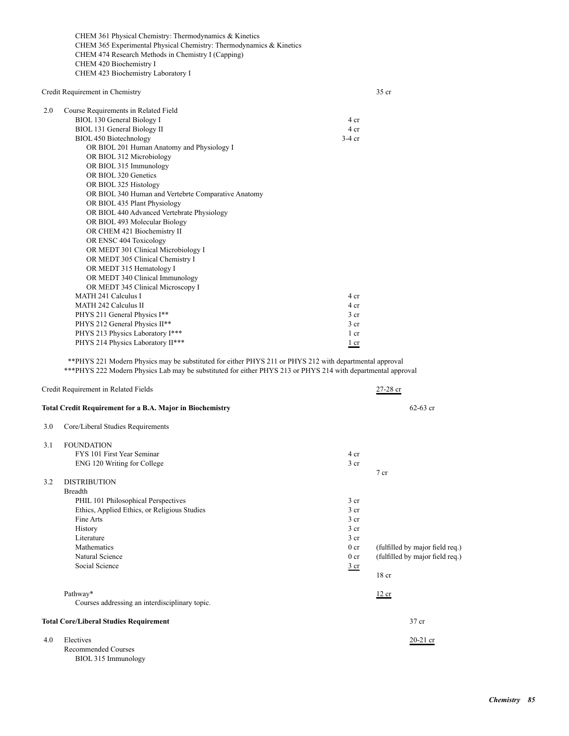CHEM 361 Physical Chemistry: Thermodynamics & Kinetics
CHEM 365 Experimental Physical Chemistry: Thermodynamics & Kinetics
CHEM 474 Research Methods in Chemistry I (Capping)
CHEM 420 Biochemistry I
CHEM 423 Biochemistry Laboratory I

Credit Requirement in Chemistry — 35 cr

2.0 Course Requirements in Related Field

| Course | Credits |
|---|---|
| BIOL 130 General Biology I | 4 cr |
| BIOL 131 General Biology II | 4 cr |
| BIOL 450 Biotechnology | 3-4 cr |
| OR BIOL 201 Human Anatomy and Physiology I | |
| OR BIOL 312 Microbiology | |
| OR BIOL 315 Immunology | |
| OR BIOL 320 Genetics | |
| OR BIOL 325 Histology | |
| OR BIOL 340 Human and Vertebrte Comparative Anatomy | |
| OR BIOL 435 Plant Physiology | |
| OR BIOL 440 Advanced Vertebrate Physiology | |
| OR BIOL 493 Molecular Biology | |
| OR CHEM 421 Biochemistry II | |
| OR ENSC 404 Toxicology | |
| OR MEDT 301 Clinical Microbiology I | |
| OR MEDT 305 Clinical Chemistry I | |
| OR MEDT 315 Hematology I | |
| OR MEDT 340 Clinical Immunology | |
| OR MEDT 345 Clinical Microscopy I | |
| MATH 241 Calculus I | 4 cr |
| MATH 242 Calculus II | 4 cr |
| PHYS 211 General Physics I** | 3 cr |
| PHYS 212 General Physics II** | 3 cr |
| PHYS 213 Physics Laboratory I*** | 1 cr |
| PHYS 214 Physics Laboratory II*** | 1 cr |

**PHYS 221 Modern Physics may be substituted for either PHYS 211 or PHYS 212 with departmental approval
***PHYS 222 Modern Physics Lab may be substituted for either PHYS 213 or PHYS 214 with departmental approval

Credit Requirement in Related Fields — 27-28 cr

**Total Credit Requirement for a B.A. Major in Biochemistry** — 62-63 cr

3.0 Core/Liberal Studies Requirements

3.1 FOUNDATION

| Course | Credits | Subtotal |
|---|---|---|
| FYS 101 First Year Seminar | 4 cr | |
| ENG 120 Writing for College | 3 cr | |
| | | 7 cr |

3.2 DISTRIBUTION

Breadth

| Course | Credits | Notes |
|---|---|---|
| PHIL 101 Philosophical Perspectives | 3 cr | |
| Ethics, Applied Ethics, or Religious Studies | 3 cr | |
| Fine Arts | 3 cr | |
| History | 3 cr | |
| Literature | 3 cr | |
| Mathematics | 0 cr | (fulfilled by major field req.) |
| Natural Science | 0 cr | (fulfilled by major field req.) |
| Social Science | 3 cr | |
| | | 18 cr |

Pathway* — 12 cr
Courses addressing an interdisciplinary topic.

**Total Core/Liberal Studies Requirement** — 37 cr

4.0 Electives — 20-21 cr
Recommended Courses
BIOL 315 Immunology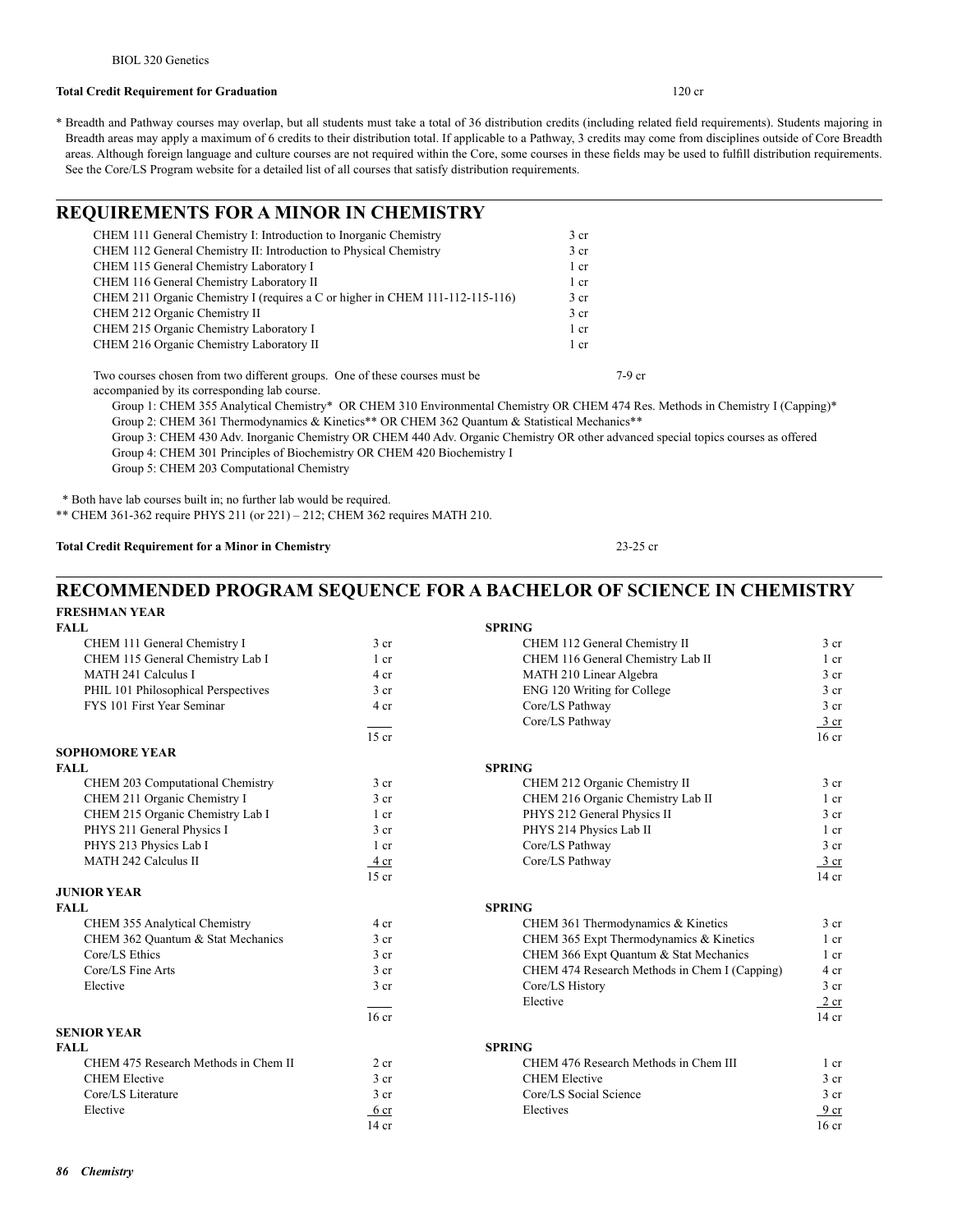BIOL 320 Genetics

**Total Credit Requirement for Graduation** 120 cr

* Breadth and Pathway courses may overlap, but all students must take a total of 36 distribution credits (including related field requirements). Students majoring in Breadth areas may apply a maximum of 6 credits to their distribution total. If applicable to a Pathway, 3 credits may come from disciplines outside of Core Breadth areas. Although foreign language and culture courses are not required within the Core, some courses in these fields may be used to fulfill distribution requirements. See the Core/LS Program website for a detailed list of all courses that satisfy distribution requirements.

## REQUIREMENTS FOR A MINOR IN CHEMISTRY

| Course | Credits |
|---|---|
| CHEM 111 General Chemistry I: Introduction to Inorganic Chemistry | 3 cr |
| CHEM 112 General Chemistry II: Introduction to Physical Chemistry | 3 cr |
| CHEM 115 General Chemistry Laboratory I | 1 cr |
| CHEM 116 General Chemistry Laboratory II | 1 cr |
| CHEM 211 Organic Chemistry I (requires a C or higher in CHEM 111-112-115-116) | 3 cr |
| CHEM 212 Organic Chemistry II | 3 cr |
| CHEM 215 Organic Chemistry Laboratory I | 1 cr |
| CHEM 216 Organic Chemistry Laboratory II | 1 cr |

Two courses chosen from two different groups. One of these courses must be accompanied by its corresponding lab course. 7-9 cr

- Group 1: CHEM 355 Analytical Chemistry* OR CHEM 310 Environmental Chemistry OR CHEM 474 Res. Methods in Chemistry I (Capping)*
- Group 2: CHEM 361 Thermodynamics & Kinetics** OR CHEM 362 Quantum & Statistical Mechanics**
- Group 3: CHEM 430 Adv. Inorganic Chemistry OR CHEM 440 Adv. Organic Chemistry OR other advanced special topics courses as offered
- Group 4: CHEM 301 Principles of Biochemistry OR CHEM 420 Biochemistry I
- Group 5: CHEM 203 Computational Chemistry

* Both have lab courses built in; no further lab would be required.

** CHEM 361-362 require PHYS 211 (or 221) – 212; CHEM 362 requires MATH 210.

**Total Credit Requirement for a Minor in Chemistry** 23-25 cr

## RECOMMENDED PROGRAM SEQUENCE FOR A BACHELOR OF SCIENCE IN CHEMISTRY

### FRESHMAN YEAR

| FALL | | SPRING | |
|---|---|---|---|
| CHEM 111 General Chemistry I | 3 cr | CHEM 112 General Chemistry II | 3 cr |
| CHEM 115 General Chemistry Lab I | 1 cr | CHEM 116 General Chemistry Lab II | 1 cr |
| MATH 241 Calculus I | 4 cr | MATH 210 Linear Algebra | 3 cr |
| PHIL 101 Philosophical Perspectives | 3 cr | ENG 120 Writing for College | 3 cr |
| FYS 101 First Year Seminar | 4 cr | Core/LS Pathway | 3 cr |
| | | Core/LS Pathway | 3 cr |
| | 15 cr | | 16 cr |

### SOPHOMORE YEAR

| FALL | | SPRING | |
|---|---|---|---|
| CHEM 203 Computational Chemistry | 3 cr | CHEM 212 Organic Chemistry II | 3 cr |
| CHEM 211 Organic Chemistry I | 3 cr | CHEM 216 Organic Chemistry Lab II | 1 cr |
| CHEM 215 Organic Chemistry Lab I | 1 cr | PHYS 212 General Physics II | 3 cr |
| PHYS 211 General Physics I | 3 cr | PHYS 214 Physics Lab II | 1 cr |
| PHYS 213 Physics Lab I | 1 cr | Core/LS Pathway | 3 cr |
| MATH 242 Calculus II | 4 cr | Core/LS Pathway | 3 cr |
| | 15 cr | | 14 cr |

### JUNIOR YEAR

| FALL | | SPRING | |
|---|---|---|---|
| CHEM 355 Analytical Chemistry | 4 cr | CHEM 361 Thermodynamics & Kinetics | 3 cr |
| CHEM 362 Quantum & Stat Mechanics | 3 cr | CHEM 365 Expt Thermodynamics & Kinetics | 1 cr |
| Core/LS Ethics | 3 cr | CHEM 366 Expt Quantum & Stat Mechanics | 1 cr |
| Core/LS Fine Arts | 3 cr | CHEM 474 Research Methods in Chem I (Capping) | 4 cr |
| Elective | 3 cr | Core/LS History | 3 cr |
| | | Elective | 2 cr |
| | 16 cr | | 14 cr |

### SENIOR YEAR

| FALL | | SPRING | |
|---|---|---|---|
| CHEM 475 Research Methods in Chem II | 2 cr | CHEM 476 Research Methods in Chem III | 1 cr |
| CHEM Elective | 3 cr | CHEM Elective | 3 cr |
| Core/LS Literature | 3 cr | Core/LS Social Science | 3 cr |
| Elective | 6 cr | Electives | 9 cr |
| | 14 cr | | 16 cr |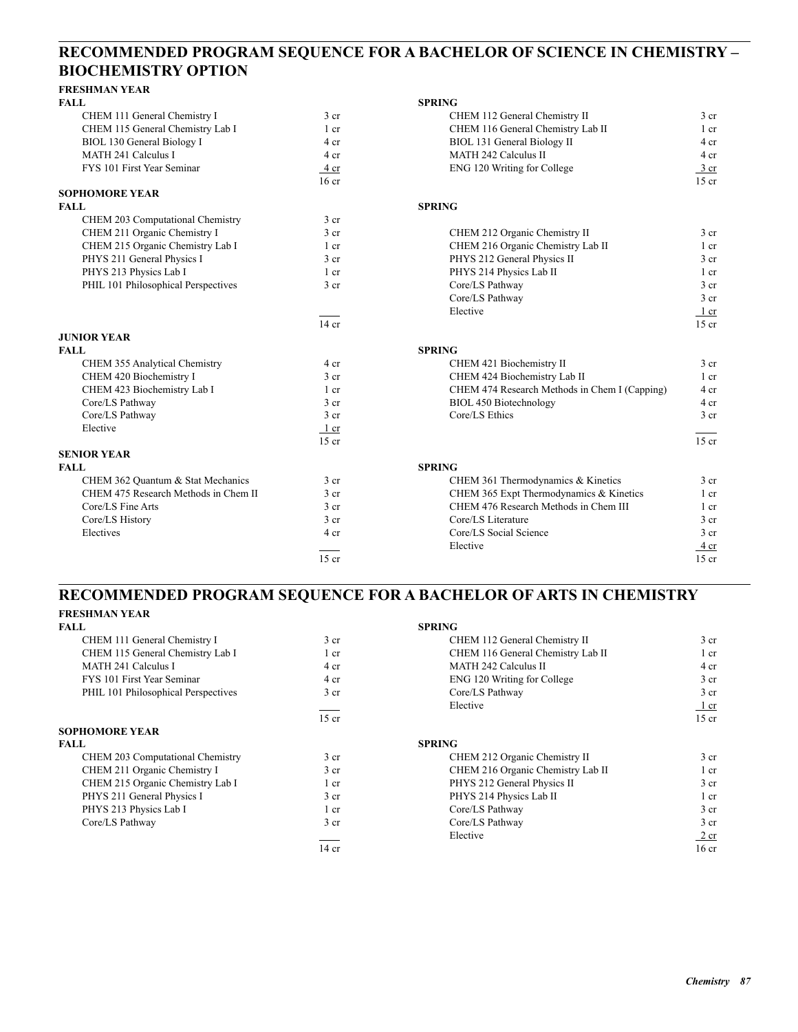## RECOMMENDED PROGRAM SEQUENCE FOR A BACHELOR OF SCIENCE IN CHEMISTRY – BIOCHEMISTRY OPTION

### FRESHMAN YEAR

| FALL | | SPRING | |
|---|---|---|---|
| CHEM 111 General Chemistry I | 3 cr | CHEM 112 General Chemistry II | 3 cr |
| CHEM 115 General Chemistry Lab I | 1 cr | CHEM 116 General Chemistry Lab II | 1 cr |
| BIOL 130 General Biology I | 4 cr | BIOL 131 General Biology II | 4 cr |
| MATH 241 Calculus I | 4 cr | MATH 242 Calculus II | 4 cr |
| FYS 101 First Year Seminar | 4 cr | ENG 120 Writing for College | 3 cr |
| | 16 cr | | 15 cr |

### SOPHOMORE YEAR

| FALL | | SPRING | |
|---|---|---|---|
| CHEM 203 Computational Chemistry | 3 cr | | |
| CHEM 211 Organic Chemistry I | 3 cr | CHEM 212 Organic Chemistry II | 3 cr |
| CHEM 215 Organic Chemistry Lab I | 1 cr | CHEM 216 Organic Chemistry Lab II | 1 cr |
| PHYS 211 General Physics I | 3 cr | PHYS 212 General Physics II | 3 cr |
| PHYS 213 Physics Lab I | 1 cr | PHYS 214 Physics Lab II | 1 cr |
| PHIL 101 Philosophical Perspectives | 3 cr | Core/LS Pathway | 3 cr |
| | | Core/LS Pathway | 3 cr |
| | | Elective | 1 cr |
| | 14 cr | | 15 cr |

### JUNIOR YEAR

| FALL | | SPRING | |
|---|---|---|---|
| CHEM 355 Analytical Chemistry | 4 cr | CHEM 421 Biochemistry II | 3 cr |
| CHEM 420 Biochemistry I | 3 cr | CHEM 424 Biochemistry Lab II | 1 cr |
| CHEM 423 Biochemistry Lab I | 1 cr | CHEM 474 Research Methods in Chem I (Capping) | 4 cr |
| Core/LS Pathway | 3 cr | BIOL 450 Biotechnology | 4 cr |
| Core/LS Pathway | 3 cr | Core/LS Ethics | 3 cr |
| Elective | 1 cr | | |
| | 15 cr | | 15 cr |

### SENIOR YEAR

| FALL | | SPRING | |
|---|---|---|---|
| CHEM 362 Quantum & Stat Mechanics | 3 cr | CHEM 361 Thermodynamics & Kinetics | 3 cr |
| CHEM 475 Research Methods in Chem II | 3 cr | CHEM 365 Expt Thermodynamics & Kinetics | 1 cr |
| Core/LS Fine Arts | 3 cr | CHEM 476 Research Methods in Chem III | 1 cr |
| Core/LS History | 3 cr | Core/LS Literature | 3 cr |
| Electives | 4 cr | Core/LS Social Science | 3 cr |
| | | Elective | 4 cr |
| | 15 cr | | 15 cr |

## RECOMMENDED PROGRAM SEQUENCE FOR A BACHELOR OF ARTS IN CHEMISTRY

### FRESHMAN YEAR

| FALL | | SPRING | |
|---|---|---|---|
| CHEM 111 General Chemistry I | 3 cr | CHEM 112 General Chemistry II | 3 cr |
| CHEM 115 General Chemistry Lab I | 1 cr | CHEM 116 General Chemistry Lab II | 1 cr |
| MATH 241 Calculus I | 4 cr | MATH 242 Calculus II | 4 cr |
| FYS 101 First Year Seminar | 4 cr | ENG 120 Writing for College | 3 cr |
| PHIL 101 Philosophical Perspectives | 3 cr | Core/LS Pathway | 3 cr |
| | | Elective | 1 cr |
| | 15 cr | | 15 cr |

### SOPHOMORE YEAR

| FALL | | SPRING | |
|---|---|---|---|
| CHEM 203 Computational Chemistry | 3 cr | CHEM 212 Organic Chemistry II | 3 cr |
| CHEM 211 Organic Chemistry I | 3 cr | CHEM 216 Organic Chemistry Lab II | 1 cr |
| CHEM 215 Organic Chemistry Lab I | 1 cr | PHYS 212 General Physics II | 3 cr |
| PHYS 211 General Physics I | 3 cr | PHYS 214 Physics Lab II | 1 cr |
| PHYS 213 Physics Lab I | 1 cr | Core/LS Pathway | 3 cr |
| Core/LS Pathway | 3 cr | Core/LS Pathway | 3 cr |
| | | Elective | 2 cr |
| | 14 cr | | 16 cr |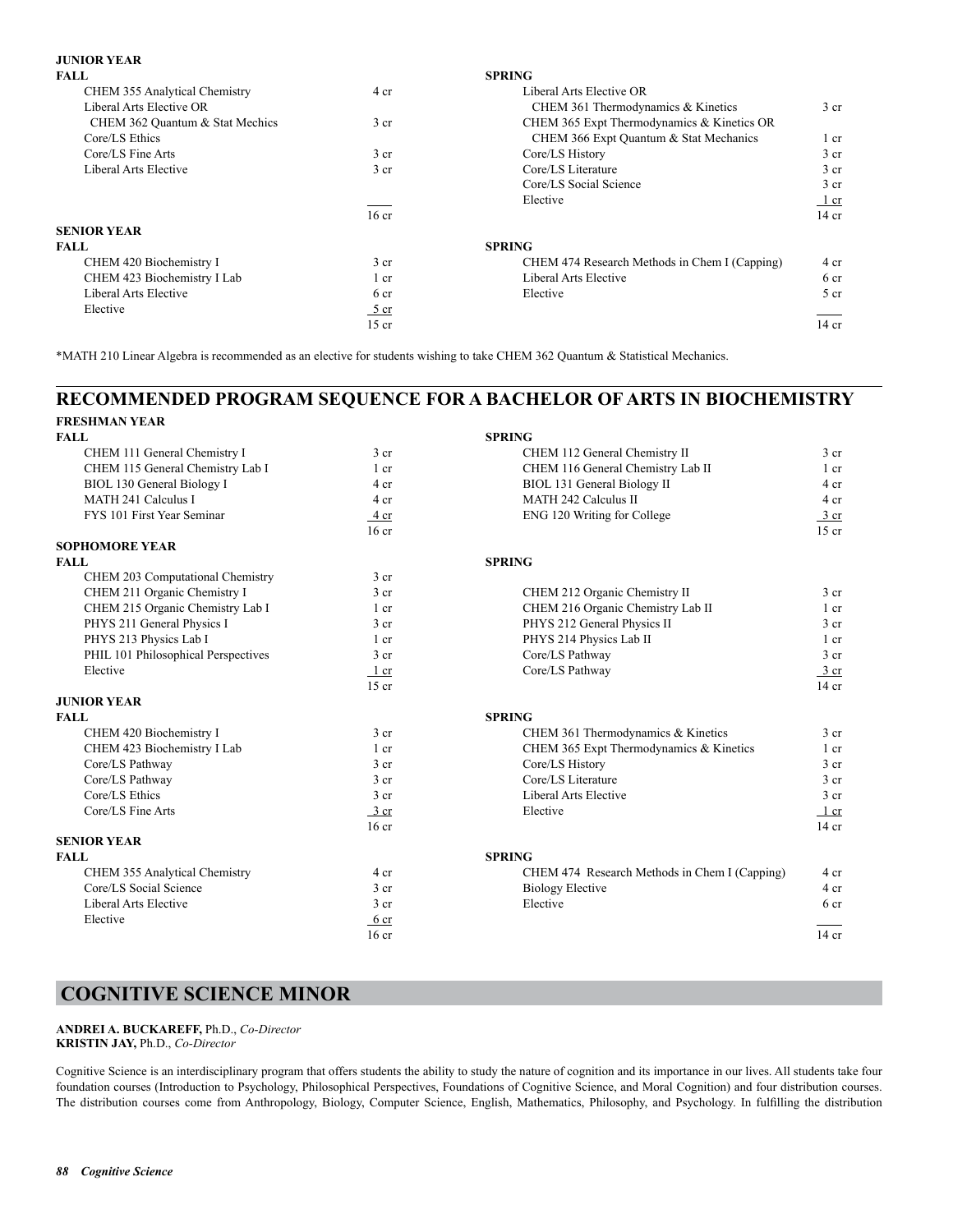**JUNIOR YEAR**

| FALL | | SPRING | |
|---|---|---|---|
| CHEM 355 Analytical Chemistry | 4 cr | Liberal Arts Elective OR | |
| Liberal Arts Elective OR | | CHEM 361 Thermodynamics & Kinetics | 3 cr |
| CHEM 362 Quantum & Stat Mechics | 3 cr | CHEM 365 Expt Thermodynamics & Kinetics OR | |
| Core/LS Ethics | | CHEM 366 Expt Quantum & Stat Mechanics | 1 cr |
| Core/LS Fine Arts | 3 cr | Core/LS History | 3 cr |
| Liberal Arts Elective | 3 cr | Core/LS Literature | 3 cr |
| | | Core/LS Social Science | 3 cr |
| | | Elective | 1 cr |
| | 16 cr | | 14 cr |

**SENIOR YEAR**

| FALL | | SPRING | |
|---|---|---|---|
| CHEM 420 Biochemistry I | 3 cr | CHEM 474 Research Methods in Chem I (Capping) | 4 cr |
| CHEM 423 Biochemistry I Lab | 1 cr | Liberal Arts Elective | 6 cr |
| Liberal Arts Elective | 6 cr | Elective | 5 cr |
| Elective | 5 cr | | |
| | 15 cr | | 14 cr |

*MATH 210 Linear Algebra is recommended as an elective for students wishing to take CHEM 362 Quantum & Statistical Mechanics.

## RECOMMENDED PROGRAM SEQUENCE FOR A BACHELOR OF ARTS IN BIOCHEMISTRY

**FRESHMAN YEAR**

| FALL | | SPRING | |
|---|---|---|---|
| CHEM 111 General Chemistry I | 3 cr | CHEM 112 General Chemistry II | 3 cr |
| CHEM 115 General Chemistry Lab I | 1 cr | CHEM 116 General Chemistry Lab II | 1 cr |
| BIOL 130 General Biology I | 4 cr | BIOL 131 General Biology II | 4 cr |
| MATH 241 Calculus I | 4 cr | MATH 242 Calculus II | 4 cr |
| FYS 101 First Year Seminar | 4 cr | ENG 120 Writing for College | 3 cr |
| | 16 cr | | 15 cr |

**SOPHOMORE YEAR**

| FALL | | SPRING | |
|---|---|---|---|
| CHEM 203 Computational Chemistry | 3 cr | | |
| CHEM 211 Organic Chemistry I | 3 cr | CHEM 212 Organic Chemistry II | 3 cr |
| CHEM 215 Organic Chemistry Lab I | 1 cr | CHEM 216 Organic Chemistry Lab II | 1 cr |
| PHYS 211 General Physics I | 3 cr | PHYS 212 General Physics II | 3 cr |
| PHYS 213 Physics Lab I | 1 cr | PHYS 214 Physics Lab II | 1 cr |
| PHIL 101 Philosophical Perspectives | 3 cr | Core/LS Pathway | 3 cr |
| Elective | 1 cr | Core/LS Pathway | 3 cr |
| | 15 cr | | 14 cr |

**JUNIOR YEAR**

| FALL | | SPRING | |
|---|---|---|---|
| CHEM 420 Biochemistry I | 3 cr | CHEM 361 Thermodynamics & Kinetics | 3 cr |
| CHEM 423 Biochemistry I Lab | 1 cr | CHEM 365 Expt Thermodynamics & Kinetics | 1 cr |
| Core/LS Pathway | 3 cr | Core/LS History | 3 cr |
| Core/LS Pathway | 3 cr | Core/LS Literature | 3 cr |
| Core/LS Ethics | 3 cr | Liberal Arts Elective | 3 cr |
| Core/LS Fine Arts | 3 cr | Elective | 1 cr |
| | 16 cr | | 14 cr |

**SENIOR YEAR**

| FALL | | SPRING | |
|---|---|---|---|
| CHEM 355 Analytical Chemistry | 4 cr | CHEM 474 Research Methods in Chem I (Capping) | 4 cr |
| Core/LS Social Science | 3 cr | Biology Elective | 4 cr |
| Liberal Arts Elective | 3 cr | Elective | 6 cr |
| Elective | 6 cr | | |
| | 16 cr | | 14 cr |

## COGNITIVE SCIENCE MINOR

**ANDREI A. BUCKAREFF,** Ph.D., *Co-Director*
**KRISTIN JAY,** Ph.D., *Co-Director*

Cognitive Science is an interdisciplinary program that offers students the ability to study the nature of cognition and its importance in our lives. All students take four foundation courses (Introduction to Psychology, Philosophical Perspectives, Foundations of Cognitive Science, and Moral Cognition) and four distribution courses. The distribution courses come from Anthropology, Biology, Computer Science, English, Mathematics, Philosophy, and Psychology. In fulfilling the distribution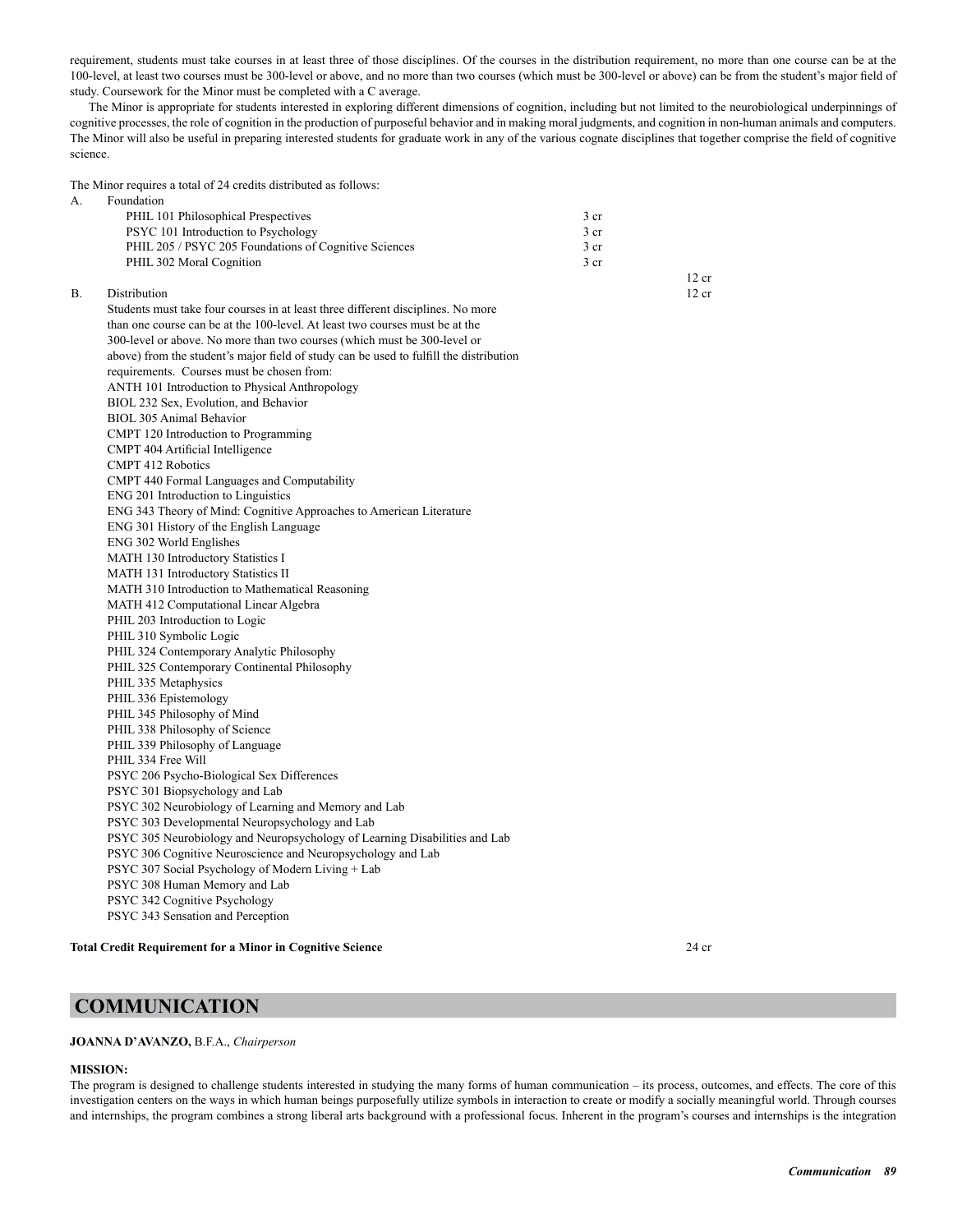requirement, students must take courses in at least three of those disciplines. Of the courses in the distribution requirement, no more than one course can be at the 100-level, at least two courses must be 300-level or above, and no more than two courses (which must be 300-level or above) can be from the student's major field of study. Coursework for the Minor must be completed with a C average.

The Minor is appropriate for students interested in exploring different dimensions of cognition, including but not limited to the neurobiological underpinnings of cognitive processes, the role of cognition in the production of purposeful behavior and in making moral judgments, and cognition in non-human animals and computers. The Minor will also be useful in preparing interested students for graduate work in any of the various cognate disciplines that together comprise the field of cognitive science.

The Minor requires a total of 24 credits distributed as follows:

| | | | |
|---|---|---|---|
| A. | Foundation | | |
| | PHIL 101 Philosophical Prespectives | 3 cr | |
| | PSYC 101 Introduction to Psychology | 3 cr | |
| | PHIL 205 / PSYC 205 Foundations of Cognitive Sciences | 3 cr | |
| | PHIL 302 Moral Cognition | 3 cr | |
| | | | 12 cr |
| B. | Distribution | | 12 cr |

Students must take four courses in at least three different disciplines. No more than one course can be at the 100-level. At least two courses must be at the 300-level or above. No more than two courses (which must be 300-level or above) from the student's major field of study can be used to fulfill the distribution requirements. Courses must be chosen from:

ANTH 101 Introduction to Physical Anthropology
BIOL 232 Sex, Evolution, and Behavior
BIOL 305 Animal Behavior
CMPT 120 Introduction to Programming
CMPT 404 Artificial Intelligence
CMPT 412 Robotics
CMPT 440 Formal Languages and Computability
ENG 201 Introduction to Linguistics
ENG 343 Theory of Mind: Cognitive Approaches to American Literature
ENG 301 History of the English Language
ENG 302 World Englishes
MATH 130 Introductory Statistics I
MATH 131 Introductory Statistics II
MATH 310 Introduction to Mathematical Reasoning
MATH 412 Computational Linear Algebra
PHIL 203 Introduction to Logic
PHIL 310 Symbolic Logic
PHIL 324 Contemporary Analytic Philosophy
PHIL 325 Contemporary Continental Philosophy
PHIL 335 Metaphysics
PHIL 336 Epistemology
PHIL 345 Philosophy of Mind
PHIL 338 Philosophy of Science
PHIL 339 Philosophy of Language
PHIL 334 Free Will
PSYC 206 Psycho-Biological Sex Differences
PSYC 301 Biopsychology and Lab
PSYC 302 Neurobiology of Learning and Memory and Lab
PSYC 303 Developmental Neuropsychology and Lab
PSYC 305 Neurobiology and Neuropsychology of Learning Disabilities and Lab
PSYC 306 Cognitive Neuroscience and Neuropsychology and Lab
PSYC 307 Social Psychology of Modern Living + Lab
PSYC 308 Human Memory and Lab
PSYC 342 Cognitive Psychology
PSYC 343 Sensation and Perception

**Total Credit Requirement for a Minor in Cognitive Science** 24 cr

## COMMUNICATION

**JOANNA D'AVANZO,** B.F.A., *Chairperson*

**MISSION:**

The program is designed to challenge students interested in studying the many forms of human communication – its process, outcomes, and effects. The core of this investigation centers on the ways in which human beings purposefully utilize symbols in interaction to create or modify a socially meaningful world. Through courses and internships, the program combines a strong liberal arts background with a professional focus. Inherent in the program's courses and internships is the integration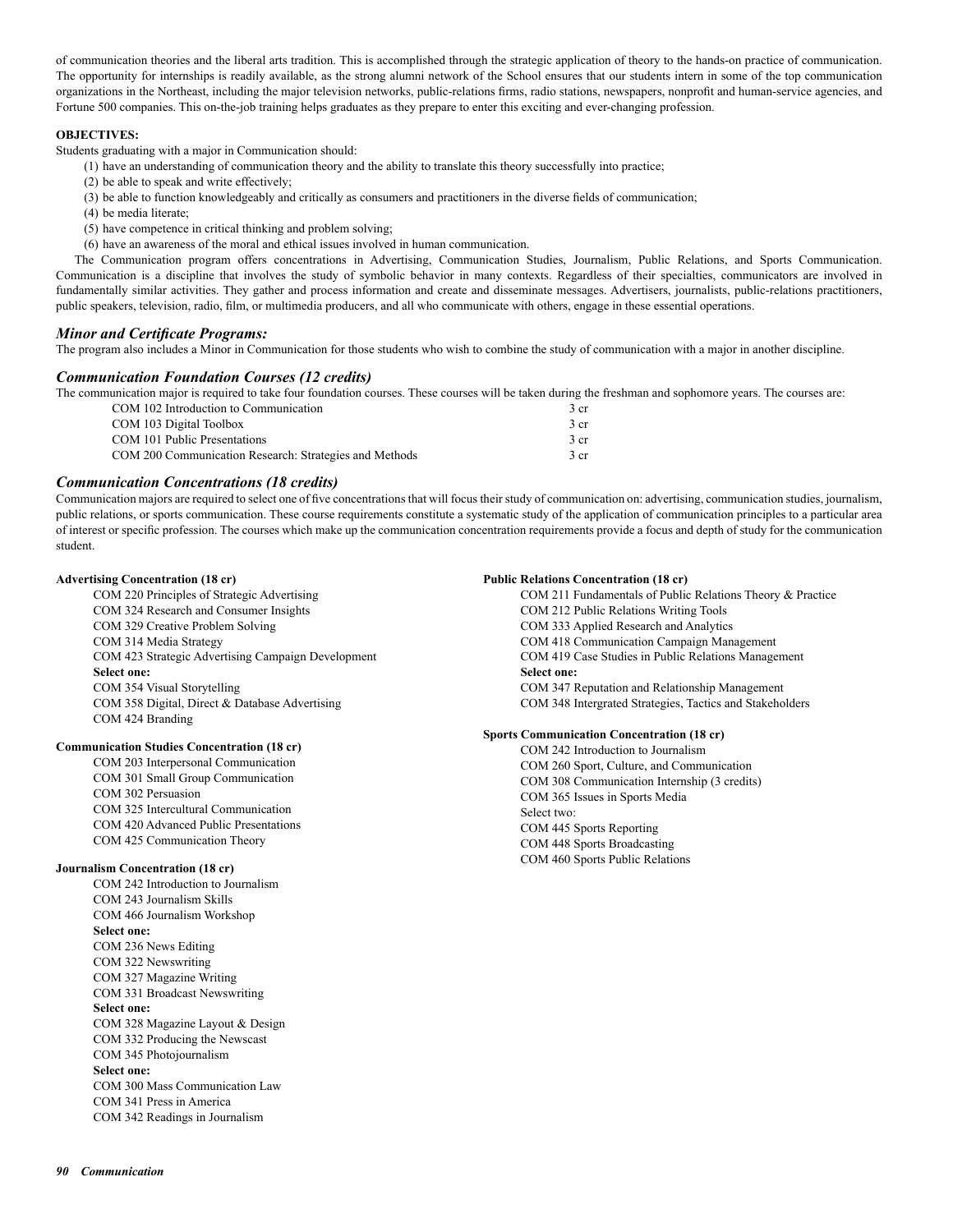of communication theories and the liberal arts tradition. This is accomplished through the strategic application of theory to the hands-on practice of communication. The opportunity for internships is readily available, as the strong alumni network of the School ensures that our students intern in some of the top communication organizations in the Northeast, including the major television networks, public-relations firms, radio stations, newspapers, nonprofit and human-service agencies, and Fortune 500 companies. This on-the-job training helps graduates as they prepare to enter this exciting and ever-changing profession.

**OBJECTIVES:**

Students graduating with a major in Communication should:

(1) have an understanding of communication theory and the ability to translate this theory successfully into practice;
(2) be able to speak and write effectively;
(3) be able to function knowledgeably and critically as consumers and practitioners in the diverse fields of communication;
(4) be media literate;
(5) have competence in critical thinking and problem solving;
(6) have an awareness of the moral and ethical issues involved in human communication.

The Communication program offers concentrations in Advertising, Communication Studies, Journalism, Public Relations, and Sports Communication. Communication is a discipline that involves the study of symbolic behavior in many contexts. Regardless of their specialties, communicators are involved in fundamentally similar activities. They gather and process information and create and disseminate messages. Advertisers, journalists, public-relations practitioners, public speakers, television, radio, film, or multimedia producers, and all who communicate with others, engage in these essential operations.

### *Minor and Certificate Programs:*

The program also includes a Minor in Communication for those students who wish to combine the study of communication with a major in another discipline.

### *Communication Foundation Courses (12 credits)*

The communication major is required to take four foundation courses. These courses will be taken during the freshman and sophomore years. The courses are:

| Course | Credits |
|---|---|
| COM 102 Introduction to Communication | 3 cr |
| COM 103 Digital Toolbox | 3 cr |
| COM 101 Public Presentations | 3 cr |
| COM 200 Communication Research: Strategies and Methods | 3 cr |

### *Communication Concentrations (18 credits)*

Communication majors are required to select one of five concentrations that will focus their study of communication on: advertising, communication studies, journalism, public relations, or sports communication. These course requirements constitute a systematic study of the application of communication principles to a particular area of interest or specific profession. The courses which make up the communication concentration requirements provide a focus and depth of study for the communication student.

**Advertising Concentration (18 cr)**

COM 220 Principles of Strategic Advertising
COM 324 Research and Consumer Insights
COM 329 Creative Problem Solving
COM 314 Media Strategy
COM 423 Strategic Advertising Campaign Development
**Select one:**
COM 354 Visual Storytelling
COM 358 Digital, Direct & Database Advertising
COM 424 Branding

**Communication Studies Concentration (18 cr)**

COM 203 Interpersonal Communication
COM 301 Small Group Communication
COM 302 Persuasion
COM 325 Intercultural Communication
COM 420 Advanced Public Presentations
COM 425 Communication Theory

**Journalism Concentration (18 cr)**

COM 242 Introduction to Journalism
COM 243 Journalism Skills
COM 466 Journalism Workshop
**Select one:**
COM 236 News Editing
COM 322 Newswriting
COM 327 Magazine Writing
COM 331 Broadcast Newswriting
**Select one:**
COM 328 Magazine Layout & Design
COM 332 Producing the Newscast
COM 345 Photojournalism
**Select one:**
COM 300 Mass Communication Law
COM 341 Press in America
COM 342 Readings in Journalism

**Public Relations Concentration (18 cr)**

COM 211 Fundamentals of Public Relations Theory & Practice
COM 212 Public Relations Writing Tools
COM 333 Applied Research and Analytics
COM 418 Communication Campaign Management
COM 419 Case Studies in Public Relations Management
**Select one:**
COM 347 Reputation and Relationship Management
COM 348 Intergrated Strategies, Tactics and Stakeholders

**Sports Communication Concentration (18 cr)**

COM 242 Introduction to Journalism
COM 260 Sport, Culture, and Communication
COM 308 Communication Internship (3 credits)
COM 365 Issues in Sports Media
Select two:
COM 445 Sports Reporting
COM 448 Sports Broadcasting
COM 460 Sports Public Relations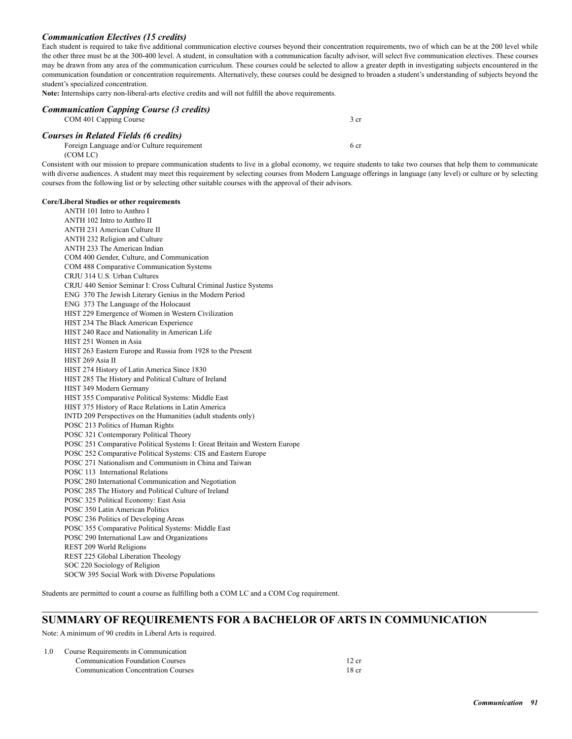### *Communication Electives (15 credits)*

Each student is required to take five additional communication elective courses beyond their concentration requirements, two of which can be at the 200 level while the other three must be at the 300-400 level. A student, in consultation with a communication faculty advisor, will select five communication electives. These courses may be drawn from any area of the communication curriculum. These courses could be selected to allow a greater depth in investigating subjects encountered in the communication foundation or concentration requirements. Alternatively, these courses could be designed to broaden a student's understanding of subjects beyond the student's specialized concentration.

**Note:** Internships carry non-liberal-arts elective credits and will not fulfill the above requirements.

### *Communication Capping Course (3 credits)*

| | |
|---|---|
| COM 401 Capping Course | 3 cr |

### *Courses in Related Fields (6 credits)*

| | |
|---|---|
| Foreign Language and/or Culture requirement (COM LC) | 6 cr |

Consistent with our mission to prepare communication students to live in a global economy, we require students to take two courses that help them to communicate with diverse audiences. A student may meet this requirement by selecting courses from Modern Language offerings in language (any level) or culture or by selecting courses from the following list or by selecting other suitable courses with the approval of their advisors.

**Core/Liberal Studies or other requirements**

- ANTH 101 Intro to Anthro I
- ANTH 102 Intro to Anthro II
- ANTH 231 American Culture II
- ANTH 232 Religion and Culture
- ANTH 233 The American Indian
- COM 400 Gender, Culture, and Communication
- COM 488 Comparative Communication Systems
- CRJU 314 U.S. Urban Cultures
- CRJU 440 Senior Seminar I: Cross Cultural Criminal Justice Systems
- ENG 370 The Jewish Literary Genius in the Modern Period
- ENG 373 The Language of the Holocaust
- HIST 229 Emergence of Women in Western Civilization
- HIST 234 The Black American Experience
- HIST 240 Race and Nationality in American Life
- HIST 251 Women in Asia
- HIST 263 Eastern Europe and Russia from 1928 to the Present
- HIST 269 Asia II
- HIST 274 History of Latin America Since 1830
- HIST 285 The History and Political Culture of Ireland
- HIST 349 Modern Germany
- HIST 355 Comparative Political Systems: Middle East
- HIST 375 History of Race Relations in Latin America
- INTD 209 Perspectives on the Humanities (adult students only)
- POSC 213 Politics of Human Rights
- POSC 321 Contemporary Political Theory
- POSC 251 Comparative Political Systems I: Great Britain and Western Europe
- POSC 252 Comparative Political Systems: CIS and Eastern Europe
- POSC 271 Nationalism and Communism in China and Taiwan
- POSC 113 International Relations
- POSC 280 International Communication and Negotiation
- POSC 285 The History and Political Culture of Ireland
- POSC 325 Political Economy: East Asia
- POSC 350 Latin American Politics
- POSC 236 Politics of Developing Areas
- POSC 355 Comparative Political Systems: Middle East
- POSC 290 International Law and Organizations
- REST 209 World Religions
- REST 225 Global Liberation Theology
- SOC 220 Sociology of Religion
- SOCW 395 Social Work with Diverse Populations

Students are permitted to count a course as fulfilling both a COM LC and a COM Cog requirement.

## SUMMARY OF REQUIREMENTS FOR A BACHELOR OF ARTS IN COMMUNICATION

Note: A minimum of 90 credits in Liberal Arts is required.

| | | |
|---|---|---|
| 1.0 | Course Requirements in Communication | |
| | Communication Foundation Courses | 12 cr |
| | Communication Concentration Courses | 18 cr |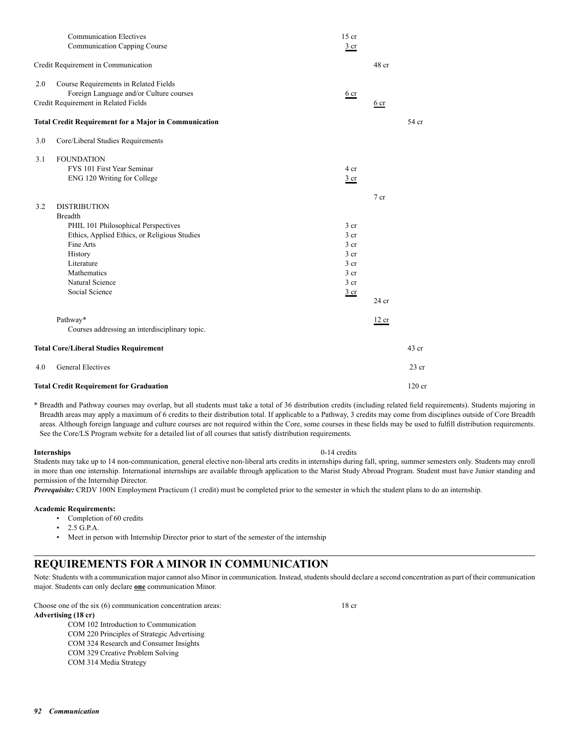| | | | |
|---|---|---|---|
| Communication Electives | 15 cr | | |
| Communication Capping Course | 3 cr | | |
| Credit Requirement in Communication | | 48 cr | |
| 2.0 Course Requirements in Related Fields | | | |
| Foreign Language and/or Culture courses | 6 cr | | |
| Credit Requirement in Related Fields | | 6 cr | |
| **Total Credit Requirement for a Major in Communication** | | | 54 cr |
| 3.0 Core/Liberal Studies Requirements | | | |
| 3.1 FOUNDATION | | | |
| FYS 101 First Year Seminar | 4 cr | | |
| ENG 120 Writing for College | 3 cr | | |
| | | 7 cr | |
| 3.2 DISTRIBUTION | | | |
| Breadth | | | |
| PHIL 101 Philosophical Perspectives | 3 cr | | |
| Ethics, Applied Ethics, or Religious Studies | 3 cr | | |
| Fine Arts | 3 cr | | |
| History | 3 cr | | |
| Literature | 3 cr | | |
| Mathematics | 3 cr | | |
| Natural Science | 3 cr | | |
| Social Science | 3 cr | | |
| | | 24 cr | |
| Pathway* | | 12 cr | |
| Courses addressing an interdisciplinary topic. | | | |
| **Total Core/Liberal Studies Requirement** | | | 43 cr |
| 4.0 General Electives | | | 23 cr |
| **Total Credit Requirement for Graduation** | | | 120 cr |

\* Breadth and Pathway courses may overlap, but all students must take a total of 36 distribution credits (including related field requirements). Students majoring in Breadth areas may apply a maximum of 6 credits to their distribution total. If applicable to a Pathway, 3 credits may come from disciplines outside of Core Breadth areas. Although foreign language and culture courses are not required within the Core, some courses in these fields may be used to fulfill distribution requirements. See the Core/LS Program website for a detailed list of all courses that satisfy distribution requirements.

**Internships** 0-14 credits

Students may take up to 14 non-communication, general elective non-liberal arts credits in internships during fall, spring, summer semesters only. Students may enroll in more than one internship. International internships are available through application to the Marist Study Abroad Program. Student must have Junior standing and permission of the Internship Director.

***Prerequisite:*** CRDV 100N Employment Practicum (1 credit) must be completed prior to the semester in which the student plans to do an internship.

**Academic Requirements:**

- Completion of 60 credits
- 2.5 G.P.A.
- Meet in person with Internship Director prior to start of the semester of the internship

## REQUIREMENTS FOR A MINOR IN COMMUNICATION

Note: Students with a communication major cannot also Minor in communication. Instead, students should declare a second concentration as part of their communication major. Students can only declare **one** communication Minor.

Choose one of the six (6) communication concentration areas: 18 cr

**Advertising (18 cr)**

COM 102 Introduction to Communication
COM 220 Principles of Strategic Advertising
COM 324 Research and Consumer Insights
COM 329 Creative Problem Solving
COM 314 Media Strategy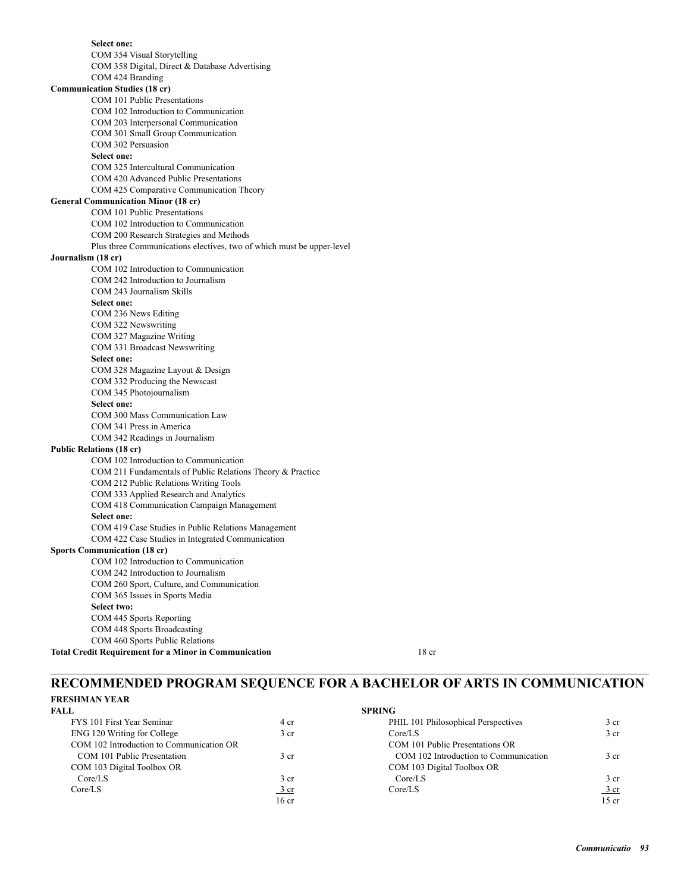**Select one:**

COM 354 Visual Storytelling
COM 358 Digital, Direct & Database Advertising
COM 424 Branding

**Communication Studies (18 cr)**

COM 101 Public Presentations
COM 102 Introduction to Communication
COM 203 Interpersonal Communication
COM 301 Small Group Communication
COM 302 Persuasion

**Select one:**

COM 325 Intercultural Communication
COM 420 Advanced Public Presentations
COM 425 Comparative Communication Theory

**General Communication Minor (18 cr)**

COM 101 Public Presentations
COM 102 Introduction to Communication
COM 200 Research Strategies and Methods
Plus three Communications electives, two of which must be upper-level

**Journalism (18 cr)**

COM 102 Introduction to Communication
COM 242 Introduction to Journalism
COM 243 Journalism Skills

**Select one:**

COM 236 News Editing
COM 322 Newswriting
COM 327 Magazine Writing
COM 331 Broadcast Newswriting

**Select one:**

COM 328 Magazine Layout & Design
COM 332 Producing the Newscast
COM 345 Photojournalism

**Select one:**

COM 300 Mass Communication Law
COM 341 Press in America
COM 342 Readings in Journalism

**Public Relations (18 cr)**

COM 102 Introduction to Communication
COM 211 Fundamentals of Public Relations Theory & Practice
COM 212 Public Relations Writing Tools
COM 333 Applied Research and Analytics
COM 418 Communication Campaign Management

**Select one:**

COM 419 Case Studies in Public Relations Management
COM 422 Case Studies in Integrated Communication

**Sports Communication (18 cr)**

COM 102 Introduction to Communication
COM 242 Introduction to Journalism
COM 260 Sport, Culture, and Communication
COM 365 Issues in Sports Media

**Select two:**

COM 445 Sports Reporting
COM 448 Sports Broadcasting
COM 460 Sports Public Relations

**Total Credit Requirement for a Minor in Communication** 18 cr

## RECOMMENDED PROGRAM SEQUENCE FOR A BACHELOR OF ARTS IN COMMUNICATION

**FRESHMAN YEAR**

| FALL | | SPRING | |
|---|---|---|---|
| FYS 101 First Year Seminar | 4 cr | PHIL 101 Philosophical Perspectives | 3 cr |
| ENG 120 Writing for College | 3 cr | Core/LS | 3 cr |
| COM 102 Introduction to Communication OR COM 101 Public Presentation | 3 cr | COM 101 Public Presentations OR COM 102 Introduction to Communication | 3 cr |
| COM 103 Digital Toolbox OR Core/LS | 3 cr | COM 103 Digital Toolbox OR Core/LS | 3 cr |
| Core/LS | 3 cr | Core/LS | 3 cr |
| | 16 cr | | 15 cr |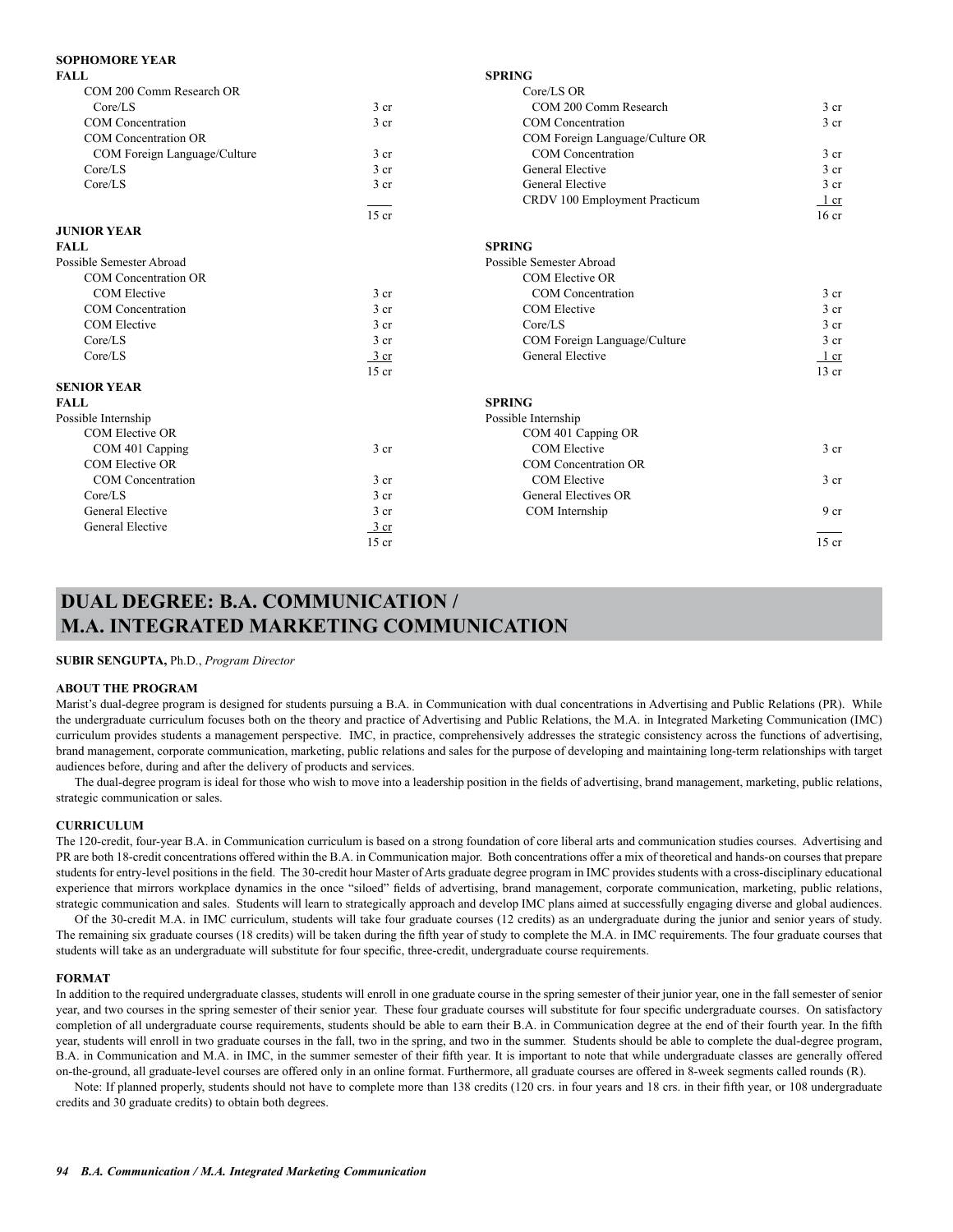**SOPHOMORE YEAR**

| FALL | | SPRING | |
|---|---|---|---|
| COM 200 Comm Research OR Core/LS | 3 cr | Core/LS OR COM 200 Comm Research | 3 cr |
| COM Concentration | 3 cr | COM Concentration | 3 cr |
| COM Concentration OR COM Foreign Language/Culture | 3 cr | COM Foreign Language/Culture OR COM Concentration | 3 cr |
| Core/LS | 3 cr | General Elective | 3 cr |
| Core/LS | 3 cr | General Elective | 3 cr |
| | | CRDV 100 Employment Practicum | 1 cr |
| | 15 cr | | 16 cr |

**JUNIOR YEAR**

| FALL | | SPRING | |
|---|---|---|---|
| Possible Semester Abroad | | Possible Semester Abroad | |
| COM Concentration OR COM Elective | 3 cr | COM Elective OR COM Concentration | 3 cr |
| COM Concentration | 3 cr | COM Elective | 3 cr |
| COM Elective | 3 cr | Core/LS | 3 cr |
| Core/LS | 3 cr | COM Foreign Language/Culture | 3 cr |
| Core/LS | 3 cr | General Elective | 1 cr |
| | 15 cr | | 13 cr |

**SENIOR YEAR**

| FALL | | SPRING | |
|---|---|---|---|
| Possible Internship | | Possible Internship | |
| COM Elective OR COM 401 Capping | 3 cr | COM 401 Capping OR COM Elective | 3 cr |
| COM Elective OR COM Concentration | 3 cr | COM Concentration OR COM Elective | 3 cr |
| Core/LS | 3 cr | General Electives OR COM Internship | 9 cr |
| General Elective | 3 cr | | |
| General Elective | 3 cr | | |
| | 15 cr | | 15 cr |

# DUAL DEGREE: B.A. COMMUNICATION / M.A. INTEGRATED MARKETING COMMUNICATION

**SUBIR SENGUPTA,** Ph.D., *Program Director*

### ABOUT THE PROGRAM

Marist's dual-degree program is designed for students pursuing a B.A. in Communication with dual concentrations in Advertising and Public Relations (PR). While the undergraduate curriculum focuses both on the theory and practice of Advertising and Public Relations, the M.A. in Integrated Marketing Communication (IMC) curriculum provides students a management perspective. IMC, in practice, comprehensively addresses the strategic consistency across the functions of advertising, brand management, corporate communication, marketing, public relations and sales for the purpose of developing and maintaining long-term relationships with target audiences before, during and after the delivery of products and services.

The dual-degree program is ideal for those who wish to move into a leadership position in the fields of advertising, brand management, marketing, public relations, strategic communication or sales.

### CURRICULUM

The 120-credit, four-year B.A. in Communication curriculum is based on a strong foundation of core liberal arts and communication studies courses. Advertising and PR are both 18-credit concentrations offered within the B.A. in Communication major. Both concentrations offer a mix of theoretical and hands-on courses that prepare students for entry-level positions in the field. The 30-credit hour Master of Arts graduate degree program in IMC provides students with a cross-disciplinary educational experience that mirrors workplace dynamics in the once "siloed" fields of advertising, brand management, corporate communication, marketing, public relations, strategic communication and sales. Students will learn to strategically approach and develop IMC plans aimed at successfully engaging diverse and global audiences.

Of the 30-credit M.A. in IMC curriculum, students will take four graduate courses (12 credits) as an undergraduate during the junior and senior years of study. The remaining six graduate courses (18 credits) will be taken during the fifth year of study to complete the M.A. in IMC requirements. The four graduate courses that students will take as an undergraduate will substitute for four specific, three-credit, undergraduate course requirements.

### FORMAT

In addition to the required undergraduate classes, students will enroll in one graduate course in the spring semester of their junior year, one in the fall semester of senior year, and two courses in the spring semester of their senior year. These four graduate courses will substitute for four specific undergraduate courses. On satisfactory completion of all undergraduate course requirements, students should be able to earn their B.A. in Communication degree at the end of their fourth year. In the fifth year, students will enroll in two graduate courses in the fall, two in the spring, and two in the summer. Students should be able to complete the dual-degree program, B.A. in Communication and M.A. in IMC, in the summer semester of their fifth year. It is important to note that while undergraduate classes are generally offered on-the-ground, all graduate-level courses are offered only in an online format. Furthermore, all graduate courses are offered in 8-week segments called rounds (R).

Note: If planned properly, students should not have to complete more than 138 credits (120 crs. in four years and 18 crs. in their fifth year, or 108 undergraduate credits and 30 graduate credits) to obtain both degrees.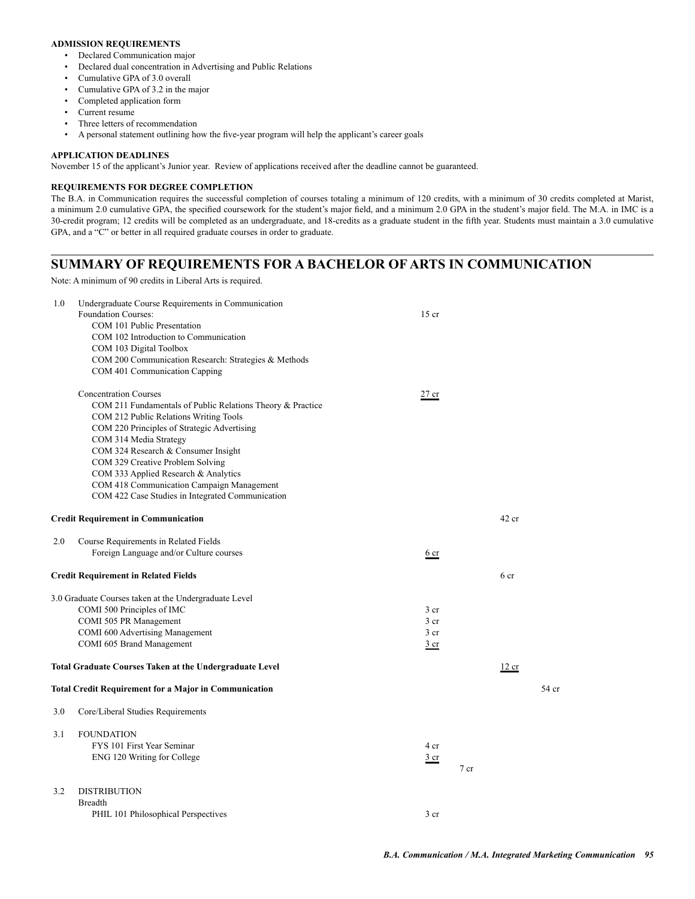**ADMISSION REQUIREMENTS**

- Declared Communication major
- Declared dual concentration in Advertising and Public Relations
- Cumulative GPA of 3.0 overall
- Cumulative GPA of 3.2 in the major
- Completed application form
- Current resume
- Three letters of recommendation
- A personal statement outlining how the five-year program will help the applicant's career goals

**APPLICATION DEADLINES**

November 15 of the applicant's Junior year. Review of applications received after the deadline cannot be guaranteed.

**REQUIREMENTS FOR DEGREE COMPLETION**

The B.A. in Communication requires the successful completion of courses totaling a minimum of 120 credits, with a minimum of 30 credits completed at Marist, a minimum 2.0 cumulative GPA, the specified coursework for the student's major field, and a minimum 2.0 GPA in the student's major field. The M.A. in IMC is a 30-credit program; 12 credits will be completed as an undergraduate, and 18-credits as a graduate student in the fifth year. Students must maintain a 3.0 cumulative GPA, and a "C" or better in all required graduate courses in order to graduate.

## SUMMARY OF REQUIREMENTS FOR A BACHELOR OF ARTS IN COMMUNICATION

Note: A minimum of 90 credits in Liberal Arts is required.

1.0 Undergraduate Course Requirements in Communication

Foundation Courses: 15 cr

- COM 101 Public Presentation
- COM 102 Introduction to Communication
- COM 103 Digital Toolbox
- COM 200 Communication Research: Strategies & Methods
- COM 401 Communication Capping

Concentration Courses 27 cr

- COM 211 Fundamentals of Public Relations Theory & Practice
- COM 212 Public Relations Writing Tools
- COM 220 Principles of Strategic Advertising
- COM 314 Media Strategy
- COM 324 Research & Consumer Insight
- COM 329 Creative Problem Solving
- COM 333 Applied Research & Analytics
- COM 418 Communication Campaign Management
- COM 422 Case Studies in Integrated Communication

**Credit Requirement in Communication** 42 cr

2.0 Course Requirements in Related Fields

- Foreign Language and/or Culture courses 6 cr

**Credit Requirement in Related Fields** 6 cr

3.0 Graduate Courses taken at the Undergraduate Level

- COMI 500 Principles of IMC 3 cr
- COMI 505 PR Management 3 cr
- COMI 600 Advertising Management 3 cr
- COMI 605 Brand Management 3 cr

**Total Graduate Courses Taken at the Undergraduate Level** 12 cr

**Total Credit Requirement for a Major in Communication** 54 cr

3.0 Core/Liberal Studies Requirements

3.1 FOUNDATION

- FYS 101 First Year Seminar 4 cr
- ENG 120 Writing for College 3 cr

7 cr

3.2 DISTRIBUTION

Breadth

- PHIL 101 Philosophical Perspectives 3 cr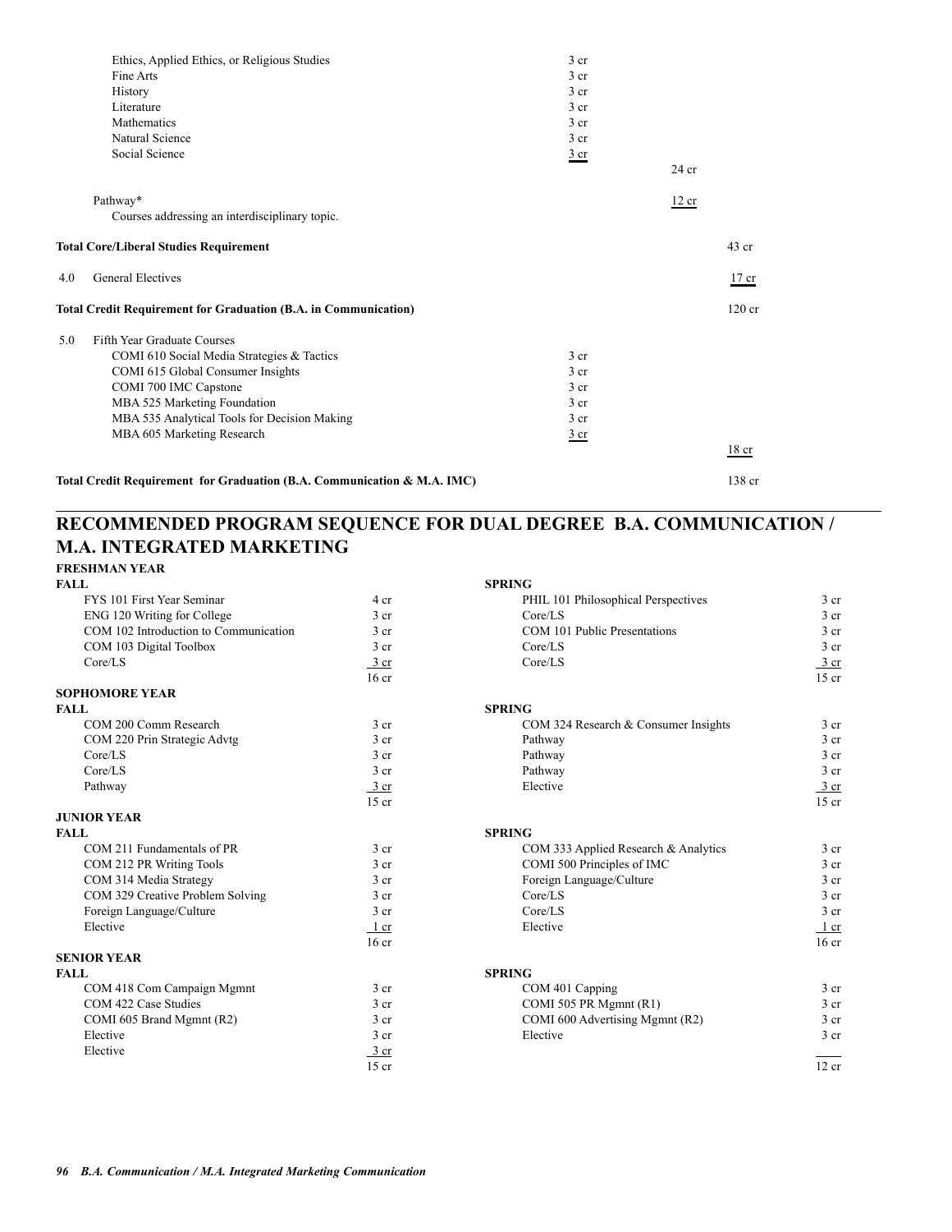| | | | |
|---|---|---|---|
| Ethics, Applied Ethics, or Religious Studies | 3 cr | | |
| Fine Arts | 3 cr | | |
| History | 3 cr | | |
| Literature | 3 cr | | |
| Mathematics | 3 cr | | |
| Natural Science | 3 cr | | |
| Social Science | 3 cr | | |
| | | 24 cr | |
| Pathway* | | 12 cr | |
| Courses addressing an interdisciplinary topic. | | | |
| **Total Core/Liberal Studies Requirement** | | | 43 cr |
| 4.0 General Electives | | | 17 cr |
| **Total Credit Requirement for Graduation (B.A. in Communication)** | | | 120 cr |
| 5.0 Fifth Year Graduate Courses | | | |
| COMI 610 Social Media Strategies & Tactics | 3 cr | | |
| COMI 615 Global Consumer Insights | 3 cr | | |
| COMI 700 IMC Capstone | 3 cr | | |
| MBA 525 Marketing Foundation | 3 cr | | |
| MBA 535 Analytical Tools for Decision Making | 3 cr | | |
| MBA 605 Marketing Research | 3 cr | | |
| | | | 18 cr |
| **Total Credit Requirement for Graduation (B.A. Communication & M.A. IMC)** | | | 138 cr |

## RECOMMENDED PROGRAM SEQUENCE FOR DUAL DEGREE B.A. COMMUNICATION / M.A. INTEGRATED MARKETING

**FRESHMAN YEAR**

| FALL | | SPRING | |
|---|---|---|---|
| FYS 101 First Year Seminar | 4 cr | PHIL 101 Philosophical Perspectives | 3 cr |
| ENG 120 Writing for College | 3 cr | Core/LS | 3 cr |
| COM 102 Introduction to Communication | 3 cr | COM 101 Public Presentations | 3 cr |
| COM 103 Digital Toolbox | 3 cr | Core/LS | 3 cr |
| Core/LS | 3 cr | Core/LS | 3 cr |
| | 16 cr | | 15 cr |

**SOPHOMORE YEAR**

| FALL | | SPRING | |
|---|---|---|---|
| COM 200 Comm Research | 3 cr | COM 324 Research & Consumer Insights | 3 cr |
| COM 220 Prin Strategic Advtg | 3 cr | Pathway | 3 cr |
| Core/LS | 3 cr | Pathway | 3 cr |
| Core/LS | 3 cr | Pathway | 3 cr |
| Pathway | 3 cr | Elective | 3 cr |
| | 15 cr | | 15 cr |

**JUNIOR YEAR**

| FALL | | SPRING | |
|---|---|---|---|
| COM 211 Fundamentals of PR | 3 cr | COM 333 Applied Research & Analytics | 3 cr |
| COM 212 PR Writing Tools | 3 cr | COMI 500 Principles of IMC | 3 cr |
| COM 314 Media Strategy | 3 cr | Foreign Language/Culture | 3 cr |
| COM 329 Creative Problem Solving | 3 cr | Core/LS | 3 cr |
| Foreign Language/Culture | 3 cr | Core/LS | 3 cr |
| Elective | 1 cr | Elective | 1 cr |
| | 16 cr | | 16 cr |

**SENIOR YEAR**

| FALL | | SPRING | |
|---|---|---|---|
| COM 418 Com Campaign Mgmnt | 3 cr | COM 401 Capping | 3 cr |
| COM 422 Case Studies | 3 cr | COMI 505 PR Mgmnt (R1) | 3 cr |
| COMI 605 Brand Mgmnt (R2) | 3 cr | COMI 600 Advertising Mgmnt (R2) | 3 cr |
| Elective | 3 cr | Elective | 3 cr |
| Elective | 3 cr | | |
| | 15 cr | | 12 cr |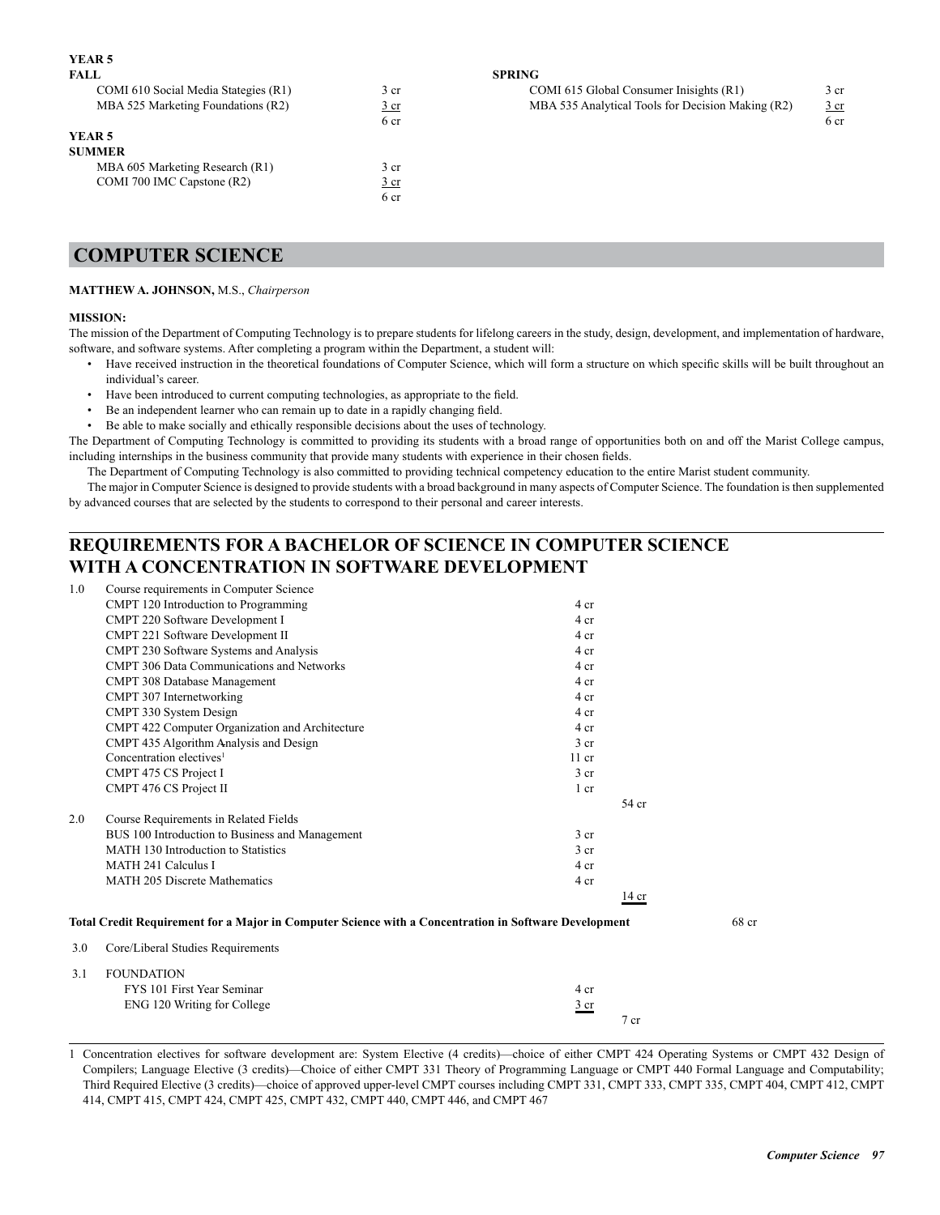**YEAR 5**

**FALL**

| Course | Credits |
|---|---|
| COMI 610 Social Media Stategies (R1) | 3 cr |
| MBA 525 Marketing Foundations (R2) | 3 cr |
| | 6 cr |

**SPRING**

| Course | Credits |
|---|---|
| COMI 615 Global Consumer Inisights (R1) | 3 cr |
| MBA 535 Analytical Tools for Decision Making (R2) | 3 cr |
| | 6 cr |

**YEAR 5**

**SUMMER**

| Course | Credits |
|---|---|
| MBA 605 Marketing Research (R1) | 3 cr |
| COMI 700 IMC Capstone (R2) | 3 cr |
| | 6 cr |

# COMPUTER SCIENCE

**MATTHEW A. JOHNSON,** M.S., *Chairperson*

**MISSION:**

The mission of the Department of Computing Technology is to prepare students for lifelong careers in the study, design, development, and implementation of hardware, software, and software systems. After completing a program within the Department, a student will:

- Have received instruction in the theoretical foundations of Computer Science, which will form a structure on which specific skills will be built throughout an individual's career.
- Have been introduced to current computing technologies, as appropriate to the field.
- Be an independent learner who can remain up to date in a rapidly changing field.
- Be able to make socially and ethically responsible decisions about the uses of technology.

The Department of Computing Technology is committed to providing its students with a broad range of opportunities both on and off the Marist College campus, including internships in the business community that provide many students with experience in their chosen fields.

The Department of Computing Technology is also committed to providing technical competency education to the entire Marist student community.

The major in Computer Science is designed to provide students with a broad background in many aspects of Computer Science. The foundation is then supplemented by advanced courses that are selected by the students to correspond to their personal and career interests.

## REQUIREMENTS FOR A BACHELOR OF SCIENCE IN COMPUTER SCIENCE WITH A CONCENTRATION IN SOFTWARE DEVELOPMENT

| | | | | |
|---|---|---|---|---|
| 1.0 | Course requirements in Computer Science | | | |
| | CMPT 120 Introduction to Programming | 4 cr | | |
| | CMPT 220 Software Development I | 4 cr | | |
| | CMPT 221 Software Development II | 4 cr | | |
| | CMPT 230 Software Systems and Analysis | 4 cr | | |
| | CMPT 306 Data Communications and Networks | 4 cr | | |
| | CMPT 308 Database Management | 4 cr | | |
| | CMPT 307 Internetworking | 4 cr | | |
| | CMPT 330 System Design | 4 cr | | |
| | CMPT 422 Computer Organization and Architecture | 4 cr | | |
| | CMPT 435 Algorithm Analysis and Design | 3 cr | | |
| | Concentration electives[1] | 11 cr | | |
| | CMPT 475 CS Project I | 3 cr | | |
| | CMPT 476 CS Project II | 1 cr | | |
| | | | 54 cr | |
| 2.0 | Course Requirements in Related Fields | | | |
| | BUS 100 Introduction to Business and Management | 3 cr | | |
| | MATH 130 Introduction to Statistics | 3 cr | | |
| | MATH 241 Calculus I | 4 cr | | |
| | MATH 205 Discrete Mathematics | 4 cr | | |
| | | | 14 cr | |

**Total Credit Requirement for a Major in Computer Science with a Concentration in Software Development** 68 cr

| | | | |
|---|---|---|---|
| 3.0 | Core/Liberal Studies Requirements | | |
| 3.1 | FOUNDATION | | |
| | FYS 101 First Year Seminar | 4 cr | |
| | ENG 120 Writing for College | 3 cr | |
| | | | 7 cr |

1 Concentration electives for software development are: System Elective (4 credits)—choice of either CMPT 424 Operating Systems or CMPT 432 Design of Compilers; Language Elective (3 credits)—Choice of either CMPT 331 Theory of Programming Language or CMPT 440 Formal Language and Computability; Third Required Elective (3 credits)—choice of approved upper-level CMPT courses including CMPT 331, CMPT 333, CMPT 335, CMPT 404, CMPT 412, CMPT 414, CMPT 415, CMPT 424, CMPT 425, CMPT 432, CMPT 440, CMPT 446, and CMPT 467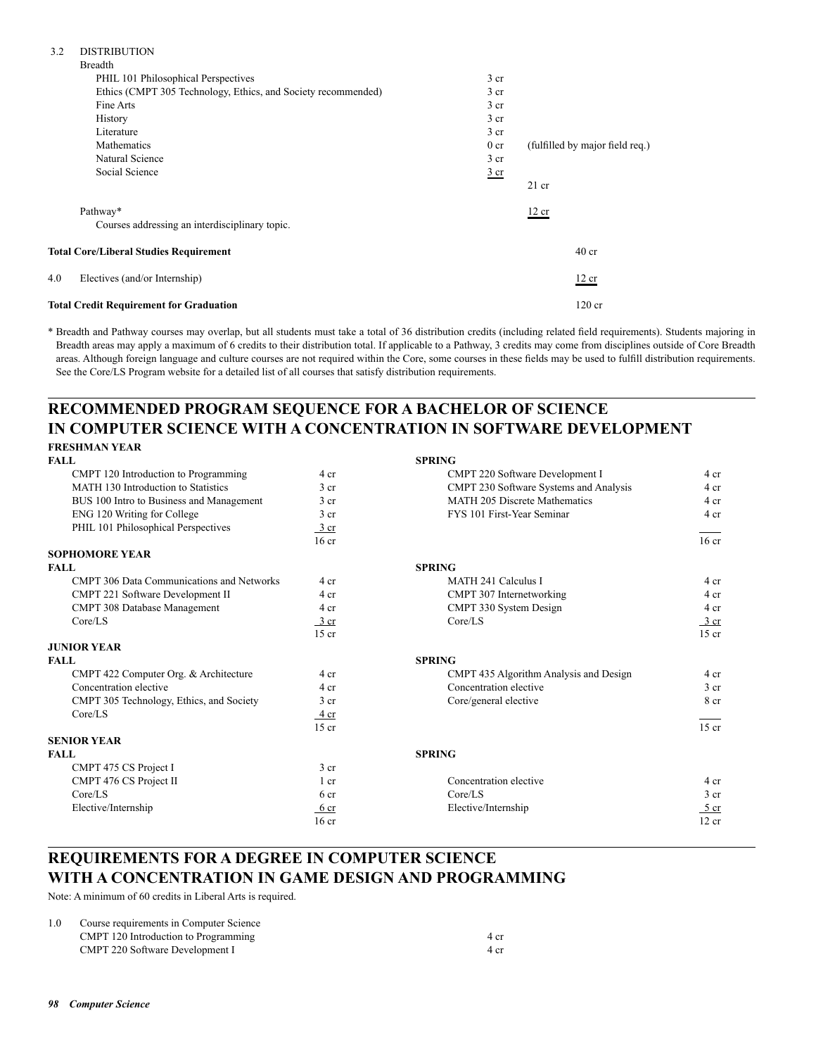3.2 DISTRIBUTION

Breadth

| | | |
|---|---|---|
| PHIL 101 Philosophical Perspectives | 3 cr | |
| Ethics (CMPT 305 Technology, Ethics, and Society recommended) | 3 cr | |
| Fine Arts | 3 cr | |
| History | 3 cr | |
| Literature | 3 cr | |
| Mathematics | 0 cr | (fulfilled by major field req.) |
| Natural Science | 3 cr | |
| Social Science | 3 cr | |
| | | 21 cr |

Pathway* — 12 cr

Courses addressing an interdisciplinary topic.

**Total Core/Liberal Studies Requirement** — 40 cr

4.0 Electives (and/or Internship) — 12 cr

**Total Credit Requirement for Graduation** — 120 cr

\* Breadth and Pathway courses may overlap, but all students must take a total of 36 distribution credits (including related field requirements). Students majoring in Breadth areas may apply a maximum of 6 credits to their distribution total. If applicable to a Pathway, 3 credits may come from disciplines outside of Core Breadth areas. Although foreign language and culture courses are not required within the Core, some courses in these fields may be used to fulfill distribution requirements. See the Core/LS Program website for a detailed list of all courses that satisfy distribution requirements.

## RECOMMENDED PROGRAM SEQUENCE FOR A BACHELOR OF SCIENCE IN COMPUTER SCIENCE WITH A CONCENTRATION IN SOFTWARE DEVELOPMENT

### FRESHMAN YEAR

| FALL | | SPRING | |
|---|---|---|---|
| CMPT 120 Introduction to Programming | 4 cr | CMPT 220 Software Development I | 4 cr |
| MATH 130 Introduction to Statistics | 3 cr | CMPT 230 Software Systems and Analysis | 4 cr |
| BUS 100 Intro to Business and Management | 3 cr | MATH 205 Discrete Mathematics | 4 cr |
| ENG 120 Writing for College | 3 cr | FYS 101 First-Year Seminar | 4 cr |
| PHIL 101 Philosophical Perspectives | 3 cr | | |
| | 16 cr | | 16 cr |

### SOPHOMORE YEAR

| FALL | | SPRING | |
|---|---|---|---|
| CMPT 306 Data Communications and Networks | 4 cr | MATH 241 Calculus I | 4 cr |
| CMPT 221 Software Development II | 4 cr | CMPT 307 Internetworking | 4 cr |
| CMPT 308 Database Management | 4 cr | CMPT 330 System Design | 4 cr |
| Core/LS | 3 cr | Core/LS | 3 cr |
| | 15 cr | | 15 cr |

### JUNIOR YEAR

| FALL | | SPRING | |
|---|---|---|---|
| CMPT 422 Computer Org. & Architecture | 4 cr | CMPT 435 Algorithm Analysis and Design | 4 cr |
| Concentration elective | 4 cr | Concentration elective | 3 cr |
| CMPT 305 Technology, Ethics, and Society | 3 cr | Core/general elective | 8 cr |
| Core/LS | 4 cr | | |
| | 15 cr | | 15 cr |

### SENIOR YEAR

| FALL | | SPRING | |
|---|---|---|---|
| CMPT 475 CS Project I | 3 cr | | |
| CMPT 476 CS Project II | 1 cr | Concentration elective | 4 cr |
| Core/LS | 6 cr | Core/LS | 3 cr |
| Elective/Internship | 6 cr | Elective/Internship | 5 cr |
| | 16 cr | | 12 cr |

## REQUIREMENTS FOR A DEGREE IN COMPUTER SCIENCE WITH A CONCENTRATION IN GAME DESIGN AND PROGRAMMING

Note: A minimum of 60 credits in Liberal Arts is required.

1.0 Course requirements in Computer Science

| | |
|---|---|
| CMPT 120 Introduction to Programming | 4 cr |
| CMPT 220 Software Development I | 4 cr |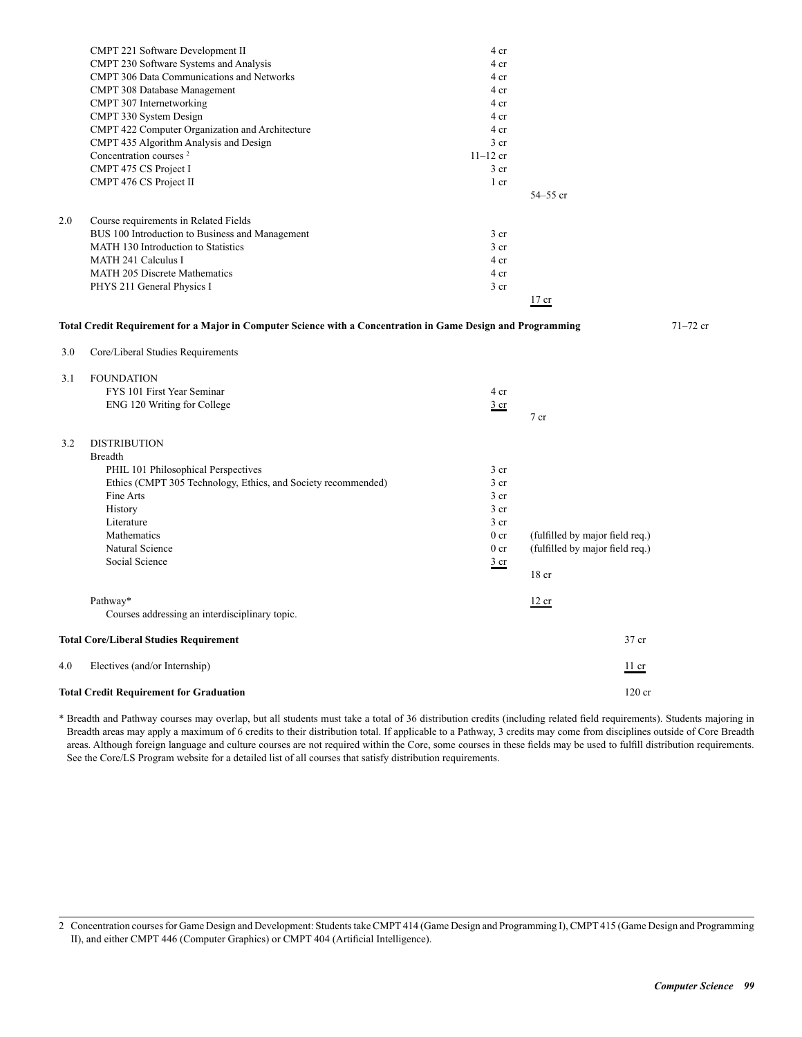| | | | | |
|---|---|---|---|---|
| | CMPT 221 Software Development II | 4 cr | | |
| | CMPT 230 Software Systems and Analysis | 4 cr | | |
| | CMPT 306 Data Communications and Networks | 4 cr | | |
| | CMPT 308 Database Management | 4 cr | | |
| | CMPT 307 Internetworking | 4 cr | | |
| | CMPT 330 System Design | 4 cr | | |
| | CMPT 422 Computer Organization and Architecture | 4 cr | | |
| | CMPT 435 Algorithm Analysis and Design | 3 cr | | |
| | Concentration courses [2] | 11–12 cr | | |
| | CMPT 475 CS Project I | 3 cr | | |
| | CMPT 476 CS Project II | 1 cr | | |
| | | | 54–55 cr | |
| 2.0 | Course requirements in Related Fields | | | |
| | BUS 100 Introduction to Business and Management | 3 cr | | |
| | MATH 130 Introduction to Statistics | 3 cr | | |
| | MATH 241 Calculus I | 4 cr | | |
| | MATH 205 Discrete Mathematics | 4 cr | | |
| | PHYS 211 General Physics I | 3 cr | | |
| | | | 17 cr | |

**Total Credit Requirement for a Major in Computer Science with a Concentration in Game Design and Programming** 71–72 cr

| | | | | |
|---|---|---|---|---|
| 3.0 | Core/Liberal Studies Requirements | | | |
| 3.1 | FOUNDATION | | | |
| | FYS 101 First Year Seminar | 4 cr | | |
| | ENG 120 Writing for College | 3 cr | | |
| | | | 7 cr | |
| 3.2 | DISTRIBUTION | | | |
| | Breadth | | | |
| | PHIL 101 Philosophical Perspectives | 3 cr | | |
| | Ethics (CMPT 305 Technology, Ethics, and Society recommended) | 3 cr | | |
| | Fine Arts | 3 cr | | |
| | History | 3 cr | | |
| | Literature | 3 cr | | |
| | Mathematics | 0 cr | (fulfilled by major field req.) | |
| | Natural Science | 0 cr | (fulfilled by major field req.) | |
| | Social Science | 3 cr | | |
| | | | 18 cr | |
| | Pathway* | | 12 cr | |
| | Courses addressing an interdisciplinary topic. | | | |

**Total Core/Liberal Studies Requirement** 37 cr

4.0 Electives (and/or Internship) 11 cr

**Total Credit Requirement for Graduation** 120 cr

\* Breadth and Pathway courses may overlap, but all students must take a total of 36 distribution credits (including related field requirements). Students majoring in Breadth areas may apply a maximum of 6 credits to their distribution total. If applicable to a Pathway, 3 credits may come from disciplines outside of Core Breadth areas. Although foreign language and culture courses are not required within the Core, some courses in these fields may be used to fulfill distribution requirements. See the Core/LS Program website for a detailed list of all courses that satisfy distribution requirements.

---

2 Concentration courses for Game Design and Development: Students take CMPT 414 (Game Design and Programming I), CMPT 415 (Game Design and Programming II), and either CMPT 446 (Computer Graphics) or CMPT 404 (Artificial Intelligence).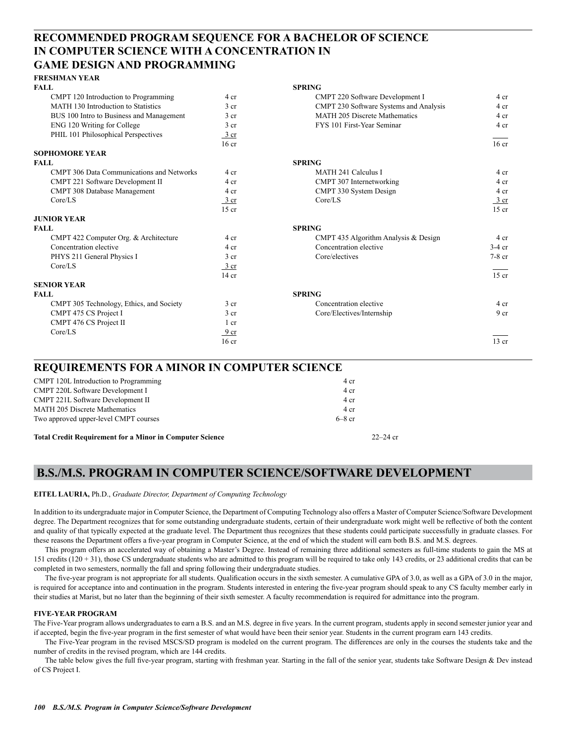## RECOMMENDED PROGRAM SEQUENCE FOR A BACHELOR OF SCIENCE IN COMPUTER SCIENCE WITH A CONCENTRATION IN GAME DESIGN AND PROGRAMMING

### FRESHMAN YEAR

| FALL | | SPRING | |
|---|---|---|---|
| CMPT 120 Introduction to Programming | 4 cr | CMPT 220 Software Development I | 4 cr |
| MATH 130 Introduction to Statistics | 3 cr | CMPT 230 Software Systems and Analysis | 4 cr |
| BUS 100 Intro to Business and Management | 3 cr | MATH 205 Discrete Mathematics | 4 cr |
| ENG 120 Writing for College | 3 cr | FYS 101 First-Year Seminar | 4 cr |
| PHIL 101 Philosophical Perspectives | 3 cr | | |
| | 16 cr | | 16 cr |

### SOPHOMORE YEAR

| FALL | | SPRING | |
|---|---|---|---|
| CMPT 306 Data Communications and Networks | 4 cr | MATH 241 Calculus I | 4 cr |
| CMPT 221 Software Development II | 4 cr | CMPT 307 Internetworking | 4 cr |
| CMPT 308 Database Management | 4 cr | CMPT 330 System Design | 4 cr |
| Core/LS | 3 cr | Core/LS | 3 cr |
| | 15 cr | | 15 cr |

### JUNIOR YEAR

| FALL | | SPRING | |
|---|---|---|---|
| CMPT 422 Computer Org. & Architecture | 4 cr | CMPT 435 Algorithm Analysis & Design | 4 cr |
| Concentration elective | 4 cr | Concentration elective | 3-4 cr |
| PHYS 211 General Physics I | 3 cr | Core/electives | 7-8 cr |
| Core/LS | 3 cr | | |
| | 14 cr | | 15 cr |

### SENIOR YEAR

| FALL | | SPRING | |
|---|---|---|---|
| CMPT 305 Technology, Ethics, and Society | 3 cr | Concentration elective | 4 cr |
| CMPT 475 CS Project I | 3 cr | Core/Electives/Internship | 9 cr |
| CMPT 476 CS Project II | 1 cr | | |
| Core/LS | 9 cr | | |
| | 16 cr | | 13 cr |

## REQUIREMENTS FOR A MINOR IN COMPUTER SCIENCE

| | |
|---|---|
| CMPT 120L Introduction to Programming | 4 cr |
| CMPT 220L Software Development I | 4 cr |
| CMPT 221L Software Development II | 4 cr |
| MATH 205 Discrete Mathematics | 4 cr |
| Two approved upper-level CMPT courses | 6–8 cr |
| **Total Credit Requirement for a Minor in Computer Science** | 22–24 cr |

## B.S./M.S. PROGRAM IN COMPUTER SCIENCE/SOFTWARE DEVELOPMENT

**EITEL LAURIA,** Ph.D., *Graduate Director, Department of Computing Technology*

In addition to its undergraduate major in Computer Science, the Department of Computing Technology also offers a Master of Computer Science/Software Development degree. The Department recognizes that for some outstanding undergraduate students, certain of their undergraduate work might well be reflective of both the content and quality of that typically expected at the graduate level. The Department thus recognizes that these students could participate successfully in graduate classes. For these reasons the Department offers a five-year program in Computer Science, at the end of which the student will earn both B.S. and M.S. degrees.

This program offers an accelerated way of obtaining a Master's Degree. Instead of remaining three additional semesters as full-time students to gain the MS at 151 credits (120 + 31), those CS undergraduate students who are admitted to this program will be required to take only 143 credits, or 23 additional credits that can be completed in two semesters, normally the fall and spring following their undergraduate studies.

The five-year program is not appropriate for all students. Qualification occurs in the sixth semester. A cumulative GPA of 3.0, as well as a GPA of 3.0 in the major, is required for acceptance into and continuation in the program. Students interested in entering the five-year program should speak to any CS faculty member early in their studies at Marist, but no later than the beginning of their sixth semester. A faculty recommendation is required for admittance into the program.

### FIVE-YEAR PROGRAM

The Five-Year program allows undergraduates to earn a B.S. and an M.S. degree in five years. In the current program, students apply in second semester junior year and if accepted, begin the five-year program in the first semester of what would have been their senior year. Students in the current program earn 143 credits.

The Five-Year program in the revised MSCS/SD program is modeled on the current program. The differences are only in the courses the students take and the number of credits in the revised program, which are 144 credits.

The table below gives the full five-year program, starting with freshman year. Starting in the fall of the senior year, students take Software Design & Dev instead of CS Project I.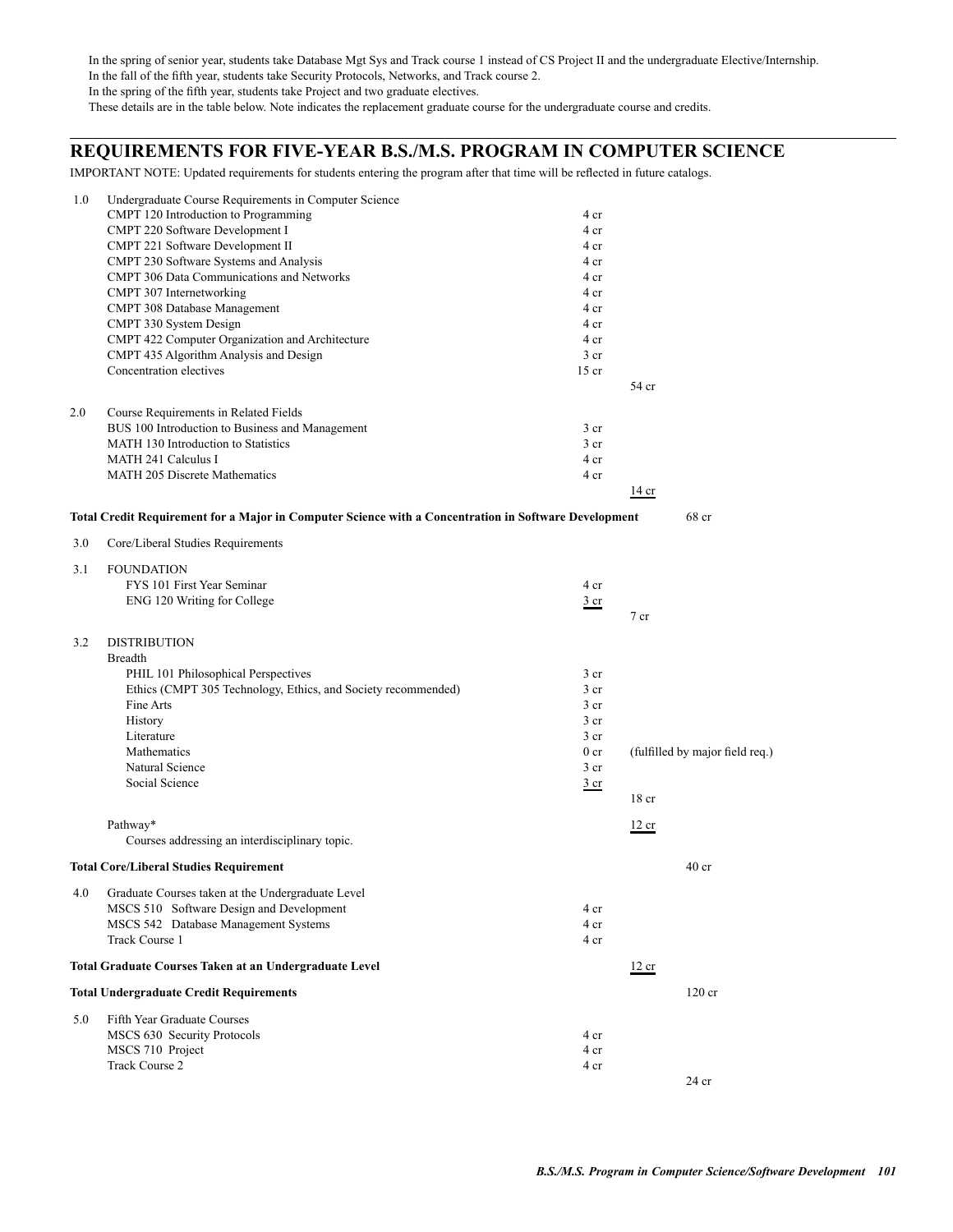In the spring of senior year, students take Database Mgt Sys and Track course 1 instead of CS Project II and the undergraduate Elective/Internship.
In the fall of the fifth year, students take Security Protocols, Networks, and Track course 2.
In the spring of the fifth year, students take Project and two graduate electives.
These details are in the table below. Note indicates the replacement graduate course for the undergraduate course and credits.

## REQUIREMENTS FOR FIVE-YEAR B.S./M.S. PROGRAM IN COMPUTER SCIENCE

IMPORTANT NOTE: Updated requirements for students entering the program after that time will be reflected in future catalogs.

| | | | | |
|---|---|---|---|---|
| 1.0 | Undergraduate Course Requirements in Computer Science | | | |
| | CMPT 120 Introduction to Programming | 4 cr | | |
| | CMPT 220 Software Development I | 4 cr | | |
| | CMPT 221 Software Development II | 4 cr | | |
| | CMPT 230 Software Systems and Analysis | 4 cr | | |
| | CMPT 306 Data Communications and Networks | 4 cr | | |
| | CMPT 307 Internetworking | 4 cr | | |
| | CMPT 308 Database Management | 4 cr | | |
| | CMPT 330 System Design | 4 cr | | |
| | CMPT 422 Computer Organization and Architecture | 4 cr | | |
| | CMPT 435 Algorithm Analysis and Design | 3 cr | | |
| | Concentration electives | 15 cr | | |
| | | | 54 cr | |
| 2.0 | Course Requirements in Related Fields | | | |
| | BUS 100 Introduction to Business and Management | 3 cr | | |
| | MATH 130 Introduction to Statistics | 3 cr | | |
| | MATH 241 Calculus I | 4 cr | | |
| | MATH 205 Discrete Mathematics | 4 cr | | |
| | | | 14 cr | |
| | **Total Credit Requirement for a Major in Computer Science with a Concentration in Software Development** | | | 68 cr |
| 3.0 | Core/Liberal Studies Requirements | | | |
| 3.1 | FOUNDATION | | | |
| | FYS 101 First Year Seminar | 4 cr | | |
| | ENG 120 Writing for College | 3 cr | | |
| | | | 7 cr | |
| 3.2 | DISTRIBUTION | | | |
| | Breadth | | | |
| | PHIL 101 Philosophical Perspectives | 3 cr | | |
| | Ethics (CMPT 305 Technology, Ethics, and Society recommended) | 3 cr | | |
| | Fine Arts | 3 cr | | |
| | History | 3 cr | | |
| | Literature | 3 cr | | |
| | Mathematics | 0 cr | (fulfilled by major field req.) | |
| | Natural Science | 3 cr | | |
| | Social Science | 3 cr | | |
| | | | 18 cr | |
| | Pathway* | | 12 cr | |
| | Courses addressing an interdisciplinary topic. | | | |
| | **Total Core/Liberal Studies Requirement** | | | 40 cr |
| 4.0 | Graduate Courses taken at the Undergraduate Level | | | |
| | MSCS 510 Software Design and Development | 4 cr | | |
| | MSCS 542 Database Management Systems | 4 cr | | |
| | Track Course 1 | 4 cr | | |
| | **Total Graduate Courses Taken at an Undergraduate Level** | | 12 cr | |
| | **Total Undergraduate Credit Requirements** | | | 120 cr |
| 5.0 | Fifth Year Graduate Courses | | | |
| | MSCS 630 Security Protocols | 4 cr | | |
| | MSCS 710 Project | 4 cr | | |
| | Track Course 2 | 4 cr | | |
| | | | | 24 cr |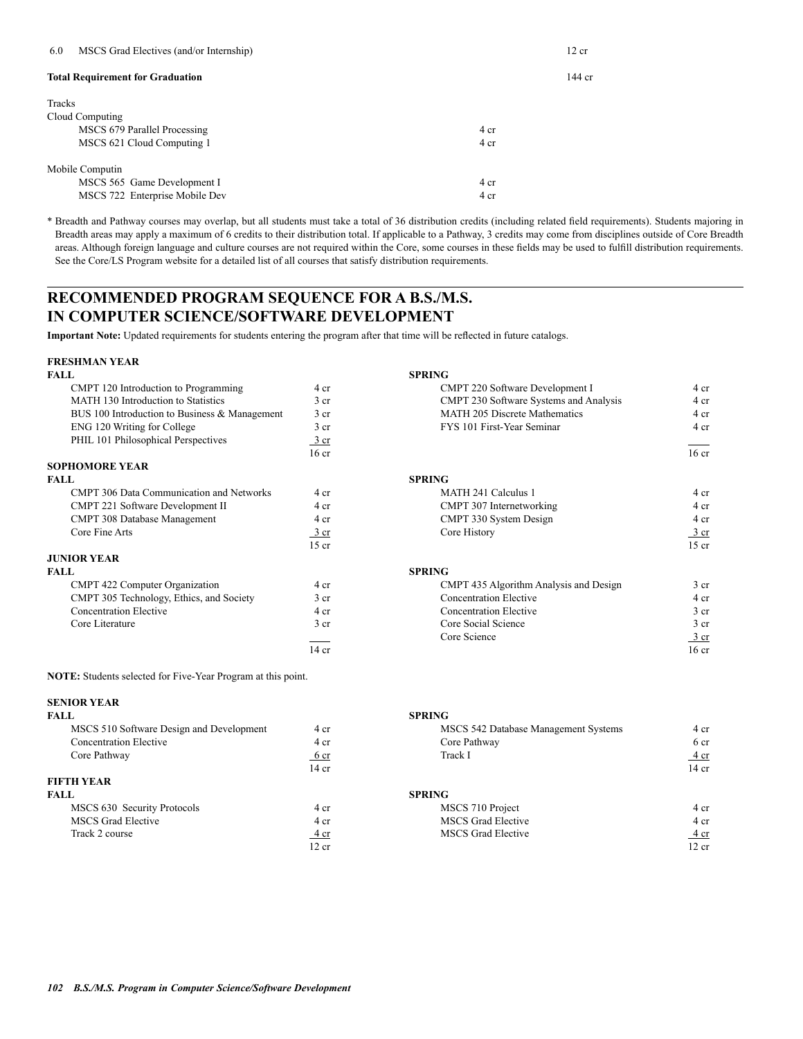| | | |
|---|---|---|
| 6.0 MSCS Grad Electives (and/or Internship) | | 12 cr |
| **Total Requirement for Graduation** | | 144 cr |

Tracks

Cloud Computing

| | |
|---|---|
| MSCS 679 Parallel Processing | 4 cr |
| MSCS 621 Cloud Computing 1 | 4 cr |

Mobile Computin

| | |
|---|---|
| MSCS 565 Game Development I | 4 cr |
| MSCS 722 Enterprise Mobile Dev | 4 cr |

\* Breadth and Pathway courses may overlap, but all students must take a total of 36 distribution credits (including related field requirements). Students majoring in Breadth areas may apply a maximum of 6 credits to their distribution total. If applicable to a Pathway, 3 credits may come from disciplines outside of Core Breadth areas. Although foreign language and culture courses are not required within the Core, some courses in these fields may be used to fulfill distribution requirements. See the Core/LS Program website for a detailed list of all courses that satisfy distribution requirements.

## RECOMMENDED PROGRAM SEQUENCE FOR A B.S./M.S. IN COMPUTER SCIENCE/SOFTWARE DEVELOPMENT

**Important Note:** Updated requirements for students entering the program after that time will be reflected in future catalogs.

### FRESHMAN YEAR

| FALL | | SPRING | |
|---|---|---|---|
| CMPT 120 Introduction to Programming | 4 cr | CMPT 220 Software Development I | 4 cr |
| MATH 130 Introduction to Statistics | 3 cr | CMPT 230 Software Systems and Analysis | 4 cr |
| BUS 100 Introduction to Business & Management | 3 cr | MATH 205 Discrete Mathematics | 4 cr |
| ENG 120 Writing for College | 3 cr | FYS 101 First-Year Seminar | 4 cr |
| PHIL 101 Philosophical Perspectives | 3 cr | | |
| | 16 cr | | 16 cr |

### SOPHOMORE YEAR

| FALL | | SPRING | |
|---|---|---|---|
| CMPT 306 Data Communication and Networks | 4 cr | MATH 241 Calculus 1 | 4 cr |
| CMPT 221 Software Development II | 4 cr | CMPT 307 Internetworking | 4 cr |
| CMPT 308 Database Management | 4 cr | CMPT 330 System Design | 4 cr |
| Core Fine Arts | 3 cr | Core History | 3 cr |
| | 15 cr | | 15 cr |

### JUNIOR YEAR

| FALL | | SPRING | |
|---|---|---|---|
| CMPT 422 Computer Organization | 4 cr | CMPT 435 Algorithm Analysis and Design | 3 cr |
| CMPT 305 Technology, Ethics, and Society | 3 cr | Concentration Elective | 4 cr |
| Concentration Elective | 4 cr | Concentration Elective | 3 cr |
| Core Literature | 3 cr | Core Social Science | 3 cr |
| | | Core Science | 3 cr |
| | 14 cr | | 16 cr |

**NOTE:** Students selected for Five-Year Program at this point.

### SENIOR YEAR

| FALL | | SPRING | |
|---|---|---|---|
| MSCS 510 Software Design and Development | 4 cr | MSCS 542 Database Management Systems | 4 cr |
| Concentration Elective | 4 cr | Core Pathway | 6 cr |
| Core Pathway | 6 cr | Track I | 4 cr |
| | 14 cr | | 14 cr |

### FIFTH YEAR

| FALL | | SPRING | |
|---|---|---|---|
| MSCS 630 Security Protocols | 4 cr | MSCS 710 Project | 4 cr |
| MSCS Grad Elective | 4 cr | MSCS Grad Elective | 4 cr |
| Track 2 course | 4 cr | MSCS Grad Elective | 4 cr |
| | 12 cr | | 12 cr |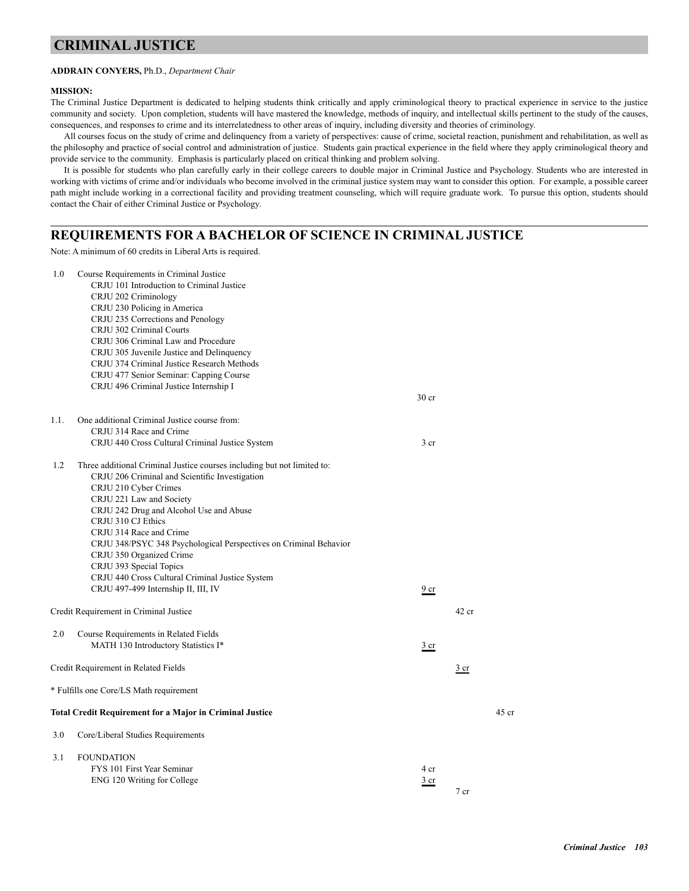# CRIMINAL JUSTICE

**ADDRAIN CONYERS,** Ph.D., *Department Chair*

**MISSION:**

The Criminal Justice Department is dedicated to helping students think critically and apply criminological theory to practical experience in service to the justice community and society. Upon completion, students will have mastered the knowledge, methods of inquiry, and intellectual skills pertinent to the study of the causes, consequences, and responses to crime and its interrelatedness to other areas of inquiry, including diversity and theories of criminology.

All courses focus on the study of crime and delinquency from a variety of perspectives: cause of crime, societal reaction, punishment and rehabilitation, as well as the philosophy and practice of social control and administration of justice. Students gain practical experience in the field where they apply criminological theory and provide service to the community. Emphasis is particularly placed on critical thinking and problem solving.

It is possible for students who plan carefully early in their college careers to double major in Criminal Justice and Psychology. Students who are interested in working with victims of crime and/or individuals who become involved in the criminal justice system may want to consider this option. For example, a possible career path might include working in a correctional facility and providing treatment counseling, which will require graduate work. To pursue this option, students should contact the Chair of either Criminal Justice or Psychology.

## REQUIREMENTS FOR A BACHELOR OF SCIENCE IN CRIMINAL JUSTICE

Note: A minimum of 60 credits in Liberal Arts is required.

1.0 Course Requirements in Criminal Justice
- CRJU 101 Introduction to Criminal Justice
- CRJU 202 Criminology
- CRJU 230 Policing in America
- CRJU 235 Corrections and Penology
- CRJU 302 Criminal Courts
- CRJU 306 Criminal Law and Procedure
- CRJU 305 Juvenile Justice and Delinquency
- CRJU 374 Criminal Justice Research Methods
- CRJU 477 Senior Seminar: Capping Course
- CRJU 496 Criminal Justice Internship I

30 cr

1.1. One additional Criminal Justice course from:
- CRJU 314 Race and Crime
- CRJU 440 Cross Cultural Criminal Justice System — 3 cr

1.2 Three additional Criminal Justice courses including but not limited to:
- CRJU 206 Criminal and Scientific Investigation
- CRJU 210 Cyber Crimes
- CRJU 221 Law and Society
- CRJU 242 Drug and Alcohol Use and Abuse
- CRJU 310 CJ Ethics
- CRJU 314 Race and Crime
- CRJU 348/PSYC 348 Psychological Perspectives on Criminal Behavior
- CRJU 350 Organized Crime
- CRJU 393 Special Topics
- CRJU 440 Cross Cultural Criminal Justice System
- CRJU 497-499 Internship II, III, IV — 9 cr

Credit Requirement in Criminal Justice — 42 cr

2.0 Course Requirements in Related Fields
- MATH 130 Introductory Statistics I* — 3 cr

Credit Requirement in Related Fields — 3 cr

\* Fulfills one Core/LS Math requirement

**Total Credit Requirement for a Major in Criminal Justice** — 45 cr

3.0 Core/Liberal Studies Requirements

3.1 FOUNDATION
- FYS 101 First Year Seminar — 4 cr
- ENG 120 Writing for College — 3 cr

7 cr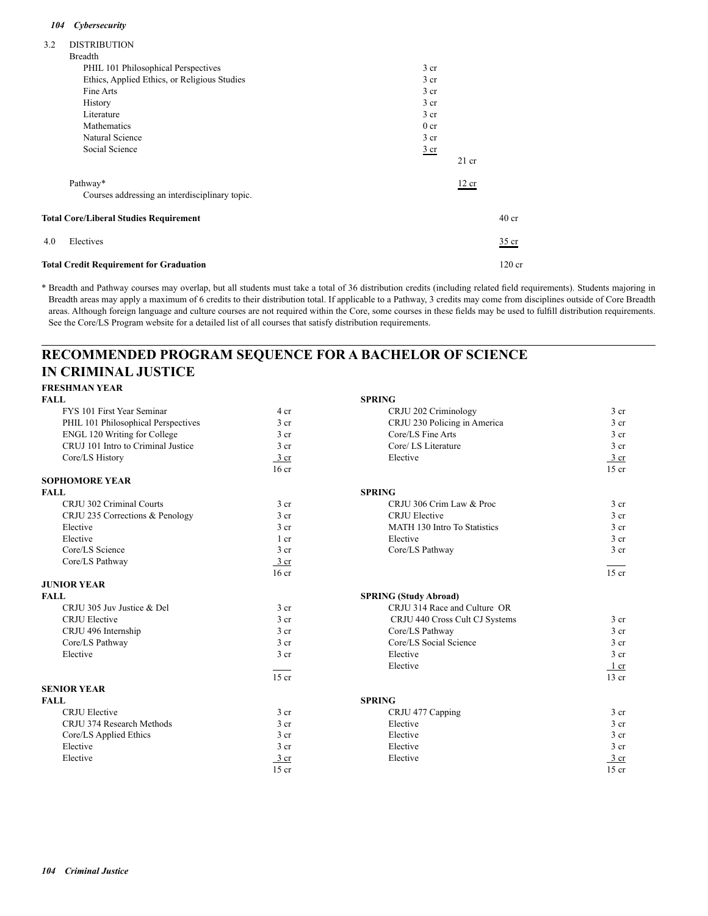3.2 DISTRIBUTION

Breadth

| | | | |
|---|---|---|---|
| PHIL 101 Philosophical Perspectives | 3 cr | | |
| Ethics, Applied Ethics, or Religious Studies | 3 cr | | |
| Fine Arts | 3 cr | | |
| History | 3 cr | | |
| Literature | 3 cr | | |
| Mathematics | 0 cr | | |
| Natural Science | 3 cr | | |
| Social Science | 3 cr | | |
| | | 21 cr | |
| Pathway* | | 12 cr | |
| Courses addressing an interdisciplinary topic. | | | |
| **Total Core/Liberal Studies Requirement** | | | 40 cr |
| 4.0 Electives | | | 35 cr |
| **Total Credit Requirement for Graduation** | | | 120 cr |

\* Breadth and Pathway courses may overlap, but all students must take a total of 36 distribution credits (including related field requirements). Students majoring in Breadth areas may apply a maximum of 6 credits to their distribution total. If applicable to a Pathway, 3 credits may come from disciplines outside of Core Breadth areas. Although foreign language and culture courses are not required within the Core, some courses in these fields may be used to fulfill distribution requirements. See the Core/LS Program website for a detailed list of all courses that satisfy distribution requirements.

## RECOMMENDED PROGRAM SEQUENCE FOR A BACHELOR OF SCIENCE IN CRIMINAL JUSTICE

### FRESHMAN YEAR

| FALL | | SPRING | |
|---|---|---|---|
| FYS 101 First Year Seminar | 4 cr | CRJU 202 Criminology | 3 cr |
| PHIL 101 Philosophical Perspectives | 3 cr | CRJU 230 Policing in America | 3 cr |
| ENGL 120 Writing for College | 3 cr | Core/LS Fine Arts | 3 cr |
| CRJU 101 Intro to Criminal Justice | 3 cr | Core/ LS Literature | 3 cr |
| Core/LS History | 3 cr | Elective | 3 cr |
| | 16 cr | | 15 cr |

### SOPHOMORE YEAR

| FALL | | SPRING | |
|---|---|---|---|
| CRJU 302 Criminal Courts | 3 cr | CRJU 306 Crim Law & Proc | 3 cr |
| CRJU 235 Corrections & Penology | 3 cr | CRJU Elective | 3 cr |
| Elective | 3 cr | MATH 130 Intro To Statistics | 3 cr |
| Elective | 1 cr | Elective | 3 cr |
| Core/LS Science | 3 cr | Core/LS Pathway | 3 cr |
| Core/LS Pathway | 3 cr | | |
| | 16 cr | | 15 cr |

### JUNIOR YEAR

| FALL | | SPRING (Study Abroad) | |
|---|---|---|---|
| CRJU 305 Juv Justice & Del | 3 cr | CRJU 314 Race and Culture OR | |
| CRJU Elective | 3 cr | CRJU 440 Cross Cult CJ Systems | 3 cr |
| CRJU 496 Internship | 3 cr | Core/LS Pathway | 3 cr |
| Core/LS Pathway | 3 cr | Core/LS Social Science | 3 cr |
| Elective | 3 cr | Elective | 3 cr |
| | | Elective | 1 cr |
| | 15 cr | | 13 cr |

### SENIOR YEAR

| FALL | | SPRING | |
|---|---|---|---|
| CRJU Elective | 3 cr | CRJU 477 Capping | 3 cr |
| CRJU 374 Research Methods | 3 cr | Elective | 3 cr |
| Core/LS Applied Ethics | 3 cr | Elective | 3 cr |
| Elective | 3 cr | Elective | 3 cr |
| Elective | 3 cr | Elective | 3 cr |
| | 15 cr | | 15 cr |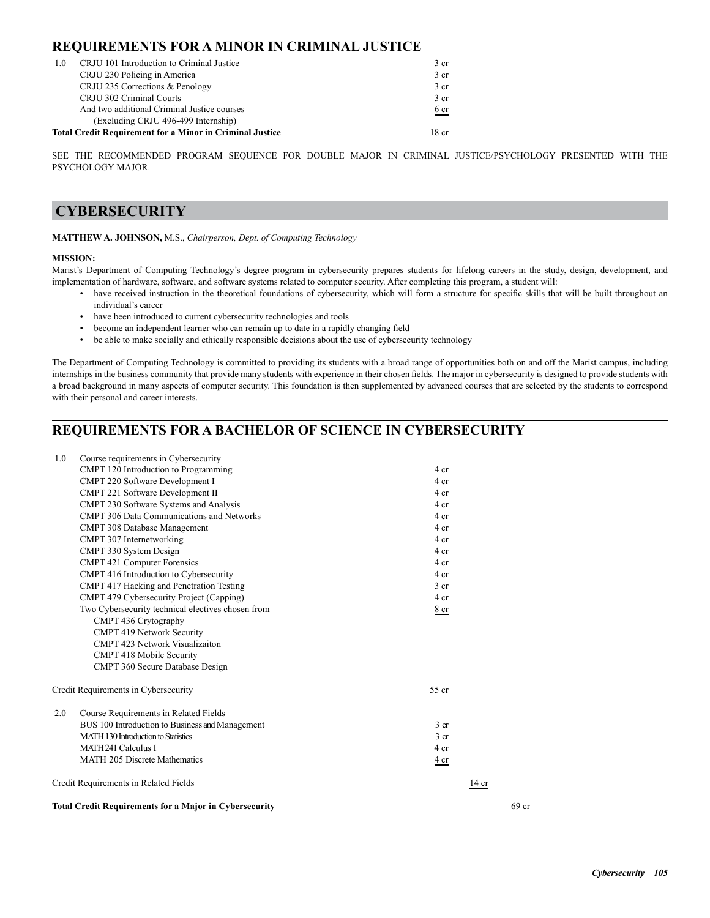## REQUIREMENTS FOR A MINOR IN CRIMINAL JUSTICE

| | | |
|---|---|---|
| 1.0 | CRJU 101 Introduction to Criminal Justice | 3 cr |
| | CRJU 230 Policing in America | 3 cr |
| | CRJU 235 Corrections & Penology | 3 cr |
| | CRJU 302 Criminal Courts | 3 cr |
| | And two additional Criminal Justice courses (Excluding CRJU 496-499 Internship) | 6 cr |
| **Total Credit Requirement for a Minor in Criminal Justice** | | 18 cr |

SEE THE RECOMMENDED PROGRAM SEQUENCE FOR DOUBLE MAJOR IN CRIMINAL JUSTICE/PSYCHOLOGY PRESENTED WITH THE PSYCHOLOGY MAJOR.

# CYBERSECURITY

**MATTHEW A. JOHNSON,** M.S., *Chairperson, Dept. of Computing Technology*

**MISSION:**

Marist's Department of Computing Technology's degree program in cybersecurity prepares students for lifelong careers in the study, design, development, and implementation of hardware, software, and software systems related to computer security. After completing this program, a student will:

- have received instruction in the theoretical foundations of cybersecurity, which will form a structure for specific skills that will be built throughout an individual's career
- have been introduced to current cybersecurity technologies and tools
- become an independent learner who can remain up to date in a rapidly changing field
- be able to make socially and ethically responsible decisions about the use of cybersecurity technology

The Department of Computing Technology is committed to providing its students with a broad range of opportunities both on and off the Marist campus, including internships in the business community that provide many students with experience in their chosen fields. The major in cybersecurity is designed to provide students with a broad background in many aspects of computer security. This foundation is then supplemented by advanced courses that are selected by the students to correspond with their personal and career interests.

## REQUIREMENTS FOR A BACHELOR OF SCIENCE IN CYBERSECURITY

| | | | | |
|---|---|---|---|---|
| 1.0 | Course requirements in Cybersecurity | | | |
| | CMPT 120 Introduction to Programming | 4 cr | | |
| | CMPT 220 Software Development I | 4 cr | | |
| | CMPT 221 Software Development II | 4 cr | | |
| | CMPT 230 Software Systems and Analysis | 4 cr | | |
| | CMPT 306 Data Communications and Networks | 4 cr | | |
| | CMPT 308 Database Management | 4 cr | | |
| | CMPT 307 Internetworking | 4 cr | | |
| | CMPT 330 System Design | 4 cr | | |
| | CMPT 421 Computer Forensics | 4 cr | | |
| | CMPT 416 Introduction to Cybersecurity | 4 cr | | |
| | CMPT 417 Hacking and Penetration Testing | 3 cr | | |
| | CMPT 479 Cybersecurity Project (Capping) | 4 cr | | |
| | Two Cybersecurity technical electives chosen from | 8 cr | | |
| | CMPT 436 Crytography | | | |
| | CMPT 419 Network Security | | | |
| | CMPT 423 Network Visualizaiton | | | |
| | CMPT 418 Mobile Security | | | |
| | CMPT 360 Secure Database Design | | | |
| Credit Requirements in Cybersecurity | | 55 cr | | |
| 2.0 | Course Requirements in Related Fields | | | |
| | BUS 100 Introduction to Business and Management | 3 cr | | |
| | MATH 130 Introduction to Statistics | 3 cr | | |
| | MATH 241 Calculus I | 4 cr | | |
| | MATH 205 Discrete Mathematics | 4 cr | | |
| Credit Requirements in Related Fields | | | 14 cr | |
| **Total Credit Requirements for a Major in Cybersecurity** | | | | 69 cr |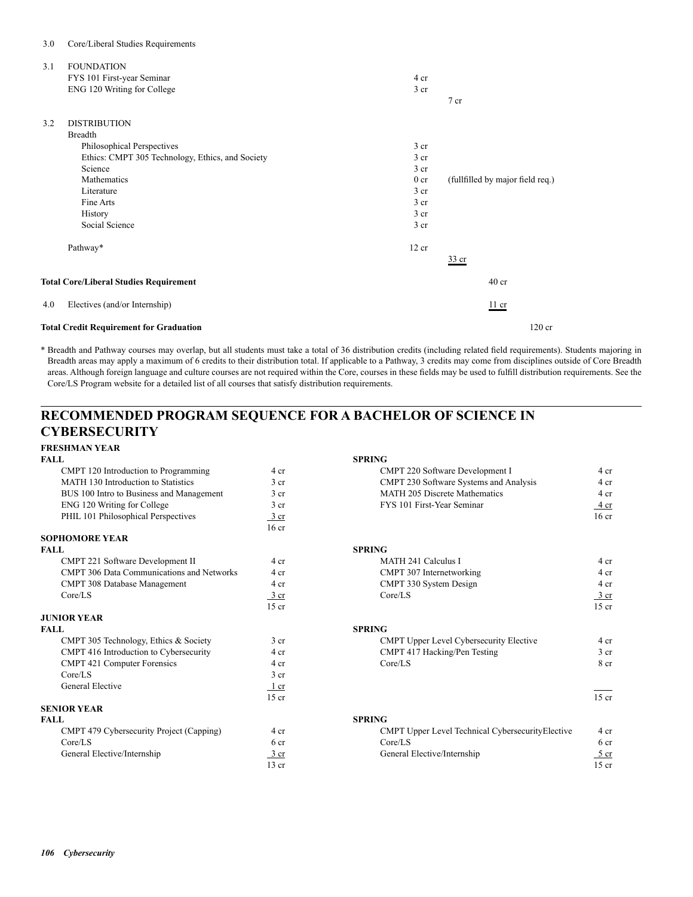3.0 Core/Liberal Studies Requirements

| | | | | |
|---|---|---|---|---|
| 3.1 | FOUNDATION | | | |
| | FYS 101 First-year Seminar | 4 cr | | |
| | ENG 120 Writing for College | 3 cr | | |
| | | | 7 cr | |
| 3.2 | DISTRIBUTION | | | |
| | Breadth | | | |
| | Philosophical Perspectives | 3 cr | | |
| | Ethics: CMPT 305 Technology, Ethics, and Society | 3 cr | | |
| | Science | 3 cr | | |
| | Mathematics | 0 cr | (fullfilled by major field req.) | |
| | Literature | 3 cr | | |
| | Fine Arts | 3 cr | | |
| | History | 3 cr | | |
| | Social Science | 3 cr | | |
| | Pathway* | 12 cr | | |
| | | | 33 cr | |
| **Total Core/Liberal Studies Requirement** | | | 40 cr | |
| 4.0 | Electives (and/or Internship) | | 11 cr | |
| **Total Credit Requirement for Graduation** | | | | 120 cr |

\* Breadth and Pathway courses may overlap, but all students must take a total of 36 distribution credits (including related field requirements). Students majoring in Breadth areas may apply a maximum of 6 credits to their distribution total. If applicable to a Pathway, 3 credits may come from disciplines outside of Core Breadth areas. Although foreign language and culture courses are not required within the Core, courses in these fields may be used to fulfill distribution requirements. See the Core/LS Program website for a detailed list of all courses that satisfy distribution requirements.

## RECOMMENDED PROGRAM SEQUENCE FOR A BACHELOR OF SCIENCE IN CYBERSECURITY

### FRESHMAN YEAR

| FALL | | SPRING | |
|---|---|---|---|
| CMPT 120 Introduction to Programming | 4 cr | CMPT 220 Software Development I | 4 cr |
| MATH 130 Introduction to Statistics | 3 cr | CMPT 230 Software Systems and Analysis | 4 cr |
| BUS 100 Intro to Business and Management | 3 cr | MATH 205 Discrete Mathematics | 4 cr |
| ENG 120 Writing for College | 3 cr | FYS 101 First-Year Seminar | 4 cr |
| PHIL 101 Philosophical Perspectives | 3 cr | | |
| | 16 cr | | 16 cr |

### SOPHOMORE YEAR

| FALL | | SPRING | |
|---|---|---|---|
| CMPT 221 Software Development II | 4 cr | MATH 241 Calculus I | 4 cr |
| CMPT 306 Data Communications and Networks | 4 cr | CMPT 307 Internetworking | 4 cr |
| CMPT 308 Database Management | 4 cr | CMPT 330 System Design | 4 cr |
| Core/LS | 3 cr | Core/LS | 3 cr |
| | 15 cr | | 15 cr |

### JUNIOR YEAR

| FALL | | SPRING | |
|---|---|---|---|
| CMPT 305 Technology, Ethics & Society | 3 cr | CMPT Upper Level Cybersecurity Elective | 4 cr |
| CMPT 416 Introduction to Cybersecurity | 4 cr | CMPT 417 Hacking/Pen Testing | 3 cr |
| CMPT 421 Computer Forensics | 4 cr | Core/LS | 8 cr |
| Core/LS | 3 cr | | |
| General Elective | 1 cr | | |
| | 15 cr | | 15 cr |

### SENIOR YEAR

| FALL | | SPRING | |
|---|---|---|---|
| CMPT 479 Cybersecurity Project (Capping) | 4 cr | CMPT Upper Level Technical CybersecurityElective | 4 cr |
| Core/LS | 6 cr | Core/LS | 6 cr |
| General Elective/Internship | 3 cr | General Elective/Internship | 5 cr |
| | 13 cr | | 15 cr |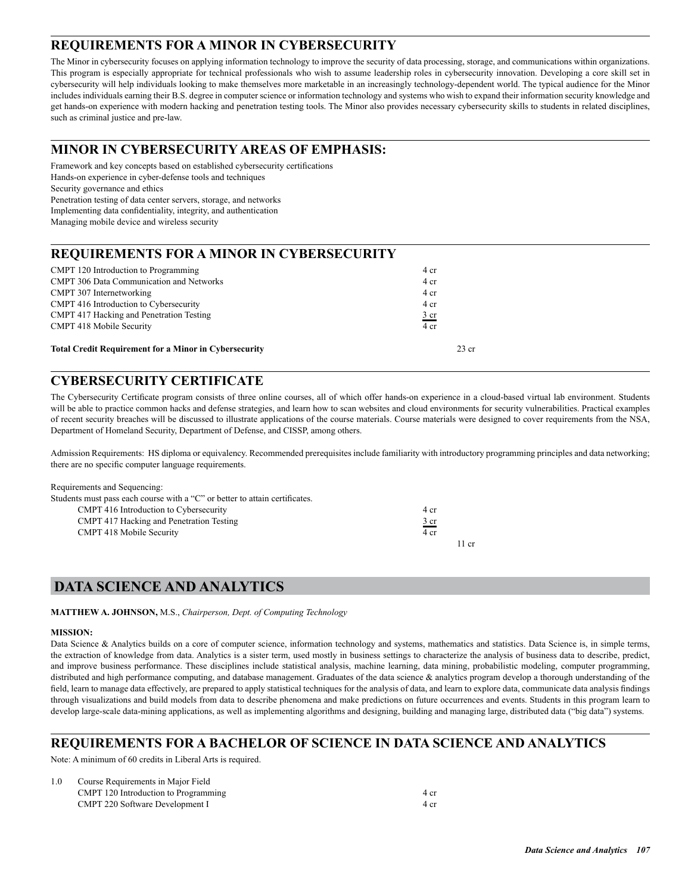## REQUIREMENTS FOR A MINOR IN CYBERSECURITY

The Minor in cybersecurity focuses on applying information technology to improve the security of data processing, storage, and communications within organizations. This program is especially appropriate for technical professionals who wish to assume leadership roles in cybersecurity innovation. Developing a core skill set in cybersecurity will help individuals looking to make themselves more marketable in an increasingly technology-dependent world. The typical audience for the Minor includes individuals earning their B.S. degree in computer science or information technology and systems who wish to expand their information security knowledge and get hands-on experience with modern hacking and penetration testing tools. The Minor also provides necessary cybersecurity skills to students in related disciplines, such as criminal justice and pre-law.

## MINOR IN CYBERSECURITY AREAS OF EMPHASIS:

Framework and key concepts based on established cybersecurity certifications
Hands-on experience in cyber-defense tools and techniques
Security governance and ethics
Penetration testing of data center servers, storage, and networks
Implementing data confidentiality, integrity, and authentication
Managing mobile device and wireless security

## REQUIREMENTS FOR A MINOR IN CYBERSECURITY

| Course | Credits | Total |
|---|---|---|
| CMPT 120 Introduction to Programming | 4 cr | |
| CMPT 306 Data Communication and Networks | 4 cr | |
| CMPT 307 Internetworking | 4 cr | |
| CMPT 416 Introduction to Cybersecurity | 4 cr | |
| CMPT 417 Hacking and Penetration Testing | 3 cr | |
| CMPT 418 Mobile Security | 4 cr | |
| **Total Credit Requirement for a Minor in Cybersecurity** | | 23 cr |

## CYBERSECURITY CERTIFICATE

The Cybersecurity Certificate program consists of three online courses, all of which offer hands-on experience in a cloud-based virtual lab environment. Students will be able to practice common hacks and defense strategies, and learn how to scan websites and cloud environments for security vulnerabilities. Practical examples of recent security breaches will be discussed to illustrate applications of the course materials. Course materials were designed to cover requirements from the NSA, Department of Homeland Security, Department of Defense, and CISSP, among others.

Admission Requirements: HS diploma or equivalency. Recommended prerequisites include familiarity with introductory programming principles and data networking; there are no specific computer language requirements.

Requirements and Sequencing:
Students must pass each course with a "C" or better to attain certificates.

| Course | Credits | Total |
|---|---|---|
| CMPT 416 Introduction to Cybersecurity | 4 cr | |
| CMPT 417 Hacking and Penetration Testing | 3 cr | |
| CMPT 418 Mobile Security | 4 cr | |
| | | 11 cr |

# DATA SCIENCE AND ANALYTICS

**MATTHEW A. JOHNSON,** M.S., *Chairperson, Dept. of Computing Technology*

**MISSION:**

Data Science & Analytics builds on a core of computer science, information technology and systems, mathematics and statistics. Data Science is, in simple terms, the extraction of knowledge from data. Analytics is a sister term, used mostly in business settings to characterize the analysis of business data to describe, predict, and improve business performance. These disciplines include statistical analysis, machine learning, data mining, probabilistic modeling, computer programming, distributed and high performance computing, and database management. Graduates of the data science & analytics program develop a thorough understanding of the field, learn to manage data effectively, are prepared to apply statistical techniques for the analysis of data, and learn to explore data, communicate data analysis findings through visualizations and build models from data to describe phenomena and make predictions on future occurrences and events. Students in this program learn to develop large-scale data-mining applications, as well as implementing algorithms and designing, building and managing large, distributed data ("big data") systems.

## REQUIREMENTS FOR A BACHELOR OF SCIENCE IN DATA SCIENCE AND ANALYTICS

Note: A minimum of 60 credits in Liberal Arts is required.

1.0 Course Requirements in Major Field

| Course | Credits |
|---|---|
| CMPT 120 Introduction to Programming | 4 cr |
| CMPT 220 Software Development I | 4 cr |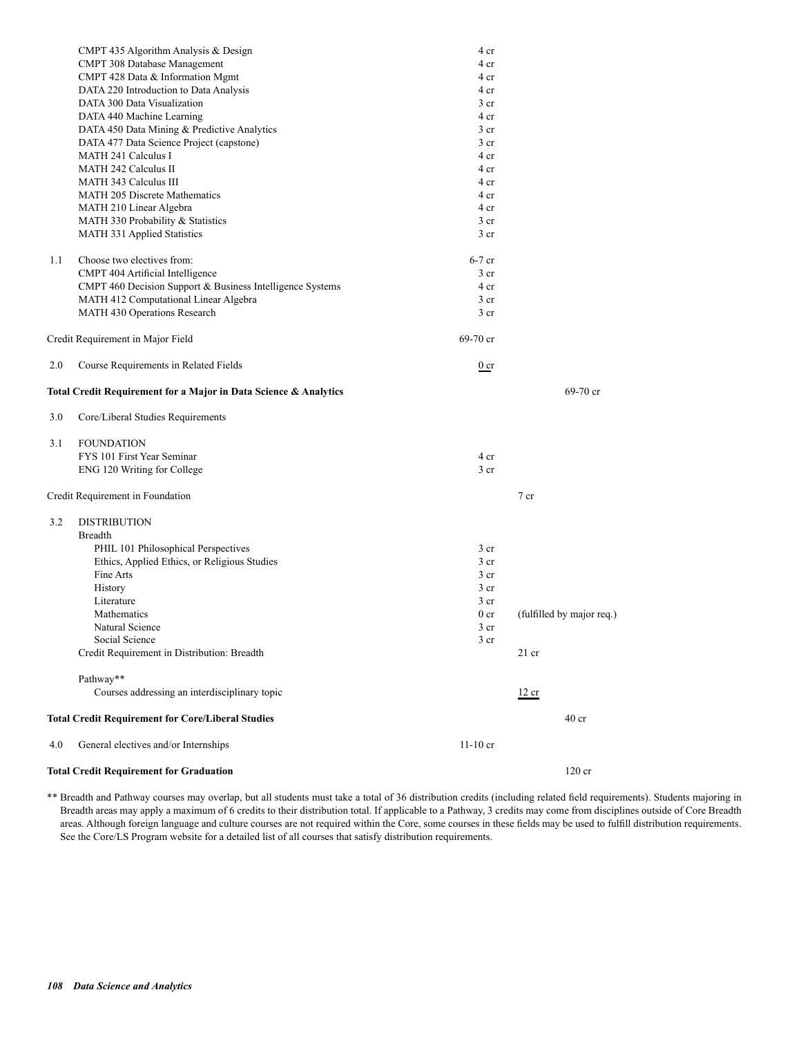| | | | |
|---|---|---|---|
| | CMPT 435 Algorithm Analysis & Design | 4 cr | |
| | CMPT 308 Database Management | 4 cr | |
| | CMPT 428 Data & Information Mgmt | 4 cr | |
| | DATA 220 Introduction to Data Analysis | 4 cr | |
| | DATA 300 Data Visualization | 3 cr | |
| | DATA 440 Machine Learning | 4 cr | |
| | DATA 450 Data Mining & Predictive Analytics | 3 cr | |
| | DATA 477 Data Science Project (capstone) | 3 cr | |
| | MATH 241 Calculus I | 4 cr | |
| | MATH 242 Calculus II | 4 cr | |
| | MATH 343 Calculus III | 4 cr | |
| | MATH 205 Discrete Mathematics | 4 cr | |
| | MATH 210 Linear Algebra | 4 cr | |
| | MATH 330 Probability & Statistics | 3 cr | |
| | MATH 331 Applied Statistics | 3 cr | |
| 1.1 | Choose two electives from: | 6-7 cr | |
| | CMPT 404 Artificial Intelligence | 3 cr | |
| | CMPT 460 Decision Support & Business Intelligence Systems | 4 cr | |
| | MATH 412 Computational Linear Algebra | 3 cr | |
| | MATH 430 Operations Research | 3 cr | |
| | Credit Requirement in Major Field | 69-70 cr | |
| 2.0 | Course Requirements in Related Fields | 0 cr | |
| | **Total Credit Requirement for a Major in Data Science & Analytics** | | 69-70 cr |
| 3.0 | Core/Liberal Studies Requirements | | |
| 3.1 | FOUNDATION | | |
| | FYS 101 First Year Seminar | 4 cr | |
| | ENG 120 Writing for College | 3 cr | |
| | Credit Requirement in Foundation | | 7 cr |
| 3.2 | DISTRIBUTION | | |
| | Breadth | | |
| | PHIL 101 Philosophical Perspectives | 3 cr | |
| | Ethics, Applied Ethics, or Religious Studies | 3 cr | |
| | Fine Arts | 3 cr | |
| | History | 3 cr | |
| | Literature | 3 cr | |
| | Mathematics | 0 cr | (fulfilled by major req.) |
| | Natural Science | 3 cr | |
| | Social Science | 3 cr | |
| | Credit Requirement in Distribution: Breadth | | 21 cr |
| | Pathway** | | |
| | Courses addressing an interdisciplinary topic | | 12 cr |
| | **Total Credit Requirement for Core/Liberal Studies** | | 40 cr |
| 4.0 | General electives and/or Internships | 11-10 cr | |
| | **Total Credit Requirement for Graduation** | | 120 cr |

** Breadth and Pathway courses may overlap, but all students must take a total of 36 distribution credits (including related field requirements). Students majoring in Breadth areas may apply a maximum of 6 credits to their distribution total. If applicable to a Pathway, 3 credits may come from disciplines outside of Core Breadth areas. Although foreign language and culture courses are not required within the Core, some courses in these fields may be used to fulfill distribution requirements. See the Core/LS Program website for a detailed list of all courses that satisfy distribution requirements.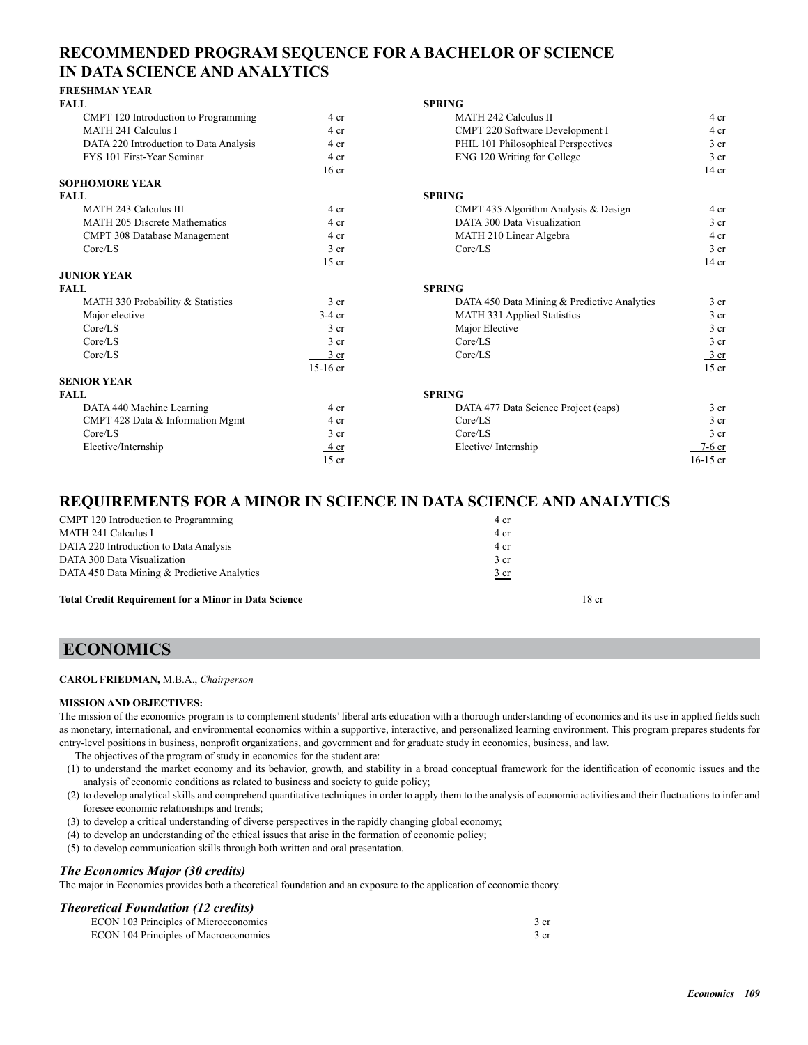## RECOMMENDED PROGRAM SEQUENCE FOR A BACHELOR OF SCIENCE IN DATA SCIENCE AND ANALYTICS

**FRESHMAN YEAR**

| FALL | | SPRING | |
|---|---|---|---|
| CMPT 120 Introduction to Programming | 4 cr | MATH 242 Calculus II | 4 cr |
| MATH 241 Calculus I | 4 cr | CMPT 220 Software Development I | 4 cr |
| DATA 220 Introduction to Data Analysis | 4 cr | PHIL 101 Philosophical Perspectives | 3 cr |
| FYS 101 First-Year Seminar | 4 cr | ENG 120 Writing for College | 3 cr |
| | 16 cr | | 14 cr |

**SOPHOMORE YEAR**

| FALL | | SPRING | |
|---|---|---|---|
| MATH 243 Calculus III | 4 cr | CMPT 435 Algorithm Analysis & Design | 4 cr |
| MATH 205 Discrete Mathematics | 4 cr | DATA 300 Data Visualization | 3 cr |
| CMPT 308 Database Management | 4 cr | MATH 210 Linear Algebra | 4 cr |
| Core/LS | 3 cr | Core/LS | 3 cr |
| | 15 cr | | 14 cr |

**JUNIOR YEAR**

| FALL | | SPRING | |
|---|---|---|---|
| MATH 330 Probability & Statistics | 3 cr | DATA 450 Data Mining & Predictive Analytics | 3 cr |
| Major elective | 3-4 cr | MATH 331 Applied Statistics | 3 cr |
| Core/LS | 3 cr | Major Elective | 3 cr |
| Core/LS | 3 cr | Core/LS | 3 cr |
| Core/LS | 3 cr | Core/LS | 3 cr |
| | 15-16 cr | | 15 cr |

**SENIOR YEAR**

| FALL | | SPRING | |
|---|---|---|---|
| DATA 440 Machine Learning | 4 cr | DATA 477 Data Science Project (caps) | 3 cr |
| CMPT 428 Data & Information Mgmt | 4 cr | Core/LS | 3 cr |
| Core/LS | 3 cr | Core/LS | 3 cr |
| Elective/Internship | 4 cr | Elective/ Internship | 7-6 cr |
| | 15 cr | | 16-15 cr |

## REQUIREMENTS FOR A MINOR IN SCIENCE IN DATA SCIENCE AND ANALYTICS

| | |
|---|---|
| CMPT 120 Introduction to Programming | 4 cr |
| MATH 241 Calculus I | 4 cr |
| DATA 220 Introduction to Data Analysis | 4 cr |
| DATA 300 Data Visualization | 3 cr |
| DATA 450 Data Mining & Predictive Analytics | 3 cr |

**Total Credit Requirement for a Minor in Data Science** 18 cr

# ECONOMICS

**CAROL FRIEDMAN,** M.B.A., *Chairperson*

**MISSION AND OBJECTIVES:**

The mission of the economics program is to complement students' liberal arts education with a thorough understanding of economics and its use in applied fields such as monetary, international, and environmental economics within a supportive, interactive, and personalized learning environment. This program prepares students for entry-level positions in business, nonprofit organizations, and government and for graduate study in economics, business, and law.

The objectives of the program of study in economics for the student are:

(1) to understand the market economy and its behavior, growth, and stability in a broad conceptual framework for the identification of economic issues and the analysis of economic conditions as related to business and society to guide policy;
(2) to develop analytical skills and comprehend quantitative techniques in order to apply them to the analysis of economic activities and their fluctuations to infer and foresee economic relationships and trends;
(3) to develop a critical understanding of diverse perspectives in the rapidly changing global economy;
(4) to develop an understanding of the ethical issues that arise in the formation of economic policy;
(5) to develop communication skills through both written and oral presentation.

### *The Economics Major (30 credits)*

The major in Economics provides both a theoretical foundation and an exposure to the application of economic theory.

### *Theoretical Foundation (12 credits)*

| | |
|---|---|
| ECON 103 Principles of Microeconomics | 3 cr |
| ECON 104 Principles of Macroeconomics | 3 cr |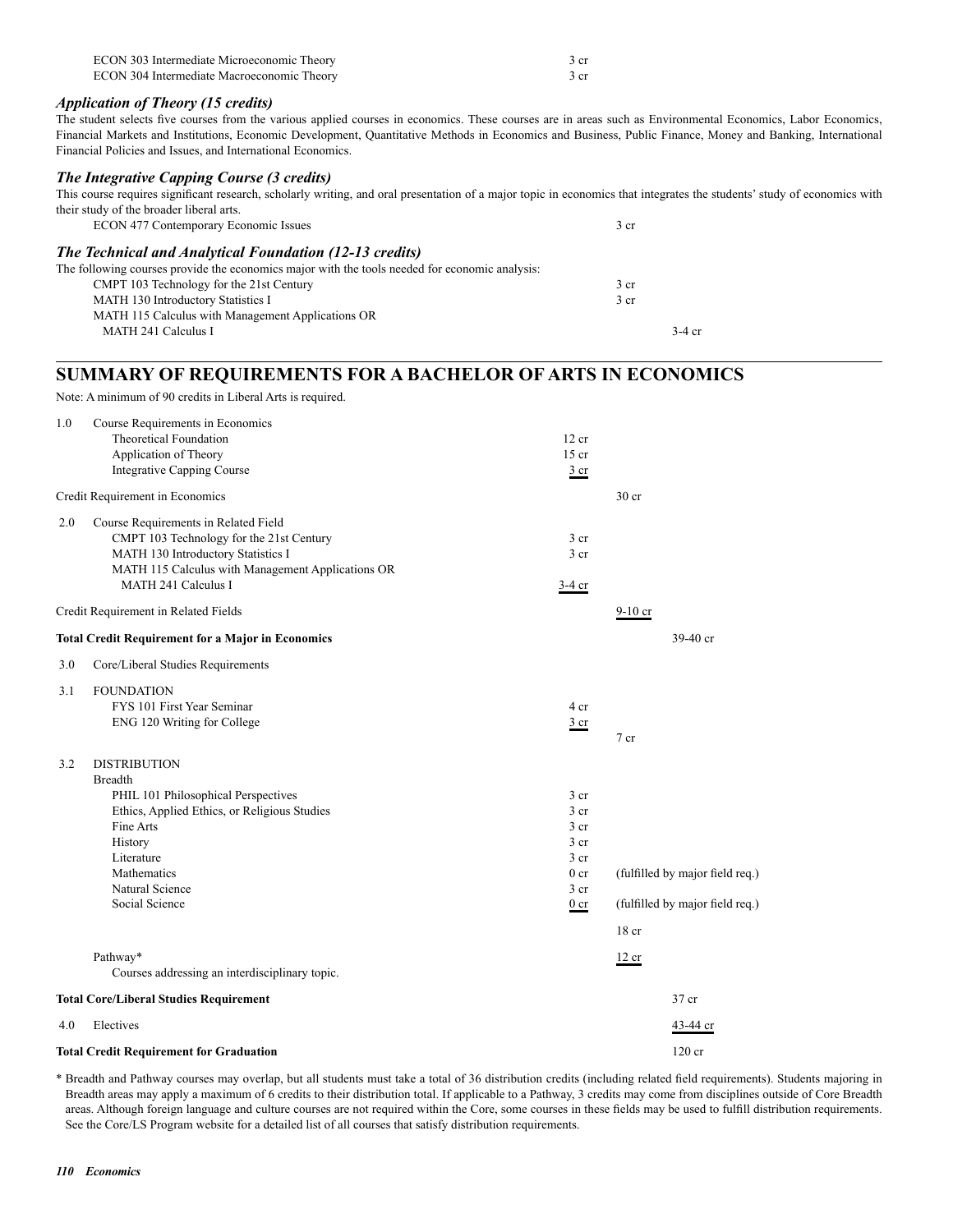| | |
|---|---|
| ECON 303 Intermediate Microeconomic Theory | 3 cr |
| ECON 304 Intermediate Macroeconomic Theory | 3 cr |

### *Application of Theory (15 credits)*

The student selects five courses from the various applied courses in economics. These courses are in areas such as Environmental Economics, Labor Economics, Financial Markets and Institutions, Economic Development, Quantitative Methods in Economics and Business, Public Finance, Money and Banking, International Financial Policies and Issues, and International Economics.

### *The Integrative Capping Course (3 credits)*

This course requires significant research, scholarly writing, and oral presentation of a major topic in economics that integrates the students' study of economics with their study of the broader liberal arts.

| | |
|---|---|
| ECON 477 Contemporary Economic Issues | 3 cr |

### *The Technical and Analytical Foundation (12-13 credits)*

The following courses provide the economics major with the tools needed for economic analysis:

| | | |
|---|---|---|
| CMPT 103 Technology for the 21st Century | 3 cr | |
| MATH 130 Introductory Statistics I | 3 cr | |
| MATH 115 Calculus with Management Applications OR MATH 241 Calculus I | | 3-4 cr |

## SUMMARY OF REQUIREMENTS FOR A BACHELOR OF ARTS IN ECONOMICS

Note: A minimum of 90 credits in Liberal Arts is required.

| | | | | |
|---|---|---|---|---|
| 1.0 | Course Requirements in Economics | | | |
| | Theoretical Foundation | 12 cr | | |
| | Application of Theory | 15 cr | | |
| | Integrative Capping Course | 3 cr | | |
| | Credit Requirement in Economics | | 30 cr | |
| 2.0 | Course Requirements in Related Field | | | |
| | CMPT 103 Technology for the 21st Century | 3 cr | | |
| | MATH 130 Introductory Statistics I | 3 cr | | |
| | MATH 115 Calculus with Management Applications OR MATH 241 Calculus I | 3-4 cr | | |
| | Credit Requirement in Related Fields | | 9-10 cr | |
| | **Total Credit Requirement for a Major in Economics** | | | 39-40 cr |
| 3.0 | Core/Liberal Studies Requirements | | | |
| 3.1 | FOUNDATION | | | |
| | FYS 101 First Year Seminar | 4 cr | | |
| | ENG 120 Writing for College | 3 cr | | |
| | | | 7 cr | |
| 3.2 | DISTRIBUTION | | | |
| | Breadth | | | |
| | PHIL 101 Philosophical Perspectives | 3 cr | | |
| | Ethics, Applied Ethics, or Religious Studies | 3 cr | | |
| | Fine Arts | 3 cr | | |
| | History | 3 cr | | |
| | Literature | 3 cr | | |
| | Mathematics | 0 cr | (fulfilled by major field req.) | |
| | Natural Science | 3 cr | | |
| | Social Science | 0 cr | (fulfilled by major field req.) | |
| | | | 18 cr | |
| | Pathway* Courses addressing an interdisciplinary topic. | | 12 cr | |
| | **Total Core/Liberal Studies Requirement** | | | 37 cr |
| 4.0 | Electives | | | 43-44 cr |
| | **Total Credit Requirement for Graduation** | | | 120 cr |

\* Breadth and Pathway courses may overlap, but all students must take a total of 36 distribution credits (including related field requirements). Students majoring in Breadth areas may apply a maximum of 6 credits to their distribution total. If applicable to a Pathway, 3 credits may come from disciplines outside of Core Breadth areas. Although foreign language and culture courses are not required within the Core, some courses in these fields may be used to fulfill distribution requirements. See the Core/LS Program website for a detailed list of all courses that satisfy distribution requirements.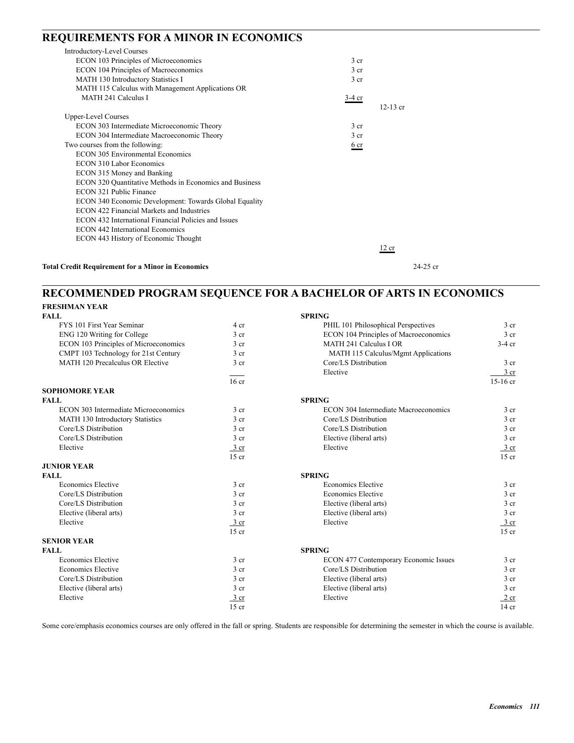## REQUIREMENTS FOR A MINOR IN ECONOMICS

| | | |
|---|---|---|
| Introductory-Level Courses | | |
| ECON 103 Principles of Microeconomics | 3 cr | |
| ECON 104 Principles of Macroeconomics | 3 cr | |
| MATH 130 Introductory Statistics I | 3 cr | |
| MATH 115 Calculus with Management Applications OR MATH 241 Calculus I | 3-4 cr | |
| | | 12-13 cr |
| Upper-Level Courses | | |
| ECON 303 Intermediate Microeconomic Theory | 3 cr | |
| ECON 304 Intermediate Macroeconomic Theory | 3 cr | |
| Two courses from the following: | 6 cr | |
| ECON 305 Environmental Economics | | |
| ECON 310 Labor Economics | | |
| ECON 315 Money and Banking | | |
| ECON 320 Quantitative Methods in Economics and Business | | |
| ECON 321 Public Finance | | |
| ECON 340 Economic Development: Towards Global Equality | | |
| ECON 422 Financial Markets and Industries | | |
| ECON 432 International Financial Policies and Issues | | |
| ECON 442 International Economics | | |
| ECON 443 History of Economic Thought | | |
| | | 12 cr |

**Total Credit Requirement for a Minor in Economics** 24-25 cr

## RECOMMENDED PROGRAM SEQUENCE FOR A BACHELOR OF ARTS IN ECONOMICS

### FRESHMAN YEAR

| FALL | | SPRING | |
|---|---|---|---|
| FYS 101 First Year Seminar | 4 cr | PHIL 101 Philosophical Perspectives | 3 cr |
| ENG 120 Writing for College | 3 cr | ECON 104 Principles of Macroeconomics | 3 cr |
| ECON 103 Principles of Microeconomics | 3 cr | MATH 241 Calculus I OR MATH 115 Calculus/Mgmt Applications | 3-4 cr |
| CMPT 103 Technology for 21st Century | 3 cr | Core/LS Distribution | 3 cr |
| MATH 120 Precalculus OR Elective | 3 cr | Elective | 3 cr |
| | 16 cr | | 15-16 cr |

### SOPHOMORE YEAR

| FALL | | SPRING | |
|---|---|---|---|
| ECON 303 Intermediate Microeconomics | 3 cr | ECON 304 Intermediate Macroeconomics | 3 cr |
| MATH 130 Introductory Statistics | 3 cr | Core/LS Distribution | 3 cr |
| Core/LS Distribution | 3 cr | Core/LS Distribution | 3 cr |
| Core/LS Distribution | 3 cr | Elective (liberal arts) | 3 cr |
| Elective | 3 cr | Elective | 3 cr |
| | 15 cr | | 15 cr |

### JUNIOR YEAR

| FALL | | SPRING | |
|---|---|---|---|
| Economics Elective | 3 cr | Economics Elective | 3 cr |
| Core/LS Distribution | 3 cr | Economics Elective | 3 cr |
| Core/LS Distribution | 3 cr | Elective (liberal arts) | 3 cr |
| Elective (liberal arts) | 3 cr | Elective (liberal arts) | 3 cr |
| Elective | 3 cr | Elective | 3 cr |
| | 15 cr | | 15 cr |

### SENIOR YEAR

| FALL | | SPRING | |
|---|---|---|---|
| Economics Elective | 3 cr | ECON 477 Contemporary Economic Issues | 3 cr |
| Economics Elective | 3 cr | Core/LS Distribution | 3 cr |
| Core/LS Distribution | 3 cr | Elective (liberal arts) | 3 cr |
| Elective (liberal arts) | 3 cr | Elective (liberal arts) | 3 cr |
| Elective | 3 cr | Elective | 2 cr |
| | 15 cr | | 14 cr |

Some core/emphasis economics courses are only offered in the fall or spring. Students are responsible for determining the semester in which the course is available.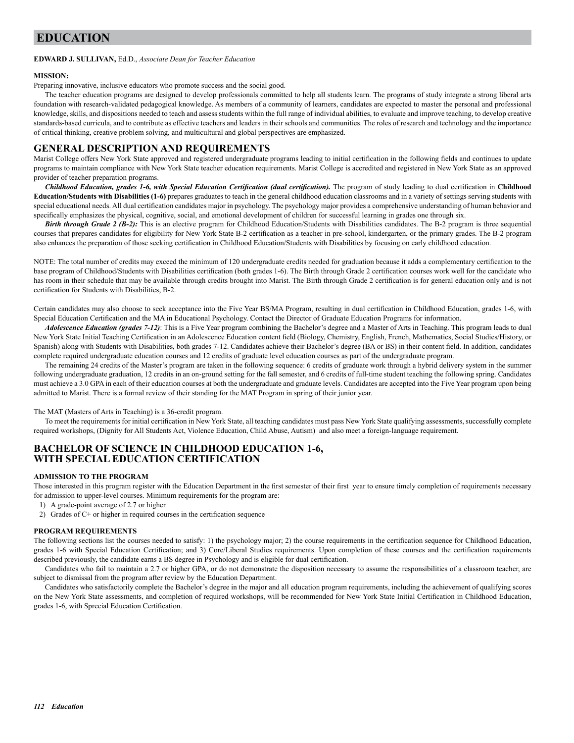# EDUCATION

**EDWARD J. SULLIVAN,** Ed.D., *Associate Dean for Teacher Education*

**MISSION:**

Preparing innovative, inclusive educators who promote success and the social good.

The teacher education programs are designed to develop professionals committed to help all students learn. The programs of study integrate a strong liberal arts foundation with research-validated pedagogical knowledge. As members of a community of learners, candidates are expected to master the personal and professional knowledge, skills, and dispositions needed to teach and assess students within the full range of individual abilities, to evaluate and improve teaching, to develop creative standards-based curricula, and to contribute as effective teachers and leaders in their schools and communities. The roles of research and technology and the importance of critical thinking, creative problem solving, and multicultural and global perspectives are emphasized.

## GENERAL DESCRIPTION AND REQUIREMENTS

Marist College offers New York State approved and registered undergraduate programs leading to initial certification in the following fields and continues to update programs to maintain compliance with New York State teacher education requirements. Marist College is accredited and registered in New York State as an approved provider of teacher preparation programs.

***Childhood Education, grades 1-6, with Special Education Certification (dual certification).*** The program of study leading to dual certification in **Childhood Education/Students with Disabilities (1-6)** prepares graduates to teach in the general childhood education classrooms and in a variety of settings serving students with special educational needs. All dual certification candidates major in psychology. The psychology major provides a comprehensive understanding of human behavior and specifically emphasizes the physical, cognitive, social, and emotional development of children for successful learning in grades one through six.

***Birth through Grade 2 (B-2):*** This is an elective program for Childhood Education/Students with Disabilities candidates. The B-2 program is three sequential courses that prepares candidates for eligibility for New York State B-2 certification as a teacher in pre-school, kindergarten, or the primary grades. The B-2 program also enhances the preparation of those seeking certification in Childhood Education/Students with Disabilities by focusing on early childhood education.

NOTE: The total number of credits may exceed the minimum of 120 undergraduate credits needed for graduation because it adds a complementary certification to the base program of Childhood/Students with Disabilities certification (both grades 1-6). The Birth through Grade 2 certification courses work well for the candidate who has room in their schedule that may be available through credits brought into Marist. The Birth through Grade 2 certification is for general education only and is not certification for Students with Disabilities, B-2.

Certain candidates may also choose to seek acceptance into the Five Year BS/MA Program, resulting in dual certification in Childhood Education, grades 1-6, with Special Education Certification and the MA in Educational Psychology. Contact the Director of Graduate Education Programs for information.

***Adolescence Education (grades 7-12)***: This is a Five Year program combining the Bachelor's degree and a Master of Arts in Teaching. This program leads to dual New York State Initial Teaching Certification in an Adolescence Education content field (Biology, Chemistry, English, French, Mathematics, Social Studies/History, or Spanish) along with Students with Disabilities, both grades 7-12. Candidates achieve their Bachelor's degree (BA or BS) in their content field. In addition, candidates complete required undergraduate education courses and 12 credits of graduate level education courses as part of the undergraduate program.

The remaining 24 credits of the Master's program are taken in the following sequence: 6 credits of graduate work through a hybrid delivery system in the summer following undergraduate graduation, 12 credits in an on-ground setting for the fall semester, and 6 credits of full-time student teaching the following spring. Candidates must achieve a 3.0 GPA in each of their education courses at both the undergraduate and graduate levels. Candidates are accepted into the Five Year program upon being admitted to Marist. There is a formal review of their standing for the MAT Program in spring of their junior year.

The MAT (Masters of Arts in Teaching) is a 36-credit program.

To meet the requirements for initial certification in New York State, all teaching candidates must pass New York State qualifying assessments, successfully complete required workshops, (Dignity for All Students Act, Violence Education, Child Abuse, Autism) and also meet a foreign-language requirement.

## BACHELOR OF SCIENCE IN CHILDHOOD EDUCATION 1-6, WITH SPECIAL EDUCATION CERTIFICATION

### ADMISSION TO THE PROGRAM

Those interested in this program register with the Education Department in the first semester of their first year to ensure timely completion of requirements necessary for admission to upper-level courses. Minimum requirements for the program are:

1) A grade-point average of 2.7 or higher
2) Grades of C+ or higher in required courses in the certification sequence

### PROGRAM REQUIREMENTS

The following sections list the courses needed to satisfy: 1) the psychology major; 2) the course requirements in the certification sequence for Childhood Education, grades 1-6 with Special Education Certification; and 3) Core/Liberal Studies requirements. Upon completion of these courses and the certification requirements described previously, the candidate earns a BS degree in Psychology and is eligible for dual certification.

Candidates who fail to maintain a 2.7 or higher GPA, or do not demonstrate the disposition necessary to assume the responsibilities of a classroom teacher, are subject to dismissal from the program after review by the Education Department.

Candidates who satisfactorily complete the Bachelor's degree in the major and all education program requirements, including the achievement of qualifying scores on the New York State assessments, and completion of required workshops, will be recommended for New York State Initial Certification in Childhood Education, grades 1-6, with Sprecial Education Certification.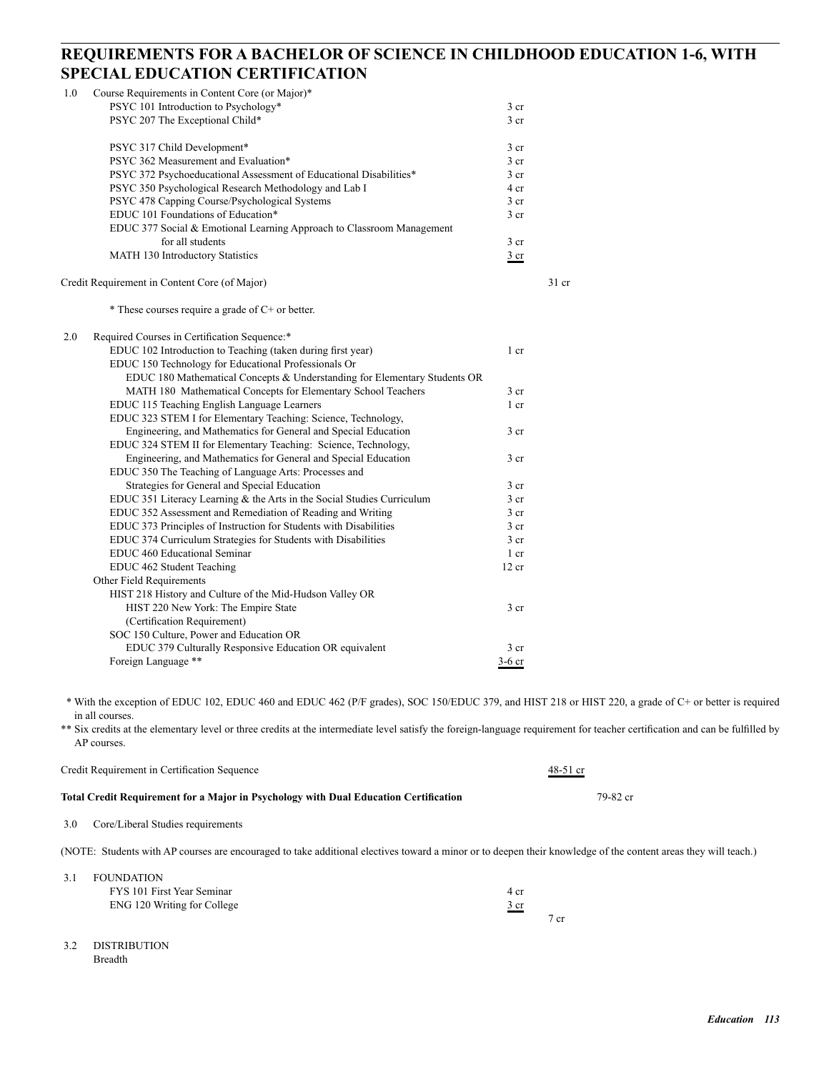## REQUIREMENTS FOR A BACHELOR OF SCIENCE IN CHILDHOOD EDUCATION 1-6, WITH SPECIAL EDUCATION CERTIFICATION

1.0 Course Requirements in Content Core (or Major)*

| Course | Credits | |
|---|---|---|
| PSYC 101 Introduction to Psychology* | 3 cr | |
| PSYC 207 The Exceptional Child* | 3 cr | |
| PSYC 317 Child Development* | 3 cr | |
| PSYC 362 Measurement and Evaluation* | 3 cr | |
| PSYC 372 Psychoeducational Assessment of Educational Disabilities* | 3 cr | |
| PSYC 350 Psychological Research Methodology and Lab I | 4 cr | |
| PSYC 478 Capping Course/Psychological Systems | 3 cr | |
| EDUC 101 Foundations of Education* | 3 cr | |
| EDUC 377 Social & Emotional Learning Approach to Classroom Management for all students | 3 cr | |
| MATH 130 Introductory Statistics | 3 cr | |
| Credit Requirement in Content Core (of Major) | | 31 cr |

\* These courses require a grade of C+ or better.

2.0 Required Courses in Certification Sequence:*

| Course | Credits | |
|---|---|---|
| EDUC 102 Introduction to Teaching (taken during first year) | 1 cr | |
| EDUC 150 Technology for Educational Professionals Or EDUC 180 Mathematical Concepts & Understanding for Elementary Students OR MATH 180 Mathematical Concepts for Elementary School Teachers | 3 cr | |
| EDUC 115 Teaching English Language Learners | 1 cr | |
| EDUC 323 STEM I for Elementary Teaching: Science, Technology, Engineering, and Mathematics for General and Special Education | 3 cr | |
| EDUC 324 STEM II for Elementary Teaching: Science, Technology, Engineering, and Mathematics for General and Special Education | 3 cr | |
| EDUC 350 The Teaching of Language Arts: Processes and Strategies for General and Special Education | 3 cr | |
| EDUC 351 Literacy Learning & the Arts in the Social Studies Curriculum | 3 cr | |
| EDUC 352 Assessment and Remediation of Reading and Writing | 3 cr | |
| EDUC 373 Principles of Instruction for Students with Disabilities | 3 cr | |
| EDUC 374 Curriculum Strategies for Students with Disabilities | 3 cr | |
| EDUC 460 Educational Seminar | 1 cr | |
| EDUC 462 Student Teaching | 12 cr | |
| **Other Field Requirements** | | |
| HIST 218 History and Culture of the Mid-Hudson Valley OR HIST 220 New York: The Empire State (Certification Requirement) | 3 cr | |
| SOC 150 Culture, Power and Education OR EDUC 379 Culturally Responsive Education OR equivalent | 3 cr | |
| Foreign Language ** | 3-6 cr | |

\* With the exception of EDUC 102, EDUC 460 and EDUC 462 (P/F grades), SOC 150/EDUC 379, and HIST 218 or HIST 220, a grade of C+ or better is required in all courses.

\*\* Six credits at the elementary level or three credits at the intermediate level satisfy the foreign-language requirement for teacher certification and can be fulfilled by AP courses.

Credit Requirement in Certification Sequence — 48-51 cr

**Total Credit Requirement for a Major in Psychology with Dual Education Certification** — 79-82 cr

3.0 Core/Liberal Studies requirements

(NOTE: Students with AP courses are encouraged to take additional electives toward a minor or to deepen their knowledge of the content areas they will teach.)

3.1 FOUNDATION

| Course | Credits | |
|---|---|---|
| FYS 101 First Year Seminar | 4 cr | |
| ENG 120 Writing for College | 3 cr | |
| | | 7 cr |

3.2 DISTRIBUTION

Breadth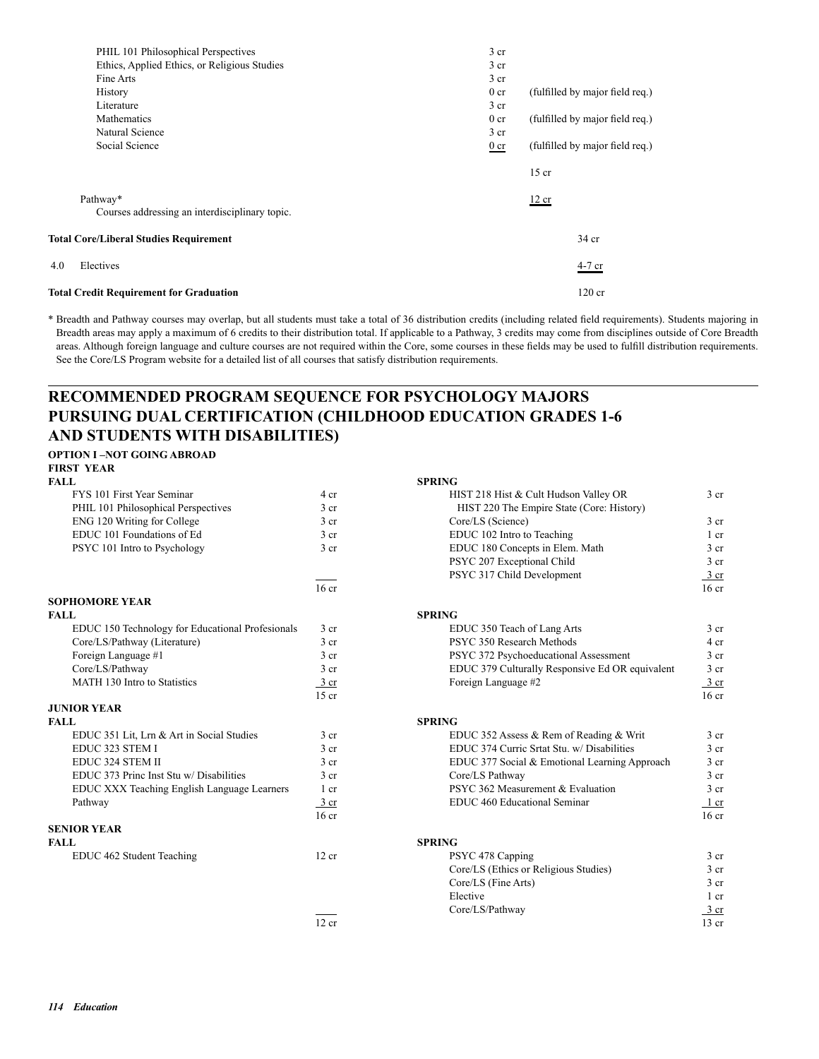| | | | |
|---|---|---|---|
| PHIL 101 Philosophical Perspectives | 3 cr | | |
| Ethics, Applied Ethics, or Religious Studies | 3 cr | | |
| Fine Arts | 3 cr | | |
| History | 0 cr | (fulfilled by major field req.) | |
| Literature | 3 cr | | |
| Mathematics | 0 cr | (fulfilled by major field req.) | |
| Natural Science | 3 cr | | |
| Social Science | 0 cr | (fulfilled by major field req.) | |
| | | 15 cr | |
| Pathway* Courses addressing an interdisciplinary topic. | | 12 cr | |
| **Total Core/Liberal Studies Requirement** | | | 34 cr |
| 4.0 Electives | | | 4-7 cr |
| **Total Credit Requirement for Graduation** | | | 120 cr |

\* Breadth and Pathway courses may overlap, but all students must take a total of 36 distribution credits (including related field requirements). Students majoring in Breadth areas may apply a maximum of 6 credits to their distribution total. If applicable to a Pathway, 3 credits may come from disciplines outside of Core Breadth areas. Although foreign language and culture courses are not required within the Core, some courses in these fields may be used to fulfill distribution requirements. See the Core/LS Program website for a detailed list of all courses that satisfy distribution requirements.

## RECOMMENDED PROGRAM SEQUENCE FOR PSYCHOLOGY MAJORS PURSUING DUAL CERTIFICATION (CHILDHOOD EDUCATION GRADES 1-6 AND STUDENTS WITH DISABILITIES)

**OPTION I –NOT GOING ABROAD**

**FIRST YEAR**

| FALL | | SPRING | |
|---|---|---|---|
| FYS 101 First Year Seminar | 4 cr | HIST 218 Hist & Cult Hudson Valley OR HIST 220 The Empire State (Core: History) | 3 cr |
| PHIL 101 Philosophical Perspectives | 3 cr | Core/LS (Science) | 3 cr |
| ENG 120 Writing for College | 3 cr | EDUC 102 Intro to Teaching | 1 cr |
| EDUC 101 Foundations of Ed | 3 cr | EDUC 180 Concepts in Elem. Math | 3 cr |
| PSYC 101 Intro to Psychology | 3 cr | PSYC 207 Exceptional Child | 3 cr |
| | | PSYC 317 Child Development | 3 cr |
| | 16 cr | | 16 cr |

**SOPHOMORE YEAR**

| FALL | | SPRING | |
|---|---|---|---|
| EDUC 150 Technology for Educational Profesionals | 3 cr | EDUC 350 Teach of Lang Arts | 3 cr |
| Core/LS/Pathway (Literature) | 3 cr | PSYC 350 Research Methods | 4 cr |
| Foreign Language #1 | 3 cr | PSYC 372 Psychoeducational Assessment | 3 cr |
| Core/LS/Pathway | 3 cr | EDUC 379 Culturally Responsive Ed OR equivalent | 3 cr |
| MATH 130 Intro to Statistics | 3 cr | Foreign Language #2 | 3 cr |
| | 15 cr | | 16 cr |

**JUNIOR YEAR**

| FALL | | SPRING | |
|---|---|---|---|
| EDUC 351 Lit, Lrn & Art in Social Studies | 3 cr | EDUC 352 Assess & Rem of Reading & Writ | 3 cr |
| EDUC 323 STEM I | 3 cr | EDUC 374 Curric Srtat Stu. w/ Disabilities | 3 cr |
| EDUC 324 STEM II | 3 cr | EDUC 377 Social & Emotional Learning Approach | 3 cr |
| EDUC 373 Princ Inst Stu w/ Disabilities | 3 cr | Core/LS Pathway | 3 cr |
| EDUC XXX Teaching English Language Learners | 1 cr | PSYC 362 Measurement & Evaluation | 3 cr |
| Pathway | 3 cr | EDUC 460 Educational Seminar | 1 cr |
| | 16 cr | | 16 cr |

**SENIOR YEAR**

| FALL | | SPRING | |
|---|---|---|---|
| EDUC 462 Student Teaching | 12 cr | PSYC 478 Capping | 3 cr |
| | | Core/LS (Ethics or Religious Studies) | 3 cr |
| | | Core/LS (Fine Arts) | 3 cr |
| | | Elective | 1 cr |
| | | Core/LS/Pathway | 3 cr |
| | 12 cr | | 13 cr |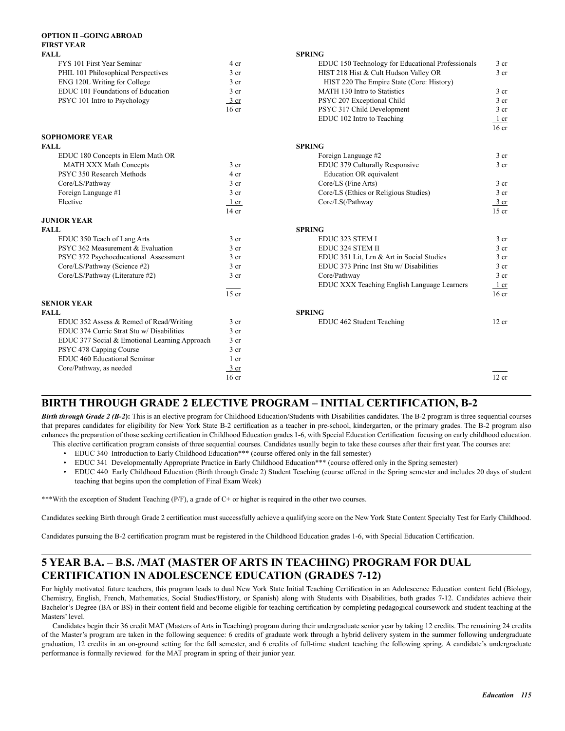**OPTION II –GOING ABROAD**

**FIRST YEAR**

| FALL | | SPRING | |
|---|---|---|---|
| FYS 101 First Year Seminar | 4 cr | EDUC 150 Technology for Educational Professionals | 3 cr |
| PHIL 101 Philosophical Perspectives | 3 cr | HIST 218 Hist & Cult Hudson Valley OR HIST 220 The Empire State (Core: History) | 3 cr |
| ENG 120L Writing for College | 3 cr | MATH 130 Intro to Statistics | 3 cr |
| EDUC 101 Foundations of Education | 3 cr | PSYC 207 Exceptional Child | 3 cr |
| PSYC 101 Intro to Psychology | 3 cr | PSYC 317 Child Development | 3 cr |
| | | EDUC 102 Intro to Teaching | 1 cr |
| | 16 cr | | 16 cr |

**SOPHOMORE YEAR**

| FALL | | SPRING | |
|---|---|---|---|
| EDUC 180 Concepts in Elem Math OR MATH XXX Math Concepts | 3 cr | Foreign Language #2 | 3 cr |
| PSYC 350 Research Methods | 4 cr | EDUC 379 Culturally Responsive Education OR equivalent | 3 cr |
| Core/LS/Pathway | 3 cr | Core/LS (Fine Arts) | 3 cr |
| Foreign Language #1 | 3 cr | Core/LS (Ethics or Religious Studies) | 3 cr |
| Elective | 1 cr | Core/LS(/Pathway | 3 cr |
| | 14 cr | | 15 cr |

**JUNIOR YEAR**

| FALL | | SPRING | |
|---|---|---|---|
| EDUC 350 Teach of Lang Arts | 3 cr | EDUC 323 STEM I | 3 cr |
| PSYC 362 Measurement & Evaluation | 3 cr | EDUC 324 STEM II | 3 cr |
| PSYC 372 Psychoeducational Assessment | 3 cr | EDUC 351 Lit, Lrn & Art in Social Studies | 3 cr |
| Core/LS/Pathway (Science #2) | 3 cr | EDUC 373 Princ Inst Stu w/ Disabilities | 3 cr |
| Core/LS/Pathway (Literature #2) | 3 cr | Core/Pathway | 3 cr |
| | | EDUC XXX Teaching English Language Learners | 1 cr |
| | 15 cr | | 16 cr |

**SENIOR YEAR**

| FALL | | SPRING | |
|---|---|---|---|
| EDUC 352 Assess & Remed of Read/Writing | 3 cr | EDUC 462 Student Teaching | 12 cr |
| EDUC 374 Curric Strat Stu w/ Disabilities | 3 cr | | |
| EDUC 377 Social & Emotional Learning Approach | 3 cr | | |
| PSYC 478 Capping Course | 3 cr | | |
| EDUC 460 Educational Seminar | 1 cr | | |
| Core/Pathway, as needed | 3 cr | | |
| | 16 cr | | 12 cr |

## BIRTH THROUGH GRADE 2 ELECTIVE PROGRAM – INITIAL CERTIFICATION, B-2

***Birth through Grade 2 (B-2)*:** This is an elective program for Childhood Education/Students with Disabilities candidates. The B-2 program is three sequential courses that prepares candidates for eligibility for New York State B-2 certification as a teacher in pre-school, kindergarten, or the primary grades. The B-2 program also enhances the preparation of those seeking certification in Childhood Education grades 1-6, with Special Education Certification focusing on early childhood education.

This elective certification program consists of three sequential courses. Candidates usually begin to take these courses after their first year. The courses are:

- EDUC 340 Introduction to Early Childhood Education*** (course offered only in the fall semester)
- EDUC 341 Developmentally Appropriate Practice in Early Childhood Education*** (course offered only in the Spring semester)
- EDUC 440 Early Childhood Education (Birth through Grade 2) Student Teaching (course offered in the Spring semester and includes 20 days of student teaching that begins upon the completion of Final Exam Week)

***With the exception of Student Teaching (P/F), a grade of C+ or higher is required in the other two courses.

Candidates seeking Birth through Grade 2 certification must successfully achieve a qualifying score on the New York State Content Specialty Test for Early Childhood.

Candidates pursuing the B-2 certification program must be registered in the Childhood Education grades 1-6, with Special Education Certification.

## 5 YEAR B.A. – B.S. /MAT (MASTER OF ARTS IN TEACHING) PROGRAM FOR DUAL CERTIFICATION IN ADOLESCENCE EDUCATION (GRADES 7-12)

For highly motivated future teachers, this program leads to dual New York State Initial Teaching Certification in an Adolescence Education content field (Biology, Chemistry, English, French, Mathematics, Social Studies/History, or Spanish) along with Students with Disabilities, both grades 7-12. Candidates achieve their Bachelor's Degree (BA or BS) in their content field and become eligible for teaching certification by completing pedagogical coursework and student teaching at the Masters' level.

Candidates begin their 36 credit MAT (Masters of Arts in Teaching) program during their undergraduate senior year by taking 12 credits. The remaining 24 credits of the Master's program are taken in the following sequence: 6 credits of graduate work through a hybrid delivery system in the summer following undergraduate graduation, 12 credits in an on-ground setting for the fall semester, and 6 credits of full-time student teaching the following spring. A candidate's undergraduate performance is formally reviewed for the MAT program in spring of their junior year.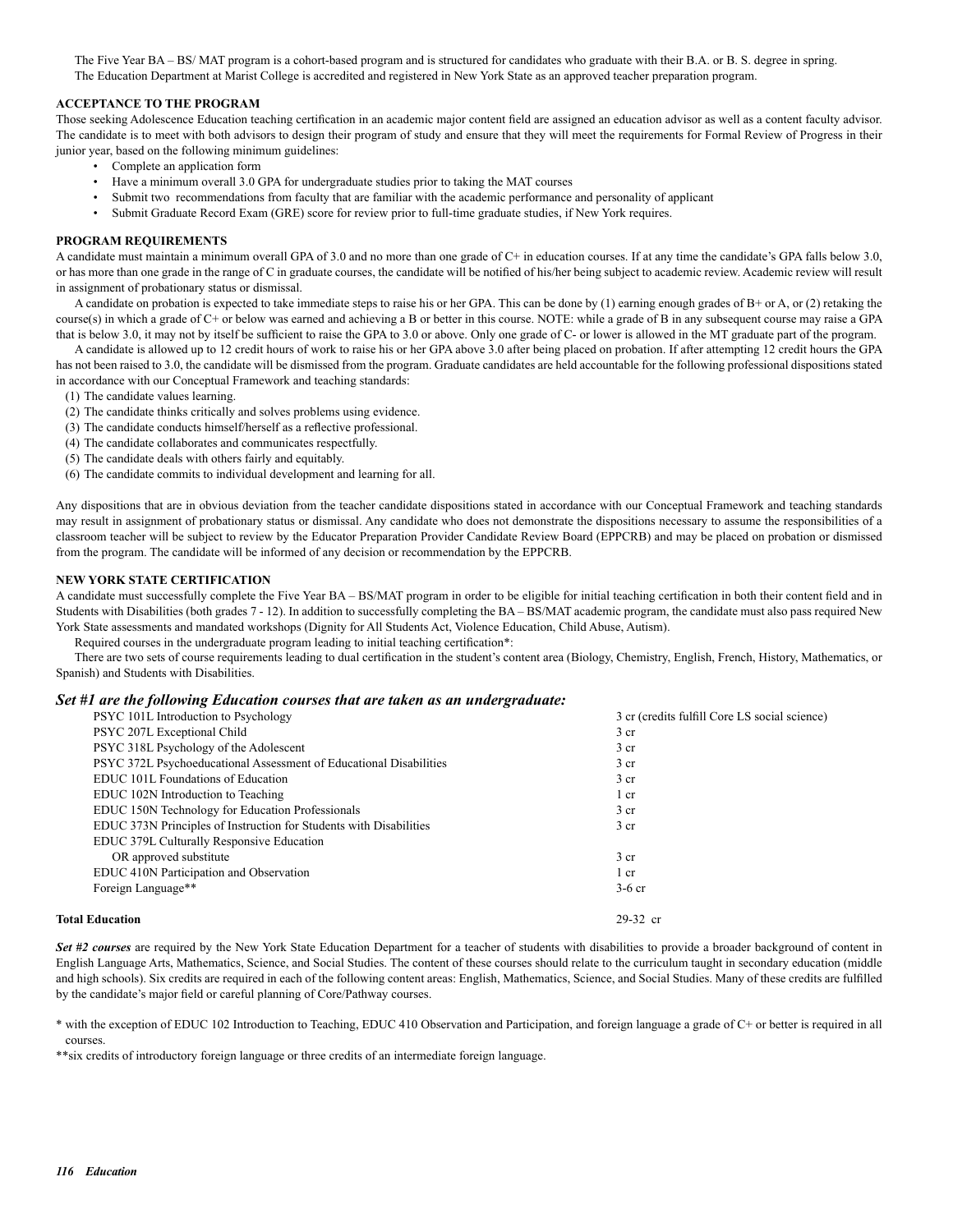The Five Year BA – BS/ MAT program is a cohort-based program and is structured for candidates who graduate with their B.A. or B. S. degree in spring.

The Education Department at Marist College is accredited and registered in New York State as an approved teacher preparation program.

### ACCEPTANCE TO THE PROGRAM

Those seeking Adolescence Education teaching certification in an academic major content field are assigned an education advisor as well as a content faculty advisor. The candidate is to meet with both advisors to design their program of study and ensure that they will meet the requirements for Formal Review of Progress in their junior year, based on the following minimum guidelines:

- Complete an application form
- Have a minimum overall 3.0 GPA for undergraduate studies prior to taking the MAT courses
- Submit two recommendations from faculty that are familiar with the academic performance and personality of applicant
- Submit Graduate Record Exam (GRE) score for review prior to full-time graduate studies, if New York requires.

### PROGRAM REQUIREMENTS

A candidate must maintain a minimum overall GPA of 3.0 and no more than one grade of C+ in education courses. If at any time the candidate's GPA falls below 3.0, or has more than one grade in the range of C in graduate courses, the candidate will be notified of his/her being subject to academic review. Academic review will result in assignment of probationary status or dismissal.

A candidate on probation is expected to take immediate steps to raise his or her GPA. This can be done by (1) earning enough grades of B+ or A, or (2) retaking the course(s) in which a grade of C+ or below was earned and achieving a B or better in this course. NOTE: while a grade of B in any subsequent course may raise a GPA that is below 3.0, it may not by itself be sufficient to raise the GPA to 3.0 or above. Only one grade of C- or lower is allowed in the MT graduate part of the program.

A candidate is allowed up to 12 credit hours of work to raise his or her GPA above 3.0 after being placed on probation. If after attempting 12 credit hours the GPA has not been raised to 3.0, the candidate will be dismissed from the program. Graduate candidates are held accountable for the following professional dispositions stated in accordance with our Conceptual Framework and teaching standards:

(1) The candidate values learning.
(2) The candidate thinks critically and solves problems using evidence.
(3) The candidate conducts himself/herself as a reflective professional.
(4) The candidate collaborates and communicates respectfully.
(5) The candidate deals with others fairly and equitably.
(6) The candidate commits to individual development and learning for all.

Any dispositions that are in obvious deviation from the teacher candidate dispositions stated in accordance with our Conceptual Framework and teaching standards may result in assignment of probationary status or dismissal. Any candidate who does not demonstrate the dispositions necessary to assume the responsibilities of a classroom teacher will be subject to review by the Educator Preparation Provider Candidate Review Board (EPPCRB) and may be placed on probation or dismissed from the program. The candidate will be informed of any decision or recommendation by the EPPCRB.

### NEW YORK STATE CERTIFICATION

A candidate must successfully complete the Five Year BA – BS/MAT program in order to be eligible for initial teaching certification in both their content field and in Students with Disabilities (both grades 7 - 12). In addition to successfully completing the BA – BS/MAT academic program, the candidate must also pass required New York State assessments and mandated workshops (Dignity for All Students Act, Violence Education, Child Abuse, Autism).

Required courses in the undergraduate program leading to initial teaching certification*:

There are two sets of course requirements leading to dual certification in the student's content area (Biology, Chemistry, English, French, History, Mathematics, or Spanish) and Students with Disabilities.

### *Set #1 are the following Education courses that are taken as an undergraduate:*

| Course | Credits |
|---|---|
| PSYC 101L Introduction to Psychology | 3 cr (credits fulfill Core LS social science) |
| PSYC 207L Exceptional Child | 3 cr |
| PSYC 318L Psychology of the Adolescent | 3 cr |
| PSYC 372L Psychoeducational Assessment of Educational Disabilities | 3 cr |
| EDUC 101L Foundations of Education | 3 cr |
| EDUC 102N Introduction to Teaching | 1 cr |
| EDUC 150N Technology for Education Professionals | 3 cr |
| EDUC 373N Principles of Instruction for Students with Disabilities | 3 cr |
| EDUC 379L Culturally Responsive Education OR approved substitute | 3 cr |
| EDUC 410N Participation and Observation | 1 cr |
| Foreign Language** | 3-6 cr |
| **Total Education** | 29-32 cr |

***Set #2 courses*** are required by the New York State Education Department for a teacher of students with disabilities to provide a broader background of content in English Language Arts, Mathematics, Science, and Social Studies. The content of these courses should relate to the curriculum taught in secondary education (middle and high schools). Six credits are required in each of the following content areas: English, Mathematics, Science, and Social Studies. Many of these credits are fulfilled by the candidate's major field or careful planning of Core/Pathway courses.

\* with the exception of EDUC 102 Introduction to Teaching, EDUC 410 Observation and Participation, and foreign language a grade of C+ or better is required in all courses.

**six credits of introductory foreign language or three credits of an intermediate foreign language.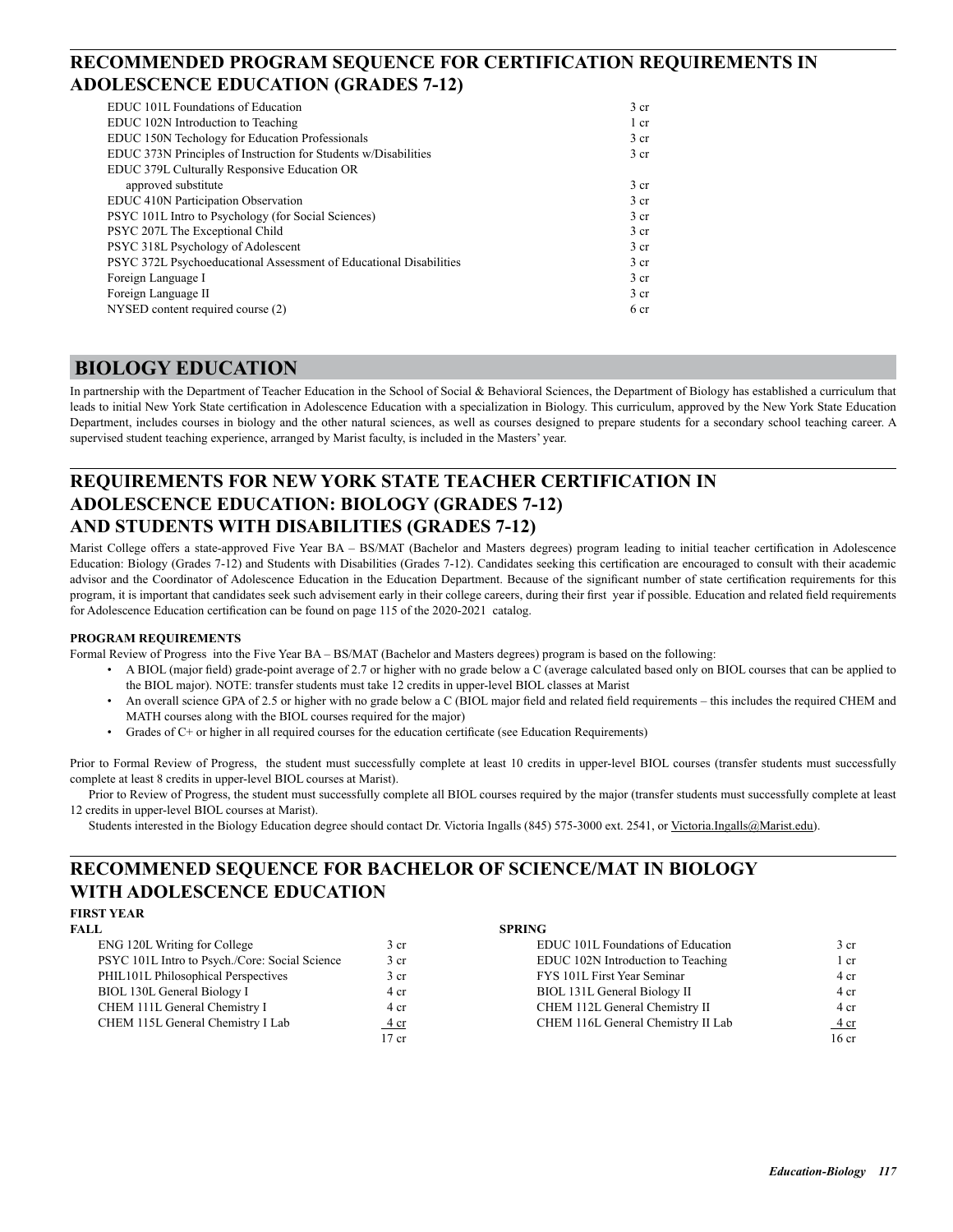## RECOMMENDED PROGRAM SEQUENCE FOR CERTIFICATION REQUIREMENTS IN ADOLESCENCE EDUCATION (GRADES 7-12)

| Course | Credits |
|---|---|
| EDUC 101L Foundations of Education | 3 cr |
| EDUC 102N Introduction to Teaching | 1 cr |
| EDUC 150N Techology for Education Professionals | 3 cr |
| EDUC 373N Principles of Instruction for Students w/Disabilities | 3 cr |
| EDUC 379L Culturally Responsive Education OR approved substitute | 3 cr |
| EDUC 410N Participation Observation | 3 cr |
| PSYC 101L Intro to Psychology (for Social Sciences) | 3 cr |
| PSYC 207L The Exceptional Child | 3 cr |
| PSYC 318L Psychology of Adolescent | 3 cr |
| PSYC 372L Psychoeducational Assessment of Educational Disabilities | 3 cr |
| Foreign Language I | 3 cr |
| Foreign Language II | 3 cr |
| NYSED content required course (2) | 6 cr |

# BIOLOGY EDUCATION

In partnership with the Department of Teacher Education in the School of Social & Behavioral Sciences, the Department of Biology has established a curriculum that leads to initial New York State certification in Adolescence Education with a specialization in Biology. This curriculum, approved by the New York State Education Department, includes courses in biology and the other natural sciences, as well as courses designed to prepare students for a secondary school teaching career. A supervised student teaching experience, arranged by Marist faculty, is included in the Masters' year.

## REQUIREMENTS FOR NEW YORK STATE TEACHER CERTIFICATION IN ADOLESCENCE EDUCATION: BIOLOGY (GRADES 7-12) AND STUDENTS WITH DISABILITIES (GRADES 7-12)

Marist College offers a state-approved Five Year BA – BS/MAT (Bachelor and Masters degrees) program leading to initial teacher certification in Adolescence Education: Biology (Grades 7-12) and Students with Disabilities (Grades 7-12). Candidates seeking this certification are encouraged to consult with their academic advisor and the Coordinator of Adolescence Education in the Education Department. Because of the significant number of state certification requirements for this program, it is important that candidates seek such advisement early in their college careers, during their first year if possible. Education and related field requirements for Adolescence Education certification can be found on page 115 of the 2020-2021 catalog.

**PROGRAM REQUIREMENTS**

Formal Review of Progress into the Five Year BA – BS/MAT (Bachelor and Masters degrees) program is based on the following:

- A BIOL (major field) grade-point average of 2.7 or higher with no grade below a C (average calculated based only on BIOL courses that can be applied to the BIOL major). NOTE: transfer students must take 12 credits in upper-level BIOL classes at Marist
- An overall science GPA of 2.5 or higher with no grade below a C (BIOL major field and related field requirements – this includes the required CHEM and MATH courses along with the BIOL courses required for the major)
- Grades of C+ or higher in all required courses for the education certificate (see Education Requirements)

Prior to Formal Review of Progress, the student must successfully complete at least 10 credits in upper-level BIOL courses (transfer students must successfully complete at least 8 credits in upper-level BIOL courses at Marist).

Prior to Review of Progress, the student must successfully complete all BIOL courses required by the major (transfer students must successfully complete at least 12 credits in upper-level BIOL courses at Marist).

Students interested in the Biology Education degree should contact Dr. Victoria Ingalls (845) 575-3000 ext. 2541, or Victoria.Ingalls@Marist.edu).

## RECOMMENED SEQUENCE FOR BACHELOR OF SCIENCE/MAT IN BIOLOGY WITH ADOLESCENCE EDUCATION

**FIRST YEAR**

**FALL**

| Course | Credits |
|---|---|
| ENG 120L Writing for College | 3 cr |
| PSYC 101L Intro to Psych./Core: Social Science | 3 cr |
| PHIL101L Philosophical Perspectives | 3 cr |
| BIOL 130L General Biology I | 4 cr |
| CHEM 111L General Chemistry I | 4 cr |
| CHEM 115L General Chemistry I Lab | 4 cr |
| | 17 cr |

**SPRING**

| Course | Credits |
|---|---|
| EDUC 101L Foundations of Education | 3 cr |
| EDUC 102N Introduction to Teaching | 1 cr |
| FYS 101L First Year Seminar | 4 cr |
| BIOL 131L General Biology II | 4 cr |
| CHEM 112L General Chemistry II | 4 cr |
| CHEM 116L General Chemistry II Lab | 4 cr |
| | 16 cr |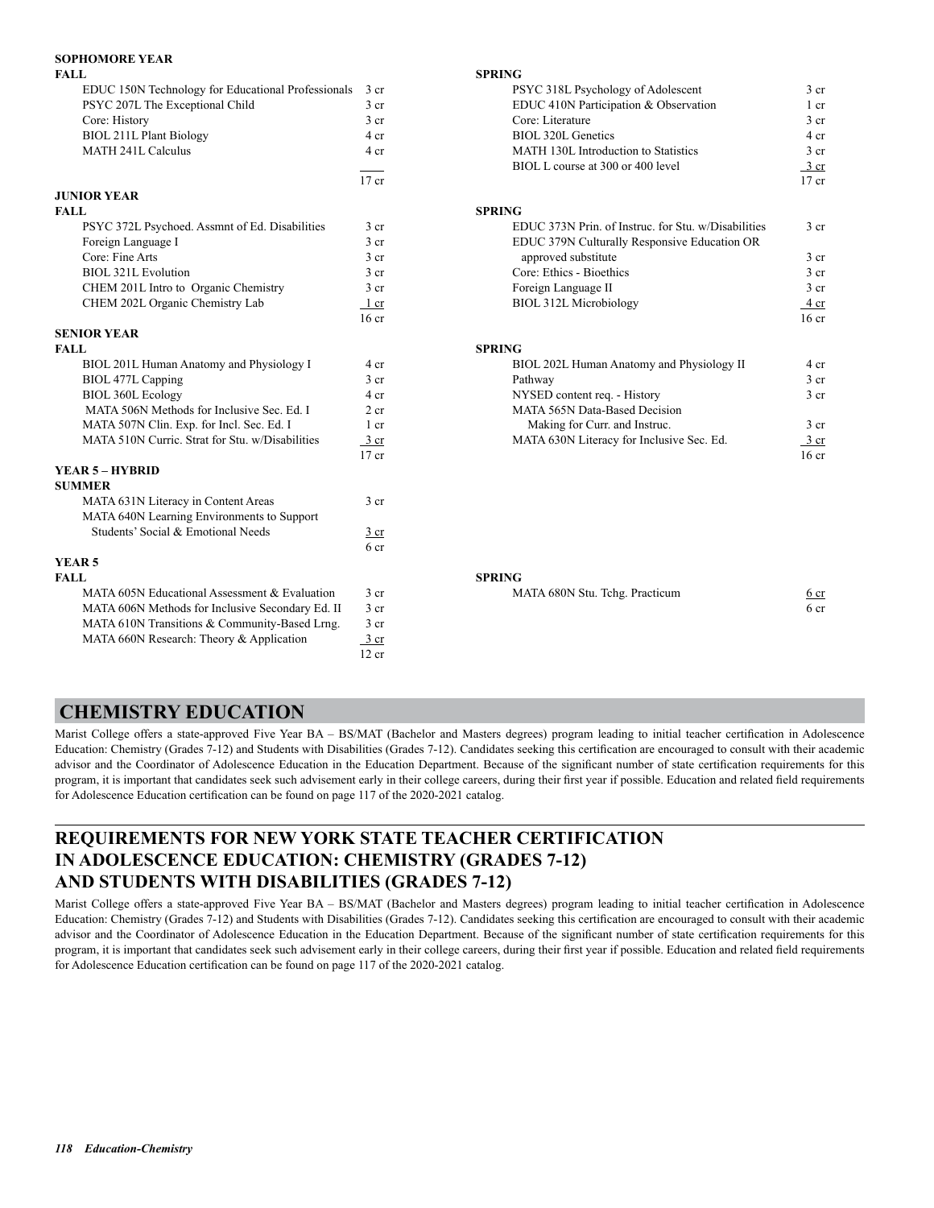**SOPHOMORE YEAR**

| FALL | | SPRING | |
|---|---|---|---|
| EDUC 150N Technology for Educational Professionals | 3 cr | PSYC 318L Psychology of Adolescent | 3 cr |
| PSYC 207L The Exceptional Child | 3 cr | EDUC 410N Participation & Observation | 1 cr |
| Core: History | 3 cr | Core: Literature | 3 cr |
| BIOL 211L Plant Biology | 4 cr | BIOL 320L Genetics | 4 cr |
| MATH 241L Calculus | 4 cr | MATH 130L Introduction to Statistics | 3 cr |
| | | BIOL L course at 300 or 400 level | 3 cr |
| | 17 cr | | 17 cr |

**JUNIOR YEAR**

| FALL | | SPRING | |
|---|---|---|---|
| PSYC 372L Psychoed. Assmnt of Ed. Disabilities | 3 cr | EDUC 373N Prin. of Instruc. for Stu. w/Disabilities | 3 cr |
| Foreign Language I | 3 cr | EDUC 379N Culturally Responsive Education OR approved substitute | 3 cr |
| Core: Fine Arts | 3 cr | Core: Ethics - Bioethics | 3 cr |
| BIOL 321L Evolution | 3 cr | Foreign Language II | 3 cr |
| CHEM 201L Intro to Organic Chemistry | 3 cr | BIOL 312L Microbiology | 4 cr |
| CHEM 202L Organic Chemistry Lab | 1 cr | | |
| | 16 cr | | 16 cr |

**SENIOR YEAR**

| FALL | | SPRING | |
|---|---|---|---|
| BIOL 201L Human Anatomy and Physiology I | 4 cr | BIOL 202L Human Anatomy and Physiology II | 4 cr |
| BIOL 477L Capping | 3 cr | Pathway | 3 cr |
| BIOL 360L Ecology | 4 cr | NYSED content req. - History | 3 cr |
| MATA 506N Methods for Inclusive Sec. Ed. I | 2 cr | MATA 565N Data-Based Decision Making for Curr. and Instruc. | 3 cr |
| MATA 507N Clin. Exp. for Incl. Sec. Ed. I | 1 cr | MATA 630N Literacy for Inclusive Sec. Ed. | 3 cr |
| MATA 510N Curric. Strat for Stu. w/Disabilities | 3 cr | | |
| | 17 cr | | 16 cr |

**YEAR 5 – HYBRID**

**SUMMER**

| | |
|---|---|
| MATA 631N Literacy in Content Areas | 3 cr |
| MATA 640N Learning Environments to Support Students' Social & Emotional Needs | 3 cr |
| | 6 cr |

**YEAR 5**

| FALL | | SPRING | |
|---|---|---|---|
| MATA 605N Educational Assessment & Evaluation | 3 cr | MATA 680N Stu. Tchg. Practicum | 6 cr |
| MATA 606N Methods for Inclusive Secondary Ed. II | 3 cr | | 6 cr |
| MATA 610N Transitions & Community-Based Lrng. | 3 cr | | |
| MATA 660N Research: Theory & Application | 3 cr | | |
| | 12 cr | | |

## CHEMISTRY EDUCATION

Marist College offers a state-approved Five Year BA – BS/MAT (Bachelor and Masters degrees) program leading to initial teacher certification in Adolescence Education: Chemistry (Grades 7-12) and Students with Disabilities (Grades 7-12). Candidates seeking this certification are encouraged to consult with their academic advisor and the Coordinator of Adolescence Education in the Education Department. Because of the significant number of state certification requirements for this program, it is important that candidates seek such advisement early in their college careers, during their first year if possible. Education and related field requirements for Adolescence Education certification can be found on page 117 of the 2020-2021 catalog.

## REQUIREMENTS FOR NEW YORK STATE TEACHER CERTIFICATION IN ADOLESCENCE EDUCATION: CHEMISTRY (GRADES 7-12) AND STUDENTS WITH DISABILITIES (GRADES 7-12)

Marist College offers a state-approved Five Year BA – BS/MAT (Bachelor and Masters degrees) program leading to initial teacher certification in Adolescence Education: Chemistry (Grades 7-12) and Students with Disabilities (Grades 7-12). Candidates seeking this certification are encouraged to consult with their academic advisor and the Coordinator of Adolescence Education in the Education Department. Because of the significant number of state certification requirements for this program, it is important that candidates seek such advisement early in their college careers, during their first year if possible. Education and related field requirements for Adolescence Education certification can be found on page 117 of the 2020-2021 catalog.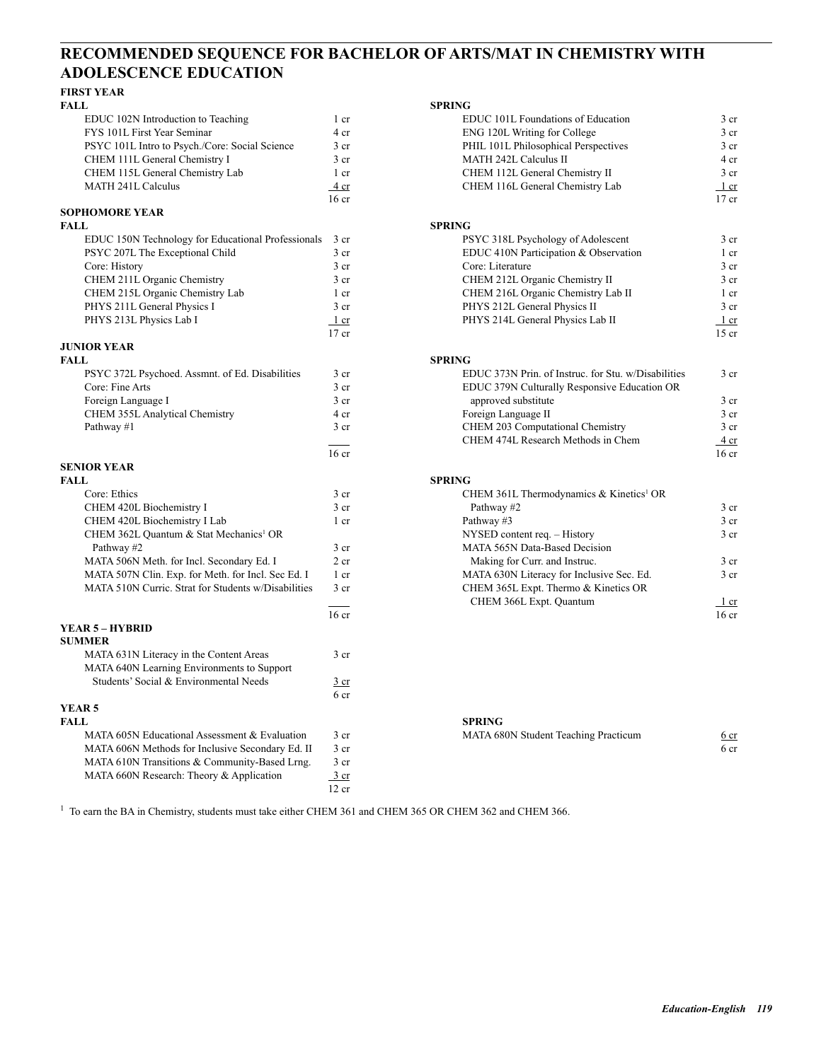# RECOMMENDED SEQUENCE FOR BACHELOR OF ARTS/MAT IN CHEMISTRY WITH ADOLESCENCE EDUCATION

## FIRST YEAR

**FALL**

| Course | Credits |
|---|---|
| EDUC 102N Introduction to Teaching | 1 cr |
| FYS 101L First Year Seminar | 4 cr |
| PSYC 101L Intro to Psych./Core: Social Science | 3 cr |
| CHEM 111L General Chemistry I | 3 cr |
| CHEM 115L General Chemistry Lab | 1 cr |
| MATH 241L Calculus | 4 cr |
| | 16 cr |

**SPRING**

| Course | Credits |
|---|---|
| EDUC 101L Foundations of Education | 3 cr |
| ENG 120L Writing for College | 3 cr |
| PHIL 101L Philosophical Perspectives | 3 cr |
| MATH 242L Calculus II | 4 cr |
| CHEM 112L General Chemistry II | 3 cr |
| CHEM 116L General Chemistry Lab | 1 cr |
| | 17 cr |

## SOPHOMORE YEAR

**FALL**

| Course | Credits |
|---|---|
| EDUC 150N Technology for Educational Professionals | 3 cr |
| PSYC 207L The Exceptional Child | 3 cr |
| Core: History | 3 cr |
| CHEM 211L Organic Chemistry | 3 cr |
| CHEM 215L Organic Chemistry Lab | 1 cr |
| PHYS 211L General Physics I | 3 cr |
| PHYS 213L Physics Lab I | 1 cr |
| | 17 cr |

**SPRING**

| Course | Credits |
|---|---|
| PSYC 318L Psychology of Adolescent | 3 cr |
| EDUC 410N Participation & Observation | 1 cr |
| Core: Literature | 3 cr |
| CHEM 212L Organic Chemistry II | 3 cr |
| CHEM 216L Organic Chemistry Lab II | 1 cr |
| PHYS 212L General Physics II | 3 cr |
| PHYS 214L General Physics Lab II | 1 cr |
| | 15 cr |

## JUNIOR YEAR

**FALL**

| Course | Credits |
|---|---|
| PSYC 372L Psychoed. Assmnt. of Ed. Disabilities | 3 cr |
| Core: Fine Arts | 3 cr |
| Foreign Language I | 3 cr |
| CHEM 355L Analytical Chemistry | 4 cr |
| Pathway #1 | 3 cr |
| | 16 cr |

**SPRING**

| Course | Credits |
|---|---|
| EDUC 373N Prin. of Instruc. for Stu. w/Disabilities | 3 cr |
| EDUC 379N Culturally Responsive Education OR approved substitute | 3 cr |
| Foreign Language II | 3 cr |
| CHEM 203 Computational Chemistry | 3 cr |
| CHEM 474L Research Methods in Chem | 4 cr |
| | 16 cr |

## SENIOR YEAR

**FALL**

| Course | Credits |
|---|---|
| Core: Ethics | 3 cr |
| CHEM 420L Biochemistry I | 3 cr |
| CHEM 420L Biochemistry I Lab | 1 cr |
| CHEM 362L Quantum & Stat Mechanics[1] OR Pathway #2 | 3 cr |
| MATA 506N Meth. for Incl. Secondary Ed. I | 2 cr |
| MATA 507N Clin. Exp. for Meth. for Incl. Sec Ed. I | 1 cr |
| MATA 510N Curric. Strat for Students w/Disabilities | 3 cr |
| | 16 cr |

**SPRING**

| Course | Credits |
|---|---|
| CHEM 361L Thermodynamics & Kinetics[1] OR Pathway #2 | 3 cr |
| Pathway #3 | 3 cr |
| NYSED content req. – History | 3 cr |
| MATA 565N Data-Based Decision Making for Curr. and Instruc. | 3 cr |
| MATA 630N Literacy for Inclusive Sec. Ed. | 3 cr |
| CHEM 365L Expt. Thermo & Kinetics OR CHEM 366L Expt. Quantum | 1 cr |
| | 16 cr |

## YEAR 5 – HYBRID

**SUMMER**

| Course | Credits |
|---|---|
| MATA 631N Literacy in the Content Areas | 3 cr |
| MATA 640N Learning Environments to Support Students' Social & Environmental Needs | 3 cr |
| | 6 cr |

## YEAR 5

**FALL**

| Course | Credits |
|---|---|
| MATA 605N Educational Assessment & Evaluation | 3 cr |
| MATA 606N Methods for Inclusive Secondary Ed. II | 3 cr |
| MATA 610N Transitions & Community-Based Lrng. | 3 cr |
| MATA 660N Research: Theory & Application | 3 cr |
| | 12 cr |

**SPRING**

| Course | Credits |
|---|---|
| MATA 680N Student Teaching Practicum | 6 cr |
| | 6 cr |

[1] To earn the BA in Chemistry, students must take either CHEM 361 and CHEM 365 OR CHEM 362 and CHEM 366.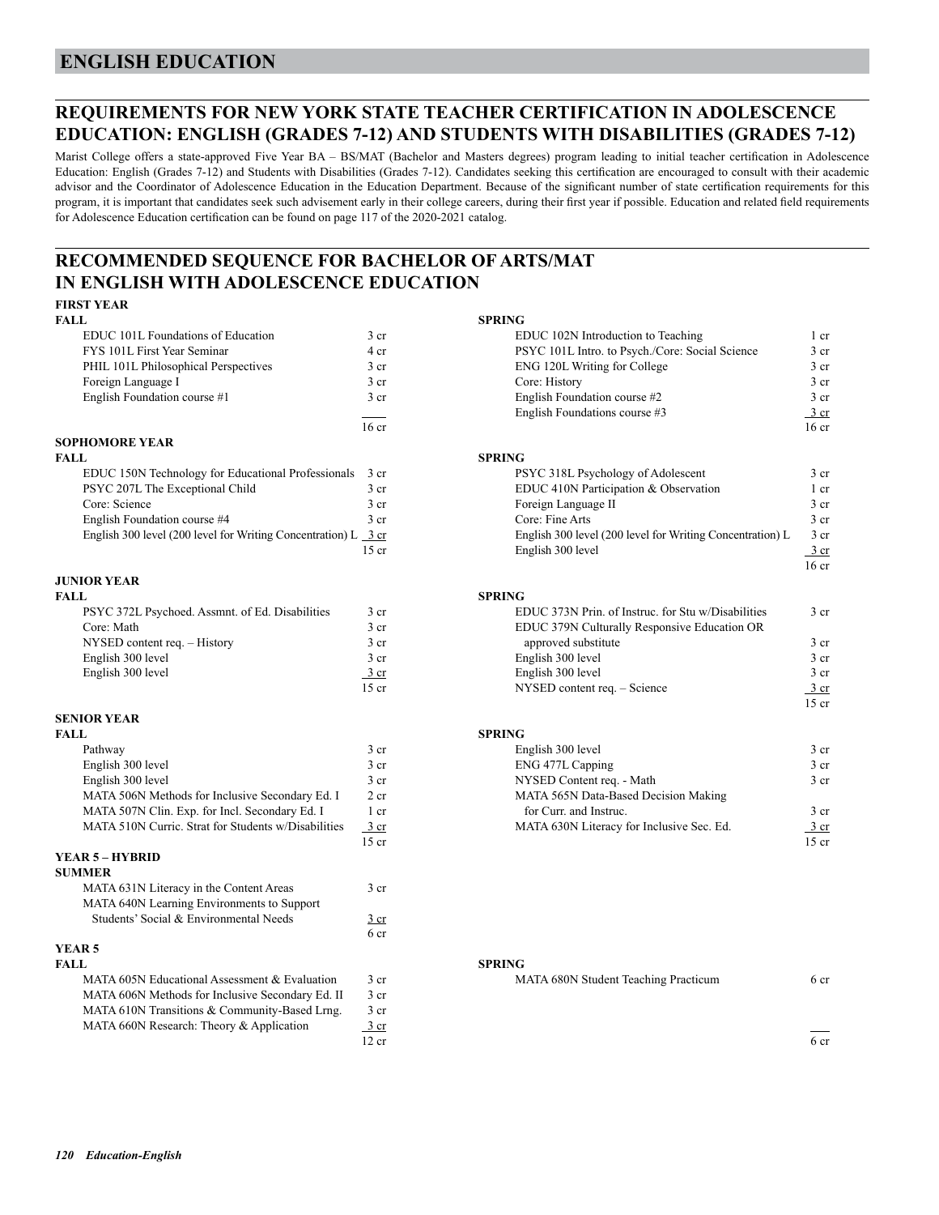# ENGLISH EDUCATION

## REQUIREMENTS FOR NEW YORK STATE TEACHER CERTIFICATION IN ADOLESCENCE EDUCATION: ENGLISH (GRADES 7-12) AND STUDENTS WITH DISABILITIES (GRADES 7-12)

Marist College offers a state-approved Five Year BA – BS/MAT (Bachelor and Masters degrees) program leading to initial teacher certification in Adolescence Education: English (Grades 7-12) and Students with Disabilities (Grades 7-12). Candidates seeking this certification are encouraged to consult with their academic advisor and the Coordinator of Adolescence Education in the Education Department. Because of the significant number of state certification requirements for this program, it is important that candidates seek such advisement early in their college careers, during their first year if possible. Education and related field requirements for Adolescence Education certification can be found on page 117 of the 2020-2021 catalog.

## RECOMMENDED SEQUENCE FOR BACHELOR OF ARTS/MAT IN ENGLISH WITH ADOLESCENCE EDUCATION

### FIRST YEAR

**FALL**

| Course | Credits |
|---|---|
| EDUC 101L Foundations of Education | 3 cr |
| FYS 101L First Year Seminar | 4 cr |
| PHIL 101L Philosophical Perspectives | 3 cr |
| Foreign Language I | 3 cr |
| English Foundation course #1 | 3 cr |
| | 16 cr |

**SPRING**

| Course | Credits |
|---|---|
| EDUC 102N Introduction to Teaching | 1 cr |
| PSYC 101L Intro. to Psych./Core: Social Science | 3 cr |
| ENG 120L Writing for College | 3 cr |
| Core: History | 3 cr |
| English Foundation course #2 | 3 cr |
| English Foundations course #3 | 3 cr |
| | 16 cr |

### SOPHOMORE YEAR

**FALL**

| Course | Credits |
|---|---|
| EDUC 150N Technology for Educational Professionals | 3 cr |
| PSYC 207L The Exceptional Child | 3 cr |
| Core: Science | 3 cr |
| English Foundation course #4 | 3 cr |
| English 300 level (200 level for Writing Concentration) L | 3 cr |
| | 15 cr |

**SPRING**

| Course | Credits |
|---|---|
| PSYC 318L Psychology of Adolescent | 3 cr |
| EDUC 410N Participation & Observation | 1 cr |
| Foreign Language II | 3 cr |
| Core: Fine Arts | 3 cr |
| English 300 level (200 level for Writing Concentration) L | 3 cr |
| English 300 level | 3 cr |
| | 16 cr |

### JUNIOR YEAR

**FALL**

| Course | Credits |
|---|---|
| PSYC 372L Psychoed. Assmnt. of Ed. Disabilities | 3 cr |
| Core: Math | 3 cr |
| NYSED content req. – History | 3 cr |
| English 300 level | 3 cr |
| English 300 level | 3 cr |
| | 15 cr |

**SPRING**

| Course | Credits |
|---|---|
| EDUC 373N Prin. of Instruc. for Stu w/Disabilities | 3 cr |
| EDUC 379N Culturally Responsive Education OR approved substitute | 3 cr |
| English 300 level | 3 cr |
| English 300 level | 3 cr |
| NYSED content req. – Science | 3 cr |
| | 15 cr |

### SENIOR YEAR

**FALL**

| Course | Credits |
|---|---|
| Pathway | 3 cr |
| English 300 level | 3 cr |
| English 300 level | 3 cr |
| MATA 506N Methods for Inclusive Secondary Ed. I | 2 cr |
| MATA 507N Clin. Exp. for Incl. Secondary Ed. I | 1 cr |
| MATA 510N Curric. Strat for Students w/Disabilities | 3 cr |
| | 15 cr |

**SPRING**

| Course | Credits |
|---|---|
| English 300 level | 3 cr |
| ENG 477L Capping | 3 cr |
| NYSED Content req. - Math | 3 cr |
| MATA 565N Data-Based Decision Making for Curr. and Instruc. | 3 cr |
| MATA 630N Literacy for Inclusive Sec. Ed. | 3 cr |
| | 15 cr |

### YEAR 5 – HYBRID

**SUMMER**

| Course | Credits |
|---|---|
| MATA 631N Literacy in the Content Areas | 3 cr |
| MATA 640N Learning Environments to Support Students' Social & Environmental Needs | 3 cr |
| | 6 cr |

### YEAR 5

**FALL**

| Course | Credits |
|---|---|
| MATA 605N Educational Assessment & Evaluation | 3 cr |
| MATA 606N Methods for Inclusive Secondary Ed. II | 3 cr |
| MATA 610N Transitions & Community-Based Lrng. | 3 cr |
| MATA 660N Research: Theory & Application | 3 cr |
| | 12 cr |

**SPRING**

| Course | Credits |
|---|---|
| MATA 680N Student Teaching Practicum | 6 cr |
| | 6 cr |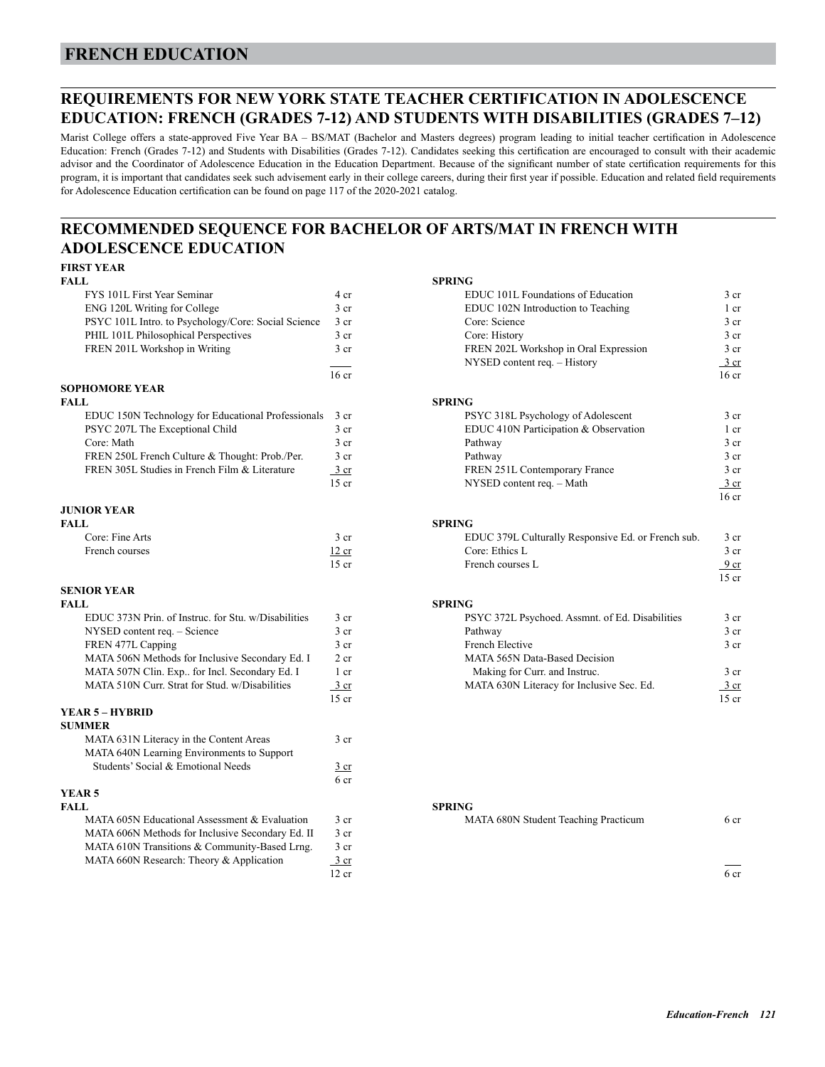# FRENCH EDUCATION

## REQUIREMENTS FOR NEW YORK STATE TEACHER CERTIFICATION IN ADOLESCENCE EDUCATION: FRENCH (GRADES 7-12) AND STUDENTS WITH DISABILITIES (GRADES 7–12)

Marist College offers a state-approved Five Year BA – BS/MAT (Bachelor and Masters degrees) program leading to initial teacher certification in Adolescence Education: French (Grades 7-12) and Students with Disabilities (Grades 7-12). Candidates seeking this certification are encouraged to consult with their academic advisor and the Coordinator of Adolescence Education in the Education Department. Because of the significant number of state certification requirements for this program, it is important that candidates seek such advisement early in their college careers, during their first year if possible. Education and related field requirements for Adolescence Education certification can be found on page 117 of the 2020-2021 catalog.

## RECOMMENDED SEQUENCE FOR BACHELOR OF ARTS/MAT IN FRENCH WITH ADOLESCENCE EDUCATION

### FIRST YEAR

**FALL**

| Course | Credits |
|---|---|
| FYS 101L First Year Seminar | 4 cr |
| ENG 120L Writing for College | 3 cr |
| PSYC 101L Intro. to Psychology/Core: Social Science | 3 cr |
| PHIL 101L Philosophical Perspectives | 3 cr |
| FREN 201L Workshop in Writing | 3 cr |
| | 16 cr |

**SPRING**

| Course | Credits |
|---|---|
| EDUC 101L Foundations of Education | 3 cr |
| EDUC 102N Introduction to Teaching | 1 cr |
| Core: Science | 3 cr |
| Core: History | 3 cr |
| FREN 202L Workshop in Oral Expression | 3 cr |
| NYSED content req. – History | 3 cr |
| | 16 cr |

### SOPHOMORE YEAR

**FALL**

| Course | Credits |
|---|---|
| EDUC 150N Technology for Educational Professionals | 3 cr |
| PSYC 207L The Exceptional Child | 3 cr |
| Core: Math | 3 cr |
| FREN 250L French Culture & Thought: Prob./Per. | 3 cr |
| FREN 305L Studies in French Film & Literature | 3 cr |
| | 15 cr |

**SPRING**

| Course | Credits |
|---|---|
| PSYC 318L Psychology of Adolescent | 3 cr |
| EDUC 410N Participation & Observation | 1 cr |
| Pathway | 3 cr |
| Pathway | 3 cr |
| FREN 251L Contemporary France | 3 cr |
| NYSED content req. – Math | 3 cr |
| | 16 cr |

### JUNIOR YEAR

**FALL**

| Course | Credits |
|---|---|
| Core: Fine Arts | 3 cr |
| French courses | 12 cr |
| | 15 cr |

**SPRING**

| Course | Credits |
|---|---|
| EDUC 379L Culturally Responsive Ed. or French sub. | 3 cr |
| Core: Ethics L | 3 cr |
| French courses L | 9 cr |
| | 15 cr |

### SENIOR YEAR

**FALL**

| Course | Credits |
|---|---|
| EDUC 373N Prin. of Instruc. for Stu. w/Disabilities | 3 cr |
| NYSED content req. – Science | 3 cr |
| FREN 477L Capping | 3 cr |
| MATA 506N Methods for Inclusive Secondary Ed. I | 2 cr |
| MATA 507N Clin. Exp.. for Incl. Secondary Ed. I | 1 cr |
| MATA 510N Curr. Strat for Stud. w/Disabilities | 3 cr |
| | 15 cr |

**SPRING**

| Course | Credits |
|---|---|
| PSYC 372L Psychoed. Assmnt. of Ed. Disabilities | 3 cr |
| Pathway | 3 cr |
| French Elective | 3 cr |
| MATA 565N Data-Based Decision Making for Curr. and Instruc. | 3 cr |
| MATA 630N Literacy for Inclusive Sec. Ed. | 3 cr |
| | 15 cr |

### YEAR 5 – HYBRID

**SUMMER**

| Course | Credits |
|---|---|
| MATA 631N Literacy in the Content Areas | 3 cr |
| MATA 640N Learning Environments to Support Students' Social & Emotional Needs | 3 cr |
| | 6 cr |

### YEAR 5

**FALL**

| Course | Credits |
|---|---|
| MATA 605N Educational Assessment & Evaluation | 3 cr |
| MATA 606N Methods for Inclusive Secondary Ed. II | 3 cr |
| MATA 610N Transitions & Community-Based Lrng. | 3 cr |
| MATA 660N Research: Theory & Application | 3 cr |
| | 12 cr |

**SPRING**

| Course | Credits |
|---|---|
| MATA 680N Student Teaching Practicum | 6 cr |
| | 6 cr |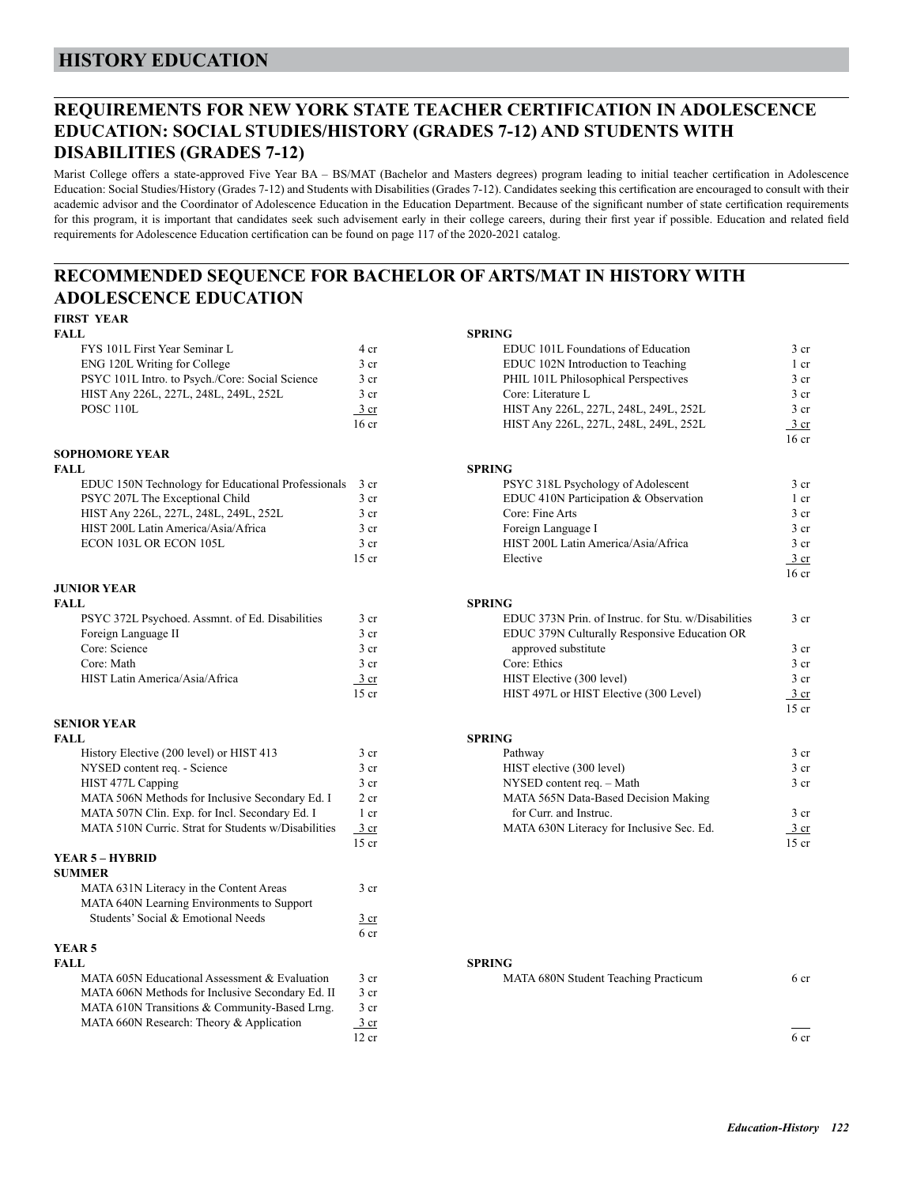# HISTORY EDUCATION

## REQUIREMENTS FOR NEW YORK STATE TEACHER CERTIFICATION IN ADOLESCENCE EDUCATION: SOCIAL STUDIES/HISTORY (GRADES 7-12) AND STUDENTS WITH DISABILITIES (GRADES 7-12)

Marist College offers a state-approved Five Year BA – BS/MAT (Bachelor and Masters degrees) program leading to initial teacher certification in Adolescence Education: Social Studies/History (Grades 7-12) and Students with Disabilities (Grades 7-12). Candidates seeking this certification are encouraged to consult with their academic advisor and the Coordinator of Adolescence Education in the Education Department. Because of the significant number of state certification requirements for this program, it is important that candidates seek such advisement early in their college careers, during their first year if possible. Education and related field requirements for Adolescence Education certification can be found on page 117 of the 2020-2021 catalog.

## RECOMMENDED SEQUENCE FOR BACHELOR OF ARTS/MAT IN HISTORY WITH ADOLESCENCE EDUCATION

### FIRST YEAR

| FALL | | SPRING | |
|---|---|---|---|
| FYS 101L First Year Seminar L | 4 cr | EDUC 101L Foundations of Education | 3 cr |
| ENG 120L Writing for College | 3 cr | EDUC 102N Introduction to Teaching | 1 cr |
| PSYC 101L Intro. to Psych./Core: Social Science | 3 cr | PHIL 101L Philosophical Perspectives | 3 cr |
| HIST Any 226L, 227L, 248L, 249L, 252L | 3 cr | Core: Literature L | 3 cr |
| POSC 110L | 3 cr | HIST Any 226L, 227L, 248L, 249L, 252L | 3 cr |
| | | HIST Any 226L, 227L, 248L, 249L, 252L | 3 cr |
| | 16 cr | | 16 cr |

### SOPHOMORE YEAR

| FALL | | SPRING | |
|---|---|---|---|
| EDUC 150N Technology for Educational Professionals | 3 cr | PSYC 318L Psychology of Adolescent | 3 cr |
| PSYC 207L The Exceptional Child | 3 cr | EDUC 410N Participation & Observation | 1 cr |
| HIST Any 226L, 227L, 248L, 249L, 252L | 3 cr | Core: Fine Arts | 3 cr |
| HIST 200L Latin America/Asia/Africa | 3 cr | Foreign Language I | 3 cr |
| ECON 103L OR ECON 105L | 3 cr | HIST 200L Latin America/Asia/Africa | 3 cr |
| | | Elective | 3 cr |
| | 15 cr | | 16 cr |

### JUNIOR YEAR

| FALL | | SPRING | |
|---|---|---|---|
| PSYC 372L Psychoed. Assmnt. of Ed. Disabilities | 3 cr | EDUC 373N Prin. of Instruc. for Stu. w/Disabilities | 3 cr |
| Foreign Language II | 3 cr | EDUC 379N Culturally Responsive Education OR approved substitute | 3 cr |
| Core: Science | 3 cr | Core: Ethics | 3 cr |
| Core: Math | 3 cr | HIST Elective (300 level) | 3 cr |
| HIST Latin America/Asia/Africa | 3 cr | HIST 497L or HIST Elective (300 Level) | 3 cr |
| | 15 cr | | 15 cr |

### SENIOR YEAR

| FALL | | SPRING | |
|---|---|---|---|
| History Elective (200 level) or HIST 413 | 3 cr | Pathway | 3 cr |
| NYSED content req. - Science | 3 cr | HIST elective (300 level) | 3 cr |
| HIST 477L Capping | 3 cr | NYSED content req. – Math | 3 cr |
| MATA 506N Methods for Inclusive Secondary Ed. I | 2 cr | MATA 565N Data-Based Decision Making for Curr. and Instruc. | 3 cr |
| MATA 507N Clin. Exp. for Incl. Secondary Ed. I | 1 cr | MATA 630N Literacy for Inclusive Sec. Ed. | 3 cr |
| MATA 510N Curric. Strat for Students w/Disabilities | 3 cr | | |
| | 15 cr | | 15 cr |

### YEAR 5 – HYBRID

**SUMMER**

| | |
|---|---|
| MATA 631N Literacy in the Content Areas | 3 cr |
| MATA 640N Learning Environments to Support Students' Social & Emotional Needs | 3 cr |
| | 6 cr |

### YEAR 5

| FALL | | SPRING | |
|---|---|---|---|
| MATA 605N Educational Assessment & Evaluation | 3 cr | MATA 680N Student Teaching Practicum | 6 cr |
| MATA 606N Methods for Inclusive Secondary Ed. II | 3 cr | | |
| MATA 610N Transitions & Community-Based Lrng. | 3 cr | | |
| MATA 660N Research: Theory & Application | 3 cr | | |
| | 12 cr | | 6 cr |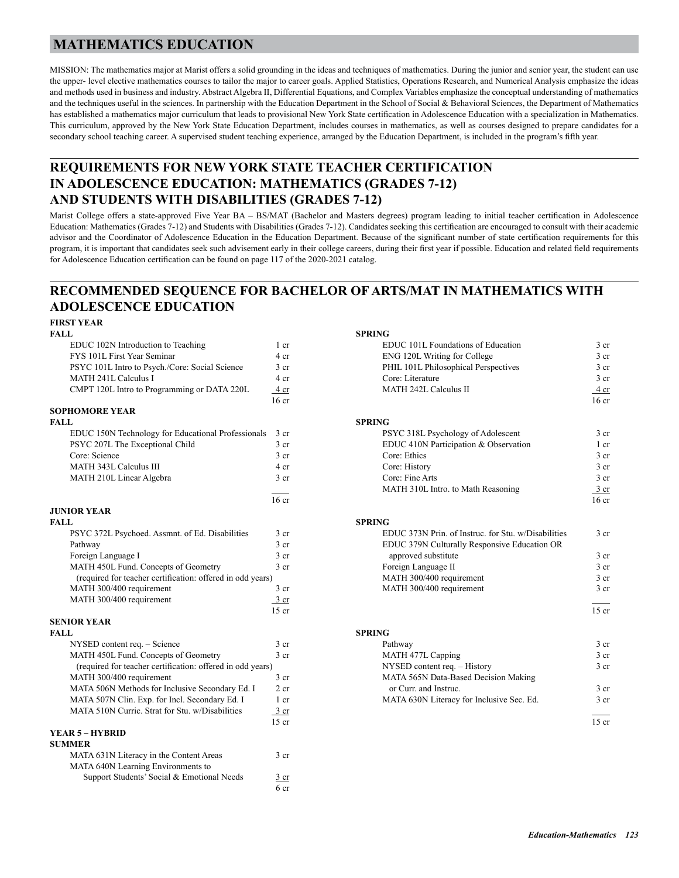# MATHEMATICS EDUCATION

MISSION: The mathematics major at Marist offers a solid grounding in the ideas and techniques of mathematics. During the junior and senior year, the student can use the upper- level elective mathematics courses to tailor the major to career goals. Applied Statistics, Operations Research, and Numerical Analysis emphasize the ideas and methods used in business and industry. Abstract Algebra II, Differential Equations, and Complex Variables emphasize the conceptual understanding of mathematics and the techniques useful in the sciences. In partnership with the Education Department in the School of Social & Behavioral Sciences, the Department of Mathematics has established a mathematics major curriculum that leads to provisional New York State certification in Adolescence Education with a specialization in Mathematics. This curriculum, approved by the New York State Education Department, includes courses in mathematics, as well as courses designed to prepare candidates for a secondary school teaching career. A supervised student teaching experience, arranged by the Education Department, is included in the program's fifth year.

## REQUIREMENTS FOR NEW YORK STATE TEACHER CERTIFICATION IN ADOLESCENCE EDUCATION: MATHEMATICS (GRADES 7-12) AND STUDENTS WITH DISABILITIES (GRADES 7-12)

Marist College offers a state-approved Five Year BA – BS/MAT (Bachelor and Masters degrees) program leading to initial teacher certification in Adolescence Education: Mathematics (Grades 7-12) and Students with Disabilities (Grades 7-12). Candidates seeking this certification are encouraged to consult with their academic advisor and the Coordinator of Adolescence Education in the Education Department. Because of the significant number of state certification requirements for this program, it is important that candidates seek such advisement early in their college careers, during their first year if possible. Education and related field requirements for Adolescence Education certification can be found on page 117 of the 2020-2021 catalog.

## RECOMMENDED SEQUENCE FOR BACHELOR OF ARTS/MAT IN MATHEMATICS WITH ADOLESCENCE EDUCATION

### FIRST YEAR

**FALL**

| Course | Credits |
|---|---|
| EDUC 102N Introduction to Teaching | 1 cr |
| FYS 101L First Year Seminar | 4 cr |
| PSYC 101L Intro to Psych./Core: Social Science | 3 cr |
| MATH 241L Calculus I | 4 cr |
| CMPT 120L Intro to Programming or DATA 220L | 4 cr |
| | 16 cr |

**SPRING**

| Course | Credits |
|---|---|
| EDUC 101L Foundations of Education | 3 cr |
| ENG 120L Writing for College | 3 cr |
| PHIL 101L Philosophical Perspectives | 3 cr |
| Core: Literature | 3 cr |
| MATH 242L Calculus II | 4 cr |
| | 16 cr |

### SOPHOMORE YEAR

**FALL**

| Course | Credits |
|---|---|
| EDUC 150N Technology for Educational Professionals | 3 cr |
| PSYC 207L The Exceptional Child | 3 cr |
| Core: Science | 3 cr |
| MATH 343L Calculus III | 4 cr |
| MATH 210L Linear Algebra | 3 cr |
| | 16 cr |

**SPRING**

| Course | Credits |
|---|---|
| PSYC 318L Psychology of Adolescent | 3 cr |
| EDUC 410N Participation & Observation | 1 cr |
| Core: Ethics | 3 cr |
| Core: History | 3 cr |
| Core: Fine Arts | 3 cr |
| MATH 310L Intro. to Math Reasoning | 3 cr |
| | 16 cr |

### JUNIOR YEAR

**FALL**

| Course | Credits |
|---|---|
| PSYC 372L Psychoed. Assmnt. of Ed. Disabilities | 3 cr |
| Pathway | 3 cr |
| Foreign Language I | 3 cr |
| MATH 450L Fund. Concepts of Geometry (required for teacher certification: offered in odd years) | 3 cr |
| MATH 300/400 requirement | 3 cr |
| MATH 300/400 requirement | 3 cr |
| | 15 cr |

**SPRING**

| Course | Credits |
|---|---|
| EDUC 373N Prin. of Instruc. for Stu. w/Disabilities | 3 cr |
| EDUC 379N Culturally Responsive Education OR approved substitute | 3 cr |
| Foreign Language II | 3 cr |
| MATH 300/400 requirement | 3 cr |
| MATH 300/400 requirement | 3 cr |
| | 15 cr |

### SENIOR YEAR

**FALL**

| Course | Credits |
|---|---|
| NYSED content req. – Science | 3 cr |
| MATH 450L Fund. Concepts of Geometry (required for teacher certification: offered in odd years) | 3 cr |
| MATH 300/400 requirement | 3 cr |
| MATA 506N Methods for Inclusive Secondary Ed. I | 2 cr |
| MATA 507N Clin. Exp. for Incl. Secondary Ed. I | 1 cr |
| MATA 510N Curric. Strat for Stu. w/Disabilities | 3 cr |
| | 15 cr |

**SPRING**

| Course | Credits |
|---|---|
| Pathway | 3 cr |
| MATH 477L Capping | 3 cr |
| NYSED content req. – History | 3 cr |
| MATA 565N Data-Based Decision Making or Curr. and Instruc. | 3 cr |
| MATA 630N Literacy for Inclusive Sec. Ed. | 3 cr |
| | 15 cr |

### YEAR 5 – HYBRID

**SUMMER**

| Course | Credits |
|---|---|
| MATA 631N Literacy in the Content Areas | 3 cr |
| MATA 640N Learning Environments to Support Students' Social & Emotional Needs | 3 cr |
| | 6 cr |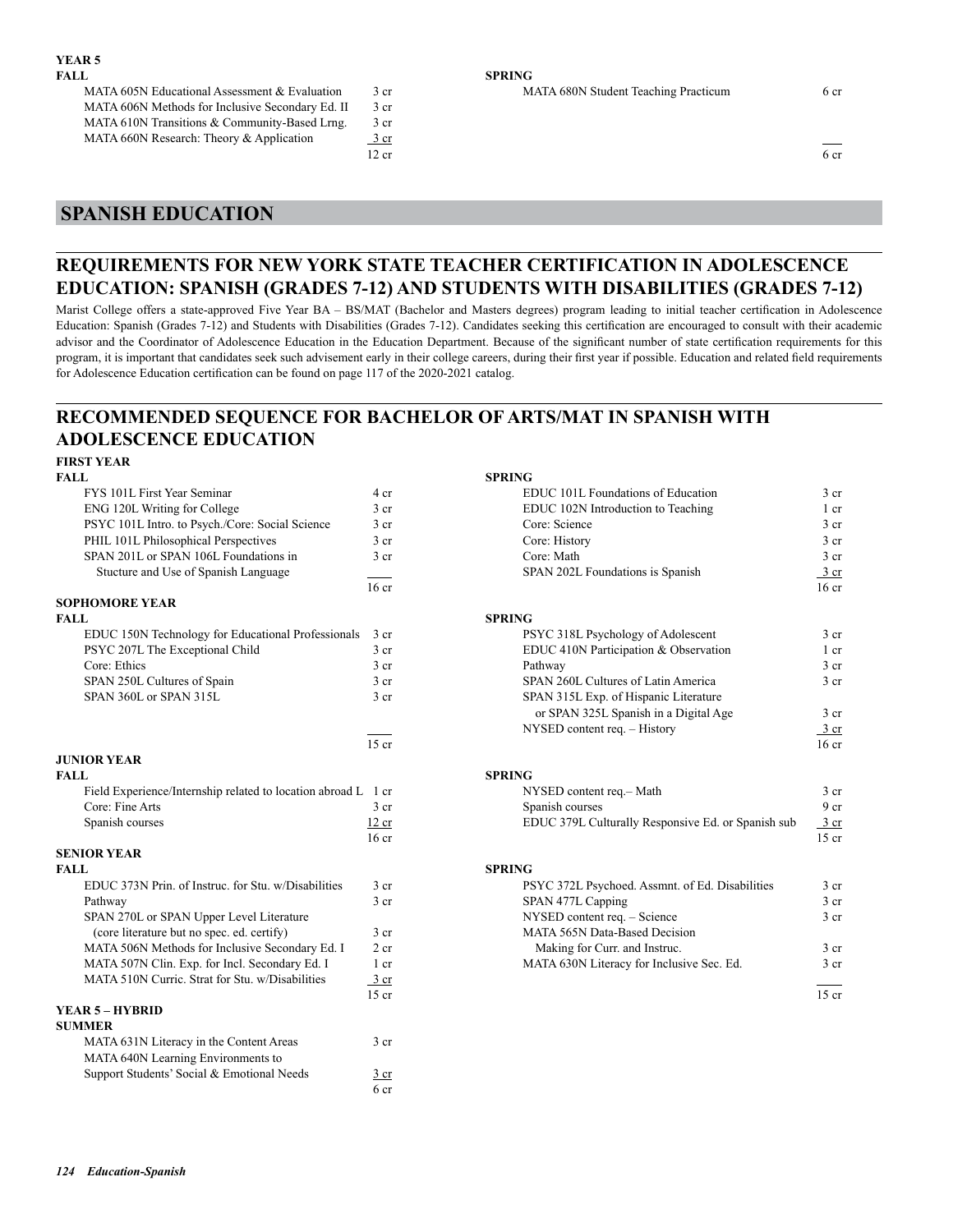**YEAR 5**

| FALL | | SPRING | |
|---|---|---|---|
| MATA 605N Educational Assessment & Evaluation | 3 cr | MATA 680N Student Teaching Practicum | 6 cr |
| MATA 606N Methods for Inclusive Secondary Ed. II | 3 cr | | |
| MATA 610N Transitions & Community-Based Lrng. | 3 cr | | |
| MATA 660N Research: Theory & Application | 3 cr | | |
| | 12 cr | | 6 cr |

# SPANISH EDUCATION

## REQUIREMENTS FOR NEW YORK STATE TEACHER CERTIFICATION IN ADOLESCENCE EDUCATION: SPANISH (GRADES 7-12) AND STUDENTS WITH DISABILITIES (GRADES 7-12)

Marist College offers a state-approved Five Year BA – BS/MAT (Bachelor and Masters degrees) program leading to initial teacher certification in Adolescence Education: Spanish (Grades 7-12) and Students with Disabilities (Grades 7-12). Candidates seeking this certification are encouraged to consult with their academic advisor and the Coordinator of Adolescence Education in the Education Department. Because of the significant number of state certification requirements for this program, it is important that candidates seek such advisement early in their college careers, during their first year if possible. Education and related field requirements for Adolescence Education certification can be found on page 117 of the 2020-2021 catalog.

## RECOMMENDED SEQUENCE FOR BACHELOR OF ARTS/MAT IN SPANISH WITH ADOLESCENCE EDUCATION

**FIRST YEAR**

| FALL | | SPRING | |
|---|---|---|---|
| FYS 101L First Year Seminar | 4 cr | EDUC 101L Foundations of Education | 3 cr |
| ENG 120L Writing for College | 3 cr | EDUC 102N Introduction to Teaching | 1 cr |
| PSYC 101L Intro. to Psych./Core: Social Science | 3 cr | Core: Science | 3 cr |
| PHIL 101L Philosophical Perspectives | 3 cr | Core: History | 3 cr |
| SPAN 201L or SPAN 106L Foundations in Stucture and Use of Spanish Language | 3 cr | Core: Math | 3 cr |
| | | SPAN 202L Foundations is Spanish | 3 cr |
| | 16 cr | | 16 cr |

**SOPHOMORE YEAR**

| FALL | | SPRING | |
|---|---|---|---|
| EDUC 150N Technology for Educational Professionals | 3 cr | PSYC 318L Psychology of Adolescent | 3 cr |
| PSYC 207L The Exceptional Child | 3 cr | EDUC 410N Participation & Observation | 1 cr |
| Core: Ethics | 3 cr | Pathway | 3 cr |
| SPAN 250L Cultures of Spain | 3 cr | SPAN 260L Cultures of Latin America | 3 cr |
| SPAN 360L or SPAN 315L | 3 cr | SPAN 315L Exp. of Hispanic Literature or SPAN 325L Spanish in a Digital Age | 3 cr |
| | | NYSED content req. – History | 3 cr |
| | 15 cr | | 16 cr |

**JUNIOR YEAR**

| FALL | | SPRING | |
|---|---|---|---|
| Field Experience/Internship related to location abroad L | 1 cr | NYSED content req.– Math | 3 cr |
| Core: Fine Arts | 3 cr | Spanish courses | 9 cr |
| Spanish courses | 12 cr | EDUC 379L Culturally Responsive Ed. or Spanish sub | 3 cr |
| | 16 cr | | 15 cr |

**SENIOR YEAR**

| FALL | | SPRING | |
|---|---|---|---|
| EDUC 373N Prin. of Instruc. for Stu. w/Disabilities | 3 cr | PSYC 372L Psychoed. Assmnt. of Ed. Disabilities | 3 cr |
| Pathway | 3 cr | SPAN 477L Capping | 3 cr |
| SPAN 270L or SPAN Upper Level Literature (core literature but no spec. ed. certify) | 3 cr | NYSED content req. – Science | 3 cr |
| MATA 506N Methods for Inclusive Secondary Ed. I | 2 cr | MATA 565N Data-Based Decision Making for Curr. and Instruc. | 3 cr |
| MATA 507N Clin. Exp. for Incl. Secondary Ed. I | 1 cr | MATA 630N Literacy for Inclusive Sec. Ed. | 3 cr |
| MATA 510N Curric. Strat for Stu. w/Disabilities | 3 cr | | |
| | 15 cr | | 15 cr |

**YEAR 5 – HYBRID**

| SUMMER | |
|---|---|
| MATA 631N Literacy in the Content Areas | 3 cr |
| MATA 640N Learning Environments to Support Students' Social & Emotional Needs | 3 cr |
| | 6 cr |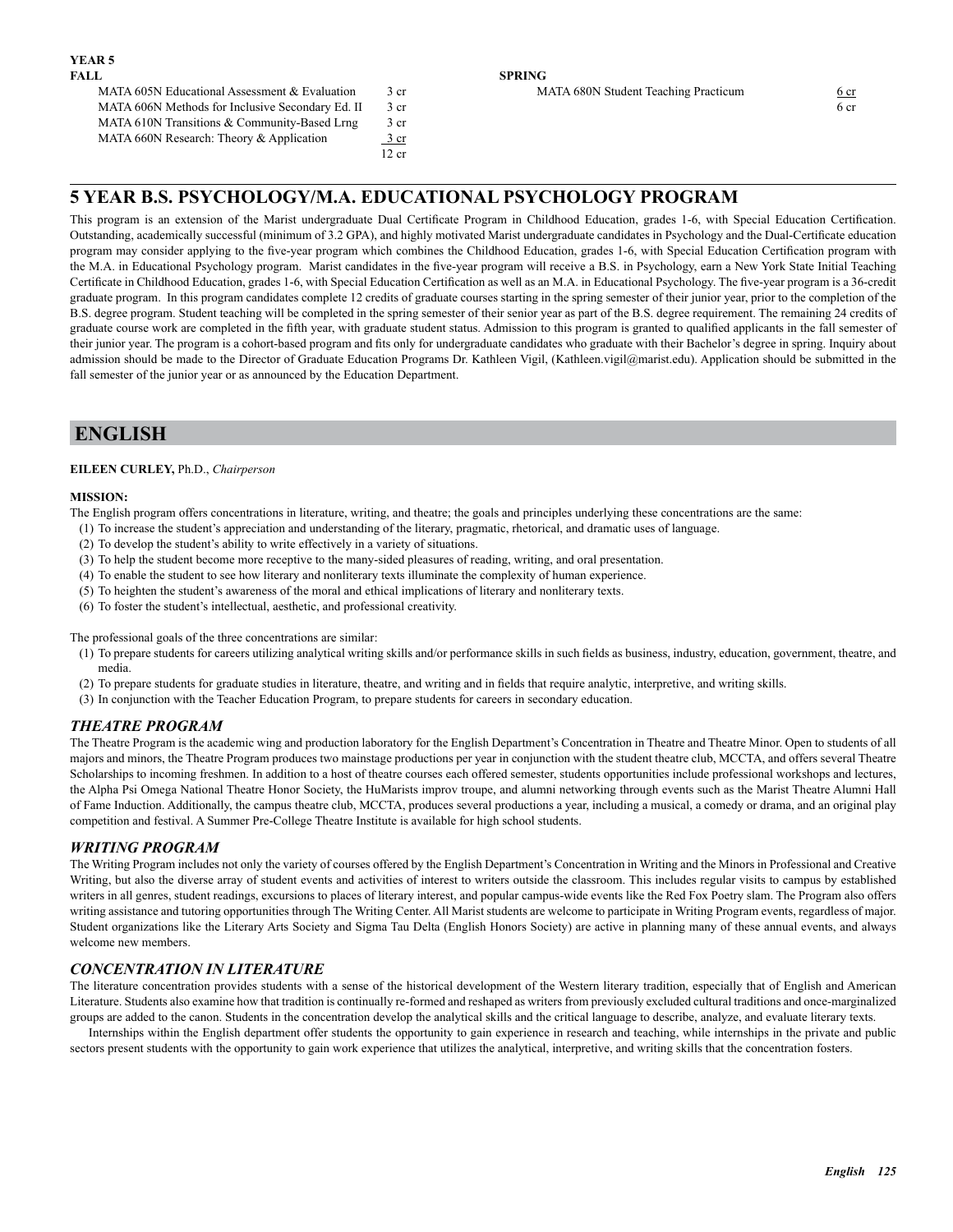**YEAR 5**

| FALL | | SPRING | |
|---|---|---|---|
| MATA 605N Educational Assessment & Evaluation | 3 cr | MATA 680N Student Teaching Practicum | 6 cr |
| MATA 606N Methods for Inclusive Secondary Ed. II | 3 cr | | 6 cr |
| MATA 610N Transitions & Community-Based Lrng | 3 cr | | |
| MATA 660N Research: Theory & Application | 3 cr | | |
| | 12 cr | | |

## 5 YEAR B.S. PSYCHOLOGY/M.A. EDUCATIONAL PSYCHOLOGY PROGRAM

This program is an extension of the Marist undergraduate Dual Certificate Program in Childhood Education, grades 1-6, with Special Education Certification. Outstanding, academically successful (minimum of 3.2 GPA), and highly motivated Marist undergraduate candidates in Psychology and the Dual-Certificate education program may consider applying to the five-year program which combines the Childhood Education, grades 1-6, with Special Education Certification program with the M.A. in Educational Psychology program. Marist candidates in the five-year program will receive a B.S. in Psychology, earn a New York State Initial Teaching Certificate in Childhood Education, grades 1-6, with Special Education Certification as well as an M.A. in Educational Psychology. The five-year program is a 36-credit graduate program. In this program candidates complete 12 credits of graduate courses starting in the spring semester of their junior year, prior to the completion of the B.S. degree program. Student teaching will be completed in the spring semester of their senior year as part of the B.S. degree requirement. The remaining 24 credits of graduate course work are completed in the fifth year, with graduate student status. Admission to this program is granted to qualified applicants in the fall semester of their junior year. The program is a cohort-based program and fits only for undergraduate candidates who graduate with their Bachelor's degree in spring. Inquiry about admission should be made to the Director of Graduate Education Programs Dr. Kathleen Vigil, (Kathleen.vigil@marist.edu). Application should be submitted in the fall semester of the junior year or as announced by the Education Department.

# ENGLISH

**EILEEN CURLEY,** Ph.D., *Chairperson*

**MISSION:**

The English program offers concentrations in literature, writing, and theatre; the goals and principles underlying these concentrations are the same:

(1) To increase the student's appreciation and understanding of the literary, pragmatic, rhetorical, and dramatic uses of language.
(2) To develop the student's ability to write effectively in a variety of situations.
(3) To help the student become more receptive to the many-sided pleasures of reading, writing, and oral presentation.
(4) To enable the student to see how literary and nonliterary texts illuminate the complexity of human experience.
(5) To heighten the student's awareness of the moral and ethical implications of literary and nonliterary texts.
(6) To foster the student's intellectual, aesthetic, and professional creativity.

The professional goals of the three concentrations are similar:

(1) To prepare students for careers utilizing analytical writing skills and/or performance skills in such fields as business, industry, education, government, theatre, and media.
(2) To prepare students for graduate studies in literature, theatre, and writing and in fields that require analytic, interpretive, and writing skills.
(3) In conjunction with the Teacher Education Program, to prepare students for careers in secondary education.

### *THEATRE PROGRAM*

The Theatre Program is the academic wing and production laboratory for the English Department's Concentration in Theatre and Theatre Minor. Open to students of all majors and minors, the Theatre Program produces two mainstage productions per year in conjunction with the student theatre club, MCCTA, and offers several Theatre Scholarships to incoming freshmen. In addition to a host of theatre courses each offered semester, students opportunities include professional workshops and lectures, the Alpha Psi Omega National Theatre Honor Society, the HuMarists improv troupe, and alumni networking through events such as the Marist Theatre Alumni Hall of Fame Induction. Additionally, the campus theatre club, MCCTA, produces several productions a year, including a musical, a comedy or drama, and an original play competition and festival. A Summer Pre-College Theatre Institute is available for high school students.

### *WRITING PROGRAM*

The Writing Program includes not only the variety of courses offered by the English Department's Concentration in Writing and the Minors in Professional and Creative Writing, but also the diverse array of student events and activities of interest to writers outside the classroom. This includes regular visits to campus by established writers in all genres, student readings, excursions to places of literary interest, and popular campus-wide events like the Red Fox Poetry slam. The Program also offers writing assistance and tutoring opportunities through The Writing Center. All Marist students are welcome to participate in Writing Program events, regardless of major. Student organizations like the Literary Arts Society and Sigma Tau Delta (English Honors Society) are active in planning many of these annual events, and always welcome new members.

### *CONCENTRATION IN LITERATURE*

The literature concentration provides students with a sense of the historical development of the Western literary tradition, especially that of English and American Literature. Students also examine how that tradition is continually re-formed and reshaped as writers from previously excluded cultural traditions and once-marginalized groups are added to the canon. Students in the concentration develop the analytical skills and the critical language to describe, analyze, and evaluate literary texts.

Internships within the English department offer students the opportunity to gain experience in research and teaching, while internships in the private and public sectors present students with the opportunity to gain work experience that utilizes the analytical, interpretive, and writing skills that the concentration fosters.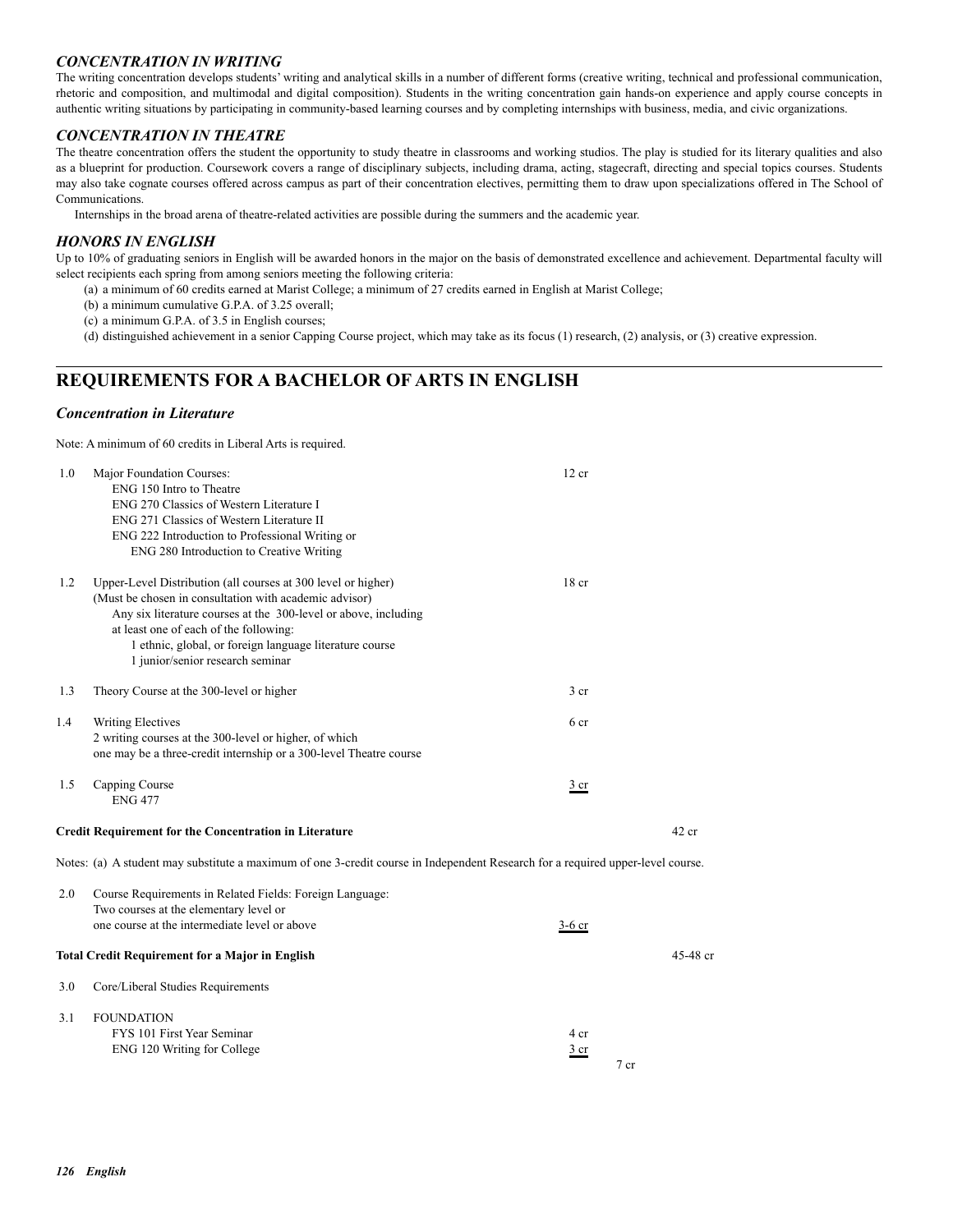### *CONCENTRATION IN WRITING*

The writing concentration develops students' writing and analytical skills in a number of different forms (creative writing, technical and professional communication, rhetoric and composition, and multimodal and digital composition). Students in the writing concentration gain hands-on experience and apply course concepts in authentic writing situations by participating in community-based learning courses and by completing internships with business, media, and civic organizations.

### *CONCENTRATION IN THEATRE*

The theatre concentration offers the student the opportunity to study theatre in classrooms and working studios. The play is studied for its literary qualities and also as a blueprint for production. Coursework covers a range of disciplinary subjects, including drama, acting, stagecraft, directing and special topics courses. Students may also take cognate courses offered across campus as part of their concentration electives, permitting them to draw upon specializations offered in The School of Communications.

Internships in the broad arena of theatre-related activities are possible during the summers and the academic year.

### *HONORS IN ENGLISH*

Up to 10% of graduating seniors in English will be awarded honors in the major on the basis of demonstrated excellence and achievement. Departmental faculty will select recipients each spring from among seniors meeting the following criteria:

(a) a minimum of 60 credits earned at Marist College; a minimum of 27 credits earned in English at Marist College;
(b) a minimum cumulative G.P.A. of 3.25 overall;
(c) a minimum G.P.A. of 3.5 in English courses;
(d) distinguished achievement in a senior Capping Course project, which may take as its focus (1) research, (2) analysis, or (3) creative expression.

## REQUIREMENTS FOR A BACHELOR OF ARTS IN ENGLISH

### *Concentration in Literature*

Note: A minimum of 60 credits in Liberal Arts is required.

| | | | |
|---|---|---|---|
| 1.0 | Major Foundation Courses:<br>ENG 150 Intro to Theatre<br>ENG 270 Classics of Western Literature I<br>ENG 271 Classics of Western Literature II<br>ENG 222 Introduction to Professional Writing or<br>ENG 280 Introduction to Creative Writing | 12 cr | |
| 1.2 | Upper-Level Distribution (all courses at 300 level or higher)<br>(Must be chosen in consultation with academic advisor)<br>Any six literature courses at the 300-level or above, including at least one of each of the following:<br>1 ethnic, global, or foreign language literature course<br>1 junior/senior research seminar | 18 cr | |
| 1.3 | Theory Course at the 300-level or higher | 3 cr | |
| 1.4 | Writing Electives<br>2 writing courses at the 300-level or higher, of which one may be a three-credit internship or a 300-level Theatre course | 6 cr | |
| 1.5 | Capping Course<br>ENG 477 | 3 cr | |
| | **Credit Requirement for the Concentration in Literature** | | 42 cr |

Notes: (a) A student may substitute a maximum of one 3-credit course in Independent Research for a required upper-level course.

| | | | |
|---|---|---|---|
| 2.0 | Course Requirements in Related Fields: Foreign Language:<br>Two courses at the elementary level or<br>one course at the intermediate level or above | 3-6 cr | |
| | **Total Credit Requirement for a Major in English** | | 45-48 cr |
| 3.0 | Core/Liberal Studies Requirements | | |
| 3.1 | FOUNDATION<br>FYS 101 First Year Seminar<br>ENG 120 Writing for College | 4 cr<br>3 cr | 7 cr |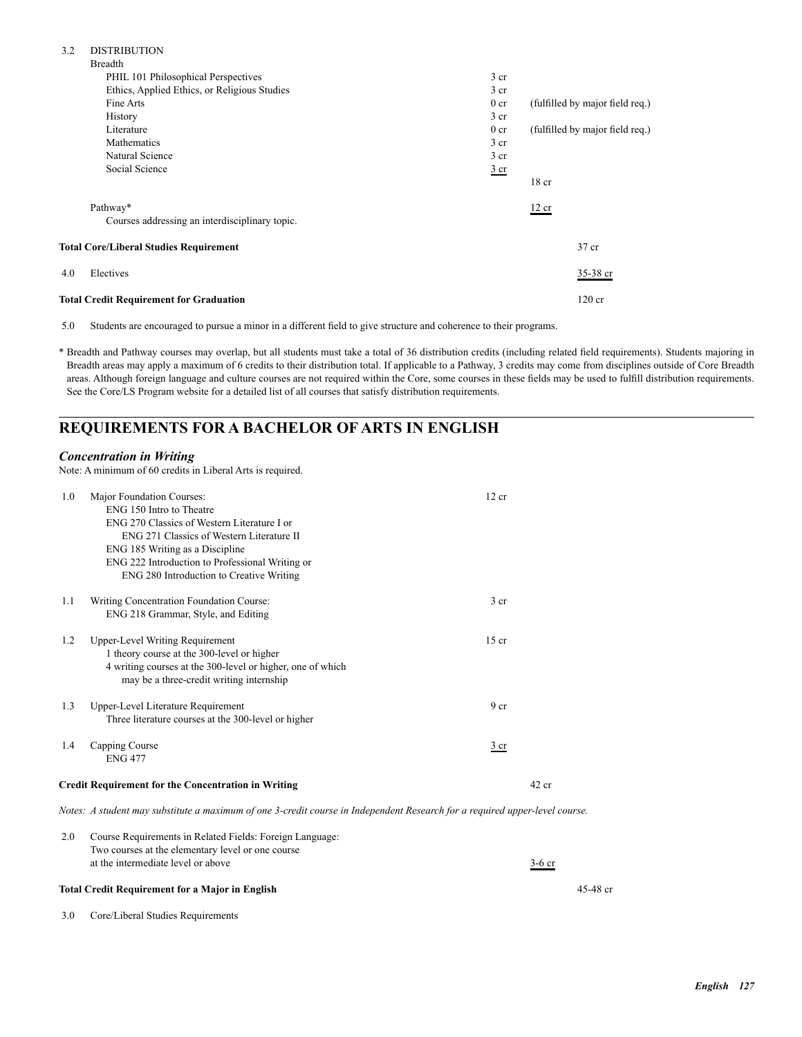| | | | | |
|---|---|---|---|---|
| 3.2 | DISTRIBUTION | | | |
| | Breadth | | | |
| | PHIL 101 Philosophical Perspectives | 3 cr | | |
| | Ethics, Applied Ethics, or Religious Studies | 3 cr | | |
| | Fine Arts | 0 cr | (fulfilled by major field req.) | |
| | History | 3 cr | | |
| | Literature | 0 cr | (fulfilled by major field req.) | |
| | Mathematics | 3 cr | | |
| | Natural Science | 3 cr | | |
| | Social Science | 3 cr | | |
| | | | 18 cr | |
| | Pathway* | | 12 cr | |
| | Courses addressing an interdisciplinary topic. | | | |
| | **Total Core/Liberal Studies Requirement** | | | 37 cr |
| 4.0 | Electives | | | 35-38 cr |
| | **Total Credit Requirement for Graduation** | | | 120 cr |

5.0 Students are encouraged to pursue a minor in a different field to give structure and coherence to their programs.

\* Breadth and Pathway courses may overlap, but all students must take a total of 36 distribution credits (including related field requirements). Students majoring in Breadth areas may apply a maximum of 6 credits to their distribution total. If applicable to a Pathway, 3 credits may come from disciplines outside of Core Breadth areas. Although foreign language and culture courses are not required within the Core, some courses in these fields may be used to fulfill distribution requirements. See the Core/LS Program website for a detailed list of all courses that satisfy distribution requirements.

## REQUIREMENTS FOR A BACHELOR OF ARTS IN ENGLISH

### *Concentration in Writing*

Note: A minimum of 60 credits in Liberal Arts is required.

| | | | | |
|---|---|---|---|---|
| 1.0 | Major Foundation Courses: | 12 cr | | |
| | ENG 150 Intro to Theatre | | | |
| | ENG 270 Classics of Western Literature I or | | | |
| | ENG 271 Classics of Western Literature II | | | |
| | ENG 185 Writing as a Discipline | | | |
| | ENG 222 Introduction to Professional Writing or | | | |
| | ENG 280 Introduction to Creative Writing | | | |
| 1.1 | Writing Concentration Foundation Course: | 3 cr | | |
| | ENG 218 Grammar, Style, and Editing | | | |
| 1.2 | Upper-Level Writing Requirement | 15 cr | | |
| | 1 theory course at the 300-level or higher | | | |
| | 4 writing courses at the 300-level or higher, one of which may be a three-credit writing internship | | | |
| 1.3 | Upper-Level Literature Requirement | 9 cr | | |
| | Three literature courses at the 300-level or higher | | | |
| 1.4 | Capping Course | 3 cr | | |
| | ENG 477 | | | |
| | **Credit Requirement for the Concentration in Writing** | | 42 cr | |

*Notes: A student may substitute a maximum of one 3-credit course in Independent Research for a required upper-level course.*

| | | | | |
|---|---|---|---|---|
| 2.0 | Course Requirements in Related Fields: Foreign Language: Two courses at the elementary level or one course at the intermediate level or above | | 3-6 cr | |
| | **Total Credit Requirement for a Major in English** | | | 45-48 cr |
| 3.0 | Core/Liberal Studies Requirements | | | |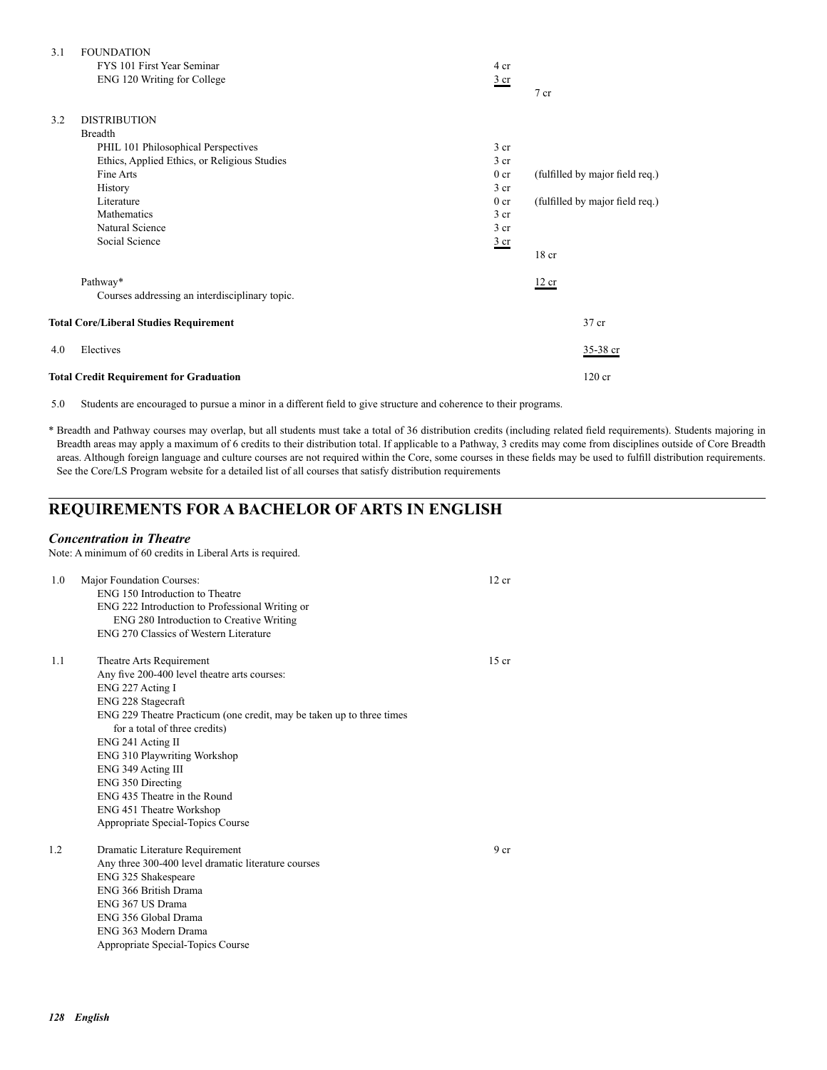3.1 FOUNDATION

| | | |
|---|---|---|
| FYS 101 First Year Seminar | 4 cr | |
| ENG 120 Writing for College | 3 cr | |
| | | 7 cr |

3.2 DISTRIBUTION

Breadth

| | | |
|---|---|---|
| PHIL 101 Philosophical Perspectives | 3 cr | |
| Ethics, Applied Ethics, or Religious Studies | 3 cr | |
| Fine Arts | 0 cr | (fulfilled by major field req.) |
| History | 3 cr | |
| Literature | 0 cr | (fulfilled by major field req.) |
| Mathematics | 3 cr | |
| Natural Science | 3 cr | |
| Social Science | 3 cr | |
| | | 18 cr |

Pathway* — 12 cr

Courses addressing an interdisciplinary topic.

**Total Core/Liberal Studies Requirement** — 37 cr

4.0 Electives — 35-38 cr

**Total Credit Requirement for Graduation** — 120 cr

5.0 Students are encouraged to pursue a minor in a different field to give structure and coherence to their programs.

\* Breadth and Pathway courses may overlap, but all students must take a total of 36 distribution credits (including related field requirements). Students majoring in Breadth areas may apply a maximum of 6 credits to their distribution total. If applicable to a Pathway, 3 credits may come from disciplines outside of Core Breadth areas. Although foreign language and culture courses are not required within the Core, some courses in these fields may be used to fulfill distribution requirements. See the Core/LS Program website for a detailed list of all courses that satisfy distribution requirements

## REQUIREMENTS FOR A BACHELOR OF ARTS IN ENGLISH

### *Concentration in Theatre*

Note: A minimum of 60 credits in Liberal Arts is required.

1.0 Major Foundation Courses: — 12 cr
- ENG 150 Introduction to Theatre
- ENG 222 Introduction to Professional Writing or
  ENG 280 Introduction to Creative Writing
- ENG 270 Classics of Western Literature

1.1 Theatre Arts Requirement — 15 cr

Any five 200-400 level theatre arts courses:
- ENG 227 Acting I
- ENG 228 Stagecraft
- ENG 229 Theatre Practicum (one credit, may be taken up to three times for a total of three credits)
- ENG 241 Acting II
- ENG 310 Playwriting Workshop
- ENG 349 Acting III
- ENG 350 Directing
- ENG 435 Theatre in the Round
- ENG 451 Theatre Workshop
- Appropriate Special-Topics Course

1.2 Dramatic Literature Requirement — 9 cr

Any three 300-400 level dramatic literature courses
- ENG 325 Shakespeare
- ENG 366 British Drama
- ENG 367 US Drama
- ENG 356 Global Drama
- ENG 363 Modern Drama
- Appropriate Special-Topics Course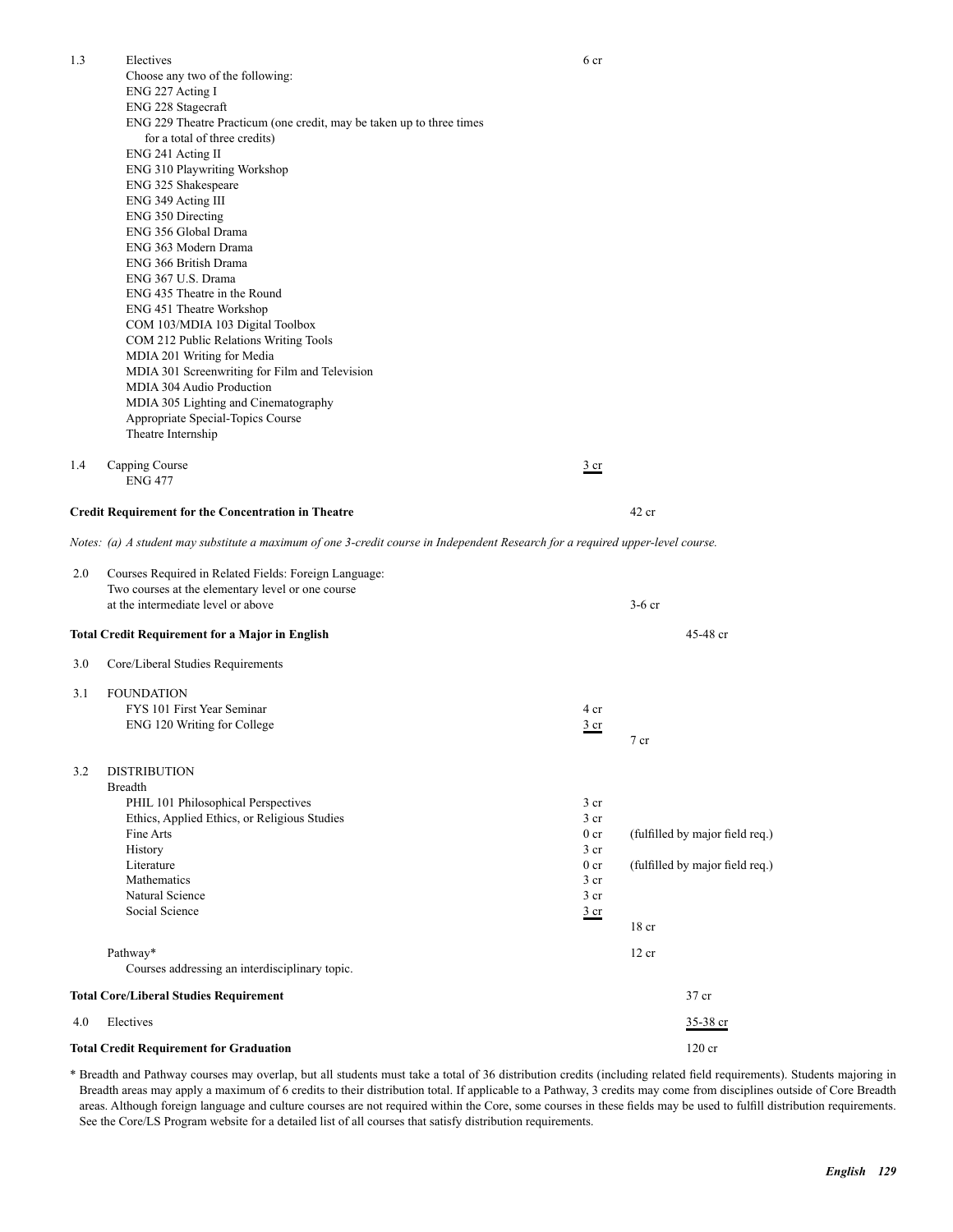1.3 Electives — 6 cr

Choose any two of the following:

- ENG 227 Acting I
- ENG 228 Stagecraft
- ENG 229 Theatre Practicum (one credit, may be taken up to three times for a total of three credits)
- ENG 241 Acting II
- ENG 310 Playwriting Workshop
- ENG 325 Shakespeare
- ENG 349 Acting III
- ENG 350 Directing
- ENG 356 Global Drama
- ENG 363 Modern Drama
- ENG 366 British Drama
- ENG 367 U.S. Drama
- ENG 435 Theatre in the Round
- ENG 451 Theatre Workshop
- COM 103/MDIA 103 Digital Toolbox
- COM 212 Public Relations Writing Tools
- MDIA 201 Writing for Media
- MDIA 301 Screenwriting for Film and Television
- MDIA 304 Audio Production
- MDIA 305 Lighting and Cinematography
- Appropriate Special-Topics Course
- Theatre Internship

1.4 Capping Course — 3 cr

ENG 477

**Credit Requirement for the Concentration in Theatre** — 42 cr

*Notes: (a) A student may substitute a maximum of one 3-credit course in Independent Research for a required upper-level course.*

2.0 Courses Required in Related Fields: Foreign Language: Two courses at the elementary level or one course at the intermediate level or above — 3-6 cr

**Total Credit Requirement for a Major in English** — 45-48 cr

3.0 Core/Liberal Studies Requirements

3.1 FOUNDATION

| | | |
|---|---|---|
| FYS 101 First Year Seminar | 4 cr | |
| ENG 120 Writing for College | 3 cr | |
| | | 7 cr |

3.2 DISTRIBUTION

Breadth

| | | |
|---|---|---|
| PHIL 101 Philosophical Perspectives | 3 cr | |
| Ethics, Applied Ethics, or Religious Studies | 3 cr | |
| Fine Arts | 0 cr | (fulfilled by major field req.) |
| History | 3 cr | |
| Literature | 0 cr | (fulfilled by major field req.) |
| Mathematics | 3 cr | |
| Natural Science | 3 cr | |
| Social Science | 3 cr | |
| | | 18 cr |

Pathway* — 12 cr

Courses addressing an interdisciplinary topic.

**Total Core/Liberal Studies Requirement** — 37 cr

4.0 Electives — 35-38 cr

**Total Credit Requirement for Graduation** — 120 cr

\* Breadth and Pathway courses may overlap, but all students must take a total of 36 distribution credits (including related field requirements). Students majoring in Breadth areas may apply a maximum of 6 credits to their distribution total. If applicable to a Pathway, 3 credits may come from disciplines outside of Core Breadth areas. Although foreign language and culture courses are not required within the Core, some courses in these fields may be used to fulfill distribution requirements. See the Core/LS Program website for a detailed list of all courses that satisfy distribution requirements.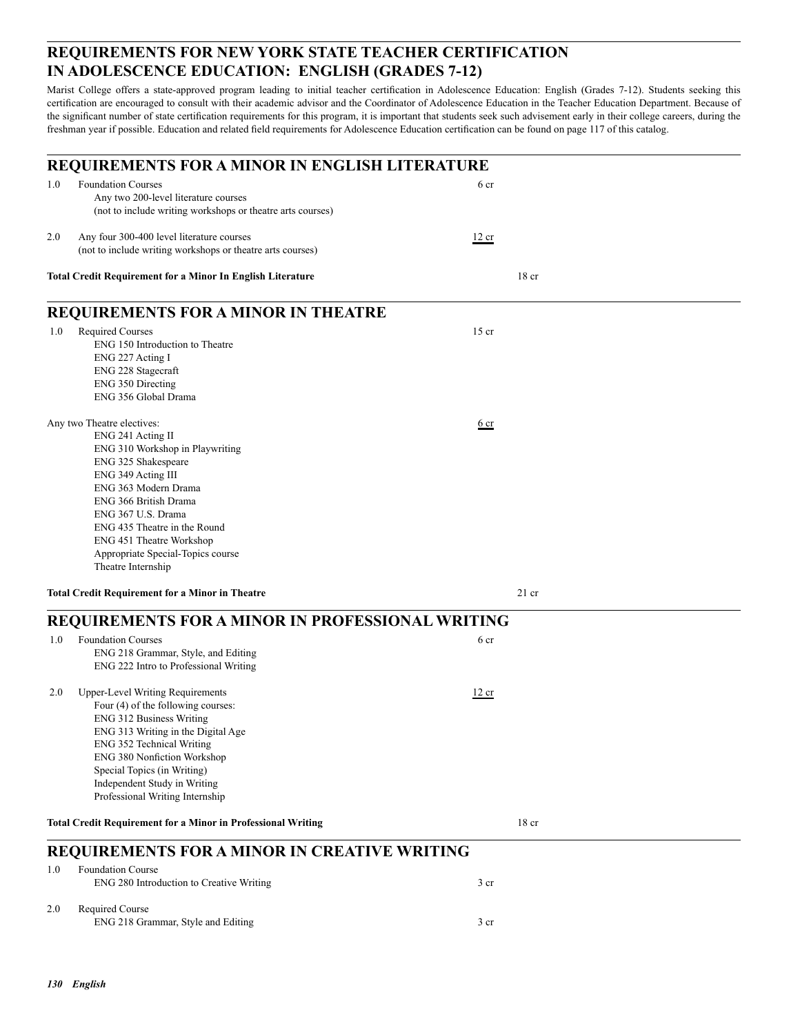## REQUIREMENTS FOR NEW YORK STATE TEACHER CERTIFICATION IN ADOLESCENCE EDUCATION: ENGLISH (GRADES 7-12)

Marist College offers a state-approved program leading to initial teacher certification in Adolescence Education: English (Grades 7-12). Students seeking this certification are encouraged to consult with their academic advisor and the Coordinator of Adolescence Education in the Teacher Education Department. Because of the significant number of state certification requirements for this program, it is important that students seek such advisement early in their college careers, during the freshman year if possible. Education and related field requirements for Adolescence Education certification can be found on page 117 of this catalog.

## REQUIREMENTS FOR A MINOR IN ENGLISH LITERATURE

1.0 Foundation Courses — 6 cr
- Any two 200-level literature courses
- (not to include writing workshops or theatre arts courses)

2.0 Any four 300-400 level literature courses — 12 cr
- (not to include writing workshops or theatre arts courses)

**Total Credit Requirement for a Minor In English Literature — 18 cr**

## REQUIREMENTS FOR A MINOR IN THEATRE

1.0 Required Courses — 15 cr
- ENG 150 Introduction to Theatre
- ENG 227 Acting I
- ENG 228 Stagecraft
- ENG 350 Directing
- ENG 356 Global Drama

Any two Theatre electives: — 6 cr
- ENG 241 Acting II
- ENG 310 Workshop in Playwriting
- ENG 325 Shakespeare
- ENG 349 Acting III
- ENG 363 Modern Drama
- ENG 366 British Drama
- ENG 367 U.S. Drama
- ENG 435 Theatre in the Round
- ENG 451 Theatre Workshop
- Appropriate Special-Topics course
- Theatre Internship

**Total Credit Requirement for a Minor in Theatre — 21 cr**

## REQUIREMENTS FOR A MINOR IN PROFESSIONAL WRITING

1.0 Foundation Courses — 6 cr
- ENG 218 Grammar, Style, and Editing
- ENG 222 Intro to Professional Writing

2.0 Upper-Level Writing Requirements — 12 cr

Four (4) of the following courses:
- ENG 312 Business Writing
- ENG 313 Writing in the Digital Age
- ENG 352 Technical Writing
- ENG 380 Nonfiction Workshop
- Special Topics (in Writing)
- Independent Study in Writing
- Professional Writing Internship

**Total Credit Requirement for a Minor in Professional Writing — 18 cr**

## REQUIREMENTS FOR A MINOR IN CREATIVE WRITING

1.0 Foundation Course
- ENG 280 Introduction to Creative Writing — 3 cr

2.0 Required Course
- ENG 218 Grammar, Style and Editing — 3 cr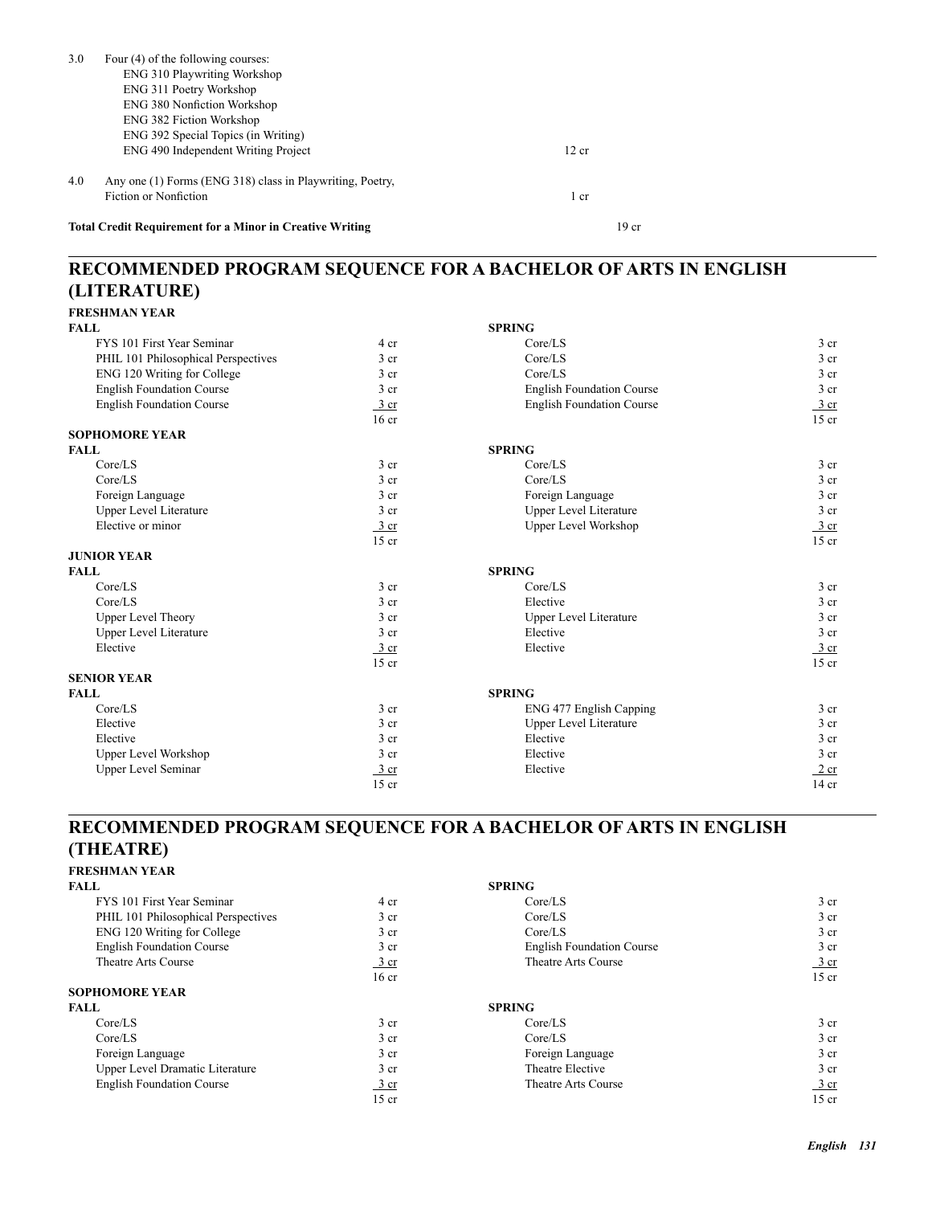| | | |
|---|---|---|
| 3.0 | Four (4) of the following courses:<br>ENG 310 Playwriting Workshop<br>ENG 311 Poetry Workshop<br>ENG 380 Nonfiction Workshop<br>ENG 382 Fiction Workshop<br>ENG 392 Special Topics (in Writing)<br>ENG 490 Independent Writing Project | 12 cr |
| 4.0 | Any one (1) Forms (ENG 318) class in Playwriting, Poetry, Fiction or Nonfiction | 1 cr |

**Total Credit Requirement for a Minor in Creative Writing** 19 cr

## RECOMMENDED PROGRAM SEQUENCE FOR A BACHELOR OF ARTS IN ENGLISH (LITERATURE)

### FRESHMAN YEAR

| FALL | | SPRING | |
|---|---|---|---|
| FYS 101 First Year Seminar | 4 cr | Core/LS | 3 cr |
| PHIL 101 Philosophical Perspectives | 3 cr | Core/LS | 3 cr |
| ENG 120 Writing for College | 3 cr | Core/LS | 3 cr |
| English Foundation Course | 3 cr | English Foundation Course | 3 cr |
| English Foundation Course | 3 cr | English Foundation Course | 3 cr |
| | 16 cr | | 15 cr |

### SOPHOMORE YEAR

| FALL | | SPRING | |
|---|---|---|---|
| Core/LS | 3 cr | Core/LS | 3 cr |
| Core/LS | 3 cr | Core/LS | 3 cr |
| Foreign Language | 3 cr | Foreign Language | 3 cr |
| Upper Level Literature | 3 cr | Upper Level Literature | 3 cr |
| Elective or minor | 3 cr | Upper Level Workshop | 3 cr |
| | 15 cr | | 15 cr |

### JUNIOR YEAR

| FALL | | SPRING | |
|---|---|---|---|
| Core/LS | 3 cr | Core/LS | 3 cr |
| Core/LS | 3 cr | Elective | 3 cr |
| Upper Level Theory | 3 cr | Upper Level Literature | 3 cr |
| Upper Level Literature | 3 cr | Elective | 3 cr |
| Elective | 3 cr | Elective | 3 cr |
| | 15 cr | | 15 cr |

### SENIOR YEAR

| FALL | | SPRING | |
|---|---|---|---|
| Core/LS | 3 cr | ENG 477 English Capping | 3 cr |
| Elective | 3 cr | Upper Level Literature | 3 cr |
| Elective | 3 cr | Elective | 3 cr |
| Upper Level Workshop | 3 cr | Elective | 3 cr |
| Upper Level Seminar | 3 cr | Elective | 2 cr |
| | 15 cr | | 14 cr |

## RECOMMENDED PROGRAM SEQUENCE FOR A BACHELOR OF ARTS IN ENGLISH (THEATRE)

### FRESHMAN YEAR

| FALL | | SPRING | |
|---|---|---|---|
| FYS 101 First Year Seminar | 4 cr | Core/LS | 3 cr |
| PHIL 101 Philosophical Perspectives | 3 cr | Core/LS | 3 cr |
| ENG 120 Writing for College | 3 cr | Core/LS | 3 cr |
| English Foundation Course | 3 cr | English Foundation Course | 3 cr |
| Theatre Arts Course | 3 cr | Theatre Arts Course | 3 cr |
| | 16 cr | | 15 cr |

### SOPHOMORE YEAR

| FALL | | SPRING | |
|---|---|---|---|
| Core/LS | 3 cr | Core/LS | 3 cr |
| Core/LS | 3 cr | Core/LS | 3 cr |
| Foreign Language | 3 cr | Foreign Language | 3 cr |
| Upper Level Dramatic Literature | 3 cr | Theatre Elective | 3 cr |
| English Foundation Course | 3 cr | Theatre Arts Course | 3 cr |
| | 15 cr | | 15 cr |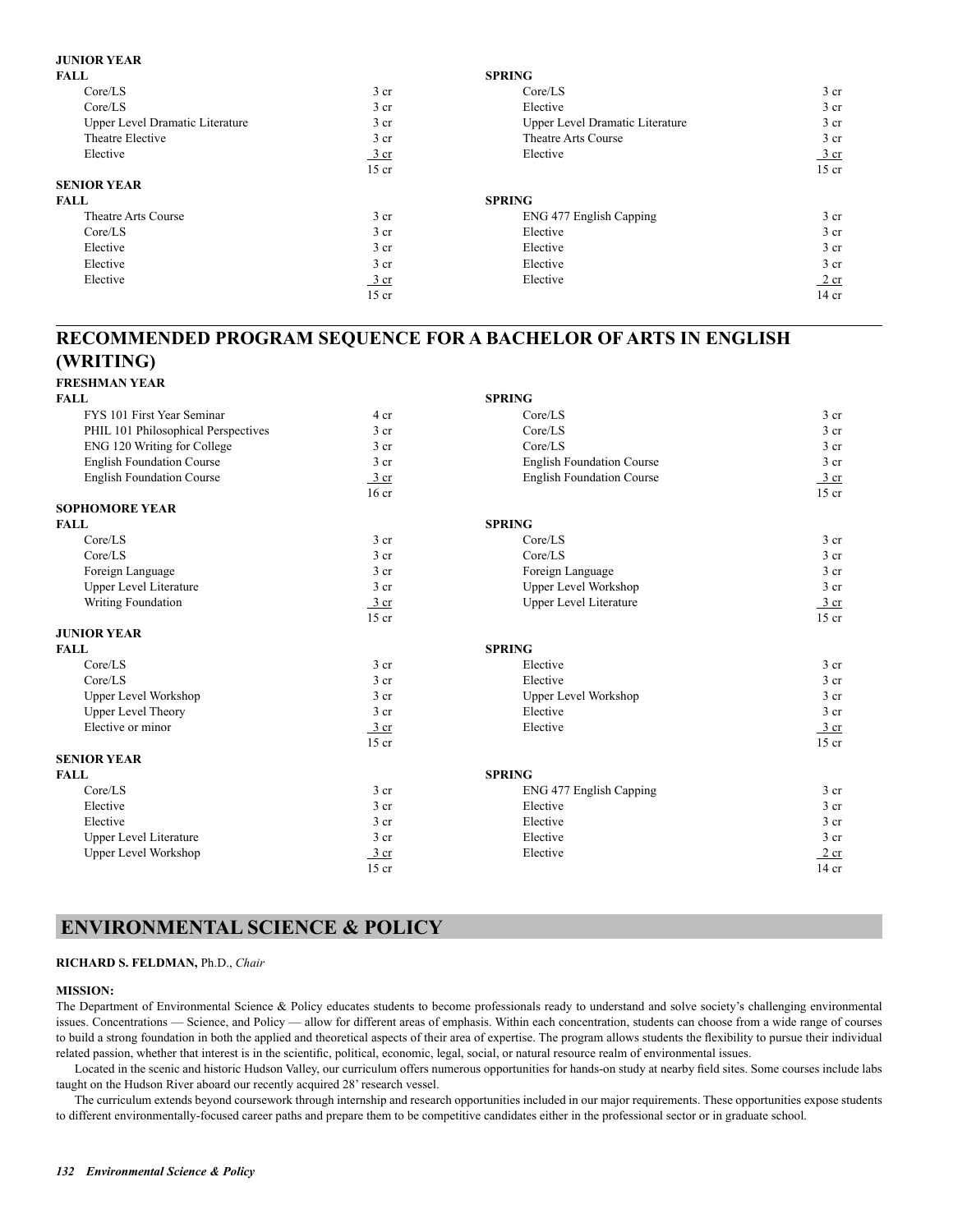**JUNIOR YEAR**

| FALL | | SPRING | |
|---|---|---|---|
| Core/LS | 3 cr | Core/LS | 3 cr |
| Core/LS | 3 cr | Elective | 3 cr |
| Upper Level Dramatic Literature | 3 cr | Upper Level Dramatic Literature | 3 cr |
| Theatre Elective | 3 cr | Theatre Arts Course | 3 cr |
| Elective | 3 cr | Elective | 3 cr |
| | 15 cr | | 15 cr |

**SENIOR YEAR**

| FALL | | SPRING | |
|---|---|---|---|
| Theatre Arts Course | 3 cr | ENG 477 English Capping | 3 cr |
| Core/LS | 3 cr | Elective | 3 cr |
| Elective | 3 cr | Elective | 3 cr |
| Elective | 3 cr | Elective | 3 cr |
| Elective | 3 cr | Elective | 2 cr |
| | 15 cr | | 14 cr |

## RECOMMENDED PROGRAM SEQUENCE FOR A BACHELOR OF ARTS IN ENGLISH (WRITING)

**FRESHMAN YEAR**

| FALL | | SPRING | |
|---|---|---|---|
| FYS 101 First Year Seminar | 4 cr | Core/LS | 3 cr |
| PHIL 101 Philosophical Perspectives | 3 cr | Core/LS | 3 cr |
| ENG 120 Writing for College | 3 cr | Core/LS | 3 cr |
| English Foundation Course | 3 cr | English Foundation Course | 3 cr |
| English Foundation Course | 3 cr | English Foundation Course | 3 cr |
| | 16 cr | | 15 cr |

**SOPHOMORE YEAR**

| FALL | | SPRING | |
|---|---|---|---|
| Core/LS | 3 cr | Core/LS | 3 cr |
| Core/LS | 3 cr | Core/LS | 3 cr |
| Foreign Language | 3 cr | Foreign Language | 3 cr |
| Upper Level Literature | 3 cr | Upper Level Workshop | 3 cr |
| Writing Foundation | 3 cr | Upper Level Literature | 3 cr |
| | 15 cr | | 15 cr |

**JUNIOR YEAR**

| FALL | | SPRING | |
|---|---|---|---|
| Core/LS | 3 cr | Elective | 3 cr |
| Core/LS | 3 cr | Elective | 3 cr |
| Upper Level Workshop | 3 cr | Upper Level Workshop | 3 cr |
| Upper Level Theory | 3 cr | Elective | 3 cr |
| Elective or minor | 3 cr | Elective | 3 cr |
| | 15 cr | | 15 cr |

**SENIOR YEAR**

| FALL | | SPRING | |
|---|---|---|---|
| Core/LS | 3 cr | ENG 477 English Capping | 3 cr |
| Elective | 3 cr | Elective | 3 cr |
| Elective | 3 cr | Elective | 3 cr |
| Upper Level Literature | 3 cr | Elective | 3 cr |
| Upper Level Workshop | 3 cr | Elective | 2 cr |
| | 15 cr | | 14 cr |

# ENVIRONMENTAL SCIENCE & POLICY

**RICHARD S. FELDMAN,** Ph.D., *Chair*

**MISSION:**

The Department of Environmental Science & Policy educates students to become professionals ready to understand and solve society's challenging environmental issues. Concentrations — Science, and Policy — allow for different areas of emphasis. Within each concentration, students can choose from a wide range of courses to build a strong foundation in both the applied and theoretical aspects of their area of expertise. The program allows students the flexibility to pursue their individual related passion, whether that interest is in the scientific, political, economic, legal, social, or natural resource realm of environmental issues.

Located in the scenic and historic Hudson Valley, our curriculum offers numerous opportunities for hands-on study at nearby field sites. Some courses include labs taught on the Hudson River aboard our recently acquired 28' research vessel.

The curriculum extends beyond coursework through internship and research opportunities included in our major requirements. These opportunities expose students to different environmentally-focused career paths and prepare them to be competitive candidates either in the professional sector or in graduate school.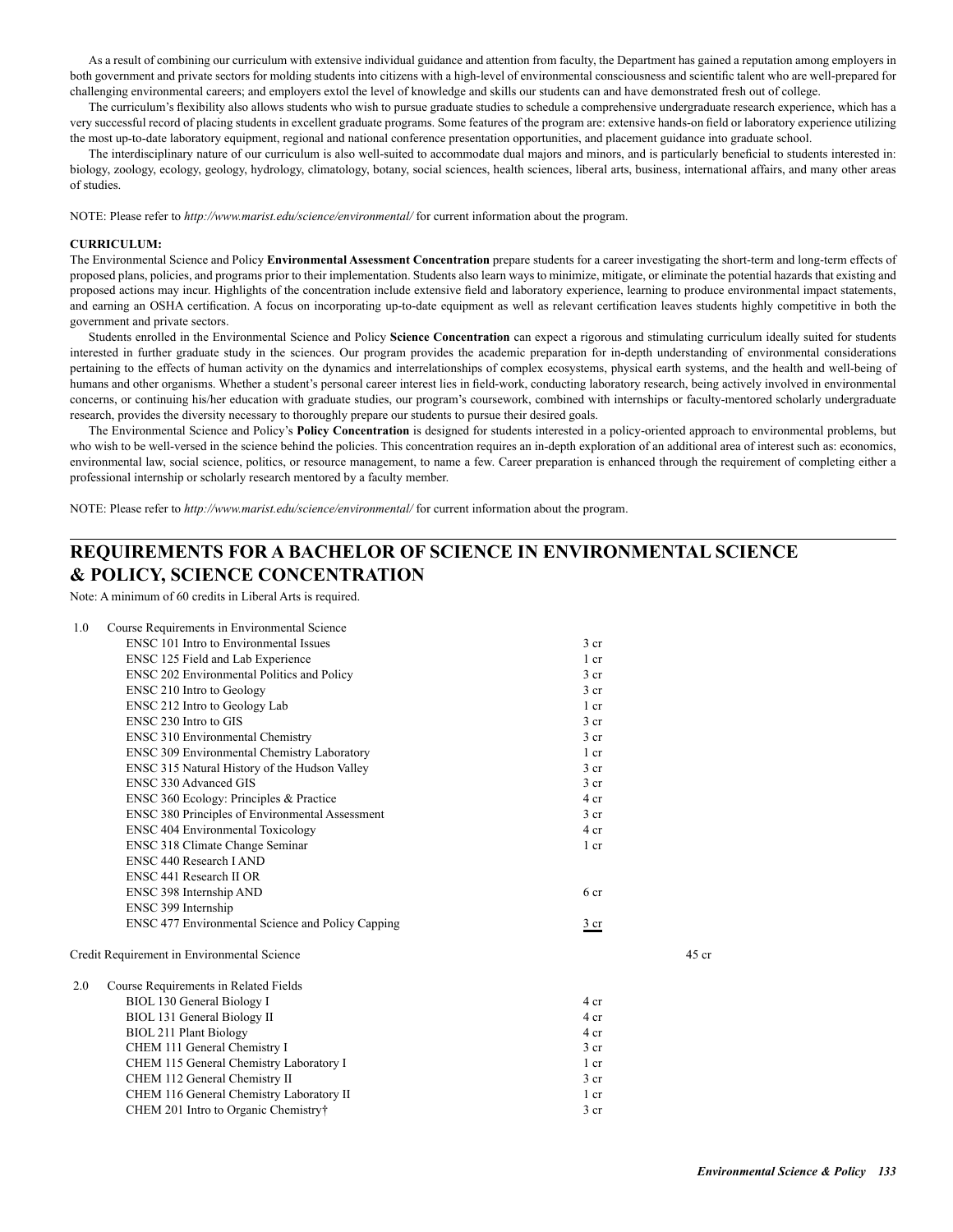As a result of combining our curriculum with extensive individual guidance and attention from faculty, the Department has gained a reputation among employers in both government and private sectors for molding students into citizens with a high-level of environmental consciousness and scientific talent who are well-prepared for challenging environmental careers; and employers extol the level of knowledge and skills our students can and have demonstrated fresh out of college.

The curriculum's flexibility also allows students who wish to pursue graduate studies to schedule a comprehensive undergraduate research experience, which has a very successful record of placing students in excellent graduate programs. Some features of the program are: extensive hands-on field or laboratory experience utilizing the most up-to-date laboratory equipment, regional and national conference presentation opportunities, and placement guidance into graduate school.

The interdisciplinary nature of our curriculum is also well-suited to accommodate dual majors and minors, and is particularly beneficial to students interested in: biology, zoology, ecology, geology, hydrology, climatology, botany, social sciences, health sciences, liberal arts, business, international affairs, and many other areas of studies.

NOTE: Please refer to *http://www.marist.edu/science/environmental/* for current information about the program.

**CURRICULUM:**

The Environmental Science and Policy **Environmental Assessment Concentration** prepare students for a career investigating the short-term and long-term effects of proposed plans, policies, and programs prior to their implementation. Students also learn ways to minimize, mitigate, or eliminate the potential hazards that existing and proposed actions may incur. Highlights of the concentration include extensive field and laboratory experience, learning to produce environmental impact statements, and earning an OSHA certification. A focus on incorporating up-to-date equipment as well as relevant certification leaves students highly competitive in both the government and private sectors.

Students enrolled in the Environmental Science and Policy **Science Concentration** can expect a rigorous and stimulating curriculum ideally suited for students interested in further graduate study in the sciences. Our program provides the academic preparation for in-depth understanding of environmental considerations pertaining to the effects of human activity on the dynamics and interrelationships of complex ecosystems, physical earth systems, and the health and well-being of humans and other organisms. Whether a student's personal career interest lies in field-work, conducting laboratory research, being actively involved in environmental concerns, or continuing his/her education with graduate studies, our program's coursework, combined with internships or faculty-mentored scholarly undergraduate research, provides the diversity necessary to thoroughly prepare our students to pursue their desired goals.

The Environmental Science and Policy's **Policy Concentration** is designed for students interested in a policy-oriented approach to environmental problems, but who wish to be well-versed in the science behind the policies. This concentration requires an in-depth exploration of an additional area of interest such as: economics, environmental law, social science, politics, or resource management, to name a few. Career preparation is enhanced through the requirement of completing either a professional internship or scholarly research mentored by a faculty member.

NOTE: Please refer to *http://www.marist.edu/science/environmental/* for current information about the program.

## REQUIREMENTS FOR A BACHELOR OF SCIENCE IN ENVIRONMENTAL SCIENCE & POLICY, SCIENCE CONCENTRATION

Note: A minimum of 60 credits in Liberal Arts is required.

1.0 Course Requirements in Environmental Science

| Course | Credits | |
|---|---|---|
| ENSC 101 Intro to Environmental Issues | 3 cr | |
| ENSC 125 Field and Lab Experience | 1 cr | |
| ENSC 202 Environmental Politics and Policy | 3 cr | |
| ENSC 210 Intro to Geology | 3 cr | |
| ENSC 212 Intro to Geology Lab | 1 cr | |
| ENSC 230 Intro to GIS | 3 cr | |
| ENSC 310 Environmental Chemistry | 3 cr | |
| ENSC 309 Environmental Chemistry Laboratory | 1 cr | |
| ENSC 315 Natural History of the Hudson Valley | 3 cr | |
| ENSC 330 Advanced GIS | 3 cr | |
| ENSC 360 Ecology: Principles & Practice | 4 cr | |
| ENSC 380 Principles of Environmental Assessment | 3 cr | |
| ENSC 404 Environmental Toxicology | 4 cr | |
| ENSC 318 Climate Change Seminar | 1 cr | |
| ENSC 440 Research I AND | | |
| ENSC 441 Research II OR | | |
| ENSC 398 Internship AND | 6 cr | |
| ENSC 399 Internship | | |
| ENSC 477 Environmental Science and Policy Capping | 3 cr | |
| Credit Requirement in Environmental Science | | 45 cr |

2.0 Course Requirements in Related Fields

| Course | Credits |
|---|---|
| BIOL 130 General Biology I | 4 cr |
| BIOL 131 General Biology II | 4 cr |
| BIOL 211 Plant Biology | 4 cr |
| CHEM 111 General Chemistry I | 3 cr |
| CHEM 115 General Chemistry Laboratory I | 1 cr |
| CHEM 112 General Chemistry II | 3 cr |
| CHEM 116 General Chemistry Laboratory II | 1 cr |
| CHEM 201 Intro to Organic Chemistry† | 3 cr |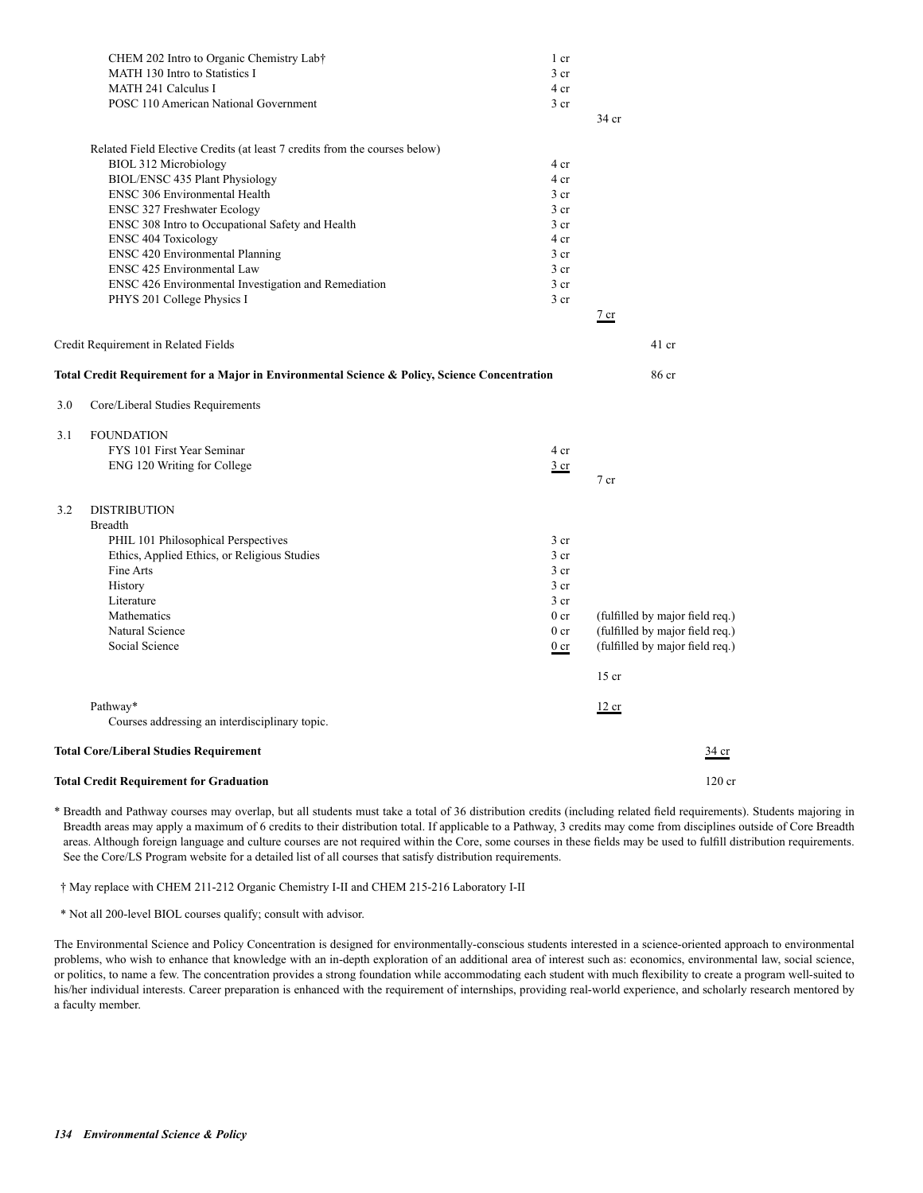| Course | Credits | Subtotal | Total |
|---|---|---|---|
| CHEM 202 Intro to Organic Chemistry Lab† | 1 cr | | |
| MATH 130 Intro to Statistics I | 3 cr | | |
| MATH 241 Calculus I | 4 cr | | |
| POSC 110 American National Government | 3 cr | | |
| | | 34 cr | |
| Related Field Elective Credits (at least 7 credits from the courses below) | | | |
| BIOL 312 Microbiology | 4 cr | | |
| BIOL/ENSC 435 Plant Physiology | 4 cr | | |
| ENSC 306 Environmental Health | 3 cr | | |
| ENSC 327 Freshwater Ecology | 3 cr | | |
| ENSC 308 Intro to Occupational Safety and Health | 3 cr | | |
| ENSC 404 Toxicology | 4 cr | | |
| ENSC 420 Environmental Planning | 3 cr | | |
| ENSC 425 Environmental Law | 3 cr | | |
| ENSC 426 Environmental Investigation and Remediation | 3 cr | | |
| PHYS 201 College Physics I | 3 cr | | |
| | | 7 cr | |
| Credit Requirement in Related Fields | | | 41 cr |
| **Total Credit Requirement for a Major in Environmental Science & Policy, Science Concentration** | | | 86 cr |

3.0 Core/Liberal Studies Requirements

| Section | Course | Credits | Subtotal | Total |
|---|---|---|---|---|
| 3.1 | FOUNDATION | | | |
| | FYS 101 First Year Seminar | 4 cr | | |
| | ENG 120 Writing for College | 3 cr | | |
| | | | 7 cr | |
| 3.2 | DISTRIBUTION | | | |
| | Breadth | | | |
| | PHIL 101 Philosophical Perspectives | 3 cr | | |
| | Ethics, Applied Ethics, or Religious Studies | 3 cr | | |
| | Fine Arts | 3 cr | | |
| | History | 3 cr | | |
| | Literature | 3 cr | | |
| | Mathematics | 0 cr | (fulfilled by major field req.) | |
| | Natural Science | 0 cr | (fulfilled by major field req.) | |
| | Social Science | 0 cr | (fulfilled by major field req.) | |
| | | | 15 cr | |
| | Pathway* | | 12 cr | |
| | Courses addressing an interdisciplinary topic. | | | |
| | **Total Core/Liberal Studies Requirement** | | | 34 cr |
| | **Total Credit Requirement for Graduation** | | | 120 cr |

\* Breadth and Pathway courses may overlap, but all students must take a total of 36 distribution credits (including related field requirements). Students majoring in Breadth areas may apply a maximum of 6 credits to their distribution total. If applicable to a Pathway, 3 credits may come from disciplines outside of Core Breadth areas. Although foreign language and culture courses are not required within the Core, some courses in these fields may be used to fulfill distribution requirements. See the Core/LS Program website for a detailed list of all courses that satisfy distribution requirements.

† May replace with CHEM 211-212 Organic Chemistry I-II and CHEM 215-216 Laboratory I-II

\* Not all 200-level BIOL courses qualify; consult with advisor.

The Environmental Science and Policy Concentration is designed for environmentally-conscious students interested in a science-oriented approach to environmental problems, who wish to enhance that knowledge with an in-depth exploration of an additional area of interest such as: economics, environmental law, social science, or politics, to name a few. The concentration provides a strong foundation while accommodating each student with much flexibility to create a program well-suited to his/her individual interests. Career preparation is enhanced with the requirement of internships, providing real-world experience, and scholarly research mentored by a faculty member.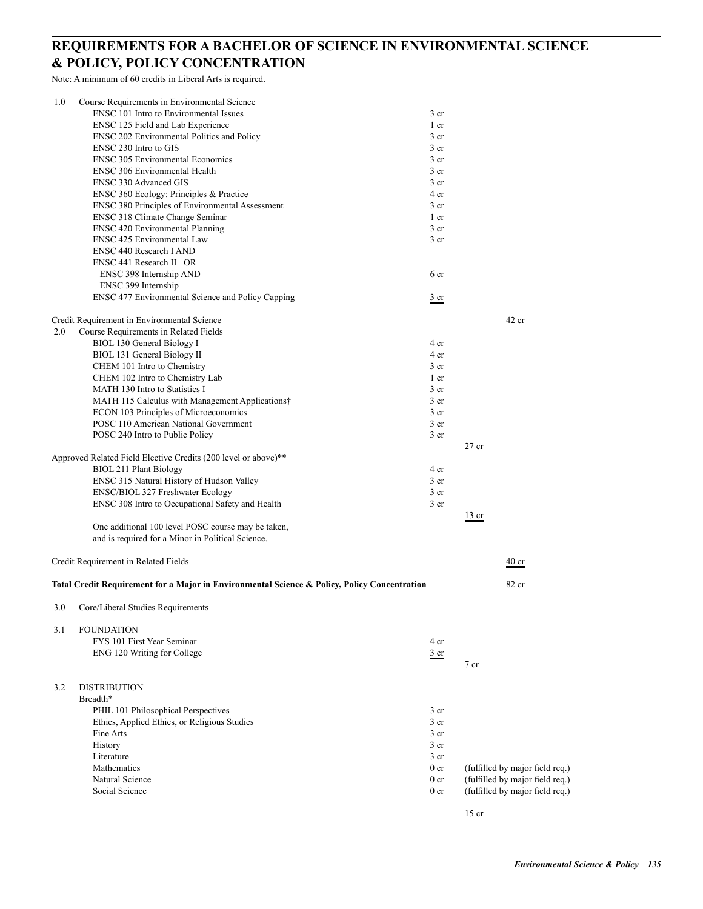## REQUIREMENTS FOR A BACHELOR OF SCIENCE IN ENVIRONMENTAL SCIENCE & POLICY, POLICY CONCENTRATION

Note: A minimum of 60 credits in Liberal Arts is required.

| | | | | |
|---|---|---|---|---|
| 1.0 | Course Requirements in Environmental Science | | | |
| | ENSC 101 Intro to Environmental Issues | 3 cr | | |
| | ENSC 125 Field and Lab Experience | 1 cr | | |
| | ENSC 202 Environmental Politics and Policy | 3 cr | | |
| | ENSC 230 Intro to GIS | 3 cr | | |
| | ENSC 305 Environmental Economics | 3 cr | | |
| | ENSC 306 Environmental Health | 3 cr | | |
| | ENSC 330 Advanced GIS | 3 cr | | |
| | ENSC 360 Ecology: Principles & Practice | 4 cr | | |
| | ENSC 380 Principles of Environmental Assessment | 3 cr | | |
| | ENSC 318 Climate Change Seminar | 1 cr | | |
| | ENSC 420 Environmental Planning | 3 cr | | |
| | ENSC 425 Environmental Law | 3 cr | | |
| | ENSC 440 Research I AND | | | |
| | ENSC 441 Research II OR | | | |
| | ENSC 398 Internship AND | 6 cr | | |
| | ENSC 399 Internship | | | |
| | ENSC 477 Environmental Science and Policy Capping | 3 cr | | |
| Credit Requirement in Environmental Science | | | | 42 cr |
| 2.0 | Course Requirements in Related Fields | | | |
| | BIOL 130 General Biology I | 4 cr | | |
| | BIOL 131 General Biology II | 4 cr | | |
| | CHEM 101 Intro to Chemistry | 3 cr | | |
| | CHEM 102 Intro to Chemistry Lab | 1 cr | | |
| | MATH 130 Intro to Statistics I | 3 cr | | |
| | MATH 115 Calculus with Management Applications† | 3 cr | | |
| | ECON 103 Principles of Microeconomics | 3 cr | | |
| | POSC 110 American National Government | 3 cr | | |
| | POSC 240 Intro to Public Policy | 3 cr | | |
| | | | 27 cr | |
| Approved Related Field Elective Credits (200 level or above)** | | | | |
| | BIOL 211 Plant Biology | 4 cr | | |
| | ENSC 315 Natural History of Hudson Valley | 3 cr | | |
| | ENSC/BIOL 327 Freshwater Ecology | 3 cr | | |
| | ENSC 308 Intro to Occupational Safety and Health | 3 cr | | |
| | | | 13 cr | |
| | One additional 100 level POSC course may be taken, and is required for a Minor in Political Science. | | | |
| Credit Requirement in Related Fields | | | | 40 cr |
| **Total Credit Requirement for a Major in Environmental Science & Policy, Policy Concentration** | | | | 82 cr |
| 3.0 | Core/Liberal Studies Requirements | | | |
| 3.1 | FOUNDATION | | | |
| | FYS 101 First Year Seminar | 4 cr | | |
| | ENG 120 Writing for College | 3 cr | | |
| | | | 7 cr | |
| 3.2 | DISTRIBUTION | | | |
| | Breadth* | | | |
| | PHIL 101 Philosophical Perspectives | 3 cr | | |
| | Ethics, Applied Ethics, or Religious Studies | 3 cr | | |
| | Fine Arts | 3 cr | | |
| | History | 3 cr | | |
| | Literature | 3 cr | | |
| | Mathematics | 0 cr | (fulfilled by major field req.) | |
| | Natural Science | 0 cr | (fulfilled by major field req.) | |
| | Social Science | 0 cr | (fulfilled by major field req.) | |
| | | | 15 cr | |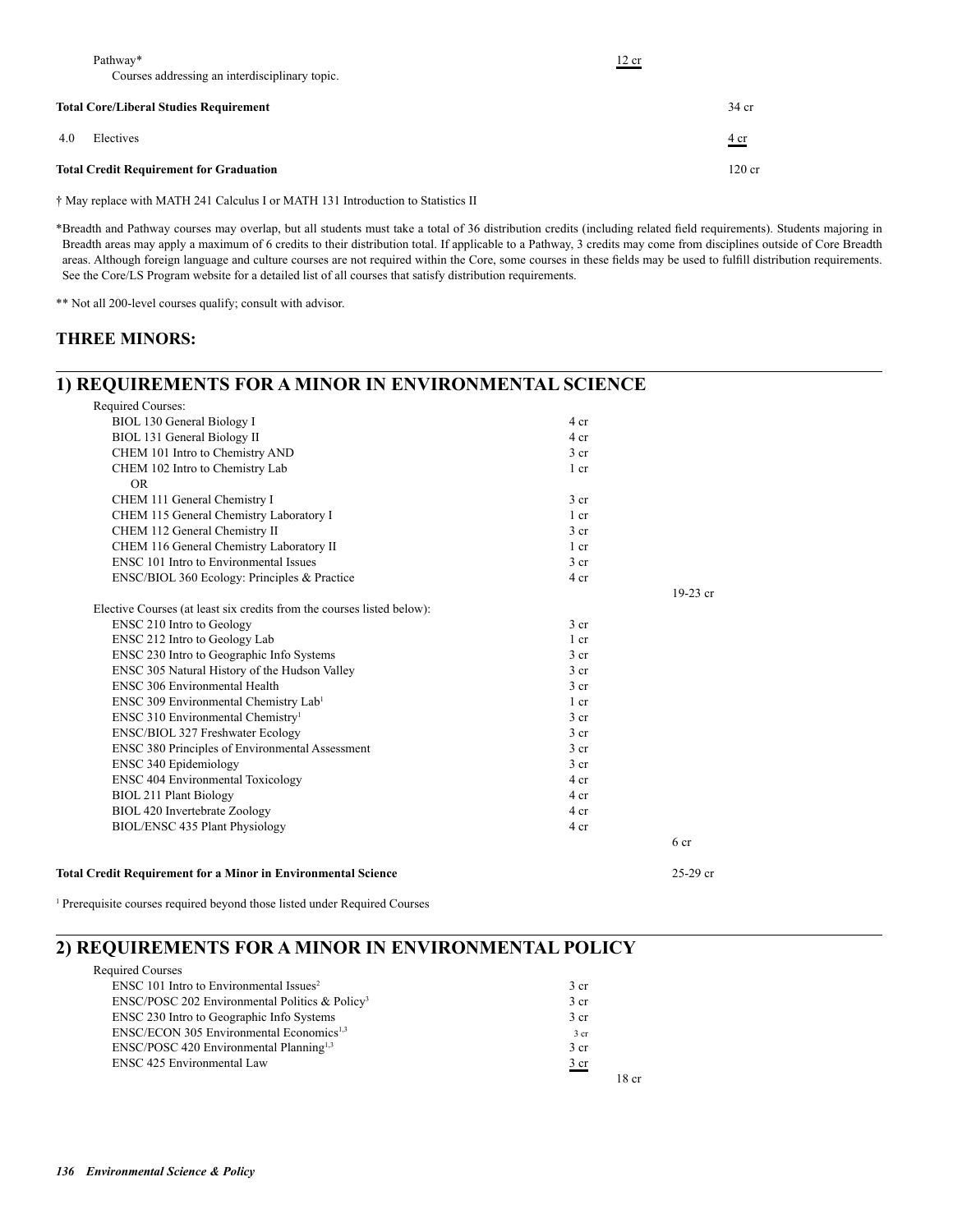| | | |
|---|---|---|
| Pathway* | 12 cr | |
| Courses addressing an interdisciplinary topic. | | |
| **Total Core/Liberal Studies Requirement** | | 34 cr |
| 4.0 Electives | | 4 cr |
| **Total Credit Requirement for Graduation** | | 120 cr |

† May replace with MATH 241 Calculus I or MATH 131 Introduction to Statistics II

*Breadth and Pathway courses may overlap, but all students must take a total of 36 distribution credits (including related field requirements). Students majoring in Breadth areas may apply a maximum of 6 credits to their distribution total. If applicable to a Pathway, 3 credits may come from disciplines outside of Core Breadth areas. Although foreign language and culture courses are not required within the Core, some courses in these fields may be used to fulfill distribution requirements. See the Core/LS Program website for a detailed list of all courses that satisfy distribution requirements.

** Not all 200-level courses qualify; consult with advisor.

## THREE MINORS:

## 1) REQUIREMENTS FOR A MINOR IN ENVIRONMENTAL SCIENCE

| Required Courses: | | |
|---|---|---|
| BIOL 130 General Biology I | 4 cr | |
| BIOL 131 General Biology II | 4 cr | |
| CHEM 101 Intro to Chemistry AND | 3 cr | |
| CHEM 102 Intro to Chemistry Lab | 1 cr | |
| OR | | |
| CHEM 111 General Chemistry I | 3 cr | |
| CHEM 115 General Chemistry Laboratory I | 1 cr | |
| CHEM 112 General Chemistry II | 3 cr | |
| CHEM 116 General Chemistry Laboratory II | 1 cr | |
| ENSC 101 Intro to Environmental Issues | 3 cr | |
| ENSC/BIOL 360 Ecology: Principles & Practice | 4 cr | |
| | | 19-23 cr |
| Elective Courses (at least six credits from the courses listed below): | | |
| ENSC 210 Intro to Geology | 3 cr | |
| ENSC 212 Intro to Geology Lab | 1 cr | |
| ENSC 230 Intro to Geographic Info Systems | 3 cr | |
| ENSC 305 Natural History of the Hudson Valley | 3 cr | |
| ENSC 306 Environmental Health | 3 cr | |
| ENSC 309 Environmental Chemistry Lab[1] | 1 cr | |
| ENSC 310 Environmental Chemistry[1] | 3 cr | |
| ENSC/BIOL 327 Freshwater Ecology | 3 cr | |
| ENSC 380 Principles of Environmental Assessment | 3 cr | |
| ENSC 340 Epidemiology | 3 cr | |
| ENSC 404 Environmental Toxicology | 4 cr | |
| BIOL 211 Plant Biology | 4 cr | |
| BIOL 420 Invertebrate Zoology | 4 cr | |
| BIOL/ENSC 435 Plant Physiology | 4 cr | |
| | | 6 cr |
| **Total Credit Requirement for a Minor in Environmental Science** | | 25-29 cr |

[1] Prerequisite courses required beyond those listed under Required Courses

## 2) REQUIREMENTS FOR A MINOR IN ENVIRONMENTAL POLICY

| Required Courses | | |
|---|---|---|
| ENSC 101 Intro to Environmental Issues[2] | 3 cr | |
| ENSC/POSC 202 Environmental Politics & Policy[3] | 3 cr | |
| ENSC 230 Intro to Geographic Info Systems | 3 cr | |
| ENSC/ECON 305 Environmental Economics[1,3] | 3 cr | |
| ENSC/POSC 420 Environmental Planning[1,3] | 3 cr | |
| ENSC 425 Environmental Law | 3 cr | |
| | | 18 cr |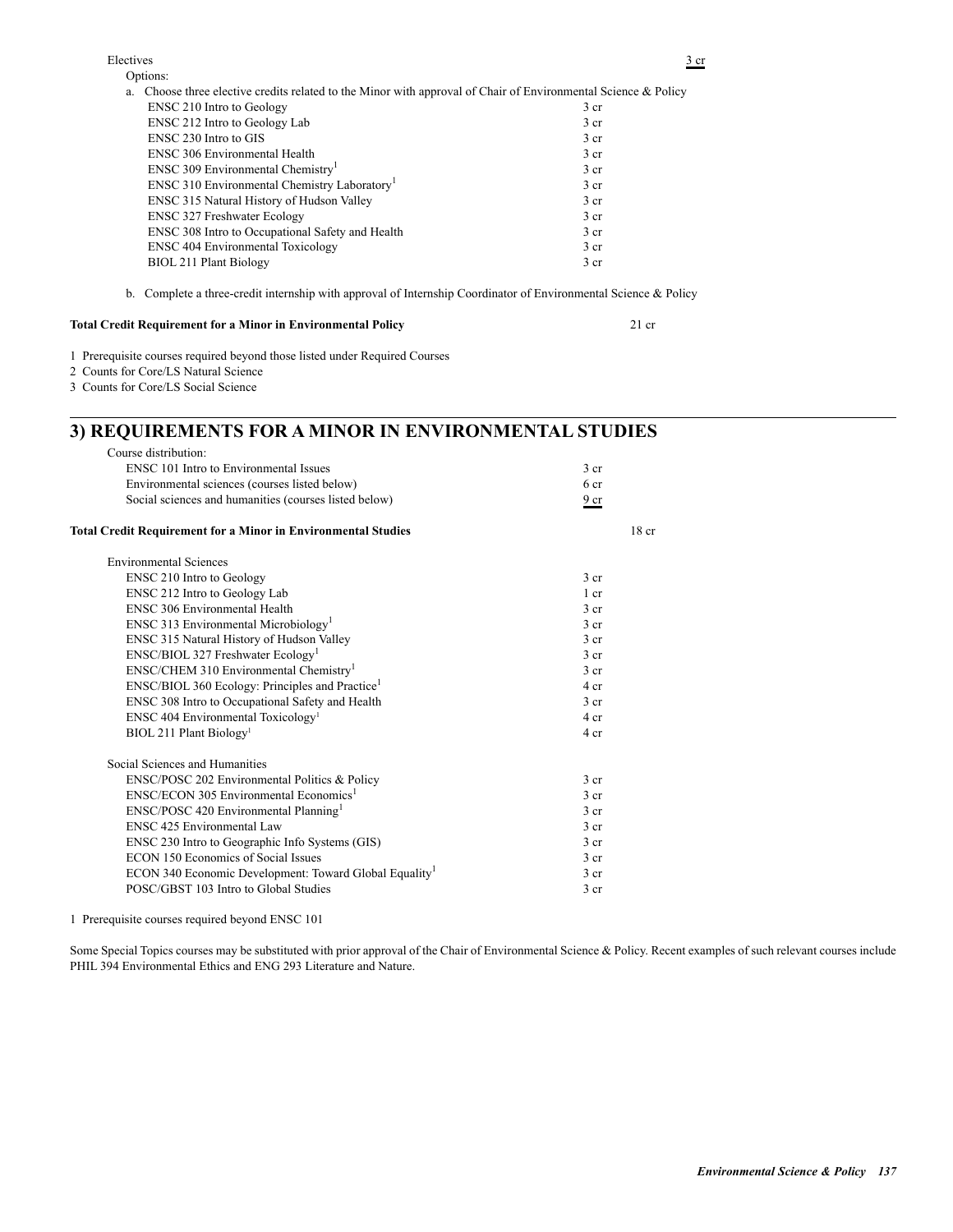Electives 3 cr

Options:

a. Choose three elective credits related to the Minor with approval of Chair of Environmental Science & Policy

| | |
|---|---|
| ENSC 210 Intro to Geology | 3 cr |
| ENSC 212 Intro to Geology Lab | 3 cr |
| ENSC 230 Intro to GIS | 3 cr |
| ENSC 306 Environmental Health | 3 cr |
| ENSC 309 Environmental Chemistry[1] | 3 cr |
| ENSC 310 Environmental Chemistry Laboratory[1] | 3 cr |
| ENSC 315 Natural History of Hudson Valley | 3 cr |
| ENSC 327 Freshwater Ecology | 3 cr |
| ENSC 308 Intro to Occupational Safety and Health | 3 cr |
| ENSC 404 Environmental Toxicology | 3 cr |
| BIOL 211 Plant Biology | 3 cr |

b. Complete a three-credit internship with approval of Internship Coordinator of Environmental Science & Policy

**Total Credit Requirement for a Minor in Environmental Policy** 21 cr

1 Prerequisite courses required beyond those listed under Required Courses

2 Counts for Core/LS Natural Science

3 Counts for Core/LS Social Science

## 3) REQUIREMENTS FOR A MINOR IN ENVIRONMENTAL STUDIES

Course distribution:

| | | |
|---|---|---|
| ENSC 101 Intro to Environmental Issues | 3 cr | |
| Environmental sciences (courses listed below) | 6 cr | |
| Social sciences and humanities (courses listed below) | 9 cr | |
| **Total Credit Requirement for a Minor in Environmental Studies** | | 18 cr |

Environmental Sciences

| | |
|---|---|
| ENSC 210 Intro to Geology | 3 cr |
| ENSC 212 Intro to Geology Lab | 1 cr |
| ENSC 306 Environmental Health | 3 cr |
| ENSC 313 Environmental Microbiology[1] | 3 cr |
| ENSC 315 Natural History of Hudson Valley | 3 cr |
| ENSC/BIOL 327 Freshwater Ecology[1] | 3 cr |
| ENSC/CHEM 310 Environmental Chemistry[1] | 3 cr |
| ENSC/BIOL 360 Ecology: Principles and Practice[1] | 4 cr |
| ENSC 308 Intro to Occupational Safety and Health | 3 cr |
| ENSC 404 Environmental Toxicology[1] | 4 cr |
| BIOL 211 Plant Biology[1] | 4 cr |

Social Sciences and Humanities

| | |
|---|---|
| ENSC/POSC 202 Environmental Politics & Policy | 3 cr |
| ENSC/ECON 305 Environmental Economics[1] | 3 cr |
| ENSC/POSC 420 Environmental Planning[1] | 3 cr |
| ENSC 425 Environmental Law | 3 cr |
| ENSC 230 Intro to Geographic Info Systems (GIS) | 3 cr |
| ECON 150 Economics of Social Issues | 3 cr |
| ECON 340 Economic Development: Toward Global Equality[1] | 3 cr |
| POSC/GBST 103 Intro to Global Studies | 3 cr |

1 Prerequisite courses required beyond ENSC 101

Some Special Topics courses may be substituted with prior approval of the Chair of Environmental Science & Policy. Recent examples of such relevant courses include PHIL 394 Environmental Ethics and ENG 293 Literature and Nature.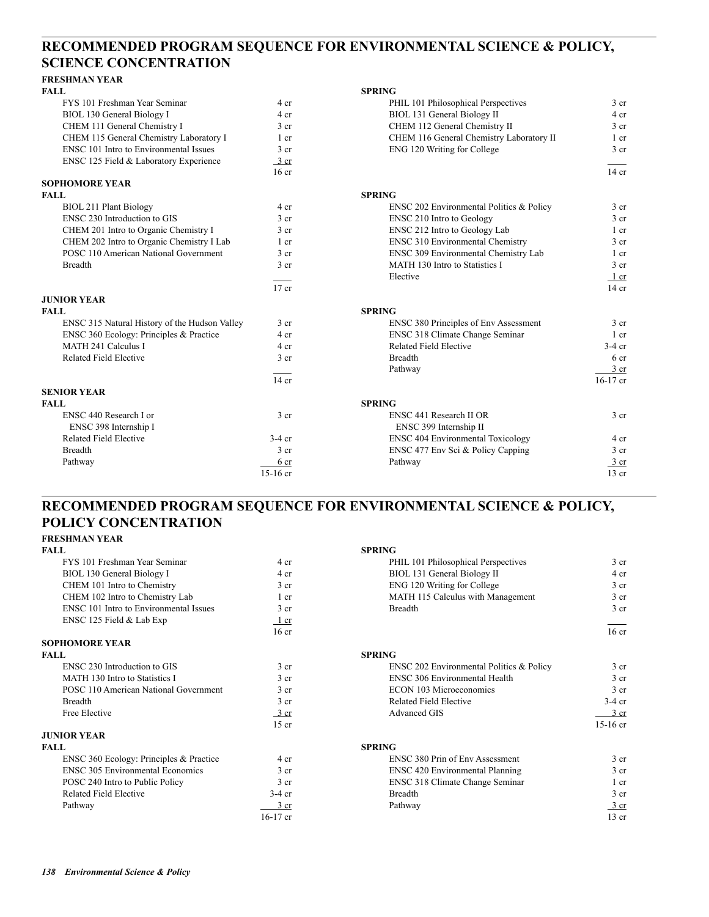## RECOMMENDED PROGRAM SEQUENCE FOR ENVIRONMENTAL SCIENCE & POLICY, SCIENCE CONCENTRATION

### FRESHMAN YEAR

**FALL**

| Course | Credits |
|---|---|
| FYS 101 Freshman Year Seminar | 4 cr |
| BIOL 130 General Biology I | 4 cr |
| CHEM 111 General Chemistry I | 3 cr |
| CHEM 115 General Chemistry Laboratory I | 1 cr |
| ENSC 101 Intro to Environmental Issues | 3 cr |
| ENSC 125 Field & Laboratory Experience | 3 cr |
| | 16 cr |

**SPRING**

| Course | Credits |
|---|---|
| PHIL 101 Philosophical Perspectives | 3 cr |
| BIOL 131 General Biology II | 4 cr |
| CHEM 112 General Chemistry II | 3 cr |
| CHEM 116 General Chemistry Laboratory II | 1 cr |
| ENG 120 Writing for College | 3 cr |
| | 14 cr |

### SOPHOMORE YEAR

**FALL**

| Course | Credits |
|---|---|
| BIOL 211 Plant Biology | 4 cr |
| ENSC 230 Introduction to GIS | 3 cr |
| CHEM 201 Intro to Organic Chemistry I | 3 cr |
| CHEM 202 Intro to Organic Chemistry I Lab | 1 cr |
| POSC 110 American National Government | 3 cr |
| Breadth | 3 cr |
| | 17 cr |

**SPRING**

| Course | Credits |
|---|---|
| ENSC 202 Environmental Politics & Policy | 3 cr |
| ENSC 210 Intro to Geology | 3 cr |
| ENSC 212 Intro to Geology Lab | 1 cr |
| ENSC 310 Environmental Chemistry | 3 cr |
| ENSC 309 Environmental Chemistry Lab | 1 cr |
| MATH 130 Intro to Statistics I | 3 cr |
| Elective | 1 cr |
| | 14 cr |

### JUNIOR YEAR

**FALL**

| Course | Credits |
|---|---|
| ENSC 315 Natural History of the Hudson Valley | 3 cr |
| ENSC 360 Ecology: Principles & Practice | 4 cr |
| MATH 241 Calculus I | 4 cr |
| Related Field Elective | 3 cr |
| | 14 cr |

**SPRING**

| Course | Credits |
|---|---|
| ENSC 380 Principles of Env Assessment | 3 cr |
| ENSC 318 Climate Change Seminar | 1 cr |
| Related Field Elective | 3-4 cr |
| Breadth | 6 cr |
| Pathway | 3 cr |
| | 16-17 cr |

### SENIOR YEAR

**FALL**

| Course | Credits |
|---|---|
| ENSC 440 Research I or ENSC 398 Internship I | 3 cr |
| Related Field Elective | 3-4 cr |
| Breadth | 3 cr |
| Pathway | 6 cr |
| | 15-16 cr |

**SPRING**

| Course | Credits |
|---|---|
| ENSC 441 Research II OR ENSC 399 Internship II | 3 cr |
| ENSC 404 Environmental Toxicology | 4 cr |
| ENSC 477 Env Sci & Policy Capping | 3 cr |
| Pathway | 3 cr |
| | 13 cr |

## RECOMMENDED PROGRAM SEQUENCE FOR ENVIRONMENTAL SCIENCE & POLICY, POLICY CONCENTRATION

### FRESHMAN YEAR

**FALL**

| Course | Credits |
|---|---|
| FYS 101 Freshman Year Seminar | 4 cr |
| BIOL 130 General Biology I | 4 cr |
| CHEM 101 Intro to Chemistry | 3 cr |
| CHEM 102 Intro to Chemistry Lab | 1 cr |
| ENSC 101 Intro to Environmental Issues | 3 cr |
| ENSC 125 Field & Lab Exp | 1 cr |
| | 16 cr |

**SPRING**

| Course | Credits |
|---|---|
| PHIL 101 Philosophical Perspectives | 3 cr |
| BIOL 131 General Biology II | 4 cr |
| ENG 120 Writing for College | 3 cr |
| MATH 115 Calculus with Management | 3 cr |
| Breadth | 3 cr |
| | 16 cr |

### SOPHOMORE YEAR

**FALL**

| Course | Credits |
|---|---|
| ENSC 230 Introduction to GIS | 3 cr |
| MATH 130 Intro to Statistics I | 3 cr |
| POSC 110 American National Government | 3 cr |
| Breadth | 3 cr |
| Free Elective | 3 cr |
| | 15 cr |

**SPRING**

| Course | Credits |
|---|---|
| ENSC 202 Environmental Politics & Policy | 3 cr |
| ENSC 306 Environmental Health | 3 cr |
| ECON 103 Microeconomics | 3 cr |
| Related Field Elective | 3-4 cr |
| Advanced GIS | 3 cr |
| | 15-16 cr |

### JUNIOR YEAR

**FALL**

| Course | Credits |
|---|---|
| ENSC 360 Ecology: Principles & Practice | 4 cr |
| ENSC 305 Environmental Economics | 3 cr |
| POSC 240 Intro to Public Policy | 3 cr |
| Related Field Elective | 3-4 cr |
| Pathway | 3 cr |
| | 16-17 cr |

**SPRING**

| Course | Credits |
|---|---|
| ENSC 380 Prin of Env Assessment | 3 cr |
| ENSC 420 Environmental Planning | 3 cr |
| ENSC 318 Climate Change Seminar | 1 cr |
| Breadth | 3 cr |
| Pathway | 3 cr |
| | 13 cr |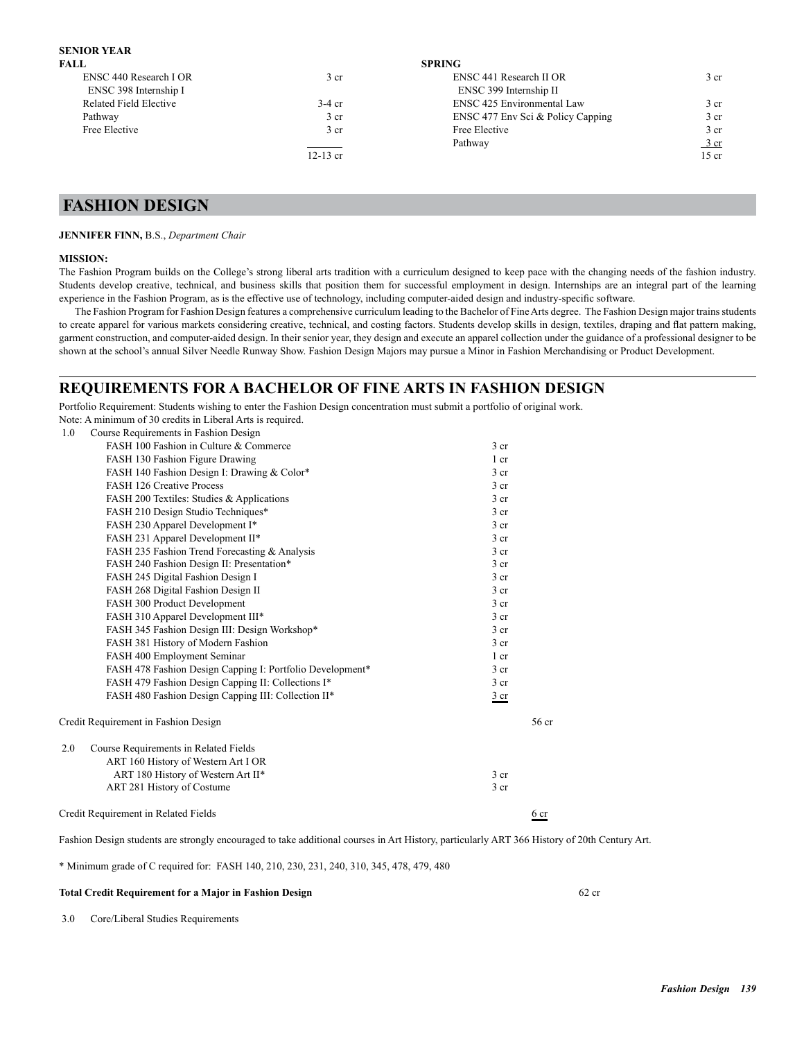**SENIOR YEAR**

| FALL | | SPRING | |
|---|---|---|---|
| ENSC 440 Research I OR ENSC 398 Internship I | 3 cr | ENSC 441 Research II OR ENSC 399 Internship II | 3 cr |
| Related Field Elective | 3-4 cr | ENSC 425 Environmental Law | 3 cr |
| Pathway | 3 cr | ENSC 477 Env Sci & Policy Capping | 3 cr |
| Free Elective | 3 cr | Free Elective | 3 cr |
| | | Pathway | 3 cr |
| | 12-13 cr | | 15 cr |

# FASHION DESIGN

**JENNIFER FINN,** B.S., *Department Chair*

**MISSION:**

The Fashion Program builds on the College's strong liberal arts tradition with a curriculum designed to keep pace with the changing needs of the fashion industry. Students develop creative, technical, and business skills that position them for successful employment in design. Internships are an integral part of the learning experience in the Fashion Program, as is the effective use of technology, including computer-aided design and industry-specific software.

The Fashion Program for Fashion Design features a comprehensive curriculum leading to the Bachelor of Fine Arts degree. The Fashion Design major trains students to create apparel for various markets considering creative, technical, and costing factors. Students develop skills in design, textiles, draping and flat pattern making, garment construction, and computer-aided design. In their senior year, they design and execute an apparel collection under the guidance of a professional designer to be shown at the school's annual Silver Needle Runway Show. Fashion Design Majors may pursue a Minor in Fashion Merchandising or Product Development.

## REQUIREMENTS FOR A BACHELOR OF FINE ARTS IN FASHION DESIGN

Portfolio Requirement: Students wishing to enter the Fashion Design concentration must submit a portfolio of original work.

Note: A minimum of 30 credits in Liberal Arts is required.

1.0 Course Requirements in Fashion Design

| Course | Credits | |
|---|---|---|
| FASH 100 Fashion in Culture & Commerce | 3 cr | |
| FASH 130 Fashion Figure Drawing | 1 cr | |
| FASH 140 Fashion Design I: Drawing & Color* | 3 cr | |
| FASH 126 Creative Process | 3 cr | |
| FASH 200 Textiles: Studies & Applications | 3 cr | |
| FASH 210 Design Studio Techniques* | 3 cr | |
| FASH 230 Apparel Development I* | 3 cr | |
| FASH 231 Apparel Development II* | 3 cr | |
| FASH 235 Fashion Trend Forecasting & Analysis | 3 cr | |
| FASH 240 Fashion Design II: Presentation* | 3 cr | |
| FASH 245 Digital Fashion Design I | 3 cr | |
| FASH 268 Digital Fashion Design II | 3 cr | |
| FASH 300 Product Development | 3 cr | |
| FASH 310 Apparel Development III* | 3 cr | |
| FASH 345 Fashion Design III: Design Workshop* | 3 cr | |
| FASH 381 History of Modern Fashion | 3 cr | |
| FASH 400 Employment Seminar | 1 cr | |
| FASH 478 Fashion Design Capping I: Portfolio Development* | 3 cr | |
| FASH 479 Fashion Design Capping II: Collections I* | 3 cr | |
| FASH 480 Fashion Design Capping III: Collection II* | 3 cr | |
| Credit Requirement in Fashion Design | | 56 cr |

2.0 Course Requirements in Related Fields

| Course | Credits | |
|---|---|---|
| ART 160 History of Western Art I OR ART 180 History of Western Art II* | 3 cr | |
| ART 281 History of Costume | 3 cr | |
| Credit Requirement in Related Fields | | 6 cr |

Fashion Design students are strongly encouraged to take additional courses in Art History, particularly ART 366 History of 20th Century Art.

* Minimum grade of C required for: FASH 140, 210, 230, 231, 240, 310, 345, 478, 479, 480

**Total Credit Requirement for a Major in Fashion Design** 62 cr

3.0 Core/Liberal Studies Requirements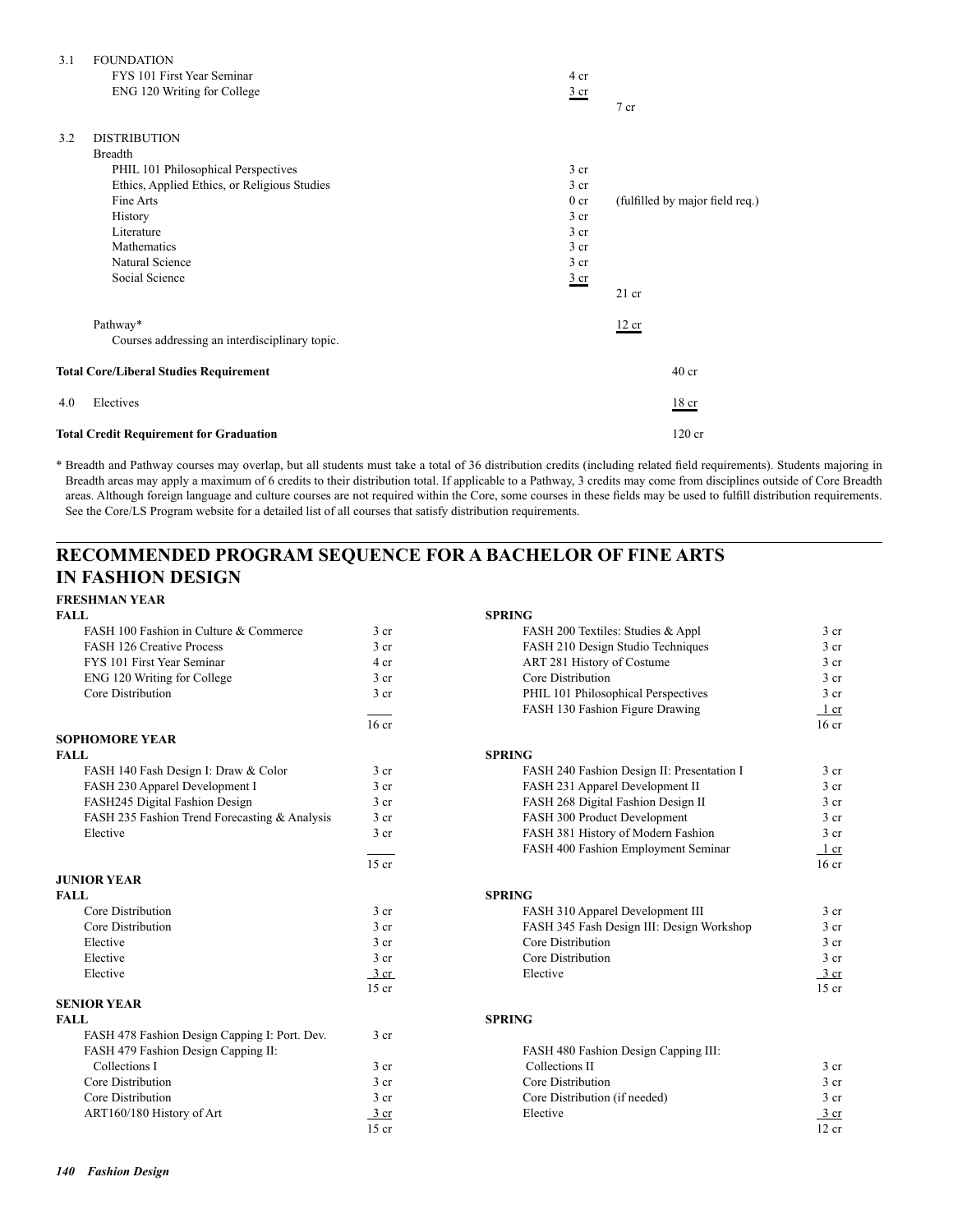| | | | |
|---|---|---|---|
| 3.1 | FOUNDATION | | |
| | FYS 101 First Year Seminar | 4 cr | |
| | ENG 120 Writing for College | 3 cr | |
| | | | 7 cr |
| 3.2 | DISTRIBUTION | | |
| | Breadth | | |
| | PHIL 101 Philosophical Perspectives | 3 cr | |
| | Ethics, Applied Ethics, or Religious Studies | 3 cr | |
| | Fine Arts | 0 cr | (fulfilled by major field req.) |
| | History | 3 cr | |
| | Literature | 3 cr | |
| | Mathematics | 3 cr | |
| | Natural Science | 3 cr | |
| | Social Science | 3 cr | |
| | | | 21 cr |
| | Pathway* | | 12 cr |
| | Courses addressing an interdisciplinary topic. | | |

**Total Core/Liberal Studies Requirement** — 40 cr

4.0 Electives — 18 cr

**Total Credit Requirement for Graduation** — 120 cr

\* Breadth and Pathway courses may overlap, but all students must take a total of 36 distribution credits (including related field requirements). Students majoring in Breadth areas may apply a maximum of 6 credits to their distribution total. If applicable to a Pathway, 3 credits may come from disciplines outside of Core Breadth areas. Although foreign language and culture courses are not required within the Core, some courses in these fields may be used to fulfill distribution requirements. See the Core/LS Program website for a detailed list of all courses that satisfy distribution requirements.

## RECOMMENDED PROGRAM SEQUENCE FOR A BACHELOR OF FINE ARTS IN FASHION DESIGN

### FRESHMAN YEAR

| FALL | | SPRING | |
|---|---|---|---|
| FASH 100 Fashion in Culture & Commerce | 3 cr | FASH 200 Textiles: Studies & Appl | 3 cr |
| FASH 126 Creative Process | 3 cr | FASH 210 Design Studio Techniques | 3 cr |
| FYS 101 First Year Seminar | 4 cr | ART 281 History of Costume | 3 cr |
| ENG 120 Writing for College | 3 cr | Core Distribution | 3 cr |
| Core Distribution | 3 cr | PHIL 101 Philosophical Perspectives | 3 cr |
| | | FASH 130 Fashion Figure Drawing | 1 cr |
| | 16 cr | | 16 cr |

### SOPHOMORE YEAR

| FALL | | SPRING | |
|---|---|---|---|
| FASH 140 Fash Design I: Draw & Color | 3 cr | FASH 240 Fashion Design II: Presentation I | 3 cr |
| FASH 230 Apparel Development I | 3 cr | FASH 231 Apparel Development II | 3 cr |
| FASH245 Digital Fashion Design | 3 cr | FASH 268 Digital Fashion Design II | 3 cr |
| FASH 235 Fashion Trend Forecasting & Analysis | 3 cr | FASH 300 Product Development | 3 cr |
| Elective | 3 cr | FASH 381 History of Modern Fashion | 3 cr |
| | | FASH 400 Fashion Employment Seminar | 1 cr |
| | 15 cr | | 16 cr |

### JUNIOR YEAR

| FALL | | SPRING | |
|---|---|---|---|
| Core Distribution | 3 cr | FASH 310 Apparel Development III | 3 cr |
| Core Distribution | 3 cr | FASH 345 Fash Design III: Design Workshop | 3 cr |
| Elective | 3 cr | Core Distribution | 3 cr |
| Elective | 3 cr | Core Distribution | 3 cr |
| Elective | 3 cr | Elective | 3 cr |
| | 15 cr | | 15 cr |

### SENIOR YEAR

| FALL | | SPRING | |
|---|---|---|---|
| FASH 478 Fashion Design Capping I: Port. Dev. | 3 cr | | |
| FASH 479 Fashion Design Capping II: Collections I | 3 cr | FASH 480 Fashion Design Capping III: Collections II | 3 cr |
| Core Distribution | 3 cr | Core Distribution | 3 cr |
| Core Distribution | 3 cr | Core Distribution (if needed) | 3 cr |
| ART160/180 History of Art | 3 cr | Elective | 3 cr |
| | 15 cr | | 12 cr |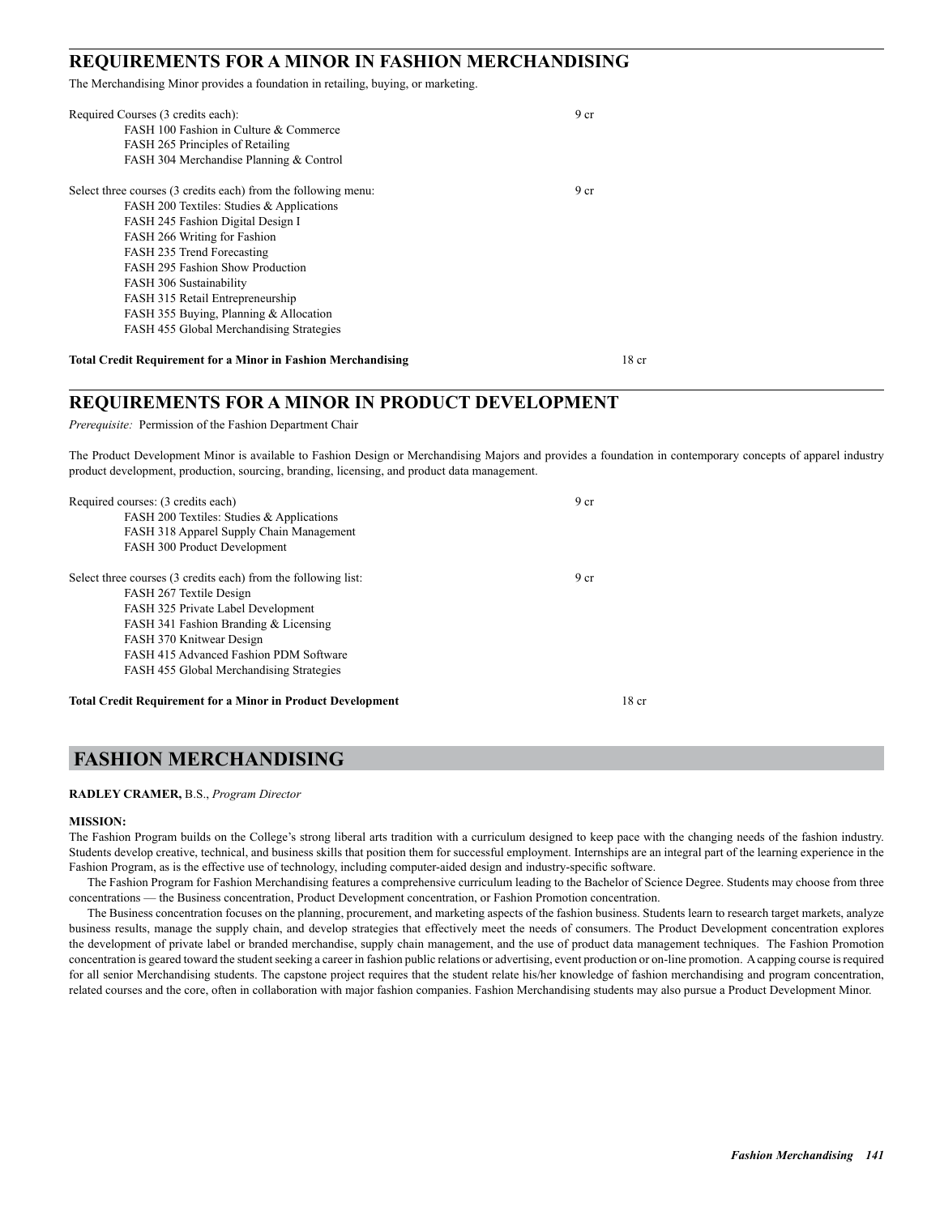## REQUIREMENTS FOR A MINOR IN FASHION MERCHANDISING

The Merchandising Minor provides a foundation in retailing, buying, or marketing.

Required Courses (3 credits each): 9 cr

- FASH 100 Fashion in Culture & Commerce
- FASH 265 Principles of Retailing
- FASH 304 Merchandise Planning & Control

Select three courses (3 credits each) from the following menu: 9 cr

- FASH 200 Textiles: Studies & Applications
- FASH 245 Fashion Digital Design I
- FASH 266 Writing for Fashion
- FASH 235 Trend Forecasting
- FASH 295 Fashion Show Production
- FASH 306 Sustainability
- FASH 315 Retail Entrepreneurship
- FASH 355 Buying, Planning & Allocation
- FASH 455 Global Merchandising Strategies

**Total Credit Requirement for a Minor in Fashion Merchandising** 18 cr

## REQUIREMENTS FOR A MINOR IN PRODUCT DEVELOPMENT

*Prerequisite:* Permission of the Fashion Department Chair

The Product Development Minor is available to Fashion Design or Merchandising Majors and provides a foundation in contemporary concepts of apparel industry product development, production, sourcing, branding, licensing, and product data management.

Required courses: (3 credits each) 9 cr

- FASH 200 Textiles: Studies & Applications
- FASH 318 Apparel Supply Chain Management
- FASH 300 Product Development

Select three courses (3 credits each) from the following list: 9 cr

- FASH 267 Textile Design
- FASH 325 Private Label Development
- FASH 341 Fashion Branding & Licensing
- FASH 370 Knitwear Design
- FASH 415 Advanced Fashion PDM Software
- FASH 455 Global Merchandising Strategies

**Total Credit Requirement for a Minor in Product Development** 18 cr

# FASHION MERCHANDISING

**RADLEY CRAMER,** B.S., *Program Director*

**MISSION:**

The Fashion Program builds on the College's strong liberal arts tradition with a curriculum designed to keep pace with the changing needs of the fashion industry. Students develop creative, technical, and business skills that position them for successful employment. Internships are an integral part of the learning experience in the Fashion Program, as is the effective use of technology, including computer-aided design and industry-specific software.

The Fashion Program for Fashion Merchandising features a comprehensive curriculum leading to the Bachelor of Science Degree. Students may choose from three concentrations — the Business concentration, Product Development concentration, or Fashion Promotion concentration.

The Business concentration focuses on the planning, procurement, and marketing aspects of the fashion business. Students learn to research target markets, analyze business results, manage the supply chain, and develop strategies that effectively meet the needs of consumers. The Product Development concentration explores the development of private label or branded merchandise, supply chain management, and the use of product data management techniques. The Fashion Promotion concentration is geared toward the student seeking a career in fashion public relations or advertising, event production or on-line promotion. A capping course is required for all senior Merchandising students. The capstone project requires that the student relate his/her knowledge of fashion merchandising and program concentration, related courses and the core, often in collaboration with major fashion companies. Fashion Merchandising students may also pursue a Product Development Minor.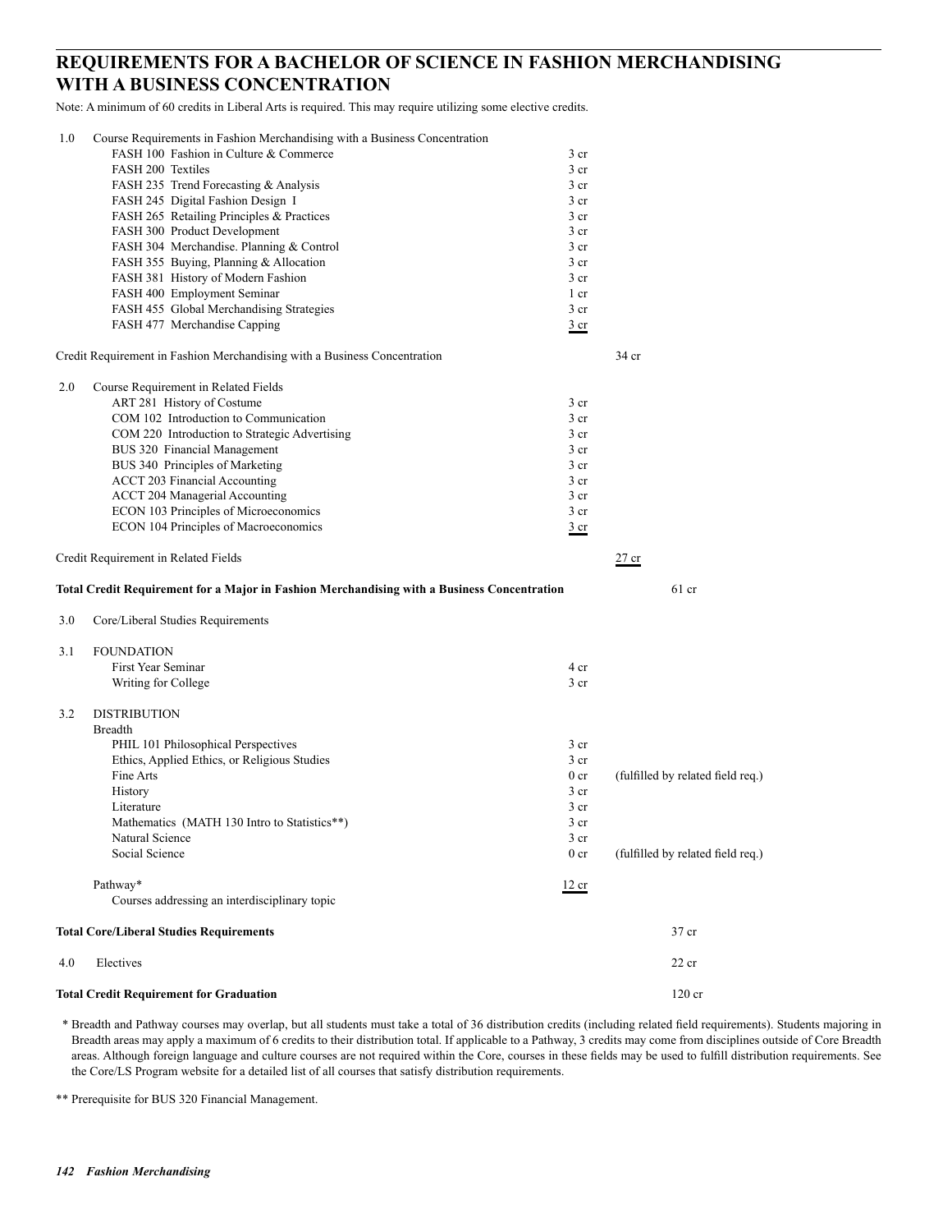## REQUIREMENTS FOR A BACHELOR OF SCIENCE IN FASHION MERCHANDISING WITH A BUSINESS CONCENTRATION

Note: A minimum of 60 credits in Liberal Arts is required. This may require utilizing some elective credits.

| | | | | |
|---|---|---|---|---|
| 1.0 | Course Requirements in Fashion Merchandising with a Business Concentration | | | |
| | FASH 100 Fashion in Culture & Commerce | 3 cr | | |
| | FASH 200 Textiles | 3 cr | | |
| | FASH 235 Trend Forecasting & Analysis | 3 cr | | |
| | FASH 245 Digital Fashion Design I | 3 cr | | |
| | FASH 265 Retailing Principles & Practices | 3 cr | | |
| | FASH 300 Product Development | 3 cr | | |
| | FASH 304 Merchandise. Planning & Control | 3 cr | | |
| | FASH 355 Buying, Planning & Allocation | 3 cr | | |
| | FASH 381 History of Modern Fashion | 3 cr | | |
| | FASH 400 Employment Seminar | 1 cr | | |
| | FASH 455 Global Merchandising Strategies | 3 cr | | |
| | FASH 477 Merchandise Capping | 3 cr | | |
| Credit Requirement in Fashion Merchandising with a Business Concentration | | | 34 cr | |
| 2.0 | Course Requirement in Related Fields | | | |
| | ART 281 History of Costume | 3 cr | | |
| | COM 102 Introduction to Communication | 3 cr | | |
| | COM 220 Introduction to Strategic Advertising | 3 cr | | |
| | BUS 320 Financial Management | 3 cr | | |
| | BUS 340 Principles of Marketing | 3 cr | | |
| | ACCT 203 Financial Accounting | 3 cr | | |
| | ACCT 204 Managerial Accounting | 3 cr | | |
| | ECON 103 Principles of Microeconomics | 3 cr | | |
| | ECON 104 Principles of Macroeconomics | 3 cr | | |
| Credit Requirement in Related Fields | | | 27 cr | |
| **Total Credit Requirement for a Major in Fashion Merchandising with a Business Concentration** | | | | 61 cr |
| 3.0 | Core/Liberal Studies Requirements | | | |
| 3.1 | FOUNDATION | | | |
| | First Year Seminar | 4 cr | | |
| | Writing for College | 3 cr | | |
| 3.2 | DISTRIBUTION | | | |
| | Breadth | | | |
| | PHIL 101 Philosophical Perspectives | 3 cr | | |
| | Ethics, Applied Ethics, or Religious Studies | 3 cr | | |
| | Fine Arts | 0 cr | (fulfilled by related field req.) | |
| | History | 3 cr | | |
| | Literature | 3 cr | | |
| | Mathematics (MATH 130 Intro to Statistics**) | 3 cr | | |
| | Natural Science | 3 cr | | |
| | Social Science | 0 cr | (fulfilled by related field req.) | |
| | Pathway* | 12 cr | | |
| | Courses addressing an interdisciplinary topic | | | |
| **Total Core/Liberal Studies Requirements** | | | | 37 cr |
| 4.0 | Electives | | | 22 cr |
| **Total Credit Requirement for Graduation** | | | | 120 cr |

\* Breadth and Pathway courses may overlap, but all students must take a total of 36 distribution credits (including related field requirements). Students majoring in Breadth areas may apply a maximum of 6 credits to their distribution total. If applicable to a Pathway, 3 credits may come from disciplines outside of Core Breadth areas. Although foreign language and culture courses are not required within the Core, courses in these fields may be used to fulfill distribution requirements. See the Core/LS Program website for a detailed list of all courses that satisfy distribution requirements.

** Prerequisite for BUS 320 Financial Management.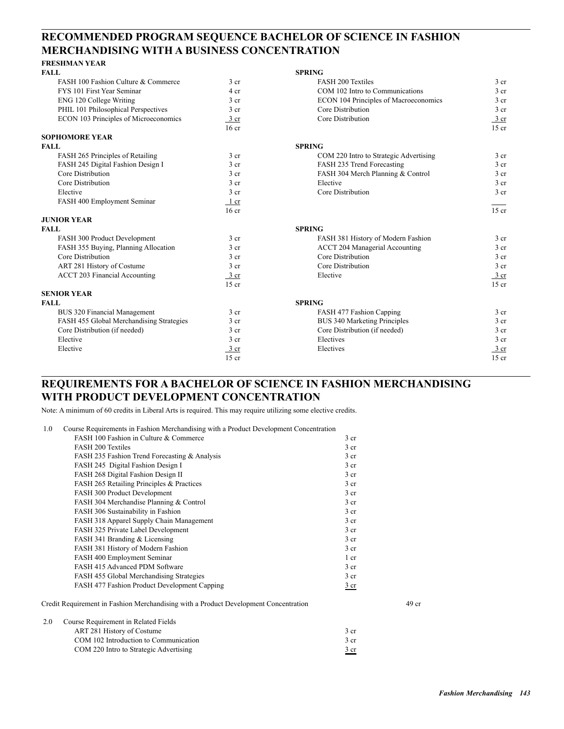## RECOMMENDED PROGRAM SEQUENCE BACHELOR OF SCIENCE IN FASHION MERCHANDISING WITH A BUSINESS CONCENTRATION

### FRESHMAN YEAR

| FALL | | SPRING | |
|---|---|---|---|
| FASH 100 Fashion Culture & Commerce | 3 cr | FASH 200 Textiles | 3 cr |
| FYS 101 First Year Seminar | 4 cr | COM 102 Intro to Communications | 3 cr |
| ENG 120 College Writing | 3 cr | ECON 104 Principles of Macroeconomics | 3 cr |
| PHIL 101 Philosophical Perspectives | 3 cr | Core Distribution | 3 cr |
| ECON 103 Principles of Microeconomics | 3 cr | Core Distribution | 3 cr |
| | 16 cr | | 15 cr |

### SOPHOMORE YEAR

| FALL | | SPRING | |
|---|---|---|---|
| FASH 265 Principles of Retailing | 3 cr | COM 220 Intro to Strategic Advertising | 3 cr |
| FASH 245 Digital Fashion Design I | 3 cr | FASH 235 Trend Forecasting | 3 cr |
| Core Distribution | 3 cr | FASH 304 Merch Planning & Control | 3 cr |
| Core Distribution | 3 cr | Elective | 3 cr |
| Elective | 3 cr | Core Distribution | 3 cr |
| FASH 400 Employment Seminar | 1 cr | | |
| | 16 cr | | 15 cr |

### JUNIOR YEAR

| FALL | | SPRING | |
|---|---|---|---|
| FASH 300 Product Development | 3 cr | FASH 381 History of Modern Fashion | 3 cr |
| FASH 355 Buying, Planning Allocation | 3 cr | ACCT 204 Managerial Accounting | 3 cr |
| Core Distribution | 3 cr | Core Distribution | 3 cr |
| ART 281 History of Costume | 3 cr | Core Distribution | 3 cr |
| ACCT 203 Financial Accounting | 3 cr | Elective | 3 cr |
| | 15 cr | | 15 cr |

### SENIOR YEAR

| FALL | | SPRING | |
|---|---|---|---|
| BUS 320 Financial Management | 3 cr | FASH 477 Fashion Capping | 3 cr |
| FASH 455 Global Merchandising Strategies | 3 cr | BUS 340 Marketing Principles | 3 cr |
| Core Distribution (if needed) | 3 cr | Core Distribution (if needed) | 3 cr |
| Elective | 3 cr | Electives | 3 cr |
| Elective | 3 cr | Electives | 3 cr |
| | 15 cr | | 15 cr |

## REQUIREMENTS FOR A BACHELOR OF SCIENCE IN FASHION MERCHANDISING WITH PRODUCT DEVELOPMENT CONCENTRATION

Note: A minimum of 60 credits in Liberal Arts is required. This may require utilizing some elective credits.

1.0 Course Requirements in Fashion Merchandising with a Product Development Concentration

| Course | Credits |
|---|---|
| FASH 100 Fashion in Culture & Commerce | 3 cr |
| FASH 200 Textiles | 3 cr |
| FASH 235 Fashion Trend Forecasting & Analysis | 3 cr |
| FASH 245 Digital Fashion Design I | 3 cr |
| FASH 268 Digital Fashion Design II | 3 cr |
| FASH 265 Retailing Principles & Practices | 3 cr |
| FASH 300 Product Development | 3 cr |
| FASH 304 Merchandise Planning & Control | 3 cr |
| FASH 306 Sustainability in Fashion | 3 cr |
| FASH 318 Apparel Supply Chain Management | 3 cr |
| FASH 325 Private Label Development | 3 cr |
| FASH 341 Branding & Licensing | 3 cr |
| FASH 381 History of Modern Fashion | 3 cr |
| FASH 400 Employment Seminar | 1 cr |
| FASH 415 Advanced PDM Software | 3 cr |
| FASH 455 Global Merchandising Strategies | 3 cr |
| FASH 477 Fashion Product Development Capping | 3 cr |

Credit Requirement in Fashion Merchandising with a Product Development Concentration — 49 cr

2.0 Course Requirement in Related Fields

| Course | Credits |
|---|---|
| ART 281 History of Costume | 3 cr |
| COM 102 Introduction to Communication | 3 cr |
| COM 220 Intro to Strategic Advertising | 3 cr |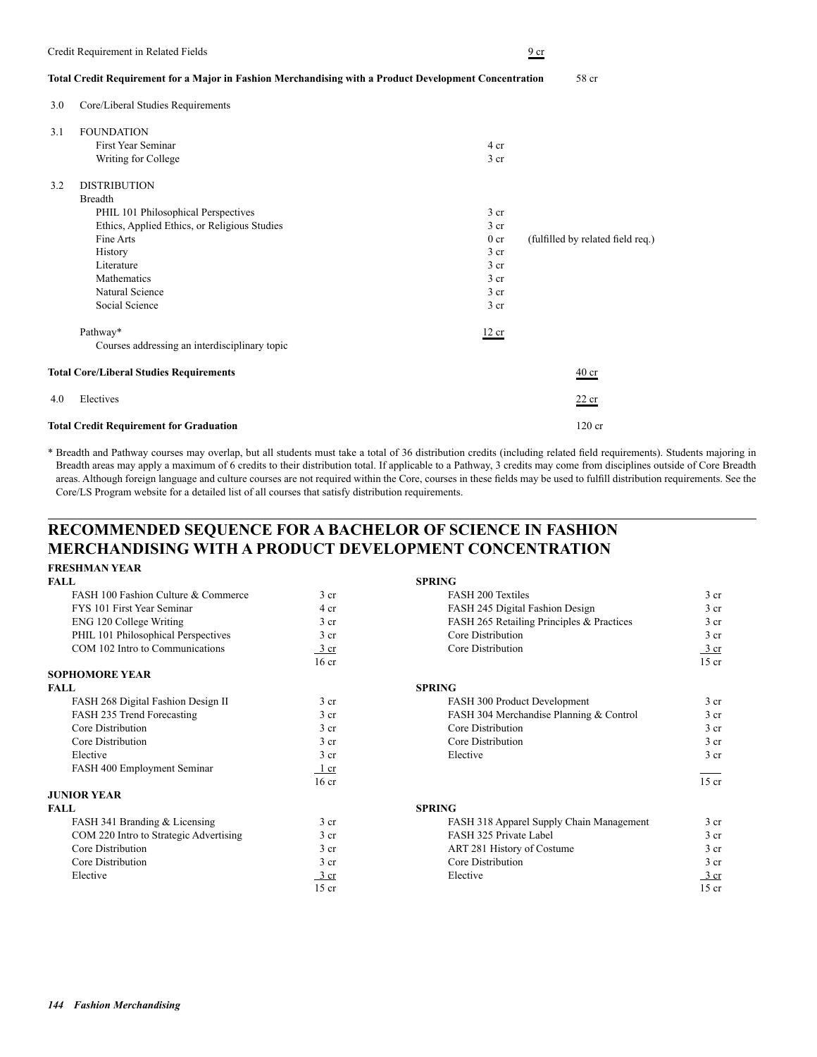| | | | |
|---|---|---|---|
| Credit Requirement in Related Fields | | 9 cr | |
| **Total Credit Requirement for a Major in Fashion Merchandising with a Product Development Concentration** | | | 58 cr |

3.0 Core/Liberal Studies Requirements

| | | | |
|---|---|---|---|
| 3.1 | FOUNDATION | | |
| | First Year Seminar | 4 cr | |
| | Writing for College | 3 cr | |
| 3.2 | DISTRIBUTION | | |
| | Breadth | | |
| | PHIL 101 Philosophical Perspectives | 3 cr | |
| | Ethics, Applied Ethics, or Religious Studies | 3 cr | |
| | Fine Arts | 0 cr | (fulfilled by related field req.) |
| | History | 3 cr | |
| | Literature | 3 cr | |
| | Mathematics | 3 cr | |
| | Natural Science | 3 cr | |
| | Social Science | 3 cr | |
| | Pathway* | 12 cr | |
| | Courses addressing an interdisciplinary topic | | |

| | |
|---|---|
| **Total Core/Liberal Studies Requirements** | 40 cr |
| 4.0 Electives | 22 cr |
| **Total Credit Requirement for Graduation** | 120 cr |

\* Breadth and Pathway courses may overlap, but all students must take a total of 36 distribution credits (including related field requirements). Students majoring in Breadth areas may apply a maximum of 6 credits to their distribution total. If applicable to a Pathway, 3 credits may come from disciplines outside of Core Breadth areas. Although foreign language and culture courses are not required within the Core, courses in these fields may be used to fulfill distribution requirements. See the Core/LS Program website for a detailed list of all courses that satisfy distribution requirements.

## RECOMMENDED SEQUENCE FOR A BACHELOR OF SCIENCE IN FASHION MERCHANDISING WITH A PRODUCT DEVELOPMENT CONCENTRATION

### FRESHMAN YEAR

| FALL | | SPRING | |
|---|---|---|---|
| FASH 100 Fashion Culture & Commerce | 3 cr | FASH 200 Textiles | 3 cr |
| FYS 101 First Year Seminar | 4 cr | FASH 245 Digital Fashion Design | 3 cr |
| ENG 120 College Writing | 3 cr | FASH 265 Retailing Principles & Practices | 3 cr |
| PHIL 101 Philosophical Perspectives | 3 cr | Core Distribution | 3 cr |
| COM 102 Intro to Communications | 3 cr | Core Distribution | 3 cr |
| | 16 cr | | 15 cr |

### SOPHOMORE YEAR

| FALL | | SPRING | |
|---|---|---|---|
| FASH 268 Digital Fashion Design II | 3 cr | FASH 300 Product Development | 3 cr |
| FASH 235 Trend Forecasting | 3 cr | FASH 304 Merchandise Planning & Control | 3 cr |
| Core Distribution | 3 cr | Core Distribution | 3 cr |
| Core Distribution | 3 cr | Core Distribution | 3 cr |
| Elective | 3 cr | Elective | 3 cr |
| FASH 400 Employment Seminar | 1 cr | | |
| | 16 cr | | 15 cr |

### JUNIOR YEAR

| FALL | | SPRING | |
|---|---|---|---|
| FASH 341 Branding & Licensing | 3 cr | FASH 318 Apparel Supply Chain Management | 3 cr |
| COM 220 Intro to Strategic Advertising | 3 cr | FASH 325 Private Label | 3 cr |
| Core Distribution | 3 cr | ART 281 History of Costume | 3 cr |
| Core Distribution | 3 cr | Core Distribution | 3 cr |
| Elective | 3 cr | Elective | 3 cr |
| | 15 cr | | 15 cr |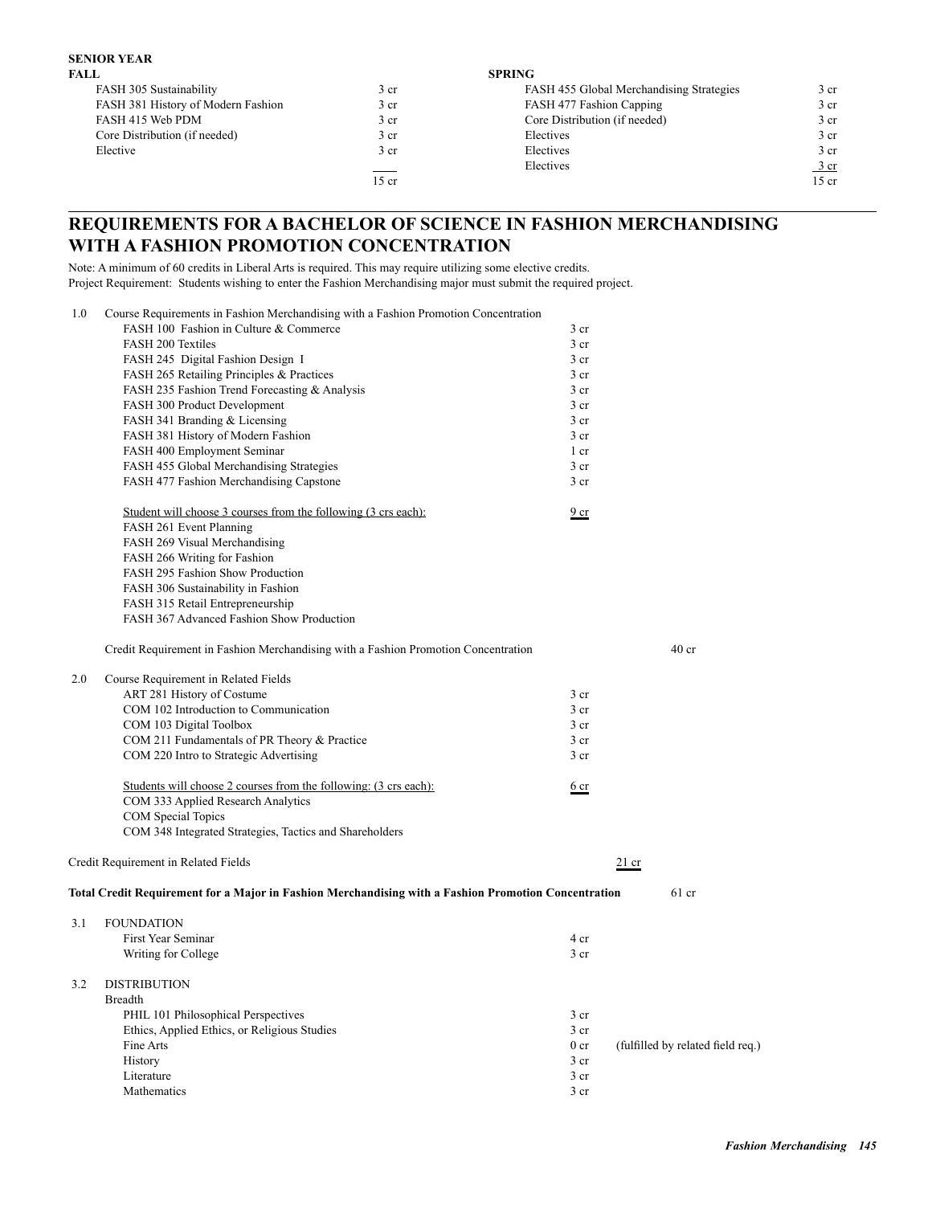**SENIOR YEAR**

| FALL | | SPRING | |
|---|---|---|---|
| FASH 305 Sustainability | 3 cr | FASH 455 Global Merchandising Strategies | 3 cr |
| FASH 381 History of Modern Fashion | 3 cr | FASH 477 Fashion Capping | 3 cr |
| FASH 415 Web PDM | 3 cr | Core Distribution (if needed) | 3 cr |
| Core Distribution (if needed) | 3 cr | Electives | 3 cr |
| Elective | 3 cr | Electives | 3 cr |
| | | Electives | 3 cr |
| | 15 cr | | 15 cr |

## REQUIREMENTS FOR A BACHELOR OF SCIENCE IN FASHION MERCHANDISING WITH A FASHION PROMOTION CONCENTRATION

Note: A minimum of 60 credits in Liberal Arts is required. This may require utilizing some elective credits.
Project Requirement: Students wishing to enter the Fashion Merchandising major must submit the required project.

1.0 Course Requirements in Fashion Merchandising with a Fashion Promotion Concentration

| Course | Credits |
|---|---|
| FASH 100 Fashion in Culture & Commerce | 3 cr |
| FASH 200 Textiles | 3 cr |
| FASH 245 Digital Fashion Design I | 3 cr |
| FASH 265 Retailing Principles & Practices | 3 cr |
| FASH 235 Fashion Trend Forecasting & Analysis | 3 cr |
| FASH 300 Product Development | 3 cr |
| FASH 341 Branding & Licensing | 3 cr |
| FASH 381 History of Modern Fashion | 3 cr |
| FASH 400 Employment Seminar | 1 cr |
| FASH 455 Global Merchandising Strategies | 3 cr |
| FASH 477 Fashion Merchandising Capstone | 3 cr |

Student will choose 3 courses from the following (3 crs each): 9 cr

- FASH 261 Event Planning
- FASH 269 Visual Merchandising
- FASH 266 Writing for Fashion
- FASH 295 Fashion Show Production
- FASH 306 Sustainability in Fashion
- FASH 315 Retail Entrepreneurship
- FASH 367 Advanced Fashion Show Production

Credit Requirement in Fashion Merchandising with a Fashion Promotion Concentration: 40 cr

2.0 Course Requirement in Related Fields

| Course | Credits |
|---|---|
| ART 281 History of Costume | 3 cr |
| COM 102 Introduction to Communication | 3 cr |
| COM 103 Digital Toolbox | 3 cr |
| COM 211 Fundamentals of PR Theory & Practice | 3 cr |
| COM 220 Intro to Strategic Advertising | 3 cr |

Students will choose 2 courses from the following: (3 crs each): 6 cr

- COM 333 Applied Research Analytics
- COM Special Topics
- COM 348 Integrated Strategies, Tactics and Shareholders

Credit Requirement in Related Fields: 21 cr

**Total Credit Requirement for a Major in Fashion Merchandising with a Fashion Promotion Concentration: 61 cr**

3.1 FOUNDATION

| Course | Credits |
|---|---|
| First Year Seminar | 4 cr |
| Writing for College | 3 cr |

3.2 DISTRIBUTION

Breadth

| Course | Credits | |
|---|---|---|
| PHIL 101 Philosophical Perspectives | 3 cr | |
| Ethics, Applied Ethics, or Religious Studies | 3 cr | |
| Fine Arts | 0 cr | (fulfilled by related field req.) |
| History | 3 cr | |
| Literature | 3 cr | |
| Mathematics | 3 cr | |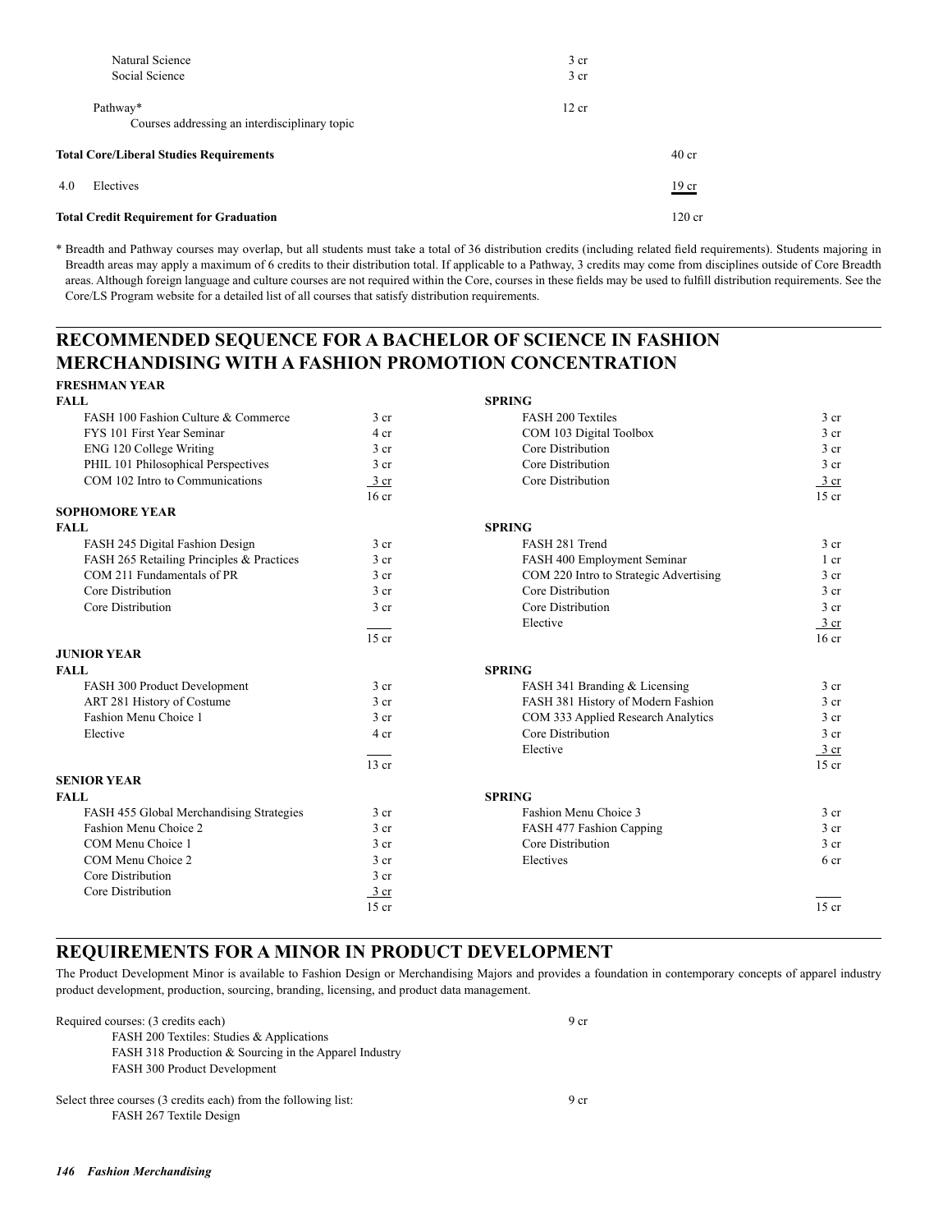| | | |
|---|---|---|
| Natural Science | 3 cr | |
| Social Science | 3 cr | |
| Pathway* | 12 cr | |
| Courses addressing an interdisciplinary topic | | |
| **Total Core/Liberal Studies Requirements** | | 40 cr |
| 4.0 Electives | | 19 cr |
| **Total Credit Requirement for Graduation** | | 120 cr |

\* Breadth and Pathway courses may overlap, but all students must take a total of 36 distribution credits (including related field requirements). Students majoring in Breadth areas may apply a maximum of 6 credits to their distribution total. If applicable to a Pathway, 3 credits may come from disciplines outside of Core Breadth areas. Although foreign language and culture courses are not required within the Core, courses in these fields may be used to fulfill distribution requirements. See the Core/LS Program website for a detailed list of all courses that satisfy distribution requirements.

## RECOMMENDED SEQUENCE FOR A BACHELOR OF SCIENCE IN FASHION MERCHANDISING WITH A FASHION PROMOTION CONCENTRATION

### FRESHMAN YEAR

| FALL | | SPRING | |
|---|---|---|---|
| FASH 100 Fashion Culture & Commerce | 3 cr | FASH 200 Textiles | 3 cr |
| FYS 101 First Year Seminar | 4 cr | COM 103 Digital Toolbox | 3 cr |
| ENG 120 College Writing | 3 cr | Core Distribution | 3 cr |
| PHIL 101 Philosophical Perspectives | 3 cr | Core Distribution | 3 cr |
| COM 102 Intro to Communications | 3 cr | Core Distribution | 3 cr |
| | 16 cr | | 15 cr |

### SOPHOMORE YEAR

| FALL | | SPRING | |
|---|---|---|---|
| FASH 245 Digital Fashion Design | 3 cr | FASH 281 Trend | 3 cr |
| FASH 265 Retailing Principles & Practices | 3 cr | FASH 400 Employment Seminar | 1 cr |
| COM 211 Fundamentals of PR | 3 cr | COM 220 Intro to Strategic Advertising | 3 cr |
| Core Distribution | 3 cr | Core Distribution | 3 cr |
| Core Distribution | 3 cr | Core Distribution | 3 cr |
| | | Elective | 3 cr |
| | 15 cr | | 16 cr |

### JUNIOR YEAR

| FALL | | SPRING | |
|---|---|---|---|
| FASH 300 Product Development | 3 cr | FASH 341 Branding & Licensing | 3 cr |
| ART 281 History of Costume | 3 cr | FASH 381 History of Modern Fashion | 3 cr |
| Fashion Menu Choice 1 | 3 cr | COM 333 Applied Research Analytics | 3 cr |
| Elective | 4 cr | Core Distribution | 3 cr |
| | | Elective | 3 cr |
| | 13 cr | | 15 cr |

### SENIOR YEAR

| FALL | | SPRING | |
|---|---|---|---|
| FASH 455 Global Merchandising Strategies | 3 cr | Fashion Menu Choice 3 | 3 cr |
| Fashion Menu Choice 2 | 3 cr | FASH 477 Fashion Capping | 3 cr |
| COM Menu Choice 1 | 3 cr | Core Distribution | 3 cr |
| COM Menu Choice 2 | 3 cr | Electives | 6 cr |
| Core Distribution | 3 cr | | |
| Core Distribution | 3 cr | | |
| | 15 cr | | 15 cr |

## REQUIREMENTS FOR A MINOR IN PRODUCT DEVELOPMENT

The Product Development Minor is available to Fashion Design or Merchandising Majors and provides a foundation in contemporary concepts of apparel industry product development, production, sourcing, branding, licensing, and product data management.

Required courses: (3 credits each) — 9 cr

- FASH 200 Textiles: Studies & Applications
- FASH 318 Production & Sourcing in the Apparel Industry
- FASH 300 Product Development

Select three courses (3 credits each) from the following list: — 9 cr

- FASH 267 Textile Design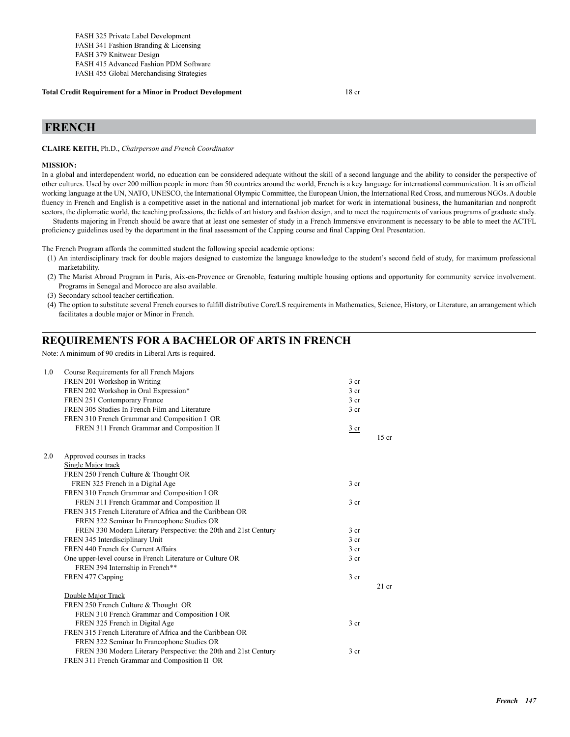FASH 325 Private Label Development
FASH 341 Fashion Branding & Licensing
FASH 379 Knitwear Design
FASH 415 Advanced Fashion PDM Software
FASH 455 Global Merchandising Strategies

**Total Credit Requirement for a Minor in Product Development** 18 cr

# FRENCH

**CLAIRE KEITH,** Ph.D., *Chairperson and French Coordinator*

**MISSION:**

In a global and interdependent world, no education can be considered adequate without the skill of a second language and the ability to consider the perspective of other cultures. Used by over 200 million people in more than 50 countries around the world, French is a key language for international communication. It is an official working language at the UN, NATO, UNESCO, the International Olympic Committee, the European Union, the International Red Cross, and numerous NGOs. A double fluency in French and English is a competitive asset in the national and international job market for work in international business, the humanitarian and nonprofit sectors, the diplomatic world, the teaching professions, the fields of art history and fashion design, and to meet the requirements of various programs of graduate study.

Students majoring in French should be aware that at least one semester of study in a French Immersive environment is necessary to be able to meet the ACTFL proficiency guidelines used by the department in the final assessment of the Capping course and final Capping Oral Presentation.

The French Program affords the committed student the following special academic options:

(1) An interdisciplinary track for double majors designed to customize the language knowledge to the student's second field of study, for maximum professional marketability.
(2) The Marist Abroad Program in Paris, Aix-en-Provence or Grenoble, featuring multiple housing options and opportunity for community service involvement. Programs in Senegal and Morocco are also available.
(3) Secondary school teacher certification.
(4) The option to substitute several French courses to fulfill distributive Core/LS requirements in Mathematics, Science, History, or Literature, an arrangement which facilitates a double major or Minor in French.

## REQUIREMENTS FOR A BACHELOR OF ARTS IN FRENCH

Note: A minimum of 90 credits in Liberal Arts is required.

| | | | |
|---|---|---|---|
| 1.0 | Course Requirements for all French Majors | | |
| | FREN 201 Workshop in Writing | 3 cr | |
| | FREN 202 Workshop in Oral Expression* | 3 cr | |
| | FREN 251 Contemporary France | 3 cr | |
| | FREN 305 Studies In French Film and Literature | 3 cr | |
| | FREN 310 French Grammar and Composition I OR | | |
| | FREN 311 French Grammar and Composition II | 3 cr | |
| | | | 15 cr |
| 2.0 | Approved courses in tracks | | |
| | <u>Single Major track</u> | | |
| | FREN 250 French Culture & Thought OR | | |
| | FREN 325 French in a Digital Age | 3 cr | |
| | FREN 310 French Grammar and Composition I OR | | |
| | FREN 311 French Grammar and Composition II | 3 cr | |
| | FREN 315 French Literature of Africa and the Caribbean OR | | |
| | FREN 322 Seminar In Francophone Studies OR | | |
| | FREN 330 Modern Literary Perspective: the 20th and 21st Century | 3 cr | |
| | FREN 345 Interdisciplinary Unit | 3 cr | |
| | FREN 440 French for Current Affairs | 3 cr | |
| | One upper-level course in French Literature or Culture OR | 3 cr | |
| | FREN 394 Internship in French** | | |
| | FREN 477 Capping | 3 cr | |
| | | | 21 cr |
| | <u>Double Major Track</u> | | |
| | FREN 250 French Culture & Thought OR | | |
| | FREN 310 French Grammar and Composition I OR | | |
| | FREN 325 French in Digital Age | 3 cr | |
| | FREN 315 French Literature of Africa and the Caribbean OR | | |
| | FREN 322 Seminar In Francophone Studies OR | | |
| | FREN 330 Modern Literary Perspective: the 20th and 21st Century | 3 cr | |
| | FREN 311 French Grammar and Composition II OR | | |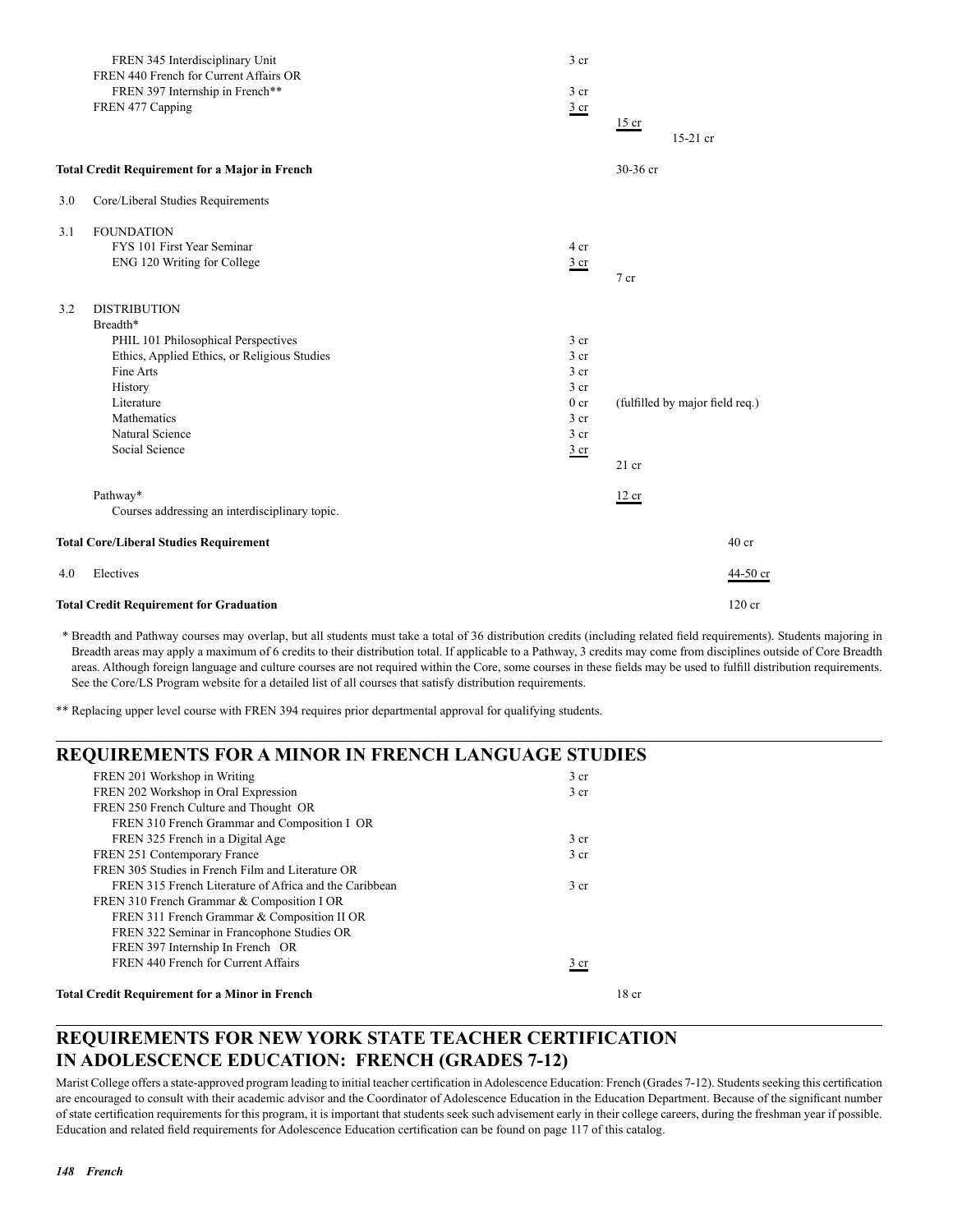| | | | | |
|---|---|---|---|---|
| | FREN 345 Interdisciplinary Unit | 3 cr | | |
| | FREN 440 French for Current Affairs OR<br>FREN 397 Internship in French** | 3 cr | | |
| | FREN 477 Capping | 3 cr | | |
| | | | 15 cr | |
| | | | 15-21 cr | |
| | **Total Credit Requirement for a Major in French** | | 30-36 cr | |
| 3.0 | Core/Liberal Studies Requirements | | | |
| 3.1 | FOUNDATION | | | |
| | FYS 101 First Year Seminar | 4 cr | | |
| | ENG 120 Writing for College | 3 cr | | |
| | | | 7 cr | |
| 3.2 | DISTRIBUTION | | | |
| | Breadth* | | | |
| | PHIL 101 Philosophical Perspectives | 3 cr | | |
| | Ethics, Applied Ethics, or Religious Studies | 3 cr | | |
| | Fine Arts | 3 cr | | |
| | History | 3 cr | | |
| | Literature | 0 cr | (fulfilled by major field req.) | |
| | Mathematics | 3 cr | | |
| | Natural Science | 3 cr | | |
| | Social Science | 3 cr | | |
| | | | 21 cr | |
| | Pathway*<br>Courses addressing an interdisciplinary topic. | | 12 cr | |
| | **Total Core/Liberal Studies Requirement** | | | 40 cr |
| 4.0 | Electives | | | 44-50 cr |
| | **Total Credit Requirement for Graduation** | | | 120 cr |

\* Breadth and Pathway courses may overlap, but all students must take a total of 36 distribution credits (including related field requirements). Students majoring in Breadth areas may apply a maximum of 6 credits to their distribution total. If applicable to a Pathway, 3 credits may come from disciplines outside of Core Breadth areas. Although foreign language and culture courses are not required within the Core, some courses in these fields may be used to fulfill distribution requirements. See the Core/LS Program website for a detailed list of all courses that satisfy distribution requirements.

** Replacing upper level course with FREN 394 requires prior departmental approval for qualifying students.

## REQUIREMENTS FOR A MINOR IN FRENCH LANGUAGE STUDIES

| | | |
|---|---|---|
| FREN 201 Workshop in Writing | 3 cr | |
| FREN 202 Workshop in Oral Expression | 3 cr | |
| FREN 250 French Culture and Thought OR<br>FREN 310 French Grammar and Composition I OR<br>FREN 325 French in a Digital Age | 3 cr | |
| FREN 251 Contemporary France | 3 cr | |
| FREN 305 Studies in French Film and Literature OR<br>FREN 315 French Literature of Africa and the Caribbean | 3 cr | |
| FREN 310 French Grammar & Composition I OR<br>FREN 311 French Grammar & Composition II OR<br>FREN 322 Seminar in Francophone Studies OR<br>FREN 397 Internship In French OR<br>FREN 440 French for Current Affairs | 3 cr | |
| **Total Credit Requirement for a Minor in French** | | 18 cr |

## REQUIREMENTS FOR NEW YORK STATE TEACHER CERTIFICATION IN ADOLESCENCE EDUCATION: FRENCH (GRADES 7-12)

Marist College offers a state-approved program leading to initial teacher certification in Adolescence Education: French (Grades 7-12). Students seeking this certification are encouraged to consult with their academic advisor and the Coordinator of Adolescence Education in the Education Department. Because of the significant number of state certification requirements for this program, it is important that students seek such advisement early in their college careers, during the freshman year if possible. Education and related field requirements for Adolescence Education certification can be found on page 117 of this catalog.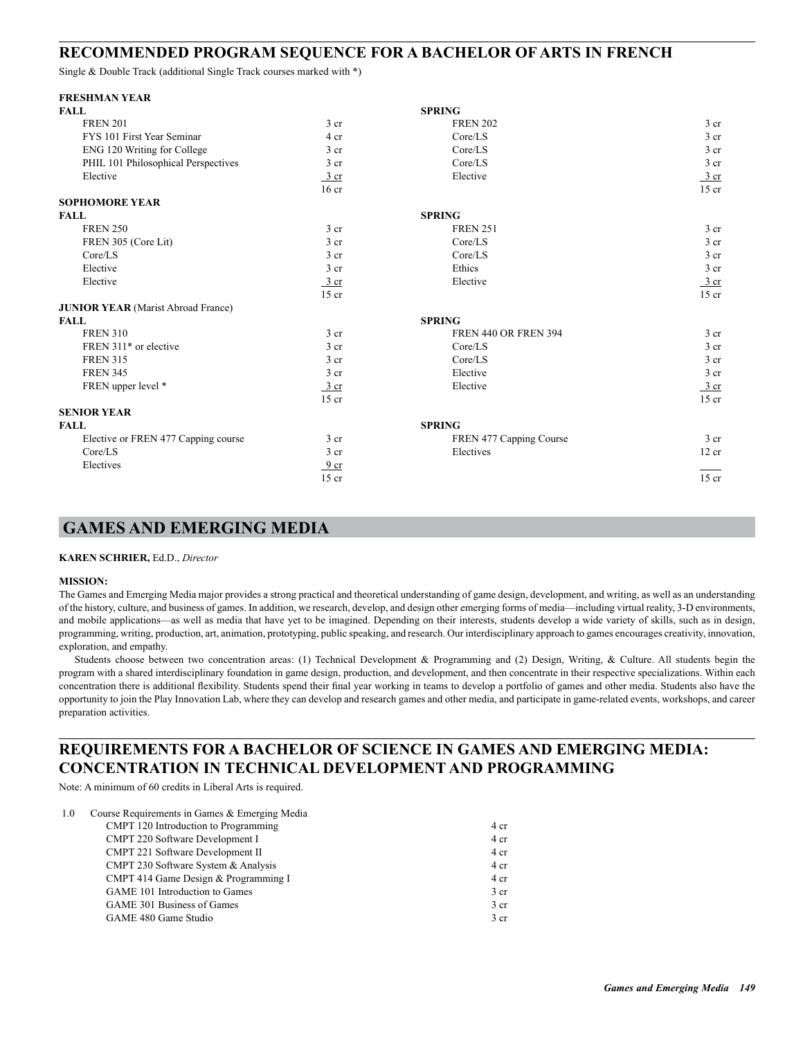## RECOMMENDED PROGRAM SEQUENCE FOR A BACHELOR OF ARTS IN FRENCH

Single & Double Track (additional Single Track courses marked with *)

**FRESHMAN YEAR**

| FALL | | SPRING | |
|---|---|---|---|
| FREN 201 | 3 cr | FREN 202 | 3 cr |
| FYS 101 First Year Seminar | 4 cr | Core/LS | 3 cr |
| ENG 120 Writing for College | 3 cr | Core/LS | 3 cr |
| PHIL 101 Philosophical Perspectives | 3 cr | Core/LS | 3 cr |
| Elective | 3 cr | Elective | 3 cr |
| | 16 cr | | 15 cr |

**SOPHOMORE YEAR**

| FALL | | SPRING | |
|---|---|---|---|
| FREN 250 | 3 cr | FREN 251 | 3 cr |
| FREN 305 (Core Lit) | 3 cr | Core/LS | 3 cr |
| Core/LS | 3 cr | Core/LS | 3 cr |
| Elective | 3 cr | Ethics | 3 cr |
| Elective | 3 cr | Elective | 3 cr |
| | 15 cr | | 15 cr |

**JUNIOR YEAR** (Marist Abroad France)

| FALL | | SPRING | |
|---|---|---|---|
| FREN 310 | 3 cr | FREN 440 OR FREN 394 | 3 cr |
| FREN 311* or elective | 3 cr | Core/LS | 3 cr |
| FREN 315 | 3 cr | Core/LS | 3 cr |
| FREN 345 | 3 cr | Elective | 3 cr |
| FREN upper level * | 3 cr | Elective | 3 cr |
| | 15 cr | | 15 cr |

**SENIOR YEAR**

| FALL | | SPRING | |
|---|---|---|---|
| Elective or FREN 477 Capping course | 3 cr | FREN 477 Capping Course | 3 cr |
| Core/LS | 3 cr | Electives | 12 cr |
| Electives | 9 cr | | |
| | 15 cr | | 15 cr |

# GAMES AND EMERGING MEDIA

**KAREN SCHRIER,** Ed.D., *Director*

**MISSION:**

The Games and Emerging Media major provides a strong practical and theoretical understanding of game design, development, and writing, as well as an understanding of the history, culture, and business of games. In addition, we research, develop, and design other emerging forms of media—including virtual reality, 3-D environments, and mobile applications—as well as media that have yet to be imagined. Depending on their interests, students develop a wide variety of skills, such as in design, programming, writing, production, art, animation, prototyping, public speaking, and research. Our interdisciplinary approach to games encourages creativity, innovation, exploration, and empathy.

Students choose between two concentration areas: (1) Technical Development & Programming and (2) Design, Writing, & Culture. All students begin the program with a shared interdisciplinary foundation in game design, production, and development, and then concentrate in their respective specializations. Within each concentration there is additional flexibility. Students spend their final year working in teams to develop a portfolio of games and other media. Students also have the opportunity to join the Play Innovation Lab, where they can develop and research games and other media, and participate in game-related events, workshops, and career preparation activities.

## REQUIREMENTS FOR A BACHELOR OF SCIENCE IN GAMES AND EMERGING MEDIA: CONCENTRATION IN TECHNICAL DEVELOPMENT AND PROGRAMMING

Note: A minimum of 60 credits in Liberal Arts is required.

1.0 Course Requirements in Games & Emerging Media

| Course | Credits |
|---|---|
| CMPT 120 Introduction to Programming | 4 cr |
| CMPT 220 Software Development I | 4 cr |
| CMPT 221 Software Development II | 4 cr |
| CMPT 230 Software System & Analysis | 4 cr |
| CMPT 414 Game Design & Programming I | 4 cr |
| GAME 101 Introduction to Games | 3 cr |
| GAME 301 Business of Games | 3 cr |
| GAME 480 Game Studio | 3 cr |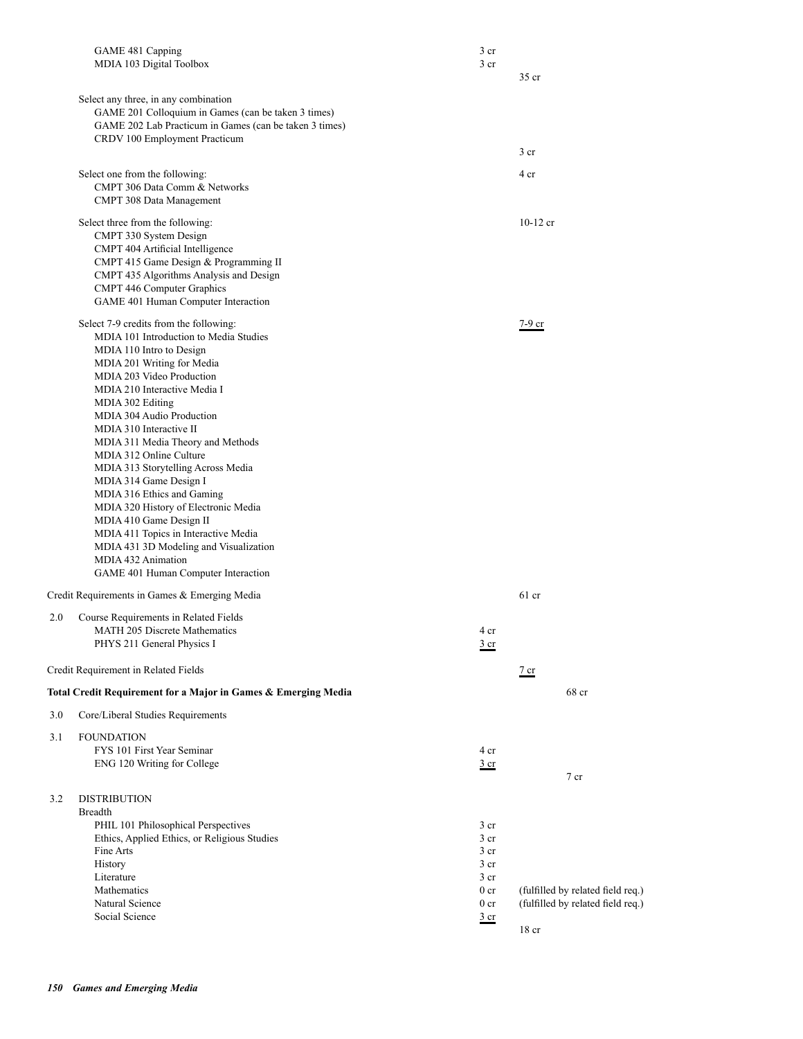| Course | Credits | Subtotal |
|---|---|---|
| GAME 481 Capping | 3 cr | |
| MDIA 103 Digital Toolbox | 3 cr | |
| | | 35 cr |
| Select any three, in any combination | | |
| GAME 201 Colloquium in Games (can be taken 3 times) | | |
| GAME 202 Lab Practicum in Games (can be taken 3 times) | | |
| CRDV 100 Employment Practicum | | |
| | | 3 cr |
| Select one from the following: | | 4 cr |
| CMPT 306 Data Comm & Networks | | |
| CMPT 308 Data Management | | |
| Select three from the following: | | 10-12 cr |
| CMPT 330 System Design | | |
| CMPT 404 Artificial Intelligence | | |
| CMPT 415 Game Design & Programming II | | |
| CMPT 435 Algorithms Analysis and Design | | |
| CMPT 446 Computer Graphics | | |
| GAME 401 Human Computer Interaction | | |
| Select 7-9 credits from the following: | | 7-9 cr |
| MDIA 101 Introduction to Media Studies | | |
| MDIA 110 Intro to Design | | |
| MDIA 201 Writing for Media | | |
| MDIA 203 Video Production | | |
| MDIA 210 Interactive Media I | | |
| MDIA 302 Editing | | |
| MDIA 304 Audio Production | | |
| MDIA 310 Interactive II | | |
| MDIA 311 Media Theory and Methods | | |
| MDIA 312 Online Culture | | |
| MDIA 313 Storytelling Across Media | | |
| MDIA 314 Game Design I | | |
| MDIA 316 Ethics and Gaming | | |
| MDIA 320 History of Electronic Media | | |
| MDIA 410 Game Design II | | |
| MDIA 411 Topics in Interactive Media | | |
| MDIA 431 3D Modeling and Visualization | | |
| MDIA 432 Animation | | |
| GAME 401 Human Computer Interaction | | |

Credit Requirements in Games & Emerging Media — 61 cr

2.0 Course Requirements in Related Fields

| Course | Credits |
|---|---|
| MATH 205 Discrete Mathematics | 4 cr |
| PHYS 211 General Physics I | 3 cr |

Credit Requirement in Related Fields — 7 cr

**Total Credit Requirement for a Major in Games & Emerging Media — 68 cr**

3.0 Core/Liberal Studies Requirements

3.1 FOUNDATION

| Course | Credits |
|---|---|
| FYS 101 First Year Seminar | 4 cr |
| ENG 120 Writing for College | 3 cr |
| | 7 cr |

3.2 DISTRIBUTION

Breadth

| Course | Credits | Notes |
|---|---|---|
| PHIL 101 Philosophical Perspectives | 3 cr | |
| Ethics, Applied Ethics, or Religious Studies | 3 cr | |
| Fine Arts | 3 cr | |
| History | 3 cr | |
| Literature | 3 cr | |
| Mathematics | 0 cr | (fulfilled by related field req.) |
| Natural Science | 0 cr | (fulfilled by related field req.) |
| Social Science | 3 cr | |
| | | 18 cr |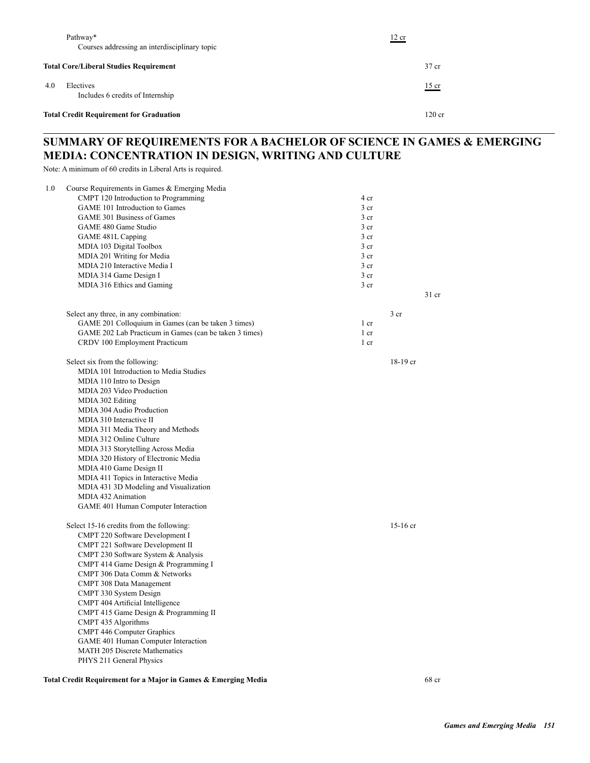| | | | |
|---|---|---|---|
| | Pathway* <br> Courses addressing an interdisciplinary topic | 12 cr | |
| **Total Core/Liberal Studies Requirement** | | | 37 cr |
| 4.0 | Electives <br> Includes 6 credits of Internship | | 15 cr |
| **Total Credit Requirement for Graduation** | | | 120 cr |

## SUMMARY OF REQUIREMENTS FOR A BACHELOR OF SCIENCE IN GAMES & EMERGING MEDIA: CONCENTRATION IN DESIGN, WRITING AND CULTURE

Note: A minimum of 60 credits in Liberal Arts is required.

| | | | | |
|---|---|---|---|---|
| 1.0 | Course Requirements in Games & Emerging Media | | | |
| | CMPT 120 Introduction to Programming | 4 cr | | |
| | GAME 101 Introduction to Games | 3 cr | | |
| | GAME 301 Business of Games | 3 cr | | |
| | GAME 480 Game Studio | 3 cr | | |
| | GAME 481L Capping | 3 cr | | |
| | MDIA 103 Digital Toolbox | 3 cr | | |
| | MDIA 201 Writing for Media | 3 cr | | |
| | MDIA 210 Interactive Media I | 3 cr | | |
| | MDIA 314 Game Design I | 3 cr | | |
| | MDIA 316 Ethics and Gaming | 3 cr | | |
| | | | | 31 cr |
| | Select any three, in any combination: | | 3 cr | |
| | GAME 201 Colloquium in Games (can be taken 3 times) | 1 cr | | |
| | GAME 202 Lab Practicum in Games (can be taken 3 times) | 1 cr | | |
| | CRDV 100 Employment Practicum | 1 cr | | |
| | Select six from the following: | | 18-19 cr | |
| | MDIA 101 Introduction to Media Studies | | | |
| | MDIA 110 Intro to Design | | | |
| | MDIA 203 Video Production | | | |
| | MDIA 302 Editing | | | |
| | MDIA 304 Audio Production | | | |
| | MDIA 310 Interactive II | | | |
| | MDIA 311 Media Theory and Methods | | | |
| | MDIA 312 Online Culture | | | |
| | MDIA 313 Storytelling Across Media | | | |
| | MDIA 320 History of Electronic Media | | | |
| | MDIA 410 Game Design II | | | |
| | MDIA 411 Topics in Interactive Media | | | |
| | MDIA 431 3D Modeling and Visualization | | | |
| | MDIA 432 Animation | | | |
| | GAME 401 Human Computer Interaction | | | |
| | Select 15-16 credits from the following: | | 15-16 cr | |
| | CMPT 220 Software Development I | | | |
| | CMPT 221 Software Development II | | | |
| | CMPT 230 Software System & Analysis | | | |
| | CMPT 414 Game Design & Programming I | | | |
| | CMPT 306 Data Comm & Networks | | | |
| | CMPT 308 Data Management | | | |
| | CMPT 330 System Design | | | |
| | CMPT 404 Artificial Intelligence | | | |
| | CMPT 415 Game Design & Programming II | | | |
| | CMPT 435 Algorithms | | | |
| | CMPT 446 Computer Graphics | | | |
| | GAME 401 Human Computer Interaction | | | |
| | MATH 205 Discrete Mathematics | | | |
| | PHYS 211 General Physics | | | |
| **Total Credit Requirement for a Major in Games & Emerging Media** | | | | 68 cr |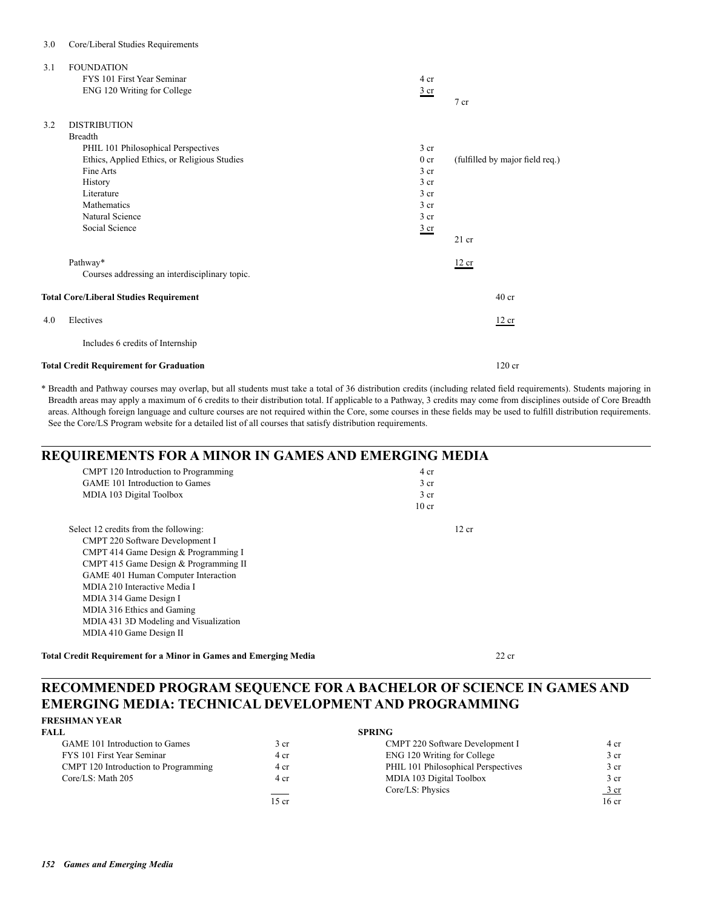3.0 Core/Liberal Studies Requirements

| | | | | |
|---|---|---|---|---|
| 3.1 | FOUNDATION | | | |
| | FYS 101 First Year Seminar | 4 cr | | |
| | ENG 120 Writing for College | 3 cr | | |
| | | | 7 cr | |
| 3.2 | DISTRIBUTION | | | |
| | Breadth | | | |
| | PHIL 101 Philosophical Perspectives | 3 cr | | |
| | Ethics, Applied Ethics, or Religious Studies | 0 cr | (fulfilled by major field req.) | |
| | Fine Arts | 3 cr | | |
| | History | 3 cr | | |
| | Literature | 3 cr | | |
| | Mathematics | 3 cr | | |
| | Natural Science | 3 cr | | |
| | Social Science | 3 cr | | |
| | | | 21 cr | |
| | Pathway* | | 12 cr | |
| | Courses addressing an interdisciplinary topic. | | | |
| **Total Core/Liberal Studies Requirement** | | | | 40 cr |
| 4.0 | Electives | | | 12 cr |
| | Includes 6 credits of Internship | | | |
| **Total Credit Requirement for Graduation** | | | | 120 cr |

\* Breadth and Pathway courses may overlap, but all students must take a total of 36 distribution credits (including related field requirements). Students majoring in Breadth areas may apply a maximum of 6 credits to their distribution total. If applicable to a Pathway, 3 credits may come from disciplines outside of Core Breadth areas. Although foreign language and culture courses are not required within the Core, some courses in these fields may be used to fulfill distribution requirements. See the Core/LS Program website for a detailed list of all courses that satisfy distribution requirements.

## REQUIREMENTS FOR A MINOR IN GAMES AND EMERGING MEDIA

| | | |
|---|---|---|
| CMPT 120 Introduction to Programming | 4 cr | |
| GAME 101 Introduction to Games | 3 cr | |
| MDIA 103 Digital Toolbox | 3 cr | |
| | 10 cr | |
| Select 12 credits from the following: | | 12 cr |
| CMPT 220 Software Development I | | |
| CMPT 414 Game Design & Programming I | | |
| CMPT 415 Game Design & Programming II | | |
| GAME 401 Human Computer Interaction | | |
| MDIA 210 Interactive Media I | | |
| MDIA 314 Game Design I | | |
| MDIA 316 Ethics and Gaming | | |
| MDIA 431 3D Modeling and Visualization | | |
| MDIA 410 Game Design II | | |
| **Total Credit Requirement for a Minor in Games and Emerging Media** | | 22 cr |

## RECOMMENDED PROGRAM SEQUENCE FOR A BACHELOR OF SCIENCE IN GAMES AND EMERGING MEDIA: TECHNICAL DEVELOPMENT AND PROGRAMMING

**FRESHMAN YEAR**

| FALL | | SPRING | |
|---|---|---|---|
| GAME 101 Introduction to Games | 3 cr | CMPT 220 Software Development I | 4 cr |
| FYS 101 First Year Seminar | 4 cr | ENG 120 Writing for College | 3 cr |
| CMPT 120 Introduction to Programming | 4 cr | PHIL 101 Philosophical Perspectives | 3 cr |
| Core/LS: Math 205 | 4 cr | MDIA 103 Digital Toolbox | 3 cr |
| | | Core/LS: Physics | 3 cr |
| | 15 cr | | 16 cr |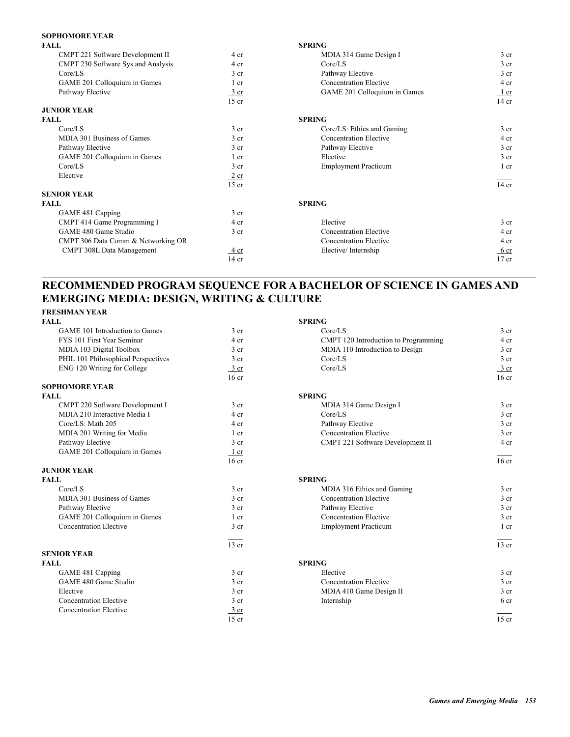**SOPHOMORE YEAR**

| FALL | | SPRING | |
|---|---|---|---|
| CMPT 221 Software Development II | 4 cr | MDIA 314 Game Design I | 3 cr |
| CMPT 230 Software Sys and Analysis | 4 cr | Core/LS | 3 cr |
| Core/LS | 3 cr | Pathway Elective | 3 cr |
| GAME 201 Colloquium in Games | 1 cr | Concentration Elective | 4 cr |
| Pathway Elective | 3 cr | GAME 201 Colloquium in Games | 1 cr |
| | 15 cr | | 14 cr |

**JUNIOR YEAR**

| FALL | | SPRING | |
|---|---|---|---|
| Core/LS | 3 cr | Core/LS: Ethics and Gaming | 3 cr |
| MDIA 301 Business of Games | 3 cr | Concentration Elective | 4 cr |
| Pathway Elective | 3 cr | Pathway Elective | 3 cr |
| GAME 201 Colloquium in Games | 1 cr | Elective | 3 cr |
| Core/LS | 3 cr | Employment Practicum | 1 cr |
| Elective | 2 cr | | |
| | 15 cr | | 14 cr |

**SENIOR YEAR**

| FALL | | SPRING | |
|---|---|---|---|
| GAME 481 Capping | 3 cr | | |
| CMPT 414 Game Programming I | 4 cr | Elective | 3 cr |
| GAME 480 Game Studio | 3 cr | Concentration Elective | 4 cr |
| CMPT 306 Data Comm & Networking OR | | Concentration Elective | 4 cr |
| CMPT 308L Data Management | 4 cr | Elective/ Internship | 6 cr |
| | 14 cr | | 17 cr |

## RECOMMENDED PROGRAM SEQUENCE FOR A BACHELOR OF SCIENCE IN GAMES AND EMERGING MEDIA: DESIGN, WRITING & CULTURE

**FRESHMAN YEAR**

| FALL | | SPRING | |
|---|---|---|---|
| GAME 101 Introduction to Games | 3 cr | Core/LS | 3 cr |
| FYS 101 First Year Seminar | 4 cr | CMPT 120 Introduction to Programming | 4 cr |
| MDIA 103 Digital Toolbox | 3 cr | MDIA 110 Introduction to Design | 3 cr |
| PHIL 101 Philosophical Perspectives | 3 cr | Core/LS | 3 cr |
| ENG 120 Writing for College | 3 cr | Core/LS | 3 cr |
| | 16 cr | | 16 cr |

**SOPHOMORE YEAR**

| FALL | | SPRING | |
|---|---|---|---|
| CMPT 220 Software Development I | 3 cr | MDIA 314 Game Design I | 3 cr |
| MDIA 210 Interactive Media I | 4 cr | Core/LS | 3 cr |
| Core/LS: Math 205 | 4 cr | Pathway Elective | 3 cr |
| MDIA 201 Writing for Media | 1 cr | Concentration Elective | 3 cr |
| Pathway Elective | 3 cr | CMPT 221 Software Development II | 4 cr |
| GAME 201 Colloquium in Games | 1 cr | | |
| | 16 cr | | 16 cr |

**JUNIOR YEAR**

| FALL | | SPRING | |
|---|---|---|---|
| Core/LS | 3 cr | MDIA 316 Ethics and Gaming | 3 cr |
| MDIA 301 Business of Games | 3 cr | Concentration Elective | 3 cr |
| Pathway Elective | 3 cr | Pathway Elective | 3 cr |
| GAME 201 Colloquium in Games | 1 cr | Concentration Elective | 3 cr |
| Concentration Elective | 3 cr | Employment Practicum | 1 cr |
| | 13 cr | | 13 cr |

**SENIOR YEAR**

| FALL | | SPRING | |
|---|---|---|---|
| GAME 481 Capping | 3 cr | Elective | 3 cr |
| GAME 480 Game Studio | 3 cr | Concentration Elective | 3 cr |
| Elective | 3 cr | MDIA 410 Game Design II | 3 cr |
| Concentration Elective | 3 cr | Internship | 6 cr |
| Concentration Elective | 3 cr | | |
| | 15 cr | | 15 cr |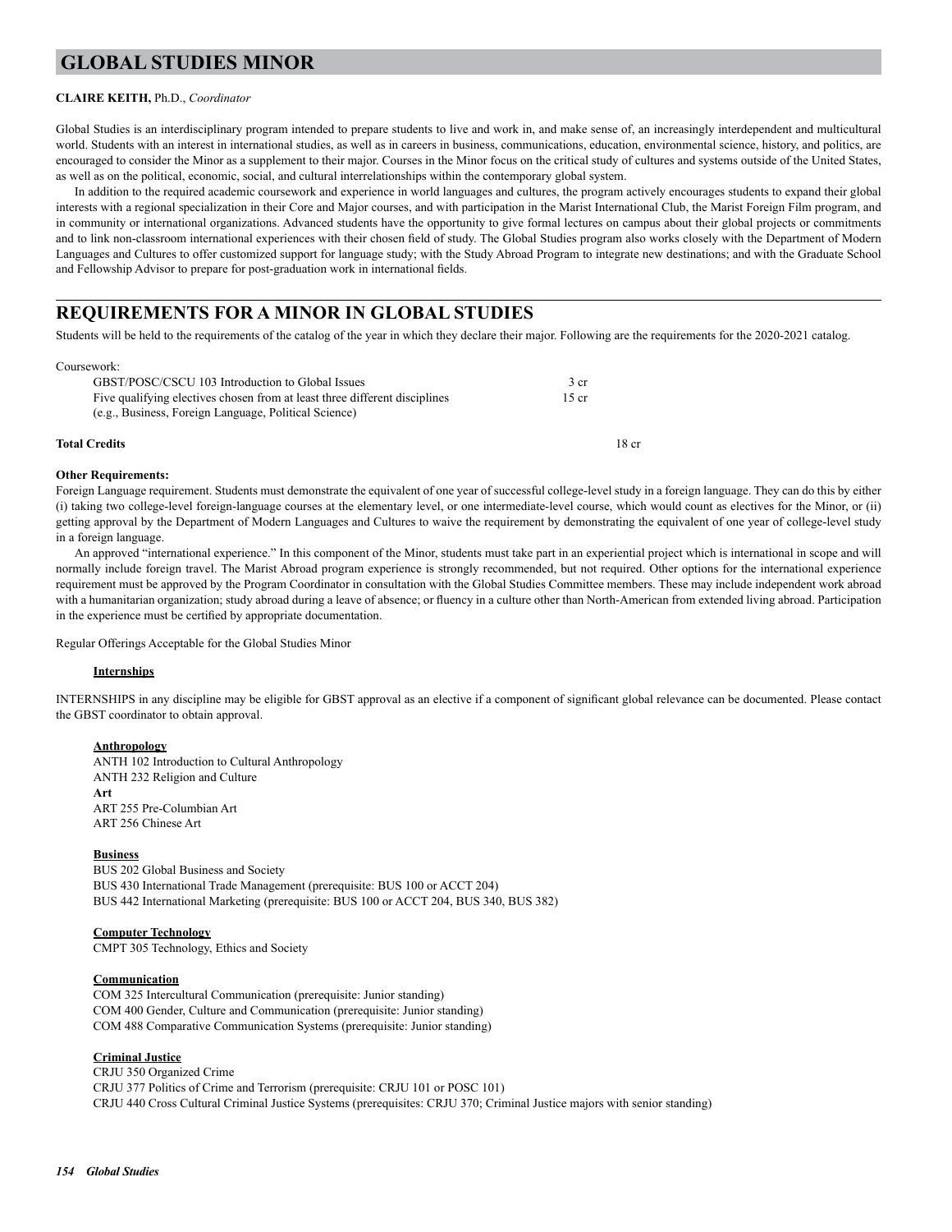# GLOBAL STUDIES MINOR

**CLAIRE KEITH,** Ph.D., *Coordinator*

Global Studies is an interdisciplinary program intended to prepare students to live and work in, and make sense of, an increasingly interdependent and multicultural world. Students with an interest in international studies, as well as in careers in business, communications, education, environmental science, history, and politics, are encouraged to consider the Minor as a supplement to their major. Courses in the Minor focus on the critical study of cultures and systems outside of the United States, as well as on the political, economic, social, and cultural interrelationships within the contemporary global system.

In addition to the required academic coursework and experience in world languages and cultures, the program actively encourages students to expand their global interests with a regional specialization in their Core and Major courses, and with participation in the Marist International Club, the Marist Foreign Film program, and in community or international organizations. Advanced students have the opportunity to give formal lectures on campus about their global projects or commitments and to link non-classroom international experiences with their chosen field of study. The Global Studies program also works closely with the Department of Modern Languages and Cultures to offer customized support for language study; with the Study Abroad Program to integrate new destinations; and with the Graduate School and Fellowship Advisor to prepare for post-graduation work in international fields.

## REQUIREMENTS FOR A MINOR IN GLOBAL STUDIES

Students will be held to the requirements of the catalog of the year in which they declare their major. Following are the requirements for the 2020-2021 catalog.

Coursework:

| | |
|---|---|
| GBST/POSC/CSCU 103 Introduction to Global Issues | 3 cr |
| Five qualifying electives chosen from at least three different disciplines (e.g., Business, Foreign Language, Political Science) | 15 cr |

**Total Credits** 18 cr

**Other Requirements:**

Foreign Language requirement. Students must demonstrate the equivalent of one year of successful college-level study in a foreign language. They can do this by either (i) taking two college-level foreign-language courses at the elementary level, or one intermediate-level course, which would count as electives for the Minor, or (ii) getting approval by the Department of Modern Languages and Cultures to waive the requirement by demonstrating the equivalent of one year of college-level study in a foreign language.

An approved "international experience." In this component of the Minor, students must take part in an experiential project which is international in scope and will normally include foreign travel. The Marist Abroad program experience is strongly recommended, but not required. Other options for the international experience requirement must be approved by the Program Coordinator in consultation with the Global Studies Committee members. These may include independent work abroad with a humanitarian organization; study abroad during a leave of absence; or fluency in a culture other than North-American from extended living abroad. Participation in the experience must be certified by appropriate documentation.

Regular Offerings Acceptable for the Global Studies Minor

**Internships**

INTERNSHIPS in any discipline may be eligible for GBST approval as an elective if a component of significant global relevance can be documented. Please contact the GBST coordinator to obtain approval.

**Anthropology**

ANTH 102 Introduction to Cultural Anthropology
ANTH 232 Religion and Culture

**Art**

ART 255 Pre-Columbian Art
ART 256 Chinese Art

**Business**

BUS 202 Global Business and Society
BUS 430 International Trade Management (prerequisite: BUS 100 or ACCT 204)
BUS 442 International Marketing (prerequisite: BUS 100 or ACCT 204, BUS 340, BUS 382)

**Computer Technology**

CMPT 305 Technology, Ethics and Society

**Communication**

COM 325 Intercultural Communication (prerequisite: Junior standing)
COM 400 Gender, Culture and Communication (prerequisite: Junior standing)
COM 488 Comparative Communication Systems (prerequisite: Junior standing)

**Criminal Justice**

CRJU 350 Organized Crime
CRJU 377 Politics of Crime and Terrorism (prerequisite: CRJU 101 or POSC 101)
CRJU 440 Cross Cultural Criminal Justice Systems (prerequisites: CRJU 370; Criminal Justice majors with senior standing)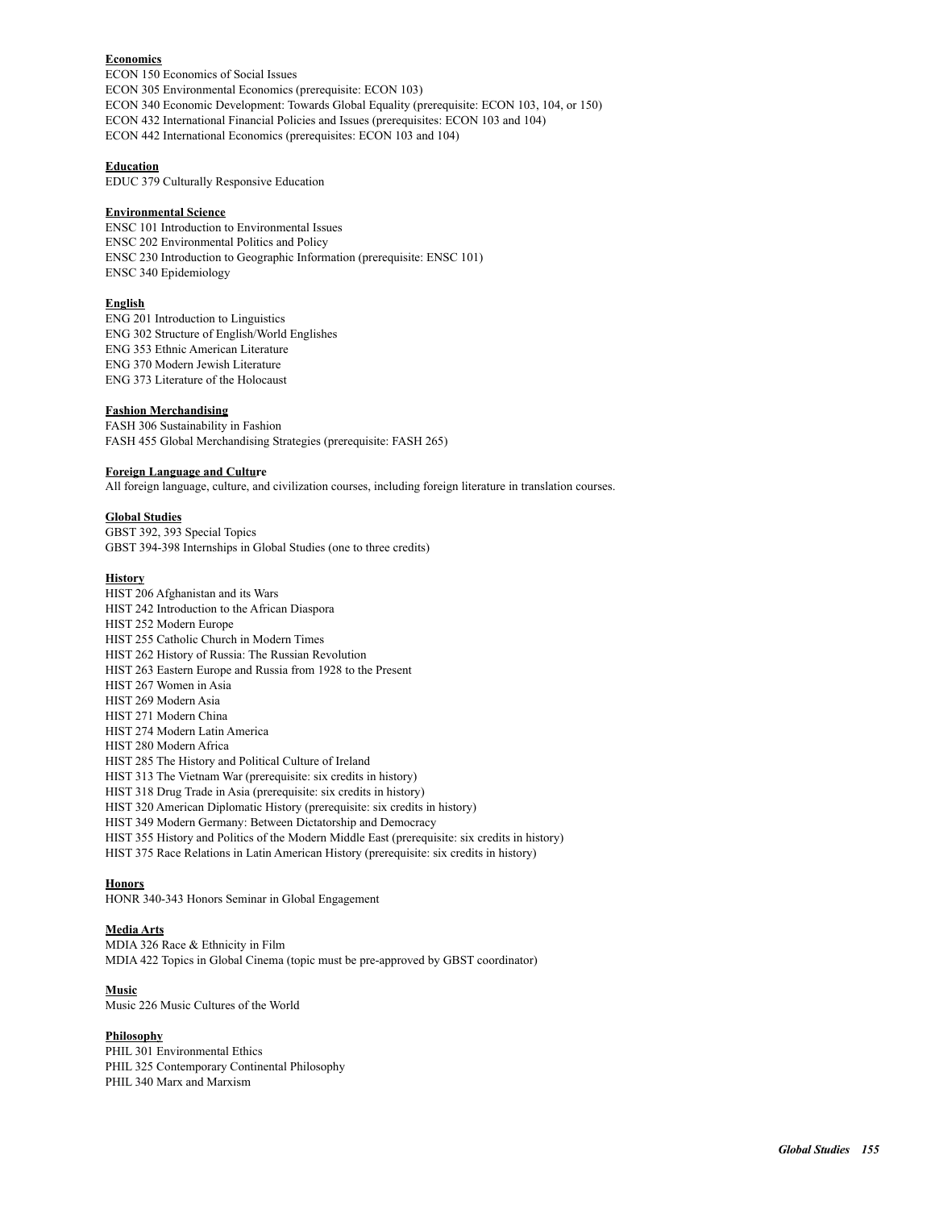**Economics**

ECON 150 Economics of Social Issues
ECON 305 Environmental Economics (prerequisite: ECON 103)
ECON 340 Economic Development: Towards Global Equality (prerequisite: ECON 103, 104, or 150)
ECON 432 International Financial Policies and Issues (prerequisites: ECON 103 and 104)
ECON 442 International Economics (prerequisites: ECON 103 and 104)

**Education**

EDUC 379 Culturally Responsive Education

**Environmental Science**

ENSC 101 Introduction to Environmental Issues
ENSC 202 Environmental Politics and Policy
ENSC 230 Introduction to Geographic Information (prerequisite: ENSC 101)
ENSC 340 Epidemiology

**English**

ENG 201 Introduction to Linguistics
ENG 302 Structure of English/World Englishes
ENG 353 Ethnic American Literature
ENG 370 Modern Jewish Literature
ENG 373 Literature of the Holocaust

**Fashion Merchandising**

FASH 306 Sustainability in Fashion
FASH 455 Global Merchandising Strategies (prerequisite: FASH 265)

**Foreign Language and Culture**

All foreign language, culture, and civilization courses, including foreign literature in translation courses.

**Global Studies**

GBST 392, 393 Special Topics
GBST 394-398 Internships in Global Studies (one to three credits)

**History**

HIST 206 Afghanistan and its Wars
HIST 242 Introduction to the African Diaspora
HIST 252 Modern Europe
HIST 255 Catholic Church in Modern Times
HIST 262 History of Russia: The Russian Revolution
HIST 263 Eastern Europe and Russia from 1928 to the Present
HIST 267 Women in Asia
HIST 269 Modern Asia
HIST 271 Modern China
HIST 274 Modern Latin America
HIST 280 Modern Africa
HIST 285 The History and Political Culture of Ireland
HIST 313 The Vietnam War (prerequisite: six credits in history)
HIST 318 Drug Trade in Asia (prerequisite: six credits in history)
HIST 320 American Diplomatic History (prerequisite: six credits in history)
HIST 349 Modern Germany: Between Dictatorship and Democracy
HIST 355 History and Politics of the Modern Middle East (prerequisite: six credits in history)
HIST 375 Race Relations in Latin American History (prerequisite: six credits in history)

**Honors**

HONR 340-343 Honors Seminar in Global Engagement

**Media Arts**

MDIA 326 Race & Ethnicity in Film
MDIA 422 Topics in Global Cinema (topic must be pre-approved by GBST coordinator)

**Music**

Music 226 Music Cultures of the World

**Philosophy**

PHIL 301 Environmental Ethics
PHIL 325 Contemporary Continental Philosophy
PHIL 340 Marx and Marxism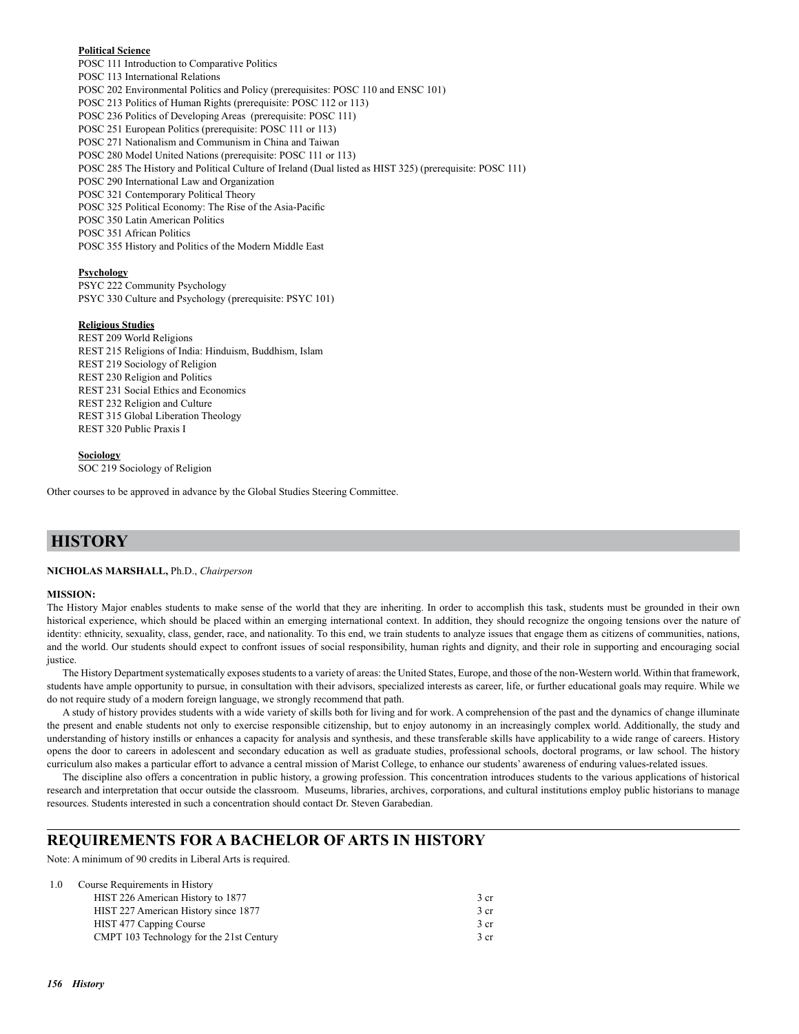**Political Science**

POSC 111 Introduction to Comparative Politics
POSC 113 International Relations
POSC 202 Environmental Politics and Policy (prerequisites: POSC 110 and ENSC 101)
POSC 213 Politics of Human Rights (prerequisite: POSC 112 or 113)
POSC 236 Politics of Developing Areas (prerequisite: POSC 111)
POSC 251 European Politics (prerequisite: POSC 111 or 113)
POSC 271 Nationalism and Communism in China and Taiwan
POSC 280 Model United Nations (prerequisite: POSC 111 or 113)
POSC 285 The History and Political Culture of Ireland (Dual listed as HIST 325) (prerequisite: POSC 111)
POSC 290 International Law and Organization
POSC 321 Contemporary Political Theory
POSC 325 Political Economy: The Rise of the Asia-Pacific
POSC 350 Latin American Politics
POSC 351 African Politics
POSC 355 History and Politics of the Modern Middle East

**Psychology**

PSYC 222 Community Psychology
PSYC 330 Culture and Psychology (prerequisite: PSYC 101)

**Religious Studies**

REST 209 World Religions
REST 215 Religions of India: Hinduism, Buddhism, Islam
REST 219 Sociology of Religion
REST 230 Religion and Politics
REST 231 Social Ethics and Economics
REST 232 Religion and Culture
REST 315 Global Liberation Theology
REST 320 Public Praxis I

**Sociology**

SOC 219 Sociology of Religion

Other courses to be approved in advance by the Global Studies Steering Committee.

# HISTORY

**NICHOLAS MARSHALL,** Ph.D., *Chairperson*

**MISSION:**

The History Major enables students to make sense of the world that they are inheriting. In order to accomplish this task, students must be grounded in their own historical experience, which should be placed within an emerging international context. In addition, they should recognize the ongoing tensions over the nature of identity: ethnicity, sexuality, class, gender, race, and nationality. To this end, we train students to analyze issues that engage them as citizens of communities, nations, and the world. Our students should expect to confront issues of social responsibility, human rights and dignity, and their role in supporting and encouraging social justice.

The History Department systematically exposes students to a variety of areas: the United States, Europe, and those of the non-Western world. Within that framework, students have ample opportunity to pursue, in consultation with their advisors, specialized interests as career, life, or further educational goals may require. While we do not require study of a modern foreign language, we strongly recommend that path.

A study of history provides students with a wide variety of skills both for living and for work. A comprehension of the past and the dynamics of change illuminate the present and enable students not only to exercise responsible citizenship, but to enjoy autonomy in an increasingly complex world. Additionally, the study and understanding of history instills or enhances a capacity for analysis and synthesis, and these transferable skills have applicability to a wide range of careers. History opens the door to careers in adolescent and secondary education as well as graduate studies, professional schools, doctoral programs, or law school. The history curriculum also makes a particular effort to advance a central mission of Marist College, to enhance our students' awareness of enduring values-related issues.

The discipline also offers a concentration in public history, a growing profession. This concentration introduces students to the various applications of historical research and interpretation that occur outside the classroom. Museums, libraries, archives, corporations, and cultural institutions employ public historians to manage resources. Students interested in such a concentration should contact Dr. Steven Garabedian.

## REQUIREMENTS FOR A BACHELOR OF ARTS IN HISTORY

Note: A minimum of 90 credits in Liberal Arts is required.

1.0 Course Requirements in History

| Course | Credits |
|---|---|
| HIST 226 American History to 1877 | 3 cr |
| HIST 227 American History since 1877 | 3 cr |
| HIST 477 Capping Course | 3 cr |
| CMPT 103 Technology for the 21st Century | 3 cr |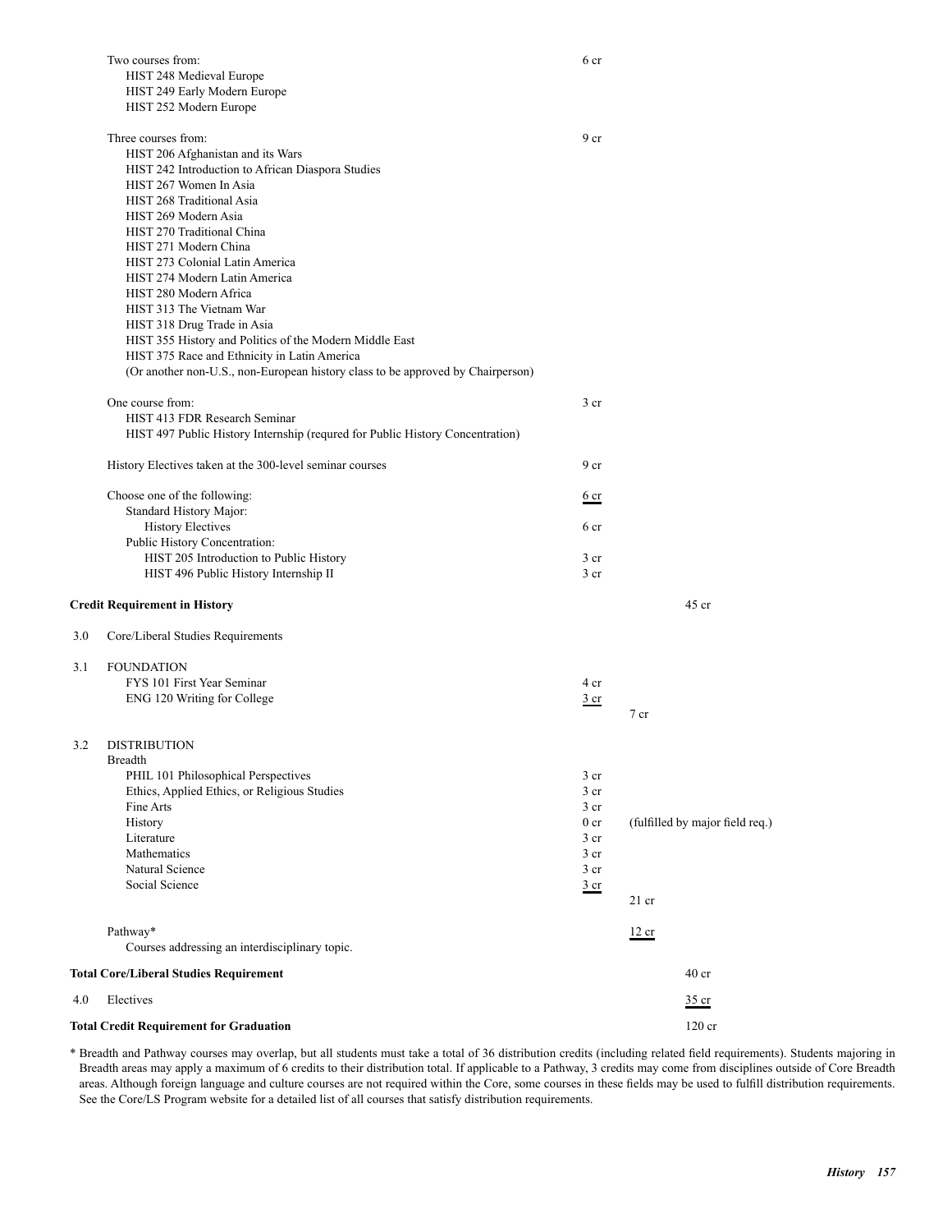| | | | |
|---|---|---|---|
| Two courses from: | 6 cr | | |
| HIST 248 Medieval Europe | | | |
| HIST 249 Early Modern Europe | | | |
| HIST 252 Modern Europe | | | |
| Three courses from: | 9 cr | | |
| HIST 206 Afghanistan and its Wars | | | |
| HIST 242 Introduction to African Diaspora Studies | | | |
| HIST 267 Women In Asia | | | |
| HIST 268 Traditional Asia | | | |
| HIST 269 Modern Asia | | | |
| HIST 270 Traditional China | | | |
| HIST 271 Modern China | | | |
| HIST 273 Colonial Latin America | | | |
| HIST 274 Modern Latin America | | | |
| HIST 280 Modern Africa | | | |
| HIST 313 The Vietnam War | | | |
| HIST 318 Drug Trade in Asia | | | |
| HIST 355 History and Politics of the Modern Middle East | | | |
| HIST 375 Race and Ethnicity in Latin America | | | |
| (Or another non-U.S., non-European history class to be approved by Chairperson) | | | |
| One course from: | 3 cr | | |
| HIST 413 FDR Research Seminar | | | |
| HIST 497 Public History Internship (requred for Public History Concentration) | | | |
| History Electives taken at the 300-level seminar courses | 9 cr | | |
| Choose one of the following: | 6 cr | | |
| Standard History Major: | | | |
| History Electives | 6 cr | | |
| Public History Concentration: | | | |
| HIST 205 Introduction to Public History | 3 cr | | |
| HIST 496 Public History Internship II | 3 cr | | |
| **Credit Requirement in History** | | | 45 cr |

3.0 Core/Liberal Studies Requirements

| | | | |
|---|---|---|---|
| 3.1 FOUNDATION | | | |
| FYS 101 First Year Seminar | 4 cr | | |
| ENG 120 Writing for College | 3 cr | | |
| | | 7 cr | |
| 3.2 DISTRIBUTION | | | |
| Breadth | | | |
| PHIL 101 Philosophical Perspectives | 3 cr | | |
| Ethics, Applied Ethics, or Religious Studies | 3 cr | | |
| Fine Arts | 3 cr | | |
| History | 0 cr | (fulfilled by major field req.) | |
| Literature | 3 cr | | |
| Mathematics | 3 cr | | |
| Natural Science | 3 cr | | |
| Social Science | 3 cr | | |
| | | 21 cr | |
| Pathway* | | 12 cr | |
| Courses addressing an interdisciplinary topic. | | | |
| **Total Core/Liberal Studies Requirement** | | | 40 cr |
| 4.0 Electives | | | 35 cr |
| **Total Credit Requirement for Graduation** | | | 120 cr |

\* Breadth and Pathway courses may overlap, but all students must take a total of 36 distribution credits (including related field requirements). Students majoring in Breadth areas may apply a maximum of 6 credits to their distribution total. If applicable to a Pathway, 3 credits may come from disciplines outside of Core Breadth areas. Although foreign language and culture courses are not required within the Core, some courses in these fields may be used to fulfill distribution requirements. See the Core/LS Program website for a detailed list of all courses that satisfy distribution requirements.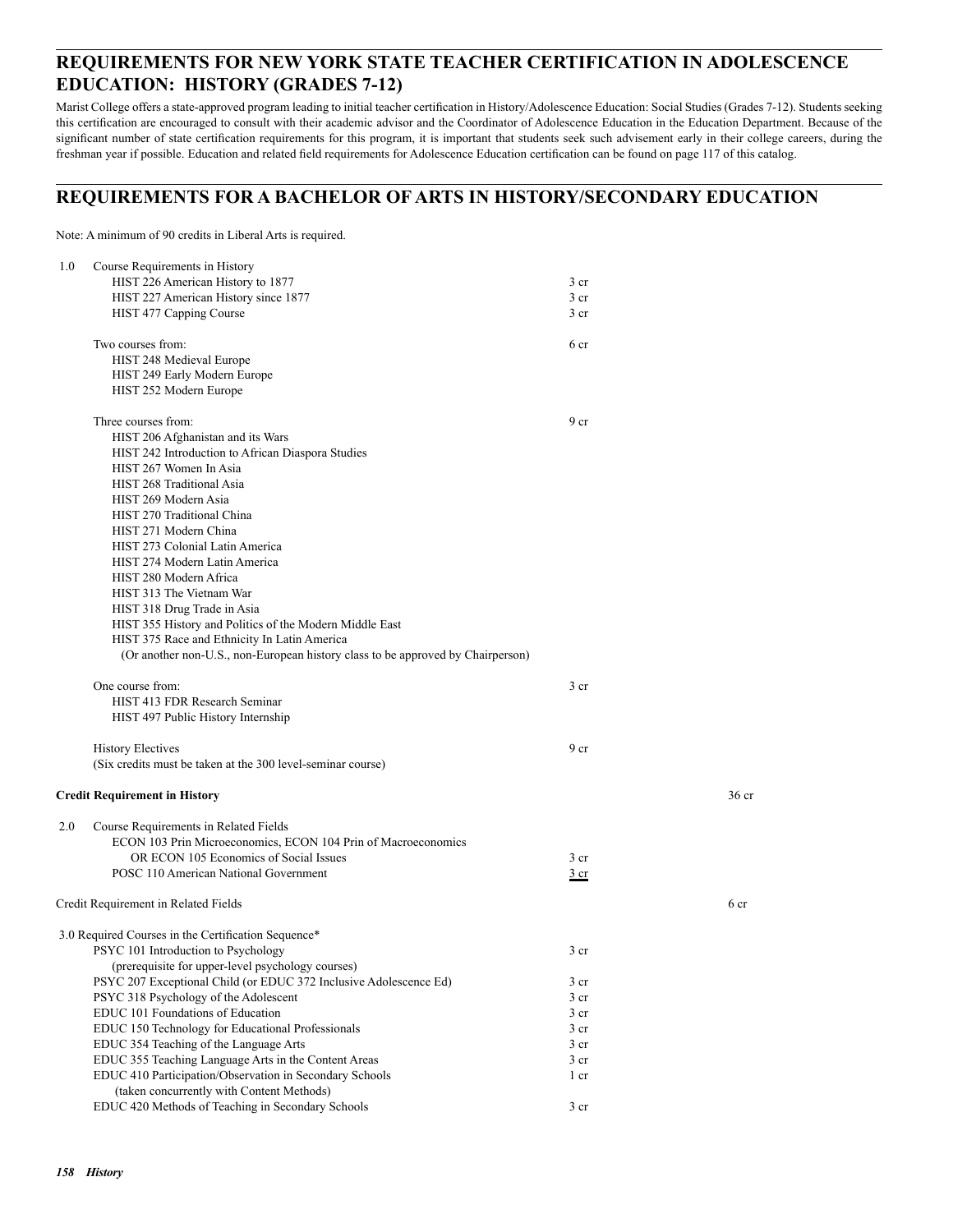## REQUIREMENTS FOR NEW YORK STATE TEACHER CERTIFICATION IN ADOLESCENCE EDUCATION: HISTORY (GRADES 7-12)

Marist College offers a state-approved program leading to initial teacher certification in History/Adolescence Education: Social Studies (Grades 7-12). Students seeking this certification are encouraged to consult with their academic advisor and the Coordinator of Adolescence Education in the Education Department. Because of the significant number of state certification requirements for this program, it is important that students seek such advisement early in their college careers, during the freshman year if possible. Education and related field requirements for Adolescence Education certification can be found on page 117 of this catalog.

## REQUIREMENTS FOR A BACHELOR OF ARTS IN HISTORY/SECONDARY EDUCATION

Note: A minimum of 90 credits in Liberal Arts is required.

1.0 Course Requirements in History

| | | |
|---|---|---|
| HIST 226 American History to 1877 | 3 cr | |
| HIST 227 American History since 1877 | 3 cr | |
| HIST 477 Capping Course | 3 cr | |
| Two courses from: | 6 cr | |
| HIST 248 Medieval Europe | | |
| HIST 249 Early Modern Europe | | |
| HIST 252 Modern Europe | | |
| Three courses from: | 9 cr | |
| HIST 206 Afghanistan and its Wars | | |
| HIST 242 Introduction to African Diaspora Studies | | |
| HIST 267 Women In Asia | | |
| HIST 268 Traditional Asia | | |
| HIST 269 Modern Asia | | |
| HIST 270 Traditional China | | |
| HIST 271 Modern China | | |
| HIST 273 Colonial Latin America | | |
| HIST 274 Modern Latin America | | |
| HIST 280 Modern Africa | | |
| HIST 313 The Vietnam War | | |
| HIST 318 Drug Trade in Asia | | |
| HIST 355 History and Politics of the Modern Middle East | | |
| HIST 375 Race and Ethnicity In Latin America | | |
| (Or another non-U.S., non-European history class to be approved by Chairperson) | | |
| One course from: | 3 cr | |
| HIST 413 FDR Research Seminar | | |
| HIST 497 Public History Internship | | |
| History Electives | 9 cr | |
| (Six credits must be taken at the 300 level-seminar course) | | |
| **Credit Requirement in History** | | 36 cr |

2.0 Course Requirements in Related Fields

| | | |
|---|---|---|
| ECON 103 Prin Microeconomics, ECON 104 Prin of Macroeconomics | | |
| OR ECON 105 Economics of Social Issues | 3 cr | |
| POSC 110 American National Government | 3 cr | |
| Credit Requirement in Related Fields | | 6 cr |

3.0 Required Courses in the Certification Sequence*

| | |
|---|---|
| PSYC 101 Introduction to Psychology | 3 cr |
| (prerequisite for upper-level psychology courses) | |
| PSYC 207 Exceptional Child (or EDUC 372 Inclusive Adolescence Ed) | 3 cr |
| PSYC 318 Psychology of the Adolescent | 3 cr |
| EDUC 101 Foundations of Education | 3 cr |
| EDUC 150 Technology for Educational Professionals | 3 cr |
| EDUC 354 Teaching of the Language Arts | 3 cr |
| EDUC 355 Teaching Language Arts in the Content Areas | 3 cr |
| EDUC 410 Participation/Observation in Secondary Schools | 1 cr |
| (taken concurrently with Content Methods) | |
| EDUC 420 Methods of Teaching in Secondary Schools | 3 cr |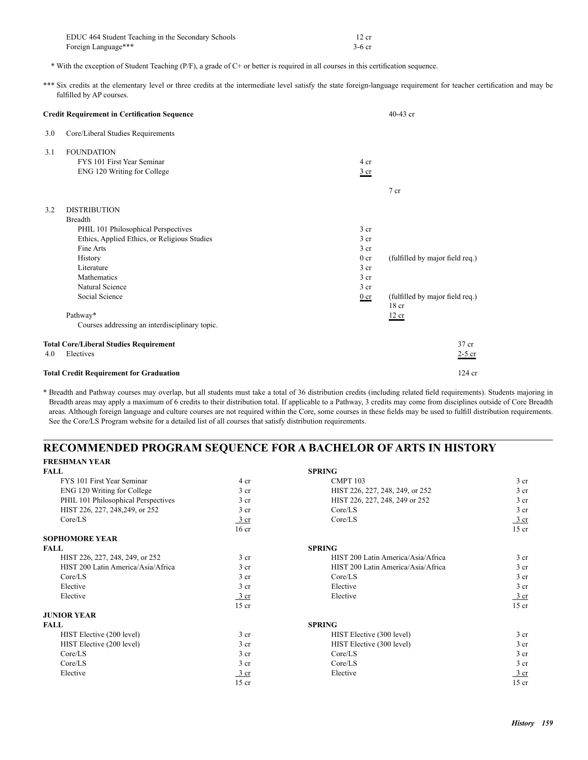| | |
|---|---|
| EDUC 464 Student Teaching in the Secondary Schools | 12 cr |
| Foreign Language*** | 3-6 cr |

\* With the exception of Student Teaching (P/F), a grade of C+ or better is required in all courses in this certification sequence.

\*** Six credits at the elementary level or three credits at the intermediate level satisfy the state foreign-language requirement for teacher certification and may be fulfilled by AP courses.

| | | | | |
|---|---|---|---|---|
| **Credit Requirement in Certification Sequence** | | | 40-43 cr | |
| 3.0 | Core/Liberal Studies Requirements | | | |
| 3.1 | FOUNDATION | | | |
| | FYS 101 First Year Seminar | 4 cr | | |
| | ENG 120 Writing for College | 3 cr | | |
| | | | 7 cr | |
| 3.2 | DISTRIBUTION | | | |
| | Breadth | | | |
| | PHIL 101 Philosophical Perspectives | 3 cr | | |
| | Ethics, Applied Ethics, or Religious Studies | 3 cr | | |
| | Fine Arts | 3 cr | | |
| | History | 0 cr | (fulfilled by major field req.) | |
| | Literature | 3 cr | | |
| | Mathematics | 3 cr | | |
| | Natural Science | 3 cr | | |
| | Social Science | 0 cr | (fulfilled by major field req.) | |
| | | | 18 cr | |
| | Pathway* | | 12 cr | |
| | Courses addressing an interdisciplinary topic. | | | |
| **Total Core/Liberal Studies Requirement** | | | | 37 cr |
| 4.0 | Electives | | | 2-5 cr |
| **Total Credit Requirement for Graduation** | | | | 124 cr |

\* Breadth and Pathway courses may overlap, but all students must take a total of 36 distribution credits (including related field requirements). Students majoring in Breadth areas may apply a maximum of 6 credits to their distribution total. If applicable to a Pathway, 3 credits may come from disciplines outside of Core Breadth areas. Although foreign language and culture courses are not required within the Core, some courses in these fields may be used to fulfill distribution requirements. See the Core/LS Program website for a detailed list of all courses that satisfy distribution requirements.

## RECOMMENDED PROGRAM SEQUENCE FOR A BACHELOR OF ARTS IN HISTORY

### FRESHMAN YEAR

| FALL | | SPRING | |
|---|---|---|---|
| FYS 101 First Year Seminar | 4 cr | CMPT 103 | 3 cr |
| ENG 120 Writing for College | 3 cr | HIST 226, 227, 248, 249, or 252 | 3 cr |
| PHIL 101 Philosophical Perspectives | 3 cr | HIST 226, 227, 248, 249 or 252 | 3 cr |
| HIST 226, 227, 248,249, or 252 | 3 cr | Core/LS | 3 cr |
| Core/LS | 3 cr | Core/LS | 3 cr |
| | 16 cr | | 15 cr |

### SOPHOMORE YEAR

| FALL | | SPRING | |
|---|---|---|---|
| HIST 226, 227, 248, 249, or 252 | 3 cr | HIST 200 Latin America/Asia/Africa | 3 cr |
| HIST 200 Latin America/Asia/Africa | 3 cr | HIST 200 Latin America/Asia/Africa | 3 cr |
| Core/LS | 3 cr | Core/LS | 3 cr |
| Elective | 3 cr | Elective | 3 cr |
| Elective | 3 cr | Elective | 3 cr |
| | 15 cr | | 15 cr |

### JUNIOR YEAR

| FALL | | SPRING | |
|---|---|---|---|
| HIST Elective (200 level) | 3 cr | HIST Elective (300 level) | 3 cr |
| HIST Elective (200 level) | 3 cr | HIST Elective (300 level) | 3 cr |
| Core/LS | 3 cr | Core/LS | 3 cr |
| Core/LS | 3 cr | Core/LS | 3 cr |
| Elective | 3 cr | Elective | 3 cr |
| | 15 cr | | 15 cr |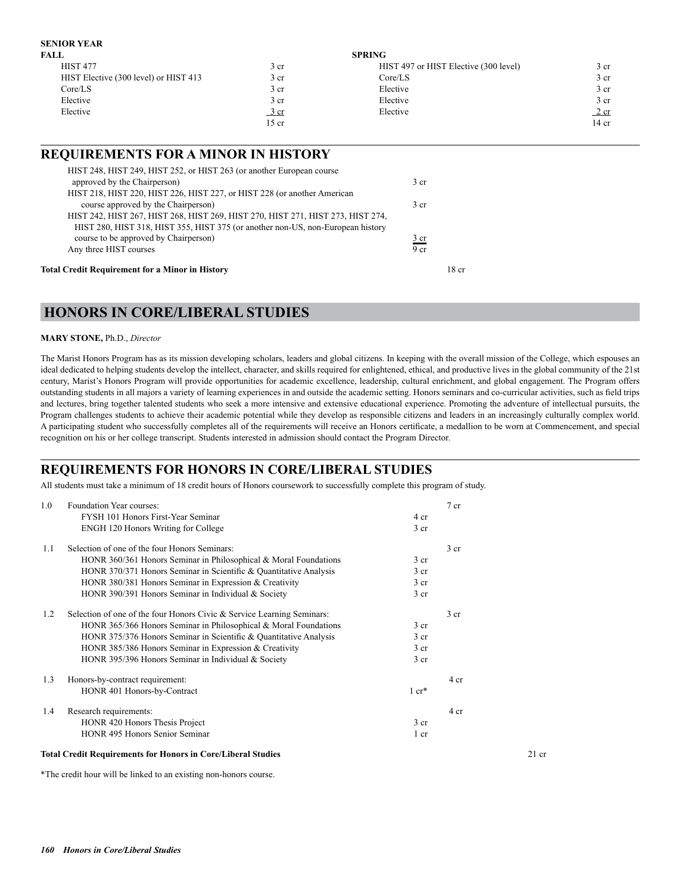**SENIOR YEAR**

| FALL | | SPRING | |
|---|---|---|---|
| HIST 477 | 3 cr | HIST 497 or HIST Elective (300 level) | 3 cr |
| HIST Elective (300 level) or HIST 413 | 3 cr | Core/LS | 3 cr |
| Core/LS | 3 cr | Elective | 3 cr |
| Elective | 3 cr | Elective | 3 cr |
| Elective | 3 cr | Elective | 2 cr |
| | 15 cr | | 14 cr |

## REQUIREMENTS FOR A MINOR IN HISTORY

| Course | Credits | |
|---|---|---|
| HIST 248, HIST 249, HIST 252, or HIST 263 (or another European course approved by the Chairperson) | 3 cr | |
| HIST 218, HIST 220, HIST 226, HIST 227, or HIST 228 (or another American course approved by the Chairperson) | 3 cr | |
| HIST 242, HIST 267, HIST 268, HIST 269, HIST 270, HIST 271, HIST 273, HIST 274, HIST 280, HIST 318, HIST 355, HIST 375 (or another non-US, non-European history course to be approved by Chairperson) | 3 cr | |
| Any three HIST courses | 9 cr | |
| **Total Credit Requirement for a Minor in History** | | 18 cr |

# HONORS IN CORE/LIBERAL STUDIES

**MARY STONE,** Ph.D., *Director*

The Marist Honors Program has as its mission developing scholars, leaders and global citizens. In keeping with the overall mission of the College, which espouses an ideal dedicated to helping students develop the intellect, character, and skills required for enlightened, ethical, and productive lives in the global community of the 21st century, Marist's Honors Program will provide opportunities for academic excellence, leadership, cultural enrichment, and global engagement. The Program offers outstanding students in all majors a variety of learning experiences in and outside the academic setting. Honors seminars and co-curricular activities, such as field trips and lectures, bring together talented students who seek a more intensive and extensive educational experience. Promoting the adventure of intellectual pursuits, the Program challenges students to achieve their academic potential while they develop as responsible citizens and leaders in an increasingly culturally complex world. A participating student who successfully completes all of the requirements will receive an Honors certificate, a medallion to be worn at Commencement, and special recognition on his or her college transcript. Students interested in admission should contact the Program Director.

## REQUIREMENTS FOR HONORS IN CORE/LIBERAL STUDIES

All students must take a minimum of 18 credit hours of Honors coursework to successfully complete this program of study.

| | Requirement | | | |
|---|---|---|---|---|
| 1.0 | Foundation Year courses: | | 7 cr | |
| | FYSH 101 Honors First-Year Seminar | 4 cr | | |
| | ENGH 120 Honors Writing for College | 3 cr | | |
| 1.1 | Selection of one of the four Honors Seminars: | | 3 cr | |
| | HONR 360/361 Honors Seminar in Philosophical & Moral Foundations | 3 cr | | |
| | HONR 370/371 Honors Seminar in Scientific & Quantitative Analysis | 3 cr | | |
| | HONR 380/381 Honors Seminar in Expression & Creativity | 3 cr | | |
| | HONR 390/391 Honors Seminar in Individual & Society | 3 cr | | |
| 1.2 | Selection of one of the four Honors Civic & Service Learning Seminars: | | 3 cr | |
| | HONR 365/366 Honors Seminar in Philosophical & Moral Foundations | 3 cr | | |
| | HONR 375/376 Honors Seminar in Scientific & Quantitative Analysis | 3 cr | | |
| | HONR 385/386 Honors Seminar in Expression & Creativity | 3 cr | | |
| | HONR 395/396 Honors Seminar in Individual & Society | 3 cr | | |
| 1.3 | Honors-by-contract requirement: | | 4 cr | |
| | HONR 401 Honors-by-Contract | 1 cr* | | |
| 1.4 | Research requirements: | | 4 cr | |
| | HONR 420 Honors Thesis Project | 3 cr | | |
| | HONR 495 Honors Senior Seminar | 1 cr | | |
| | **Total Credit Requirements for Honors in Core/Liberal Studies** | | | 21 cr |

*The credit hour will be linked to an existing non-honors course.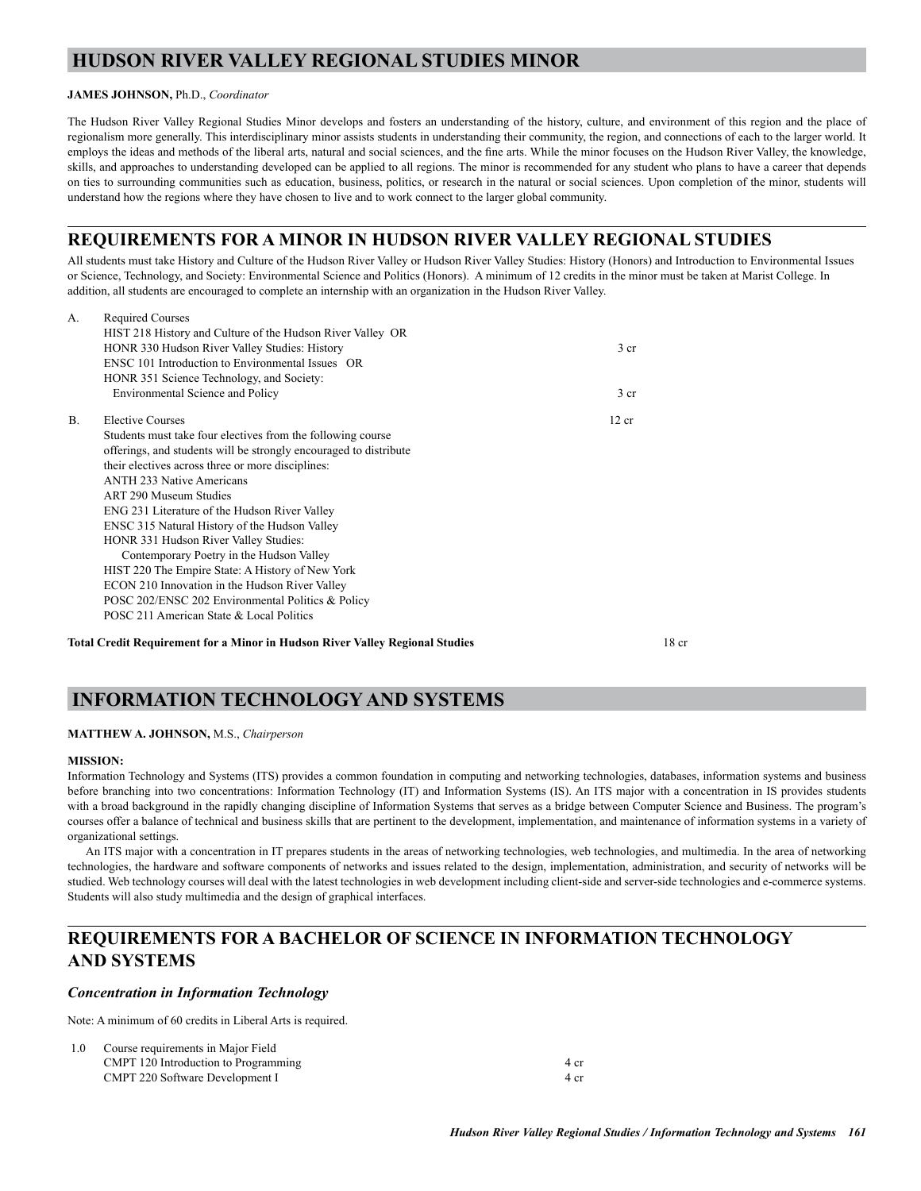# HUDSON RIVER VALLEY REGIONAL STUDIES MINOR

**JAMES JOHNSON,** Ph.D., *Coordinator*

The Hudson River Valley Regional Studies Minor develops and fosters an understanding of the history, culture, and environment of this region and the place of regionalism more generally. This interdisciplinary minor assists students in understanding their community, the region, and connections of each to the larger world. It employs the ideas and methods of the liberal arts, natural and social sciences, and the fine arts. While the minor focuses on the Hudson River Valley, the knowledge, skills, and approaches to understanding developed can be applied to all regions. The minor is recommended for any student who plans to have a career that depends on ties to surrounding communities such as education, business, politics, or research in the natural or social sciences. Upon completion of the minor, students will understand how the regions where they have chosen to live and to work connect to the larger global community.

## REQUIREMENTS FOR A MINOR IN HUDSON RIVER VALLEY REGIONAL STUDIES

All students must take History and Culture of the Hudson River Valley or Hudson River Valley Studies: History (Honors) and Introduction to Environmental Issues or Science, Technology, and Society: Environmental Science and Politics (Honors). A minimum of 12 credits in the minor must be taken at Marist College. In addition, all students are encouraged to complete an internship with an organization in the Hudson River Valley.

A. Required Courses

| | |
|---|---|
| HIST 218 History and Culture of the Hudson River Valley OR HONR 330 Hudson River Valley Studies: History | 3 cr |
| ENSC 101 Introduction to Environmental Issues OR HONR 351 Science Technology, and Society: Environmental Science and Policy | 3 cr |

B. Elective Courses — 12 cr

Students must take four electives from the following course offerings, and students will be strongly encouraged to distribute their electives across three or more disciplines:

- ANTH 233 Native Americans
- ART 290 Museum Studies
- ENG 231 Literature of the Hudson River Valley
- ENSC 315 Natural History of the Hudson Valley
- HONR 331 Hudson River Valley Studies: Contemporary Poetry in the Hudson Valley
- HIST 220 The Empire State: A History of New York
- ECON 210 Innovation in the Hudson River Valley
- POSC 202/ENSC 202 Environmental Politics & Policy
- POSC 211 American State & Local Politics

**Total Credit Requirement for a Minor in Hudson River Valley Regional Studies** — 18 cr

# INFORMATION TECHNOLOGY AND SYSTEMS

**MATTHEW A. JOHNSON,** M.S., *Chairperson*

**MISSION:**

Information Technology and Systems (ITS) provides a common foundation in computing and networking technologies, databases, information systems and business before branching into two concentrations: Information Technology (IT) and Information Systems (IS). An ITS major with a concentration in IS provides students with a broad background in the rapidly changing discipline of Information Systems that serves as a bridge between Computer Science and Business. The program's courses offer a balance of technical and business skills that are pertinent to the development, implementation, and maintenance of information systems in a variety of organizational settings.

An ITS major with a concentration in IT prepares students in the areas of networking technologies, web technologies, and multimedia. In the area of networking technologies, the hardware and software components of networks and issues related to the design, implementation, administration, and security of networks will be studied. Web technology courses will deal with the latest technologies in web development including client-side and server-side technologies and e-commerce systems. Students will also study multimedia and the design of graphical interfaces.

## REQUIREMENTS FOR A BACHELOR OF SCIENCE IN INFORMATION TECHNOLOGY AND SYSTEMS

### *Concentration in Information Technology*

Note: A minimum of 60 credits in Liberal Arts is required.

1.0 Course requirements in Major Field

| | |
|---|---|
| CMPT 120 Introduction to Programming | 4 cr |
| CMPT 220 Software Development I | 4 cr |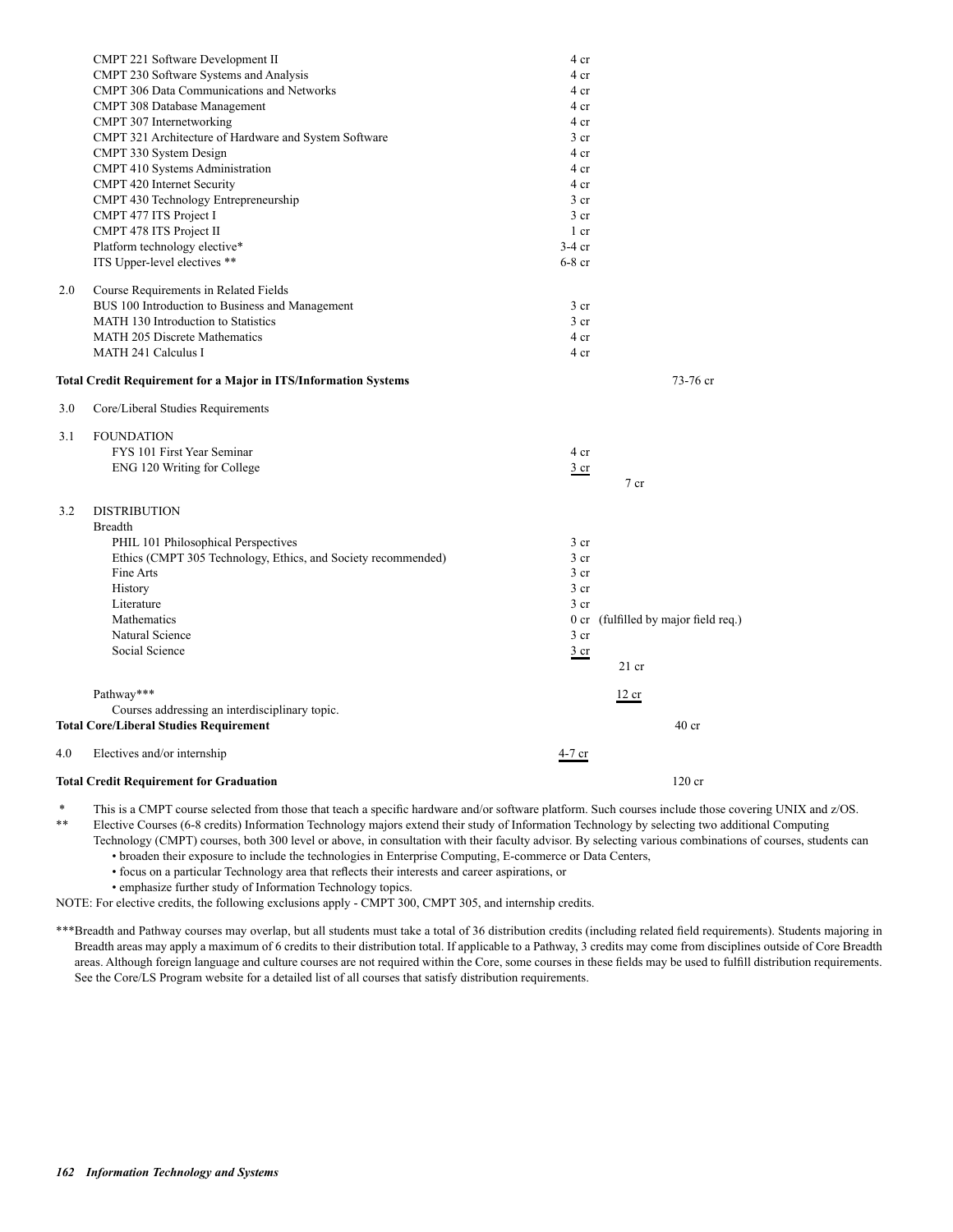| | | | |
|---|---|---|---|
| | CMPT 221 Software Development II | 4 cr | |
| | CMPT 230 Software Systems and Analysis | 4 cr | |
| | CMPT 306 Data Communications and Networks | 4 cr | |
| | CMPT 308 Database Management | 4 cr | |
| | CMPT 307 Internetworking | 4 cr | |
| | CMPT 321 Architecture of Hardware and System Software | 3 cr | |
| | CMPT 330 System Design | 4 cr | |
| | CMPT 410 Systems Administration | 4 cr | |
| | CMPT 420 Internet Security | 4 cr | |
| | CMPT 430 Technology Entrepreneurship | 3 cr | |
| | CMPT 477 ITS Project I | 3 cr | |
| | CMPT 478 ITS Project II | 1 cr | |
| | Platform technology elective* | 3-4 cr | |
| | ITS Upper-level electives ** | 6-8 cr | |
| 2.0 | Course Requirements in Related Fields | | |
| | BUS 100 Introduction to Business and Management | 3 cr | |
| | MATH 130 Introduction to Statistics | 3 cr | |
| | MATH 205 Discrete Mathematics | 4 cr | |
| | MATH 241 Calculus I | 4 cr | |
| **Total Credit Requirement for a Major in ITS/Information Systems** | | | 73-76 cr |
| 3.0 | Core/Liberal Studies Requirements | | |
| 3.1 | FOUNDATION | | |
| | FYS 101 First Year Seminar | 4 cr | |
| | ENG 120 Writing for College | 3 cr | |
| | | | 7 cr |
| 3.2 | DISTRIBUTION | | |
| | Breadth | | |
| | PHIL 101 Philosophical Perspectives | 3 cr | |
| | Ethics (CMPT 305 Technology, Ethics, and Society recommended) | 3 cr | |
| | Fine Arts | 3 cr | |
| | History | 3 cr | |
| | Literature | 3 cr | |
| | Mathematics | 0 cr (fulfilled by major field req.) | |
| | Natural Science | 3 cr | |
| | Social Science | 3 cr | |
| | | | 21 cr |
| | Pathway*** | | 12 cr |
| | Courses addressing an interdisciplinary topic. | | |
| **Total Core/Liberal Studies Requirement** | | | 40 cr |
| 4.0 | Electives and/or internship | 4-7 cr | |
| **Total Credit Requirement for Graduation** | | | 120 cr |

\* This is a CMPT course selected from those that teach a specific hardware and/or software platform. Such courses include those covering UNIX and z/OS.

** Elective Courses (6-8 credits) Information Technology majors extend their study of Information Technology by selecting two additional Computing Technology (CMPT) courses, both 300 level or above, in consultation with their faculty advisor. By selecting various combinations of courses, students can

- broaden their exposure to include the technologies in Enterprise Computing, E-commerce or Data Centers,
- focus on a particular Technology area that reflects their interests and career aspirations, or
- emphasize further study of Information Technology topics.

NOTE: For elective credits, the following exclusions apply - CMPT 300, CMPT 305, and internship credits.

***Breadth and Pathway courses may overlap, but all students must take a total of 36 distribution credits (including related field requirements). Students majoring in Breadth areas may apply a maximum of 6 credits to their distribution total. If applicable to a Pathway, 3 credits may come from disciplines outside of Core Breadth areas. Although foreign language and culture courses are not required within the Core, some courses in these fields may be used to fulfill distribution requirements. See the Core/LS Program website for a detailed list of all courses that satisfy distribution requirements.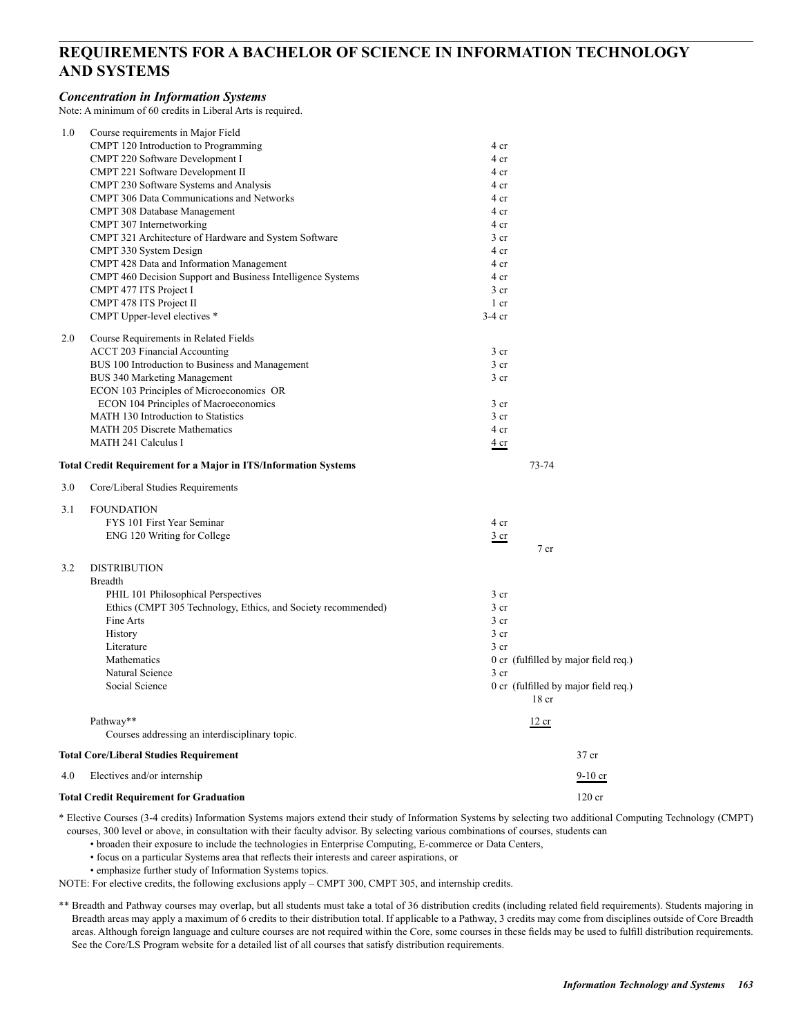# REQUIREMENTS FOR A BACHELOR OF SCIENCE IN INFORMATION TECHNOLOGY AND SYSTEMS

### *Concentration in Information Systems*

Note: A minimum of 60 credits in Liberal Arts is required.

| | | | |
|---|---|---|---|
| 1.0 | Course requirements in Major Field | | |
| | CMPT 120 Introduction to Programming | 4 cr | |
| | CMPT 220 Software Development I | 4 cr | |
| | CMPT 221 Software Development II | 4 cr | |
| | CMPT 230 Software Systems and Analysis | 4 cr | |
| | CMPT 306 Data Communications and Networks | 4 cr | |
| | CMPT 308 Database Management | 4 cr | |
| | CMPT 307 Internetworking | 4 cr | |
| | CMPT 321 Architecture of Hardware and System Software | 3 cr | |
| | CMPT 330 System Design | 4 cr | |
| | CMPT 428 Data and Information Management | 4 cr | |
| | CMPT 460 Decision Support and Business Intelligence Systems | 4 cr | |
| | CMPT 477 ITS Project I | 3 cr | |
| | CMPT 478 ITS Project II | 1 cr | |
| | CMPT Upper-level electives * | 3-4 cr | |
| 2.0 | Course Requirements in Related Fields | | |
| | ACCT 203 Financial Accounting | 3 cr | |
| | BUS 100 Introduction to Business and Management | 3 cr | |
| | BUS 340 Marketing Management | 3 cr | |
| | ECON 103 Principles of Microeconomics OR ECON 104 Principles of Macroeconomics | 3 cr | |
| | MATH 130 Introduction to Statistics | 3 cr | |
| | MATH 205 Discrete Mathematics | 4 cr | |
| | MATH 241 Calculus I | 4 cr | |
| | **Total Credit Requirement for a Major in ITS/Information Systems** | | 73-74 |
| 3.0 | Core/Liberal Studies Requirements | | |
| 3.1 | FOUNDATION | | |
| | FYS 101 First Year Seminar | 4 cr | |
| | ENG 120 Writing for College | 3 cr | |
| | | | 7 cr |
| 3.2 | DISTRIBUTION | | |
| | Breadth | | |
| | PHIL 101 Philosophical Perspectives | 3 cr | |
| | Ethics (CMPT 305 Technology, Ethics, and Society recommended) | 3 cr | |
| | Fine Arts | 3 cr | |
| | History | 3 cr | |
| | Literature | 3 cr | |
| | Mathematics | 0 cr (fulfilled by major field req.) | |
| | Natural Science | 3 cr | |
| | Social Science | 0 cr (fulfilled by major field req.) | |
| | | | 18 cr |
| | Pathway** Courses addressing an interdisciplinary topic. | | 12 cr |
| | **Total Core/Liberal Studies Requirement** | | 37 cr |
| 4.0 | Electives and/or internship | | 9-10 cr |
| | **Total Credit Requirement for Graduation** | | 120 cr |

\* Elective Courses (3-4 credits) Information Systems majors extend their study of Information Systems by selecting two additional Computing Technology (CMPT) courses, 300 level or above, in consultation with their faculty advisor. By selecting various combinations of courses, students can

- broaden their exposure to include the technologies in Enterprise Computing, E-commerce or Data Centers,
- focus on a particular Systems area that reflects their interests and career aspirations, or
- emphasize further study of Information Systems topics.

NOTE: For elective credits, the following exclusions apply – CMPT 300, CMPT 305, and internship credits.

** Breadth and Pathway courses may overlap, but all students must take a total of 36 distribution credits (including related field requirements). Students majoring in Breadth areas may apply a maximum of 6 credits to their distribution total. If applicable to a Pathway, 3 credits may come from disciplines outside of Core Breadth areas. Although foreign language and culture courses are not required within the Core, some courses in these fields may be used to fulfill distribution requirements. See the Core/LS Program website for a detailed list of all courses that satisfy distribution requirements.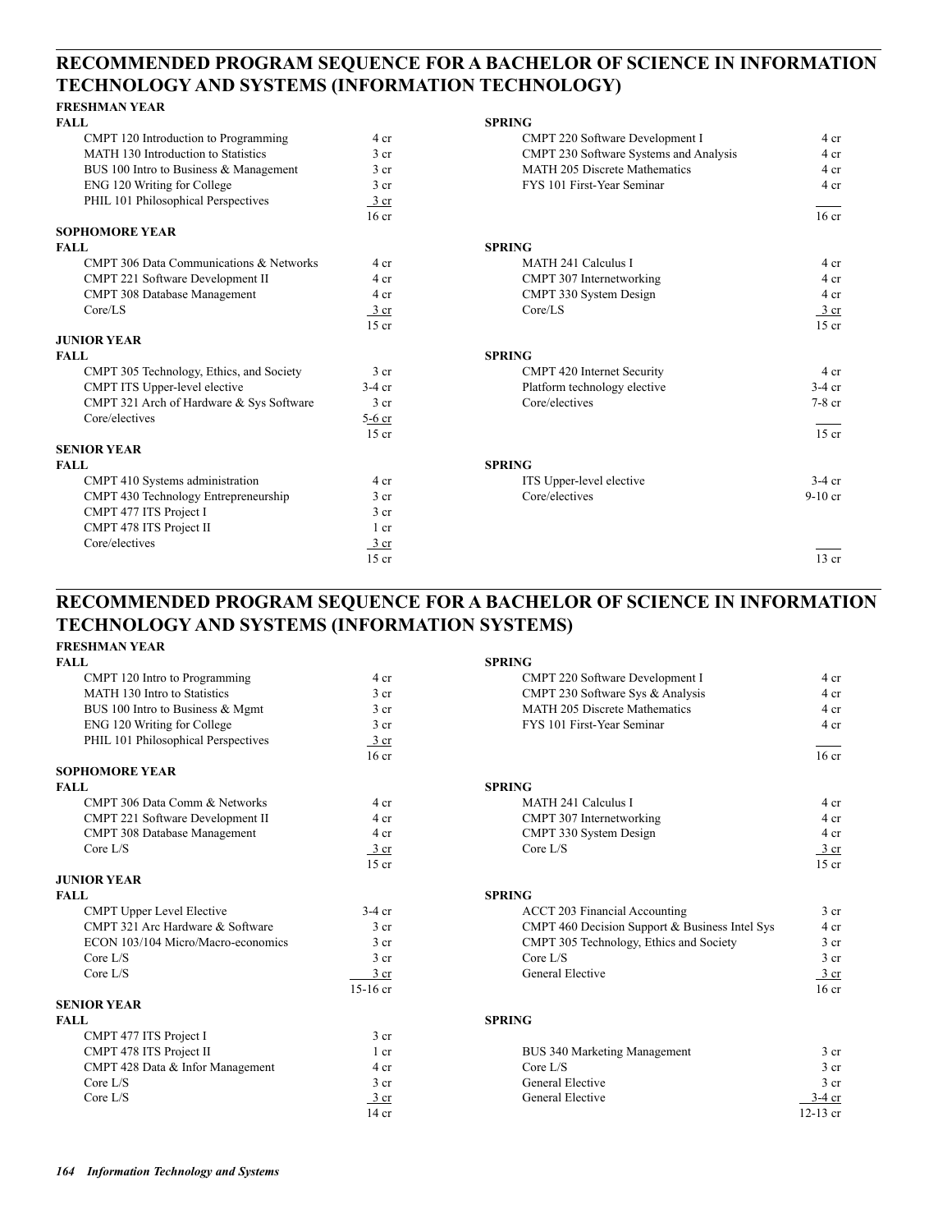## RECOMMENDED PROGRAM SEQUENCE FOR A BACHELOR OF SCIENCE IN INFORMATION TECHNOLOGY AND SYSTEMS (INFORMATION TECHNOLOGY)

### FRESHMAN YEAR

| FALL | | SPRING | |
|---|---|---|---|
| CMPT 120 Introduction to Programming | 4 cr | CMPT 220 Software Development I | 4 cr |
| MATH 130 Introduction to Statistics | 3 cr | CMPT 230 Software Systems and Analysis | 4 cr |
| BUS 100 Intro to Business & Management | 3 cr | MATH 205 Discrete Mathematics | 4 cr |
| ENG 120 Writing for College | 3 cr | FYS 101 First-Year Seminar | 4 cr |
| PHIL 101 Philosophical Perspectives | 3 cr | | |
| | 16 cr | | 16 cr |

### SOPHOMORE YEAR

| FALL | | SPRING | |
|---|---|---|---|
| CMPT 306 Data Communications & Networks | 4 cr | MATH 241 Calculus I | 4 cr |
| CMPT 221 Software Development II | 4 cr | CMPT 307 Internetworking | 4 cr |
| CMPT 308 Database Management | 4 cr | CMPT 330 System Design | 4 cr |
| Core/LS | 3 cr | Core/LS | 3 cr |
| | 15 cr | | 15 cr |

### JUNIOR YEAR

| FALL | | SPRING | |
|---|---|---|---|
| CMPT 305 Technology, Ethics, and Society | 3 cr | CMPT 420 Internet Security | 4 cr |
| CMPT ITS Upper-level elective | 3-4 cr | Platform technology elective | 3-4 cr |
| CMPT 321 Arch of Hardware & Sys Software | 3 cr | Core/electives | 7-8 cr |
| Core/electives | 5-6 cr | | |
| | 15 cr | | 15 cr |

### SENIOR YEAR

| FALL | | SPRING | |
|---|---|---|---|
| CMPT 410 Systems administration | 4 cr | ITS Upper-level elective | 3-4 cr |
| CMPT 430 Technology Entrepreneurship | 3 cr | Core/electives | 9-10 cr |
| CMPT 477 ITS Project I | 3 cr | | |
| CMPT 478 ITS Project II | 1 cr | | |
| Core/electives | 3 cr | | |
| | 15 cr | | 13 cr |

## RECOMMENDED PROGRAM SEQUENCE FOR A BACHELOR OF SCIENCE IN INFORMATION TECHNOLOGY AND SYSTEMS (INFORMATION SYSTEMS)

### FRESHMAN YEAR

| FALL | | SPRING | |
|---|---|---|---|
| CMPT 120 Intro to Programming | 4 cr | CMPT 220 Software Development I | 4 cr |
| MATH 130 Intro to Statistics | 3 cr | CMPT 230 Software Sys & Analysis | 4 cr |
| BUS 100 Intro to Business & Mgmt | 3 cr | MATH 205 Discrete Mathematics | 4 cr |
| ENG 120 Writing for College | 3 cr | FYS 101 First-Year Seminar | 4 cr |
| PHIL 101 Philosophical Perspectives | 3 cr | | |
| | 16 cr | | 16 cr |

### SOPHOMORE YEAR

| FALL | | SPRING | |
|---|---|---|---|
| CMPT 306 Data Comm & Networks | 4 cr | MATH 241 Calculus I | 4 cr |
| CMPT 221 Software Development II | 4 cr | CMPT 307 Internetworking | 4 cr |
| CMPT 308 Database Management | 4 cr | CMPT 330 System Design | 4 cr |
| Core L/S | 3 cr | Core L/S | 3 cr |
| | 15 cr | | 15 cr |

### JUNIOR YEAR

| FALL | | SPRING | |
|---|---|---|---|
| CMPT Upper Level Elective | 3-4 cr | ACCT 203 Financial Accounting | 3 cr |
| CMPT 321 Arc Hardware & Software | 3 cr | CMPT 460 Decision Support & Business Intel Sys | 4 cr |
| ECON 103/104 Micro/Macro-economics | 3 cr | CMPT 305 Technology, Ethics and Society | 3 cr |
| Core L/S | 3 cr | Core L/S | 3 cr |
| Core L/S | 3 cr | General Elective | 3 cr |
| | 15-16 cr | | 16 cr |

### SENIOR YEAR

| FALL | | SPRING | |
|---|---|---|---|
| CMPT 477 ITS Project I | 3 cr | | |
| CMPT 478 ITS Project II | 1 cr | BUS 340 Marketing Management | 3 cr |
| CMPT 428 Data & Infor Management | 4 cr | Core L/S | 3 cr |
| Core L/S | 3 cr | General Elective | 3 cr |
| Core L/S | 3 cr | General Elective | 3-4 cr |
| | 14 cr | | 12-13 cr |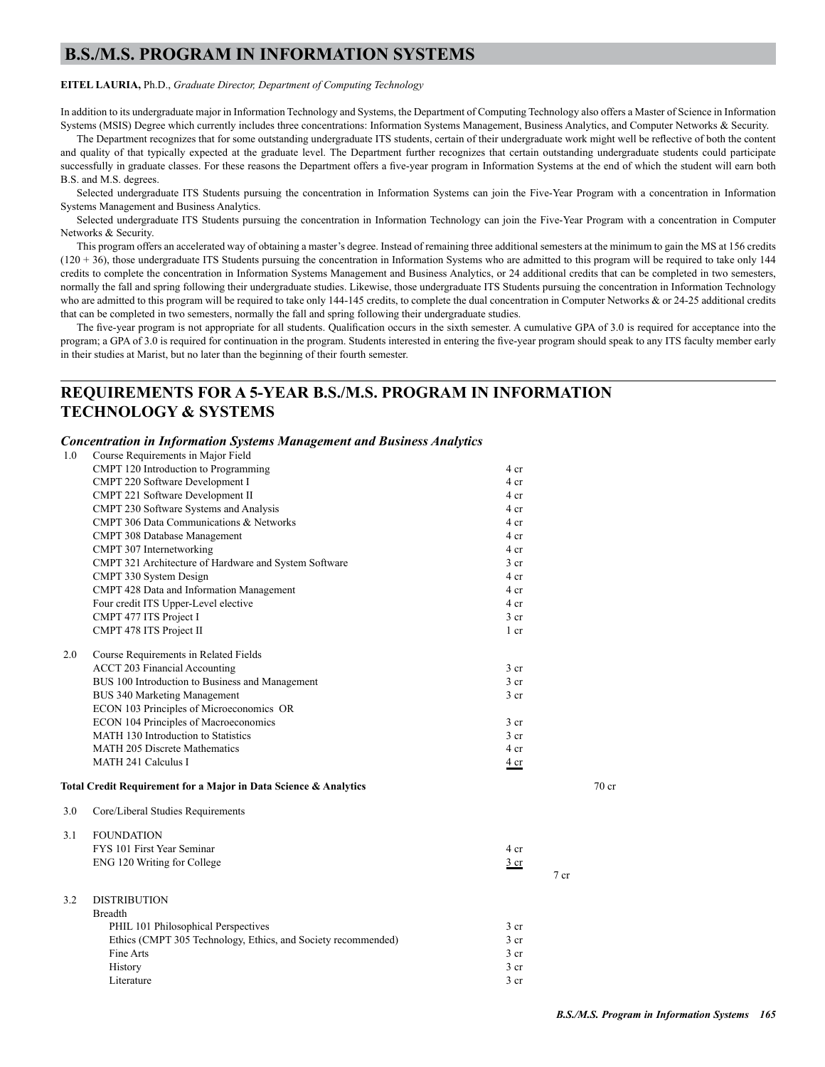# B.S./M.S. PROGRAM IN INFORMATION SYSTEMS

**EITEL LAURIA,** Ph.D., *Graduate Director, Department of Computing Technology*

In addition to its undergraduate major in Information Technology and Systems, the Department of Computing Technology also offers a Master of Science in Information Systems (MSIS) Degree which currently includes three concentrations: Information Systems Management, Business Analytics, and Computer Networks & Security.

The Department recognizes that for some outstanding undergraduate ITS students, certain of their undergraduate work might well be reflective of both the content and quality of that typically expected at the graduate level. The Department further recognizes that certain outstanding undergraduate students could participate successfully in graduate classes. For these reasons the Department offers a five-year program in Information Systems at the end of which the student will earn both B.S. and M.S. degrees.

Selected undergraduate ITS Students pursuing the concentration in Information Systems can join the Five-Year Program with a concentration in Information Systems Management and Business Analytics.

Selected undergraduate ITS Students pursuing the concentration in Information Technology can join the Five-Year Program with a concentration in Computer Networks & Security.

This program offers an accelerated way of obtaining a master's degree. Instead of remaining three additional semesters at the minimum to gain the MS at 156 credits (120 + 36), those undergraduate ITS Students pursuing the concentration in Information Systems who are admitted to this program will be required to take only 144 credits to complete the concentration in Information Systems Management and Business Analytics, or 24 additional credits that can be completed in two semesters, normally the fall and spring following their undergraduate studies. Likewise, those undergraduate ITS Students pursuing the concentration in Information Technology who are admitted to this program will be required to take only 144-145 credits, to complete the dual concentration in Computer Networks & or 24-25 additional credits that can be completed in two semesters, normally the fall and spring following their undergraduate studies.

The five-year program is not appropriate for all students. Qualification occurs in the sixth semester. A cumulative GPA of 3.0 is required for acceptance into the program; a GPA of 3.0 is required for continuation in the program. Students interested in entering the five-year program should speak to any ITS faculty member early in their studies at Marist, but no later than the beginning of their fourth semester.

# REQUIREMENTS FOR A 5-YEAR B.S./M.S. PROGRAM IN INFORMATION TECHNOLOGY & SYSTEMS

### *Concentration in Information Systems Management and Business Analytics*

| | | | |
|---|---|---|---|
| 1.0 | Course Requirements in Major Field | | |
| | CMPT 120 Introduction to Programming | 4 cr | |
| | CMPT 220 Software Development I | 4 cr | |
| | CMPT 221 Software Development II | 4 cr | |
| | CMPT 230 Software Systems and Analysis | 4 cr | |
| | CMPT 306 Data Communications & Networks | 4 cr | |
| | CMPT 308 Database Management | 4 cr | |
| | CMPT 307 Internetworking | 4 cr | |
| | CMPT 321 Architecture of Hardware and System Software | 3 cr | |
| | CMPT 330 System Design | 4 cr | |
| | CMPT 428 Data and Information Management | 4 cr | |
| | Four credit ITS Upper-Level elective | 4 cr | |
| | CMPT 477 ITS Project I | 3 cr | |
| | CMPT 478 ITS Project II | 1 cr | |
| 2.0 | Course Requirements in Related Fields | | |
| | ACCT 203 Financial Accounting | 3 cr | |
| | BUS 100 Introduction to Business and Management | 3 cr | |
| | BUS 340 Marketing Management | 3 cr | |
| | ECON 103 Principles of Microeconomics OR | | |
| | ECON 104 Principles of Macroeconomics | 3 cr | |
| | MATH 130 Introduction to Statistics | 3 cr | |
| | MATH 205 Discrete Mathematics | 4 cr | |
| | MATH 241 Calculus I | 4 cr | |
| | **Total Credit Requirement for a Major in Data Science & Analytics** | | 70 cr |
| 3.0 | Core/Liberal Studies Requirements | | |
| 3.1 | FOUNDATION | | |
| | FYS 101 First Year Seminar | 4 cr | |
| | ENG 120 Writing for College | 3 cr | |
| | | | 7 cr |
| 3.2 | DISTRIBUTION | | |
| | Breadth | | |
| | PHIL 101 Philosophical Perspectives | 3 cr | |
| | Ethics (CMPT 305 Technology, Ethics, and Society recommended) | 3 cr | |
| | Fine Arts | 3 cr | |
| | History | 3 cr | |
| | Literature | 3 cr | |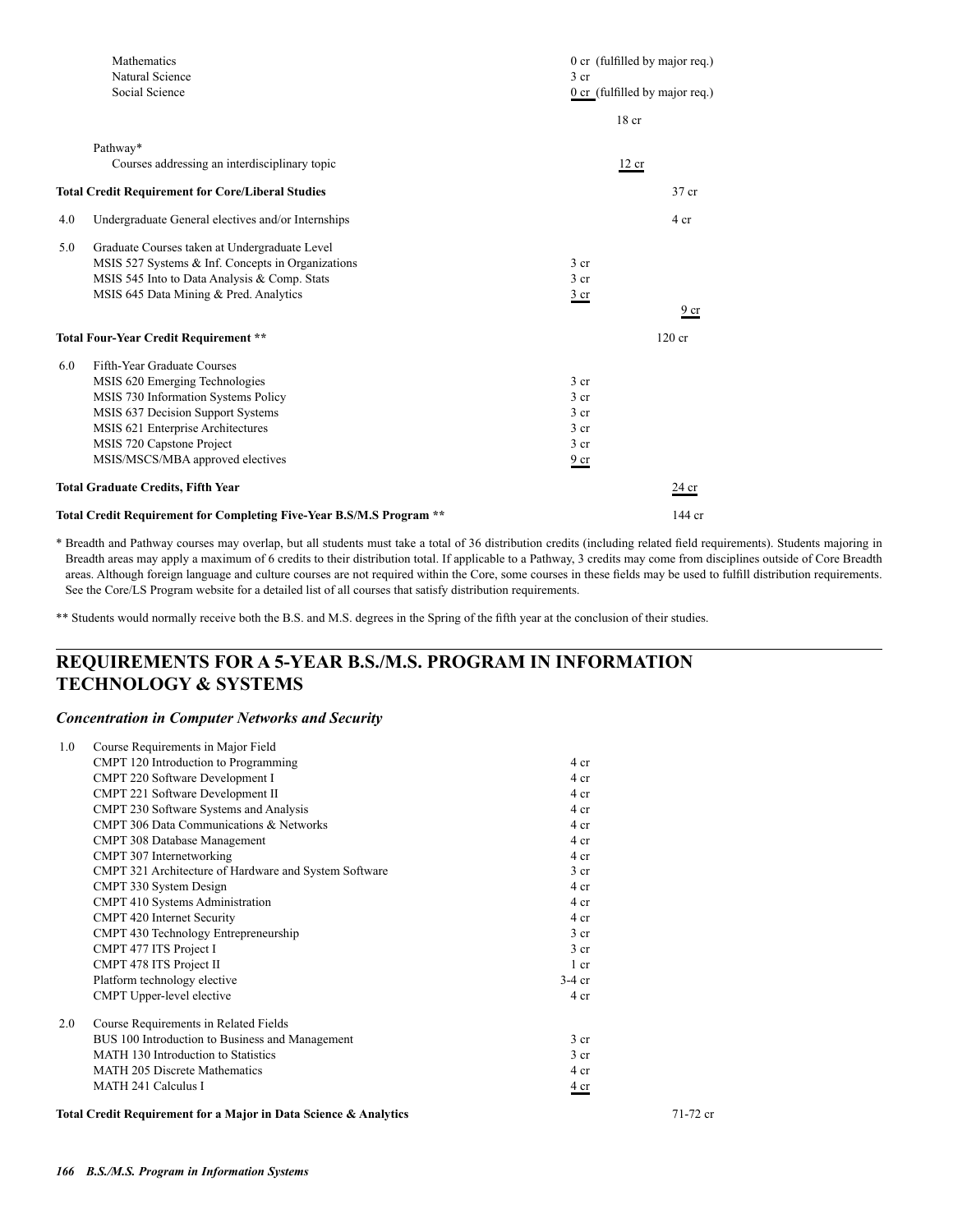| | | | |
|---|---|---|---|
| | Mathematics | 0 cr (fulfilled by major req.) | |
| | Natural Science | 3 cr | |
| | Social Science | 0 cr (fulfilled by major req.) | |
| | | 18 cr | |
| | Pathway* | | |
| | Courses addressing an interdisciplinary topic | 12 cr | |
| **Total Credit Requirement for Core/Liberal Studies** | | | 37 cr |
| 4.0 | Undergraduate General electives and/or Internships | | 4 cr |
| 5.0 | Graduate Courses taken at Undergraduate Level | | |
| | MSIS 527 Systems & Inf. Concepts in Organizations | 3 cr | |
| | MSIS 545 Into to Data Analysis & Comp. Stats | 3 cr | |
| | MSIS 645 Data Mining & Pred. Analytics | 3 cr | |
| | | | 9 cr |
| **Total Four-Year Credit Requirement \*\*** | | | 120 cr |
| 6.0 | Fifth-Year Graduate Courses | | |
| | MSIS 620 Emerging Technologies | 3 cr | |
| | MSIS 730 Information Systems Policy | 3 cr | |
| | MSIS 637 Decision Support Systems | 3 cr | |
| | MSIS 621 Enterprise Architectures | 3 cr | |
| | MSIS 720 Capstone Project | 3 cr | |
| | MSIS/MSCS/MBA approved electives | 9 cr | |
| **Total Graduate Credits, Fifth Year** | | | 24 cr |
| **Total Credit Requirement for Completing Five-Year B.S/M.S Program \*\*** | | | 144 cr |

\* Breadth and Pathway courses may overlap, but all students must take a total of 36 distribution credits (including related field requirements). Students majoring in Breadth areas may apply a maximum of 6 credits to their distribution total. If applicable to a Pathway, 3 credits may come from disciplines outside of Core Breadth areas. Although foreign language and culture courses are not required within the Core, some courses in these fields may be used to fulfill distribution requirements. See the Core/LS Program website for a detailed list of all courses that satisfy distribution requirements.

\*\* Students would normally receive both the B.S. and M.S. degrees in the Spring of the fifth year at the conclusion of their studies.

## REQUIREMENTS FOR A 5-YEAR B.S./M.S. PROGRAM IN INFORMATION TECHNOLOGY & SYSTEMS

### *Concentration in Computer Networks and Security*

| | | | |
|---|---|---|---|
| 1.0 | Course Requirements in Major Field | | |
| | CMPT 120 Introduction to Programming | 4 cr | |
| | CMPT 220 Software Development I | 4 cr | |
| | CMPT 221 Software Development II | 4 cr | |
| | CMPT 230 Software Systems and Analysis | 4 cr | |
| | CMPT 306 Data Communications & Networks | 4 cr | |
| | CMPT 308 Database Management | 4 cr | |
| | CMPT 307 Internetworking | 4 cr | |
| | CMPT 321 Architecture of Hardware and System Software | 3 cr | |
| | CMPT 330 System Design | 4 cr | |
| | CMPT 410 Systems Administration | 4 cr | |
| | CMPT 420 Internet Security | 4 cr | |
| | CMPT 430 Technology Entrepreneurship | 3 cr | |
| | CMPT 477 ITS Project I | 3 cr | |
| | CMPT 478 ITS Project II | 1 cr | |
| | Platform technology elective | 3-4 cr | |
| | CMPT Upper-level elective | 4 cr | |
| 2.0 | Course Requirements in Related Fields | | |
| | BUS 100 Introduction to Business and Management | 3 cr | |
| | MATH 130 Introduction to Statistics | 3 cr | |
| | MATH 205 Discrete Mathematics | 4 cr | |
| | MATH 241 Calculus I | 4 cr | |
| **Total Credit Requirement for a Major in Data Science & Analytics** | | | 71-72 cr |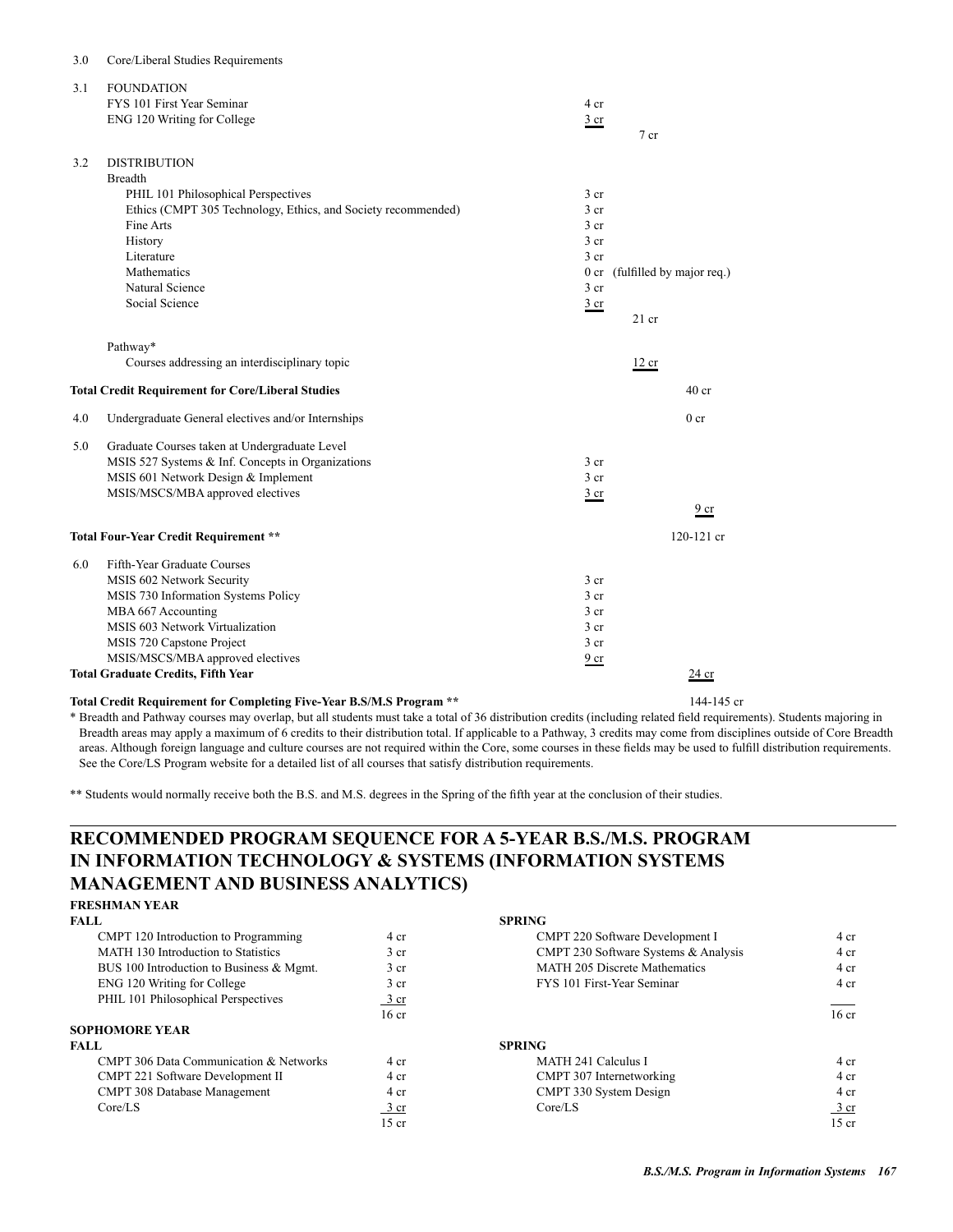3.0 Core/Liberal Studies Requirements

| | | | |
|---|---|---|---|
| 3.1 | FOUNDATION | | |
| | FYS 101 First Year Seminar | 4 cr | |
| | ENG 120 Writing for College | 3 cr | |
| | | | 7 cr |
| 3.2 | DISTRIBUTION | | |
| | Breadth | | |
| | PHIL 101 Philosophical Perspectives | 3 cr | |
| | Ethics (CMPT 305 Technology, Ethics, and Society recommended) | 3 cr | |
| | Fine Arts | 3 cr | |
| | History | 3 cr | |
| | Literature | 3 cr | |
| | Mathematics | 0 cr (fulfilled by major req.) | |
| | Natural Science | 3 cr | |
| | Social Science | 3 cr | |
| | | | 21 cr |
| | Pathway* | | |
| | Courses addressing an interdisciplinary topic | | 12 cr |
| | **Total Credit Requirement for Core/Liberal Studies** | | 40 cr |
| 4.0 | Undergraduate General electives and/or Internships | | 0 cr |
| 5.0 | Graduate Courses taken at Undergraduate Level | | |
| | MSIS 527 Systems & Inf. Concepts in Organizations | 3 cr | |
| | MSIS 601 Network Design & Implement | 3 cr | |
| | MSIS/MSCS/MBA approved electives | 3 cr | |
| | | | 9 cr |
| | **Total Four-Year Credit Requirement \*\*** | | 120-121 cr |
| 6.0 | Fifth-Year Graduate Courses | | |
| | MSIS 602 Network Security | 3 cr | |
| | MSIS 730 Information Systems Policy | 3 cr | |
| | MBA 667 Accounting | 3 cr | |
| | MSIS 603 Network Virtualization | 3 cr | |
| | MSIS 720 Capstone Project | 3 cr | |
| | MSIS/MSCS/MBA approved electives | 9 cr | |
| | **Total Graduate Credits, Fifth Year** | | 24 cr |

**Total Credit Requirement for Completing Five-Year B.S/M.S Program \*\*** 144-145 cr

\* Breadth and Pathway courses may overlap, but all students must take a total of 36 distribution credits (including related field requirements). Students majoring in Breadth areas may apply a maximum of 6 credits to their distribution total. If applicable to a Pathway, 3 credits may come from disciplines outside of Core Breadth areas. Although foreign language and culture courses are not required within the Core, some courses in these fields may be used to fulfill distribution requirements. See the Core/LS Program website for a detailed list of all courses that satisfy distribution requirements.

\*\* Students would normally receive both the B.S. and M.S. degrees in the Spring of the fifth year at the conclusion of their studies.

## RECOMMENDED PROGRAM SEQUENCE FOR A 5-YEAR B.S./M.S. PROGRAM IN INFORMATION TECHNOLOGY & SYSTEMS (INFORMATION SYSTEMS MANAGEMENT AND BUSINESS ANALYTICS)

### FRESHMAN YEAR

| FALL | | SPRING | |
|---|---|---|---|
| CMPT 120 Introduction to Programming | 4 cr | CMPT 220 Software Development I | 4 cr |
| MATH 130 Introduction to Statistics | 3 cr | CMPT 230 Software Systems & Analysis | 4 cr |
| BUS 100 Introduction to Business & Mgmt. | 3 cr | MATH 205 Discrete Mathematics | 4 cr |
| ENG 120 Writing for College | 3 cr | FYS 101 First-Year Seminar | 4 cr |
| PHIL 101 Philosophical Perspectives | 3 cr | | |
| | 16 cr | | 16 cr |

### SOPHOMORE YEAR

| FALL | | SPRING | |
|---|---|---|---|
| CMPT 306 Data Communication & Networks | 4 cr | MATH 241 Calculus I | 4 cr |
| CMPT 221 Software Development II | 4 cr | CMPT 307 Internetworking | 4 cr |
| CMPT 308 Database Management | 4 cr | CMPT 330 System Design | 4 cr |
| Core/LS | 3 cr | Core/LS | 3 cr |
| | 15 cr | | 15 cr |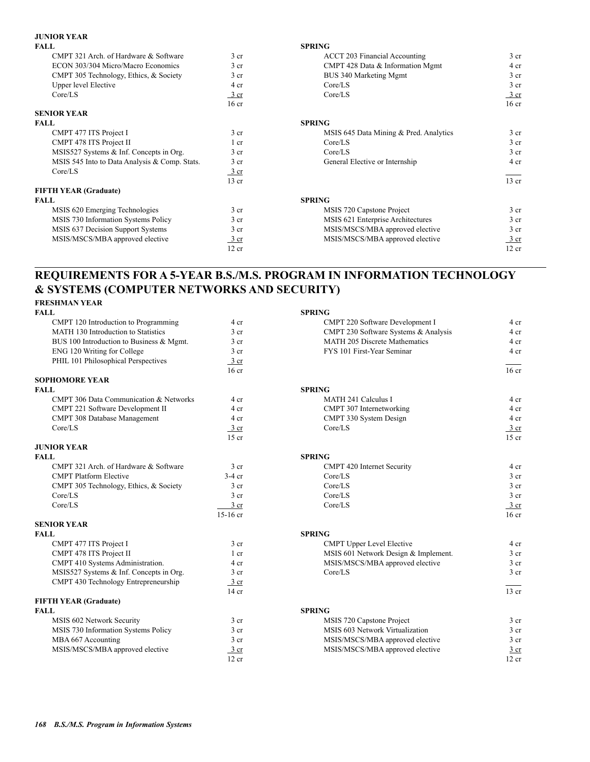**JUNIOR YEAR**

| FALL | | SPRING | |
|---|---|---|---|
| CMPT 321 Arch. of Hardware & Software | 3 cr | ACCT 203 Financial Accounting | 3 cr |
| ECON 303/304 Micro/Macro Economics | 3 cr | CMPT 428 Data & Information Mgmt | 4 cr |
| CMPT 305 Technology, Ethics, & Society | 3 cr | BUS 340 Marketing Mgmt | 3 cr |
| Upper level Elective | 4 cr | Core/LS | 3 cr |
| Core/LS | 3 cr | Core/LS | 3 cr |
| | 16 cr | | 16 cr |

**SENIOR YEAR**

| FALL | | SPRING | |
|---|---|---|---|
| CMPT 477 ITS Project I | 3 cr | MSIS 645 Data Mining & Pred. Analytics | 3 cr |
| CMPT 478 ITS Project II | 1 cr | Core/LS | 3 cr |
| MSIS527 Systems & Inf. Concepts in Org. | 3 cr | Core/LS | 3 cr |
| MSIS 545 Into to Data Analysis & Comp. Stats. | 3 cr | General Elective or Internship | 4 cr |
| Core/LS | 3 cr | | |
| | 13 cr | | 13 cr |

**FIFTH YEAR (Graduate)**

| FALL | | SPRING | |
|---|---|---|---|
| MSIS 620 Emerging Technologies | 3 cr | MSIS 720 Capstone Project | 3 cr |
| MSIS 730 Information Systems Policy | 3 cr | MSIS 621 Enterprise Architectures | 3 cr |
| MSIS 637 Decision Support Systems | 3 cr | MSIS/MSCS/MBA approved elective | 3 cr |
| MSIS/MSCS/MBA approved elective | 3 cr | MSIS/MSCS/MBA approved elective | 3 cr |
| | 12 cr | | 12 cr |

## REQUIREMENTS FOR A 5-YEAR B.S./M.S. PROGRAM IN INFORMATION TECHNOLOGY & SYSTEMS (COMPUTER NETWORKS AND SECURITY)

**FRESHMAN YEAR**

| FALL | | SPRING | |
|---|---|---|---|
| CMPT 120 Introduction to Programming | 4 cr | CMPT 220 Software Development I | 4 cr |
| MATH 130 Introduction to Statistics | 3 cr | CMPT 230 Software Systems & Analysis | 4 cr |
| BUS 100 Introduction to Business & Mgmt. | 3 cr | MATH 205 Discrete Mathematics | 4 cr |
| ENG 120 Writing for College | 3 cr | FYS 101 First-Year Seminar | 4 cr |
| PHIL 101 Philosophical Perspectives | 3 cr | | |
| | 16 cr | | 16 cr |

**SOPHOMORE YEAR**

| FALL | | SPRING | |
|---|---|---|---|
| CMPT 306 Data Communication & Networks | 4 cr | MATH 241 Calculus I | 4 cr |
| CMPT 221 Software Development II | 4 cr | CMPT 307 Internetworking | 4 cr |
| CMPT 308 Database Management | 4 cr | CMPT 330 System Design | 4 cr |
| Core/LS | 3 cr | Core/LS | 3 cr |
| | 15 cr | | 15 cr |

**JUNIOR YEAR**

| FALL | | SPRING | |
|---|---|---|---|
| CMPT 321 Arch. of Hardware & Software | 3 cr | CMPT 420 Internet Security | 4 cr |
| CMPT Platform Elective | 3-4 cr | Core/LS | 3 cr |
| CMPT 305 Technology, Ethics, & Society | 3 cr | Core/LS | 3 cr |
| Core/LS | 3 cr | Core/LS | 3 cr |
| Core/LS | 3 cr | Core/LS | 3 cr |
| | 15-16 cr | | 16 cr |

**SENIOR YEAR**

| FALL | | SPRING | |
|---|---|---|---|
| CMPT 477 ITS Project I | 3 cr | CMPT Upper Level Elective | 4 cr |
| CMPT 478 ITS Project II | 1 cr | MSIS 601 Network Design & Implement. | 3 cr |
| CMPT 410 Systems Administration. | 4 cr | MSIS/MSCS/MBA approved elective | 3 cr |
| MSIS527 Systems & Inf. Concepts in Org. | 3 cr | Core/LS | 3 cr |
| CMPT 430 Technology Entrepreneurship | 3 cr | | |
| | 14 cr | | 13 cr |

**FIFTH YEAR (Graduate)**

| FALL | | SPRING | |
|---|---|---|---|
| MSIS 602 Network Security | 3 cr | MSIS 720 Capstone Project | 3 cr |
| MSIS 730 Information Systems Policy | 3 cr | MSIS 603 Network Virtualization | 3 cr |
| MBA 667 Accounting | 3 cr | MSIS/MSCS/MBA approved elective | 3 cr |
| MSIS/MSCS/MBA approved elective | 3 cr | MSIS/MSCS/MBA approved elective | 3 cr |
| | 12 cr | | 12 cr |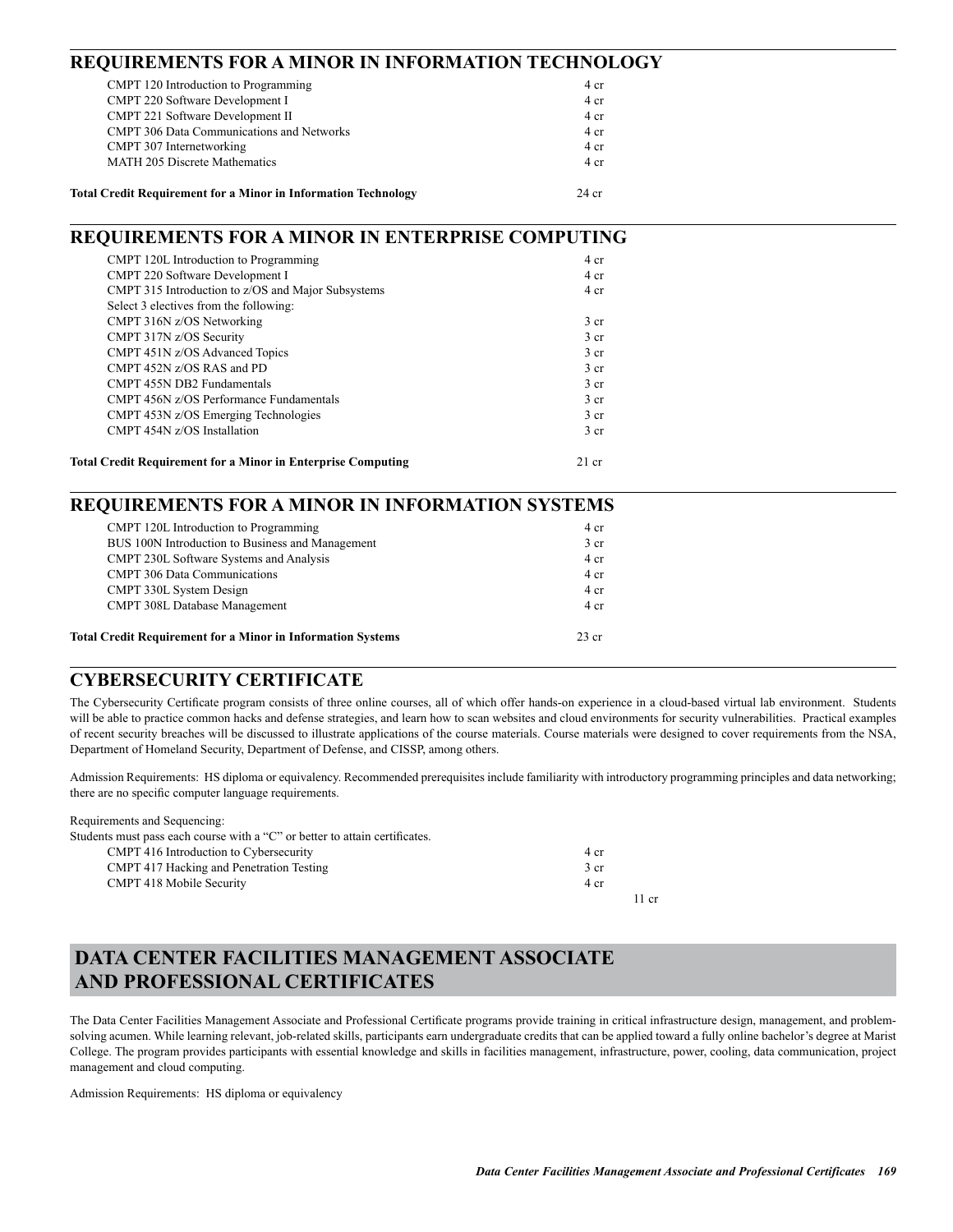## REQUIREMENTS FOR A MINOR IN INFORMATION TECHNOLOGY

| | |
|---|---|
| CMPT 120 Introduction to Programming | 4 cr |
| CMPT 220 Software Development I | 4 cr |
| CMPT 221 Software Development II | 4 cr |
| CMPT 306 Data Communications and Networks | 4 cr |
| CMPT 307 Internetworking | 4 cr |
| MATH 205 Discrete Mathematics | 4 cr |
| **Total Credit Requirement for a Minor in Information Technology** | 24 cr |

## REQUIREMENTS FOR A MINOR IN ENTERPRISE COMPUTING

| | |
|---|---|
| CMPT 120L Introduction to Programming | 4 cr |
| CMPT 220 Software Development I | 4 cr |
| CMPT 315 Introduction to z/OS and Major Subsystems | 4 cr |
| Select 3 electives from the following: | |
| CMPT 316N z/OS Networking | 3 cr |
| CMPT 317N z/OS Security | 3 cr |
| CMPT 451N z/OS Advanced Topics | 3 cr |
| CMPT 452N z/OS RAS and PD | 3 cr |
| CMPT 455N DB2 Fundamentals | 3 cr |
| CMPT 456N z/OS Performance Fundamentals | 3 cr |
| CMPT 453N z/OS Emerging Technologies | 3 cr |
| CMPT 454N z/OS Installation | 3 cr |
| **Total Credit Requirement for a Minor in Enterprise Computing** | 21 cr |

## REQUIREMENTS FOR A MINOR IN INFORMATION SYSTEMS

| | |
|---|---|
| CMPT 120L Introduction to Programming | 4 cr |
| BUS 100N Introduction to Business and Management | 3 cr |
| CMPT 230L Software Systems and Analysis | 4 cr |
| CMPT 306 Data Communications | 4 cr |
| CMPT 330L System Design | 4 cr |
| CMPT 308L Database Management | 4 cr |
| **Total Credit Requirement for a Minor in Information Systems** | 23 cr |

## CYBERSECURITY CERTIFICATE

The Cybersecurity Certificate program consists of three online courses, all of which offer hands-on experience in a cloud-based virtual lab environment. Students will be able to practice common hacks and defense strategies, and learn how to scan websites and cloud environments for security vulnerabilities. Practical examples of recent security breaches will be discussed to illustrate applications of the course materials. Course materials were designed to cover requirements from the NSA, Department of Homeland Security, Department of Defense, and CISSP, among others.

Admission Requirements: HS diploma or equivalency. Recommended prerequisites include familiarity with introductory programming principles and data networking; there are no specific computer language requirements.

Requirements and Sequencing:
Students must pass each course with a "C" or better to attain certificates.

| | | |
|---|---|---|
| CMPT 416 Introduction to Cybersecurity | 4 cr | |
| CMPT 417 Hacking and Penetration Testing | 3 cr | |
| CMPT 418 Mobile Security | 4 cr | |
| | | 11 cr |

# DATA CENTER FACILITIES MANAGEMENT ASSOCIATE AND PROFESSIONAL CERTIFICATES

The Data Center Facilities Management Associate and Professional Certificate programs provide training in critical infrastructure design, management, and problem-solving acumen. While learning relevant, job-related skills, participants earn undergraduate credits that can be applied toward a fully online bachelor's degree at Marist College. The program provides participants with essential knowledge and skills in facilities management, infrastructure, power, cooling, data communication, project management and cloud computing.

Admission Requirements: HS diploma or equivalency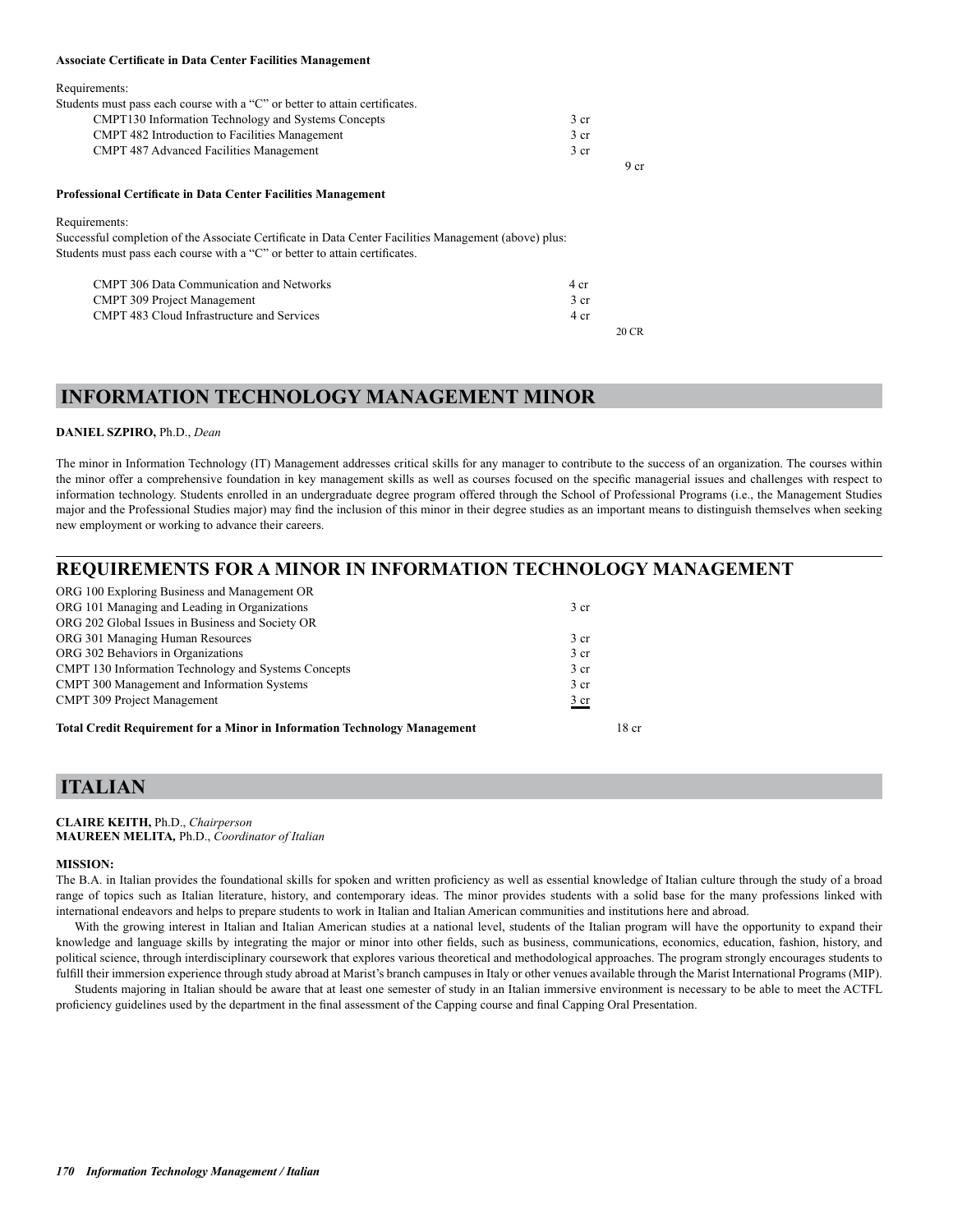**Associate Certificate in Data Center Facilities Management**

Requirements:
Students must pass each course with a "C" or better to attain certificates.

| | | |
|---|---|---|
| CMPT130 Information Technology and Systems Concepts | 3 cr | |
| CMPT 482 Introduction to Facilities Management | 3 cr | |
| CMPT 487 Advanced Facilities Management | 3 cr | |
| | | 9 cr |

**Professional Certificate in Data Center Facilities Management**

Requirements:
Successful completion of the Associate Certificate in Data Center Facilities Management (above) plus:
Students must pass each course with a "C" or better to attain certificates.

| | | |
|---|---|---|
| CMPT 306 Data Communication and Networks | 4 cr | |
| CMPT 309 Project Management | 3 cr | |
| CMPT 483 Cloud Infrastructure and Services | 4 cr | |
| | | 20 CR |

# INFORMATION TECHNOLOGY MANAGEMENT MINOR

**DANIEL SZPIRO,** Ph.D., *Dean*

The minor in Information Technology (IT) Management addresses critical skills for any manager to contribute to the success of an organization. The courses within the minor offer a comprehensive foundation in key management skills as well as courses focused on the specific managerial issues and challenges with respect to information technology. Students enrolled in an undergraduate degree program offered through the School of Professional Programs (i.e., the Management Studies major and the Professional Studies major) may find the inclusion of this minor in their degree studies as an important means to distinguish themselves when seeking new employment or working to advance their careers.

## REQUIREMENTS FOR A MINOR IN INFORMATION TECHNOLOGY MANAGEMENT

| | | |
|---|---|---|
| ORG 100 Exploring Business and Management OR<br>ORG 101 Managing and Leading in Organizations | 3 cr | |
| ORG 202 Global Issues in Business and Society OR<br>ORG 301 Managing Human Resources | 3 cr | |
| ORG 302 Behaviors in Organizations | 3 cr | |
| CMPT 130 Information Technology and Systems Concepts | 3 cr | |
| CMPT 300 Management and Information Systems | 3 cr | |
| CMPT 309 Project Management | 3 cr | |
| **Total Credit Requirement for a Minor in Information Technology Management** | | 18 cr |

# ITALIAN

**CLAIRE KEITH,** Ph.D., *Chairperson*
**MAUREEN MELITA,** Ph.D., *Coordinator of Italian*

**MISSION:**
The B.A. in Italian provides the foundational skills for spoken and written proficiency as well as essential knowledge of Italian culture through the study of a broad range of topics such as Italian literature, history, and contemporary ideas. The minor provides students with a solid base for the many professions linked with international endeavors and helps to prepare students to work in Italian and Italian American communities and institutions here and abroad.

With the growing interest in Italian and Italian American studies at a national level, students of the Italian program will have the opportunity to expand their knowledge and language skills by integrating the major or minor into other fields, such as business, communications, economics, education, fashion, history, and political science, through interdisciplinary coursework that explores various theoretical and methodological approaches. The program strongly encourages students to fulfill their immersion experience through study abroad at Marist's branch campuses in Italy or other venues available through the Marist International Programs (MIP).

Students majoring in Italian should be aware that at least one semester of study in an Italian immersive environment is necessary to be able to meet the ACTFL proficiency guidelines used by the department in the final assessment of the Capping course and final Capping Oral Presentation.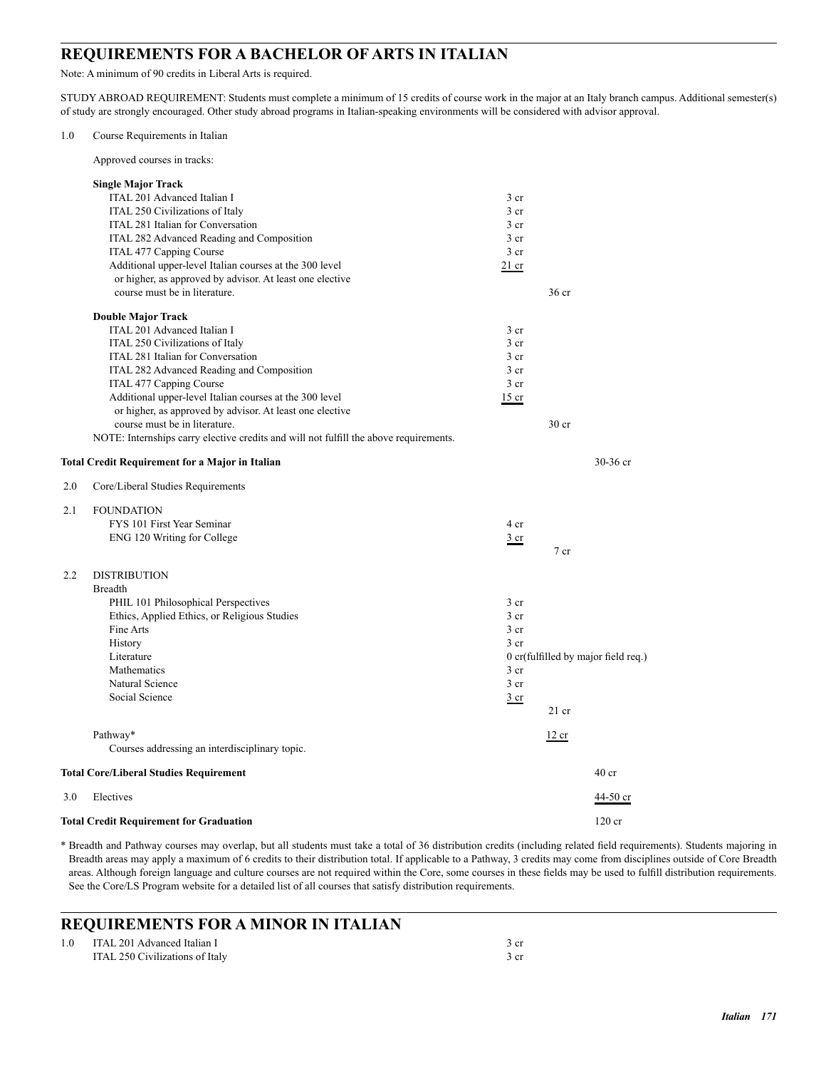## REQUIREMENTS FOR A BACHELOR OF ARTS IN ITALIAN

Note: A minimum of 90 credits in Liberal Arts is required.

STUDY ABROAD REQUIREMENT: Students must complete a minimum of 15 credits of course work in the major at an Italy branch campus. Additional semester(s) of study are strongly encouraged. Other study abroad programs in Italian-speaking environments will be considered with advisor approval.

1.0 Course Requirements in Italian

Approved courses in tracks:

**Single Major Track**

| | | |
|---|---|---|
| ITAL 201 Advanced Italian I | 3 cr | |
| ITAL 250 Civilizations of Italy | 3 cr | |
| ITAL 281 Italian for Conversation | 3 cr | |
| ITAL 282 Advanced Reading and Composition | 3 cr | |
| ITAL 477 Capping Course | 3 cr | |
| Additional upper-level Italian courses at the 300 level or higher, as approved by advisor. At least one elective course must be in literature. | 21 cr | |
| | | 36 cr |

**Double Major Track**

| | | |
|---|---|---|
| ITAL 201 Advanced Italian I | 3 cr | |
| ITAL 250 Civilizations of Italy | 3 cr | |
| ITAL 281 Italian for Conversation | 3 cr | |
| ITAL 282 Advanced Reading and Composition | 3 cr | |
| ITAL 477 Capping Course | 3 cr | |
| Additional upper-level Italian courses at the 300 level or higher, as approved by advisor. At least one elective course must be in literature. | 15 cr | |
| | | 30 cr |

NOTE: Internships carry elective credits and will not fulfill the above requirements.

**Total Credit Requirement for a Major in Italian** 30-36 cr

2.0 Core/Liberal Studies Requirements

2.1 FOUNDATION

| | | |
|---|---|---|
| FYS 101 First Year Seminar | 4 cr | |
| ENG 120 Writing for College | 3 cr | |
| | | 7 cr |

2.2 DISTRIBUTION

Breadth

| | | |
|---|---|---|
| PHIL 101 Philosophical Perspectives | 3 cr | |
| Ethics, Applied Ethics, or Religious Studies | 3 cr | |
| Fine Arts | 3 cr | |
| History | 3 cr | |
| Literature | 0 cr(fulfilled by major field req.) | |
| Mathematics | 3 cr | |
| Natural Science | 3 cr | |
| Social Science | 3 cr | |
| | | 21 cr |

Pathway* 12 cr
Courses addressing an interdisciplinary topic.

**Total Core/Liberal Studies Requirement** 40 cr

3.0 Electives 44-50 cr

**Total Credit Requirement for Graduation** 120 cr

\* Breadth and Pathway courses may overlap, but all students must take a total of 36 distribution credits (including related field requirements). Students majoring in Breadth areas may apply a maximum of 6 credits to their distribution total. If applicable to a Pathway, 3 credits may come from disciplines outside of Core Breadth areas. Although foreign language and culture courses are not required within the Core, some courses in these fields may be used to fulfill distribution requirements. See the Core/LS Program website for a detailed list of all courses that satisfy distribution requirements.

## REQUIREMENTS FOR A MINOR IN ITALIAN

| | |
|---|---|
| 1.0 ITAL 201 Advanced Italian I | 3 cr |
| ITAL 250 Civilizations of Italy | 3 cr |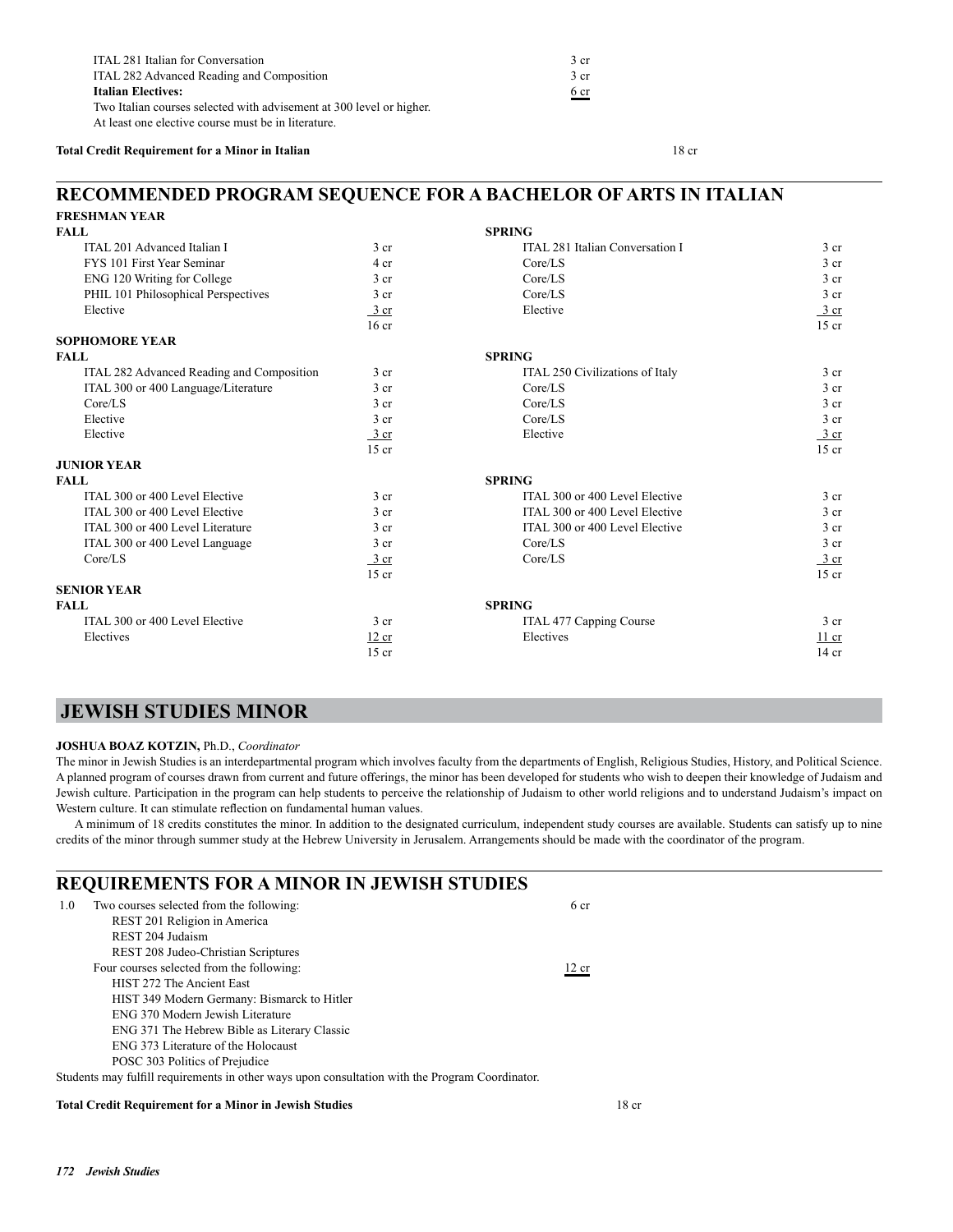| | |
|---|---|
| ITAL 281 Italian for Conversation | 3 cr |
| ITAL 282 Advanced Reading and Composition | 3 cr |
| **Italian Electives:** | 6 cr |
| Two Italian courses selected with advisement at 300 level or higher. At least one elective course must be in literature. | |

**Total Credit Requirement for a Minor in Italian** 18 cr

## RECOMMENDED PROGRAM SEQUENCE FOR A BACHELOR OF ARTS IN ITALIAN

### FRESHMAN YEAR

| FALL | | SPRING | |
|---|---|---|---|
| ITAL 201 Advanced Italian I | 3 cr | ITAL 281 Italian Conversation I | 3 cr |
| FYS 101 First Year Seminar | 4 cr | Core/LS | 3 cr |
| ENG 120 Writing for College | 3 cr | Core/LS | 3 cr |
| PHIL 101 Philosophical Perspectives | 3 cr | Core/LS | 3 cr |
| Elective | 3 cr | Elective | 3 cr |
| | 16 cr | | 15 cr |

### SOPHOMORE YEAR

| FALL | | SPRING | |
|---|---|---|---|
| ITAL 282 Advanced Reading and Composition | 3 cr | ITAL 250 Civilizations of Italy | 3 cr |
| ITAL 300 or 400 Language/Literature | 3 cr | Core/LS | 3 cr |
| Core/LS | 3 cr | Core/LS | 3 cr |
| Elective | 3 cr | Core/LS | 3 cr |
| Elective | 3 cr | Elective | 3 cr |
| | 15 cr | | 15 cr |

### JUNIOR YEAR

| FALL | | SPRING | |
|---|---|---|---|
| ITAL 300 or 400 Level Elective | 3 cr | ITAL 300 or 400 Level Elective | 3 cr |
| ITAL 300 or 400 Level Elective | 3 cr | ITAL 300 or 400 Level Elective | 3 cr |
| ITAL 300 or 400 Level Literature | 3 cr | ITAL 300 or 400 Level Elective | 3 cr |
| ITAL 300 or 400 Level Language | 3 cr | Core/LS | 3 cr |
| Core/LS | 3 cr | Core/LS | 3 cr |
| | 15 cr | | 15 cr |

### SENIOR YEAR

| FALL | | SPRING | |
|---|---|---|---|
| ITAL 300 or 400 Level Elective | 3 cr | ITAL 477 Capping Course | 3 cr |
| Electives | 12 cr | Electives | 11 cr |
| | 15 cr | | 14 cr |

# JEWISH STUDIES MINOR

**JOSHUA BOAZ KOTZIN,** Ph.D., *Coordinator*

The minor in Jewish Studies is an interdepartmental program which involves faculty from the departments of English, Religious Studies, History, and Political Science. A planned program of courses drawn from current and future offerings, the minor has been developed for students who wish to deepen their knowledge of Judaism and Jewish culture. Participation in the program can help students to perceive the relationship of Judaism to other world religions and to understand Judaism's impact on Western culture. It can stimulate reflection on fundamental human values.

A minimum of 18 credits constitutes the minor. In addition to the designated curriculum, independent study courses are available. Students can satisfy up to nine credits of the minor through summer study at the Hebrew University in Jerusalem. Arrangements should be made with the coordinator of the program.

## REQUIREMENTS FOR A MINOR IN JEWISH STUDIES

| | | |
|---|---|---|
| 1.0 | Two courses selected from the following: | 6 cr |
| | REST 201 Religion in America | |
| | REST 204 Judaism | |
| | REST 208 Judeo-Christian Scriptures | |
| | Four courses selected from the following: | 12 cr |
| | HIST 272 The Ancient East | |
| | HIST 349 Modern Germany: Bismarck to Hitler | |
| | ENG 370 Modern Jewish Literature | |
| | ENG 371 The Hebrew Bible as Literary Classic | |
| | ENG 373 Literature of the Holocaust | |
| | POSC 303 Politics of Prejudice | |

Students may fulfill requirements in other ways upon consultation with the Program Coordinator.

**Total Credit Requirement for a Minor in Jewish Studies** 18 cr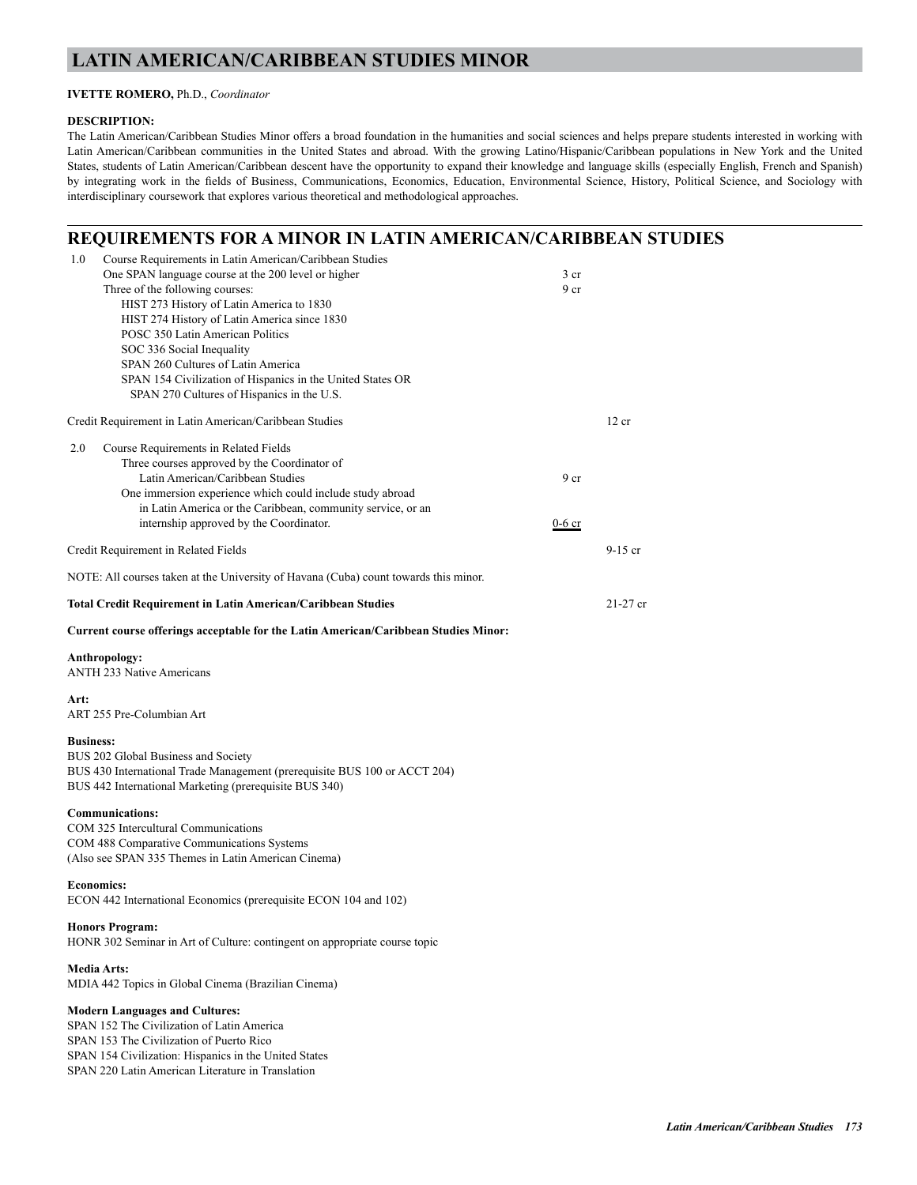# LATIN AMERICAN/CARIBBEAN STUDIES MINOR

**IVETTE ROMERO,** Ph.D., *Coordinator*

**DESCRIPTION:**

The Latin American/Caribbean Studies Minor offers a broad foundation in the humanities and social sciences and helps prepare students interested in working with Latin American/Caribbean communities in the United States and abroad. With the growing Latino/Hispanic/Caribbean populations in New York and the United States, students of Latin American/Caribbean descent have the opportunity to expand their knowledge and language skills (especially English, French and Spanish) by integrating work in the fields of Business, Communications, Economics, Education, Environmental Science, History, Political Science, and Sociology with interdisciplinary coursework that explores various theoretical and methodological approaches.

## REQUIREMENTS FOR A MINOR IN LATIN AMERICAN/CARIBBEAN STUDIES

1.0 Course Requirements in Latin American/Caribbean Studies

| | | |
|---|---|---|
| One SPAN language course at the 200 level or higher | 3 cr | |
| Three of the following courses: | 9 cr | |
| HIST 273 History of Latin America to 1830 | | |
| HIST 274 History of Latin America since 1830 | | |
| POSC 350 Latin American Politics | | |
| SOC 336 Social Inequality | | |
| SPAN 260 Cultures of Latin America | | |
| SPAN 154 Civilization of Hispanics in the United States OR SPAN 270 Cultures of Hispanics in the U.S. | | |
| Credit Requirement in Latin American/Caribbean Studies | | 12 cr |

2.0 Course Requirements in Related Fields

| | | |
|---|---|---|
| Three courses approved by the Coordinator of Latin American/Caribbean Studies | 9 cr | |
| One immersion experience which could include study abroad in Latin America or the Caribbean, community service, or an internship approved by the Coordinator. | 0-6 cr | |
| Credit Requirement in Related Fields | | 9-15 cr |

NOTE: All courses taken at the University of Havana (Cuba) count towards this minor.

**Total Credit Requirement in Latin American/Caribbean Studies** 21-27 cr

**Current course offerings acceptable for the Latin American/Caribbean Studies Minor:**

**Anthropology:**
ANTH 233 Native Americans

**Art:**
ART 255 Pre-Columbian Art

**Business:**
BUS 202 Global Business and Society
BUS 430 International Trade Management (prerequisite BUS 100 or ACCT 204)
BUS 442 International Marketing (prerequisite BUS 340)

**Communications:**
COM 325 Intercultural Communications
COM 488 Comparative Communications Systems
(Also see SPAN 335 Themes in Latin American Cinema)

**Economics:**
ECON 442 International Economics (prerequisite ECON 104 and 102)

**Honors Program:**
HONR 302 Seminar in Art of Culture: contingent on appropriate course topic

**Media Arts:**
MDIA 442 Topics in Global Cinema (Brazilian Cinema)

**Modern Languages and Cultures:**
SPAN 152 The Civilization of Latin America
SPAN 153 The Civilization of Puerto Rico
SPAN 154 Civilization: Hispanics in the United States
SPAN 220 Latin American Literature in Translation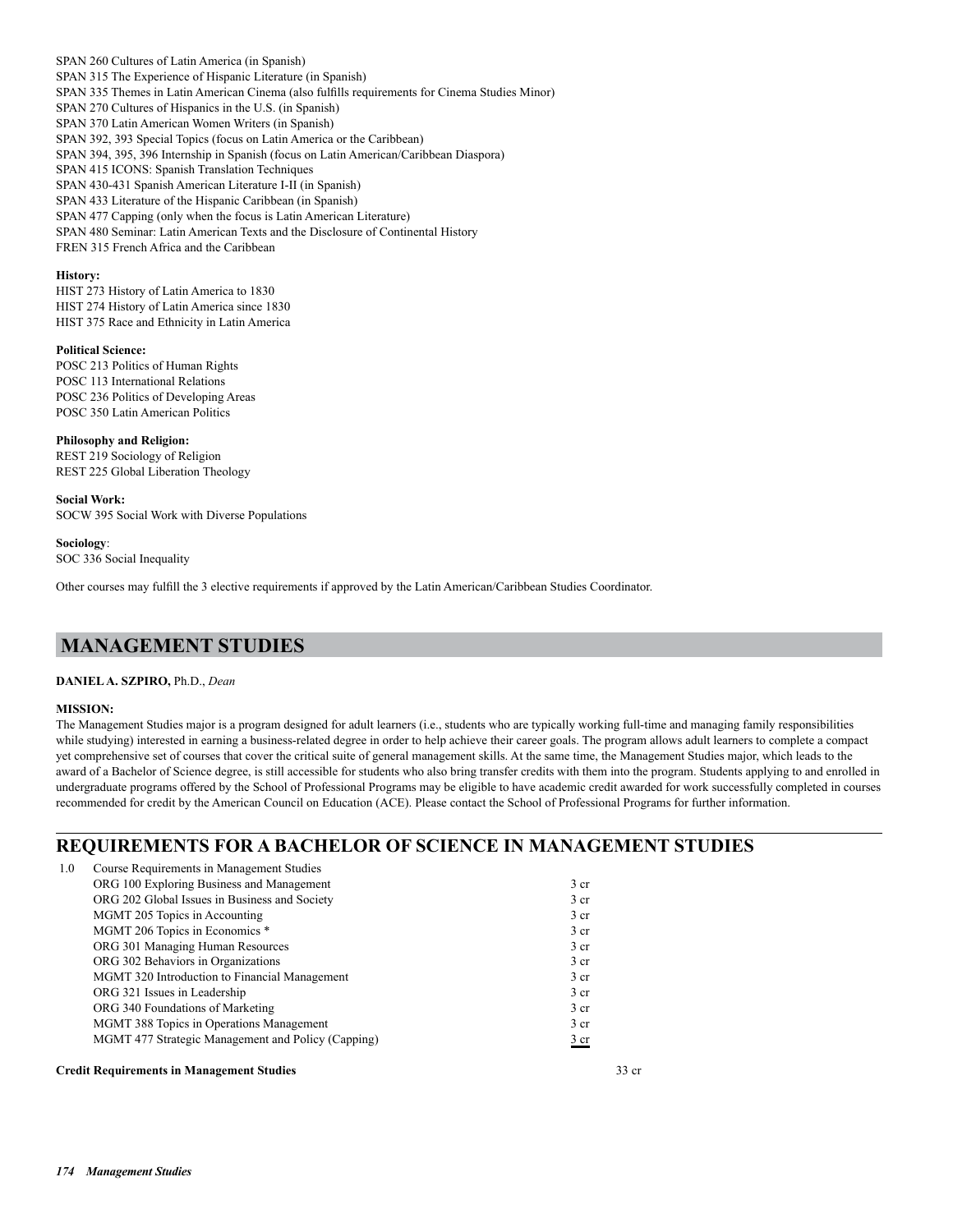SPAN 260 Cultures of Latin America (in Spanish)
SPAN 315 The Experience of Hispanic Literature (in Spanish)
SPAN 335 Themes in Latin American Cinema (also fulfills requirements for Cinema Studies Minor)
SPAN 270 Cultures of Hispanics in the U.S. (in Spanish)
SPAN 370 Latin American Women Writers (in Spanish)
SPAN 392, 393 Special Topics (focus on Latin America or the Caribbean)
SPAN 394, 395, 396 Internship in Spanish (focus on Latin American/Caribbean Diaspora)
SPAN 415 ICONS: Spanish Translation Techniques
SPAN 430-431 Spanish American Literature I-II (in Spanish)
SPAN 433 Literature of the Hispanic Caribbean (in Spanish)
SPAN 477 Capping (only when the focus is Latin American Literature)
SPAN 480 Seminar: Latin American Texts and the Disclosure of Continental History
FREN 315 French Africa and the Caribbean

**History:**
HIST 273 History of Latin America to 1830
HIST 274 History of Latin America since 1830
HIST 375 Race and Ethnicity in Latin America

**Political Science:**
POSC 213 Politics of Human Rights
POSC 113 International Relations
POSC 236 Politics of Developing Areas
POSC 350 Latin American Politics

**Philosophy and Religion:**
REST 219 Sociology of Religion
REST 225 Global Liberation Theology

**Social Work:**
SOCW 395 Social Work with Diverse Populations

**Sociology**:
SOC 336 Social Inequality

Other courses may fulfill the 3 elective requirements if approved by the Latin American/Caribbean Studies Coordinator.

# MANAGEMENT STUDIES

**DANIEL A. SZPIRO,** Ph.D., *Dean*

**MISSION:**

The Management Studies major is a program designed for adult learners (i.e., students who are typically working full-time and managing family responsibilities while studying) interested in earning a business-related degree in order to help achieve their career goals. The program allows adult learners to complete a compact yet comprehensive set of courses that cover the critical suite of general management skills. At the same time, the Management Studies major, which leads to the award of a Bachelor of Science degree, is still accessible for students who also bring transfer credits with them into the program. Students applying to and enrolled in undergraduate programs offered by the School of Professional Programs may be eligible to have academic credit awarded for work successfully completed in courses recommended for credit by the American Council on Education (ACE). Please contact the School of Professional Programs for further information.

## REQUIREMENTS FOR A BACHELOR OF SCIENCE IN MANAGEMENT STUDIES

| | | | |
|---|---|---|---|
| 1.0 | Course Requirements in Management Studies | | |
| | ORG 100 Exploring Business and Management | 3 cr | |
| | ORG 202 Global Issues in Business and Society | 3 cr | |
| | MGMT 205 Topics in Accounting | 3 cr | |
| | MGMT 206 Topics in Economics * | 3 cr | |
| | ORG 301 Managing Human Resources | 3 cr | |
| | ORG 302 Behaviors in Organizations | 3 cr | |
| | MGMT 320 Introduction to Financial Management | 3 cr | |
| | ORG 321 Issues in Leadership | 3 cr | |
| | ORG 340 Foundations of Marketing | 3 cr | |
| | MGMT 388 Topics in Operations Management | 3 cr | |
| | MGMT 477 Strategic Management and Policy (Capping) | 3 cr | |
| **Credit Requirements in Management Studies** | | | 33 cr |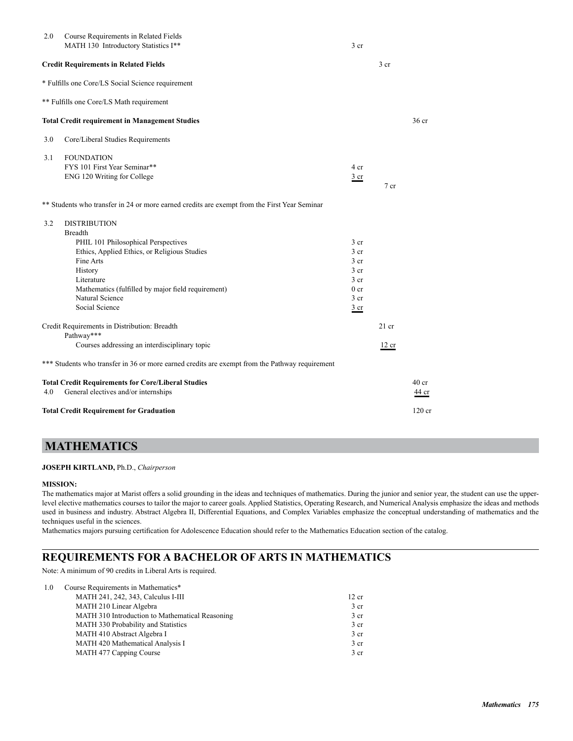| | | | | |
|---|---|---|---|---|
| 2.0 | Course Requirements in Related Fields<br>MATH 130 Introductory Statistics I** | 3 cr | | |
| **Credit Requirements in Related Fields** | | | 3 cr | |

\* Fulfills one Core/LS Social Science requirement

** Fulfills one Core/LS Math requirement

| | | | | |
|---|---|---|---|---|
| **Total Credit requirement in Management Studies** | | | | 36 cr |
| 3.0 | Core/Liberal Studies Requirements | | | |
| 3.1 | FOUNDATION | | | |
| | FYS 101 First Year Seminar** | 4 cr | | |
| | ENG 120 Writing for College | 3 cr | | |
| | | | 7 cr | |

** Students who transfer in 24 or more earned credits are exempt from the First Year Seminar

| | | | | |
|---|---|---|---|---|
| 3.2 | DISTRIBUTION | | | |
| | Breadth | | | |
| | PHIL 101 Philosophical Perspectives | 3 cr | | |
| | Ethics, Applied Ethics, or Religious Studies | 3 cr | | |
| | Fine Arts | 3 cr | | |
| | History | 3 cr | | |
| | Literature | 3 cr | | |
| | Mathematics (fulfilled by major field requirement) | 0 cr | | |
| | Natural Science | 3 cr | | |
| | Social Science | 3 cr | | |
| Credit Requirements in Distribution: Breadth | | | 21 cr | |
| | Pathway*** | | | |
| | Courses addressing an interdisciplinary topic | | 12 cr | |

*** Students who transfer in 36 or more earned credits are exempt from the Pathway requirement

| | | | | |
|---|---|---|---|---|
| **Total Credit Requirements for Core/Liberal Studies** | | | | 40 cr |
| 4.0 | General electives and/or internships | | | 44 cr |
| **Total Credit Requirement for Graduation** | | | | 120 cr |

# MATHEMATICS

**JOSEPH KIRTLAND,** Ph.D., *Chairperson*

**MISSION:**

The mathematics major at Marist offers a solid grounding in the ideas and techniques of mathematics. During the junior and senior year, the student can use the upper-level elective mathematics courses to tailor the major to career goals. Applied Statistics, Operating Research, and Numerical Analysis emphasize the ideas and methods used in business and industry. Abstract Algebra II, Differential Equations, and Complex Variables emphasize the conceptual understanding of mathematics and the techniques useful in the sciences.

Mathematics majors pursuing certification for Adolescence Education should refer to the Mathematics Education section of the catalog.

## REQUIREMENTS FOR A BACHELOR OF ARTS IN MATHEMATICS

Note: A minimum of 90 credits in Liberal Arts is required.

| | | |
|---|---|---|
| 1.0 | Course Requirements in Mathematics* | |
| | MATH 241, 242, 343, Calculus I-III | 12 cr |
| | MATH 210 Linear Algebra | 3 cr |
| | MATH 310 Introduction to Mathematical Reasoning | 3 cr |
| | MATH 330 Probability and Statistics | 3 cr |
| | MATH 410 Abstract Algebra I | 3 cr |
| | MATH 420 Mathematical Analysis I | 3 cr |
| | MATH 477 Capping Course | 3 cr |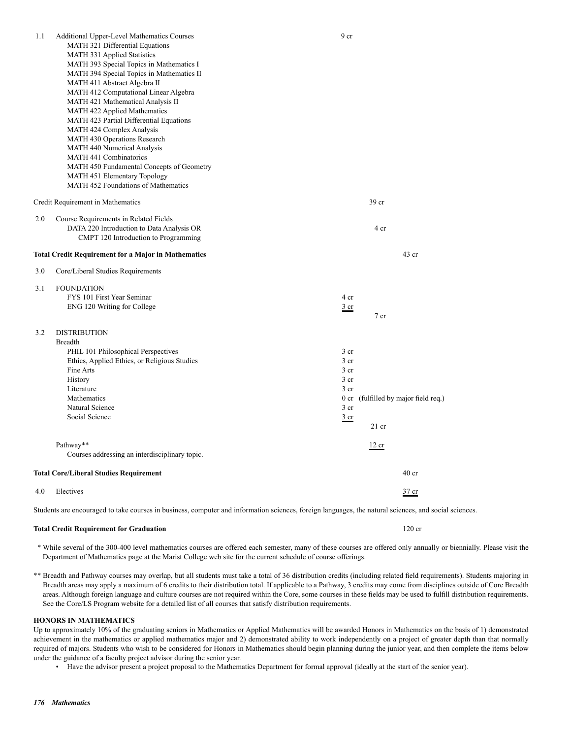1.1 Additional Upper-Level Mathematics Courses 9 cr

- MATH 321 Differential Equations
- MATH 331 Applied Statistics
- MATH 393 Special Topics in Mathematics I
- MATH 394 Special Topics in Mathematics II
- MATH 411 Abstract Algebra II
- MATH 412 Computational Linear Algebra
- MATH 421 Mathematical Analysis II
- MATH 422 Applied Mathematics
- MATH 423 Partial Differential Equations
- MATH 424 Complex Analysis
- MATH 430 Operations Research
- MATH 440 Numerical Analysis
- MATH 441 Combinatorics
- MATH 450 Fundamental Concepts of Geometry
- MATH 451 Elementary Topology
- MATH 452 Foundations of Mathematics

Credit Requirement in Mathematics 39 cr

2.0 Course Requirements in Related Fields

- DATA 220 Introduction to Data Analysis OR CMPT 120 Introduction to Programming 4 cr

**Total Credit Requirement for a Major in Mathematics** 43 cr

3.0 Core/Liberal Studies Requirements

3.1 FOUNDATION

| | | |
|---|---|---|
| FYS 101 First Year Seminar | 4 cr | |
| ENG 120 Writing for College | 3 cr | |
| | | 7 cr |

3.2 DISTRIBUTION

Breadth

| | | |
|---|---|---|
| PHIL 101 Philosophical Perspectives | 3 cr | |
| Ethics, Applied Ethics, or Religious Studies | 3 cr | |
| Fine Arts | 3 cr | |
| History | 3 cr | |
| Literature | 3 cr | |
| Mathematics | 0 cr (fulfilled by major field req.) | |
| Natural Science | 3 cr | |
| Social Science | 3 cr | |
| | | 21 cr |

Pathway** 12 cr

Courses addressing an interdisciplinary topic.

**Total Core/Liberal Studies Requirement** 40 cr

4.0 Electives 37 cr

Students are encouraged to take courses in business, computer and information sciences, foreign languages, the natural sciences, and social sciences.

**Total Credit Requirement for Graduation** 120 cr

\* While several of the 300-400 level mathematics courses are offered each semester, many of these courses are offered only annually or biennially. Please visit the Department of Mathematics page at the Marist College web site for the current schedule of course offerings.

** Breadth and Pathway courses may overlap, but all students must take a total of 36 distribution credits (including related field requirements). Students majoring in Breadth areas may apply a maximum of 6 credits to their distribution total. If applicable to a Pathway, 3 credits may come from disciplines outside of Core Breadth areas. Although foreign language and culture courses are not required within the Core, some courses in these fields may be used to fulfill distribution requirements. See the Core/LS Program website for a detailed list of all courses that satisfy distribution requirements.

**HONORS IN MATHEMATICS**

Up to approximately 10% of the graduating seniors in Mathematics or Applied Mathematics will be awarded Honors in Mathematics on the basis of 1) demonstrated achievement in the mathematics or applied mathematics major and 2) demonstrated ability to work independently on a project of greater depth than that normally required of majors. Students who wish to be considered for Honors in Mathematics should begin planning during the junior year, and then complete the items below under the guidance of a faculty project advisor during the senior year.

- Have the advisor present a project proposal to the Mathematics Department for formal approval (ideally at the start of the senior year).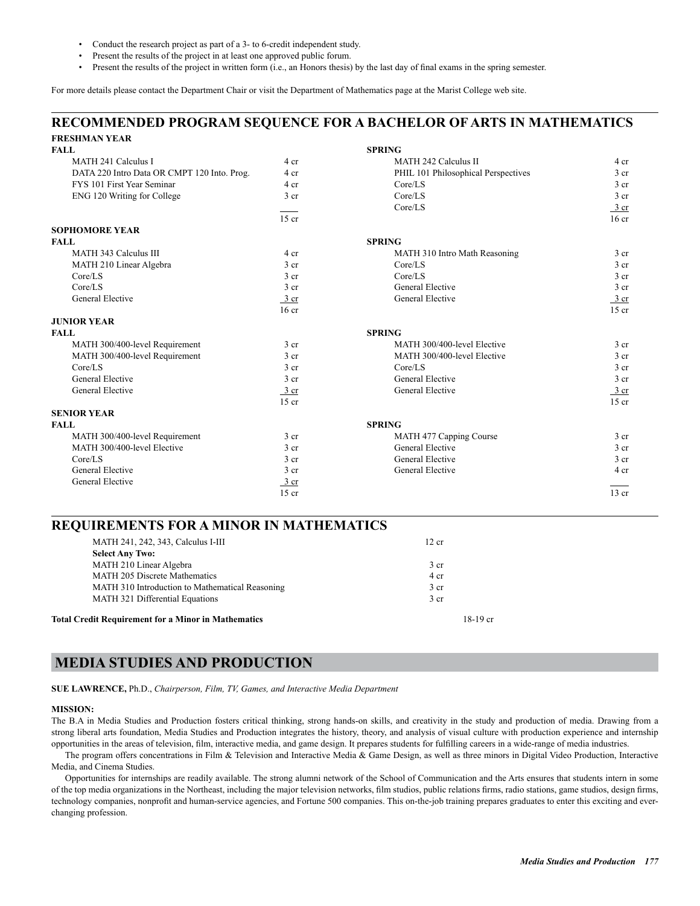- Conduct the research project as part of a 3- to 6-credit independent study.
- Present the results of the project in at least one approved public forum.
- Present the results of the project in written form (i.e., an Honors thesis) by the last day of final exams in the spring semester.

For more details please contact the Department Chair or visit the Department of Mathematics page at the Marist College web site.

## RECOMMENDED PROGRAM SEQUENCE FOR A BACHELOR OF ARTS IN MATHEMATICS

**FRESHMAN YEAR**

| FALL | | SPRING | |
|---|---|---|---|
| MATH 241 Calculus I | 4 cr | MATH 242 Calculus II | 4 cr |
| DATA 220 Intro Data OR CMPT 120 Into. Prog. | 4 cr | PHIL 101 Philosophical Perspectives | 3 cr |
| FYS 101 First Year Seminar | 4 cr | Core/LS | 3 cr |
| ENG 120 Writing for College | 3 cr | Core/LS | 3 cr |
| | | Core/LS | 3 cr |
| | 15 cr | | 16 cr |

**SOPHOMORE YEAR**

| FALL | | SPRING | |
|---|---|---|---|
| MATH 343 Calculus III | 4 cr | MATH 310 Intro Math Reasoning | 3 cr |
| MATH 210 Linear Algebra | 3 cr | Core/LS | 3 cr |
| Core/LS | 3 cr | Core/LS | 3 cr |
| Core/LS | 3 cr | General Elective | 3 cr |
| General Elective | 3 cr | General Elective | 3 cr |
| | 16 cr | | 15 cr |

**JUNIOR YEAR**

| FALL | | SPRING | |
|---|---|---|---|
| MATH 300/400-level Requirement | 3 cr | MATH 300/400-level Elective | 3 cr |
| MATH 300/400-level Requirement | 3 cr | MATH 300/400-level Elective | 3 cr |
| Core/LS | 3 cr | Core/LS | 3 cr |
| General Elective | 3 cr | General Elective | 3 cr |
| General Elective | 3 cr | General Elective | 3 cr |
| | 15 cr | | 15 cr |

**SENIOR YEAR**

| FALL | | SPRING | |
|---|---|---|---|
| MATH 300/400-level Requirement | 3 cr | MATH 477 Capping Course | 3 cr |
| MATH 300/400-level Elective | 3 cr | General Elective | 3 cr |
| Core/LS | 3 cr | General Elective | 3 cr |
| General Elective | 3 cr | General Elective | 4 cr |
| General Elective | 3 cr | | |
| | 15 cr | | 13 cr |

## REQUIREMENTS FOR A MINOR IN MATHEMATICS

| | |
|---|---|
| MATH 241, 242, 343, Calculus I-III | 12 cr |
| **Select Any Two:** | |
| MATH 210 Linear Algebra | 3 cr |
| MATH 205 Discrete Mathematics | 4 cr |
| MATH 310 Introduction to Mathematical Reasoning | 3 cr |
| MATH 321 Differential Equations | 3 cr |

**Total Credit Requirement for a Minor in Mathematics** 18-19 cr

# MEDIA STUDIES AND PRODUCTION

**SUE LAWRENCE,** Ph.D., *Chairperson, Film, TV, Games, and Interactive Media Department*

**MISSION:**

The B.A in Media Studies and Production fosters critical thinking, strong hands-on skills, and creativity in the study and production of media. Drawing from a strong liberal arts foundation, Media Studies and Production integrates the history, theory, and analysis of visual culture with production experience and internship opportunities in the areas of television, film, interactive media, and game design. It prepares students for fulfilling careers in a wide-range of media industries.

The program offers concentrations in Film & Television and Interactive Media & Game Design, as well as three minors in Digital Video Production, Interactive Media, and Cinema Studies.

Opportunities for internships are readily available. The strong alumni network of the School of Communication and the Arts ensures that students intern in some of the top media organizations in the Northeast, including the major television networks, film studios, public relations firms, radio stations, game studios, design firms, technology companies, nonprofit and human-service agencies, and Fortune 500 companies. This on-the-job training prepares graduates to enter this exciting and ever-changing profession.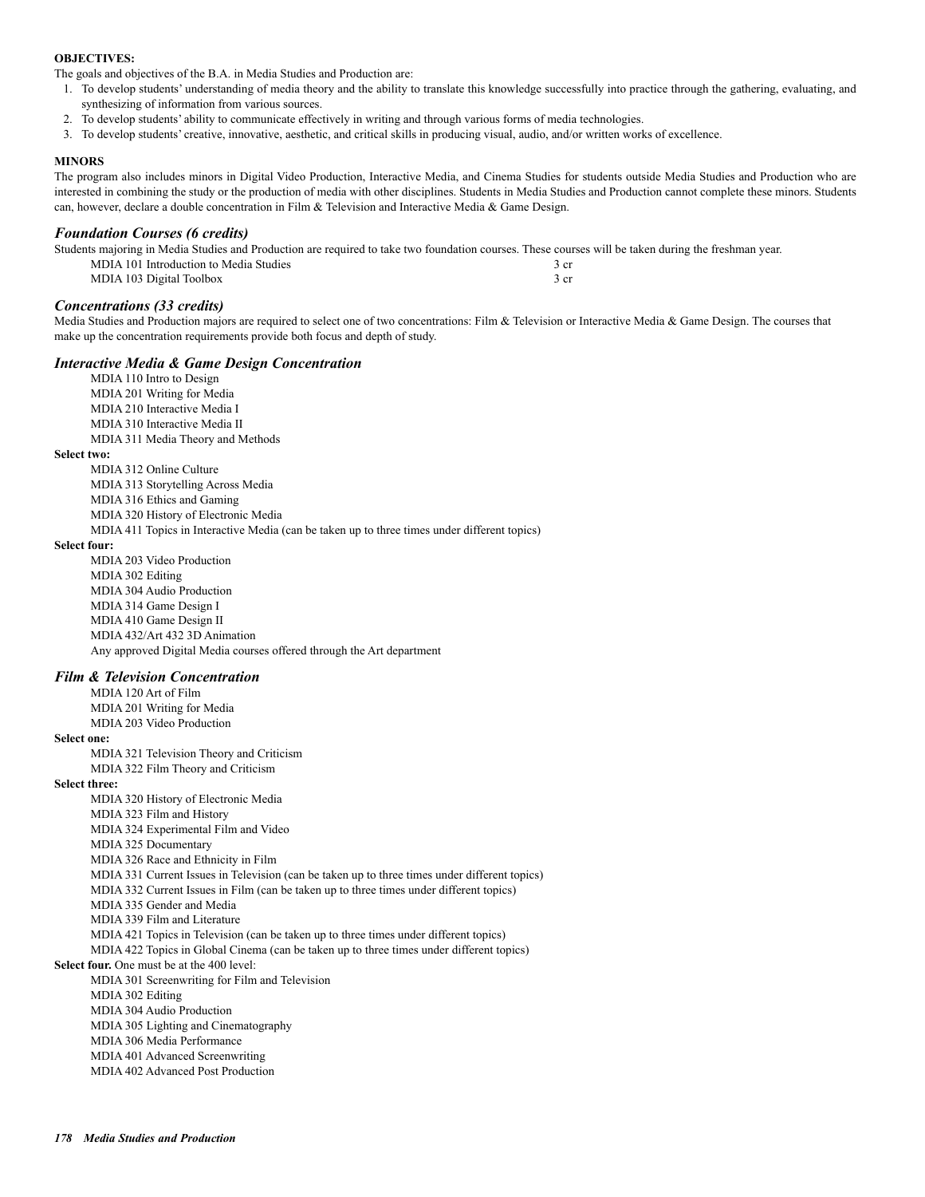**OBJECTIVES:**

The goals and objectives of the B.A. in Media Studies and Production are:

1. To develop students' understanding of media theory and the ability to translate this knowledge successfully into practice through the gathering, evaluating, and synthesizing of information from various sources.
2. To develop students' ability to communicate effectively in writing and through various forms of media technologies.
3. To develop students' creative, innovative, aesthetic, and critical skills in producing visual, audio, and/or written works of excellence.

**MINORS**

The program also includes minors in Digital Video Production, Interactive Media, and Cinema Studies for students outside Media Studies and Production who are interested in combining the study or the production of media with other disciplines. Students in Media Studies and Production cannot complete these minors. Students can, however, declare a double concentration in Film & Television and Interactive Media & Game Design.

### *Foundation Courses (6 credits)*

Students majoring in Media Studies and Production are required to take two foundation courses. These courses will be taken during the freshman year.

| | |
|---|---|
| MDIA 101 Introduction to Media Studies | 3 cr |
| MDIA 103 Digital Toolbox | 3 cr |

### *Concentrations (33 credits)*

Media Studies and Production majors are required to select one of two concentrations: Film & Television or Interactive Media & Game Design. The courses that make up the concentration requirements provide both focus and depth of study.

### *Interactive Media & Game Design Concentration*

MDIA 110 Intro to Design
MDIA 201 Writing for Media
MDIA 210 Interactive Media I
MDIA 310 Interactive Media II
MDIA 311 Media Theory and Methods

**Select two:**

MDIA 312 Online Culture
MDIA 313 Storytelling Across Media
MDIA 316 Ethics and Gaming
MDIA 320 History of Electronic Media
MDIA 411 Topics in Interactive Media (can be taken up to three times under different topics)

**Select four:**

MDIA 203 Video Production
MDIA 302 Editing
MDIA 304 Audio Production
MDIA 314 Game Design I
MDIA 410 Game Design II
MDIA 432/Art 432 3D Animation
Any approved Digital Media courses offered through the Art department

### *Film & Television Concentration*

MDIA 120 Art of Film
MDIA 201 Writing for Media
MDIA 203 Video Production

**Select one:**

MDIA 321 Television Theory and Criticism
MDIA 322 Film Theory and Criticism

**Select three:**

MDIA 320 History of Electronic Media
MDIA 323 Film and History
MDIA 324 Experimental Film and Video
MDIA 325 Documentary
MDIA 326 Race and Ethnicity in Film
MDIA 331 Current Issues in Television (can be taken up to three times under different topics)
MDIA 332 Current Issues in Film (can be taken up to three times under different topics)
MDIA 335 Gender and Media
MDIA 339 Film and Literature
MDIA 421 Topics in Television (can be taken up to three times under different topics)
MDIA 422 Topics in Global Cinema (can be taken up to three times under different topics)

**Select four.** One must be at the 400 level:

MDIA 301 Screenwriting for Film and Television
MDIA 302 Editing
MDIA 304 Audio Production
MDIA 305 Lighting and Cinematography
MDIA 306 Media Performance
MDIA 401 Advanced Screenwriting
MDIA 402 Advanced Post Production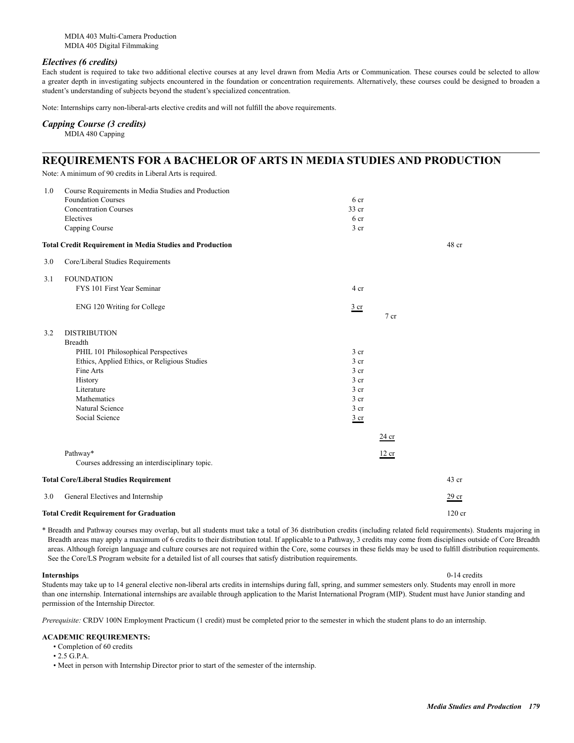MDIA 403 Multi-Camera Production
MDIA 405 Digital Filmmaking

### *Electives (6 credits)*

Each student is required to take two additional elective courses at any level drawn from Media Arts or Communication. These courses could be selected to allow a greater depth in investigating subjects encountered in the foundation or concentration requirements. Alternatively, these courses could be designed to broaden a student's understanding of subjects beyond the student's specialized concentration.

Note: Internships carry non-liberal-arts elective credits and will not fulfill the above requirements.

### *Capping Course (3 credits)*

MDIA 480 Capping

## REQUIREMENTS FOR A BACHELOR OF ARTS IN MEDIA STUDIES AND PRODUCTION

Note: A minimum of 90 credits in Liberal Arts is required.

| | | | | |
|---|---|---|---|---|
| 1.0 | Course Requirements in Media Studies and Production | | | |
| | Foundation Courses | 6 cr | | |
| | Concentration Courses | 33 cr | | |
| | Electives | 6 cr | | |
| | Capping Course | 3 cr | | |
| **Total Credit Requirement in Media Studies and Production** | | | | 48 cr |
| 3.0 | Core/Liberal Studies Requirements | | | |
| 3.1 | FOUNDATION | | | |
| | FYS 101 First Year Seminar | 4 cr | | |
| | ENG 120 Writing for College | 3 cr | | |
| | | | 7 cr | |
| 3.2 | DISTRIBUTION | | | |
| | Breadth | | | |
| | PHIL 101 Philosophical Perspectives | 3 cr | | |
| | Ethics, Applied Ethics, or Religious Studies | 3 cr | | |
| | Fine Arts | 3 cr | | |
| | History | 3 cr | | |
| | Literature | 3 cr | | |
| | Mathematics | 3 cr | | |
| | Natural Science | 3 cr | | |
| | Social Science | 3 cr | | |
| | | | 24 cr | |
| | Pathway* | | 12 cr | |
| | Courses addressing an interdisciplinary topic. | | | |
| **Total Core/Liberal Studies Requirement** | | | | 43 cr |
| 3.0 | General Electives and Internship | | | 29 cr |
| **Total Credit Requirement for Graduation** | | | | 120 cr |

\* Breadth and Pathway courses may overlap, but all students must take a total of 36 distribution credits (including related field requirements). Students majoring in Breadth areas may apply a maximum of 6 credits to their distribution total. If applicable to a Pathway, 3 credits may come from disciplines outside of Core Breadth areas. Although foreign language and culture courses are not required within the Core, some courses in these fields may be used to fulfill distribution requirements. See the Core/LS Program website for a detailed list of all courses that satisfy distribution requirements.

**Internships** 0-14 credits

Students may take up to 14 general elective non-liberal arts credits in internships during fall, spring, and summer semesters only. Students may enroll in more than one internship. International internships are available through application to the Marist International Program (MIP). Student must have Junior standing and permission of the Internship Director.

*Prerequisite:* CRDV 100N Employment Practicum (1 credit) must be completed prior to the semester in which the student plans to do an internship.

**ACADEMIC REQUIREMENTS:**

- Completion of 60 credits
- 2.5 G.P.A.
- Meet in person with Internship Director prior to start of the semester of the internship.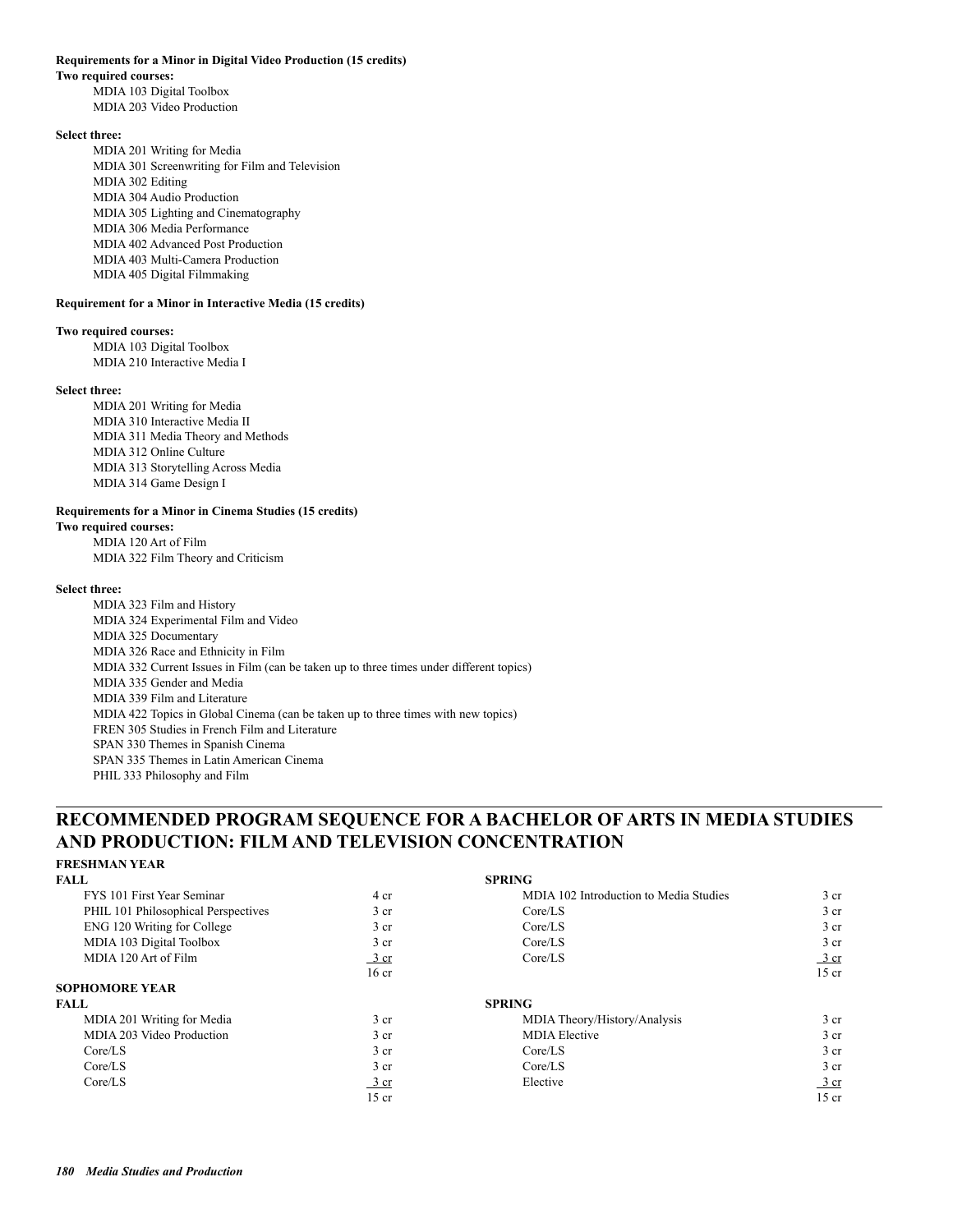**Requirements for a Minor in Digital Video Production (15 credits)**

**Two required courses:**

MDIA 103 Digital Toolbox
MDIA 203 Video Production

**Select three:**

MDIA 201 Writing for Media
MDIA 301 Screenwriting for Film and Television
MDIA 302 Editing
MDIA 304 Audio Production
MDIA 305 Lighting and Cinematography
MDIA 306 Media Performance
MDIA 402 Advanced Post Production
MDIA 403 Multi-Camera Production
MDIA 405 Digital Filmmaking

**Requirement for a Minor in Interactive Media (15 credits)**

**Two required courses:**

MDIA 103 Digital Toolbox
MDIA 210 Interactive Media I

**Select three:**

MDIA 201 Writing for Media
MDIA 310 Interactive Media II
MDIA 311 Media Theory and Methods
MDIA 312 Online Culture
MDIA 313 Storytelling Across Media
MDIA 314 Game Design I

**Requirements for a Minor in Cinema Studies (15 credits)**

**Two required courses:**

MDIA 120 Art of Film
MDIA 322 Film Theory and Criticism

**Select three:**

MDIA 323 Film and History
MDIA 324 Experimental Film and Video
MDIA 325 Documentary
MDIA 326 Race and Ethnicity in Film
MDIA 332 Current Issues in Film (can be taken up to three times under different topics)
MDIA 335 Gender and Media
MDIA 339 Film and Literature
MDIA 422 Topics in Global Cinema (can be taken up to three times with new topics)
FREN 305 Studies in French Film and Literature
SPAN 330 Themes in Spanish Cinema
SPAN 335 Themes in Latin American Cinema
PHIL 333 Philosophy and Film

## RECOMMENDED PROGRAM SEQUENCE FOR A BACHELOR OF ARTS IN MEDIA STUDIES AND PRODUCTION: FILM AND TELEVISION CONCENTRATION

**FRESHMAN YEAR**

| FALL | | SPRING | |
|---|---|---|---|
| FYS 101 First Year Seminar | 4 cr | MDIA 102 Introduction to Media Studies | 3 cr |
| PHIL 101 Philosophical Perspectives | 3 cr | Core/LS | 3 cr |
| ENG 120 Writing for College | 3 cr | Core/LS | 3 cr |
| MDIA 103 Digital Toolbox | 3 cr | Core/LS | 3 cr |
| MDIA 120 Art of Film | 3 cr | Core/LS | 3 cr |
| | 16 cr | | 15 cr |

**SOPHOMORE YEAR**

| FALL | | SPRING | |
|---|---|---|---|
| MDIA 201 Writing for Media | 3 cr | MDIA Theory/History/Analysis | 3 cr |
| MDIA 203 Video Production | 3 cr | MDIA Elective | 3 cr |
| Core/LS | 3 cr | Core/LS | 3 cr |
| Core/LS | 3 cr | Core/LS | 3 cr |
| Core/LS | 3 cr | Elective | 3 cr |
| | 15 cr | | 15 cr |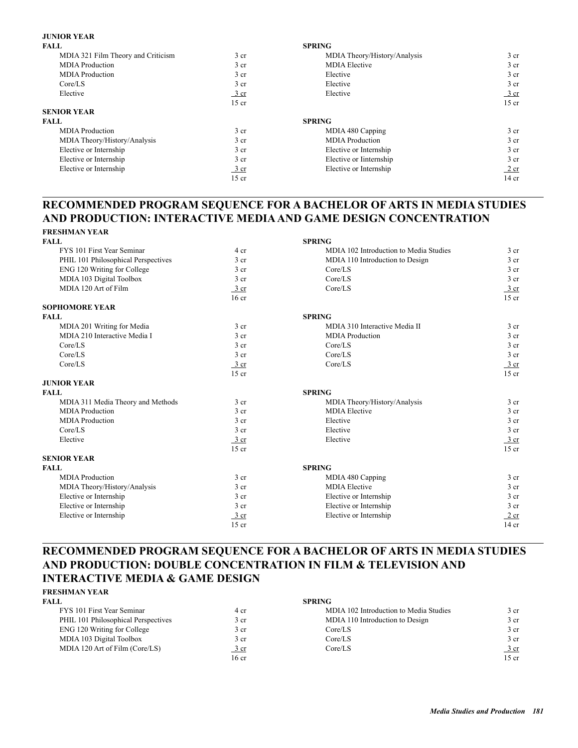**JUNIOR YEAR**

| FALL | | SPRING | |
|---|---|---|---|
| MDIA 321 Film Theory and Criticism | 3 cr | MDIA Theory/History/Analysis | 3 cr |
| MDIA Production | 3 cr | MDIA Elective | 3 cr |
| MDIA Production | 3 cr | Elective | 3 cr |
| Core/LS | 3 cr | Elective | 3 cr |
| Elective | 3 cr | Elective | 3 cr |
| | 15 cr | | 15 cr |

**SENIOR YEAR**

| FALL | | SPRING | |
|---|---|---|---|
| MDIA Production | 3 cr | MDIA 480 Capping | 3 cr |
| MDIA Theory/History/Analysis | 3 cr | MDIA Production | 3 cr |
| Elective or Internship | 3 cr | Elective or Internship | 3 cr |
| Elective or Internship | 3 cr | Elective or Iinternship | 3 cr |
| Elective or Internship | 3 cr | Elective or Internship | 2 cr |
| | 15 cr | | 14 cr |

## RECOMMENDED PROGRAM SEQUENCE FOR A BACHELOR OF ARTS IN MEDIA STUDIES AND PRODUCTION: INTERACTIVE MEDIA AND GAME DESIGN CONCENTRATION

**FRESHMAN YEAR**

| FALL | | SPRING | |
|---|---|---|---|
| FYS 101 First Year Seminar | 4 cr | MDIA 102 Introduction to Media Studies | 3 cr |
| PHIL 101 Philosophical Perspectives | 3 cr | MDIA 110 Introduction to Design | 3 cr |
| ENG 120 Writing for College | 3 cr | Core/LS | 3 cr |
| MDIA 103 Digital Toolbox | 3 cr | Core/LS | 3 cr |
| MDIA 120 Art of Film | 3 cr | Core/LS | 3 cr |
| | 16 cr | | 15 cr |

**SOPHOMORE YEAR**

| FALL | | SPRING | |
|---|---|---|---|
| MDIA 201 Writing for Media | 3 cr | MDIA 310 Interactive Media II | 3 cr |
| MDIA 210 Interactive Media I | 3 cr | MDIA Production | 3 cr |
| Core/LS | 3 cr | Core/LS | 3 cr |
| Core/LS | 3 cr | Core/LS | 3 cr |
| Core/LS | 3 cr | Core/LS | 3 cr |
| | 15 cr | | 15 cr |

**JUNIOR YEAR**

| FALL | | SPRING | |
|---|---|---|---|
| MDIA 311 Media Theory and Methods | 3 cr | MDIA Theory/History/Analysis | 3 cr |
| MDIA Production | 3 cr | MDIA Elective | 3 cr |
| MDIA Production | 3 cr | Elective | 3 cr |
| Core/LS | 3 cr | Elective | 3 cr |
| Elective | 3 cr | Elective | 3 cr |
| | 15 cr | | 15 cr |

**SENIOR YEAR**

| FALL | | SPRING | |
|---|---|---|---|
| MDIA Production | 3 cr | MDIA 480 Capping | 3 cr |
| MDIA Theory/History/Analysis | 3 cr | MDIA Elective | 3 cr |
| Elective or Internship | 3 cr | Elective or Internship | 3 cr |
| Elective or Internship | 3 cr | Elective or Internship | 3 cr |
| Elective or Internship | 3 cr | Elective or Internship | 2 cr |
| | 15 cr | | 14 cr |

## RECOMMENDED PROGRAM SEQUENCE FOR A BACHELOR OF ARTS IN MEDIA STUDIES AND PRODUCTION: DOUBLE CONCENTRATION IN FILM & TELEVISION AND INTERACTIVE MEDIA & GAME DESIGN

**FRESHMAN YEAR**

| FALL | | SPRING | |
|---|---|---|---|
| FYS 101 First Year Seminar | 4 cr | MDIA 102 Introduction to Media Studies | 3 cr |
| PHIL 101 Philosophical Perspectives | 3 cr | MDIA 110 Introduction to Design | 3 cr |
| ENG 120 Writing for College | 3 cr | Core/LS | 3 cr |
| MDIA 103 Digital Toolbox | 3 cr | Core/LS | 3 cr |
| MDIA 120 Art of Film (Core/LS) | 3 cr | Core/LS | 3 cr |
| | 16 cr | | 15 cr |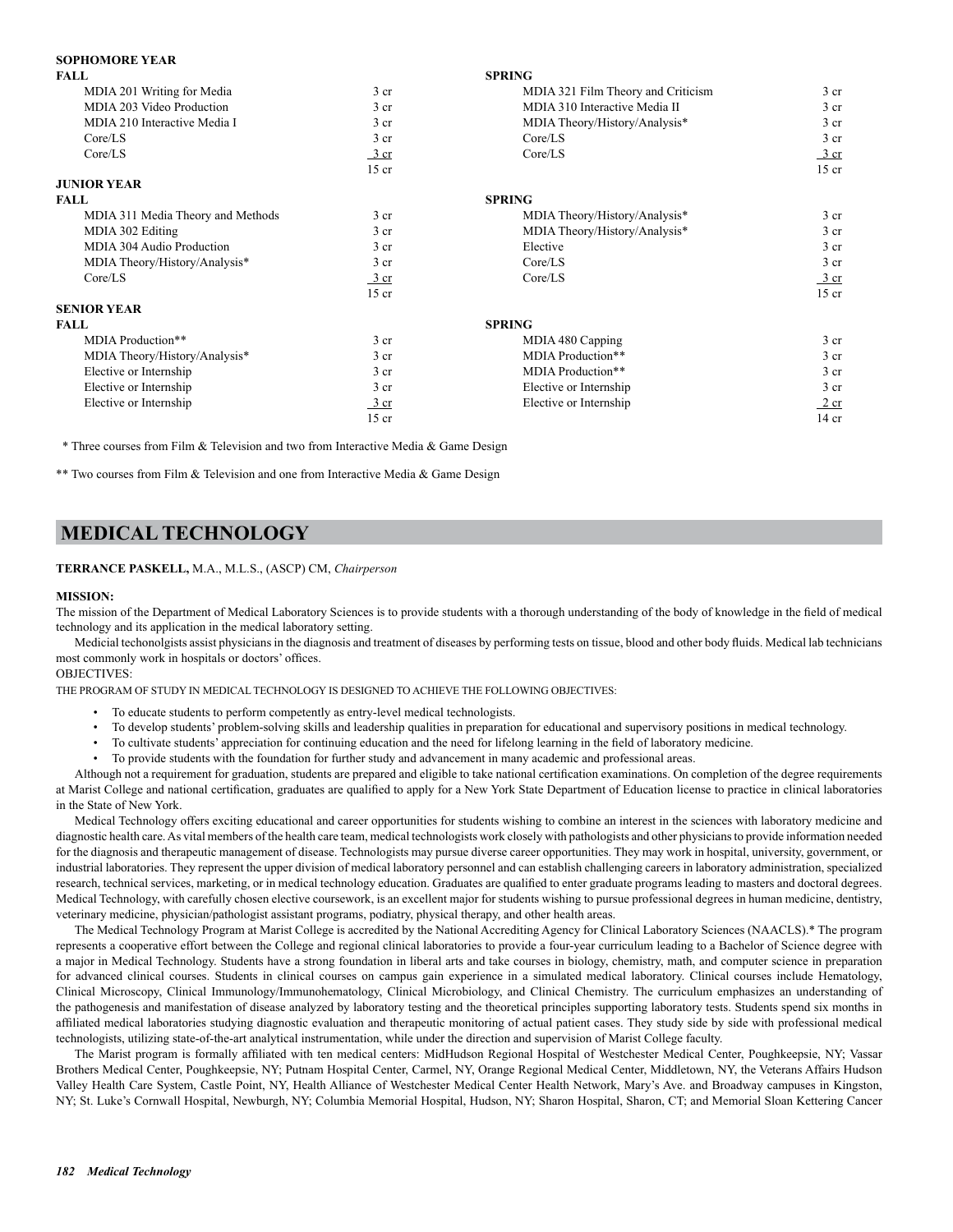**SOPHOMORE YEAR**

| FALL | | SPRING | |
|---|---|---|---|
| MDIA 201 Writing for Media | 3 cr | MDIA 321 Film Theory and Criticism | 3 cr |
| MDIA 203 Video Production | 3 cr | MDIA 310 Interactive Media II | 3 cr |
| MDIA 210 Interactive Media I | 3 cr | MDIA Theory/History/Analysis* | 3 cr |
| Core/LS | 3 cr | Core/LS | 3 cr |
| Core/LS | 3 cr | Core/LS | 3 cr |
| | 15 cr | | 15 cr |

**JUNIOR YEAR**

| FALL | | SPRING | |
|---|---|---|---|
| MDIA 311 Media Theory and Methods | 3 cr | MDIA Theory/History/Analysis* | 3 cr |
| MDIA 302 Editing | 3 cr | MDIA Theory/History/Analysis* | 3 cr |
| MDIA 304 Audio Production | 3 cr | Elective | 3 cr |
| MDIA Theory/History/Analysis* | 3 cr | Core/LS | 3 cr |
| Core/LS | 3 cr | Core/LS | 3 cr |
| | 15 cr | | 15 cr |

**SENIOR YEAR**

| FALL | | SPRING | |
|---|---|---|---|
| MDIA Production** | 3 cr | MDIA 480 Capping | 3 cr |
| MDIA Theory/History/Analysis* | 3 cr | MDIA Production** | 3 cr |
| Elective or Internship | 3 cr | MDIA Production** | 3 cr |
| Elective or Internship | 3 cr | Elective or Internship | 3 cr |
| Elective or Internship | 3 cr | Elective or Internship | 2 cr |
| | 15 cr | | 14 cr |

\* Three courses from Film & Television and two from Interactive Media & Game Design

\*\* Two courses from Film & Television and one from Interactive Media & Game Design

## MEDICAL TECHNOLOGY

**TERRANCE PASKELL,** M.A., M.L.S., (ASCP) CM, *Chairperson*

**MISSION:**

The mission of the Department of Medical Laboratory Sciences is to provide students with a thorough understanding of the body of knowledge in the field of medical technology and its application in the medical laboratory setting.

Medicial techonolgists assist physicians in the diagnosis and treatment of diseases by performing tests on tissue, blood and other body fluids. Medical lab technicians most commonly work in hospitals or doctors' offices.

OBJECTIVES:

THE PROGRAM OF STUDY IN MEDICAL TECHNOLOGY IS DESIGNED TO ACHIEVE THE FOLLOWING OBJECTIVES:

- To educate students to perform competently as entry-level medical technologists.
- To develop students' problem-solving skills and leadership qualities in preparation for educational and supervisory positions in medical technology.
- To cultivate students' appreciation for continuing education and the need for lifelong learning in the field of laboratory medicine.
- To provide students with the foundation for further study and advancement in many academic and professional areas.

Although not a requirement for graduation, students are prepared and eligible to take national certification examinations. On completion of the degree requirements at Marist College and national certification, graduates are qualified to apply for a New York State Department of Education license to practice in clinical laboratories in the State of New York.

Medical Technology offers exciting educational and career opportunities for students wishing to combine an interest in the sciences with laboratory medicine and diagnostic health care. As vital members of the health care team, medical technologists work closely with pathologists and other physicians to provide information needed for the diagnosis and therapeutic management of disease. Technologists may pursue diverse career opportunities. They may work in hospital, university, government, or industrial laboratories. They represent the upper division of medical laboratory personnel and can establish challenging careers in laboratory administration, specialized research, technical services, marketing, or in medical technology education. Graduates are qualified to enter graduate programs leading to masters and doctoral degrees. Medical Technology, with carefully chosen elective coursework, is an excellent major for students wishing to pursue professional degrees in human medicine, dentistry, veterinary medicine, physician/pathologist assistant programs, podiatry, physical therapy, and other health areas.

The Medical Technology Program at Marist College is accredited by the National Accrediting Agency for Clinical Laboratory Sciences (NAACLS).* The program represents a cooperative effort between the College and regional clinical laboratories to provide a four-year curriculum leading to a Bachelor of Science degree with a major in Medical Technology. Students have a strong foundation in liberal arts and take courses in biology, chemistry, math, and computer science in preparation for advanced clinical courses. Students in clinical courses on campus gain experience in a simulated medical laboratory. Clinical courses include Hematology, Clinical Microscopy, Clinical Immunology/Immunohematology, Clinical Microbiology, and Clinical Chemistry. The curriculum emphasizes an understanding of the pathogenesis and manifestation of disease analyzed by laboratory testing and the theoretical principles supporting laboratory tests. Students spend six months in affiliated medical laboratories studying diagnostic evaluation and therapeutic monitoring of actual patient cases. They study side by side with professional medical technologists, utilizing state-of-the-art analytical instrumentation, while under the direction and supervision of Marist College faculty.

The Marist program is formally affiliated with ten medical centers: MidHudson Regional Hospital of Westchester Medical Center, Poughkeepsie, NY; Vassar Brothers Medical Center, Poughkeepsie, NY; Putnam Hospital Center, Carmel, NY, Orange Regional Medical Center, Middletown, NY, the Veterans Affairs Hudson Valley Health Care System, Castle Point, NY, Health Alliance of Westchester Medical Center Health Network, Mary's Ave. and Broadway campuses in Kingston, NY; St. Luke's Cornwall Hospital, Newburgh, NY; Columbia Memorial Hospital, Hudson, NY; Sharon Hospital, Sharon, CT; and Memorial Sloan Kettering Cancer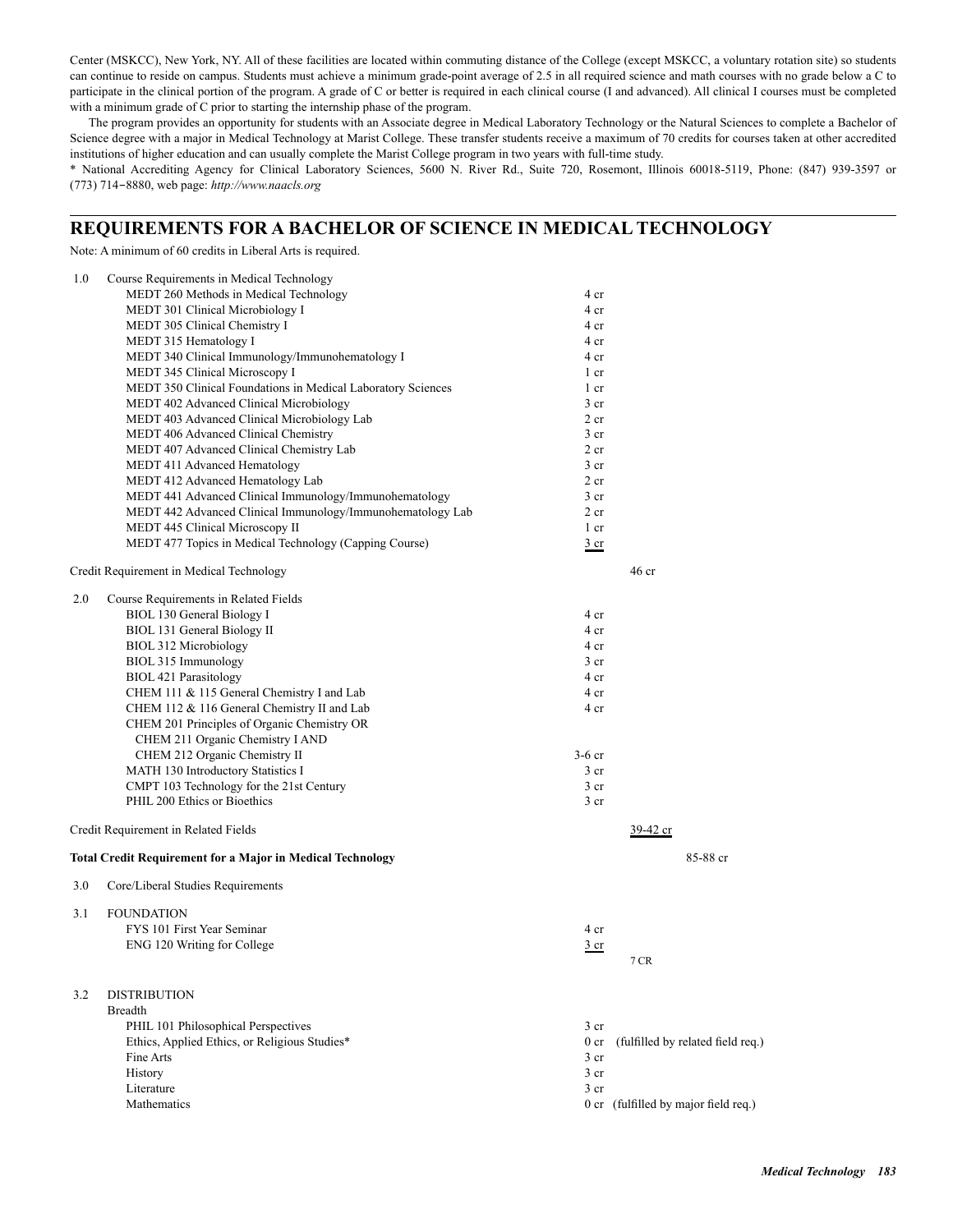Center (MSKCC), New York, NY. All of these facilities are located within commuting distance of the College (except MSKCC, a voluntary rotation site) so students can continue to reside on campus. Students must achieve a minimum grade-point average of 2.5 in all required science and math courses with no grade below a C to participate in the clinical portion of the program. A grade of C or better is required in each clinical course (I and advanced). All clinical I courses must be completed with a minimum grade of C prior to starting the internship phase of the program.

The program provides an opportunity for students with an Associate degree in Medical Laboratory Technology or the Natural Sciences to complete a Bachelor of Science degree with a major in Medical Technology at Marist College. These transfer students receive a maximum of 70 credits for courses taken at other accredited institutions of higher education and can usually complete the Marist College program in two years with full-time study.

* National Accrediting Agency for Clinical Laboratory Sciences, 5600 N. River Rd., Suite 720, Rosemont, Illinois 60018-5119, Phone: (847) 939-3597 or (773) 714−8880, web page: *http://www.naacls.org*

## REQUIREMENTS FOR A BACHELOR OF SCIENCE IN MEDICAL TECHNOLOGY

Note: A minimum of 60 credits in Liberal Arts is required.

| | | | |
|---|---|---|---|
| 1.0 | Course Requirements in Medical Technology | | |
| | MEDT 260 Methods in Medical Technology | 4 cr | |
| | MEDT 301 Clinical Microbiology I | 4 cr | |
| | MEDT 305 Clinical Chemistry I | 4 cr | |
| | MEDT 315 Hematology I | 4 cr | |
| | MEDT 340 Clinical Immunology/Immunohematology I | 4 cr | |
| | MEDT 345 Clinical Microscopy I | 1 cr | |
| | MEDT 350 Clinical Foundations in Medical Laboratory Sciences | 1 cr | |
| | MEDT 402 Advanced Clinical Microbiology | 3 cr | |
| | MEDT 403 Advanced Clinical Microbiology Lab | 2 cr | |
| | MEDT 406 Advanced Clinical Chemistry | 3 cr | |
| | MEDT 407 Advanced Clinical Chemistry Lab | 2 cr | |
| | MEDT 411 Advanced Hematology | 3 cr | |
| | MEDT 412 Advanced Hematology Lab | 2 cr | |
| | MEDT 441 Advanced Clinical Immunology/Immunohematology | 3 cr | |
| | MEDT 442 Advanced Clinical Immunology/Immunohematology Lab | 2 cr | |
| | MEDT 445 Clinical Microscopy II | 1 cr | |
| | MEDT 477 Topics in Medical Technology (Capping Course) | 3 cr | |
| Credit Requirement in Medical Technology | | | 46 cr |
| 2.0 | Course Requirements in Related Fields | | |
| | BIOL 130 General Biology I | 4 cr | |
| | BIOL 131 General Biology II | 4 cr | |
| | BIOL 312 Microbiology | 4 cr | |
| | BIOL 315 Immunology | 3 cr | |
| | BIOL 421 Parasitology | 4 cr | |
| | CHEM 111 & 115 General Chemistry I and Lab | 4 cr | |
| | CHEM 112 & 116 General Chemistry II and Lab | 4 cr | |
| | CHEM 201 Principles of Organic Chemistry OR CHEM 211 Organic Chemistry I AND CHEM 212 Organic Chemistry II | 3-6 cr | |
| | MATH 130 Introductory Statistics I | 3 cr | |
| | CMPT 103 Technology for the 21st Century | 3 cr | |
| | PHIL 200 Ethics or Bioethics | 3 cr | |
| Credit Requirement in Related Fields | | | 39-42 cr |
| **Total Credit Requirement for a Major in Medical Technology** | | | 85-88 cr |
| 3.0 | Core/Liberal Studies Requirements | | |
| 3.1 | FOUNDATION | | |
| | FYS 101 First Year Seminar | 4 cr | |
| | ENG 120 Writing for College | 3 cr | |
| | | | 7 CR |
| 3.2 | DISTRIBUTION | | |
| | Breadth | | |
| | PHIL 101 Philosophical Perspectives | 3 cr | |
| | Ethics, Applied Ethics, or Religious Studies* | 0 cr | (fulfilled by related field req.) |
| | Fine Arts | 3 cr | |
| | History | 3 cr | |
| | Literature | 3 cr | |
| | Mathematics | 0 cr | (fulfilled by major field req.) |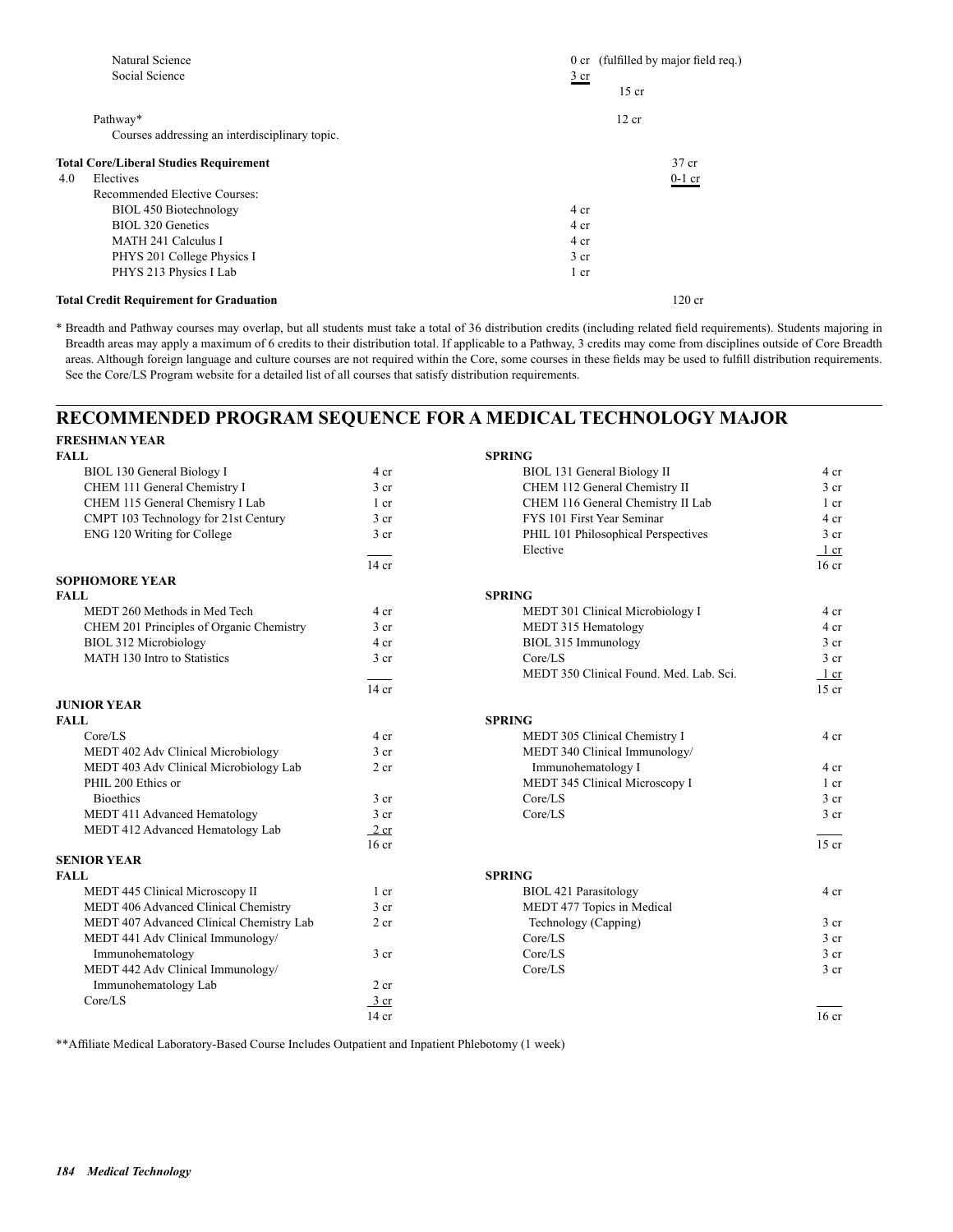| | | | |
|---|---|---|---|
| Natural Science | 0 cr | (fulfilled by major field req.) | |
| Social Science | 3 cr | | |
| | | 15 cr | |
| Pathway* | | 12 cr | |
| Courses addressing an interdisciplinary topic. | | | |
| **Total Core/Liberal Studies Requirement** | | | 37 cr |
| 4.0 Electives | | | 0-1 cr |
| Recommended Elective Courses: | | | |
| BIOL 450 Biotechnology | 4 cr | | |
| BIOL 320 Genetics | 4 cr | | |
| MATH 241 Calculus I | 4 cr | | |
| PHYS 201 College Physics I | 3 cr | | |
| PHYS 213 Physics I Lab | 1 cr | | |
| **Total Credit Requirement for Graduation** | | | 120 cr |

\* Breadth and Pathway courses may overlap, but all students must take a total of 36 distribution credits (including related field requirements). Students majoring in Breadth areas may apply a maximum of 6 credits to their distribution total. If applicable to a Pathway, 3 credits may come from disciplines outside of Core Breadth areas. Although foreign language and culture courses are not required within the Core, some courses in these fields may be used to fulfill distribution requirements. See the Core/LS Program website for a detailed list of all courses that satisfy distribution requirements.

## RECOMMENDED PROGRAM SEQUENCE FOR A MEDICAL TECHNOLOGY MAJOR

### FRESHMAN YEAR

| FALL | | SPRING | |
|---|---|---|---|
| BIOL 130 General Biology I | 4 cr | BIOL 131 General Biology II | 4 cr |
| CHEM 111 General Chemistry I | 3 cr | CHEM 112 General Chemistry II | 3 cr |
| CHEM 115 General Chemisry I Lab | 1 cr | CHEM 116 General Chemistry II Lab | 1 cr |
| CMPT 103 Technology for 21st Century | 3 cr | FYS 101 First Year Seminar | 4 cr |
| ENG 120 Writing for College | 3 cr | PHIL 101 Philosophical Perspectives | 3 cr |
| | | Elective | 1 cr |
| | 14 cr | | 16 cr |

### SOPHOMORE YEAR

| FALL | | SPRING | |
|---|---|---|---|
| MEDT 260 Methods in Med Tech | 4 cr | MEDT 301 Clinical Microbiology I | 4 cr |
| CHEM 201 Principles of Organic Chemistry | 3 cr | MEDT 315 Hematology | 4 cr |
| BIOL 312 Microbiology | 4 cr | BIOL 315 Immunology | 3 cr |
| MATH 130 Intro to Statistics | 3 cr | Core/LS | 3 cr |
| | | MEDT 350 Clinical Found. Med. Lab. Sci. | 1 cr |
| | 14 cr | | 15 cr |

### JUNIOR YEAR

| FALL | | SPRING | |
|---|---|---|---|
| Core/LS | 4 cr | MEDT 305 Clinical Chemistry I | 4 cr |
| MEDT 402 Adv Clinical Microbiology | 3 cr | MEDT 340 Clinical Immunology/ Immunohematology I | 4 cr |
| MEDT 403 Adv Clinical Microbiology Lab | 2 cr | MEDT 345 Clinical Microscopy I | 1 cr |
| PHIL 200 Ethics or Bioethics | 3 cr | Core/LS | 3 cr |
| MEDT 411 Advanced Hematology | 3 cr | Core/LS | 3 cr |
| MEDT 412 Advanced Hematology Lab | 2 cr | | |
| | 16 cr | | 15 cr |

### SENIOR YEAR

| FALL | | SPRING | |
|---|---|---|---|
| MEDT 445 Clinical Microscopy II | 1 cr | BIOL 421 Parasitology | 4 cr |
| MEDT 406 Advanced Clinical Chemistry | 3 cr | MEDT 477 Topics in Medical Technology (Capping) | 3 cr |
| MEDT 407 Advanced Clinical Chemistry Lab | 2 cr | Core/LS | 3 cr |
| MEDT 441 Adv Clinical Immunology/ Immunohematology | 3 cr | Core/LS | 3 cr |
| MEDT 442 Adv Clinical Immunology/ Immunohematology Lab | 2 cr | Core/LS | 3 cr |
| Core/LS | 3 cr | | |
| | 14 cr | | 16 cr |

\*\*Affiliate Medical Laboratory-Based Course Includes Outpatient and Inpatient Phlebotomy (1 week)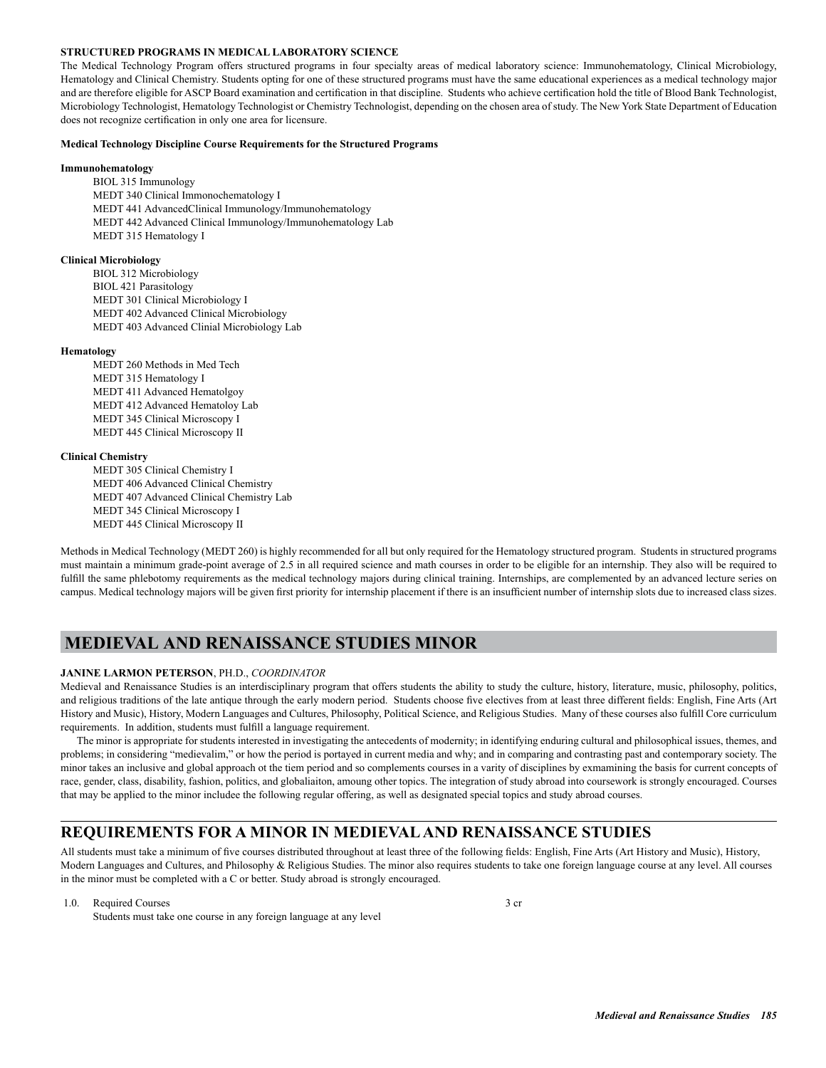**STRUCTURED PROGRAMS IN MEDICAL LABORATORY SCIENCE**

The Medical Technology Program offers structured programs in four specialty areas of medical laboratory science: Immunohematology, Clinical Microbiology, Hematology and Clinical Chemistry. Students opting for one of these structured programs must have the same educational experiences as a medical technology major and are therefore eligible for ASCP Board examination and certification in that discipline. Students who achieve certification hold the title of Blood Bank Technologist, Microbiology Technologist, Hematology Technologist or Chemistry Technologist, depending on the chosen area of study. The New York State Department of Education does not recognize certification in only one area for licensure.

**Medical Technology Discipline Course Requirements for the Structured Programs**

**Immunohematology**

BIOL 315 Immunology
MEDT 340 Clinical Immonochematology I
MEDT 441 AdvancedClinical Immunology/Immunohematology
MEDT 442 Advanced Clinical Immunology/Immunohematology Lab
MEDT 315 Hematology I

**Clinical Microbiology**

BIOL 312 Microbiology
BIOL 421 Parasitology
MEDT 301 Clinical Microbiology I
MEDT 402 Advanced Clinical Microbiology
MEDT 403 Advanced Clinial Microbiology Lab

**Hematology**

MEDT 260 Methods in Med Tech
MEDT 315 Hematology I
MEDT 411 Advanced Hematolgoy
MEDT 412 Advanced Hematoloy Lab
MEDT 345 Clinical Microscopy I
MEDT 445 Clinical Microscopy II

**Clinical Chemistry**

MEDT 305 Clinical Chemistry I
MEDT 406 Advanced Clinical Chemistry
MEDT 407 Advanced Clinical Chemistry Lab
MEDT 345 Clinical Microscopy I
MEDT 445 Clinical Microscopy II

Methods in Medical Technology (MEDT 260) is highly recommended for all but only required for the Hematology structured program. Students in structured programs must maintain a minimum grade-point average of 2.5 in all required science and math courses in order to be eligible for an internship. They also will be required to fulfill the same phlebotomy requirements as the medical technology majors during clinical training. Internships, are complemented by an advanced lecture series on campus. Medical technology majors will be given first priority for internship placement if there is an insufficient number of internship slots due to increased class sizes.

## MEDIEVAL AND RENAISSANCE STUDIES MINOR

**JANINE LARMON PETERSON**, PH.D., *COORDINATOR*

Medieval and Renaissance Studies is an interdisciplinary program that offers students the ability to study the culture, history, literature, music, philosophy, politics, and religious traditions of the late antique through the early modern period. Students choose five electives from at least three different fields: English, Fine Arts (Art History and Music), History, Modern Languages and Cultures, Philosophy, Political Science, and Religious Studies. Many of these courses also fulfill Core curriculum requirements. In addition, students must fulfill a language requirement.

The minor is appropriate for students interested in investigating the antecedents of modernity; in identifying enduring cultural and philosophical issues, themes, and problems; in considering "medievalim," or how the period is portayed in current media and why; and in comparing and contrasting past and contemporary society. The minor takes an inclusive and global approach ot the tiem period and so complements courses in a varity of disciplines by exmamining the basis for current concepts of race, gender, class, disability, fashion, politics, and globaliaiton, amoung other topics. The integration of study abroad into coursework is strongly encouraged. Courses that may be applied to the minor includee the following regular offering, as well as designated special topics and study abroad courses.

## REQUIREMENTS FOR A MINOR IN MEDIEVAL AND RENAISSANCE STUDIES

All students must take a minimum of five courses distributed throughout at least three of the following fields: English, Fine Arts (Art History and Music), History, Modern Languages and Cultures, and Philosophy & Religious Studies. The minor also requires students to take one foreign language course at any level. All courses in the minor must be completed with a C or better. Study abroad is strongly encouraged.

1.0. Required Courses — 3 cr
Students must take one course in any foreign language at any level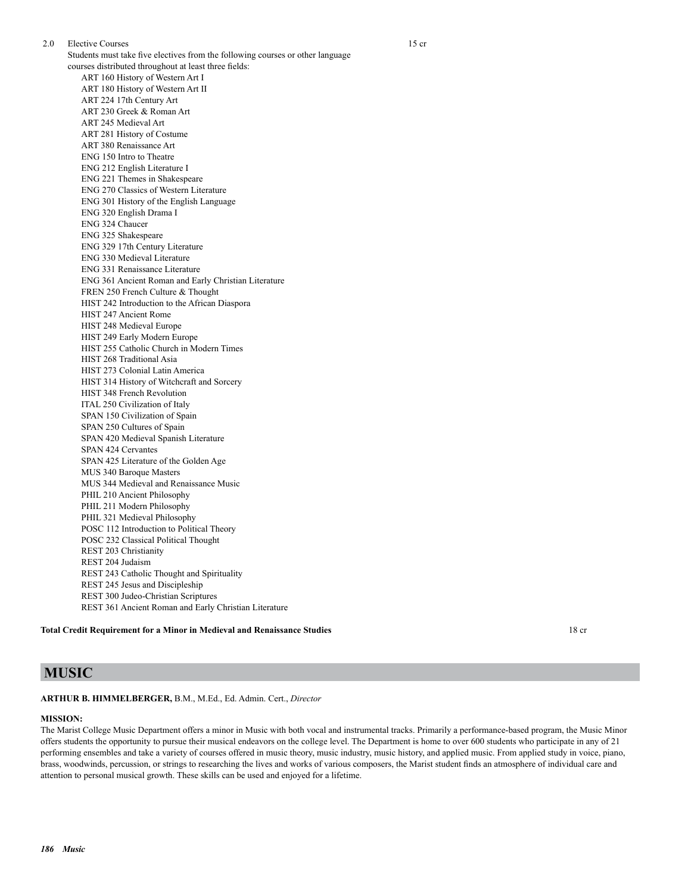2.0 Elective Courses 15 cr

Students must take five electives from the following courses or other language courses distributed throughout at least three fields:

- ART 160 History of Western Art I
- ART 180 History of Western Art II
- ART 224 17th Century Art
- ART 230 Greek & Roman Art
- ART 245 Medieval Art
- ART 281 History of Costume
- ART 380 Renaissance Art
- ENG 150 Intro to Theatre
- ENG 212 English Literature I
- ENG 221 Themes in Shakespeare
- ENG 270 Classics of Western Literature
- ENG 301 History of the English Language
- ENG 320 English Drama I
- ENG 324 Chaucer
- ENG 325 Shakespeare
- ENG 329 17th Century Literature
- ENG 330 Medieval Literature
- ENG 331 Renaissance Literature
- ENG 361 Ancient Roman and Early Christian Literature
- FREN 250 French Culture & Thought
- HIST 242 Introduction to the African Diaspora
- HIST 247 Ancient Rome
- HIST 248 Medieval Europe
- HIST 249 Early Modern Europe
- HIST 255 Catholic Church in Modern Times
- HIST 268 Traditional Asia
- HIST 273 Colonial Latin America
- HIST 314 History of Witchcraft and Sorcery
- HIST 348 French Revolution
- ITAL 250 Civilization of Italy
- SPAN 150 Civilization of Spain
- SPAN 250 Cultures of Spain
- SPAN 420 Medieval Spanish Literature
- SPAN 424 Cervantes
- SPAN 425 Literature of the Golden Age
- MUS 340 Baroque Masters
- MUS 344 Medieval and Renaissance Music
- PHIL 210 Ancient Philosophy
- PHIL 211 Modern Philosophy
- PHIL 321 Medieval Philosophy
- POSC 112 Introduction to Political Theory
- POSC 232 Classical Political Thought
- REST 203 Christianity
- REST 204 Judaism
- REST 243 Catholic Thought and Spirituality
- REST 245 Jesus and Discipleship
- REST 300 Judeo-Christian Scriptures
- REST 361 Ancient Roman and Early Christian Literature

**Total Credit Requirement for a Minor in Medieval and Renaissance Studies** 18 cr

# MUSIC

**ARTHUR B. HIMMELBERGER,** B.M., M.Ed., Ed. Admin. Cert., *Director*

**MISSION:**

The Marist College Music Department offers a minor in Music with both vocal and instrumental tracks. Primarily a performance-based program, the Music Minor offers students the opportunity to pursue their musical endeavors on the college level. The Department is home to over 600 students who participate in any of 21 performing ensembles and take a variety of courses offered in music theory, music industry, music history, and applied music. From applied study in voice, piano, brass, woodwinds, percussion, or strings to researching the lives and works of various composers, the Marist student finds an atmosphere of individual care and attention to personal musical growth. These skills can be used and enjoyed for a lifetime.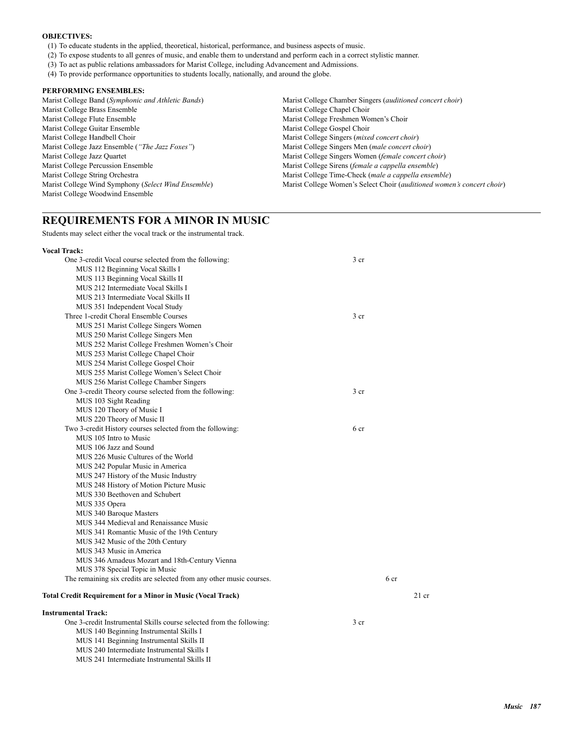**OBJECTIVES:**

(1) To educate students in the applied, theoretical, historical, performance, and business aspects of music.
(2) To expose students to all genres of music, and enable them to understand and perform each in a correct stylistic manner.
(3) To act as public relations ambassadors for Marist College, including Advancement and Admissions.
(4) To provide performance opportunities to students locally, nationally, and around the globe.

**PERFORMING ENSEMBLES:**

Marist College Band (*Symphonic and Athletic Bands*)
Marist College Brass Ensemble
Marist College Flute Ensemble
Marist College Guitar Ensemble
Marist College Handbell Choir
Marist College Jazz Ensemble (*"The Jazz Foxes"*)
Marist College Jazz Quartet
Marist College Percussion Ensemble
Marist College String Orchestra
Marist College Wind Symphony (*Select Wind Ensemble*)
Marist College Woodwind Ensemble

Marist College Chamber Singers (*auditioned concert choir*)
Marist College Chapel Choir
Marist College Freshmen Women's Choir
Marist College Gospel Choir
Marist College Singers (*mixed concert choir*)
Marist College Singers Men (*male concert choir*)
Marist College Singers Women (*female concert choir*)
Marist College Sirens (*female a cappella ensemble*)
Marist College Time-Check (*male a cappella ensemble*)
Marist College Women's Select Choir (*auditioned women's concert choir*)

## REQUIREMENTS FOR A MINOR IN MUSIC

Students may select either the vocal track or the instrumental track.

**Vocal Track:**

One 3-credit Vocal course selected from the following: 3 cr
- MUS 112 Beginning Vocal Skills I
- MUS 113 Beginning Vocal Skills II
- MUS 212 Intermediate Vocal Skills I
- MUS 213 Intermediate Vocal Skills II
- MUS 351 Independent Vocal Study

Three 1-credit Choral Ensemble Courses 3 cr
- MUS 251 Marist College Singers Women
- MUS 250 Marist College Singers Men
- MUS 252 Marist College Freshmen Women's Choir
- MUS 253 Marist College Chapel Choir
- MUS 254 Marist College Gospel Choir
- MUS 255 Marist College Women's Select Choir
- MUS 256 Marist College Chamber Singers

One 3-credit Theory course selected from the following: 3 cr
- MUS 103 Sight Reading
- MUS 120 Theory of Music I
- MUS 220 Theory of Music II

Two 3-credit History courses selected from the following: 6 cr
- MUS 105 Intro to Music
- MUS 106 Jazz and Sound
- MUS 226 Music Cultures of the World
- MUS 242 Popular Music in America
- MUS 247 History of the Music Industry
- MUS 248 History of Motion Picture Music
- MUS 330 Beethoven and Schubert
- MUS 335 Opera
- MUS 340 Baroque Masters
- MUS 344 Medieval and Renaissance Music
- MUS 341 Romantic Music of the 19th Century
- MUS 342 Music of the 20th Century
- MUS 343 Music in America
- MUS 346 Amadeus Mozart and 18th-Century Vienna
- MUS 378 Special Topic in Music

The remaining six credits are selected from any other music courses. 6 cr

**Total Credit Requirement for a Minor in Music (Vocal Track)** 21 cr

**Instrumental Track:**

One 3-credit Instrumental Skills course selected from the following: 3 cr
- MUS 140 Beginning Instrumental Skills I
- MUS 141 Beginning Instrumental Skills II
- MUS 240 Intermediate Instrumental Skills I
- MUS 241 Intermediate Instrumental Skills II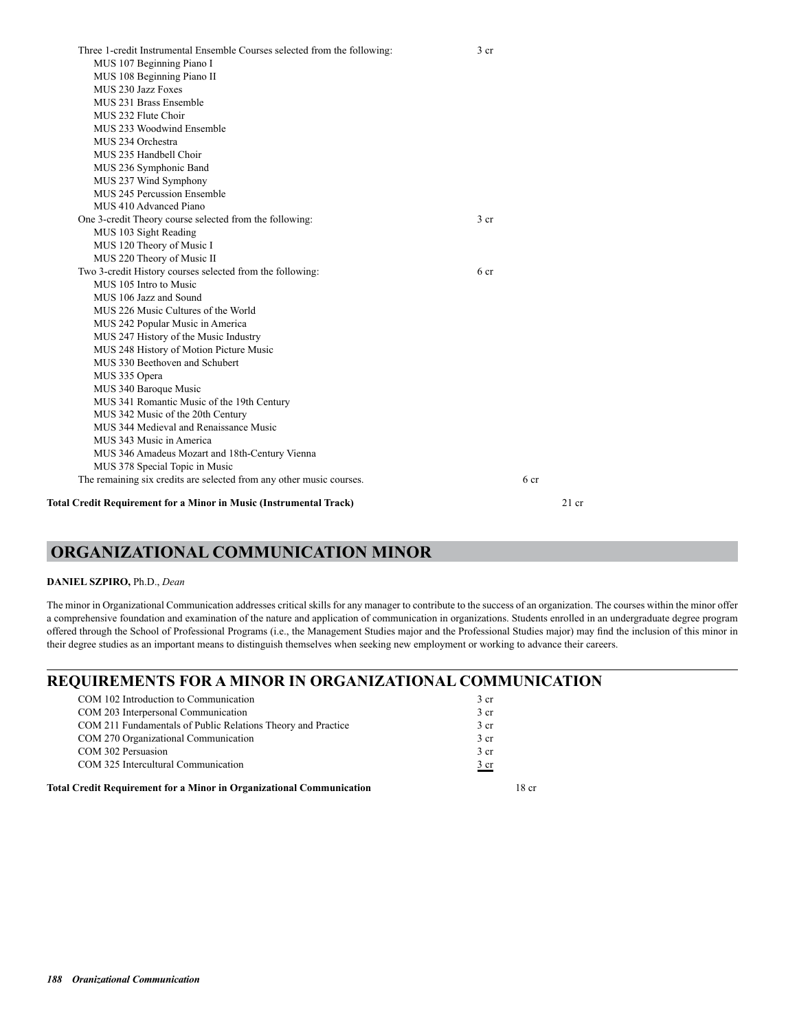Three 1-credit Instrumental Ensemble Courses selected from the following: 3 cr

- MUS 107 Beginning Piano I
- MUS 108 Beginning Piano II
- MUS 230 Jazz Foxes
- MUS 231 Brass Ensemble
- MUS 232 Flute Choir
- MUS 233 Woodwind Ensemble
- MUS 234 Orchestra
- MUS 235 Handbell Choir
- MUS 236 Symphonic Band
- MUS 237 Wind Symphony
- MUS 245 Percussion Ensemble
- MUS 410 Advanced Piano

One 3-credit Theory course selected from the following: 3 cr

- MUS 103 Sight Reading
- MUS 120 Theory of Music I
- MUS 220 Theory of Music II

Two 3-credit History courses selected from the following: 6 cr

- MUS 105 Intro to Music
- MUS 106 Jazz and Sound
- MUS 226 Music Cultures of the World
- MUS 242 Popular Music in America
- MUS 247 History of the Music Industry
- MUS 248 History of Motion Picture Music
- MUS 330 Beethoven and Schubert
- MUS 335 Opera
- MUS 340 Baroque Music
- MUS 341 Romantic Music of the 19th Century
- MUS 342 Music of the 20th Century
- MUS 344 Medieval and Renaissance Music
- MUS 343 Music in America
- MUS 346 Amadeus Mozart and 18th-Century Vienna
- MUS 378 Special Topic in Music

The remaining six credits are selected from any other music courses. 6 cr

**Total Credit Requirement for a Minor in Music (Instrumental Track)** 21 cr

# ORGANIZATIONAL COMMUNICATION MINOR

**DANIEL SZPIRO,** Ph.D., *Dean*

The minor in Organizational Communication addresses critical skills for any manager to contribute to the success of an organization. The courses within the minor offer a comprehensive foundation and examination of the nature and application of communication in organizations. Students enrolled in an undergraduate degree program offered through the School of Professional Programs (i.e., the Management Studies major and the Professional Studies major) may find the inclusion of this minor in their degree studies as an important means to distinguish themselves when seeking new employment or working to advance their careers.

## REQUIREMENTS FOR A MINOR IN ORGANIZATIONAL COMMUNICATION

| Course | Credits |
|---|---|
| COM 102 Introduction to Communication | 3 cr |
| COM 203 Interpersonal Communication | 3 cr |
| COM 211 Fundamentals of Public Relations Theory and Practice | 3 cr |
| COM 270 Organizational Communication | 3 cr |
| COM 302 Persuasion | 3 cr |
| COM 325 Intercultural Communication | 3 cr |

**Total Credit Requirement for a Minor in Organizational Communication** 18 cr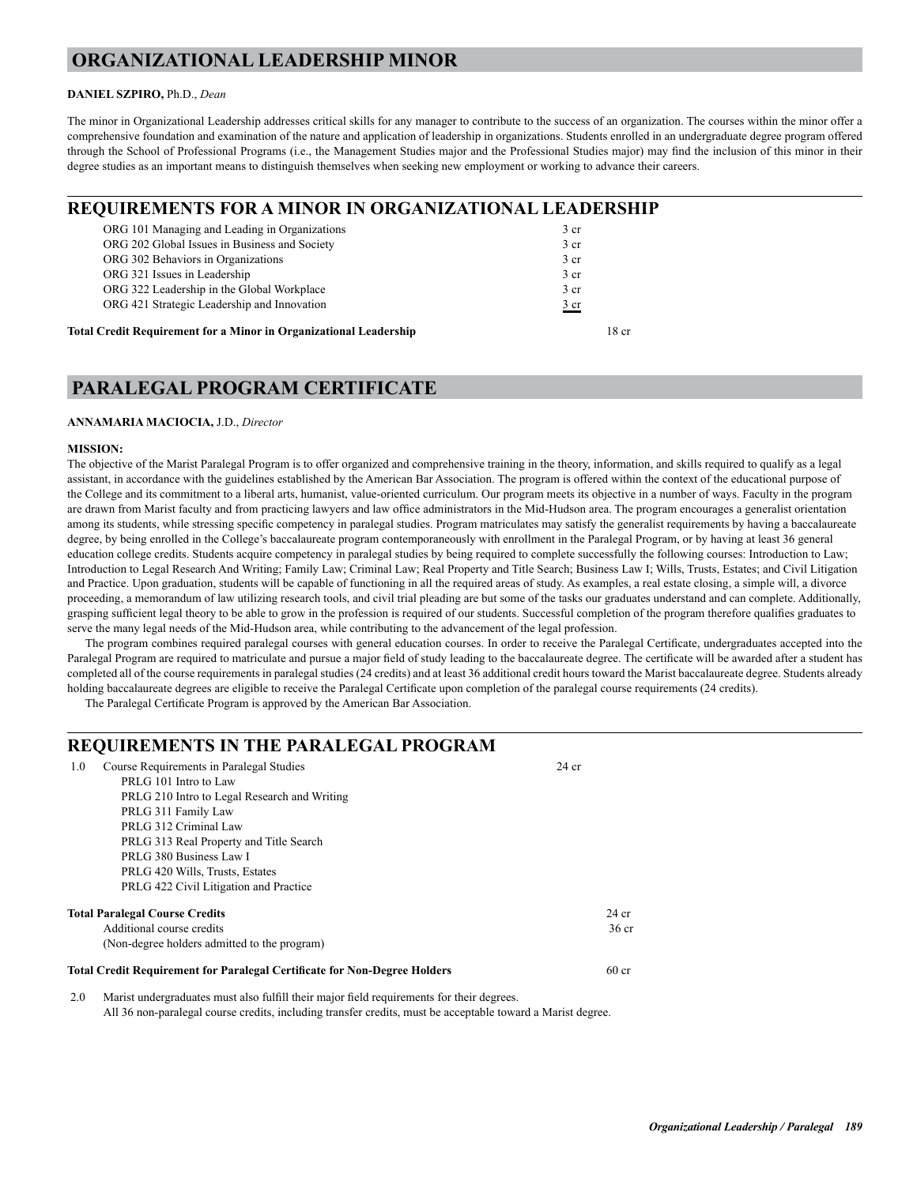# ORGANIZATIONAL LEADERSHIP MINOR

**DANIEL SZPIRO,** Ph.D., *Dean*

The minor in Organizational Leadership addresses critical skills for any manager to contribute to the success of an organization. The courses within the minor offer a comprehensive foundation and examination of the nature and application of leadership in organizations. Students enrolled in an undergraduate degree program offered through the School of Professional Programs (i.e., the Management Studies major and the Professional Studies major) may find the inclusion of this minor in their degree studies as an important means to distinguish themselves when seeking new employment or working to advance their careers.

## REQUIREMENTS FOR A MINOR IN ORGANIZATIONAL LEADERSHIP

| | | |
|---|---|---|
| ORG 101 Managing and Leading in Organizations | 3 cr | |
| ORG 202 Global Issues in Business and Society | 3 cr | |
| ORG 302 Behaviors in Organizations | 3 cr | |
| ORG 321 Issues in Leadership | 3 cr | |
| ORG 322 Leadership in the Global Workplace | 3 cr | |
| ORG 421 Strategic Leadership and Innovation | 3 cr | |
| **Total Credit Requirement for a Minor in Organizational Leadership** | | 18 cr |

# PARALEGAL PROGRAM CERTIFICATE

**ANNAMARIA MACIOCIA,** J.D., *Director*

**MISSION:**

The objective of the Marist Paralegal Program is to offer organized and comprehensive training in the theory, information, and skills required to qualify as a legal assistant, in accordance with the guidelines established by the American Bar Association. The program is offered within the context of the educational purpose of the College and its commitment to a liberal arts, humanist, value-oriented curriculum. Our program meets its objective in a number of ways. Faculty in the program are drawn from Marist faculty and from practicing lawyers and law office administrators in the Mid-Hudson area. The program encourages a generalist orientation among its students, while stressing specific competency in paralegal studies. Program matriculates may satisfy the generalist requirements by having a baccalaureate degree, by being enrolled in the College's baccalaureate program contemporaneously with enrollment in the Paralegal Program, or by having at least 36 general education college credits. Students acquire competency in paralegal studies by being required to complete successfully the following courses: Introduction to Law; Introduction to Legal Research And Writing; Family Law; Criminal Law; Real Property and Title Search; Business Law I; Wills, Trusts, Estates; and Civil Litigation and Practice. Upon graduation, students will be capable of functioning in all the required areas of study. As examples, a real estate closing, a simple will, a divorce proceeding, a memorandum of law utilizing research tools, and civil trial pleading are but some of the tasks our graduates understand and can complete. Additionally, grasping sufficient legal theory to be able to grow in the profession is required of our students. Successful completion of the program therefore qualifies graduates to serve the many legal needs of the Mid-Hudson area, while contributing to the advancement of the legal profession.

The program combines required paralegal courses with general education courses. In order to receive the Paralegal Certificate, undergraduates accepted into the Paralegal Program are required to matriculate and pursue a major field of study leading to the baccalaureate degree. The certificate will be awarded after a student has completed all of the course requirements in paralegal studies (24 credits) and at least 36 additional credit hours toward the Marist baccalaureate degree. Students already holding baccalaureate degrees are eligible to receive the Paralegal Certificate upon completion of the paralegal course requirements (24 credits).

The Paralegal Certificate Program is approved by the American Bar Association.

## REQUIREMENTS IN THE PARALEGAL PROGRAM

1.0 Course Requirements in Paralegal Studies — 24 cr
- PRLG 101 Intro to Law
- PRLG 210 Intro to Legal Research and Writing
- PRLG 311 Family Law
- PRLG 312 Criminal Law
- PRLG 313 Real Property and Title Search
- PRLG 380 Business Law I
- PRLG 420 Wills, Trusts, Estates
- PRLG 422 Civil Litigation and Practice

| | |
|---|---|
| **Total Paralegal Course Credits** | 24 cr |
| Additional course credits (Non-degree holders admitted to the program) | 36 cr |
| **Total Credit Requirement for Paralegal Certificate for Non-Degree Holders** | 60 cr |

2.0 Marist undergraduates must also fulfill their major field requirements for their degrees. All 36 non-paralegal course credits, including transfer credits, must be acceptable toward a Marist degree.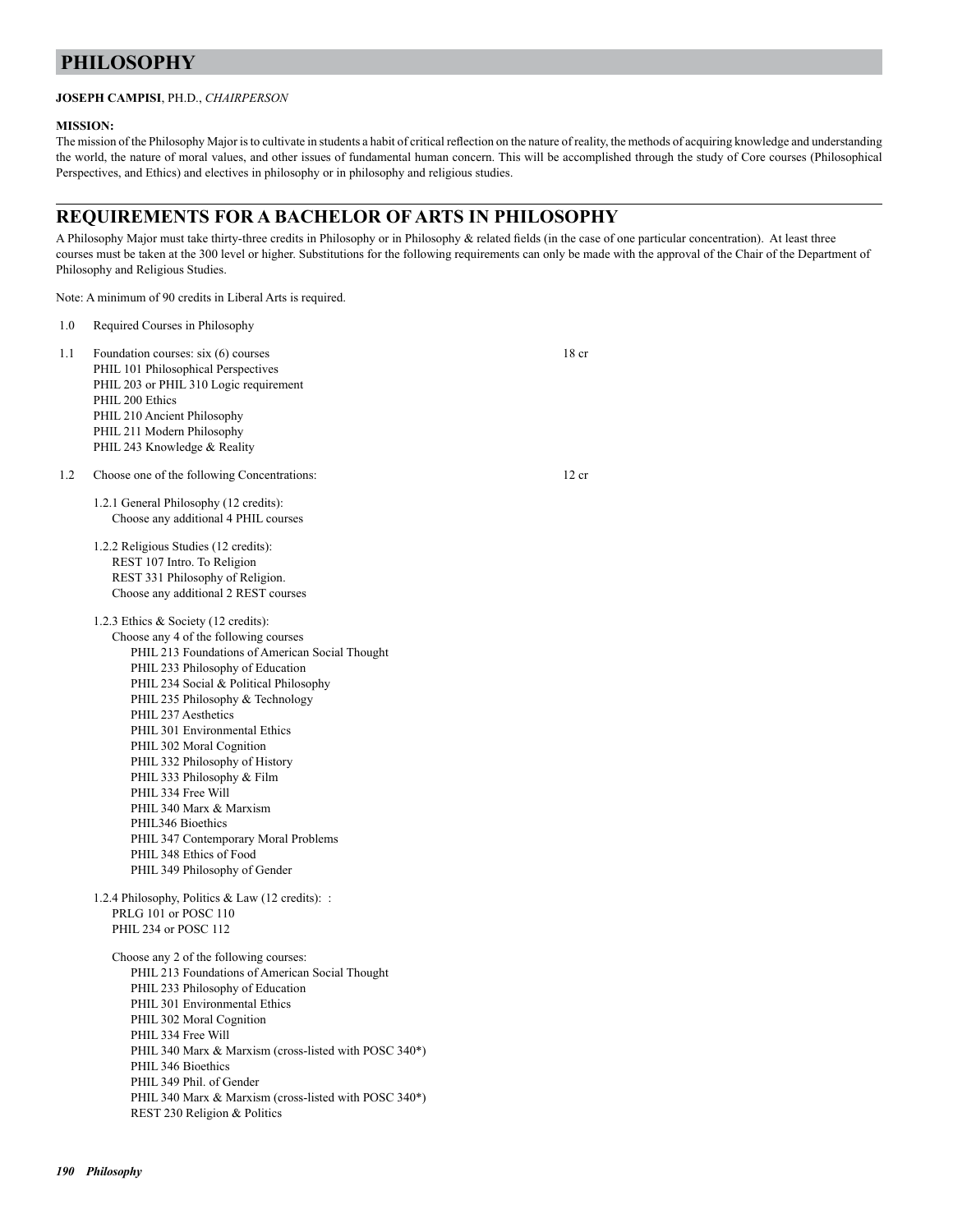# PHILOSOPHY

**JOSEPH CAMPISI**, PH.D., *CHAIRPERSON*

**MISSION:**

The mission of the Philosophy Major is to cultivate in students a habit of critical reflection on the nature of reality, the methods of acquiring knowledge and understanding the world, the nature of moral values, and other issues of fundamental human concern. This will be accomplished through the study of Core courses (Philosophical Perspectives, and Ethics) and electives in philosophy or in philosophy and religious studies.

## REQUIREMENTS FOR A BACHELOR OF ARTS IN PHILOSOPHY

A Philosophy Major must take thirty-three credits in Philosophy or in Philosophy & related fields (in the case of one particular concentration). At least three courses must be taken at the 300 level or higher. Substitutions for the following requirements can only be made with the approval of the Chair of the Department of Philosophy and Religious Studies.

Note: A minimum of 90 credits in Liberal Arts is required.

1.0 Required Courses in Philosophy

1.1 Foundation courses: six (6) courses — 18 cr

- PHIL 101 Philosophical Perspectives
- PHIL 203 or PHIL 310 Logic requirement
- PHIL 200 Ethics
- PHIL 210 Ancient Philosophy
- PHIL 211 Modern Philosophy
- PHIL 243 Knowledge & Reality

1.2 Choose one of the following Concentrations: — 12 cr

1.2.1 General Philosophy (12 credits):
Choose any additional 4 PHIL courses

1.2.2 Religious Studies (12 credits):
REST 107 Intro. To Religion
REST 331 Philosophy of Religion.
Choose any additional 2 REST courses

1.2.3 Ethics & Society (12 credits):
Choose any 4 of the following courses

- PHIL 213 Foundations of American Social Thought
- PHIL 233 Philosophy of Education
- PHIL 234 Social & Political Philosophy
- PHIL 235 Philosophy & Technology
- PHIL 237 Aesthetics
- PHIL 301 Environmental Ethics
- PHIL 302 Moral Cognition
- PHIL 332 Philosophy of History
- PHIL 333 Philosophy & Film
- PHIL 334 Free Will
- PHIL 340 Marx & Marxism
- PHIL346 Bioethics
- PHIL 347 Contemporary Moral Problems
- PHIL 348 Ethics of Food
- PHIL 349 Philosophy of Gender

1.2.4 Philosophy, Politics & Law (12 credits): :
PRLG 101 or POSC 110
PHIL 234 or POSC 112

Choose any 2 of the following courses:

- PHIL 213 Foundations of American Social Thought
- PHIL 233 Philosophy of Education
- PHIL 301 Environmental Ethics
- PHIL 302 Moral Cognition
- PHIL 334 Free Will
- PHIL 340 Marx & Marxism (cross-listed with POSC 340*)
- PHIL 346 Bioethics
- PHIL 349 Phil. of Gender
- PHIL 340 Marx & Marxism (cross-listed with POSC 340*)
- REST 230 Religion & Politics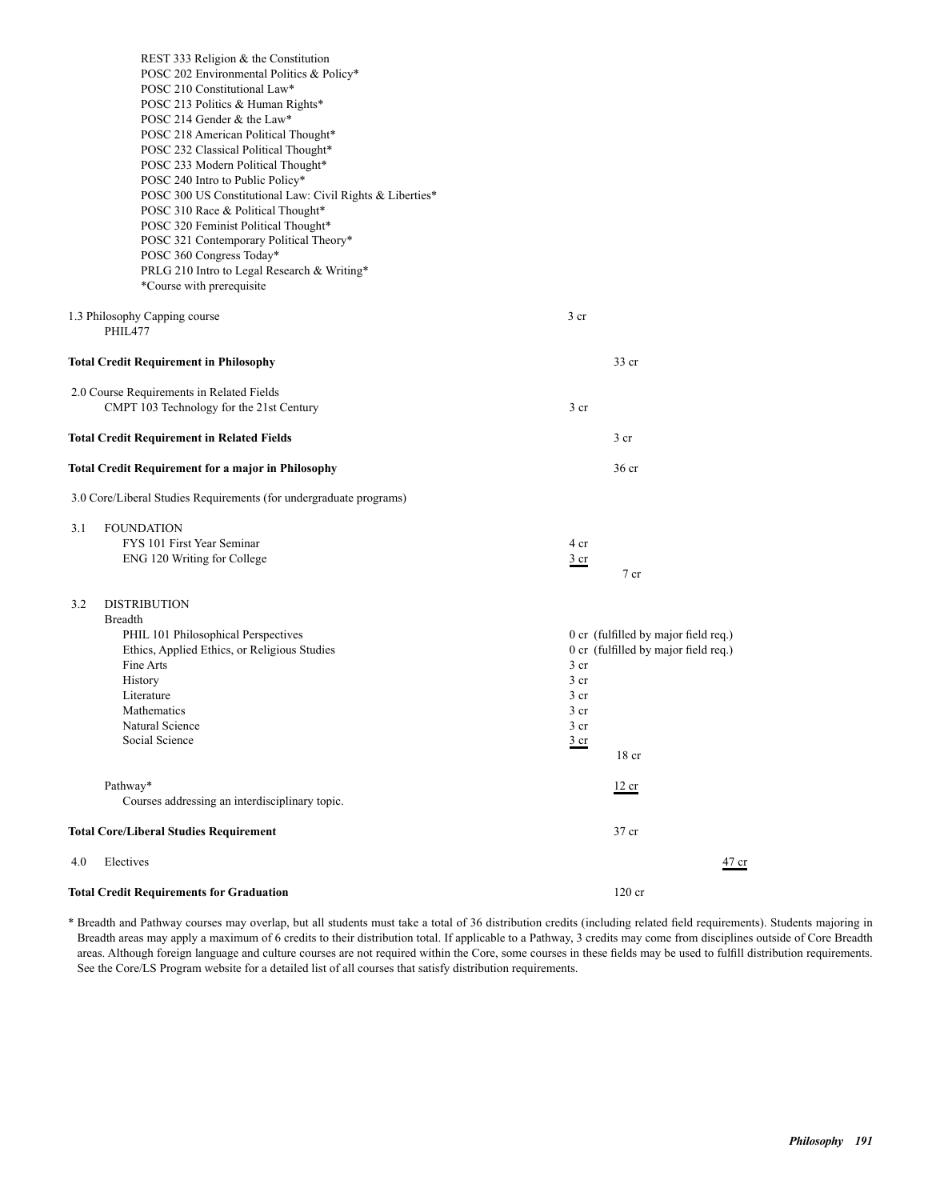REST 333 Religion & the Constitution
POSC 202 Environmental Politics & Policy*
POSC 210 Constitutional Law*
POSC 213 Politics & Human Rights*
POSC 214 Gender & the Law*
POSC 218 American Political Thought*
POSC 232 Classical Political Thought*
POSC 233 Modern Political Thought*
POSC 240 Intro to Public Policy*
POSC 300 US Constitutional Law: Civil Rights & Liberties*
POSC 310 Race & Political Thought*
POSC 320 Feminist Political Thought*
POSC 321 Contemporary Political Theory*
POSC 360 Congress Today*
PRLG 210 Intro to Legal Research & Writing*
*Course with prerequisite

| | | | |
|---|---|---|---|
| 1.3 Philosophy Capping course<br>PHIL477 | 3 cr | | |
| **Total Credit Requirement in Philosophy** | | 33 cr | |
| 2.0 Course Requirements in Related Fields<br>CMPT 103 Technology for the 21st Century | 3 cr | | |
| **Total Credit Requirement in Related Fields** | | 3 cr | |
| **Total Credit Requirement for a major in Philosophy** | | 36 cr | |
| 3.0 Core/Liberal Studies Requirements (for undergraduate programs) | | | |
| 3.1 FOUNDATION | | | |
| FYS 101 First Year Seminar | 4 cr | | |
| ENG 120 Writing for College | 3 cr | | |
| | | 7 cr | |
| 3.2 DISTRIBUTION | | | |
| Breadth | | | |
| PHIL 101 Philosophical Perspectives | 0 cr (fulfilled by major field req.) | | |
| Ethics, Applied Ethics, or Religious Studies | 0 cr (fulfilled by major field req.) | | |
| Fine Arts | 3 cr | | |
| History | 3 cr | | |
| Literature | 3 cr | | |
| Mathematics | 3 cr | | |
| Natural Science | 3 cr | | |
| Social Science | 3 cr | | |
| | | 18 cr | |
| Pathway*<br>Courses addressing an interdisciplinary topic. | | 12 cr | |
| **Total Core/Liberal Studies Requirement** | | 37 cr | |
| 4.0 Electives | | | 47 cr |
| **Total Credit Requirements for Graduation** | | 120 cr | |

\* Breadth and Pathway courses may overlap, but all students must take a total of 36 distribution credits (including related field requirements). Students majoring in Breadth areas may apply a maximum of 6 credits to their distribution total. If applicable to a Pathway, 3 credits may come from disciplines outside of Core Breadth areas. Although foreign language and culture courses are not required within the Core, some courses in these fields may be used to fulfill distribution requirements. See the Core/LS Program website for a detailed list of all courses that satisfy distribution requirements.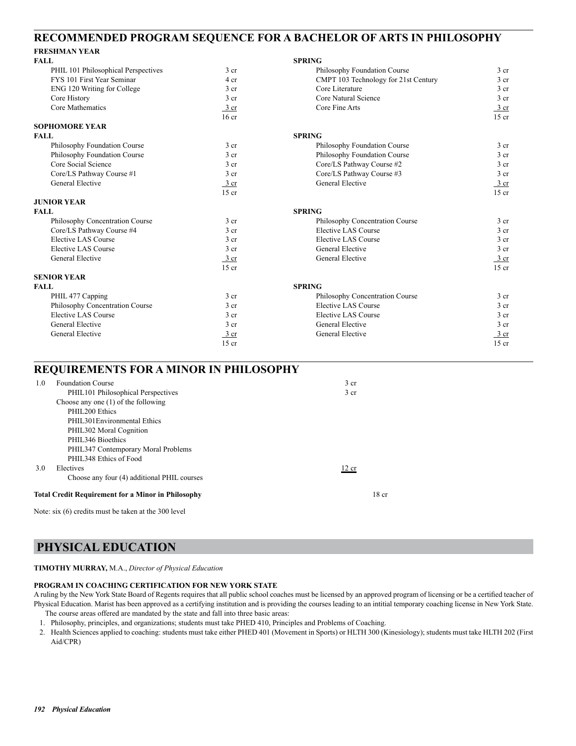## RECOMMENDED PROGRAM SEQUENCE FOR A BACHELOR OF ARTS IN PHILOSOPHY

### FRESHMAN YEAR

| FALL | | SPRING | |
|---|---|---|---|
| PHIL 101 Philosophical Perspectives | 3 cr | Philosophy Foundation Course | 3 cr |
| FYS 101 First Year Seminar | 4 cr | CMPT 103 Technology for 21st Century | 3 cr |
| ENG 120 Writing for College | 3 cr | Core Literature | 3 cr |
| Core History | 3 cr | Core Natural Science | 3 cr |
| Core Mathematics | 3 cr | Core Fine Arts | 3 cr |
| | 16 cr | | 15 cr |

### SOPHOMORE YEAR

| FALL | | SPRING | |
|---|---|---|---|
| Philosophy Foundation Course | 3 cr | Philosophy Foundation Course | 3 cr |
| Philosophy Foundation Course | 3 cr | Philosophy Foundation Course | 3 cr |
| Core Social Science | 3 cr | Core/LS Pathway Course #2 | 3 cr |
| Core/LS Pathway Course #1 | 3 cr | Core/LS Pathway Course #3 | 3 cr |
| General Elective | 3 cr | General Elective | 3 cr |
| | 15 cr | | 15 cr |

### JUNIOR YEAR

| FALL | | SPRING | |
|---|---|---|---|
| Philosophy Concentration Course | 3 cr | Philosophy Concentration Course | 3 cr |
| Core/LS Pathway Course #4 | 3 cr | Elective LAS Course | 3 cr |
| Elective LAS Course | 3 cr | Elective LAS Course | 3 cr |
| Elective LAS Course | 3 cr | General Elective | 3 cr |
| General Elective | 3 cr | General Elective | 3 cr |
| | 15 cr | | 15 cr |

### SENIOR YEAR

| FALL | | SPRING | |
|---|---|---|---|
| PHIL 477 Capping | 3 cr | Philosophy Concentration Course | 3 cr |
| Philosophy Concentration Course | 3 cr | Elective LAS Course | 3 cr |
| Elective LAS Course | 3 cr | Elective LAS Course | 3 cr |
| General Elective | 3 cr | General Elective | 3 cr |
| General Elective | 3 cr | General Elective | 3 cr |
| | 15 cr | | 15 cr |

## REQUIREMENTS FOR A MINOR IN PHILOSOPHY

| | | |
|---|---|---|
| 1.0 | Foundation Course | 3 cr |
| | PHIL101 Philosophical Perspectives | 3 cr |
| | Choose any one (1) of the following | |
| | PHIL200 Ethics | |
| | PHIL301Environmental Ethics | |
| | PHIL302 Moral Cognition | |
| | PHIL346 Bioethics | |
| | PHIL347 Contemporary Moral Problems | |
| | PHIL348 Ethics of Food | |
| 3.0 | Electives | 12 cr |
| | Choose any four (4) additional PHIL courses | |

**Total Credit Requirement for a Minor in Philosophy** 18 cr

Note: six (6) credits must be taken at the 300 level

# PHYSICAL EDUCATION

**TIMOTHY MURRAY,** M.A., *Director of Physical Education*

**PROGRAM IN COACHING CERTIFICATION FOR NEW YORK STATE**

A ruling by the New York State Board of Regents requires that all public school coaches must be licensed by an approved program of licensing or be a certified teacher of Physical Education. Marist has been approved as a certifying institution and is providing the courses leading to an intitial temporary coaching license in New York State.

The course areas offered are mandated by the state and fall into three basic areas:

1. Philosophy, principles, and organizations; students must take PHED 410, Principles and Problems of Coaching.
2. Health Sciences applied to coaching: students must take either PHED 401 (Movement in Sports) or HLTH 300 (Kinesiology); students must take HLTH 202 (First Aid/CPR)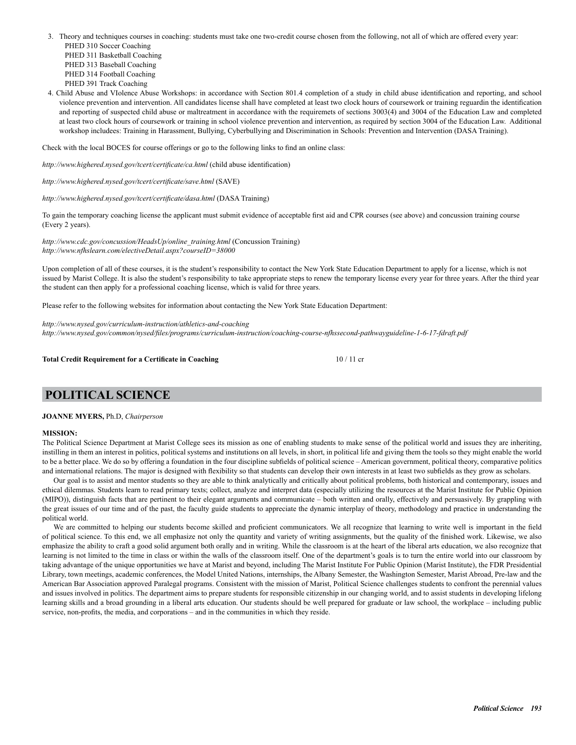3. Theory and techniques courses in coaching: students must take one two-credit course chosen from the following, not all of which are offered every year:
   - PHED 310 Soccer Coaching
   - PHED 311 Basketball Coaching
   - PHED 313 Baseball Coaching
   - PHED 314 Football Coaching
   - PHED 391 Track Coaching
4. Child Abuse and VIolence Abuse Workshops: in accordance with Section 801.4 completion of a study in child abuse identification and reporting, and school violence prevention and intervention. All candidates license shall have completed at least two clock hours of coursework or training reguardin the identification and reporting of suspected child abuse or maltreatment in accordance with the requiremets of sections 3003(4) and 3004 of the Education Law and completed at least two clock hours of coursework or training in school violence prevention and intervention, as required by section 3004 of the Education Law. Additional workshop includees: Training in Harassment, Bullying, Cyberbullying and Discrimination in Schools: Prevention and Intervention (DASA Training).

Check with the local BOCES for course offerings or go to the following links to find an online class:

*http://www.highered.nysed.gov/tcert/certificate/ca.html* (child abuse identification)

*http://www.highered.nysed.gov/tcert/certificate/save.html* (SAVE)

*http://www.highered.nysed.gov/tcert/certificate/dasa.html* (DASA Training)

To gain the temporary coaching license the applicant must submit evidence of acceptable first aid and CPR courses (see above) and concussion training course (Every 2 years).

*http://www.cdc.gov/concussion/HeadsUp/online_training.html* (Concussion Training)
*http://www.nfhslearn.com/electiveDetail.aspx?courseID=38000*

Upon completion of all of these courses, it is the student's responsibility to contact the New York State Education Department to apply for a license, which is not issued by Marist College. It is also the student's responsibility to take appropriate steps to renew the temporary license every year for three years. After the third year the student can then apply for a professional coaching license, which is valid for three years.

Please refer to the following websites for information about contacting the New York State Education Department:

*http://www.nysed.gov/curriculum-instruction/athletics-and-coaching*
*http://www.nysed.gov/common/nysed/files/programs/curriculum-instruction/coaching-course-nfhssecond-pathwayguideline-1-6-17-fdraft.pdf*

**Total Credit Requirement for a Certificate in Coaching** 10 / 11 cr

## POLITICAL SCIENCE

**JOANNE MYERS,** Ph.D, *Chairperson*

**MISSION:**

The Political Science Department at Marist College sees its mission as one of enabling students to make sense of the political world and issues they are inheriting, instilling in them an interest in politics, political systems and institutions on all levels, in short, in political life and giving them the tools so they might enable the world to be a better place. We do so by offering a foundation in the four discipline subfields of political science – American government, political theory, comparative politics and international relations. The major is designed with flexibility so that students can develop their own interests in at least two subfields as they grow as scholars.

Our goal is to assist and mentor students so they are able to think analytically and critically about political problems, both historical and contemporary, issues and ethical dilemmas. Students learn to read primary texts; collect, analyze and interpret data (especially utilizing the resources at the Marist Institute for Public Opinion (MIPO)), distinguish facts that are pertinent to their elegant arguments and communicate – both written and orally, effectively and persuasively. By grappling with the great issues of our time and of the past, the faculty guide students to appreciate the dynamic interplay of theory, methodology and practice in understanding the political world.

We are committed to helping our students become skilled and proficient communicators. We all recognize that learning to write well is important in the field of political science. To this end, we all emphasize not only the quantity and variety of writing assignments, but the quality of the finished work. Likewise, we also emphasize the ability to craft a good solid argument both orally and in writing. While the classroom is at the heart of the liberal arts education, we also recognize that learning is not limited to the time in class or within the walls of the classroom itself. One of the department's goals is to turn the entire world into our classroom by taking advantage of the unique opportunities we have at Marist and beyond, including The Marist Institute For Public Opinion (Marist Institute), the FDR Presidential Library, town meetings, academic conferences, the Model United Nations, internships, the Albany Semester, the Washington Semester, Marist Abroad, Pre-law and the American Bar Association approved Paralegal programs. Consistent with the mission of Marist, Political Science challenges students to confront the perennial values and issues involved in politics. The department aims to prepare students for responsible citizenship in our changing world, and to assist students in developing lifelong learning skills and a broad grounding in a liberal arts education. Our students should be well prepared for graduate or law school, the workplace – including public service, non-profits, the media, and corporations – and in the communities in which they reside.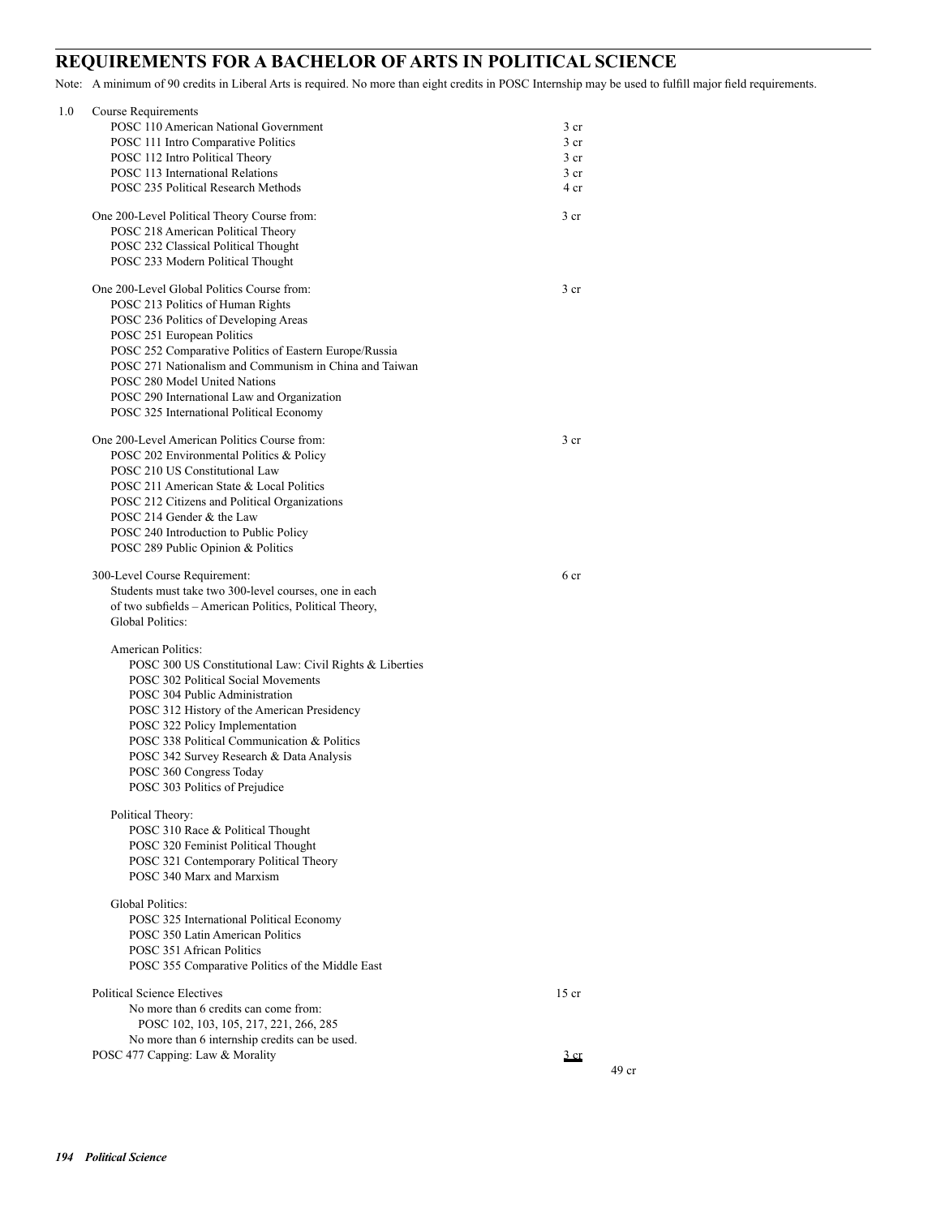## REQUIREMENTS FOR A BACHELOR OF ARTS IN POLITICAL SCIENCE

Note: A minimum of 90 credits in Liberal Arts is required. No more than eight credits in POSC Internship may be used to fulfill major field requirements.

1.0 Course Requirements

| | | |
|---|---|---|
| POSC 110 American National Government | 3 cr | |
| POSC 111 Intro Comparative Politics | 3 cr | |
| POSC 112 Intro Political Theory | 3 cr | |
| POSC 113 International Relations | 3 cr | |
| POSC 235 Political Research Methods | 4 cr | |
| One 200-Level Political Theory Course from: | 3 cr | |
| POSC 218 American Political Theory | | |
| POSC 232 Classical Political Thought | | |
| POSC 233 Modern Political Thought | | |
| One 200-Level Global Politics Course from: | 3 cr | |
| POSC 213 Politics of Human Rights | | |
| POSC 236 Politics of Developing Areas | | |
| POSC 251 European Politics | | |
| POSC 252 Comparative Politics of Eastern Europe/Russia | | |
| POSC 271 Nationalism and Communism in China and Taiwan | | |
| POSC 280 Model United Nations | | |
| POSC 290 International Law and Organization | | |
| POSC 325 International Political Economy | | |
| One 200-Level American Politics Course from: | 3 cr | |
| POSC 202 Environmental Politics & Policy | | |
| POSC 210 US Constitutional Law | | |
| POSC 211 American State & Local Politics | | |
| POSC 212 Citizens and Political Organizations | | |
| POSC 214 Gender & the Law | | |
| POSC 240 Introduction to Public Policy | | |
| POSC 289 Public Opinion & Politics | | |
| 300-Level Course Requirement: Students must take two 300-level courses, one in each of two subfields – American Politics, Political Theory, Global Politics: | 6 cr | |
| American Politics: | | |
| POSC 300 US Constitutional Law: Civil Rights & Liberties | | |
| POSC 302 Political Social Movements | | |
| POSC 304 Public Administration | | |
| POSC 312 History of the American Presidency | | |
| POSC 322 Policy Implementation | | |
| POSC 338 Political Communication & Politics | | |
| POSC 342 Survey Research & Data Analysis | | |
| POSC 360 Congress Today | | |
| POSC 303 Politics of Prejudice | | |
| Political Theory: | | |
| POSC 310 Race & Political Thought | | |
| POSC 320 Feminist Political Thought | | |
| POSC 321 Contemporary Political Theory | | |
| POSC 340 Marx and Marxism | | |
| Global Politics: | | |
| POSC 325 International Political Economy | | |
| POSC 350 Latin American Politics | | |
| POSC 351 African Politics | | |
| POSC 355 Comparative Politics of the Middle East | | |
| Political Science Electives: No more than 6 credits can come from: POSC 102, 103, 105, 217, 221, 266, 285. No more than 6 internship credits can be used. | 15 cr | |
| POSC 477 Capping: Law & Morality | 3 cr | |
| | | 49 cr |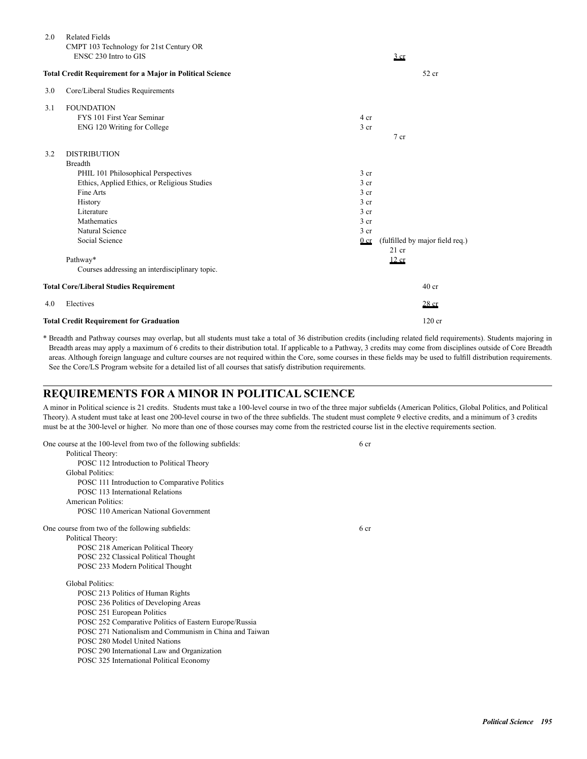| | | | | |
|---|---|---|---|---|
| 2.0 | Related Fields | | | |
| | CMPT 103 Technology for 21st Century OR | | | |
| | ENSC 230 Intro to GIS | | 3 cr | |
| **Total Credit Requirement for a Major in Political Science** | | | | 52 cr |
| 3.0 | Core/Liberal Studies Requirements | | | |
| 3.1 | FOUNDATION | | | |
| | FYS 101 First Year Seminar | 4 cr | | |
| | ENG 120 Writing for College | 3 cr | | |
| | | | 7 cr | |
| 3.2 | DISTRIBUTION | | | |
| | Breadth | | | |
| | PHIL 101 Philosophical Perspectives | 3 cr | | |
| | Ethics, Applied Ethics, or Religious Studies | 3 cr | | |
| | Fine Arts | 3 cr | | |
| | History | 3 cr | | |
| | Literature | 3 cr | | |
| | Mathematics | 3 cr | | |
| | Natural Science | 3 cr | | |
| | Social Science | 0 cr | (fulfilled by major field req.) | |
| | | | 21 cr | |
| | Pathway* | | 12 cr | |
| | Courses addressing an interdisciplinary topic. | | | |
| **Total Core/Liberal Studies Requirement** | | | | 40 cr |
| 4.0 | Electives | | | 28 cr |
| **Total Credit Requirement for Graduation** | | | | 120 cr |

\* Breadth and Pathway courses may overlap, but all students must take a total of 36 distribution credits (including related field requirements). Students majoring in Breadth areas may apply a maximum of 6 credits to their distribution total. If applicable to a Pathway, 3 credits may come from disciplines outside of Core Breadth areas. Although foreign language and culture courses are not required within the Core, some courses in these fields may be used to fulfill distribution requirements. See the Core/LS Program website for a detailed list of all courses that satisfy distribution requirements.

## REQUIREMENTS FOR A MINOR IN POLITICAL SCIENCE

A minor in Political science is 21 credits. Students must take a 100-level course in two of the three major subfields (American Politics, Global Politics, and Political Theory). A student must take at least one 200-level course in two of the three subfields. The student must complete 9 elective credits, and a minimum of 3 credits must be at the 300-level or higher. No more than one of those courses may come from the restricted course list in the elective requirements section.

One course at the 100-level from two of the following subfields: 6 cr

- Political Theory:
  - POSC 112 Introduction to Political Theory
- Global Politics:
  - POSC 111 Introduction to Comparative Politics
  - POSC 113 International Relations
- American Politics:
  - POSC 110 American National Government

One course from two of the following subfields: 6 cr

- Political Theory:
  - POSC 218 American Political Theory
  - POSC 232 Classical Political Thought
  - POSC 233 Modern Political Thought
- Global Politics:
  - POSC 213 Politics of Human Rights
  - POSC 236 Politics of Developing Areas
  - POSC 251 European Politics
  - POSC 252 Comparative Politics of Eastern Europe/Russia
  - POSC 271 Nationalism and Communism in China and Taiwan
  - POSC 280 Model United Nations
  - POSC 290 International Law and Organization
  - POSC 325 International Political Economy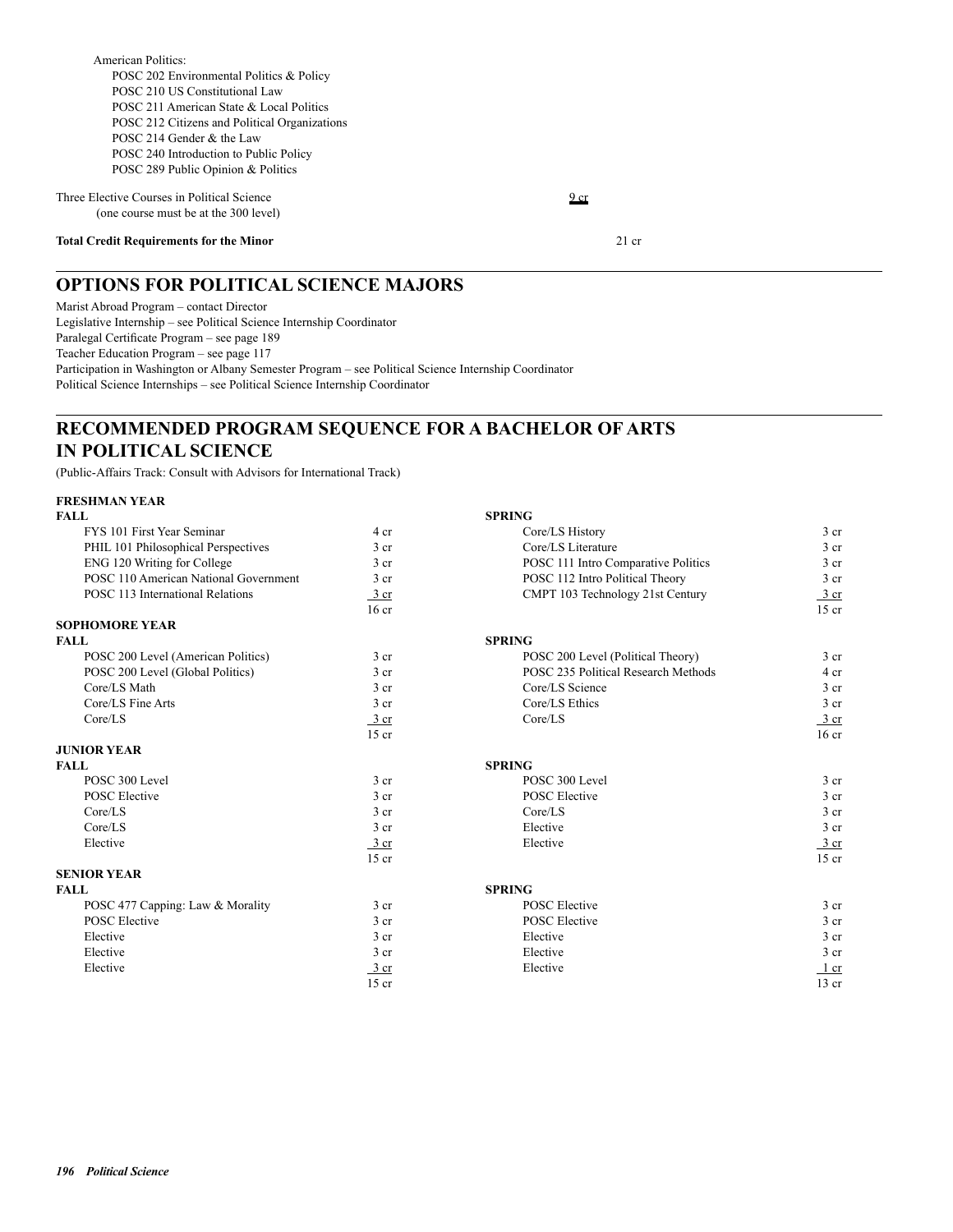American Politics:

- POSC 202 Environmental Politics & Policy
- POSC 210 US Constitutional Law
- POSC 211 American State & Local Politics
- POSC 212 Citizens and Political Organizations
- POSC 214 Gender & the Law
- POSC 240 Introduction to Public Policy
- POSC 289 Public Opinion & Politics

Three Elective Courses in Political Science (one course must be at the 300 level) — 9 cr

**Total Credit Requirements for the Minor** — 21 cr

## OPTIONS FOR POLITICAL SCIENCE MAJORS

Marist Abroad Program – contact Director
Legislative Internship – see Political Science Internship Coordinator
Paralegal Certificate Program – see page 189
Teacher Education Program – see page 117
Participation in Washington or Albany Semester Program – see Political Science Internship Coordinator
Political Science Internships – see Political Science Internship Coordinator

## RECOMMENDED PROGRAM SEQUENCE FOR A BACHELOR OF ARTS IN POLITICAL SCIENCE

(Public-Affairs Track: Consult with Advisors for International Track)

### FRESHMAN YEAR

| FALL | | SPRING | |
|---|---|---|---|
| FYS 101 First Year Seminar | 4 cr | Core/LS History | 3 cr |
| PHIL 101 Philosophical Perspectives | 3 cr | Core/LS Literature | 3 cr |
| ENG 120 Writing for College | 3 cr | POSC 111 Intro Comparative Politics | 3 cr |
| POSC 110 American National Government | 3 cr | POSC 112 Intro Political Theory | 3 cr |
| POSC 113 International Relations | 3 cr | CMPT 103 Technology 21st Century | 3 cr |
| | 16 cr | | 15 cr |

### SOPHOMORE YEAR

| FALL | | SPRING | |
|---|---|---|---|
| POSC 200 Level (American Politics) | 3 cr | POSC 200 Level (Political Theory) | 3 cr |
| POSC 200 Level (Global Politics) | 3 cr | POSC 235 Political Research Methods | 4 cr |
| Core/LS Math | 3 cr | Core/LS Science | 3 cr |
| Core/LS Fine Arts | 3 cr | Core/LS Ethics | 3 cr |
| Core/LS | 3 cr | Core/LS | 3 cr |
| | 15 cr | | 16 cr |

### JUNIOR YEAR

| FALL | | SPRING | |
|---|---|---|---|
| POSC 300 Level | 3 cr | POSC 300 Level | 3 cr |
| POSC Elective | 3 cr | POSC Elective | 3 cr |
| Core/LS | 3 cr | Core/LS | 3 cr |
| Core/LS | 3 cr | Elective | 3 cr |
| Elective | 3 cr | Elective | 3 cr |
| | 15 cr | | 15 cr |

### SENIOR YEAR

| FALL | | SPRING | |
|---|---|---|---|
| POSC 477 Capping: Law & Morality | 3 cr | POSC Elective | 3 cr |
| POSC Elective | 3 cr | POSC Elective | 3 cr |
| Elective | 3 cr | Elective | 3 cr |
| Elective | 3 cr | Elective | 3 cr |
| Elective | 3 cr | Elective | 1 cr |
| | 15 cr | | 13 cr |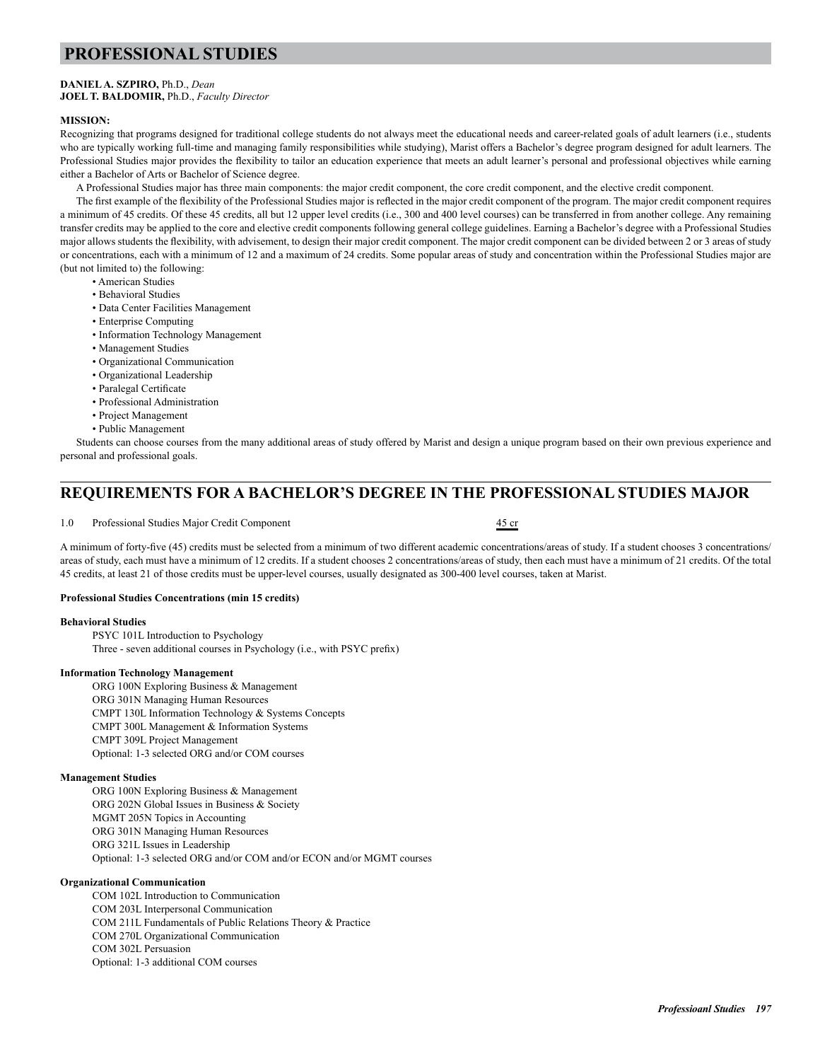# PROFESSIONAL STUDIES

**DANIEL A. SZPIRO,** Ph.D., *Dean*
**JOEL T. BALDOMIR,** Ph.D., *Faculty Director*

**MISSION:**

Recognizing that programs designed for traditional college students do not always meet the educational needs and career-related goals of adult learners (i.e., students who are typically working full-time and managing family responsibilities while studying), Marist offers a Bachelor's degree program designed for adult learners. The Professional Studies major provides the flexibility to tailor an education experience that meets an adult learner's personal and professional objectives while earning either a Bachelor of Arts or Bachelor of Science degree.

A Professional Studies major has three main components: the major credit component, the core credit component, and the elective credit component.

The first example of the flexibility of the Professional Studies major is reflected in the major credit component of the program. The major credit component requires a minimum of 45 credits. Of these 45 credits, all but 12 upper level credits (i.e., 300 and 400 level courses) can be transferred in from another college. Any remaining transfer credits may be applied to the core and elective credit components following general college guidelines. Earning a Bachelor's degree with a Professional Studies major allows students the flexibility, with advisement, to design their major credit component. The major credit component can be divided between 2 or 3 areas of study or concentrations, each with a minimum of 12 and a maximum of 24 credits. Some popular areas of study and concentration within the Professional Studies major are (but not limited to) the following:

- American Studies
- Behavioral Studies
- Data Center Facilities Management
- Enterprise Computing
- Information Technology Management
- Management Studies
- Organizational Communication
- Organizational Leadership
- Paralegal Certificate
- Professional Administration
- Project Management
- Public Management

Students can choose courses from the many additional areas of study offered by Marist and design a unique program based on their own previous experience and personal and professional goals.

## REQUIREMENTS FOR A BACHELOR'S DEGREE IN THE PROFESSIONAL STUDIES MAJOR

1.0 Professional Studies Major Credit Component 45 cr

A minimum of forty-five (45) credits must be selected from a minimum of two different academic concentrations/areas of study. If a student chooses 3 concentrations/areas of study, each must have a minimum of 12 credits. If a student chooses 2 concentrations/areas of study, then each must have a minimum of 21 credits. Of the total 45 credits, at least 21 of those credits must be upper-level courses, usually designated as 300-400 level courses, taken at Marist.

**Professional Studies Concentrations (min 15 credits)**

**Behavioral Studies**

PSYC 101L Introduction to Psychology
Three - seven additional courses in Psychology (i.e., with PSYC prefix)

**Information Technology Management**

ORG 100N Exploring Business & Management
ORG 301N Managing Human Resources
CMPT 130L Information Technology & Systems Concepts
CMPT 300L Management & Information Systems
CMPT 309L Project Management
Optional: 1-3 selected ORG and/or COM courses

**Management Studies**

ORG 100N Exploring Business & Management
ORG 202N Global Issues in Business & Society
MGMT 205N Topics in Accounting
ORG 301N Managing Human Resources
ORG 321L Issues in Leadership
Optional: 1-3 selected ORG and/or COM and/or ECON and/or MGMT courses

**Organizational Communication**

COM 102L Introduction to Communication
COM 203L Interpersonal Communication
COM 211L Fundamentals of Public Relations Theory & Practice
COM 270L Organizational Communication
COM 302L Persuasion
Optional: 1-3 additional COM courses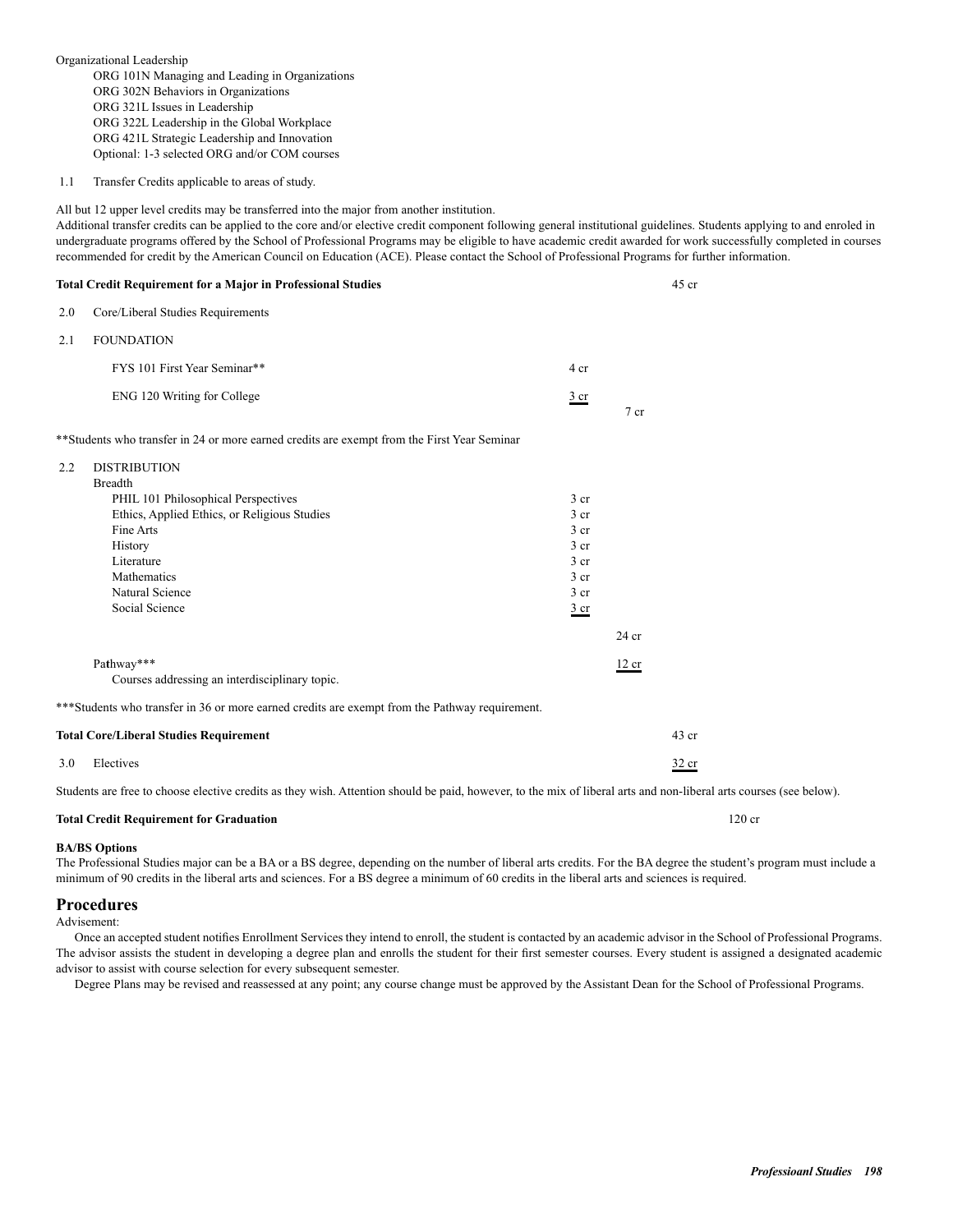Organizational Leadership

- ORG 101N Managing and Leading in Organizations
- ORG 302N Behaviors in Organizations
- ORG 321L Issues in Leadership
- ORG 322L Leadership in the Global Workplace
- ORG 421L Strategic Leadership and Innovation
- Optional: 1-3 selected ORG and/or COM courses

1.1 Transfer Credits applicable to areas of study.

All but 12 upper level credits may be transferred into the major from another institution.
Additional transfer credits can be applied to the core and/or elective credit component following general institutional guidelines. Students applying to and enroled in undergraduate programs offered by the School of Professional Programs may be eligible to have academic credit awarded for work successfully completed in courses recommended for credit by the American Council on Education (ACE). Please contact the School of Professional Programs for further information.

**Total Credit Requirement for a Major in Professional Studies** 45 cr

2.0 Core/Liberal Studies Requirements

2.1 FOUNDATION

| | | |
|---|---|---|
| FYS 101 First Year Seminar** | 4 cr | |
| ENG 120 Writing for College | 3 cr | |
| | | 7 cr |

**Students who transfer in 24 or more earned credits are exempt from the First Year Seminar

2.2 DISTRIBUTION

Breadth

| | | |
|---|---|---|
| PHIL 101 Philosophical Perspectives | 3 cr | |
| Ethics, Applied Ethics, or Religious Studies | 3 cr | |
| Fine Arts | 3 cr | |
| History | 3 cr | |
| Literature | 3 cr | |
| Mathematics | 3 cr | |
| Natural Science | 3 cr | |
| Social Science | 3 cr | |
| | | 24 cr |
| Pathway*** | | 12 cr |
| Courses addressing an interdisciplinary topic. | | |

***Students who transfer in 36 or more earned credits are exempt from the Pathway requirement.

**Total Core/Liberal Studies Requirement** 43 cr

3.0 Electives 32 cr

Students are free to choose elective credits as they wish. Attention should be paid, however, to the mix of liberal arts and non-liberal arts courses (see below).

**Total Credit Requirement for Graduation** 120 cr

**BA/BS Options**

The Professional Studies major can be a BA or a BS degree, depending on the number of liberal arts credits. For the BA degree the student's program must include a minimum of 90 credits in the liberal arts and sciences. For a BS degree a minimum of 60 credits in the liberal arts and sciences is required.

## Procedures

Advisement:

Once an accepted student notifies Enrollment Services they intend to enroll, the student is contacted by an academic advisor in the School of Professional Programs. The advisor assists the student in developing a degree plan and enrolls the student for their first semester courses. Every student is assigned a designated academic advisor to assist with course selection for every subsequent semester.

Degree Plans may be revised and reassessed at any point; any course change must be approved by the Assistant Dean for the School of Professional Programs.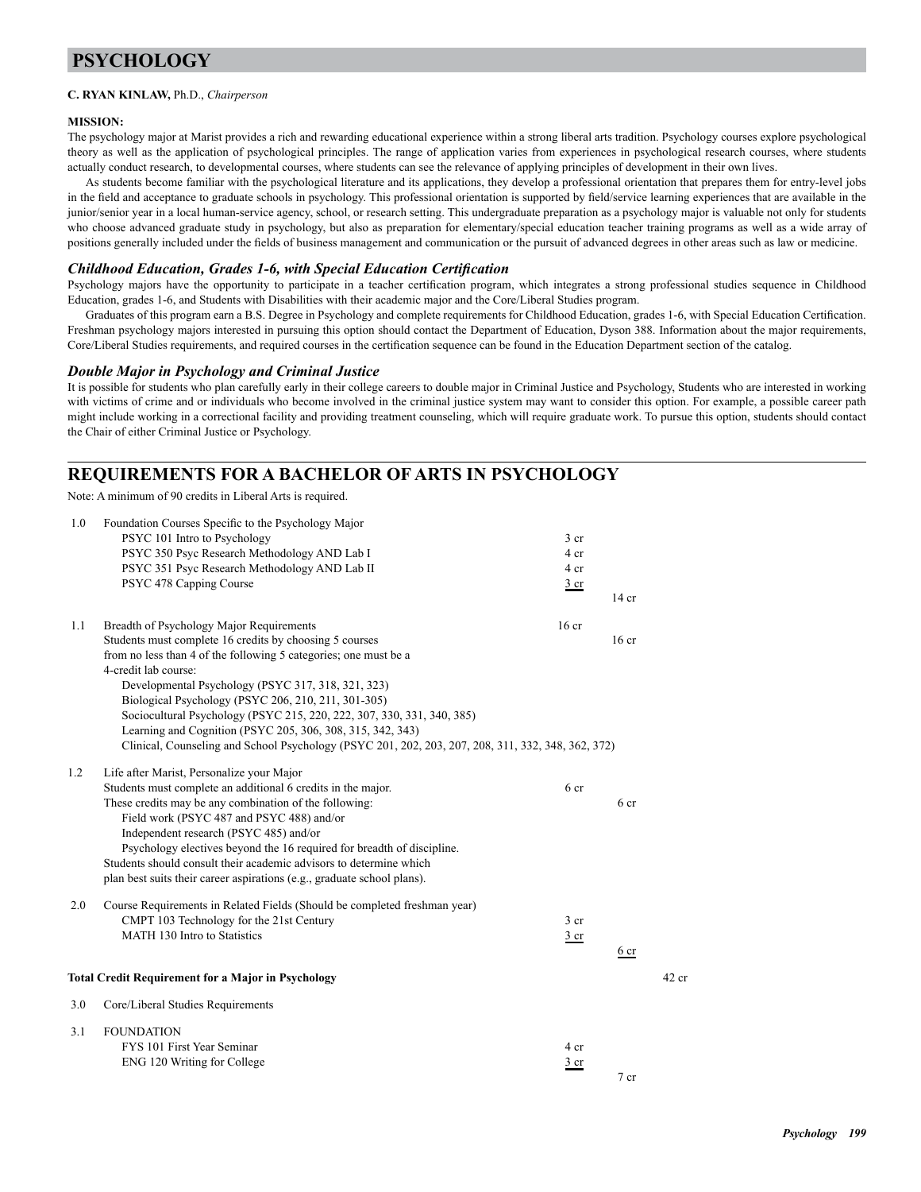# PSYCHOLOGY

**C. RYAN KINLAW,** Ph.D., *Chairperson*

**MISSION:**

The psychology major at Marist provides a rich and rewarding educational experience within a strong liberal arts tradition. Psychology courses explore psychological theory as well as the application of psychological principles. The range of application varies from experiences in psychological research courses, where students actually conduct research, to developmental courses, where students can see the relevance of applying principles of development in their own lives.

As students become familiar with the psychological literature and its applications, they develop a professional orientation that prepares them for entry-level jobs in the field and acceptance to graduate schools in psychology. This professional orientation is supported by field/service learning experiences that are available in the junior/senior year in a local human-service agency, school, or research setting. This undergraduate preparation as a psychology major is valuable not only for students who choose advanced graduate study in psychology, but also as preparation for elementary/special education teacher training programs as well as a wide array of positions generally included under the fields of business management and communication or the pursuit of advanced degrees in other areas such as law or medicine.

### *Childhood Education, Grades 1-6, with Special Education Certification*

Psychology majors have the opportunity to participate in a teacher certification program, which integrates a strong professional studies sequence in Childhood Education, grades 1-6, and Students with Disabilities with their academic major and the Core/Liberal Studies program.

Graduates of this program earn a B.S. Degree in Psychology and complete requirements for Childhood Education, grades 1-6, with Special Education Certification. Freshman psychology majors interested in pursuing this option should contact the Department of Education, Dyson 388. Information about the major requirements, Core/Liberal Studies requirements, and required courses in the certification sequence can be found in the Education Department section of the catalog.

### *Double Major in Psychology and Criminal Justice*

It is possible for students who plan carefully early in their college careers to double major in Criminal Justice and Psychology, Students who are interested in working with victims of crime and or individuals who become involved in the criminal justice system may want to consider this option. For example, a possible career path might include working in a correctional facility and providing treatment counseling, which will require graduate work. To pursue this option, students should contact the Chair of either Criminal Justice or Psychology.

## REQUIREMENTS FOR A BACHELOR OF ARTS IN PSYCHOLOGY

Note: A minimum of 90 credits in Liberal Arts is required.

**1.0** Foundation Courses Specific to the Psychology Major

| | | | |
|---|---|---|---|
| PSYC 101 Intro to Psychology | 3 cr | | |
| PSYC 350 Psyc Research Methodology AND Lab I | 4 cr | | |
| PSYC 351 Psyc Research Methodology AND Lab II | 4 cr | | |
| PSYC 478 Capping Course | 3 cr | | |
| | | 14 cr | |

**1.1** Breadth of Psychology Major Requirements — 16 cr

Students must complete 16 credits by choosing 5 courses from no less than 4 of the following 5 categories; one must be a 4-credit lab course: — 16 cr

- Developmental Psychology (PSYC 317, 318, 321, 323)
- Biological Psychology (PSYC 206, 210, 211, 301-305)
- Sociocultural Psychology (PSYC 215, 220, 222, 307, 330, 331, 340, 385)
- Learning and Cognition (PSYC 205, 306, 308, 315, 342, 343)
- Clinical, Counseling and School Psychology (PSYC 201, 202, 203, 207, 208, 311, 332, 348, 362, 372)

**1.2** Life after Marist, Personalize your Major

Students must complete an additional 6 credits in the major. — 6 cr

These credits may be any combination of the following: — 6 cr

- Field work (PSYC 487 and PSYC 488) and/or
- Independent research (PSYC 485) and/or
- Psychology electives beyond the 16 required for breadth of discipline.

Students should consult their academic advisors to determine which plan best suits their career aspirations (e.g., graduate school plans).

**2.0** Course Requirements in Related Fields (Should be completed freshman year)

| | | | |
|---|---|---|---|
| CMPT 103 Technology for the 21st Century | 3 cr | | |
| MATH 130 Intro to Statistics | 3 cr | | |
| | | 6 cr | |

**Total Credit Requirement for a Major in Psychology** — 42 cr

**3.0** Core/Liberal Studies Requirements

**3.1** FOUNDATION

| | | |
|---|---|---|
| FYS 101 First Year Seminar | 4 cr | |
| ENG 120 Writing for College | 3 cr | |
| | | 7 cr |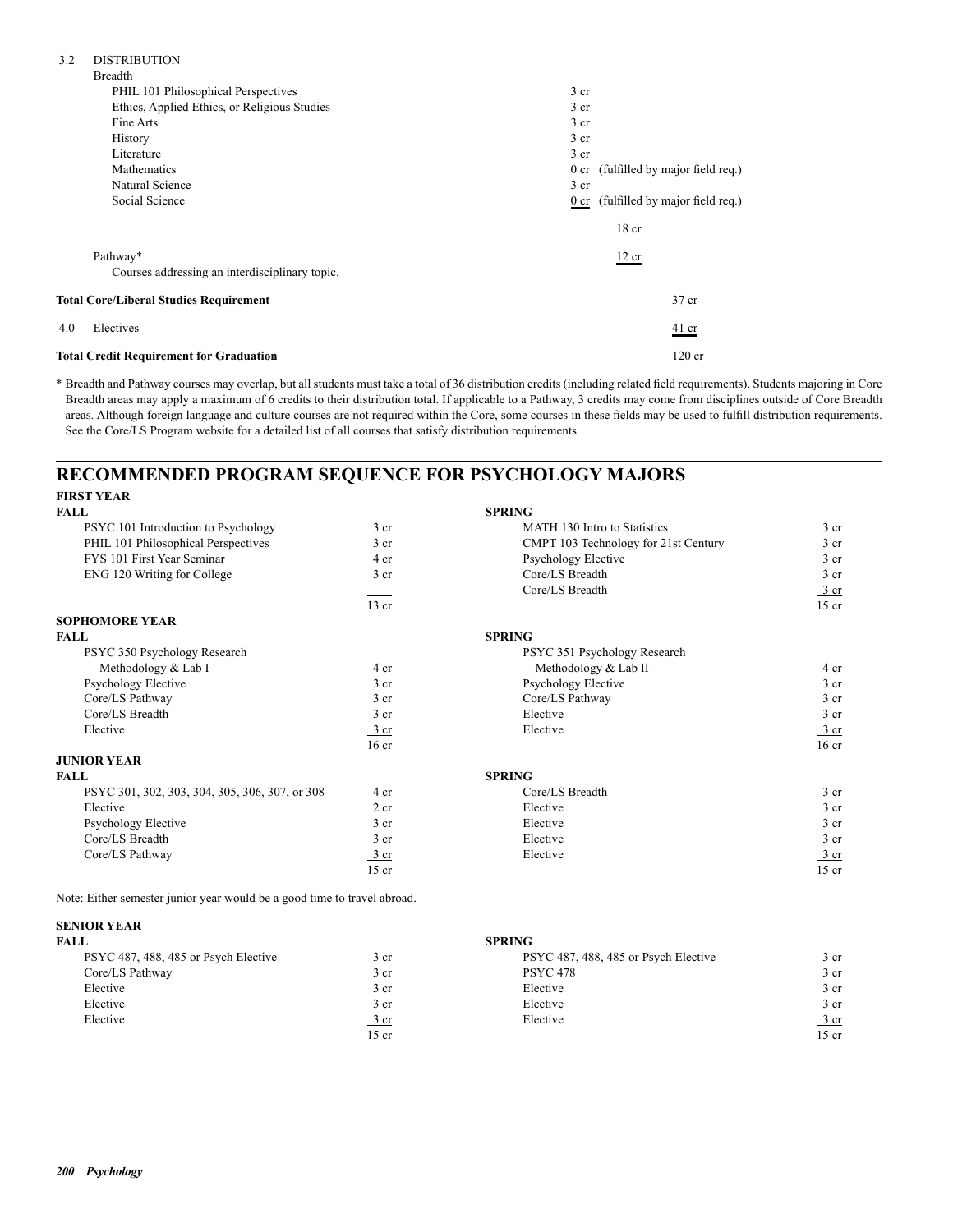3.2 DISTRIBUTION

Breadth

| | |
|---|---|
| PHIL 101 Philosophical Perspectives | 3 cr |
| Ethics, Applied Ethics, or Religious Studies | 3 cr |
| Fine Arts | 3 cr |
| History | 3 cr |
| Literature | 3 cr |
| Mathematics | 0 cr (fulfilled by major field req.) |
| Natural Science | 3 cr |
| Social Science | 0 cr (fulfilled by major field req.) |
| | 18 cr |

Pathway* — 12 cr

Courses addressing an interdisciplinary topic.

**Total Core/Liberal Studies Requirement** — 37 cr

4.0 Electives — 41 cr

**Total Credit Requirement for Graduation** — 120 cr

\* Breadth and Pathway courses may overlap, but all students must take a total of 36 distribution credits (including related field requirements). Students majoring in Core Breadth areas may apply a maximum of 6 credits to their distribution total. If applicable to a Pathway, 3 credits may come from disciplines outside of Core Breadth areas. Although foreign language and culture courses are not required within the Core, some courses in these fields may be used to fulfill distribution requirements. See the Core/LS Program website for a detailed list of all courses that satisfy distribution requirements.

# RECOMMENDED PROGRAM SEQUENCE FOR PSYCHOLOGY MAJORS

## FIRST YEAR

| FALL | | SPRING | |
|---|---|---|---|
| PSYC 101 Introduction to Psychology | 3 cr | MATH 130 Intro to Statistics | 3 cr |
| PHIL 101 Philosophical Perspectives | 3 cr | CMPT 103 Technology for 21st Century | 3 cr |
| FYS 101 First Year Seminar | 4 cr | Psychology Elective | 3 cr |
| ENG 120 Writing for College | 3 cr | Core/LS Breadth | 3 cr |
| | | Core/LS Breadth | 3 cr |
| | 13 cr | | 15 cr |

## SOPHOMORE YEAR

| FALL | | SPRING | |
|---|---|---|---|
| PSYC 350 Psychology Research Methodology & Lab I | 4 cr | PSYC 351 Psychology Research Methodology & Lab II | 4 cr |
| Psychology Elective | 3 cr | Psychology Elective | 3 cr |
| Core/LS Pathway | 3 cr | Core/LS Pathway | 3 cr |
| Core/LS Breadth | 3 cr | Elective | 3 cr |
| Elective | 3 cr | Elective | 3 cr |
| | 16 cr | | 16 cr |

## JUNIOR YEAR

| FALL | | SPRING | |
|---|---|---|---|
| PSYC 301, 302, 303, 304, 305, 306, 307, or 308 | 4 cr | Core/LS Breadth | 3 cr |
| Elective | 2 cr | Elective | 3 cr |
| Psychology Elective | 3 cr | Elective | 3 cr |
| Core/LS Breadth | 3 cr | Elective | 3 cr |
| Core/LS Pathway | 3 cr | Elective | 3 cr |
| | 15 cr | | 15 cr |

Note: Either semester junior year would be a good time to travel abroad.

## SENIOR YEAR

| FALL | | SPRING | |
|---|---|---|---|
| PSYC 487, 488, 485 or Psych Elective | 3 cr | PSYC 487, 488, 485 or Psych Elective | 3 cr |
| Core/LS Pathway | 3 cr | PSYC 478 | 3 cr |
| Elective | 3 cr | Elective | 3 cr |
| Elective | 3 cr | Elective | 3 cr |
| Elective | 3 cr | Elective | 3 cr |
| | 15 cr | | 15 cr |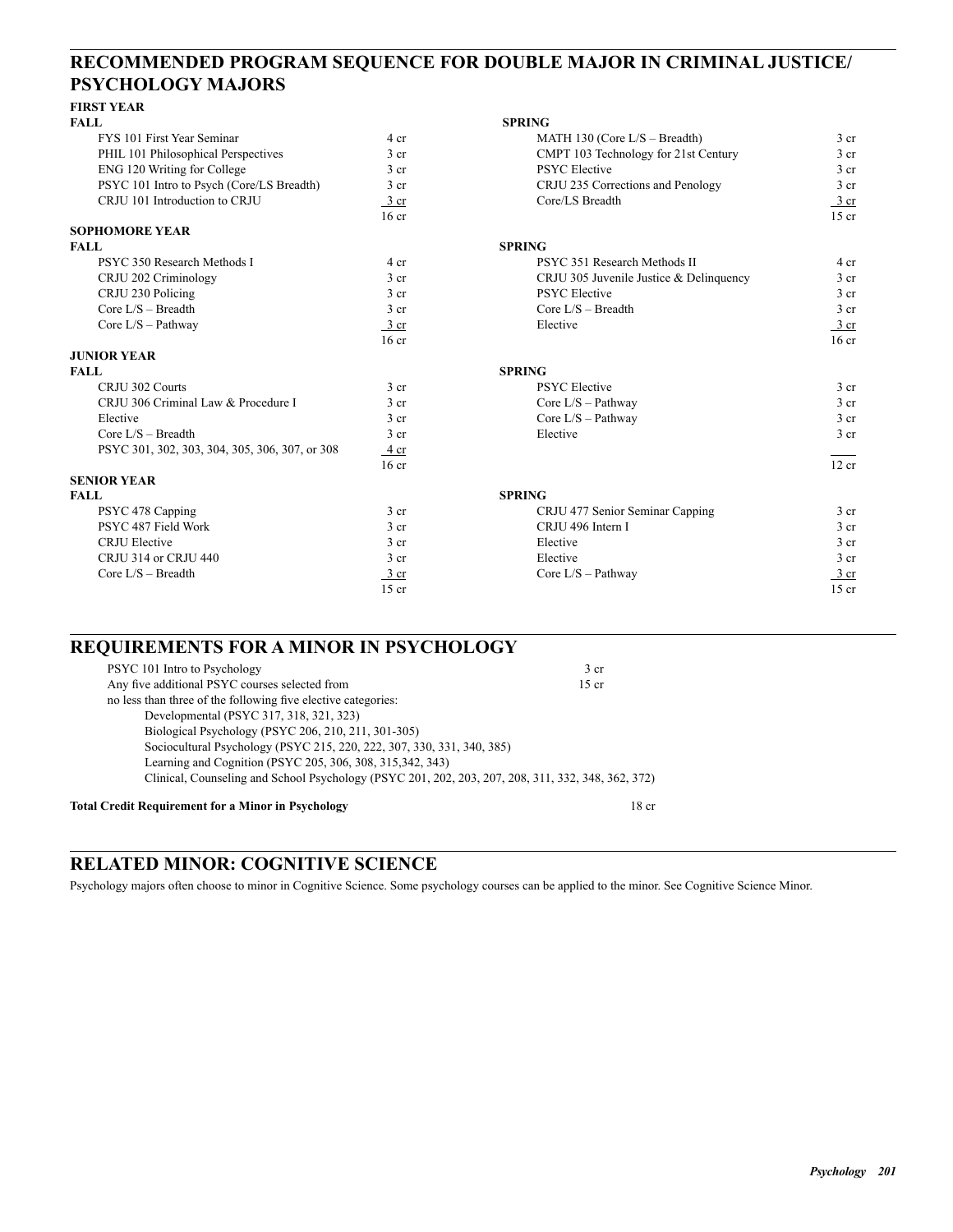## RECOMMENDED PROGRAM SEQUENCE FOR DOUBLE MAJOR IN CRIMINAL JUSTICE/ PSYCHOLOGY MAJORS

### FIRST YEAR

| FALL | | SPRING | |
|---|---|---|---|
| FYS 101 First Year Seminar | 4 cr | MATH 130 (Core L/S – Breadth) | 3 cr |
| PHIL 101 Philosophical Perspectives | 3 cr | CMPT 103 Technology for 21st Century | 3 cr |
| ENG 120 Writing for College | 3 cr | PSYC Elective | 3 cr |
| PSYC 101 Intro to Psych (Core/LS Breadth) | 3 cr | CRJU 235 Corrections and Penology | 3 cr |
| CRJU 101 Introduction to CRJU | 3 cr | Core/LS Breadth | 3 cr |
| | 16 cr | | 15 cr |

### SOPHOMORE YEAR

| FALL | | SPRING | |
|---|---|---|---|
| PSYC 350 Research Methods I | 4 cr | PSYC 351 Research Methods II | 4 cr |
| CRJU 202 Criminology | 3 cr | CRJU 305 Juvenile Justice & Delinquency | 3 cr |
| CRJU 230 Policing | 3 cr | PSYC Elective | 3 cr |
| Core L/S – Breadth | 3 cr | Core L/S – Breadth | 3 cr |
| Core L/S – Pathway | 3 cr | Elective | 3 cr |
| | 16 cr | | 16 cr |

### JUNIOR YEAR

| FALL | | SPRING | |
|---|---|---|---|
| CRJU 302 Courts | 3 cr | PSYC Elective | 3 cr |
| CRJU 306 Criminal Law & Procedure I | 3 cr | Core L/S – Pathway | 3 cr |
| Elective | 3 cr | Core L/S – Pathway | 3 cr |
| Core L/S – Breadth | 3 cr | Elective | 3 cr |
| PSYC 301, 302, 303, 304, 305, 306, 307, or 308 | 4 cr | | |
| | 16 cr | | 12 cr |

### SENIOR YEAR

| FALL | | SPRING | |
|---|---|---|---|
| PSYC 478 Capping | 3 cr | CRJU 477 Senior Seminar Capping | 3 cr |
| PSYC 487 Field Work | 3 cr | CRJU 496 Intern I | 3 cr |
| CRJU Elective | 3 cr | Elective | 3 cr |
| CRJU 314 or CRJU 440 | 3 cr | Elective | 3 cr |
| Core L/S – Breadth | 3 cr | Core L/S – Pathway | 3 cr |
| | 15 cr | | 15 cr |

## REQUIREMENTS FOR A MINOR IN PSYCHOLOGY

PSYC 101 Intro to Psychology — 3 cr

Any five additional PSYC courses selected from no less than three of the following five elective categories: — 15 cr

- Developmental (PSYC 317, 318, 321, 323)
- Biological Psychology (PSYC 206, 210, 211, 301-305)
- Sociocultural Psychology (PSYC 215, 220, 222, 307, 330, 331, 340, 385)
- Learning and Cognition (PSYC 205, 306, 308, 315,342, 343)
- Clinical, Counseling and School Psychology (PSYC 201, 202, 203, 207, 208, 311, 332, 348, 362, 372)

**Total Credit Requirement for a Minor in Psychology** — 18 cr

## RELATED MINOR: COGNITIVE SCIENCE

Psychology majors often choose to minor in Cognitive Science. Some psychology courses can be applied to the minor. See Cognitive Science Minor.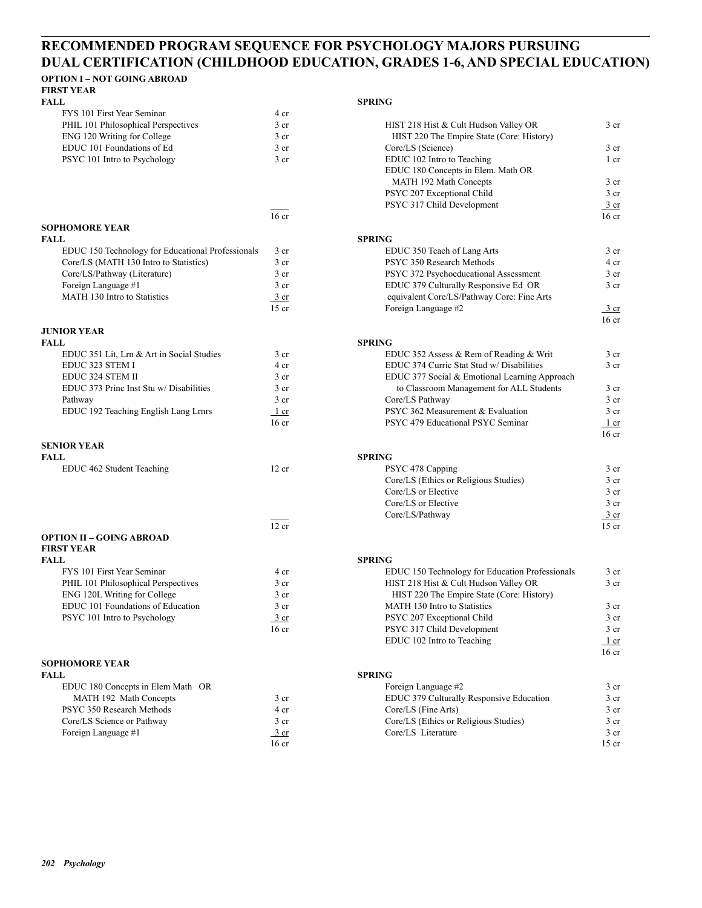## RECOMMENDED PROGRAM SEQUENCE FOR PSYCHOLOGY MAJORS PURSUING DUAL CERTIFICATION (CHILDHOOD EDUCATION, GRADES 1-6, AND SPECIAL EDUCATION)

### OPTION I – NOT GOING ABROAD

#### FIRST YEAR

**FALL**

| Course | Credits |
|---|---|
| FYS 101 First Year Seminar | 4 cr |
| PHIL 101 Philosophical Perspectives | 3 cr |
| ENG 120 Writing for College | 3 cr |
| EDUC 101 Foundations of Ed | 3 cr |
| PSYC 101 Intro to Psychology | 3 cr |
| | 16 cr |

**SPRING**

| Course | Credits |
|---|---|
| HIST 218 Hist & Cult Hudson Valley OR HIST 220 The Empire State (Core: History) | 3 cr |
| Core/LS (Science) | 3 cr |
| EDUC 102 Intro to Teaching | 1 cr |
| EDUC 180 Concepts in Elem. Math OR MATH 192 Math Concepts | 3 cr |
| PSYC 207 Exceptional Child | 3 cr |
| PSYC 317 Child Development | 3 cr |
| | 16 cr |

#### SOPHOMORE YEAR

**FALL**

| Course | Credits |
|---|---|
| EDUC 150 Technology for Educational Professionals | 3 cr |
| Core/LS (MATH 130 Intro to Statistics) | 3 cr |
| Core/LS/Pathway (Literature) | 3 cr |
| Foreign Language #1 | 3 cr |
| MATH 130 Intro to Statistics | 3 cr |
| | 15 cr |

**SPRING**

| Course | Credits |
|---|---|
| EDUC 350 Teach of Lang Arts | 3 cr |
| PSYC 350 Research Methods | 4 cr |
| PSYC 372 Psychoeducational Assessment | 3 cr |
| EDUC 379 Culturally Responsive Ed OR equivalent Core/LS/Pathway Core: Fine Arts | 3 cr |
| Foreign Language #2 | 3 cr |
| | 16 cr |

#### JUNIOR YEAR

**FALL**

| Course | Credits |
|---|---|
| EDUC 351 Lit, Lrn & Art in Social Studies | 3 cr |
| EDUC 323 STEM I | 4 cr |
| EDUC 324 STEM II | 3 cr |
| EDUC 373 Princ Inst Stu w/ Disabilities | 3 cr |
| Pathway | 3 cr |
| EDUC 192 Teaching English Lang Lrnrs | 1 cr |
| | 16 cr |

**SPRING**

| Course | Credits |
|---|---|
| EDUC 352 Assess & Rem of Reading & Writ | 3 cr |
| EDUC 374 Curric Stat Stud w/ Disabilities | 3 cr |
| EDUC 377 Social & Emotional Learning Approach to Classroom Management for ALL Students | 3 cr |
| Core/LS Pathway | 3 cr |
| PSYC 362 Measurement & Evaluation | 3 cr |
| PSYC 479 Educational PSYC Seminar | 1 cr |
| | 16 cr |

#### SENIOR YEAR

**FALL**

| Course | Credits |
|---|---|
| EDUC 462 Student Teaching | 12 cr |
| | 12 cr |

**SPRING**

| Course | Credits |
|---|---|
| PSYC 478 Capping | 3 cr |
| Core/LS (Ethics or Religious Studies) | 3 cr |
| Core/LS or Elective | 3 cr |
| Core/LS or Elective | 3 cr |
| Core/LS/Pathway | 3 cr |
| | 15 cr |

### OPTION II – GOING ABROAD

#### FIRST YEAR

**FALL**

| Course | Credits |
|---|---|
| FYS 101 First Year Seminar | 4 cr |
| PHIL 101 Philosophical Perspectives | 3 cr |
| ENG 120L Writing for College | 3 cr |
| EDUC 101 Foundations of Education | 3 cr |
| PSYC 101 Intro to Psychology | 3 cr |
| | 16 cr |

**SPRING**

| Course | Credits |
|---|---|
| EDUC 150 Technology for Education Professionals | 3 cr |
| HIST 218 Hist & Cult Hudson Valley OR HIST 220 The Empire State (Core: History) | 3 cr |
| MATH 130 Intro to Statistics | 3 cr |
| PSYC 207 Exceptional Child | 3 cr |
| PSYC 317 Child Development | 3 cr |
| EDUC 102 Intro to Teaching | 1 cr |
| | 16 cr |

#### SOPHOMORE YEAR

**FALL**

| Course | Credits |
|---|---|
| EDUC 180 Concepts in Elem Math OR MATH 192 Math Concepts | 3 cr |
| PSYC 350 Research Methods | 4 cr |
| Core/LS Science or Pathway | 3 cr |
| Foreign Language #1 | 3 cr |
| | 16 cr |

**SPRING**

| Course | Credits |
|---|---|
| Foreign Language #2 | 3 cr |
| EDUC 379 Culturally Responsive Education | 3 cr |
| Core/LS (Fine Arts) | 3 cr |
| Core/LS (Ethics or Religious Studies) | 3 cr |
| Core/LS Literature | 3 cr |
| | 15 cr |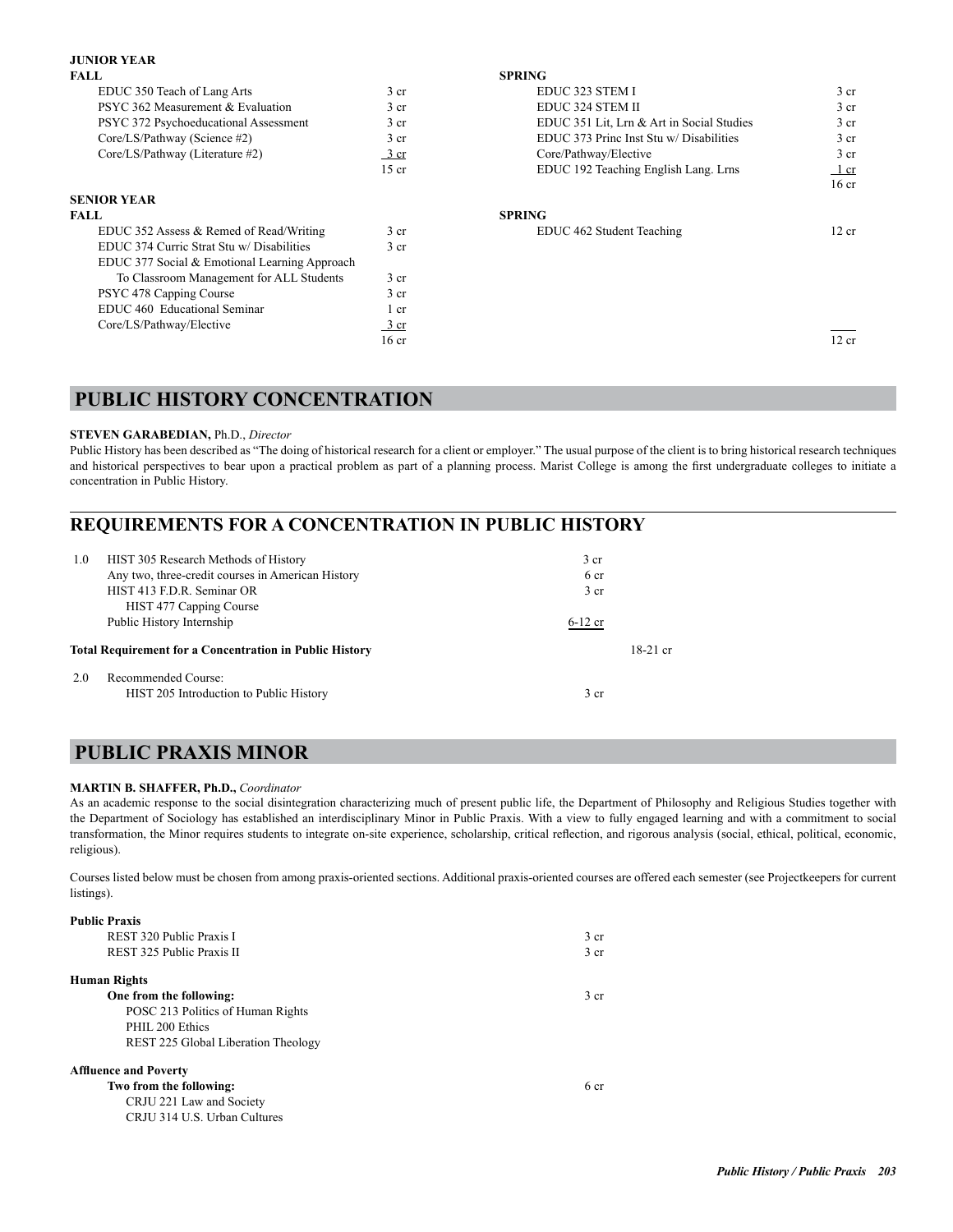**JUNIOR YEAR**

| FALL | | SPRING | |
|---|---|---|---|
| EDUC 350 Teach of Lang Arts | 3 cr | EDUC 323 STEM I | 3 cr |
| PSYC 362 Measurement & Evaluation | 3 cr | EDUC 324 STEM II | 3 cr |
| PSYC 372 Psychoeducational Assessment | 3 cr | EDUC 351 Lit, Lrn & Art in Social Studies | 3 cr |
| Core/LS/Pathway (Science #2) | 3 cr | EDUC 373 Princ Inst Stu w/ Disabilities | 3 cr |
| Core/LS/Pathway (Literature #2) | 3 cr | Core/Pathway/Elective | 3 cr |
| | 15 cr | EDUC 192 Teaching English Lang. Lrns | 1 cr |
| | | | 16 cr |

**SENIOR YEAR**

| FALL | | SPRING | |
|---|---|---|---|
| EDUC 352 Assess & Remed of Read/Writing | 3 cr | EDUC 462 Student Teaching | 12 cr |
| EDUC 374 Curric Strat Stu w/ Disabilities | 3 cr | | |
| EDUC 377 Social & Emotional Learning Approach To Classroom Management for ALL Students | 3 cr | | |
| PSYC 478 Capping Course | 3 cr | | |
| EDUC 460 Educational Seminar | 1 cr | | |
| Core/LS/Pathway/Elective | 3 cr | | |
| | 16 cr | | 12 cr |

## PUBLIC HISTORY CONCENTRATION

**STEVEN GARABEDIAN,** Ph.D., *Director*

Public History has been described as "The doing of historical research for a client or employer." The usual purpose of the client is to bring historical research techniques and historical perspectives to bear upon a practical problem as part of a planning process. Marist College is among the first undergraduate colleges to initiate a concentration in Public History.

## REQUIREMENTS FOR A CONCENTRATION IN PUBLIC HISTORY

| | | | |
|---|---|---|---|
| 1.0 | HIST 305 Research Methods of History | 3 cr | |
| | Any two, three-credit courses in American History | 6 cr | |
| | HIST 413 F.D.R. Seminar OR HIST 477 Capping Course | 3 cr | |
| | Public History Internship | 6-12 cr | |
| **Total Requirement for a Concentration in Public History** | | | 18-21 cr |
| 2.0 | Recommended Course: HIST 205 Introduction to Public History | 3 cr | |

## PUBLIC PRAXIS MINOR

**MARTIN B. SHAFFER, Ph.D.,** *Coordinator*

As an academic response to the social disintegration characterizing much of present public life, the Department of Philosophy and Religious Studies together with the Department of Sociology has established an interdisciplinary Minor in Public Praxis. With a view to fully engaged learning and with a commitment to social transformation, the Minor requires students to integrate on-site experience, scholarship, critical reflection, and rigorous analysis (social, ethical, political, economic, religious).

Courses listed below must be chosen from among praxis-oriented sections. Additional praxis-oriented courses are offered each semester (see Projectkeepers for current listings).

**Public Praxis**

| | |
|---|---|
| REST 320 Public Praxis I | 3 cr |
| REST 325 Public Praxis II | 3 cr |

**Human Rights**

| | |
|---|---|
| **One from the following:** | 3 cr |
| POSC 213 Politics of Human Rights | |
| PHIL 200 Ethics | |
| REST 225 Global Liberation Theology | |

**Affluence and Poverty**

| | |
|---|---|
| **Two from the following:** | 6 cr |
| CRJU 221 Law and Society | |
| CRJU 314 U.S. Urban Cultures | |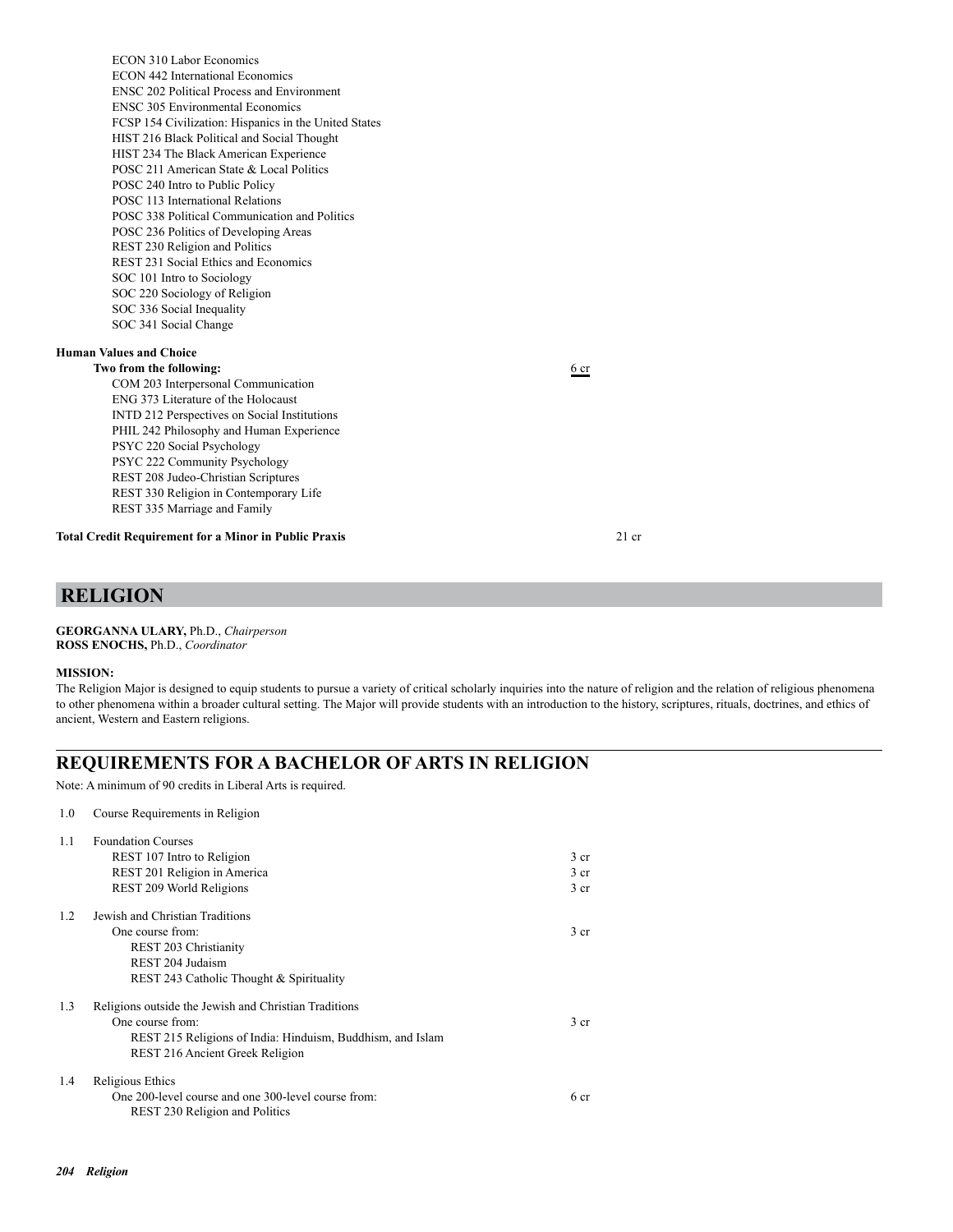ECON 310 Labor Economics
ECON 442 International Economics
ENSC 202 Political Process and Environment
ENSC 305 Environmental Economics
FCSP 154 Civilization: Hispanics in the United States
HIST 216 Black Political and Social Thought
HIST 234 The Black American Experience
POSC 211 American State & Local Politics
POSC 240 Intro to Public Policy
POSC 113 International Relations
POSC 338 Political Communication and Politics
POSC 236 Politics of Developing Areas
REST 230 Religion and Politics
REST 231 Social Ethics and Economics
SOC 101 Intro to Sociology
SOC 220 Sociology of Religion
SOC 336 Social Inequality
SOC 341 Social Change

**Human Values and Choice**

**Two from the following:** 6 cr

COM 203 Interpersonal Communication
ENG 373 Literature of the Holocaust
INTD 212 Perspectives on Social Institutions
PHIL 242 Philosophy and Human Experience
PSYC 220 Social Psychology
PSYC 222 Community Psychology
REST 208 Judeo-Christian Scriptures
REST 330 Religion in Contemporary Life
REST 335 Marriage and Family

**Total Credit Requirement for a Minor in Public Praxis** 21 cr

# RELIGION

**GEORGANNA ULARY,** Ph.D., *Chairperson*
**ROSS ENOCHS,** Ph.D., *Coordinator*

**MISSION:**
The Religion Major is designed to equip students to pursue a variety of critical scholarly inquiries into the nature of religion and the relation of religious phenomena to other phenomena within a broader cultural setting. The Major will provide students with an introduction to the history, scriptures, rituals, doctrines, and ethics of ancient, Western and Eastern religions.

## REQUIREMENTS FOR A BACHELOR OF ARTS IN RELIGION

Note: A minimum of 90 credits in Liberal Arts is required.

1.0 Course Requirements in Religion

1.1 Foundation Courses
- REST 107 Intro to Religion — 3 cr
- REST 201 Religion in America — 3 cr
- REST 209 World Religions — 3 cr

1.2 Jewish and Christian Traditions
- One course from: — 3 cr
  - REST 203 Christianity
  - REST 204 Judaism
  - REST 243 Catholic Thought & Spirituality

1.3 Religions outside the Jewish and Christian Traditions
- One course from: — 3 cr
  - REST 215 Religions of India: Hinduism, Buddhism, and Islam
  - REST 216 Ancient Greek Religion

1.4 Religious Ethics
- One 200-level course and one 300-level course from: — 6 cr
  - REST 230 Religion and Politics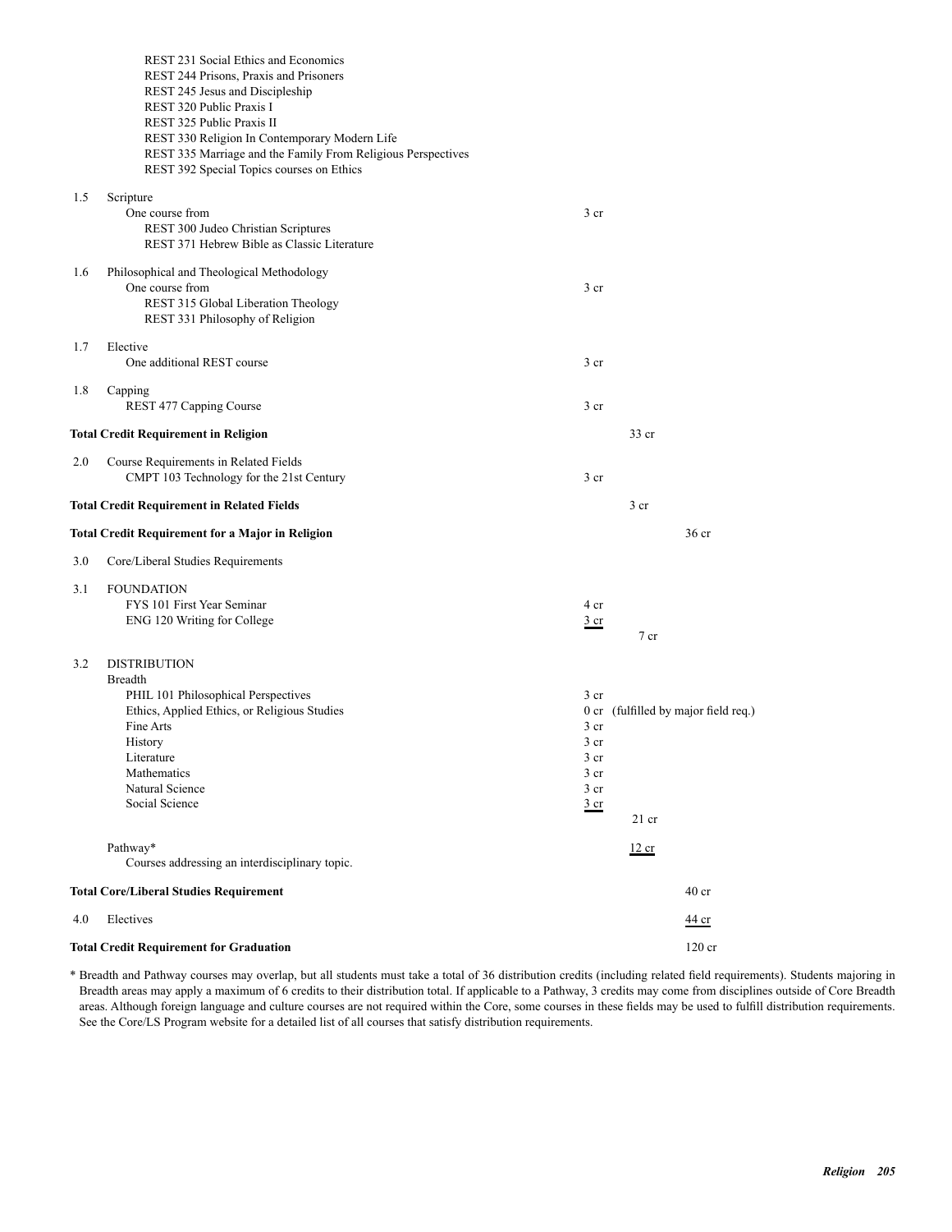REST 231 Social Ethics and Economics
REST 244 Prisons, Praxis and Prisoners
REST 245 Jesus and Discipleship
REST 320 Public Praxis I
REST 325 Public Praxis II
REST 330 Religion In Contemporary Modern Life
REST 335 Marriage and the Family From Religious Perspectives
REST 392 Special Topics courses on Ethics

| | | | | |
|---|---|---|---|---|
| 1.5 | Scripture | | | |
| | One course from | 3 cr | | |
| | REST 300 Judeo Christian Scriptures | | | |
| | REST 371 Hebrew Bible as Classic Literature | | | |
| 1.6 | Philosophical and Theological Methodology | | | |
| | One course from | 3 cr | | |
| | REST 315 Global Liberation Theology | | | |
| | REST 331 Philosophy of Religion | | | |
| 1.7 | Elective | | | |
| | One additional REST course | 3 cr | | |
| 1.8 | Capping | | | |
| | REST 477 Capping Course | 3 cr | | |
| **Total Credit Requirement in Religion** | | | 33 cr | |
| 2.0 | Course Requirements in Related Fields | | | |
| | CMPT 103 Technology for the 21st Century | 3 cr | | |
| **Total Credit Requirement in Related Fields** | | | 3 cr | |
| **Total Credit Requirement for a Major in Religion** | | | | 36 cr |
| 3.0 | Core/Liberal Studies Requirements | | | |
| 3.1 | FOUNDATION | | | |
| | FYS 101 First Year Seminar | 4 cr | | |
| | ENG 120 Writing for College | 3 cr | | |
| | | | 7 cr | |
| 3.2 | DISTRIBUTION | | | |
| | Breadth | | | |
| | PHIL 101 Philosophical Perspectives | 3 cr | | |
| | Ethics, Applied Ethics, or Religious Studies | 0 cr (fulfilled by major field req.) | | |
| | Fine Arts | 3 cr | | |
| | History | 3 cr | | |
| | Literature | 3 cr | | |
| | Mathematics | 3 cr | | |
| | Natural Science | 3 cr | | |
| | Social Science | 3 cr | | |
| | | | 21 cr | |
| | Pathway* | | 12 cr | |
| | Courses addressing an interdisciplinary topic. | | | |
| **Total Core/Liberal Studies Requirement** | | | | 40 cr |
| 4.0 | Electives | | | 44 cr |
| **Total Credit Requirement for Graduation** | | | | 120 cr |

* Breadth and Pathway courses may overlap, but all students must take a total of 36 distribution credits (including related field requirements). Students majoring in Breadth areas may apply a maximum of 6 credits to their distribution total. If applicable to a Pathway, 3 credits may come from disciplines outside of Core Breadth areas. Although foreign language and culture courses are not required within the Core, some courses in these fields may be used to fulfill distribution requirements. See the Core/LS Program website for a detailed list of all courses that satisfy distribution requirements.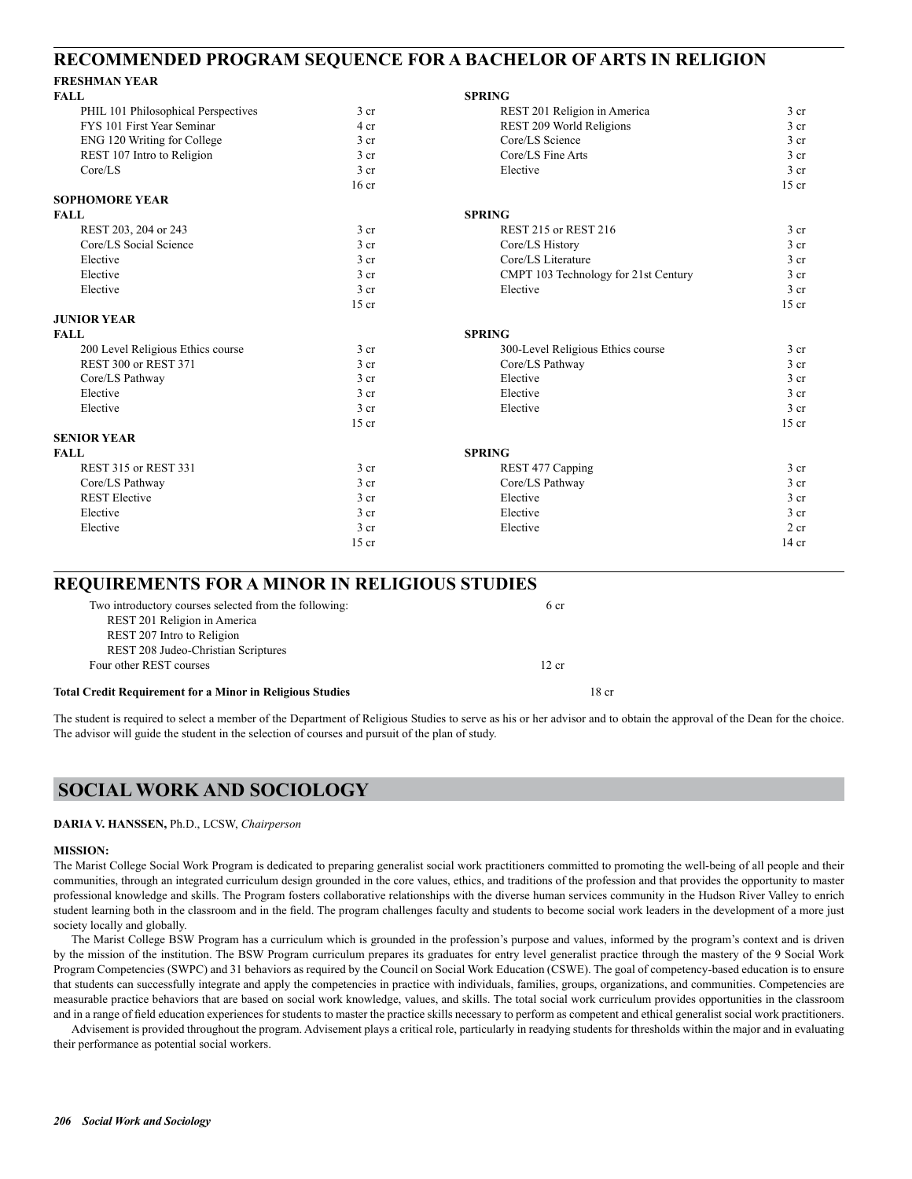## RECOMMENDED PROGRAM SEQUENCE FOR A BACHELOR OF ARTS IN RELIGION

**FRESHMAN YEAR**

| FALL | | SPRING | |
|---|---|---|---|
| PHIL 101 Philosophical Perspectives | 3 cr | REST 201 Religion in America | 3 cr |
| FYS 101 First Year Seminar | 4 cr | REST 209 World Religions | 3 cr |
| ENG 120 Writing for College | 3 cr | Core/LS Science | 3 cr |
| REST 107 Intro to Religion | 3 cr | Core/LS Fine Arts | 3 cr |
| Core/LS | 3 cr | Elective | 3 cr |
| | 16 cr | | 15 cr |

**SOPHOMORE YEAR**

| FALL | | SPRING | |
|---|---|---|---|
| REST 203, 204 or 243 | 3 cr | REST 215 or REST 216 | 3 cr |
| Core/LS Social Science | 3 cr | Core/LS History | 3 cr |
| Elective | 3 cr | Core/LS Literature | 3 cr |
| Elective | 3 cr | CMPT 103 Technology for 21st Century | 3 cr |
| Elective | 3 cr | Elective | 3 cr |
| | 15 cr | | 15 cr |

**JUNIOR YEAR**

| FALL | | SPRING | |
|---|---|---|---|
| 200 Level Religious Ethics course | 3 cr | 300-Level Religious Ethics course | 3 cr |
| REST 300 or REST 371 | 3 cr | Core/LS Pathway | 3 cr |
| Core/LS Pathway | 3 cr | Elective | 3 cr |
| Elective | 3 cr | Elective | 3 cr |
| Elective | 3 cr | Elective | 3 cr |
| | 15 cr | | 15 cr |

**SENIOR YEAR**

| FALL | | SPRING | |
|---|---|---|---|
| REST 315 or REST 331 | 3 cr | REST 477 Capping | 3 cr |
| Core/LS Pathway | 3 cr | Core/LS Pathway | 3 cr |
| REST Elective | 3 cr | Elective | 3 cr |
| Elective | 3 cr | Elective | 3 cr |
| Elective | 3 cr | Elective | 2 cr |
| | 15 cr | | 14 cr |

## REQUIREMENTS FOR A MINOR IN RELIGIOUS STUDIES

| | |
|---|---|
| Two introductory courses selected from the following: | 6 cr |
| REST 201 Religion in America | |
| REST 207 Intro to Religion | |
| REST 208 Judeo-Christian Scriptures | |
| Four other REST courses | 12 cr |
| **Total Credit Requirement for a Minor in Religious Studies** | 18 cr |

The student is required to select a member of the Department of Religious Studies to serve as his or her advisor and to obtain the approval of the Dean for the choice. The advisor will guide the student in the selection of courses and pursuit of the plan of study.

# SOCIAL WORK AND SOCIOLOGY

**DARIA V. HANSSEN,** Ph.D., LCSW, *Chairperson*

**MISSION:**

The Marist College Social Work Program is dedicated to preparing generalist social work practitioners committed to promoting the well-being of all people and their communities, through an integrated curriculum design grounded in the core values, ethics, and traditions of the profession and that provides the opportunity to master professional knowledge and skills. The Program fosters collaborative relationships with the diverse human services community in the Hudson River Valley to enrich student learning both in the classroom and in the field. The program challenges faculty and students to become social work leaders in the development of a more just society locally and globally.

The Marist College BSW Program has a curriculum which is grounded in the profession's purpose and values, informed by the program's context and is driven by the mission of the institution. The BSW Program curriculum prepares its graduates for entry level generalist practice through the mastery of the 9 Social Work Program Competencies (SWPC) and 31 behaviors as required by the Council on Social Work Education (CSWE). The goal of competency-based education is to ensure that students can successfully integrate and apply the competencies in practice with individuals, families, groups, organizations, and communities. Competencies are measurable practice behaviors that are based on social work knowledge, values, and skills. The total social work curriculum provides opportunities in the classroom and in a range of field education experiences for students to master the practice skills necessary to perform as competent and ethical generalist social work practitioners.

Advisement is provided throughout the program. Advisement plays a critical role, particularly in readying students for thresholds within the major and in evaluating their performance as potential social workers.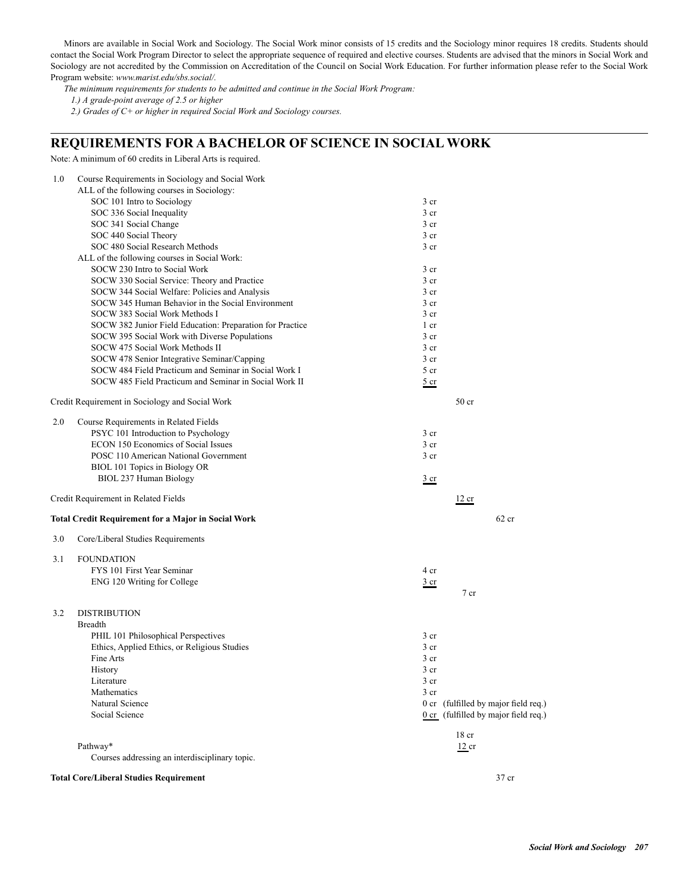Minors are available in Social Work and Sociology. The Social Work minor consists of 15 credits and the Sociology minor requires 18 credits. Students should contact the Social Work Program Director to select the appropriate sequence of required and elective courses. Students are advised that the minors in Social Work and Sociology are not accredited by the Commission on Accreditation of the Council on Social Work Education. For further information please refer to the Social Work Program website: *www.marist.edu/sbs.social/.*

*The minimum requirements for students to be admitted and continue in the Social Work Program:*

*1.) A grade-point average of 2.5 or higher*

*2.) Grades of C+ or higher in required Social Work and Sociology courses.*

## REQUIREMENTS FOR A BACHELOR OF SCIENCE IN SOCIAL WORK

Note: A minimum of 60 credits in Liberal Arts is required.

| | | | | |
|---|---|---|---|---|
| 1.0 | Course Requirements in Sociology and Social Work | | | |
| | ALL of the following courses in Sociology: | | | |
| | SOC 101 Intro to Sociology | 3 cr | | |
| | SOC 336 Social Inequality | 3 cr | | |
| | SOC 341 Social Change | 3 cr | | |
| | SOC 440 Social Theory | 3 cr | | |
| | SOC 480 Social Research Methods | 3 cr | | |
| | ALL of the following courses in Social Work: | | | |
| | SOCW 230 Intro to Social Work | 3 cr | | |
| | SOCW 330 Social Service: Theory and Practice | 3 cr | | |
| | SOCW 344 Social Welfare: Policies and Analysis | 3 cr | | |
| | SOCW 345 Human Behavior in the Social Environment | 3 cr | | |
| | SOCW 383 Social Work Methods I | 3 cr | | |
| | SOCW 382 Junior Field Education: Preparation for Practice | 1 cr | | |
| | SOCW 395 Social Work with Diverse Populations | 3 cr | | |
| | SOCW 475 Social Work Methods II | 3 cr | | |
| | SOCW 478 Senior Integrative Seminar/Capping | 3 cr | | |
| | SOCW 484 Field Practicum and Seminar in Social Work I | 5 cr | | |
| | SOCW 485 Field Practicum and Seminar in Social Work II | 5 cr | | |
| Credit Requirement in Sociology and Social Work | | | 50 cr | |
| 2.0 | Course Requirements in Related Fields | | | |
| | PSYC 101 Introduction to Psychology | 3 cr | | |
| | ECON 150 Economics of Social Issues | 3 cr | | |
| | POSC 110 American National Government | 3 cr | | |
| | BIOL 101 Topics in Biology OR BIOL 237 Human Biology | 3 cr | | |
| Credit Requirement in Related Fields | | | 12 cr | |
| **Total Credit Requirement for a Major in Social Work** | | | | 62 cr |
| 3.0 | Core/Liberal Studies Requirements | | | |
| 3.1 | FOUNDATION | | | |
| | FYS 101 First Year Seminar | 4 cr | | |
| | ENG 120 Writing for College | 3 cr | | |
| | | | 7 cr | |
| 3.2 | DISTRIBUTION | | | |
| | Breadth | | | |
| | PHIL 101 Philosophical Perspectives | 3 cr | | |
| | Ethics, Applied Ethics, or Religious Studies | 3 cr | | |
| | Fine Arts | 3 cr | | |
| | History | 3 cr | | |
| | Literature | 3 cr | | |
| | Mathematics | 3 cr | | |
| | Natural Science | 0 cr (fulfilled by major field req.) | | |
| | Social Science | 0 cr (fulfilled by major field req.) | | |
| | | | 18 cr | |
| | Pathway* | | 12 cr | |
| | Courses addressing an interdisciplinary topic. | | | |
| **Total Core/Liberal Studies Requirement** | | | | 37 cr |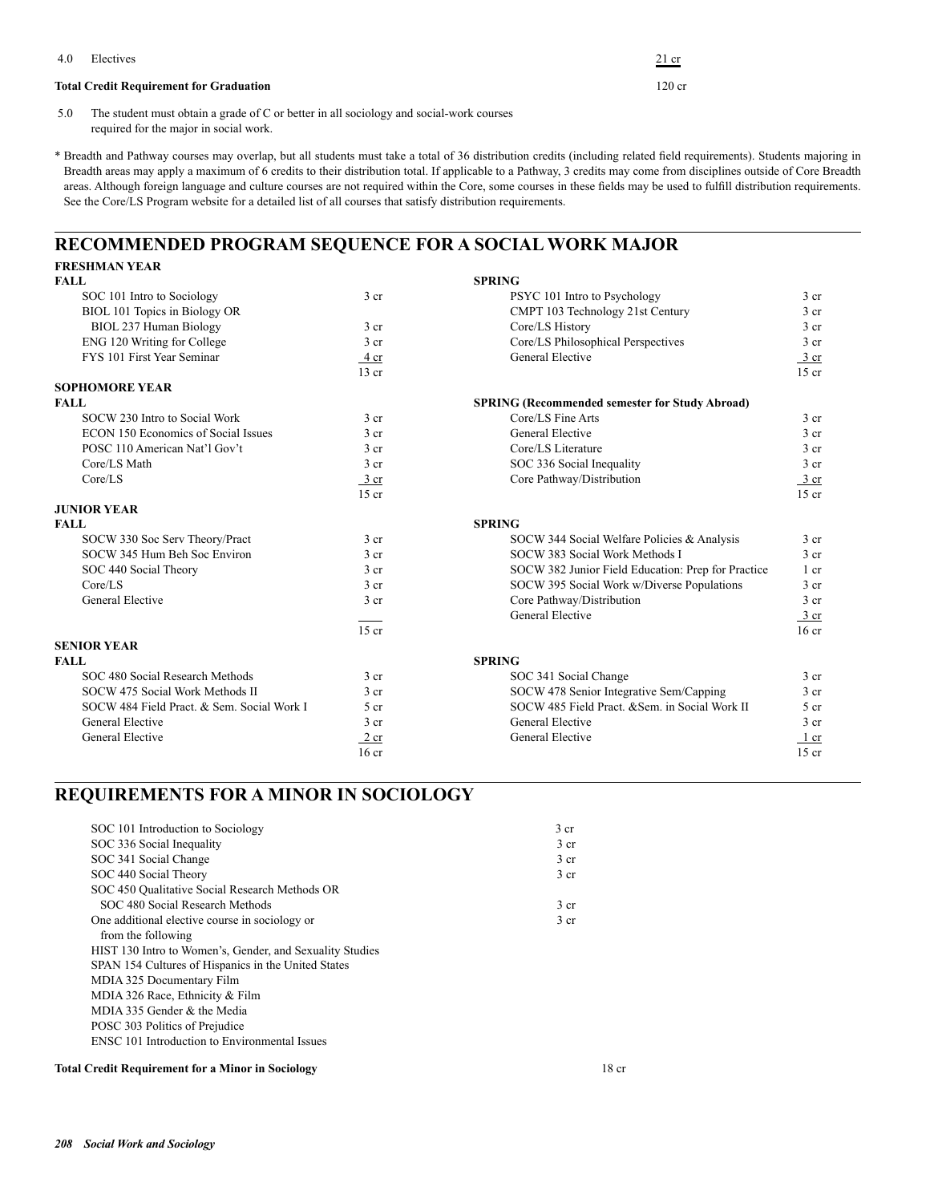| | | |
|---|---|---|
| 4.0 | Electives | 21 cr |
| **Total Credit Requirement for Graduation** | | 120 cr |

5.0 The student must obtain a grade of C or better in all sociology and social-work courses required for the major in social work.

* Breadth and Pathway courses may overlap, but all students must take a total of 36 distribution credits (including related field requirements). Students majoring in Breadth areas may apply a maximum of 6 credits to their distribution total. If applicable to a Pathway, 3 credits may come from disciplines outside of Core Breadth areas. Although foreign language and culture courses are not required within the Core, some courses in these fields may be used to fulfill distribution requirements. See the Core/LS Program website for a detailed list of all courses that satisfy distribution requirements.

## RECOMMENDED PROGRAM SEQUENCE FOR A SOCIAL WORK MAJOR

### FRESHMAN YEAR

| FALL | | SPRING | |
|---|---|---|---|
| SOC 101 Intro to Sociology | 3 cr | PSYC 101 Intro to Psychology | 3 cr |
| BIOL 101 Topics in Biology OR BIOL 237 Human Biology | 3 cr | CMPT 103 Technology 21st Century | 3 cr |
| ENG 120 Writing for College | 3 cr | Core/LS History | 3 cr |
| FYS 101 First Year Seminar | 4 cr | Core/LS Philosophical Perspectives | 3 cr |
| | | General Elective | 3 cr |
| | 13 cr | | 15 cr |

### SOPHOMORE YEAR

| FALL | | SPRING (Recommended semester for Study Abroad) | |
|---|---|---|---|
| SOCW 230 Intro to Social Work | 3 cr | Core/LS Fine Arts | 3 cr |
| ECON 150 Economics of Social Issues | 3 cr | General Elective | 3 cr |
| POSC 110 American Nat'l Gov't | 3 cr | Core/LS Literature | 3 cr |
| Core/LS Math | 3 cr | SOC 336 Social Inequality | 3 cr |
| Core/LS | 3 cr | Core Pathway/Distribution | 3 cr |
| | 15 cr | | 15 cr |

### JUNIOR YEAR

| FALL | | SPRING | |
|---|---|---|---|
| SOCW 330 Soc Serv Theory/Pract | 3 cr | SOCW 344 Social Welfare Policies & Analysis | 3 cr |
| SOCW 345 Hum Beh Soc Environ | 3 cr | SOCW 383 Social Work Methods I | 3 cr |
| SOC 440 Social Theory | 3 cr | SOCW 382 Junior Field Education: Prep for Practice | 1 cr |
| Core/LS | 3 cr | SOCW 395 Social Work w/Diverse Populations | 3 cr |
| General Elective | 3 cr | Core Pathway/Distribution | 3 cr |
| | | General Elective | 3 cr |
| | 15 cr | | 16 cr |

### SENIOR YEAR

| FALL | | SPRING | |
|---|---|---|---|
| SOC 480 Social Research Methods | 3 cr | SOC 341 Social Change | 3 cr |
| SOCW 475 Social Work Methods II | 3 cr | SOCW 478 Senior Integrative Sem/Capping | 3 cr |
| SOCW 484 Field Pract. & Sem. Social Work I | 5 cr | SOCW 485 Field Pract. &Sem. in Social Work II | 5 cr |
| General Elective | 3 cr | General Elective | 3 cr |
| General Elective | 2 cr | General Elective | 1 cr |
| | 16 cr | | 15 cr |

## REQUIREMENTS FOR A MINOR IN SOCIOLOGY

| | |
|---|---|
| SOC 101 Introduction to Sociology | 3 cr |
| SOC 336 Social Inequality | 3 cr |
| SOC 341 Social Change | 3 cr |
| SOC 440 Social Theory | 3 cr |
| SOC 450 Qualitative Social Research Methods OR SOC 480 Social Research Methods | 3 cr |
| One additional elective course in sociology or from the following | 3 cr |
| HIST 130 Intro to Women's, Gender, and Sexuality Studies | |
| SPAN 154 Cultures of Hispanics in the United States | |
| MDIA 325 Documentary Film | |
| MDIA 326 Race, Ethnicity & Film | |
| MDIA 335 Gender & the Media | |
| POSC 303 Politics of Prejudice | |
| ENSC 101 Introduction to Environmental Issues | |
| **Total Credit Requirement for a Minor in Sociology** | 18 cr |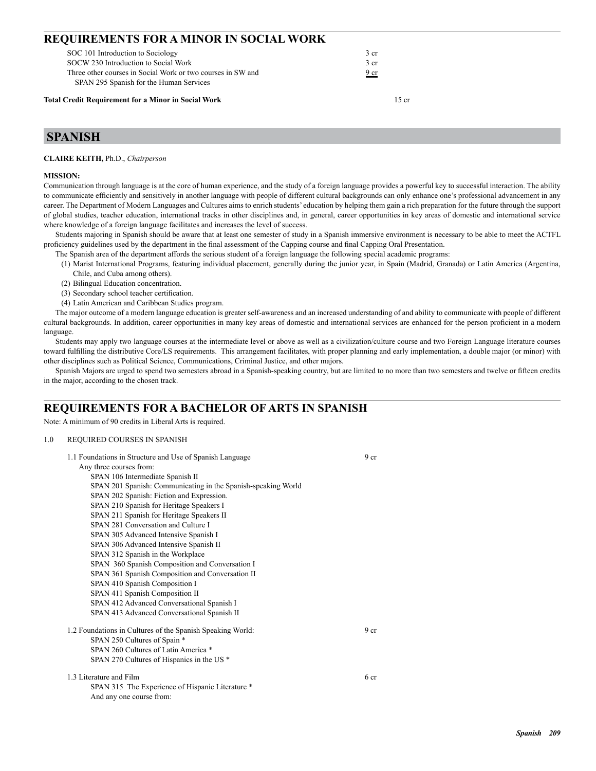## REQUIREMENTS FOR A MINOR IN SOCIAL WORK

| | |
|---|---|
| SOC 101 Introduction to Sociology | 3 cr |
| SOCW 230 Introduction to Social Work | 3 cr |
| Three other courses in Social Work or two courses in SW and SPAN 295 Spanish for the Human Services | 9 cr |

**Total Credit Requirement for a Minor in Social Work** 15 cr

# SPANISH

**CLAIRE KEITH,** Ph.D., *Chairperson*

**MISSION:**

Communication through language is at the core of human experience, and the study of a foreign language provides a powerful key to successful interaction. The ability to communicate efficiently and sensitively in another language with people of different cultural backgrounds can only enhance one's professional advancement in any career. The Department of Modern Languages and Cultures aims to enrich students' education by helping them gain a rich preparation for the future through the support of global studies, teacher education, international tracks in other disciplines and, in general, career opportunities in key areas of domestic and international service where knowledge of a foreign language facilitates and increases the level of success.

Students majoring in Spanish should be aware that at least one semester of study in a Spanish immersive environment is necessary to be able to meet the ACTFL proficiency guidelines used by the department in the final assessment of the Capping course and final Capping Oral Presentation.

The Spanish area of the department affords the serious student of a foreign language the following special academic programs:

(1) Marist International Programs, featuring individual placement, generally during the junior year, in Spain (Madrid, Granada) or Latin America (Argentina, Chile, and Cuba among others).
(2) Bilingual Education concentration.
(3) Secondary school teacher certification.
(4) Latin American and Caribbean Studies program.

The major outcome of a modern language education is greater self-awareness and an increased understanding of and ability to communicate with people of different cultural backgrounds. In addition, career opportunities in many key areas of domestic and international services are enhanced for the person proficient in a modern language.

Students may apply two language courses at the intermediate level or above as well as a civilization/culture course and two Foreign Language literature courses toward fulfilling the distributive Core/LS requirements. This arrangement facilitates, with proper planning and early implementation, a double major (or minor) with other disciplines such as Political Science, Communications, Criminal Justice, and other majors.

Spanish Majors are urged to spend two semesters abroad in a Spanish-speaking country, but are limited to no more than two semesters and twelve or fifteen credits in the major, according to the chosen track.

## REQUIREMENTS FOR A BACHELOR OF ARTS IN SPANISH

Note: A minimum of 90 credits in Liberal Arts is required.

1.0 REQUIRED COURSES IN SPANISH

1.1 Foundations in Structure and Use of Spanish Language — 9 cr

Any three courses from:

- SPAN 106 Intermediate Spanish II
- SPAN 201 Spanish: Communicating in the Spanish-speaking World
- SPAN 202 Spanish: Fiction and Expression.
- SPAN 210 Spanish for Heritage Speakers I
- SPAN 211 Spanish for Heritage Speakers II
- SPAN 281 Conversation and Culture I
- SPAN 305 Advanced Intensive Spanish I
- SPAN 306 Advanced Intensive Spanish II
- SPAN 312 Spanish in the Workplace
- SPAN 360 Spanish Composition and Conversation I
- SPAN 361 Spanish Composition and Conversation II
- SPAN 410 Spanish Composition I
- SPAN 411 Spanish Composition II
- SPAN 412 Advanced Conversational Spanish I
- SPAN 413 Advanced Conversational Spanish II

1.2 Foundations in Cultures of the Spanish Speaking World: — 9 cr

- SPAN 250 Cultures of Spain *
- SPAN 260 Cultures of Latin America *
- SPAN 270 Cultures of Hispanics in the US *

1.3 Literature and Film — 6 cr

- SPAN 315 The Experience of Hispanic Literature *

And any one course from: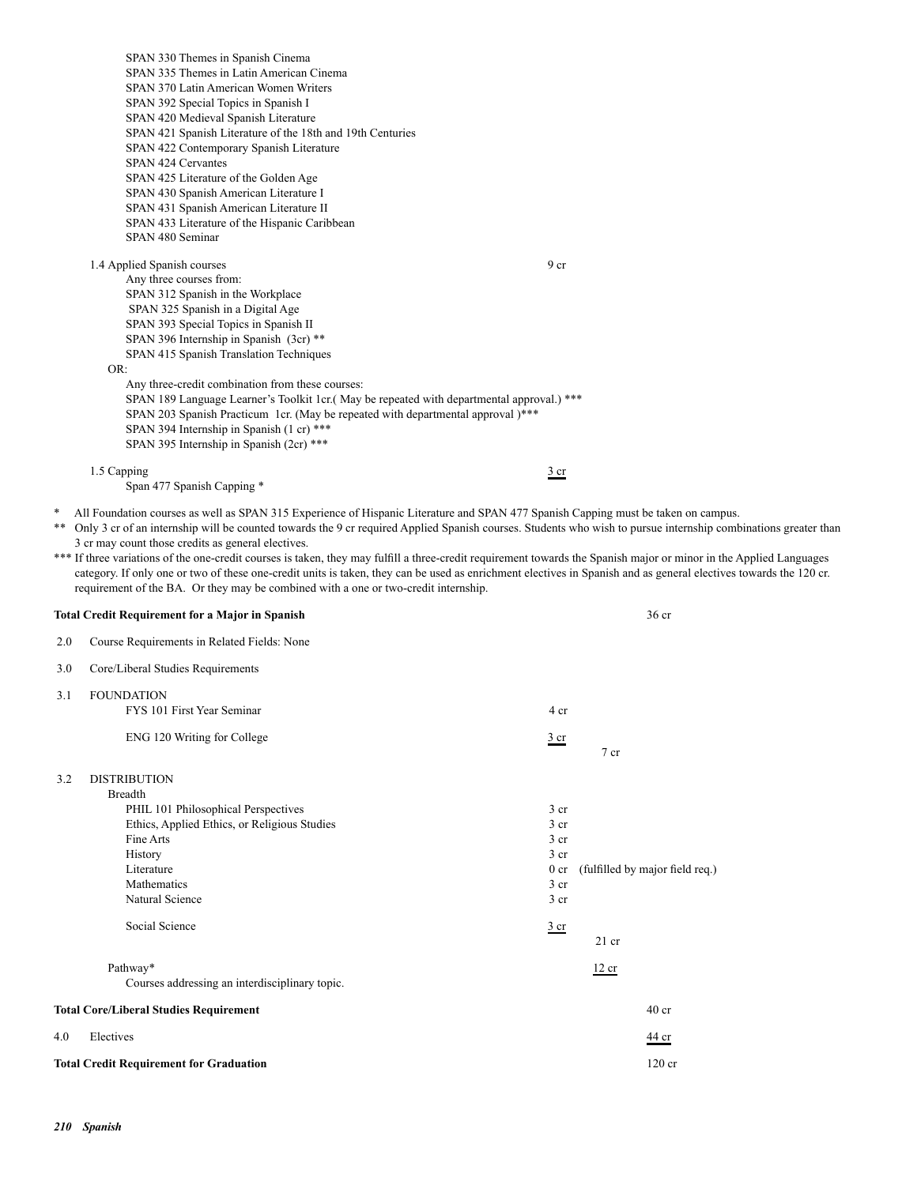SPAN 330 Themes in Spanish Cinema
SPAN 335 Themes in Latin American Cinema
SPAN 370 Latin American Women Writers
SPAN 392 Special Topics in Spanish I
SPAN 420 Medieval Spanish Literature
SPAN 421 Spanish Literature of the 18th and 19th Centuries
SPAN 422 Contemporary Spanish Literature
SPAN 424 Cervantes
SPAN 425 Literature of the Golden Age
SPAN 430 Spanish American Literature I
SPAN 431 Spanish American Literature II
SPAN 433 Literature of the Hispanic Caribbean
SPAN 480 Seminar

1.4 Applied Spanish courses — 9 cr

Any three courses from:
SPAN 312 Spanish in the Workplace
SPAN 325 Spanish in a Digital Age
SPAN 393 Special Topics in Spanish II
SPAN 396 Internship in Spanish (3cr) **
SPAN 415 Spanish Translation Techniques

OR:

Any three-credit combination from these courses:
SPAN 189 Language Learner's Toolkit 1cr.( May be repeated with departmental approval.) ***
SPAN 203 Spanish Practicum 1cr. (May be repeated with departmental approval )***
SPAN 394 Internship in Spanish (1 cr) ***
SPAN 395 Internship in Spanish (2cr) ***

1.5 Capping — 3 cr

Span 477 Spanish Capping *

\* All Foundation courses as well as SPAN 315 Experience of Hispanic Literature and SPAN 477 Spanish Capping must be taken on campus.

\*\* Only 3 cr of an internship will be counted towards the 9 cr required Applied Spanish courses. Students who wish to pursue internship combinations greater than 3 cr may count those credits as general electives.

\*\*\* If three variations of the one-credit courses is taken, they may fulfill a three-credit requirement towards the Spanish major or minor in the Applied Languages category. If only one or two of these one-credit units is taken, they can be used as enrichment electives in Spanish and as general electives towards the 120 cr. requirement of the BA. Or they may be combined with a one or two-credit internship.

**Total Credit Requirement for a Major in Spanish** — 36 cr

2.0 Course Requirements in Related Fields: None

3.0 Core/Liberal Studies Requirements

3.1 FOUNDATION

| | | |
|---|---|---|
| FYS 101 First Year Seminar | 4 cr | |
| ENG 120 Writing for College | 3 cr | |
| | | 7 cr |

3.2 DISTRIBUTION

Breadth

| | | |
|---|---|---|
| PHIL 101 Philosophical Perspectives | 3 cr | |
| Ethics, Applied Ethics, or Religious Studies | 3 cr | |
| Fine Arts | 3 cr | |
| History | 3 cr | |
| Literature | 0 cr (fulfilled by major field req.) | |
| Mathematics | 3 cr | |
| Natural Science | 3 cr | |
| Social Science | 3 cr | |
| | | 21 cr |

Pathway* — 12 cr

Courses addressing an interdisciplinary topic.

**Total Core/Liberal Studies Requirement** — 40 cr

4.0 Electives — 44 cr

**Total Credit Requirement for Graduation** — 120 cr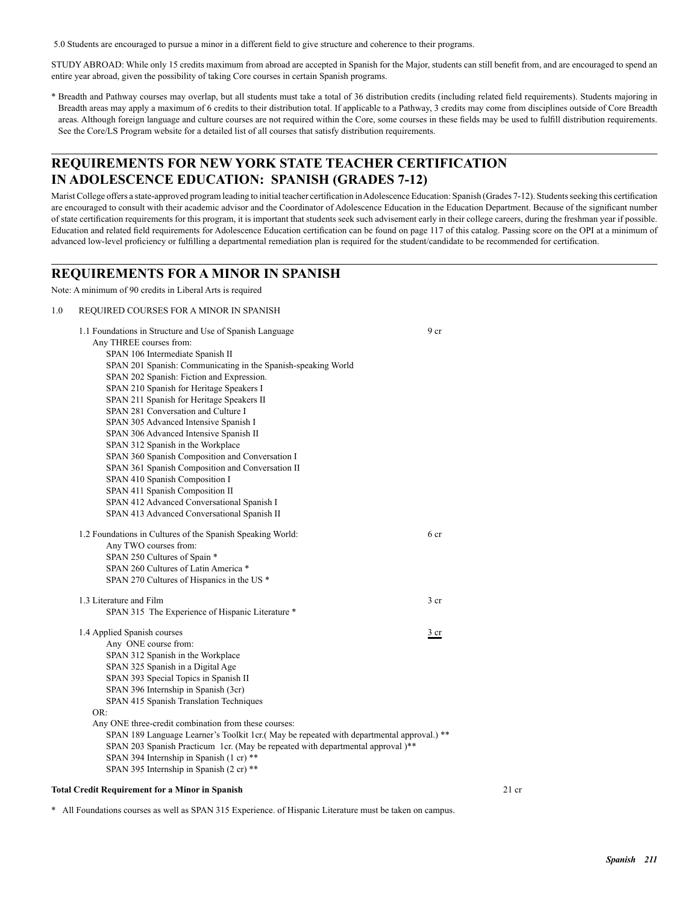5.0 Students are encouraged to pursue a minor in a different field to give structure and coherence to their programs.

STUDY ABROAD: While only 15 credits maximum from abroad are accepted in Spanish for the Major, students can still benefit from, and are encouraged to spend an entire year abroad, given the possibility of taking Core courses in certain Spanish programs.

* Breadth and Pathway courses may overlap, but all students must take a total of 36 distribution credits (including related field requirements). Students majoring in Breadth areas may apply a maximum of 6 credits to their distribution total. If applicable to a Pathway, 3 credits may come from disciplines outside of Core Breadth areas. Although foreign language and culture courses are not required within the Core, some courses in these fields may be used to fulfill distribution requirements. See the Core/LS Program website for a detailed list of all courses that satisfy distribution requirements.

## REQUIREMENTS FOR NEW YORK STATE TEACHER CERTIFICATION IN ADOLESCENCE EDUCATION: SPANISH (GRADES 7-12)

Marist College offers a state-approved program leading to initial teacher certification in Adolescence Education: Spanish (Grades 7-12). Students seeking this certification are encouraged to consult with their academic advisor and the Coordinator of Adolescence Education in the Education Department. Because of the significant number of state certification requirements for this program, it is important that students seek such advisement early in their college careers, during the freshman year if possible. Education and related field requirements for Adolescence Education certification can be found on page 117 of this catalog. Passing score on the OPI at a minimum of advanced low-level proficiency or fulfilling a departmental remediation plan is required for the student/candidate to be recommended for certification.

## REQUIREMENTS FOR A MINOR IN SPANISH

Note: A minimum of 90 credits in Liberal Arts is required

1.0 REQUIRED COURSES FOR A MINOR IN SPANISH

1.1 Foundations in Structure and Use of Spanish Language — 9 cr

Any THREE courses from:
- SPAN 106 Intermediate Spanish II
- SPAN 201 Spanish: Communicating in the Spanish-speaking World
- SPAN 202 Spanish: Fiction and Expression.
- SPAN 210 Spanish for Heritage Speakers I
- SPAN 211 Spanish for Heritage Speakers II
- SPAN 281 Conversation and Culture I
- SPAN 305 Advanced Intensive Spanish I
- SPAN 306 Advanced Intensive Spanish II
- SPAN 312 Spanish in the Workplace
- SPAN 360 Spanish Composition and Conversation I
- SPAN 361 Spanish Composition and Conversation II
- SPAN 410 Spanish Composition I
- SPAN 411 Spanish Composition II
- SPAN 412 Advanced Conversational Spanish I
- SPAN 413 Advanced Conversational Spanish II

1.2 Foundations in Cultures of the Spanish Speaking World: — 6 cr

Any TWO courses from:
- SPAN 250 Cultures of Spain *
- SPAN 260 Cultures of Latin America *
- SPAN 270 Cultures of Hispanics in the US *

1.3 Literature and Film — 3 cr
- SPAN 315 The Experience of Hispanic Literature *

1.4 Applied Spanish courses — 3 cr

Any ONE course from:
- SPAN 312 Spanish in the Workplace
- SPAN 325 Spanish in a Digital Age
- SPAN 393 Special Topics in Spanish II
- SPAN 396 Internship in Spanish (3cr)
- SPAN 415 Spanish Translation Techniques

OR:

Any ONE three-credit combination from these courses:
- SPAN 189 Language Learner's Toolkit 1cr.( May be repeated with departmental approval.) **
- SPAN 203 Spanish Practicum 1cr. (May be repeated with departmental approval )**
- SPAN 394 Internship in Spanish (1 cr) **
- SPAN 395 Internship in Spanish (2 cr) **

**Total Credit Requirement for a Minor in Spanish** — 21 cr

* All Foundations courses as well as SPAN 315 Experience. of Hispanic Literature must be taken on campus.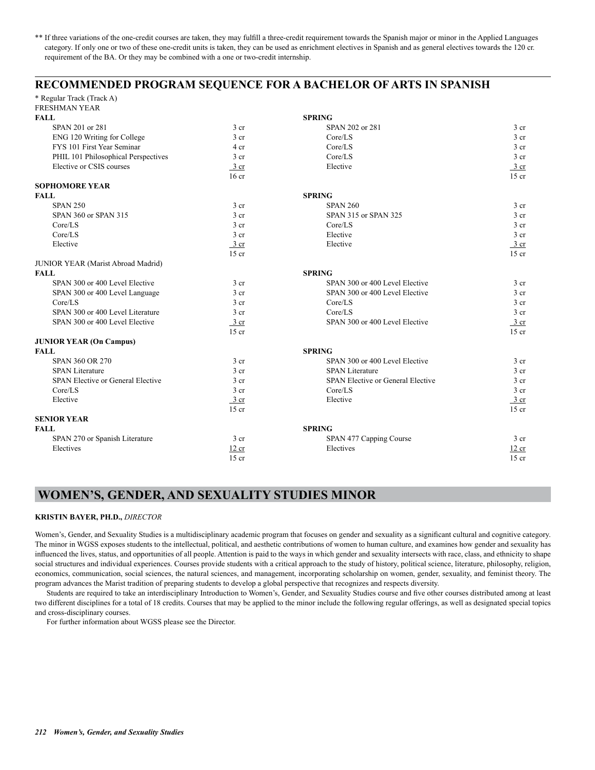** If three variations of the one-credit courses are taken, they may fulfill a three-credit requirement towards the Spanish major or minor in the Applied Languages category. If only one or two of these one-credit units is taken, they can be used as enrichment electives in Spanish and as general electives towards the 120 cr. requirement of the BA. Or they may be combined with a one or two-credit internship.

## RECOMMENDED PROGRAM SEQUENCE FOR A BACHELOR OF ARTS IN SPANISH

* Regular Track (Track A)

FRESHMAN YEAR

| FALL | | SPRING | |
|---|---|---|---|
| SPAN 201 or 281 | 3 cr | SPAN 202 or 281 | 3 cr |
| ENG 120 Writing for College | 3 cr | Core/LS | 3 cr |
| FYS 101 First Year Seminar | 4 cr | Core/LS | 3 cr |
| PHIL 101 Philosophical Perspectives | 3 cr | Core/LS | 3 cr |
| Elective or CSIS courses | 3 cr | Elective | 3 cr |
| | 16 cr | | 15 cr |

**SOPHOMORE YEAR**

| FALL | | SPRING | |
|---|---|---|---|
| SPAN 250 | 3 cr | SPAN 260 | 3 cr |
| SPAN 360 or SPAN 315 | 3 cr | SPAN 315 or SPAN 325 | 3 cr |
| Core/LS | 3 cr | Core/LS | 3 cr |
| Core/LS | 3 cr | Elective | 3 cr |
| Elective | 3 cr | Elective | 3 cr |
| | 15 cr | | 15 cr |

JUNIOR YEAR (Marist Abroad Madrid)

| FALL | | SPRING | |
|---|---|---|---|
| SPAN 300 or 400 Level Elective | 3 cr | SPAN 300 or 400 Level Elective | 3 cr |
| SPAN 300 or 400 Level Language | 3 cr | SPAN 300 or 400 Level Elective | 3 cr |
| Core/LS | 3 cr | Core/LS | 3 cr |
| SPAN 300 or 400 Level Literature | 3 cr | Core/LS | 3 cr |
| SPAN 300 or 400 Level Elective | 3 cr | SPAN 300 or 400 Level Elective | 3 cr |
| | 15 cr | | 15 cr |

**JUNIOR YEAR (On Campus)**

| FALL | | SPRING | |
|---|---|---|---|
| SPAN 360 OR 270 | 3 cr | SPAN 300 or 400 Level Elective | 3 cr |
| SPAN Literature | 3 cr | SPAN Literature | 3 cr |
| SPAN Elective or General Elective | 3 cr | SPAN Elective or General Elective | 3 cr |
| Core/LS | 3 cr | Core/LS | 3 cr |
| Elective | 3 cr | Elective | 3 cr |
| | 15 cr | | 15 cr |

**SENIOR YEAR**

| FALL | | SPRING | |
|---|---|---|---|
| SPAN 270 or Spanish Literature | 3 cr | SPAN 477 Capping Course | 3 cr |
| Electives | 12 cr | Electives | 12 cr |
| | 15 cr | | 15 cr |

## WOMEN'S, GENDER, AND SEXUALITY STUDIES MINOR

**KRISTIN BAYER, PH.D.,** *DIRECTOR*

Women's, Gender, and Sexuality Studies is a multidisciplinary academic program that focuses on gender and sexuality as a significant cultural and cognitive category. The minor in WGSS exposes students to the intellectual, political, and aesthetic contributions of women to human culture, and examines how gender and sexuality has influenced the lives, status, and opportunities of all people. Attention is paid to the ways in which gender and sexuality intersects with race, class, and ethnicity to shape social structures and individual experiences. Courses provide students with a critical approach to the study of history, political science, literature, philosophy, religion, economics, communication, social sciences, the natural sciences, and management, incorporating scholarship on women, gender, sexuality, and feminist theory. The program advances the Marist tradition of preparing students to develop a global perspective that recognizes and respects diversity.

Students are required to take an interdisciplinary Introduction to Women's, Gender, and Sexuality Studies course and five other courses distributed among at least two different disciplines for a total of 18 credits. Courses that may be applied to the minor include the following regular offerings, as well as designated special topics and cross-disciplinary courses.

For further information about WGSS please see the Director.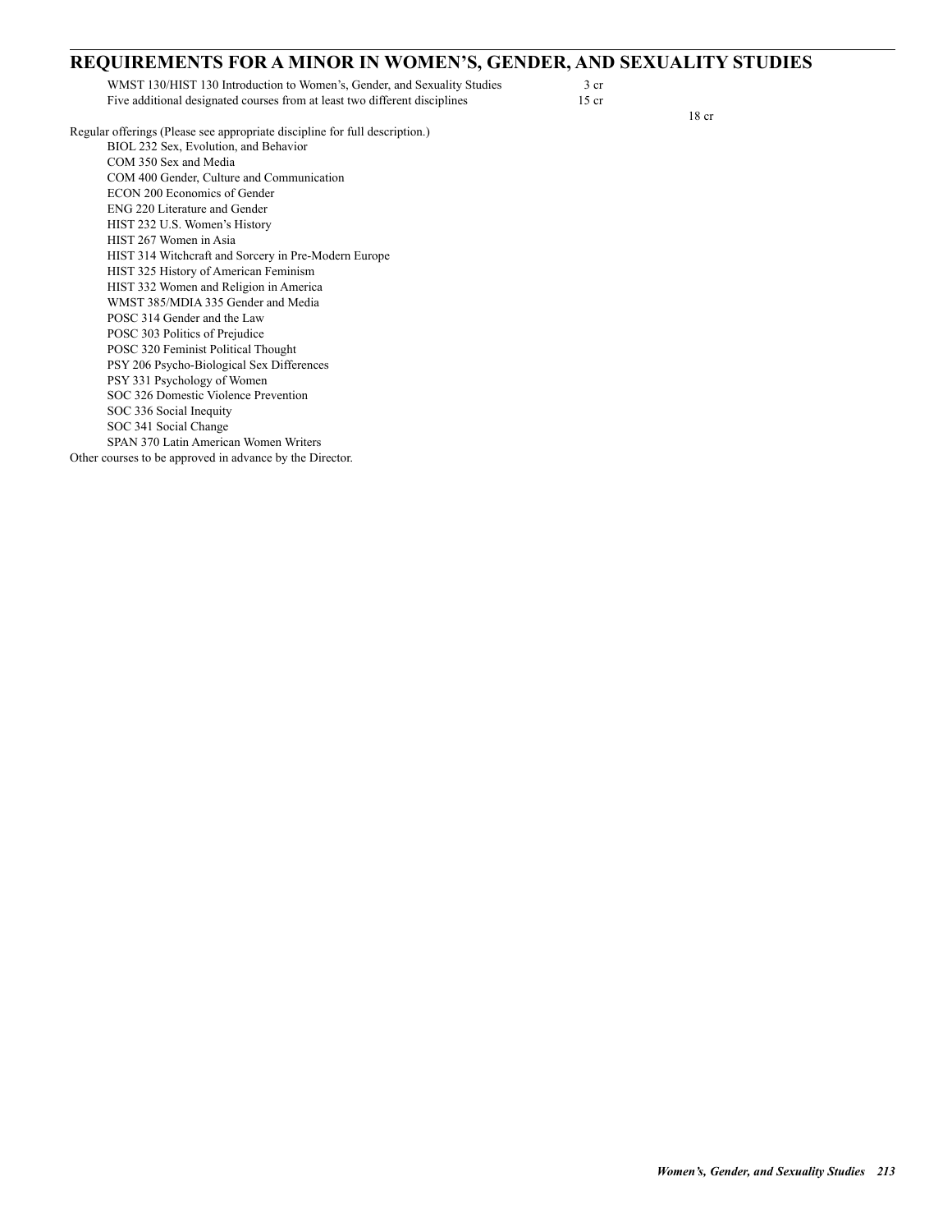## REQUIREMENTS FOR A MINOR IN WOMEN'S, GENDER, AND SEXUALITY STUDIES

| | | |
|---|---|---|
| WMST 130/HIST 130 Introduction to Women's, Gender, and Sexuality Studies | 3 cr | |
| Five additional designated courses from at least two different disciplines | 15 cr | |
| | | 18 cr |

Regular offerings (Please see appropriate discipline for full description.)

- BIOL 232 Sex, Evolution, and Behavior
- COM 350 Sex and Media
- COM 400 Gender, Culture and Communication
- ECON 200 Economics of Gender
- ENG 220 Literature and Gender
- HIST 232 U.S. Women's History
- HIST 267 Women in Asia
- HIST 314 Witchcraft and Sorcery in Pre-Modern Europe
- HIST 325 History of American Feminism
- HIST 332 Women and Religion in America
- WMST 385/MDIA 335 Gender and Media
- POSC 314 Gender and the Law
- POSC 303 Politics of Prejudice
- POSC 320 Feminist Political Thought
- PSY 206 Psycho-Biological Sex Differences
- PSY 331 Psychology of Women
- SOC 326 Domestic Violence Prevention
- SOC 336 Social Inequity
- SOC 341 Social Change
- SPAN 370 Latin American Women Writers

Other courses to be approved in advance by the Director.